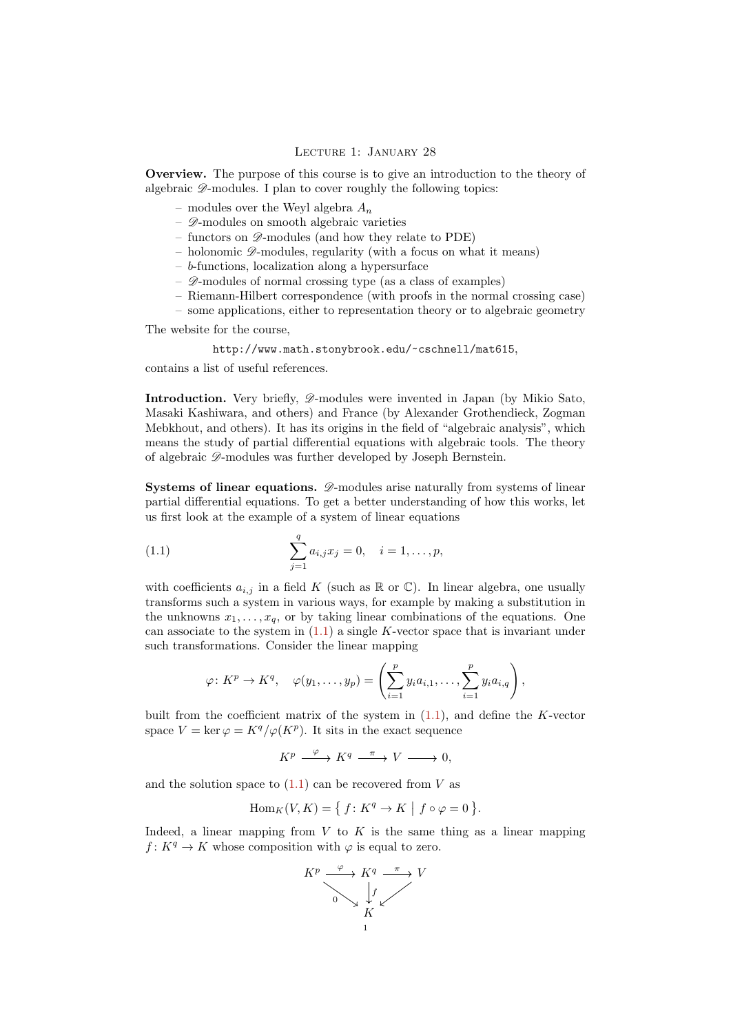# Lecture 1: January 28

**Overview.** The purpose of this course is to give an introduction to the theory of algebraic $\mathscr{D}$-modules. I plan to cover roughly the following topics:

- modules over the Weyl algebra $A_n$
- $\mathscr{D}$-modules on smooth algebraic varieties
- functors on $\mathscr{D}$-modules (and how they relate to PDE)
- holonomic $\mathscr{D}$-modules, regularity (with a focus on what it means)
- $b$-functions, localization along a hypersurface
- $\mathscr{D}$-modules of normal crossing type (as a class of examples)
- Riemann-Hilbert correspondence (with proofs in the normal crossing case)
- some applications, either to representation theory or to algebraic geometry

The website for the course,

http://www.math.stonybrook.edu/~cschnell/mat615,

contains a list of useful references.

**Introduction.** Very briefly, $\mathscr{D}$-modules were invented in Japan (by Mikio Sato, Masaki Kashiwara, and others) and France (by Alexander Grothendieck, Zogman Mebkhout, and others). It has its origins in the field of "algebraic analysis", which means the study of partial differential equations with algebraic tools. The theory of algebraic $\mathscr{D}$-modules was further developed by Joseph Bernstein.

**Systems of linear equations.** $\mathscr{D}$-modules arise naturally from systems of linear partial differential equations. To get a better understanding of how this works, let us first look at the example of a system of linear equations

$$\sum_{j=1}^{q} a_{i,j} x_j = 0, \quad i = 1, \dots, p, \tag{1.1}$$

with coefficients $a_{i,j}$ in a field $K$ (such as $\mathbb{R}$ or $\mathbb{C}$). In linear algebra, one usually transforms such a system in various ways, for example by making a substitution in the unknowns $x_1, \dots, x_q$, or by taking linear combinations of the equations. One can associate to the system in (1.1) a single $K$-vector space that is invariant under such transformations. Consider the linear mapping

$$\varphi \colon K^p \to K^q, \quad \varphi(y_1, \dots, y_p) = \left( \sum_{i=1}^{p} y_i a_{i,1}, \dots, \sum_{i=1}^{p} y_i a_{i,q} \right),$$

built from the coefficient matrix of the system in (1.1), and define the $K$-vector space $V = \ker \varphi = K^q / \varphi(K^p)$. It sits in the exact sequence

$$K^p \xrightarrow{\ \varphi\ } K^q \xrightarrow{\ \pi\ } V \longrightarrow 0,$$

and the solution space to (1.1) can be recovered from $V$ as

$$\operatorname{Hom}_K(V, K) = \left\{ f \colon K^q \to K \;\middle|\; f \circ \varphi = 0 \right\}.$$

Indeed, a linear mapping from $V$ to $K$ is the same thing as a linear mapping $f \colon K^q \to K$ whose composition with $\varphi$ is equal to zero.

$$\begin{array}{ccccc} K^p & \xrightarrow{\ \varphi\ } & K^q & \xrightarrow{\ \pi\ } & V \\ & {\scriptstyle 0} \searrow & \downarrow {\scriptstyle f} & \swarrow & \\ & & K & & \end{array}$$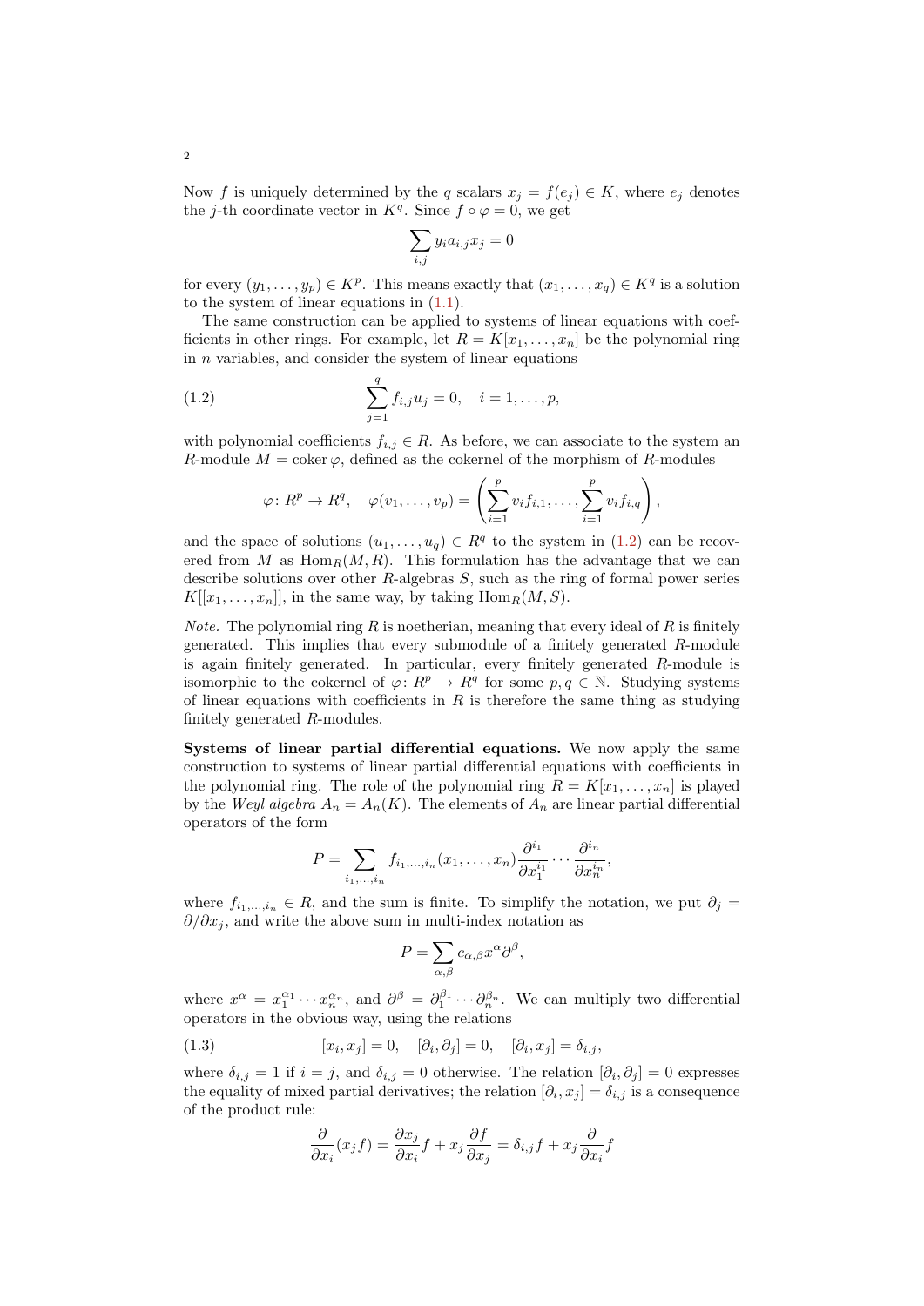Now $f$ is uniquely determined by the $q$ scalars $x_j = f(e_j) \in K$, where $e_j$ denotes the $j$-th coordinate vector in $K^q$. Since $f \circ \varphi = 0$, we get

$$\sum_{i,j} y_i a_{i,j} x_j = 0$$

for every $(y_1, \dots, y_p) \in K^p$. This means exactly that $(x_1, \dots, x_q) \in K^q$ is a solution to the system of linear equations in (1.1).

The same construction can be applied to systems of linear equations with coefficients in other rings. For example, let $R = K[x_1, \dots, x_n]$ be the polynomial ring in $n$ variables, and consider the system of linear equations

$$\sum_{j=1}^{q} f_{i,j} u_j = 0, \quad i = 1, \dots, p, \tag{1.2}$$

with polynomial coefficients $f_{i,j} \in R$. As before, we can associate to the system an $R$-module $M = \operatorname{coker} \varphi$, defined as the cokernel of the morphism of $R$-modules

$$\varphi \colon R^p \to R^q, \quad \varphi(v_1, \dots, v_p) = \left( \sum_{i=1}^{p} v_i f_{i,1}, \dots, \sum_{i=1}^{p} v_i f_{i,q} \right),$$

and the space of solutions $(u_1, \dots, u_q) \in R^q$ to the system in (1.2) can be recovered from $M$ as $\operatorname{Hom}_R(M, R)$. This formulation has the advantage that we can describe solutions over other $R$-algebras $S$, such as the ring of formal power series $K[[x_1, \dots, x_n]]$, in the same way, by taking $\operatorname{Hom}_R(M, S)$.

*Note.* The polynomial ring $R$ is noetherian, meaning that every ideal of $R$ is finitely generated. This implies that every submodule of a finitely generated $R$-module is again finitely generated. In particular, every finitely generated $R$-module is isomorphic to the cokernel of $\varphi \colon R^p \to R^q$ for some $p, q \in \mathbb{N}$. Studying systems of linear equations with coefficients in $R$ is therefore the same thing as studying finitely generated $R$-modules.

**Systems of linear partial differential equations.** We now apply the same construction to systems of linear partial differential equations with coefficients in the polynomial ring. The role of the polynomial ring $R = K[x_1, \dots, x_n]$ is played by the *Weyl algebra* $A_n = A_n(K)$. The elements of $A_n$ are linear partial differential operators of the form

$$P = \sum_{i_1, \dots, i_n} f_{i_1, \dots, i_n}(x_1, \dots, x_n) \frac{\partial^{i_1}}{\partial x_1^{i_1}} \cdots \frac{\partial^{i_n}}{\partial x_n^{i_n}},$$

where $f_{i_1, \dots, i_n} \in R$, and the sum is finite. To simplify the notation, we put $\partial_j = \partial / \partial x_j$, and write the above sum in multi-index notation as

$$P = \sum_{\alpha, \beta} c_{\alpha, \beta} x^\alpha \partial^\beta,$$

where $x^\alpha = x_1^{\alpha_1} \cdots x_n^{\alpha_n}$, and $\partial^\beta = \partial_1^{\beta_1} \cdots \partial_n^{\beta_n}$. We can multiply two differential operators in the obvious way, using the relations

$$[x_i, x_j] = 0, \quad [\partial_i, \partial_j] = 0, \quad [\partial_i, x_j] = \delta_{i,j}, \tag{1.3}$$

where $\delta_{i,j} = 1$ if $i = j$, and $\delta_{i,j} = 0$ otherwise. The relation $[\partial_i, \partial_j] = 0$ expresses the equality of mixed partial derivatives; the relation $[\partial_i, x_j] = \delta_{i,j}$ is a consequence of the product rule:

$$\frac{\partial}{\partial x_i}(x_j f) = \frac{\partial x_j}{\partial x_i} f + x_j \frac{\partial f}{\partial x_j} = \delta_{i,j} f + x_j \frac{\partial}{\partial x_i} f$$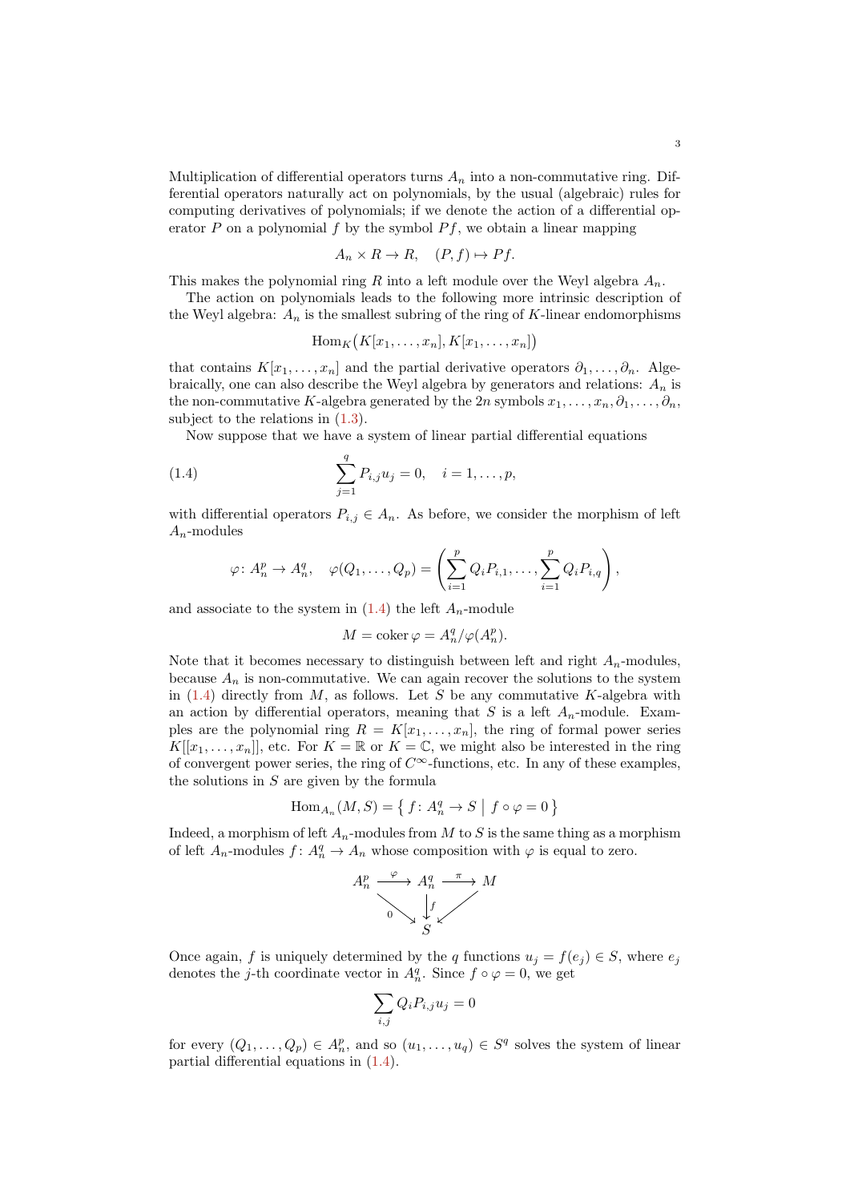Multiplication of differential operators turns $A_n$ into a non-commutative ring. Differential operators naturally act on polynomials, by the usual (algebraic) rules for computing derivatives of polynomials; if we denote the action of a differential operator $P$ on a polynomial $f$ by the symbol $Pf$, we obtain a linear mapping

$$A_n \times R \to R, \quad (P, f) \mapsto Pf.$$

This makes the polynomial ring $R$ into a left module over the Weyl algebra $A_n$.

The action on polynomials leads to the following more intrinsic description of the Weyl algebra: $A_n$ is the smallest subring of the ring of $K$-linear endomorphisms

$$\operatorname{Hom}_K\bigl(K[x_1, \dots, x_n], K[x_1, \dots, x_n]\bigr)$$

that contains $K[x_1, \dots, x_n]$ and the partial derivative operators $\partial_1, \dots, \partial_n$. Algebraically, one can also describe the Weyl algebra by generators and relations: $A_n$ is the non-commutative $K$-algebra generated by the $2n$ symbols $x_1, \dots, x_n, \partial_1, \dots, \partial_n$, subject to the relations in (1.3).

Now suppose that we have a system of linear partial differential equations

$$\sum_{j=1}^{q} P_{i,j} u_j = 0, \quad i = 1, \dots, p, \tag{1.4}$$

with differential operators $P_{i,j} \in A_n$. As before, we consider the morphism of left $A_n$-modules

$$\varphi\colon A_n^p \to A_n^q, \quad \varphi(Q_1, \dots, Q_p) = \left( \sum_{i=1}^{p} Q_i P_{i,1}, \dots, \sum_{i=1}^{p} Q_i P_{i,q} \right),$$

and associate to the system in (1.4) the left $A_n$-module

$$M = \operatorname{coker} \varphi = A_n^q / \varphi(A_n^p).$$

Note that it becomes necessary to distinguish between left and right $A_n$-modules, because $A_n$ is non-commutative. We can again recover the solutions to the system in (1.4) directly from $M$, as follows. Let $S$ be any commutative $K$-algebra with an action by differential operators, meaning that $S$ is a left $A_n$-module. Examples are the polynomial ring $R = K[x_1, \dots, x_n]$, the ring of formal power series $K[[x_1, \dots, x_n]]$, etc. For $K = \mathbb{R}$ or $K = \mathbb{C}$, we might also be interested in the ring of convergent power series, the ring of $C^\infty$-functions, etc. In any of these examples, the solutions in $S$ are given by the formula

$$\operatorname{Hom}_{A_n}(M, S) = \left\{ f\colon A_n^q \to S \;\middle|\; f \circ \varphi = 0 \right\}$$

Indeed, a morphism of left $A_n$-modules from $M$ to $S$ is the same thing as a morphism of left $A_n$-modules $f\colon A_n^q \to A_n$ whose composition with $\varphi$ is equal to zero.

$$\begin{array}{ccccc} A_n^p & \xrightarrow{\varphi} & A_n^q & \xrightarrow{\pi} & M \\ & \underset{0}{\searrow} & \downarrow f & \swarrow & \\ & & S & & \end{array}$$

Once again, $f$ is uniquely determined by the $q$ functions $u_j = f(e_j) \in S$, where $e_j$ denotes the $j$-th coordinate vector in $A_n^q$. Since $f \circ \varphi = 0$, we get

$$\sum_{i,j} Q_i P_{i,j} u_j = 0$$

for every $(Q_1, \dots, Q_p) \in A_n^p$, and so $(u_1, \dots, u_q) \in S^q$ solves the system of linear partial differential equations in (1.4).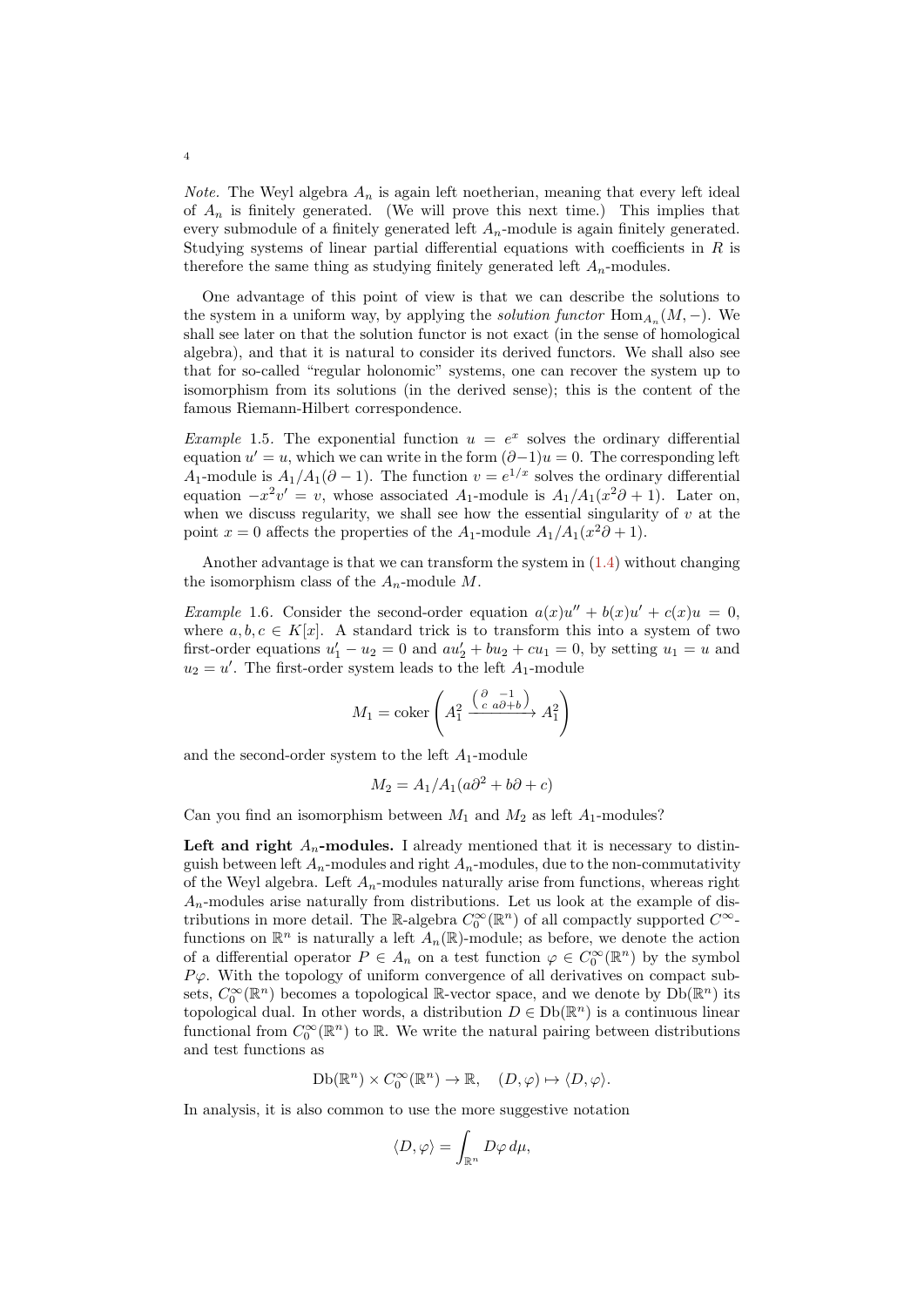*Note.* The Weyl algebra $A_n$ is again left noetherian, meaning that every left ideal of $A_n$ is finitely generated. (We will prove this next time.) This implies that every submodule of a finitely generated left $A_n$-module is again finitely generated. Studying systems of linear partial differential equations with coefficients in $R$ is therefore the same thing as studying finitely generated left $A_n$-modules.

One advantage of this point of view is that we can describe the solutions to the system in a uniform way, by applying the *solution functor* $\operatorname{Hom}_{A_n}(M, -)$. We shall see later on that the solution functor is not exact (in the sense of homological algebra), and that it is natural to consider its derived functors. We shall also see that for so-called "regular holonomic" systems, one can recover the system up to isomorphism from its solutions (in the derived sense); this is the content of the famous Riemann-Hilbert correspondence.

*Example* 1.5. The exponential function $u = e^x$ solves the ordinary differential equation $u' = u$, which we can write in the form $(\partial - 1)u = 0$. The corresponding left $A_1$-module is $A_1/A_1(\partial - 1)$. The function $v = e^{1/x}$ solves the ordinary differential equation $-x^2 v' = v$, whose associated $A_1$-module is $A_1/A_1(x^2\partial + 1)$. Later on, when we discuss regularity, we shall see how the essential singularity of $v$ at the point $x = 0$ affects the properties of the $A_1$-module $A_1/A_1(x^2\partial + 1)$.

Another advantage is that we can transform the system in (1.4) without changing the isomorphism class of the $A_n$-module $M$.

*Example* 1.6. Consider the second-order equation $a(x)u'' + b(x)u' + c(x)u = 0$, where $a, b, c \in K[x]$. A standard trick is to transform this into a system of two first-order equations $u_1' - u_2 = 0$ and $au_2' + bu_2 + cu_1 = 0$, by setting $u_1 = u$ and $u_2 = u'$. The first-order system leads to the left $A_1$-module

$$M_1 = \operatorname{coker}\left( A_1^2 \xrightarrow{\begin{pmatrix} \partial & -1 \\ c & a\partial + b \end{pmatrix}} A_1^2 \right)$$

and the second-order system to the left $A_1$-module

$$M_2 = A_1/A_1(a\partial^2 + b\partial + c)$$

Can you find an isomorphism between $M_1$ and $M_2$ as left $A_1$-modules?

**Left and right $A_n$-modules.** I already mentioned that it is necessary to distinguish between left $A_n$-modules and right $A_n$-modules, due to the non-commutativity of the Weyl algebra. Left $A_n$-modules naturally arise from functions, whereas right $A_n$-modules arise naturally from distributions. Let us look at the example of distributions in more detail. The $\mathbb{R}$-algebra $C_0^\infty(\mathbb{R}^n)$ of all compactly supported $C^\infty$-functions on $\mathbb{R}^n$ is naturally a left $A_n(\mathbb{R})$-module; as before, we denote the action of a differential operator $P \in A_n$ on a test function $\varphi \in C_0^\infty(\mathbb{R}^n)$ by the symbol $P\varphi$. With the topology of uniform convergence of all derivatives on compact subsets, $C_0^\infty(\mathbb{R}^n)$ becomes a topological $\mathbb{R}$-vector space, and we denote by $\operatorname{Db}(\mathbb{R}^n)$ its topological dual. In other words, a distribution $D \in \operatorname{Db}(\mathbb{R}^n)$ is a continuous linear functional from $C_0^\infty(\mathbb{R}^n)$ to $\mathbb{R}$. We write the natural pairing between distributions and test functions as

$$\operatorname{Db}(\mathbb{R}^n) \times C_0^\infty(\mathbb{R}^n) \to \mathbb{R}, \quad (D, \varphi) \mapsto \langle D, \varphi \rangle.$$

In analysis, it is also common to use the more suggestive notation

$$\langle D, \varphi \rangle = \int_{\mathbb{R}^n} D\varphi \, d\mu,$$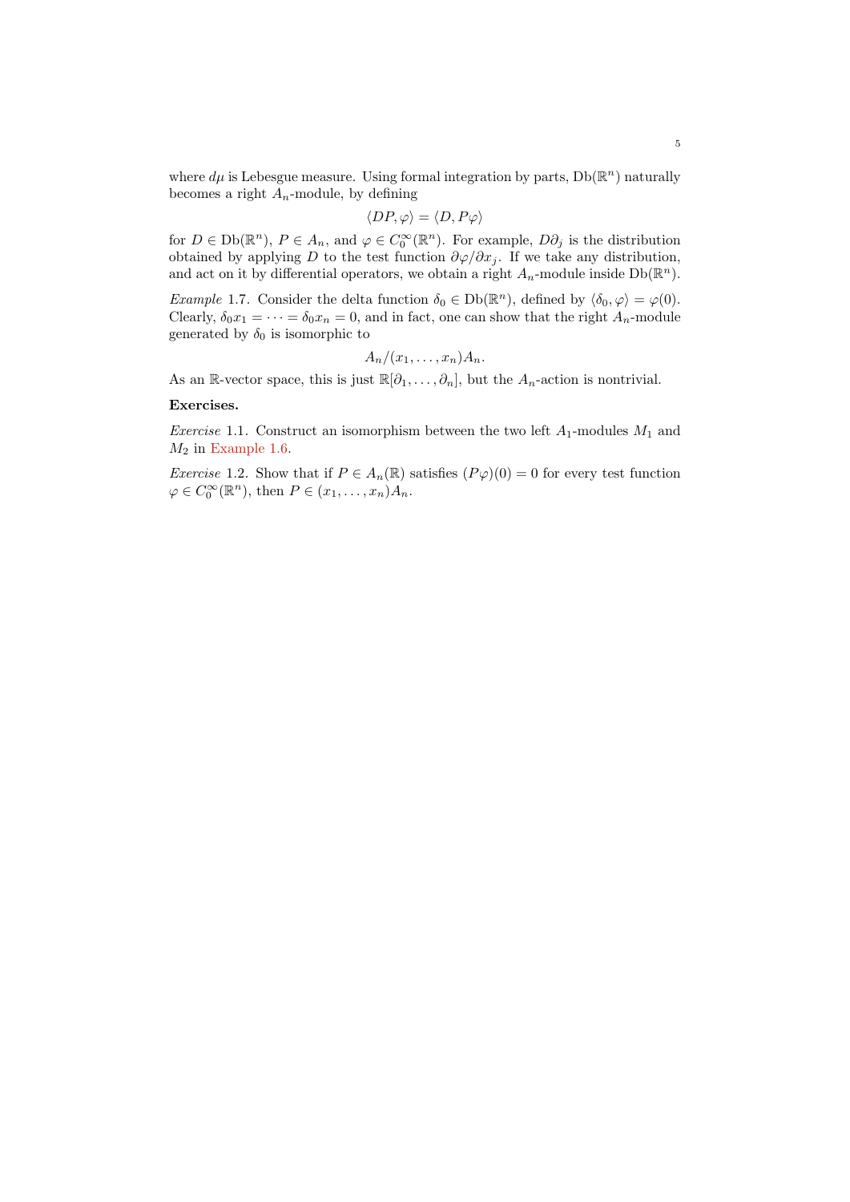where $d\mu$ is Lebesgue measure. Using formal integration by parts, $\mathrm{Db}(\mathbb{R}^n)$ naturally becomes a right $A_n$-module, by defining

$$\langle DP, \varphi \rangle = \langle D, P\varphi \rangle$$

for $D \in \mathrm{Db}(\mathbb{R}^n)$, $P \in A_n$, and $\varphi \in C_0^\infty(\mathbb{R}^n)$. For example, $D\partial_j$ is the distribution obtained by applying $D$ to the test function $\partial\varphi/\partial x_j$. If we take any distribution, and act on it by differential operators, we obtain a right $A_n$-module inside $\mathrm{Db}(\mathbb{R}^n)$.

*Example* 1.7. Consider the delta function $\delta_0 \in \mathrm{Db}(\mathbb{R}^n)$, defined by $\langle \delta_0, \varphi \rangle = \varphi(0)$. Clearly, $\delta_0 x_1 = \cdots = \delta_0 x_n = 0$, and in fact, one can show that the right $A_n$-module generated by $\delta_0$ is isomorphic to

$$A_n/(x_1, \ldots, x_n)A_n.$$

As an $\mathbb{R}$-vector space, this is just $\mathbb{R}[\partial_1, \ldots, \partial_n]$, but the $A_n$-action is nontrivial.

**Exercises.**

*Exercise* 1.1. Construct an isomorphism between the two left $A_1$-modules $M_1$ and $M_2$ in Example 1.6.

*Exercise* 1.2. Show that if $P \in A_n(\mathbb{R})$ satisfies $(P\varphi)(0) = 0$ for every test function $\varphi \in C_0^\infty(\mathbb{R}^n)$, then $P \in (x_1, \ldots, x_n)A_n$.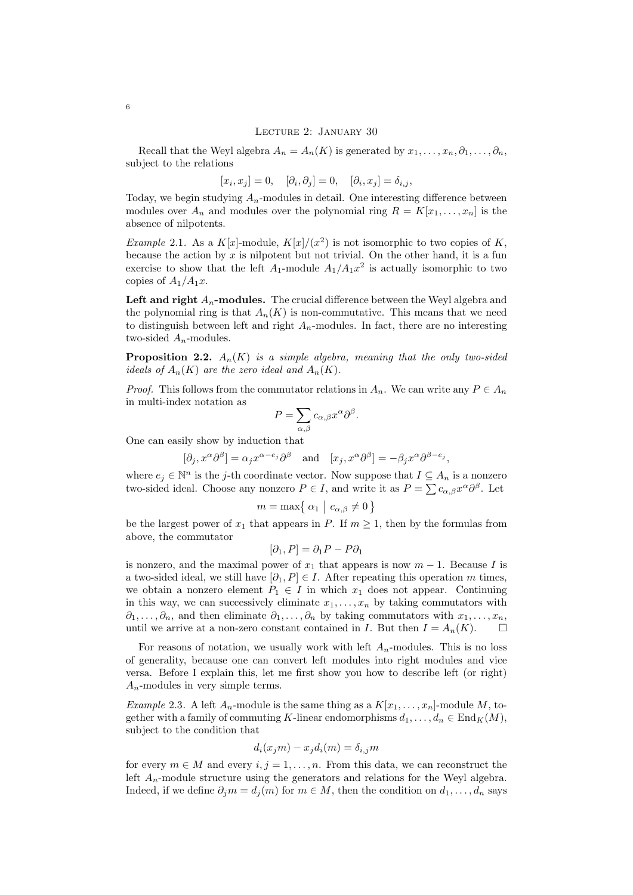## Lecture 2: January 30

Recall that the Weyl algebra $A_n = A_n(K)$ is generated by $x_1, \dots, x_n, \partial_1, \dots, \partial_n$, subject to the relations

$$[x_i, x_j] = 0, \quad [\partial_i, \partial_j] = 0, \quad [\partial_i, x_j] = \delta_{i,j},$$

Today, we begin studying $A_n$-modules in detail. One interesting difference between modules over $A_n$ and modules over the polynomial ring $R = K[x_1, \dots, x_n]$ is the absence of nilpotents.

*Example* 2.1. As a $K[x]$-module, $K[x]/(x^2)$ is not isomorphic to two copies of $K$, because the action by $x$ is nilpotent but not trivial. On the other hand, it is a fun exercise to show that the left $A_1$-module $A_1/A_1x^2$ is actually isomorphic to two copies of $A_1/A_1x$.

**Left and right $A_n$-modules.** The crucial difference between the Weyl algebra and the polynomial ring is that $A_n(K)$ is non-commutative. This means that we need to distinguish between left and right $A_n$-modules. In fact, there are no interesting two-sided $A_n$-modules.

**Proposition 2.2.** *$A_n(K)$ is a simple algebra, meaning that the only two-sided ideals of $A_n(K)$ are the zero ideal and $A_n(K)$.*

*Proof.* This follows from the commutator relations in $A_n$. We can write any $P \in A_n$ in multi-index notation as

$$P = \sum_{\alpha,\beta} c_{\alpha,\beta} x^\alpha \partial^\beta.$$

One can easily show by induction that

$$[\partial_j, x^\alpha \partial^\beta] = \alpha_j x^{\alpha - e_j} \partial^\beta \quad \text{and} \quad [x_j, x^\alpha \partial^\beta] = -\beta_j x^\alpha \partial^{\beta - e_j},$$

where $e_j \in \mathbb{N}^n$ is the $j$-th coordinate vector. Now suppose that $I \subseteq A_n$ is a nonzero two-sided ideal. Choose any nonzero $P \in I$, and write it as $P = \sum c_{\alpha,\beta} x^\alpha \partial^\beta$. Let

$$m = \max\{\, \alpha_1 \mid c_{\alpha,\beta} \neq 0 \,\}$$

be the largest power of $x_1$ that appears in $P$. If $m \geq 1$, then by the formulas from above, the commutator

$$[\partial_1, P] = \partial_1 P - P \partial_1$$

is nonzero, and the maximal power of $x_1$ that appears is now $m-1$. Because $I$ is a two-sided ideal, we still have $[\partial_1, P] \in I$. After repeating this operation $m$ times, we obtain a nonzero element $P_1 \in I$ in which $x_1$ does not appear. Continuing in this way, we can successively eliminate $x_1, \dots, x_n$ by taking commutators with $\partial_1, \dots, \partial_n$, and then eliminate $\partial_1, \dots, \partial_n$ by taking commutators with $x_1, \dots, x_n$, until we arrive at a non-zero constant contained in $I$. But then $I = A_n(K)$. $\square$

For reasons of notation, we usually work with left $A_n$-modules. This is no loss of generality, because one can convert left modules into right modules and vice versa. Before I explain this, let me first show you how to describe left (or right) $A_n$-modules in very simple terms.

*Example* 2.3. A left $A_n$-module is the same thing as a $K[x_1, \dots, x_n]$-module $M$, together with a family of commuting $K$-linear endomorphisms $d_1, \dots, d_n \in \operatorname{End}_K(M)$, subject to the condition that

$$d_i(x_j m) - x_j d_i(m) = \delta_{i,j} m$$

for every $m \in M$ and every $i, j = 1, \dots, n$. From this data, we can reconstruct the left $A_n$-module structure using the generators and relations for the Weyl algebra. Indeed, if we define $\partial_j m = d_j(m)$ for $m \in M$, then the condition on $d_1, \dots, d_n$ says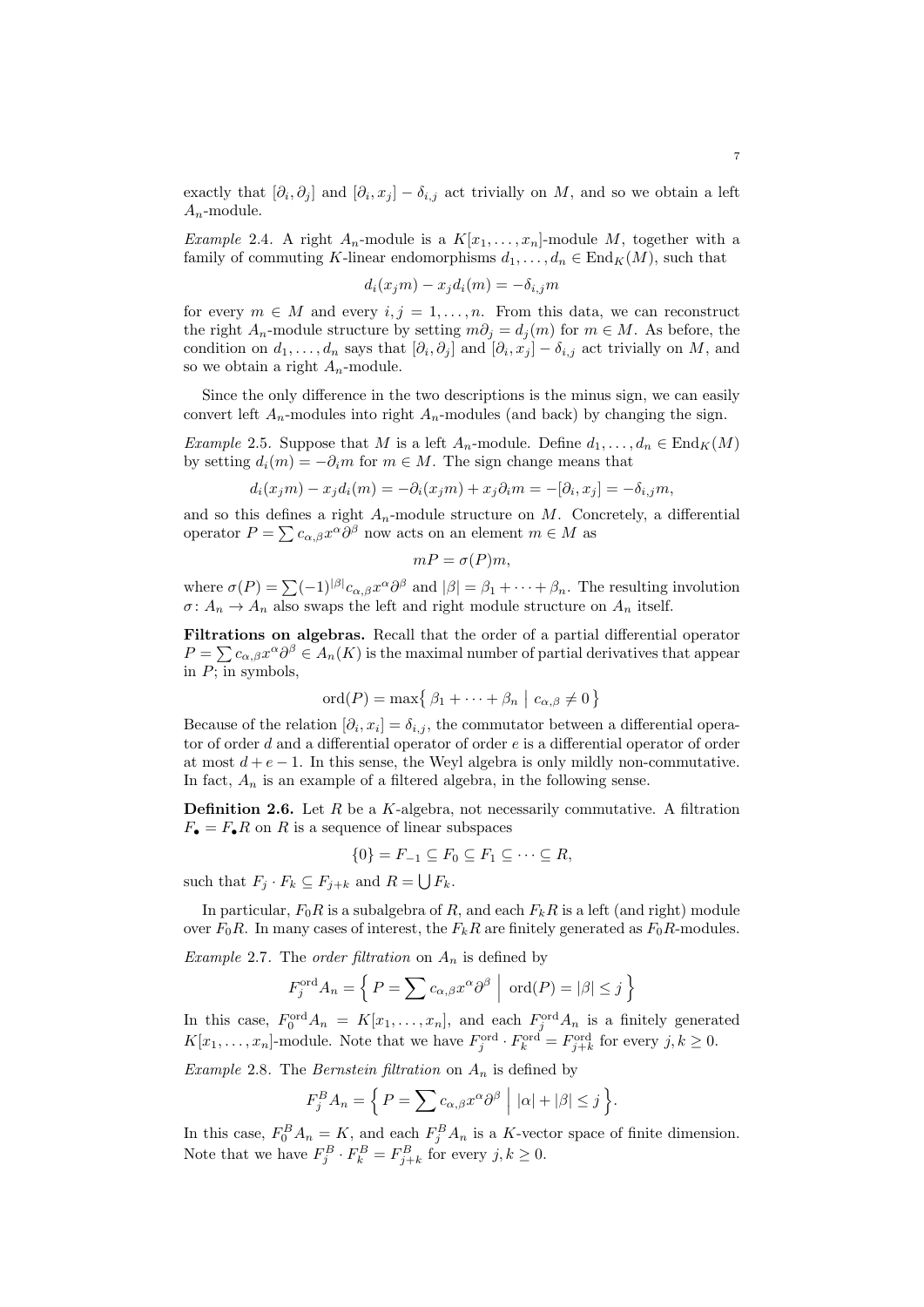exactly that $[\partial_i, \partial_j]$ and $[\partial_i, x_j] - \delta_{i,j}$ act trivially on $M$, and so we obtain a left $A_n$-module.

*Example* 2.4. A right $A_n$-module is a $K[x_1, \dots, x_n]$-module $M$, together with a family of commuting $K$-linear endomorphisms $d_1, \dots, d_n \in \operatorname{End}_K(M)$, such that

$$d_i(x_j m) - x_j d_i(m) = -\delta_{i,j} m$$

for every $m \in M$ and every $i, j = 1, \dots, n$. From this data, we can reconstruct the right $A_n$-module structure by setting $m\partial_j = d_j(m)$ for $m \in M$. As before, the condition on $d_1, \dots, d_n$ says that $[\partial_i, \partial_j]$ and $[\partial_i, x_j] - \delta_{i,j}$ act trivially on $M$, and so we obtain a right $A_n$-module.

Since the only difference in the two descriptions is the minus sign, we can easily convert left $A_n$-modules into right $A_n$-modules (and back) by changing the sign.

*Example* 2.5. Suppose that $M$ is a left $A_n$-module. Define $d_1, \dots, d_n \in \operatorname{End}_K(M)$ by setting $d_i(m) = -\partial_i m$ for $m \in M$. The sign change means that

$$d_i(x_j m) - x_j d_i(m) = -\partial_i(x_j m) + x_j \partial_i m = -[\partial_i, x_j] = -\delta_{i,j} m,$$

and so this defines a right $A_n$-module structure on $M$. Concretely, a differential operator $P = \sum c_{\alpha,\beta} x^\alpha \partial^\beta$ now acts on an element $m \in M$ as

$$mP = \sigma(P)m,$$

where $\sigma(P) = \sum (-1)^{|\beta|} c_{\alpha,\beta} x^\alpha \partial^\beta$ and $|\beta| = \beta_1 + \cdots + \beta_n$. The resulting involution $\sigma \colon A_n \to A_n$ also swaps the left and right module structure on $A_n$ itself.

**Filtrations on algebras.** Recall that the order of a partial differential operator $P = \sum c_{\alpha,\beta} x^\alpha \partial^\beta \in A_n(K)$ is the maximal number of partial derivatives that appear in $P$; in symbols,

$$\operatorname{ord}(P) = \max\left\{ \beta_1 + \cdots + \beta_n \;\middle|\; c_{\alpha,\beta} \neq 0 \right\}$$

Because of the relation $[\partial_i, x_i] = \delta_{i,j}$, the commutator between a differential operator of order $d$ and a differential operator of order $e$ is a differential operator of order at most $d + e - 1$. In this sense, the Weyl algebra is only mildly non-commutative. In fact, $A_n$ is an example of a filtered algebra, in the following sense.

**Definition 2.6.** Let $R$ be a $K$-algebra, not necessarily commutative. A filtration $F_\bullet = F_\bullet R$ on $R$ is a sequence of linear subspaces

$$\{0\} = F_{-1} \subseteq F_0 \subseteq F_1 \subseteq \cdots \subseteq R,$$

such that $F_j \cdot F_k \subseteq F_{j+k}$ and $R = \bigcup F_k$.

In particular, $F_0 R$ is a subalgebra of $R$, and each $F_k R$ is a left (and right) module over $F_0 R$. In many cases of interest, the $F_k R$ are finitely generated as $F_0 R$-modules.

*Example* 2.7. The *order filtration* on $A_n$ is defined by

$$F_j^{\mathrm{ord}} A_n = \left\{ P = \sum c_{\alpha,\beta} x^\alpha \partial^\beta \;\middle|\; \operatorname{ord}(P) = |\beta| \leq j \right\}$$

In this case, $F_0^{\mathrm{ord}} A_n = K[x_1, \dots, x_n]$, and each $F_j^{\mathrm{ord}} A_n$ is a finitely generated $K[x_1, \dots, x_n]$-module. Note that we have $F_j^{\mathrm{ord}} \cdot F_k^{\mathrm{ord}} = F_{j+k}^{\mathrm{ord}}$ for every $j, k \geq 0$.

*Example* 2.8. The *Bernstein filtration* on $A_n$ is defined by

$$F_j^B A_n = \left\{ P = \sum c_{\alpha,\beta} x^\alpha \partial^\beta \;\middle|\; |\alpha| + |\beta| \leq j \right\}.$$

In this case, $F_0^B A_n = K$, and each $F_j^B A_n$ is a $K$-vector space of finite dimension. Note that we have $F_j^B \cdot F_k^B = F_{j+k}^B$ for every $j, k \geq 0$.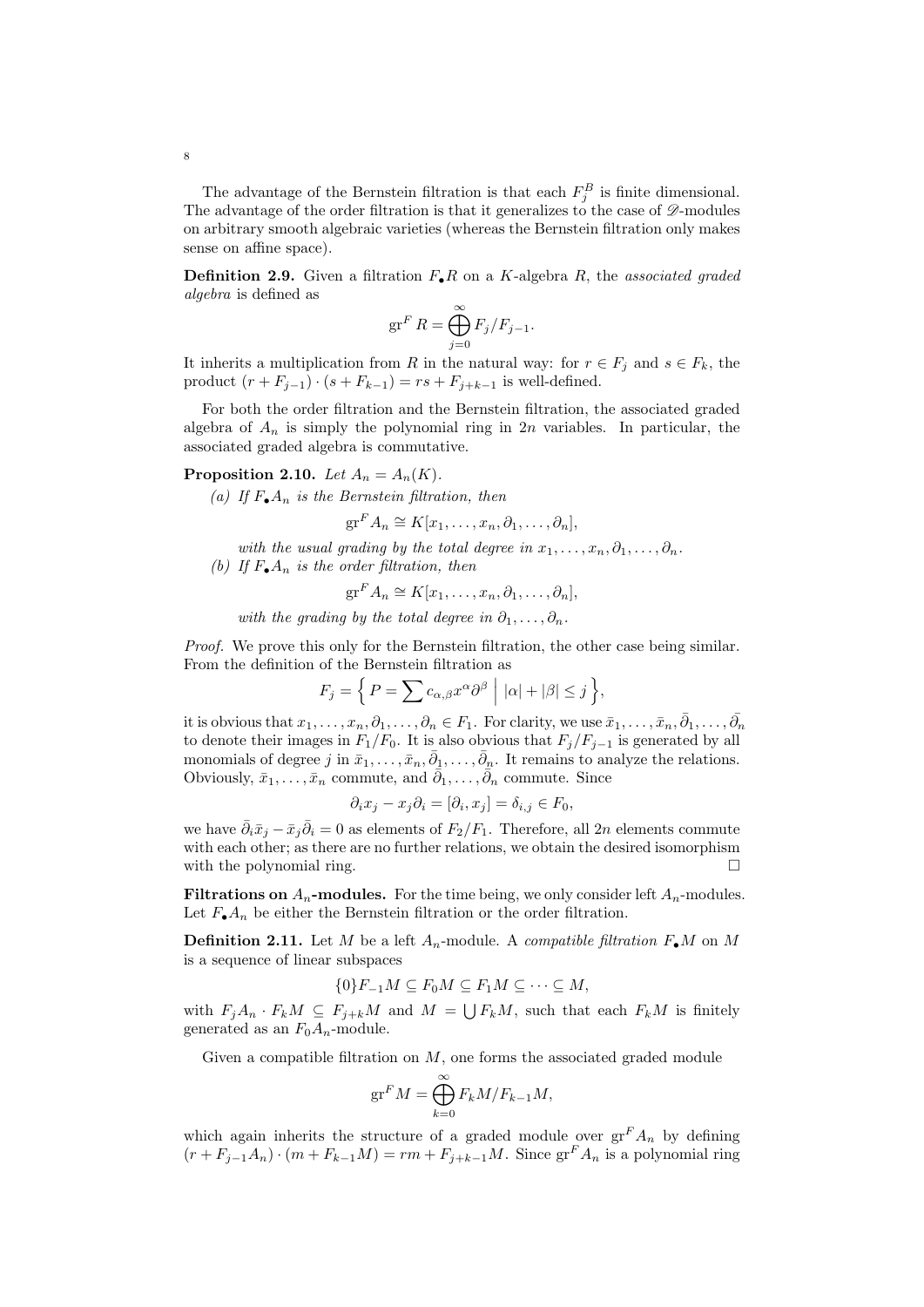The advantage of the Bernstein filtration is that each $F_j^B$ is finite dimensional. The advantage of the order filtration is that it generalizes to the case of $\mathscr{D}$-modules on arbitrary smooth algebraic varieties (whereas the Bernstein filtration only makes sense on affine space).

**Definition 2.9.** Given a filtration $F_\bullet R$ on a $K$-algebra $R$, the *associated graded algebra* is defined as

$$\operatorname{gr}^F R = \bigoplus_{j=0}^{\infty} F_j/F_{j-1}.$$

It inherits a multiplication from $R$ in the natural way: for $r \in F_j$ and $s \in F_k$, the product $(r + F_{j-1}) \cdot (s + F_{k-1}) = rs + F_{j+k-1}$ is well-defined.

For both the order filtration and the Bernstein filtration, the associated graded algebra of $A_n$ is simply the polynomial ring in $2n$ variables. In particular, the associated graded algebra is commutative.

**Proposition 2.10.** *Let $A_n = A_n(K)$.*

*(a) If $F_\bullet A_n$ is the Bernstein filtration, then*

$$\operatorname{gr}^F A_n \cong K[x_1, \dots, x_n, \partial_1, \dots, \partial_n],$$

*with the usual grading by the total degree in $x_1, \dots, x_n, \partial_1, \dots, \partial_n$.*

*(b) If $F_\bullet A_n$ is the order filtration, then*

$$\operatorname{gr}^F A_n \cong K[x_1, \dots, x_n, \partial_1, \dots, \partial_n],$$

*with the grading by the total degree in $\partial_1, \dots, \partial_n$.*

*Proof.* We prove this only for the Bernstein filtration, the other case being similar. From the definition of the Bernstein filtration as

$$F_j = \Big\{ P = \sum c_{\alpha,\beta} x^\alpha \partial^\beta \;\Big|\; |\alpha| + |\beta| \le j \Big\},$$

it is obvious that $x_1, \dots, x_n, \partial_1, \dots, \partial_n \in F_1$. For clarity, we use $\bar{x}_1, \dots, \bar{x}_n, \bar{\partial}_1, \dots, \bar{\partial}_n$ to denote their images in $F_1/F_0$. It is also obvious that $F_j/F_{j-1}$ is generated by all monomials of degree $j$ in $\bar{x}_1, \dots, \bar{x}_n, \bar{\partial}_1, \dots, \bar{\partial}_n$. It remains to analyze the relations. Obviously, $\bar{x}_1, \dots, \bar{x}_n$ commute, and $\bar{\partial}_1, \dots, \bar{\partial}_n$ commute. Since

$$\partial_i x_j - x_j \partial_i = [\partial_i, x_j] = \delta_{i,j} \in F_0,$$

we have $\bar{\partial}_i \bar{x}_j - \bar{x}_j \bar{\partial}_i = 0$ as elements of $F_2/F_1$. Therefore, all $2n$ elements commute with each other; as there are no further relations, we obtain the desired isomorphism with the polynomial ring. □

**Filtrations on $A_n$-modules.** For the time being, we only consider left $A_n$-modules. Let $F_\bullet A_n$ be either the Bernstein filtration or the order filtration.

**Definition 2.11.** Let $M$ be a left $A_n$-module. A *compatible filtration* $F_\bullet M$ on $M$ is a sequence of linear subspaces

$$\{0\} F_{-1} M \subseteq F_0 M \subseteq F_1 M \subseteq \cdots \subseteq M,$$

with $F_j A_n \cdot F_k M \subseteq F_{j+k} M$ and $M = \bigcup F_k M$, such that each $F_k M$ is finitely generated as an $F_0 A_n$-module.

Given a compatible filtration on $M$, one forms the associated graded module

$$\operatorname{gr}^F M = \bigoplus_{k=0}^{\infty} F_k M / F_{k-1} M,$$

which again inherits the structure of a graded module over $\operatorname{gr}^F A_n$ by defining $(r + F_{j-1} A_n) \cdot (m + F_{k-1} M) = rm + F_{j+k-1} M$. Since $\operatorname{gr}^F A_n$ is a polynomial ring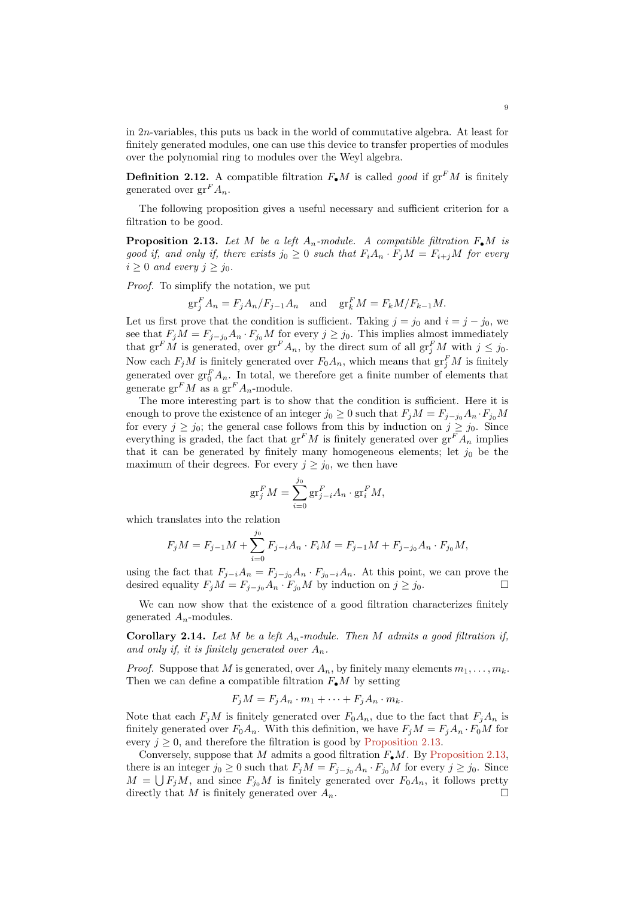in $2n$-variables, this puts us back in the world of commutative algebra. At least for finitely generated modules, one can use this device to transfer properties of modules over the polynomial ring to modules over the Weyl algebra.

**Definition 2.12.** A compatible filtration $F_\bullet M$ is called *good* if $\mathrm{gr}^F M$ is finitely generated over $\mathrm{gr}^F A_n$.

The following proposition gives a useful necessary and sufficient criterion for a filtration to be good.

**Proposition 2.13.** *Let $M$ be a left $A_n$-module. A compatible filtration $F_\bullet M$ is good if, and only if, there exists $j_0 \geq 0$ such that $F_i A_n \cdot F_j M = F_{i+j} M$ for every $i \geq 0$ and every $j \geq j_0$.*

*Proof.* To simplify the notation, we put

$$\mathrm{gr}_j^F A_n = F_j A_n / F_{j-1} A_n \quad \text{and} \quad \mathrm{gr}_k^F M = F_k M / F_{k-1} M.$$

Let us first prove that the condition is sufficient. Taking $j = j_0$ and $i = j - j_0$, we see that $F_j M = F_{j-j_0} A_n \cdot F_{j_0} M$ for every $j \geq j_0$. This implies almost immediately that $\mathrm{gr}^F M$ is generated, over $\mathrm{gr}^F A_n$, by the direct sum of all $\mathrm{gr}_j^F M$ with $j \leq j_0$. Now each $F_j M$ is finitely generated over $F_0 A_n$, which means that $\mathrm{gr}_j^F M$ is finitely generated over $\mathrm{gr}_0^F A_n$. In total, we therefore get a finite number of elements that generate $\mathrm{gr}^F M$ as a $\mathrm{gr}^F A_n$-module.

The more interesting part is to show that the condition is sufficient. Here it is enough to prove the existence of an integer $j_0 \geq 0$ such that $F_j M = F_{j-j_0} A_n \cdot F_{j_0} M$ for every $j \geq j_0$; the general case follows from this by induction on $j \geq j_0$. Since everything is graded, the fact that $\mathrm{gr}^F M$ is finitely generated over $\mathrm{gr}^F A_n$ implies that it can be generated by finitely many homogeneous elements; let $j_0$ be the maximum of their degrees. For every $j \geq j_0$, we then have

$$\mathrm{gr}_j^F M = \sum_{i=0}^{j_0} \mathrm{gr}_{j-i}^F A_n \cdot \mathrm{gr}_i^F M,$$

which translates into the relation

$$F_j M = F_{j-1} M + \sum_{i=0}^{j_0} F_{j-i} A_n \cdot F_i M = F_{j-1} M + F_{j-j_0} A_n \cdot F_{j_0} M,$$

using the fact that $F_{j-i} A_n = F_{j-j_0} A_n \cdot F_{j_0 - i} A_n$. At this point, we can prove the desired equality $F_j M = F_{j-j_0} A_n \cdot F_{j_0} M$ by induction on $j \geq j_0$. □

We can now show that the existence of a good filtration characterizes finitely generated $A_n$-modules.

**Corollary 2.14.** *Let $M$ be a left $A_n$-module. Then $M$ admits a good filtration if, and only if, it is finitely generated over $A_n$.*

*Proof.* Suppose that $M$ is generated, over $A_n$, by finitely many elements $m_1, \dots, m_k$. Then we can define a compatible filtration $F_\bullet M$ by setting

$$F_j M = F_j A_n \cdot m_1 + \cdots + F_j A_n \cdot m_k.$$

Note that each $F_j M$ is finitely generated over $F_0 A_n$, due to the fact that $F_j A_n$ is finitely generated over $F_0 A_n$. With this definition, we have $F_j M = F_j A_n \cdot F_0 M$ for every $j \geq 0$, and therefore the filtration is good by Proposition 2.13.

Conversely, suppose that $M$ admits a good filtration $F_\bullet M$. By Proposition 2.13, there is an integer $j_0 \geq 0$ such that $F_j M = F_{j-j_0} A_n \cdot F_{j_0} M$ for every $j \geq j_0$. Since $M = \bigcup F_j M$, and since $F_{j_0} M$ is finitely generated over $F_0 A_n$, it follows pretty directly that $M$ is finitely generated over $A_n$. □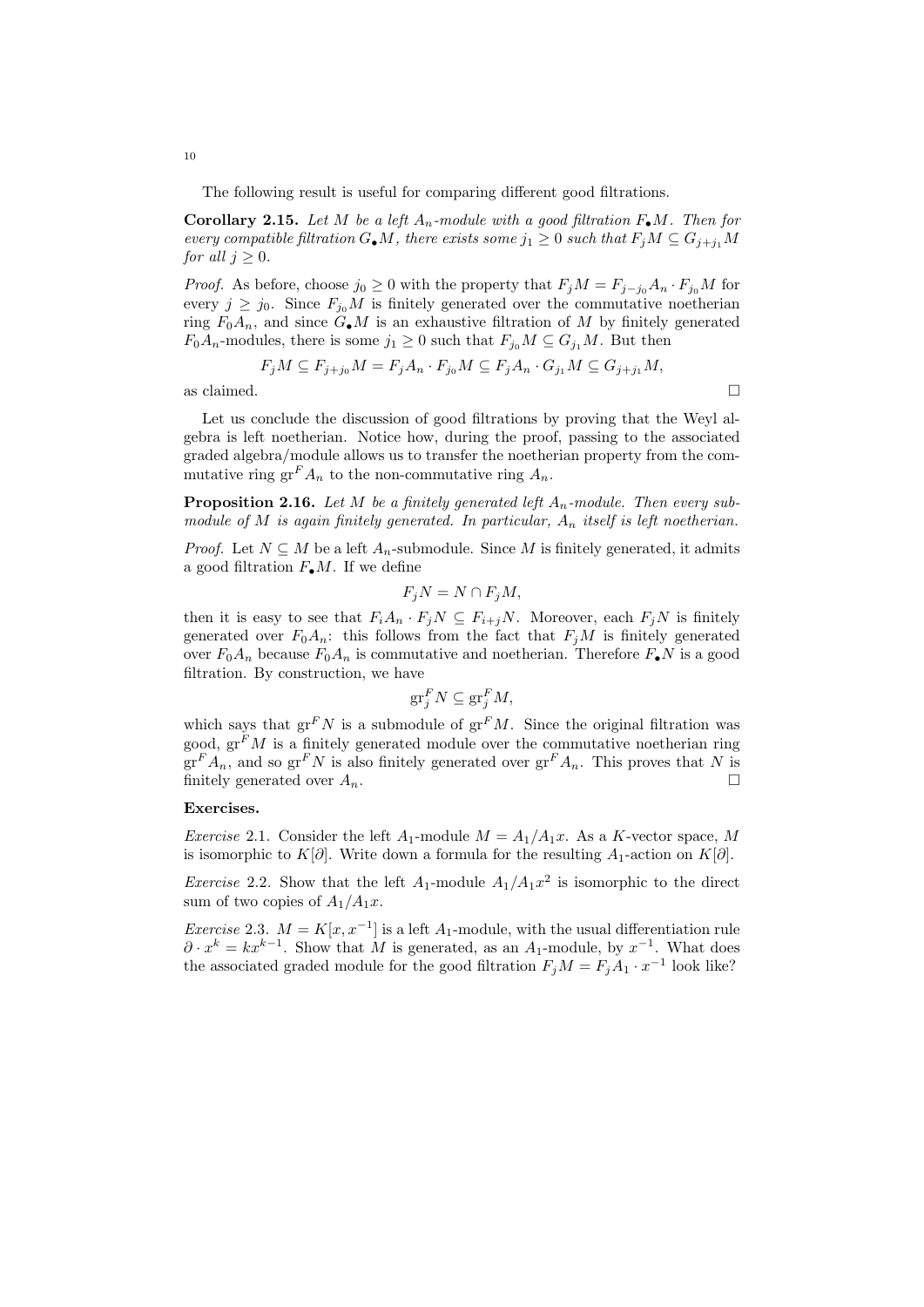The following result is useful for comparing different good filtrations.

**Corollary 2.15.** *Let $M$ be a left $A_n$-module with a good filtration $F_\bullet M$. Then for every compatible filtration $G_\bullet M$, there exists some $j_1 \geq 0$ such that $F_j M \subseteq G_{j+j_1} M$ for all $j \geq 0$.*

*Proof.* As before, choose $j_0 \geq 0$ with the property that $F_j M = F_{j-j_0} A_n \cdot F_{j_0} M$ for every $j \geq j_0$. Since $F_{j_0} M$ is finitely generated over the commutative noetherian ring $F_0 A_n$, and since $G_\bullet M$ is an exhaustive filtration of $M$ by finitely generated $F_0 A_n$-modules, there is some $j_1 \geq 0$ such that $F_{j_0} M \subseteq G_{j_1} M$. But then

$$F_j M \subseteq F_{j+j_0} M = F_j A_n \cdot F_{j_0} M \subseteq F_j A_n \cdot G_{j_1} M \subseteq G_{j+j_1} M,$$

as claimed. □

Let us conclude the discussion of good filtrations by proving that the Weyl algebra is left noetherian. Notice how, during the proof, passing to the associated graded algebra/module allows us to transfer the noetherian property from the commutative ring $\operatorname{gr}^F A_n$ to the non-commutative ring $A_n$.

**Proposition 2.16.** *Let $M$ be a finitely generated left $A_n$-module. Then every submodule of $M$ is again finitely generated. In particular, $A_n$ itself is left noetherian.*

*Proof.* Let $N \subseteq M$ be a left $A_n$-submodule. Since $M$ is finitely generated, it admits a good filtration $F_\bullet M$. If we define

$$F_j N = N \cap F_j M,$$

then it is easy to see that $F_i A_n \cdot F_j N \subseteq F_{i+j} N$. Moreover, each $F_j N$ is finitely generated over $F_0 A_n$: this follows from the fact that $F_j M$ is finitely generated over $F_0 A_n$ because $F_0 A_n$ is commutative and noetherian. Therefore $F_\bullet N$ is a good filtration. By construction, we have

$$\operatorname{gr}_j^F N \subseteq \operatorname{gr}_j^F M,$$

which says that $\operatorname{gr}^F N$ is a submodule of $\operatorname{gr}^F M$. Since the original filtration was good, $\operatorname{gr}^F M$ is a finitely generated module over the commutative noetherian ring $\operatorname{gr}^F A_n$, and so $\operatorname{gr}^F N$ is also finitely generated over $\operatorname{gr}^F A_n$. This proves that $N$ is finitely generated over $A_n$. □

**Exercises.**

*Exercise* 2.1. Consider the left $A_1$-module $M = A_1/A_1 x$. As a $K$-vector space, $M$ is isomorphic to $K[\partial]$. Write down a formula for the resulting $A_1$-action on $K[\partial]$.

*Exercise* 2.2. Show that the left $A_1$-module $A_1/A_1 x^2$ is isomorphic to the direct sum of two copies of $A_1/A_1 x$.

*Exercise* 2.3. $M = K[x, x^{-1}]$ is a left $A_1$-module, with the usual differentiation rule $\partial \cdot x^k = k x^{k-1}$. Show that $M$ is generated, as an $A_1$-module, by $x^{-1}$. What does the associated graded module for the good filtration $F_j M = F_j A_1 \cdot x^{-1}$ look like?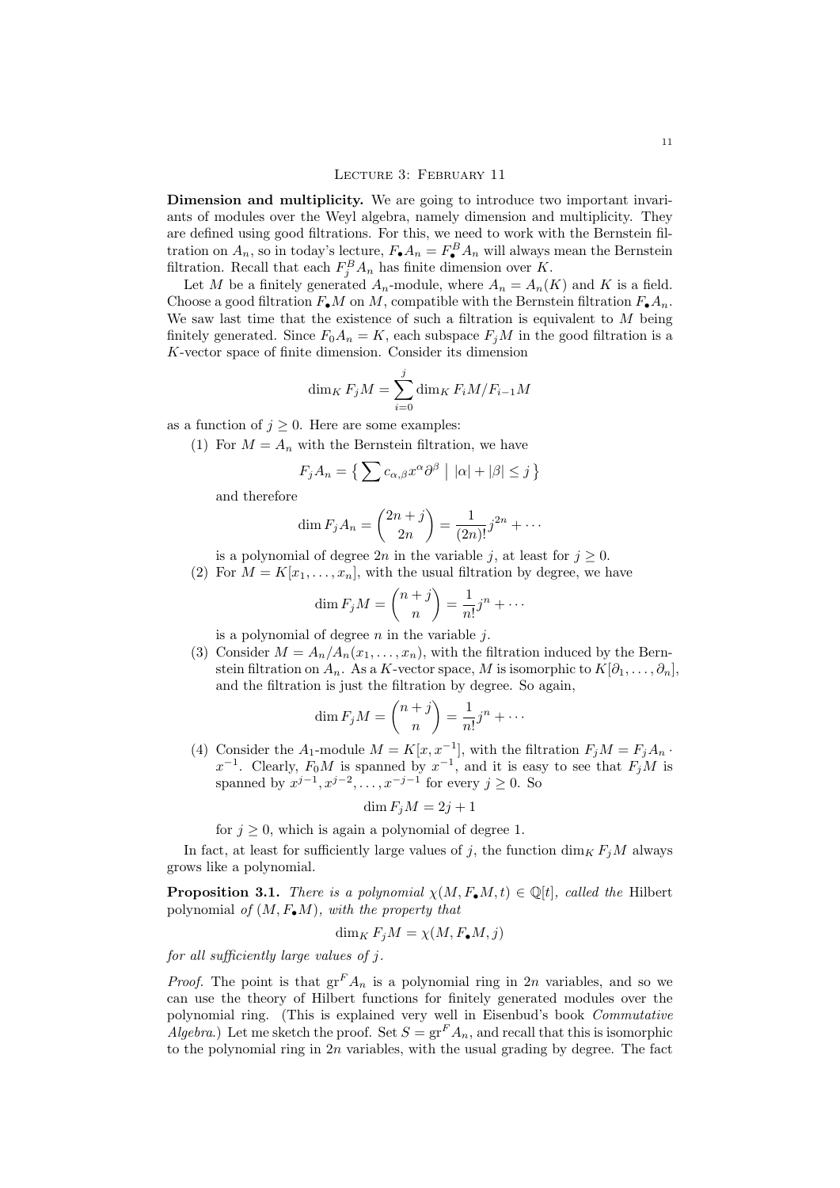## Lecture 3: February 11

**Dimension and multiplicity.** We are going to introduce two important invariants of modules over the Weyl algebra, namely dimension and multiplicity. They are defined using good filtrations. For this, we need to work with the Bernstein filtration on $A_n$, so in today's lecture, $F_\bullet A_n = F_\bullet^B A_n$ will always mean the Bernstein filtration. Recall that each $F_j^B A_n$ has finite dimension over $K$.

Let $M$ be a finitely generated $A_n$-module, where $A_n = A_n(K)$ and $K$ is a field. Choose a good filtration $F_\bullet M$ on $M$, compatible with the Bernstein filtration $F_\bullet A_n$. We saw last time that the existence of such a filtration is equivalent to $M$ being finitely generated. Since $F_0 A_n = K$, each subspace $F_j M$ in the good filtration is a $K$-vector space of finite dimension. Consider its dimension

$$\dim_K F_j M = \sum_{i=0}^{j} \dim_K F_i M / F_{i-1} M$$

as a function of $j \geq 0$. Here are some examples:

(1) For $M = A_n$ with the Bernstein filtration, we have

$$F_j A_n = \left\{ \sum c_{\alpha,\beta} x^\alpha \partial^\beta \;\middle|\; |\alpha| + |\beta| \leq j \right\}$$

and therefore

$$\dim F_j A_n = \binom{2n+j}{2n} = \frac{1}{(2n)!} j^{2n} + \cdots$$

is a polynomial of degree $2n$ in the variable $j$, at least for $j \geq 0$.

(2) For $M = K[x_1, \dots, x_n]$, with the usual filtration by degree, we have

$$\dim F_j M = \binom{n+j}{n} = \frac{1}{n!} j^n + \cdots$$

is a polynomial of degree $n$ in the variable $j$.

(3) Consider $M = A_n / A_n(x_1, \dots, x_n)$, with the filtration induced by the Bernstein filtration on $A_n$. As a $K$-vector space, $M$ is isomorphic to $K[\partial_1, \dots, \partial_n]$, and the filtration is just the filtration by degree. So again,

$$\dim F_j M = \binom{n+j}{n} = \frac{1}{n!} j^n + \cdots$$

(4) Consider the $A_1$-module $M = K[x, x^{-1}]$, with the filtration $F_j M = F_j A_n \cdot x^{-1}$. Clearly, $F_0 M$ is spanned by $x^{-1}$, and it is easy to see that $F_j M$ is spanned by $x^{j-1}, x^{j-2}, \dots, x^{-j-1}$ for every $j \geq 0$. So

$$\dim F_j M = 2j + 1$$

for $j \geq 0$, which is again a polynomial of degree 1.

In fact, at least for sufficiently large values of $j$, the function $\dim_K F_j M$ always grows like a polynomial.

**Proposition 3.1.** *There is a polynomial $\chi(M, F_\bullet M, t) \in \mathbb{Q}[t]$, called the* Hilbert polynomial *of $(M, F_\bullet M)$, with the property that*

$$\dim_K F_j M = \chi(M, F_\bullet M, j)$$

*for all sufficiently large values of $j$.*

*Proof.* The point is that $\operatorname{gr}^F A_n$ is a polynomial ring in $2n$ variables, and so we can use the theory of Hilbert functions for finitely generated modules over the polynomial ring. (This is explained very well in Eisenbud's book *Commutative Algebra*.) Let me sketch the proof. Set $S = \operatorname{gr}^F A_n$, and recall that this is isomorphic to the polynomial ring in $2n$ variables, with the usual grading by degree. The fact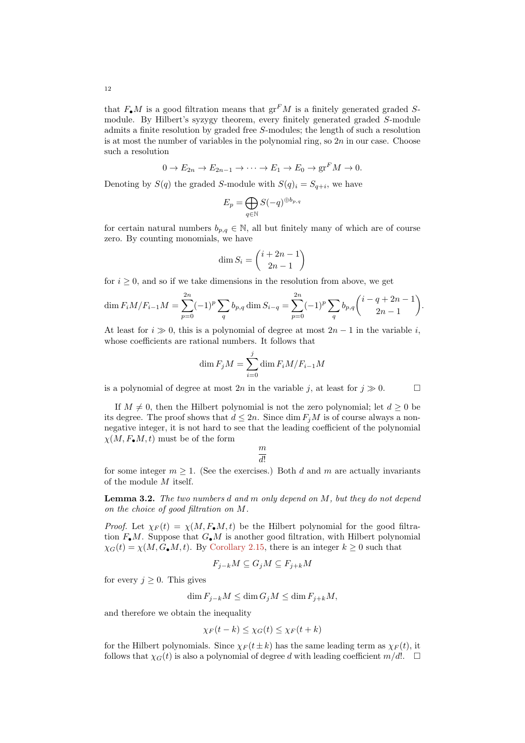that $F_\bullet M$ is a good filtration means that $\operatorname{gr}^F M$ is a finitely generated graded $S$-module. By Hilbert's syzygy theorem, every finitely generated graded $S$-module admits a finite resolution by graded free $S$-modules; the length of such a resolution is at most the number of variables in the polynomial ring, so $2n$ in our case. Choose such a resolution

$$0 \to E_{2n} \to E_{2n-1} \to \cdots \to E_1 \to E_0 \to \operatorname{gr}^F M \to 0.$$

Denoting by $S(q)$ the graded $S$-module with $S(q)_i = S_{q+i}$, we have

$$E_p = \bigoplus_{q \in \mathbb{N}} S(-q)^{\oplus b_{p,q}}$$

for certain natural numbers $b_{p,q} \in \mathbb{N}$, all but finitely many of which are of course zero. By counting monomials, we have

$$\dim S_i = \binom{i + 2n - 1}{2n - 1}$$

for $i \geq 0$, and so if we take dimensions in the resolution from above, we get

$$\dim F_i M / F_{i-1} M = \sum_{p=0}^{2n} (-1)^p \sum_q b_{p,q} \dim S_{i-q} = \sum_{p=0}^{2n} (-1)^p \sum_q b_{p,q} \binom{i - q + 2n - 1}{2n - 1}.$$

At least for $i \gg 0$, this is a polynomial of degree at most $2n - 1$ in the variable $i$, whose coefficients are rational numbers. It follows that

$$\dim F_j M = \sum_{i=0}^{j} \dim F_i M / F_{i-1} M$$

is a polynomial of degree at most $2n$ in the variable $j$, at least for $j \gg 0$. □

If $M \neq 0$, then the Hilbert polynomial is not the zero polynomial; let $d \geq 0$ be its degree. The proof shows that $d \leq 2n$. Since $\dim F_j M$ is of course always a non-negative integer, it is not hard to see that the leading coefficient of the polynomial $\chi(M, F_\bullet M, t)$ must be of the form

$$\frac{m}{d!}$$

for some integer $m \geq 1$. (See the exercises.) Both $d$ and $m$ are actually invariants of the module $M$ itself.

**Lemma 3.2.** *The two numbers $d$ and $m$ only depend on $M$, but they do not depend on the choice of good filtration on $M$.*

*Proof.* Let $\chi_F(t) = \chi(M, F_\bullet M, t)$ be the Hilbert polynomial for the good filtration $F_\bullet M$. Suppose that $G_\bullet M$ is another good filtration, with Hilbert polynomial $\chi_G(t) = \chi(M, G_\bullet M, t)$. By Corollary 2.15, there is an integer $k \geq 0$ such that

$$F_{j-k} M \subseteq G_j M \subseteq F_{j+k} M$$

for every $j \geq 0$. This gives

$$\dim F_{j-k} M \leq \dim G_j M \leq \dim F_{j+k} M,$$

and therefore we obtain the inequality

$$\chi_F(t - k) \leq \chi_G(t) \leq \chi_F(t + k)$$

for the Hilbert polynomials. Since $\chi_F(t \pm k)$ has the same leading term as $\chi_F(t)$, it follows that $\chi_G(t)$ is also a polynomial of degree $d$ with leading coefficient $m/d!$. □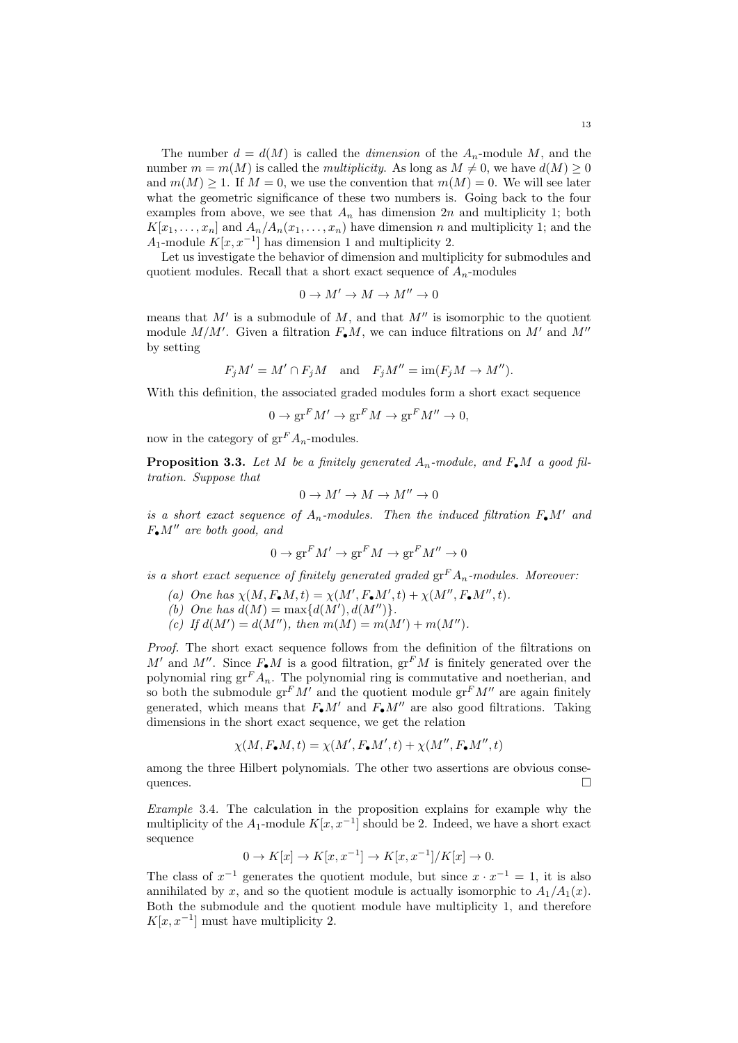The number $d = d(M)$ is called the *dimension* of the $A_n$-module $M$, and the number $m = m(M)$ is called the *multiplicity*. As long as $M \neq 0$, we have $d(M) \geq 0$ and $m(M) \geq 1$. If $M = 0$, we use the convention that $m(M) = 0$. We will see later what the geometric significance of these two numbers is. Going back to the four examples from above, we see that $A_n$ has dimension $2n$ and multiplicity 1; both $K[x_1, \dots, x_n]$ and $A_n/A_n(x_1, \dots, x_n)$ have dimension $n$ and multiplicity 1; and the $A_1$-module $K[x, x^{-1}]$ has dimension 1 and multiplicity 2.

Let us investigate the behavior of dimension and multiplicity for submodules and quotient modules. Recall that a short exact sequence of $A_n$-modules

$$0 \to M' \to M \to M'' \to 0$$

means that $M'$ is a submodule of $M$, and that $M''$ is isomorphic to the quotient module $M/M'$. Given a filtration $F_\bullet M$, we can induce filtrations on $M'$ and $M''$ by setting

$$F_j M' = M' \cap F_j M \quad \text{and} \quad F_j M'' = \operatorname{im}(F_j M \to M'').$$

With this definition, the associated graded modules form a short exact sequence

$$0 \to \operatorname{gr}^F M' \to \operatorname{gr}^F M \to \operatorname{gr}^F M'' \to 0,$$

now in the category of $\operatorname{gr}^F A_n$-modules.

**Proposition 3.3.** *Let $M$ be a finitely generated $A_n$-module, and $F_\bullet M$ a good filtration. Suppose that*

$$0 \to M' \to M \to M'' \to 0$$

*is a short exact sequence of $A_n$-modules. Then the induced filtration $F_\bullet M'$ and $F_\bullet M''$ are both good, and*

$$0 \to \operatorname{gr}^F M' \to \operatorname{gr}^F M \to \operatorname{gr}^F M'' \to 0$$

*is a short exact sequence of finitely generated graded $\operatorname{gr}^F A_n$-modules. Moreover:*

*(a) One has $\chi(M, F_\bullet M, t) = \chi(M', F_\bullet M', t) + \chi(M'', F_\bullet M'', t)$.*
*(b) One has $d(M) = \max\{d(M'), d(M'')\}$.*
*(c) If $d(M') = d(M'')$, then $m(M) = m(M') + m(M'')$.*

*Proof.* The short exact sequence follows from the definition of the filtrations on $M'$ and $M''$. Since $F_\bullet M$ is a good filtration, $\operatorname{gr}^F M$ is finitely generated over the polynomial ring $\operatorname{gr}^F A_n$. The polynomial ring is commutative and noetherian, and so both the submodule $\operatorname{gr}^F M'$ and the quotient module $\operatorname{gr}^F M''$ are again finitely generated, which means that $F_\bullet M'$ and $F_\bullet M''$ are also good filtrations. Taking dimensions in the short exact sequence, we get the relation

$$\chi(M, F_\bullet M, t) = \chi(M', F_\bullet M', t) + \chi(M'', F_\bullet M'', t)$$

among the three Hilbert polynomials. The other two assertions are obvious consequences. $\square$

*Example* 3.4. The calculation in the proposition explains for example why the multiplicity of the $A_1$-module $K[x, x^{-1}]$ should be 2. Indeed, we have a short exact sequence

$$0 \to K[x] \to K[x, x^{-1}] \to K[x, x^{-1}]/K[x] \to 0.$$

The class of $x^{-1}$ generates the quotient module, but since $x \cdot x^{-1} = 1$, it is also annihilated by $x$, and so the quotient module is actually isomorphic to $A_1/A_1(x)$. Both the submodule and the quotient module have multiplicity 1, and therefore $K[x, x^{-1}]$ must have multiplicity 2.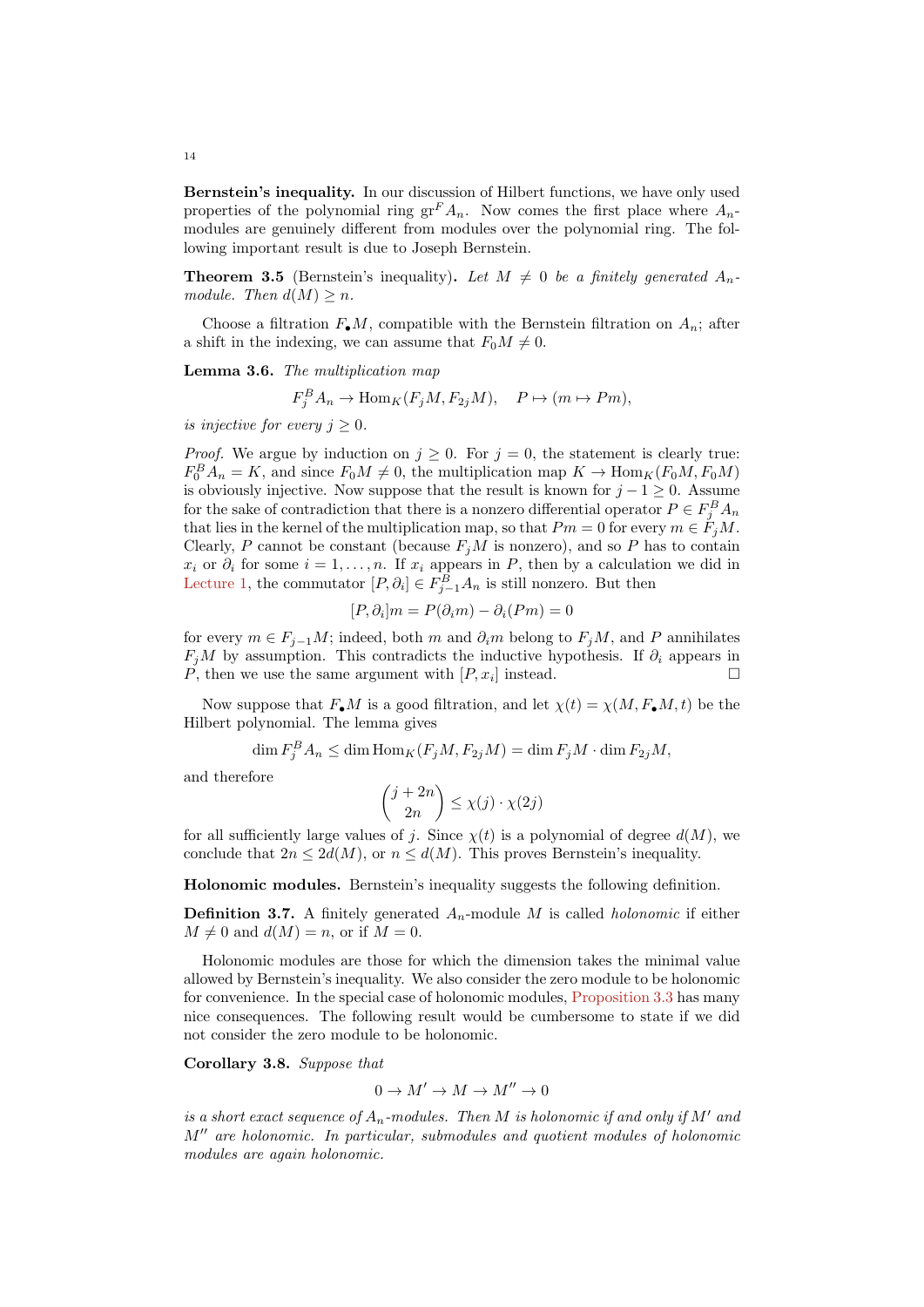**Bernstein's inequality.** In our discussion of Hilbert functions, we have only used properties of the polynomial ring $\operatorname{gr}^F A_n$. Now comes the first place where $A_n$-modules are genuinely different from modules over the polynomial ring. The following important result is due to Joseph Bernstein.

**Theorem 3.5** (Bernstein's inequality). *Let $M \neq 0$ be a finitely generated $A_n$-module. Then $d(M) \geq n$.*

Choose a filtration $F_\bullet M$, compatible with the Bernstein filtration on $A_n$; after a shift in the indexing, we can assume that $F_0 M \neq 0$.

**Lemma 3.6.** *The multiplication map*

$$F_j^B A_n \to \operatorname{Hom}_K(F_j M, F_{2j} M), \quad P \mapsto (m \mapsto Pm),$$

*is injective for every $j \geq 0$.*

*Proof.* We argue by induction on $j \geq 0$. For $j = 0$, the statement is clearly true: $F_0^B A_n = K$, and since $F_0 M \neq 0$, the multiplication map $K \to \operatorname{Hom}_K(F_0 M, F_0 M)$ is obviously injective. Now suppose that the result is known for $j - 1 \geq 0$. Assume for the sake of contradiction that there is a nonzero differential operator $P \in F_j^B A_n$ that lies in the kernel of the multiplication map, so that $Pm = 0$ for every $m \in F_j M$. Clearly, $P$ cannot be constant (because $F_j M$ is nonzero), and so $P$ has to contain $x_i$ or $\partial_i$ for some $i = 1, \dots, n$. If $x_i$ appears in $P$, then by a calculation we did in Lecture 1, the commutator $[P, \partial_i] \in F_{j-1}^B A_n$ is still nonzero. But then

$$[P, \partial_i] m = P(\partial_i m) - \partial_i (Pm) = 0$$

for every $m \in F_{j-1} M$; indeed, both $m$ and $\partial_i m$ belong to $F_j M$, and $P$ annihilates $F_j M$ by assumption. This contradicts the inductive hypothesis. If $\partial_i$ appears in $P$, then we use the same argument with $[P, x_i]$ instead. $\square$

Now suppose that $F_\bullet M$ is a good filtration, and let $\chi(t) = \chi(M, F_\bullet M, t)$ be the Hilbert polynomial. The lemma gives

$$\dim F_j^B A_n \leq \dim \operatorname{Hom}_K(F_j M, F_{2j} M) = \dim F_j M \cdot \dim F_{2j} M,$$

and therefore

$$\binom{j + 2n}{2n} \leq \chi(j) \cdot \chi(2j)$$

for all sufficiently large values of $j$. Since $\chi(t)$ is a polynomial of degree $d(M)$, we conclude that $2n \leq 2d(M)$, or $n \leq d(M)$. This proves Bernstein's inequality.

**Holonomic modules.** Bernstein's inequality suggests the following definition.

**Definition 3.7.** A finitely generated $A_n$-module $M$ is called *holonomic* if either $M \neq 0$ and $d(M) = n$, or if $M = 0$.

Holonomic modules are those for which the dimension takes the minimal value allowed by Bernstein's inequality. We also consider the zero module to be holonomic for convenience. In the special case of holonomic modules, Proposition 3.3 has many nice consequences. The following result would be cumbersome to state if we did not consider the zero module to be holonomic.

**Corollary 3.8.** *Suppose that*

$$0 \to M' \to M \to M'' \to 0$$

*is a short exact sequence of $A_n$-modules. Then $M$ is holonomic if and only if $M'$ and $M''$ are holonomic. In particular, submodules and quotient modules of holonomic modules are again holonomic.*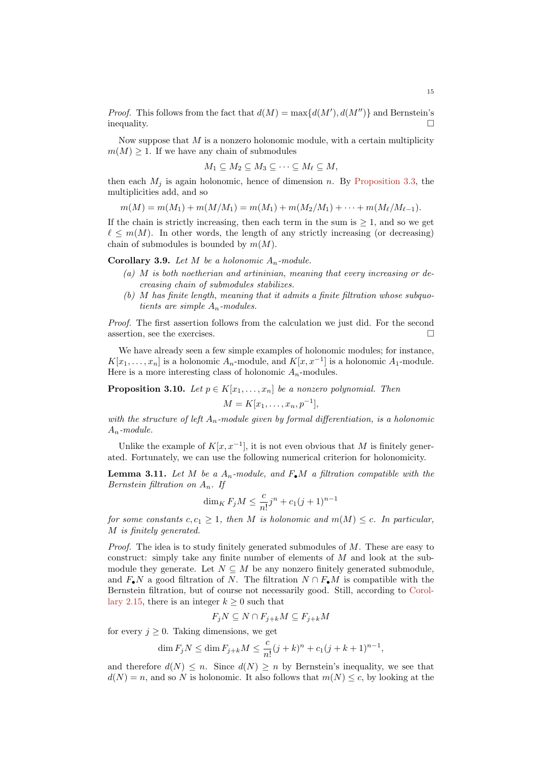*Proof.* This follows from the fact that $d(M) = \max\{d(M'), d(M'')\}$ and Bernstein's inequality. □

Now suppose that $M$ is a nonzero holonomic module, with a certain multiplicity $m(M) \geq 1$. If we have any chain of submodules

$$M_1 \subseteq M_2 \subseteq M_3 \subseteq \cdots \subseteq M_\ell \subseteq M,$$

then each $M_j$ is again holonomic, hence of dimension $n$. By Proposition 3.3, the multiplicities add, and so

$$m(M) = m(M_1) + m(M/M_1) = m(M_1) + m(M_2/M_1) + \cdots + m(M_\ell/M_{\ell-1}).$$

If the chain is strictly increasing, then each term in the sum is $\geq 1$, and so we get $\ell \leq m(M)$. In other words, the length of any strictly increasing (or decreasing) chain of submodules is bounded by $m(M)$.

**Corollary 3.9.** *Let $M$ be a holonomic $A_n$-module.*

*(a) $M$ is both noetherian and artininian, meaning that every increasing or decreasing chain of submodules stabilizes.*

*(b) $M$ has finite length, meaning that it admits a finite filtration whose subquotients are simple $A_n$-modules.*

*Proof.* The first assertion follows from the calculation we just did. For the second assertion, see the exercises. □

We have already seen a few simple examples of holonomic modules; for instance, $K[x_1, \dots, x_n]$ is a holonomic $A_n$-module, and $K[x, x^{-1}]$ is a holonomic $A_1$-module. Here is a more interesting class of holonomic $A_n$-modules.

**Proposition 3.10.** *Let $p \in K[x_1, \dots, x_n]$ be a nonzero polynomial. Then*

$$M = K[x_1, \dots, x_n, p^{-1}],$$

*with the structure of left $A_n$-module given by formal differentiation, is a holonomic $A_n$-module.*

Unlike the example of $K[x, x^{-1}]$, it is not even obvious that $M$ is finitely generated. Fortunately, we can use the following numerical criterion for holonomicity.

**Lemma 3.11.** *Let $M$ be a $A_n$-module, and $F_\bullet M$ a filtration compatible with the Bernstein filtration on $A_n$. If*

$$\dim_K F_j M \leq \frac{c}{n!} j^n + c_1 (j+1)^{n-1}$$

*for some constants $c, c_1 \geq 1$, then $M$ is holonomic and $m(M) \leq c$. In particular, $M$ is finitely generated.*

*Proof.* The idea is to study finitely generated submodules of $M$. These are easy to construct: simply take any finite number of elements of $M$ and look at the submodule they generate. Let $N \subseteq M$ be any nonzero finitely generated submodule, and $F_\bullet N$ a good filtration of $N$. The filtration $N \cap F_\bullet M$ is compatible with the Bernstein filtration, but of course not necessarily good. Still, according to Corollary 2.15, there is an integer $k \geq 0$ such that

$$F_j N \subseteq N \cap F_{j+k} M \subseteq F_{j+k} M$$

for every $j \geq 0$. Taking dimensions, we get

$$\dim F_j N \leq \dim F_{j+k} M \leq \frac{c}{n!}(j+k)^n + c_1 (j+k+1)^{n-1},$$

and therefore $d(N) \leq n$. Since $d(N) \geq n$ by Bernstein's inequality, we see that $d(N) = n$, and so $N$ is holonomic. It also follows that $m(N) \leq c$, by looking at the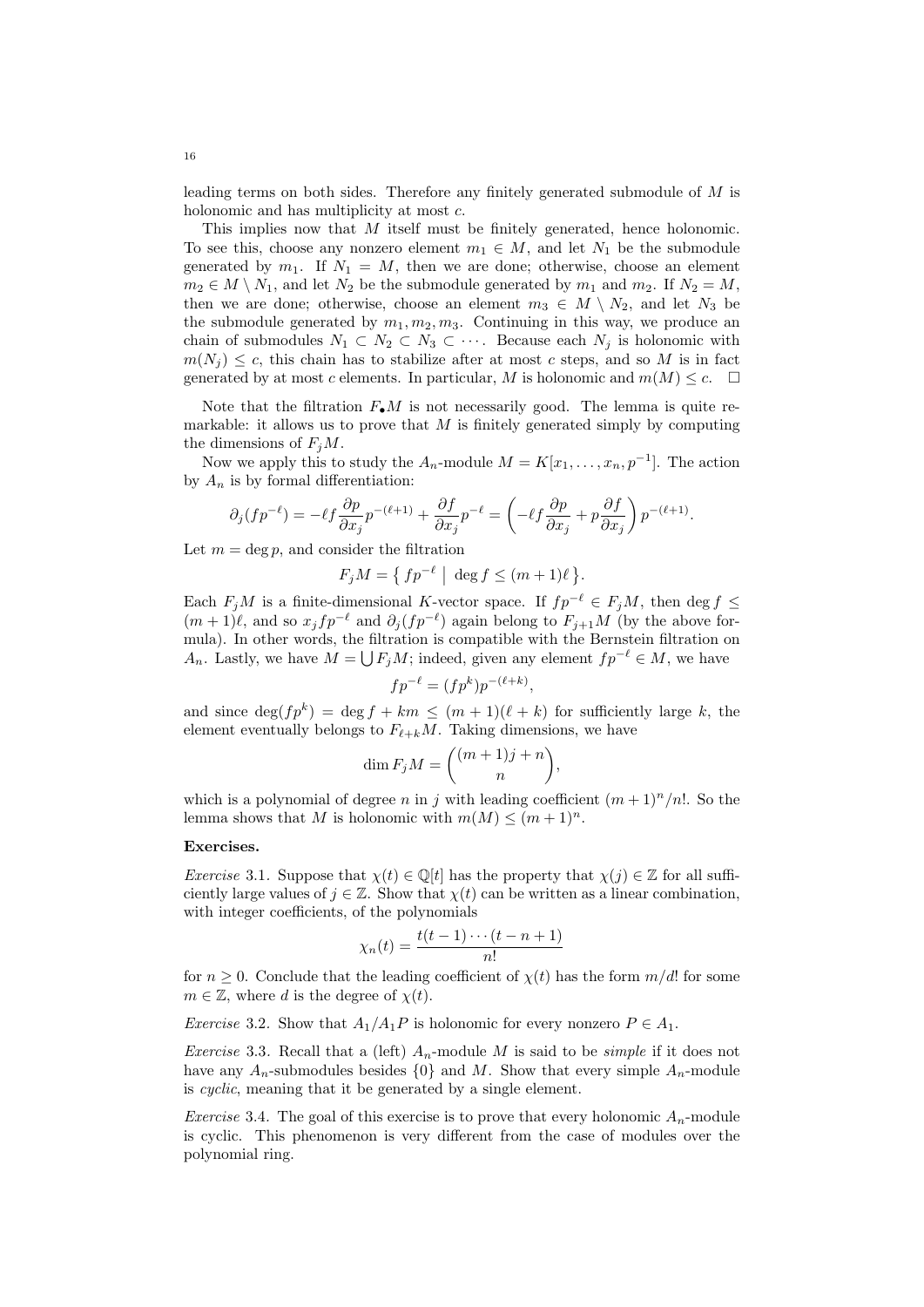leading terms on both sides. Therefore any finitely generated submodule of $M$ is holonomic and has multiplicity at most $c$.

This implies now that $M$ itself must be finitely generated, hence holonomic. To see this, choose any nonzero element $m_1 \in M$, and let $N_1$ be the submodule generated by $m_1$. If $N_1 = M$, then we are done; otherwise, choose an element $m_2 \in M \setminus N_1$, and let $N_2$ be the submodule generated by $m_1$ and $m_2$. If $N_2 = M$, then we are done; otherwise, choose an element $m_3 \in M \setminus N_2$, and let $N_3$ be the submodule generated by $m_1, m_2, m_3$. Continuing in this way, we produce an chain of submodules $N_1 \subset N_2 \subset N_3 \subset \cdots$. Because each $N_j$ is holonomic with $m(N_j) \leq c$, this chain has to stabilize after at most $c$ steps, and so $M$ is in fact generated by at most $c$ elements. In particular, $M$ is holonomic and $m(M) \leq c$. $\square$

Note that the filtration $F_\bullet M$ is not necessarily good. The lemma is quite remarkable: it allows us to prove that $M$ is finitely generated simply by computing the dimensions of $F_j M$.

Now we apply this to study the $A_n$-module $M = K[x_1, \ldots, x_n, p^{-1}]$. The action by $A_n$ is by formal differentiation:

$$\partial_j(fp^{-\ell}) = -\ell f \frac{\partial p}{\partial x_j} p^{-(\ell+1)} + \frac{\partial f}{\partial x_j} p^{-\ell} = \left( -\ell f \frac{\partial p}{\partial x_j} + p \frac{\partial f}{\partial x_j} \right) p^{-(\ell+1)}.$$

Let $m = \deg p$, and consider the filtration

$$F_j M = \left\{ fp^{-\ell} \;\middle|\; \deg f \leq (m+1)\ell \right\}.$$

Each $F_j M$ is a finite-dimensional $K$-vector space. If $fp^{-\ell} \in F_j M$, then $\deg f \leq (m+1)\ell$, and so $x_j f p^{-\ell}$ and $\partial_j(fp^{-\ell})$ again belong to $F_{j+1} M$ (by the above formula). In other words, the filtration is compatible with the Bernstein filtration on $A_n$. Lastly, we have $M = \bigcup F_j M$; indeed, given any element $fp^{-\ell} \in M$, we have

$$fp^{-\ell} = (fp^k) p^{-(\ell+k)},$$

and since $\deg(fp^k) = \deg f + km \leq (m+1)(\ell+k)$ for sufficiently large $k$, the element eventually belongs to $F_{\ell+k} M$. Taking dimensions, we have

$$\dim F_j M = \binom{(m+1)j + n}{n},$$

which is a polynomial of degree $n$ in $j$ with leading coefficient $(m+1)^n/n!$. So the lemma shows that $M$ is holonomic with $m(M) \leq (m+1)^n$.

**Exercises.**

*Exercise* 3.1. Suppose that $\chi(t) \in \mathbb{Q}[t]$ has the property that $\chi(j) \in \mathbb{Z}$ for all sufficiently large values of $j \in \mathbb{Z}$. Show that $\chi(t)$ can be written as a linear combination, with integer coefficients, of the polynomials

$$\chi_n(t) = \frac{t(t-1)\cdots(t-n+1)}{n!}$$

for $n \geq 0$. Conclude that the leading coefficient of $\chi(t)$ has the form $m/d!$ for some $m \in \mathbb{Z}$, where $d$ is the degree of $\chi(t)$.

*Exercise* 3.2. Show that $A_1/A_1 P$ is holonomic for every nonzero $P \in A_1$.

*Exercise* 3.3. Recall that a (left) $A_n$-module $M$ is said to be *simple* if it does not have any $A_n$-submodules besides $\{0\}$ and $M$. Show that every simple $A_n$-module is *cyclic*, meaning that it be generated by a single element.

*Exercise* 3.4. The goal of this exercise is to prove that every holonomic $A_n$-module is cyclic. This phenomenon is very different from the case of modules over the polynomial ring.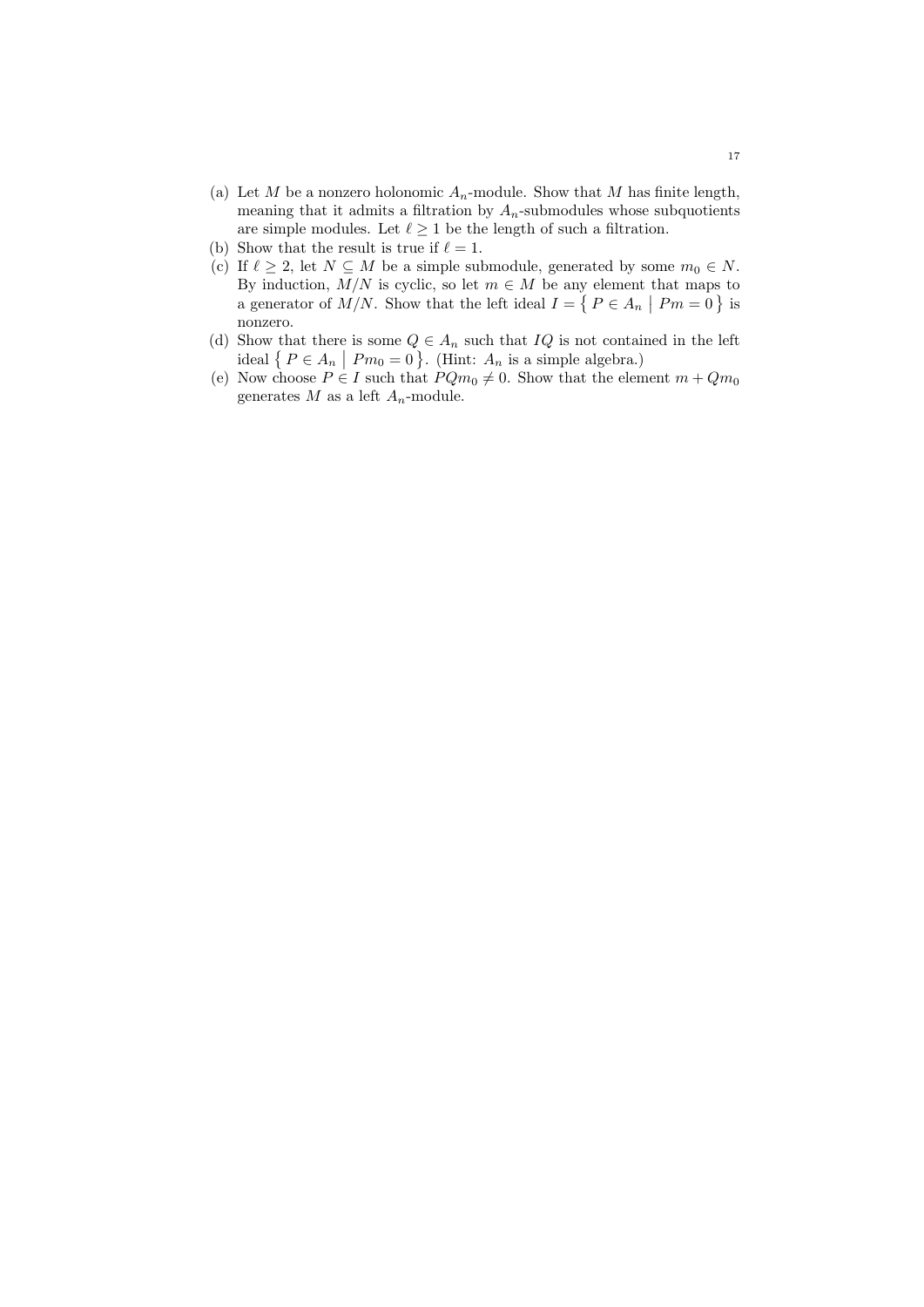(a) Let $M$ be a nonzero holonomic $A_n$-module. Show that $M$ has finite length, meaning that it admits a filtration by $A_n$-submodules whose subquotients are simple modules. Let $\ell \geq 1$ be the length of such a filtration.

(b) Show that the result is true if $\ell = 1$.

(c) If $\ell \geq 2$, let $N \subseteq M$ be a simple submodule, generated by some $m_0 \in N$. By induction, $M/N$ is cyclic, so let $m \in M$ be any element that maps to a generator of $M/N$. Show that the left ideal $I = \{ P \in A_n \mid Pm = 0 \}$ is nonzero.

(d) Show that there is some $Q \in A_n$ such that $IQ$ is not contained in the left ideal $\{ P \in A_n \mid Pm_0 = 0 \}$. (Hint: $A_n$ is a simple algebra.)

(e) Now choose $P \in I$ such that $PQm_0 \neq 0$. Show that the element $m + Qm_0$ generates $M$ as a left $A_n$-module.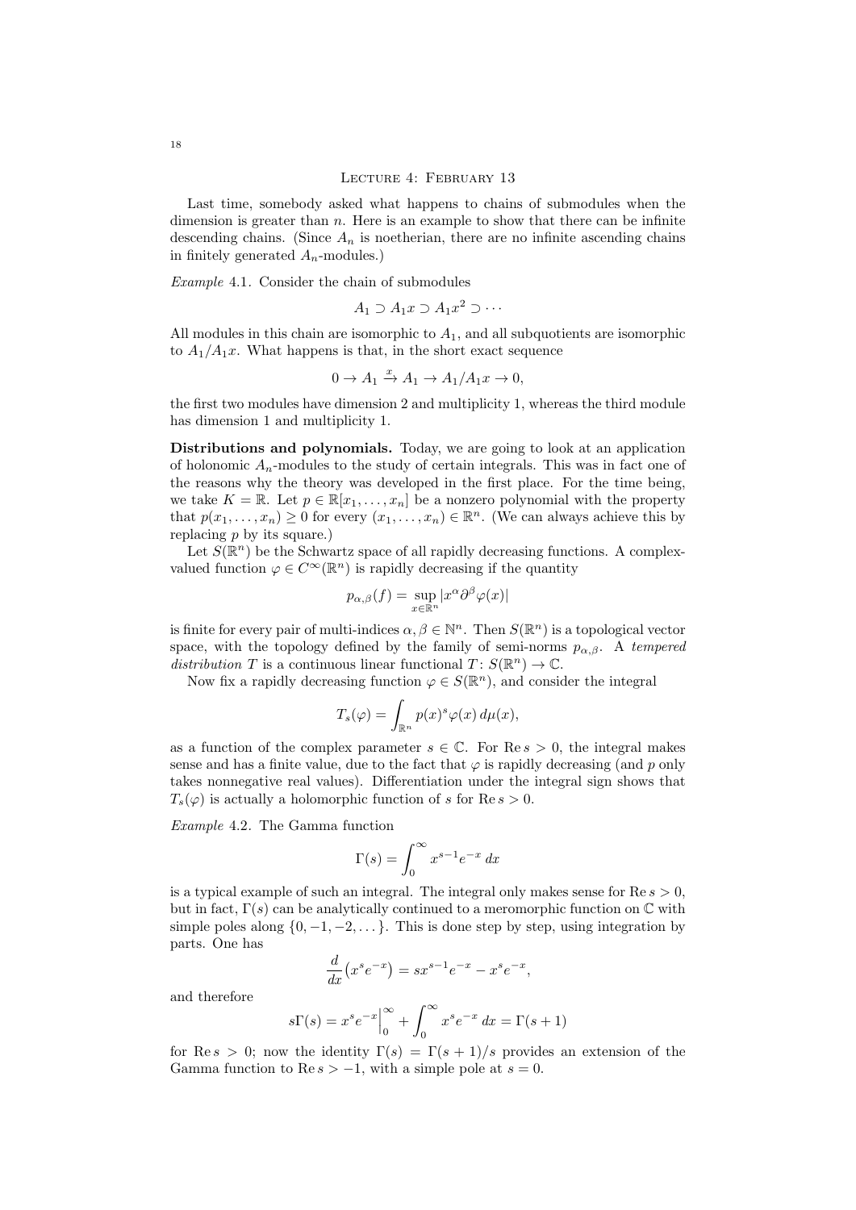## Lecture 4: February 13

Last time, somebody asked what happens to chains of submodules when the dimension is greater than $n$. Here is an example to show that there can be infinite descending chains. (Since $A_n$ is noetherian, there are no infinite ascending chains in finitely generated $A_n$-modules.)

*Example* 4.1. Consider the chain of submodules

$$A_1 \supset A_1 x \supset A_1 x^2 \supset \cdots$$

All modules in this chain are isomorphic to $A_1$, and all subquotients are isomorphic to $A_1/A_1 x$. What happens is that, in the short exact sequence

$$0 \to A_1 \xrightarrow{x} A_1 \to A_1/A_1 x \to 0,$$

the first two modules have dimension 2 and multiplicity 1, whereas the third module has dimension 1 and multiplicity 1.

**Distributions and polynomials.** Today, we are going to look at an application of holonomic $A_n$-modules to the study of certain integrals. This was in fact one of the reasons why the theory was developed in the first place. For the time being, we take $K = \mathbb{R}$. Let $p \in \mathbb{R}[x_1, \dots, x_n]$ be a nonzero polynomial with the property that $p(x_1, \dots, x_n) \geq 0$ for every $(x_1, \dots, x_n) \in \mathbb{R}^n$. (We can always achieve this by replacing $p$ by its square.)

Let $S(\mathbb{R}^n)$ be the Schwartz space of all rapidly decreasing functions. A complex-valued function $\varphi \in C^\infty(\mathbb{R}^n)$ is rapidly decreasing if the quantity

$$p_{\alpha,\beta}(f) = \sup_{x \in \mathbb{R}^n} \left| x^\alpha \partial^\beta \varphi(x) \right|$$

is finite for every pair of multi-indices $\alpha, \beta \in \mathbb{N}^n$. Then $S(\mathbb{R}^n)$ is a topological vector space, with the topology defined by the family of semi-norms $p_{\alpha,\beta}$. A *tempered distribution* $T$ is a continuous linear functional $T \colon S(\mathbb{R}^n) \to \mathbb{C}$.

Now fix a rapidly decreasing function $\varphi \in S(\mathbb{R}^n)$, and consider the integral

$$T_s(\varphi) = \int_{\mathbb{R}^n} p(x)^s \varphi(x) \, d\mu(x),$$

as a function of the complex parameter $s \in \mathbb{C}$. For $\operatorname{Re} s > 0$, the integral makes sense and has a finite value, due to the fact that $\varphi$ is rapidly decreasing (and $p$ only takes nonnegative real values). Differentiation under the integral sign shows that $T_s(\varphi)$ is actually a holomorphic function of $s$ for $\operatorname{Re} s > 0$.

*Example* 4.2. The Gamma function

$$\Gamma(s) = \int_0^\infty x^{s-1} e^{-x} \, dx$$

is a typical example of such an integral. The integral only makes sense for $\operatorname{Re} s > 0$, but in fact, $\Gamma(s)$ can be analytically continued to a meromorphic function on $\mathbb{C}$ with simple poles along $\{0, -1, -2, \dots\}$. This is done step by step, using integration by parts. One has

$$\frac{d}{dx}\bigl(x^s e^{-x}\bigr) = s x^{s-1} e^{-x} - x^s e^{-x},$$

and therefore

$$s\Gamma(s) = x^s e^{-x} \Big|_0^\infty + \int_0^\infty x^s e^{-x} \, dx = \Gamma(s+1)$$

for $\operatorname{Re} s > 0$; now the identity $\Gamma(s) = \Gamma(s+1)/s$ provides an extension of the Gamma function to $\operatorname{Re} s > -1$, with a simple pole at $s = 0$.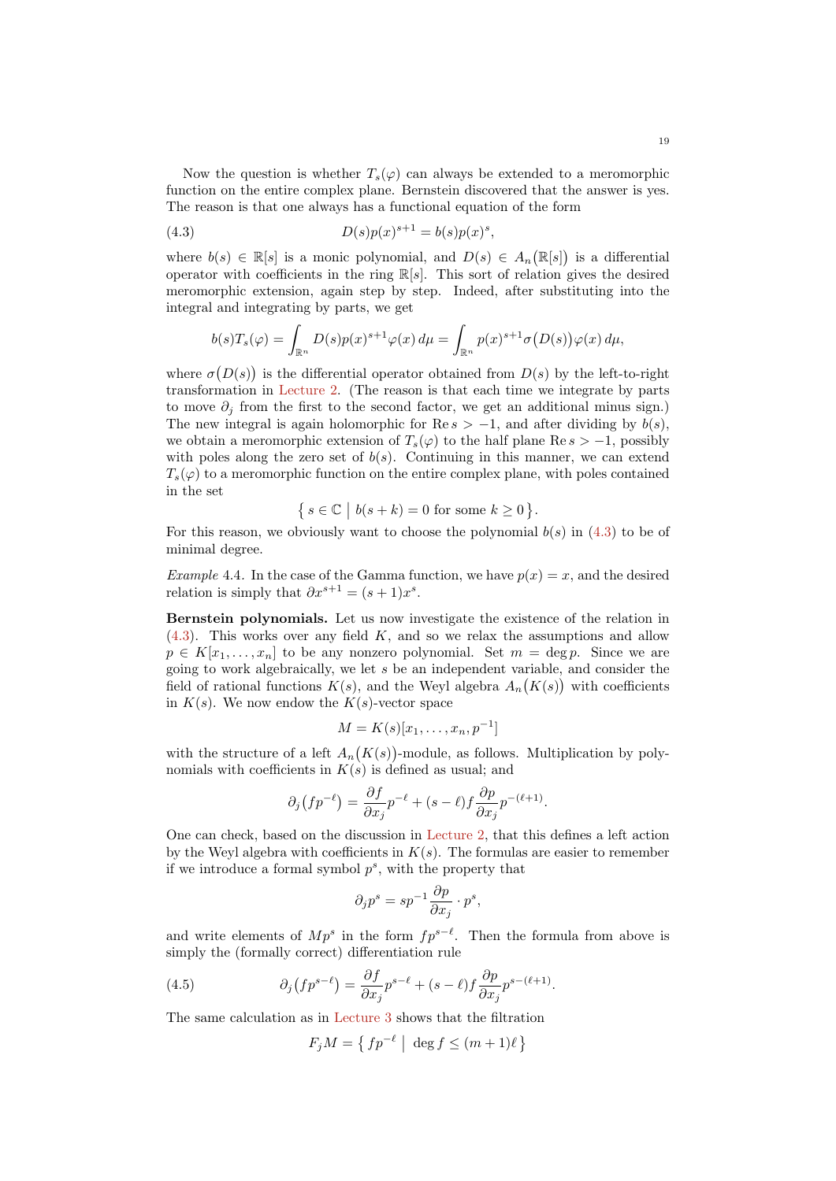Now the question is whether $T_s(\varphi)$ can always be extended to a meromorphic function on the entire complex plane. Bernstein discovered that the answer is yes. The reason is that one always has a functional equation of the form

$$D(s)p(x)^{s+1} = b(s)p(x)^s, \tag{4.3}$$

where $b(s) \in \mathbb{R}[s]$ is a monic polynomial, and $D(s) \in A_n\big(\mathbb{R}[s]\big)$ is a differential operator with coefficients in the ring $\mathbb{R}[s]$. This sort of relation gives the desired meromorphic extension, again step by step. Indeed, after substituting into the integral and integrating by parts, we get

$$b(s)T_s(\varphi) = \int_{\mathbb{R}^n} D(s)p(x)^{s+1}\varphi(x)\,d\mu = \int_{\mathbb{R}^n} p(x)^{s+1}\sigma\big(D(s)\big)\varphi(x)\,d\mu,$$

where $\sigma\big(D(s)\big)$ is the differential operator obtained from $D(s)$ by the left-to-right transformation in Lecture 2. (The reason is that each time we integrate by parts to move $\partial_j$ from the first to the second factor, we get an additional minus sign.) The new integral is again holomorphic for $\operatorname{Re} s > -1$, and after dividing by $b(s)$, we obtain a meromorphic extension of $T_s(\varphi)$ to the half plane $\operatorname{Re} s > -1$, possibly with poles along the zero set of $b(s)$. Continuing in this manner, we can extend $T_s(\varphi)$ to a meromorphic function on the entire complex plane, with poles contained in the set

$$\big\{\, s \in \mathbb{C} \;\big|\; b(s+k) = 0 \text{ for some } k \geq 0 \,\big\}.$$

For this reason, we obviously want to choose the polynomial $b(s)$ in (4.3) to be of minimal degree.

*Example* 4.4. In the case of the Gamma function, we have $p(x) = x$, and the desired relation is simply that $\partial x^{s+1} = (s+1)x^s$.

**Bernstein polynomials.** Let us now investigate the existence of the relation in (4.3). This works over any field $K$, and so we relax the assumptions and allow $p \in K[x_1, \dots, x_n]$ to be any nonzero polynomial. Set $m = \deg p$. Since we are going to work algebraically, we let $s$ be an independent variable, and consider the field of rational functions $K(s)$, and the Weyl algebra $A_n\big(K(s)\big)$ with coefficients in $K(s)$. We now endow the $K(s)$-vector space

$$M = K(s)[x_1, \dots, x_n, p^{-1}]$$

with the structure of a left $A_n\big(K(s)\big)$-module, as follows. Multiplication by polynomials with coefficients in $K(s)$ is defined as usual; and

$$\partial_j\big(fp^{-\ell}\big) = \frac{\partial f}{\partial x_j}p^{-\ell} + (s-\ell)f\frac{\partial p}{\partial x_j}p^{-(\ell+1)}.$$

One can check, based on the discussion in Lecture 2, that this defines a left action by the Weyl algebra with coefficients in $K(s)$. The formulas are easier to remember if we introduce a formal symbol $p^s$, with the property that

$$\partial_j p^s = sp^{-1}\frac{\partial p}{\partial x_j} \cdot p^s,$$

and write elements of $Mp^s$ in the form $fp^{s-\ell}$. Then the formula from above is simply the (formally correct) differentiation rule

$$\partial_j\big(fp^{s-\ell}\big) = \frac{\partial f}{\partial x_j}p^{s-\ell} + (s-\ell)f\frac{\partial p}{\partial x_j}p^{s-(\ell+1)}. \tag{4.5}$$

The same calculation as in Lecture 3 shows that the filtration

$$F_jM = \big\{\, fp^{-\ell} \;\big|\; \deg f \leq (m+1)\ell \,\big\}$$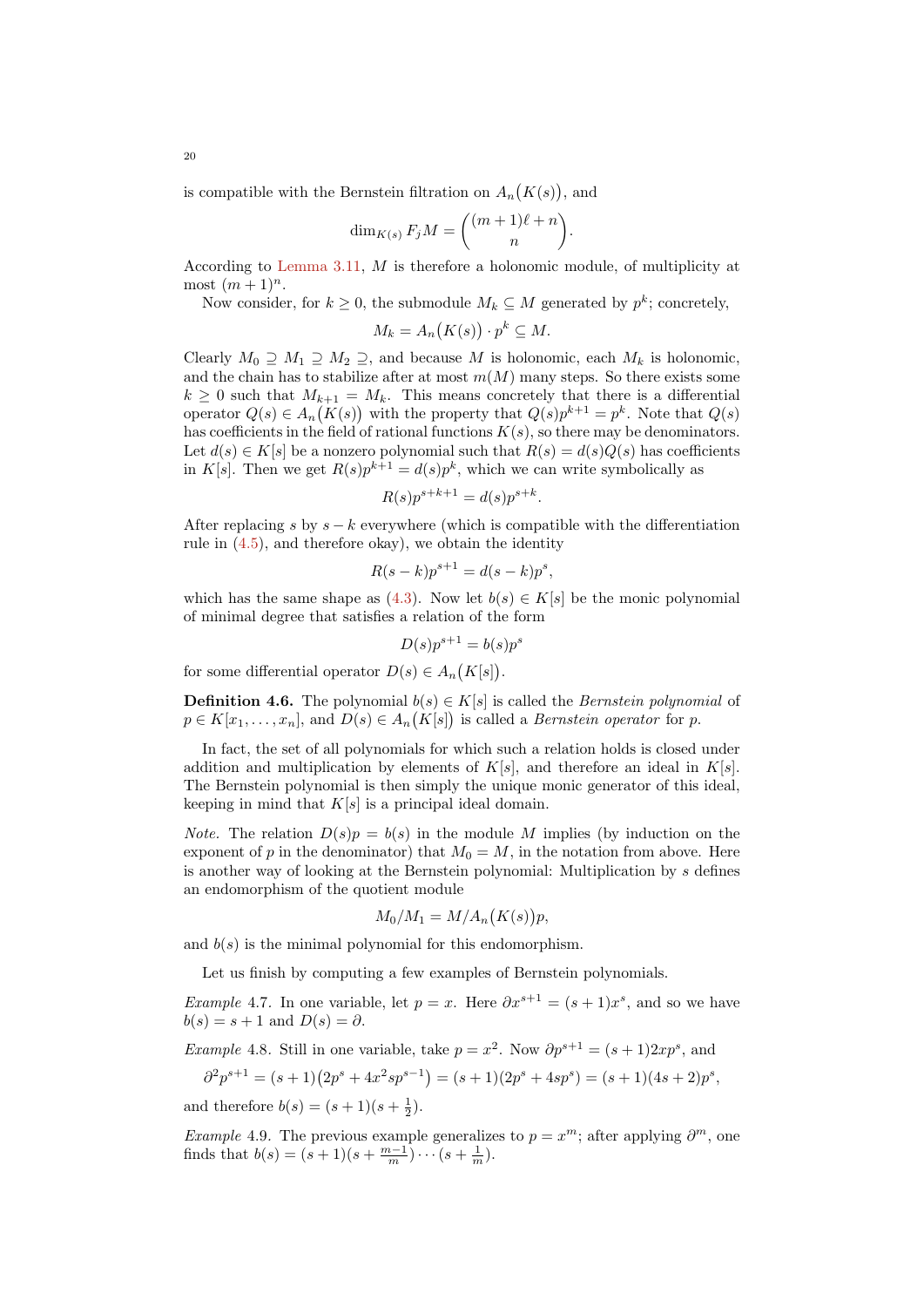is compatible with the Bernstein filtration on $A_n\big(K(s)\big)$, and

$$\dim_{K(s)} F_j M = \binom{(m+1)\ell + n}{n}.$$

According to Lemma 3.11, $M$ is therefore a holonomic module, of multiplicity at most $(m+1)^n$.

Now consider, for $k \geq 0$, the submodule $M_k \subseteq M$ generated by $p^k$; concretely,

$$M_k = A_n\big(K(s)\big) \cdot p^k \subseteq M.$$

Clearly $M_0 \supseteq M_1 \supseteq M_2 \supseteq$, and because $M$ is holonomic, each $M_k$ is holonomic, and the chain has to stabilize after at most $m(M)$ many steps. So there exists some $k \geq 0$ such that $M_{k+1} = M_k$. This means concretely that there is a differential operator $Q(s) \in A_n\big(K(s)\big)$ with the property that $Q(s)p^{k+1} = p^k$. Note that $Q(s)$ has coefficients in the field of rational functions $K(s)$, so there may be denominators. Let $d(s) \in K[s]$ be a nonzero polynomial such that $R(s) = d(s)Q(s)$ has coefficients in $K[s]$. Then we get $R(s)p^{k+1} = d(s)p^k$, which we can write symbolically as

$$R(s)p^{s+k+1} = d(s)p^{s+k}.$$

After replacing $s$ by $s-k$ everywhere (which is compatible with the differentiation rule in (4.5), and therefore okay), we obtain the identity

$$R(s-k)p^{s+1} = d(s-k)p^s,$$

which has the same shape as (4.3). Now let $b(s) \in K[s]$ be the monic polynomial of minimal degree that satisfies a relation of the form

$$D(s)p^{s+1} = b(s)p^s$$

for some differential operator $D(s) \in A_n\big(K[s]\big)$.

**Definition 4.6.** The polynomial $b(s) \in K[s]$ is called the *Bernstein polynomial* of $p \in K[x_1, \dots, x_n]$, and $D(s) \in A_n\big(K[s]\big)$ is called a *Bernstein operator* for $p$.

In fact, the set of all polynomials for which such a relation holds is closed under addition and multiplication by elements of $K[s]$, and therefore an ideal in $K[s]$. The Bernstein polynomial is then simply the unique monic generator of this ideal, keeping in mind that $K[s]$ is a principal ideal domain.

*Note.* The relation $D(s)p = b(s)$ in the module $M$ implies (by induction on the exponent of $p$ in the denominator) that $M_0 = M$, in the notation from above. Here is another way of looking at the Bernstein polynomial: Multiplication by $s$ defines an endomorphism of the quotient module

$$M_0/M_1 = M/A_n\big(K(s)\big)p,$$

and $b(s)$ is the minimal polynomial for this endomorphism.

Let us finish by computing a few examples of Bernstein polynomials.

*Example* 4.7. In one variable, let $p = x$. Here $\partial x^{s+1} = (s+1)x^s$, and so we have $b(s) = s+1$ and $D(s) = \partial$.

*Example* 4.8. Still in one variable, take $p = x^2$. Now $\partial p^{s+1} = (s+1)2xp^s$, and

$$\partial^2 p^{s+1} = (s+1)\big(2p^s + 4x^2 s p^{s-1}\big) = (s+1)(2p^s + 4sp^s) = (s+1)(4s+2)p^s,$$

and therefore $b(s) = (s+1)(s+\frac{1}{2})$.

*Example* 4.9. The previous example generalizes to $p = x^m$; after applying $\partial^m$, one finds that $b(s) = (s+1)(s+\frac{m-1}{m})\cdots(s+\frac{1}{m})$.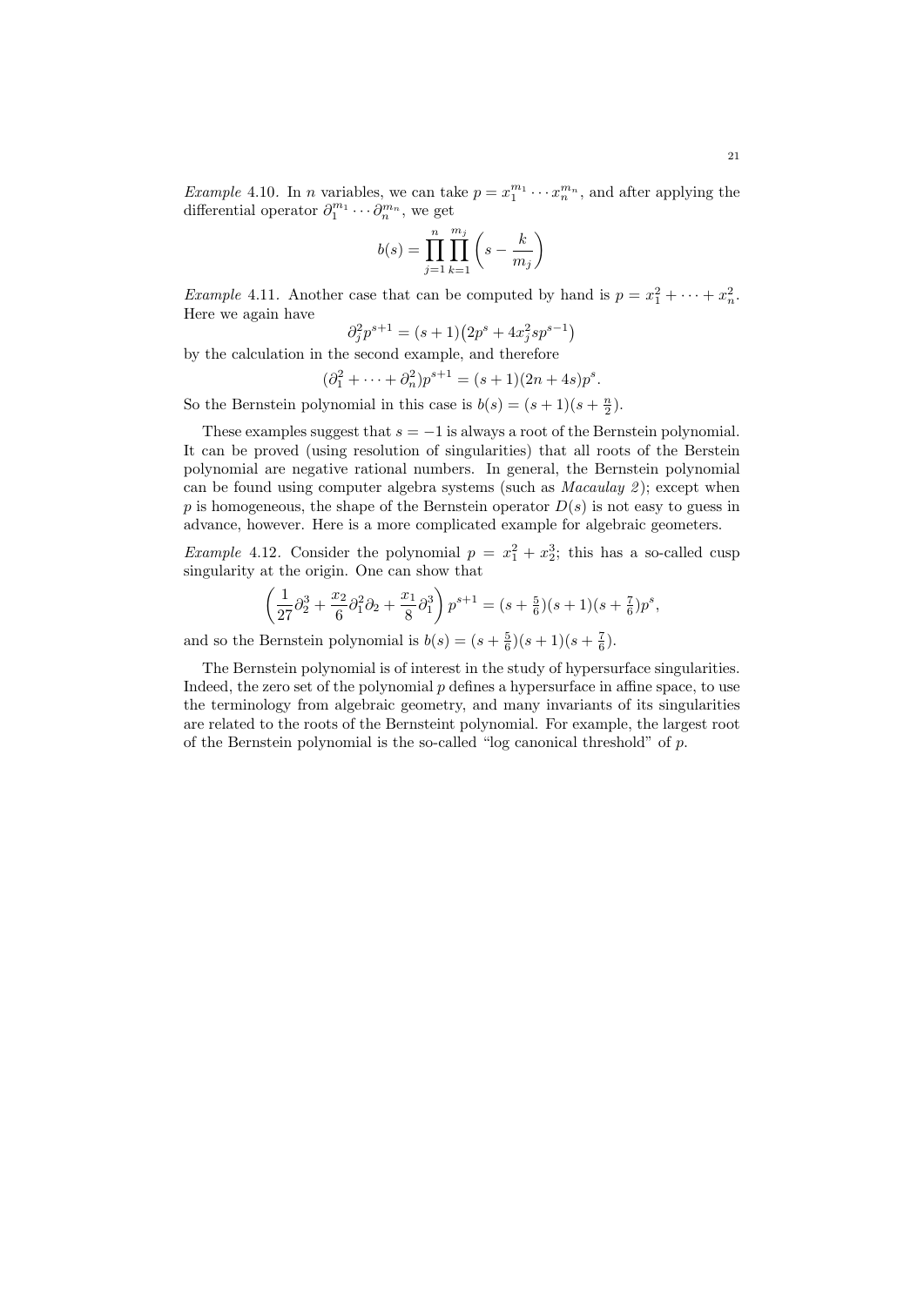*Example* 4.10. In $n$ variables, we can take $p = x_1^{m_1} \cdots x_n^{m_n}$, and after applying the differential operator $\partial_1^{m_1} \cdots \partial_n^{m_n}$, we get

$$b(s) = \prod_{j=1}^{n} \prod_{k=1}^{m_j} \left( s - \frac{k}{m_j} \right)$$

*Example* 4.11. Another case that can be computed by hand is $p = x_1^2 + \cdots + x_n^2$. Here we again have

$$\partial_j^2 p^{s+1} = (s+1)\bigl(2p^s + 4x_j^2 s p^{s-1}\bigr)$$

by the calculation in the second example, and therefore

$$(\partial_1^2 + \cdots + \partial_n^2) p^{s+1} = (s+1)(2n + 4s) p^s.$$

So the Bernstein polynomial in this case is $b(s) = (s+1)(s + \frac{n}{2})$.

These examples suggest that $s = -1$ is always a root of the Bernstein polynomial. It can be proved (using resolution of singularities) that all roots of the Berstein polynomial are negative rational numbers. In general, the Bernstein polynomial can be found using computer algebra systems (such as *Macaulay 2*); except when $p$ is homogeneous, the shape of the Bernstein operator $D(s)$ is not easy to guess in advance, however. Here is a more complicated example for algebraic geometers.

*Example* 4.12. Consider the polynomial $p = x_1^2 + x_2^3$; this has a so-called cusp singularity at the origin. One can show that

$$\left( \frac{1}{27} \partial_2^3 + \frac{x_2}{6} \partial_1^2 \partial_2 + \frac{x_1}{8} \partial_1^3 \right) p^{s+1} = (s + \tfrac{5}{6})(s+1)(s + \tfrac{7}{6}) p^s,$$

and so the Bernstein polynomial is $b(s) = (s + \frac{5}{6})(s+1)(s + \frac{7}{6})$.

The Bernstein polynomial is of interest in the study of hypersurface singularities. Indeed, the zero set of the polynomial $p$ defines a hypersurface in affine space, to use the terminology from algebraic geometry, and many invariants of its singularities are related to the roots of the Bernsteint polynomial. For example, the largest root of the Bernstein polynomial is the so-called "log canonical threshold" of $p$.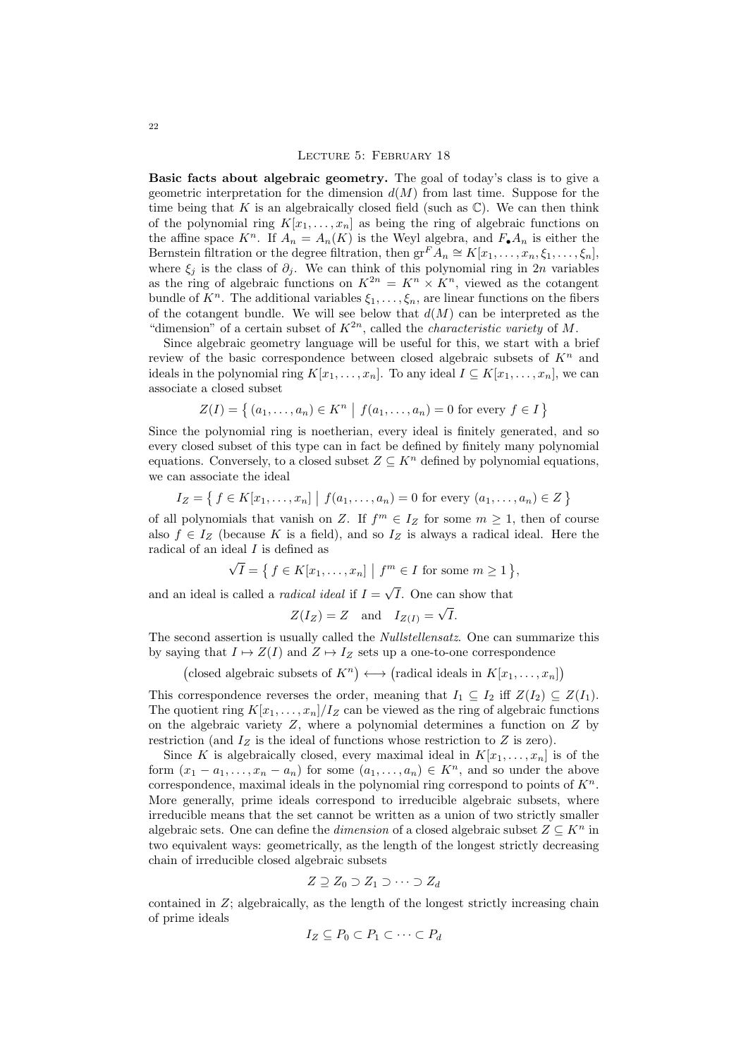## Lecture 5: February 18

**Basic facts about algebraic geometry.** The goal of today's class is to give a geometric interpretation for the dimension $d(M)$ from last time. Suppose for the time being that $K$ is an algebraically closed field (such as $\mathbb{C}$). We can then think of the polynomial ring $K[x_1, \dots, x_n]$ as being the ring of algebraic functions on the affine space $K^n$. If $A_n = A_n(K)$ is the Weyl algebra, and $F_\bullet A_n$ is either the Bernstein filtration or the degree filtration, then $\mathrm{gr}^F A_n \cong K[x_1, \dots, x_n, \xi_1, \dots, \xi_n]$, where $\xi_j$ is the class of $\partial_j$. We can think of this polynomial ring in $2n$ variables as the ring of algebraic functions on $K^{2n} = K^n \times K^n$, viewed as the cotangent bundle of $K^n$. The additional variables $\xi_1, \dots, \xi_n$, are linear functions on the fibers of the cotangent bundle. We will see below that $d(M)$ can be interpreted as the "dimension" of a certain subset of $K^{2n}$, called the *characteristic variety* of $M$.

Since algebraic geometry language will be useful for this, we start with a brief review of the basic correspondence between closed algebraic subsets of $K^n$ and ideals in the polynomial ring $K[x_1, \dots, x_n]$. To any ideal $I \subseteq K[x_1, \dots, x_n]$, we can associate a closed subset

$$Z(I) = \left\{ (a_1, \dots, a_n) \in K^n \;\middle|\; f(a_1, \dots, a_n) = 0 \text{ for every } f \in I \right\}$$

Since the polynomial ring is noetherian, every ideal is finitely generated, and so every closed subset of this type can in fact be defined by finitely many polynomial equations. Conversely, to a closed subset $Z \subseteq K^n$ defined by polynomial equations, we can associate the ideal

$$I_Z = \left\{ f \in K[x_1, \dots, x_n] \;\middle|\; f(a_1, \dots, a_n) = 0 \text{ for every } (a_1, \dots, a_n) \in Z \right\}$$

of all polynomials that vanish on $Z$. If $f^m \in I_Z$ for some $m \geq 1$, then of course also $f \in I_Z$ (because $K$ is a field), and so $I_Z$ is always a radical ideal. Here the radical of an ideal $I$ is defined as

$$\sqrt{I} = \left\{ f \in K[x_1, \dots, x_n] \;\middle|\; f^m \in I \text{ for some } m \geq 1 \right\},$$

and an ideal is called a *radical ideal* if $I = \sqrt{I}$. One can show that

$$Z(I_Z) = Z \quad \text{and} \quad I_{Z(I)} = \sqrt{I}.$$

The second assertion is usually called the *Nullstellensatz*. One can summarize this by saying that $I \mapsto Z(I)$ and $Z \mapsto I_Z$ sets up a one-to-one correspondence

$$\big(\text{closed algebraic subsets of } K^n\big) \longleftrightarrow \big(\text{radical ideals in } K[x_1, \dots, x_n]\big)$$

This correspondence reverses the order, meaning that $I_1 \subseteq I_2$ iff $Z(I_2) \subseteq Z(I_1)$. The quotient ring $K[x_1, \dots, x_n]/I_Z$ can be viewed as the ring of algebraic functions on the algebraic variety $Z$, where a polynomial determines a function on $Z$ by restriction (and $I_Z$ is the ideal of functions whose restriction to $Z$ is zero).

Since $K$ is algebraically closed, every maximal ideal in $K[x_1, \dots, x_n]$ is of the form $(x_1 - a_1, \dots, x_n - a_n)$ for some $(a_1, \dots, a_n) \in K^n$, and so under the above correspondence, maximal ideals in the polynomial ring correspond to points of $K^n$. More generally, prime ideals correspond to irreducible algebraic subsets, where irreducible means that the set cannot be written as a union of two strictly smaller algebraic sets. One can define the *dimension* of a closed algebraic subset $Z \subseteq K^n$ in two equivalent ways: geometrically, as the length of the longest strictly decreasing chain of irreducible closed algebraic subsets

$$Z \supseteq Z_0 \supset Z_1 \supset \cdots \supset Z_d$$

contained in $Z$; algebraically, as the length of the longest strictly increasing chain of prime ideals

$$I_Z \subseteq P_0 \subset P_1 \subset \cdots \subset P_d$$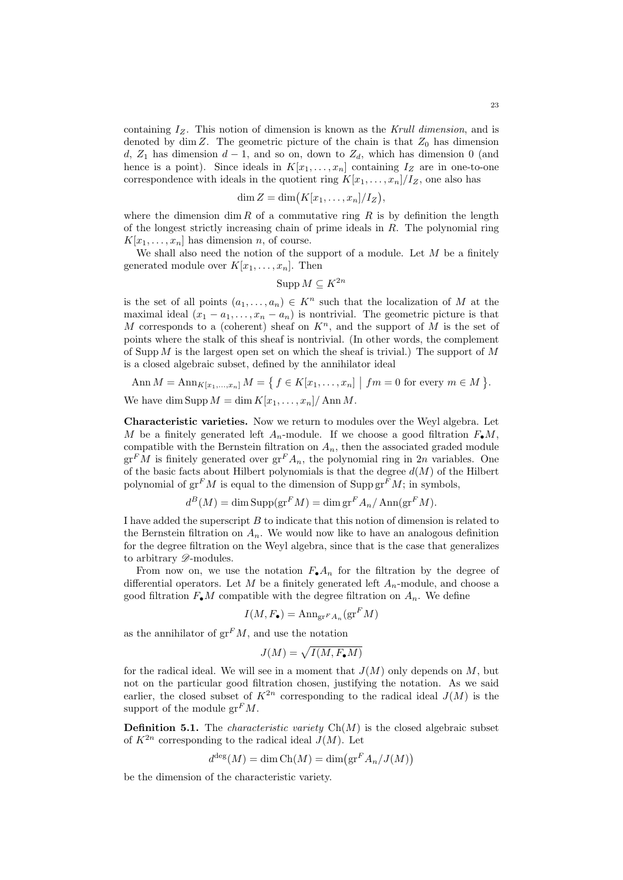containing $I_Z$. This notion of dimension is known as the *Krull dimension*, and is denoted by $\dim Z$. The geometric picture of the chain is that $Z_0$ has dimension $d$, $Z_1$ has dimension $d-1$, and so on, down to $Z_d$, which has dimension $0$ (and hence is a point). Since ideals in $K[x_1, \dots, x_n]$ containing $I_Z$ are in one-to-one correspondence with ideals in the quotient ring $K[x_1, \dots, x_n]/I_Z$, one also has

$$\dim Z = \dim\bigl(K[x_1, \dots, x_n]/I_Z\bigr),$$

where the dimension $\dim R$ of a commutative ring $R$ is by definition the length of the longest strictly increasing chain of prime ideals in $R$. The polynomial ring $K[x_1, \dots, x_n]$ has dimension $n$, of course.

We shall also need the notion of the support of a module. Let $M$ be a finitely generated module over $K[x_1, \dots, x_n]$. Then

$$\operatorname{Supp} M \subseteq K^{2n}$$

is the set of all points $(a_1, \dots, a_n) \in K^n$ such that the localization of $M$ at the maximal ideal $(x_1 - a_1, \dots, x_n - a_n)$ is nontrivial. The geometric picture is that $M$ corresponds to a (coherent) sheaf on $K^n$, and the support of $M$ is the set of points where the stalk of this sheaf is nontrivial. (In other words, the complement of $\operatorname{Supp} M$ is the largest open set on which the sheaf is trivial.) The support of $M$ is a closed algebraic subset, defined by the annihilator ideal

$$\operatorname{Ann} M = \operatorname{Ann}_{K[x_1, \dots, x_n]} M = \bigl\{\, f \in K[x_1, \dots, x_n] \bigm| fm = 0 \text{ for every } m \in M \,\bigr\}.$$

We have $\dim \operatorname{Supp} M = \dim K[x_1, \dots, x_n]/\operatorname{Ann} M$.

**Characteristic varieties.** Now we return to modules over the Weyl algebra. Let $M$ be a finitely generated left $A_n$-module. If we choose a good filtration $F_\bullet M$, compatible with the Bernstein filtration on $A_n$, then the associated graded module $\operatorname{gr}^F M$ is finitely generated over $\operatorname{gr}^F A_n$, the polynomial ring in $2n$ variables. One of the basic facts about Hilbert polynomials is that the degree $d(M)$ of the Hilbert polynomial of $\operatorname{gr}^F M$ is equal to the dimension of $\operatorname{Supp} \operatorname{gr}^F M$; in symbols,

$$d^B(M) = \dim \operatorname{Supp}(\operatorname{gr}^F M) = \dim \operatorname{gr}^F A_n / \operatorname{Ann}(\operatorname{gr}^F M).$$

I have added the superscript $B$ to indicate that this notion of dimension is related to the Bernstein filtration on $A_n$. We would now like to have an analogous definition for the degree filtration on the Weyl algebra, since that is the case that generalizes to arbitrary $\mathscr{D}$-modules.

From now on, we use the notation $F_\bullet A_n$ for the filtration by the degree of differential operators. Let $M$ be a finitely generated left $A_n$-module, and choose a good filtration $F_\bullet M$ compatible with the degree filtration on $A_n$. We define

$$I(M, F_\bullet) = \operatorname{Ann}_{\operatorname{gr}^F A_n}(\operatorname{gr}^F M)$$

as the annihilator of $\operatorname{gr}^F M$, and use the notation

$$J(M) = \sqrt{I(M, F_\bullet M)}$$

for the radical ideal. We will see in a moment that $J(M)$ only depends on $M$, but not on the particular good filtration chosen, justifying the notation. As we said earlier, the closed subset of $K^{2n}$ corresponding to the radical ideal $J(M)$ is the support of the module $\operatorname{gr}^F M$.

**Definition 5.1.** The *characteristic variety* $\operatorname{Ch}(M)$ is the closed algebraic subset of $K^{2n}$ corresponding to the radical ideal $J(M)$. Let

$$d^{\deg}(M) = \dim \operatorname{Ch}(M) = \dim\bigl(\operatorname{gr}^F A_n / J(M)\bigr)$$

be the dimension of the characteristic variety.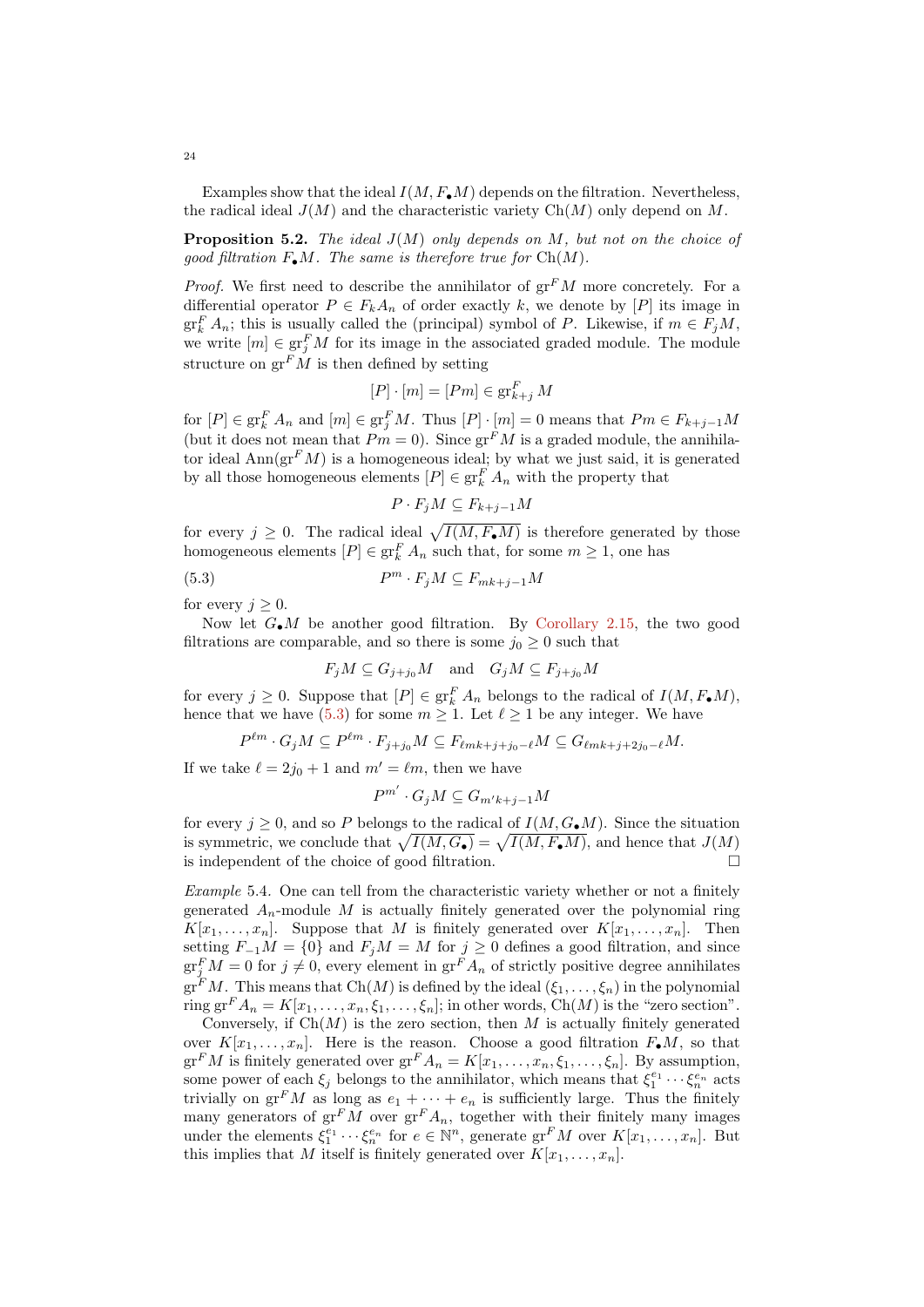Examples show that the ideal $I(M, F_\bullet M)$ depends on the filtration. Nevertheless, the radical ideal $J(M)$ and the characteristic variety $\operatorname{Ch}(M)$ only depend on $M$.

**Proposition 5.2.** *The ideal $J(M)$ only depends on $M$, but not on the choice of good filtration $F_\bullet M$. The same is therefore true for $\operatorname{Ch}(M)$.*

*Proof.* We first need to describe the annihilator of $\operatorname{gr}^F M$ more concretely. For a differential operator $P \in F_k A_n$ of order exactly $k$, we denote by $[P]$ its image in $\operatorname{gr}_k^F A_n$; this is usually called the (principal) symbol of $P$. Likewise, if $m \in F_j M$, we write $[m] \in \operatorname{gr}_j^F M$ for its image in the associated graded module. The module structure on $\operatorname{gr}^F M$ is then defined by setting

$$[P] \cdot [m] = [Pm] \in \operatorname{gr}_{k+j}^F M$$

for $[P] \in \operatorname{gr}_k^F A_n$ and $[m] \in \operatorname{gr}_j^F M$. Thus $[P] \cdot [m] = 0$ means that $Pm \in F_{k+j-1} M$ (but it does not mean that $Pm = 0$). Since $\operatorname{gr}^F M$ is a graded module, the annihilator ideal $\operatorname{Ann}(\operatorname{gr}^F M)$ is a homogeneous ideal; by what we just said, it is generated by all those homogeneous elements $[P] \in \operatorname{gr}_k^F A_n$ with the property that

$$P \cdot F_j M \subseteq F_{k+j-1} M$$

for every $j \geq 0$. The radical ideal $\sqrt{I(M, F_\bullet M)}$ is therefore generated by those homogeneous elements $[P] \in \operatorname{gr}_k^F A_n$ such that, for some $m \geq 1$, one has

$$P^m \cdot F_j M \subseteq F_{mk+j-1} M \tag{5.3}$$

for every $j \geq 0$.

Now let $G_\bullet M$ be another good filtration. By Corollary 2.15, the two good filtrations are comparable, and so there is some $j_0 \geq 0$ such that

$$F_j M \subseteq G_{j+j_0} M \quad \text{and} \quad G_j M \subseteq F_{j+j_0} M$$

for every $j \geq 0$. Suppose that $[P] \in \operatorname{gr}_k^F A_n$ belongs to the radical of $I(M, F_\bullet M)$, hence that we have (5.3) for some $m \geq 1$. Let $\ell \geq 1$ be any integer. We have

$$P^{\ell m} \cdot G_j M \subseteq P^{\ell m} \cdot F_{j+j_0} M \subseteq F_{\ell m k + j + j_0 - \ell} M \subseteq G_{\ell m k + j + 2j_0 - \ell} M.$$

If we take $\ell = 2j_0 + 1$ and $m' = \ell m$, then we have

$$P^{m'} \cdot G_j M \subseteq G_{m'k+j-1} M$$

for every $j \geq 0$, and so $P$ belongs to the radical of $I(M, G_\bullet M)$. Since the situation is symmetric, we conclude that $\sqrt{I(M, G_\bullet)} = \sqrt{I(M, F_\bullet M)}$, and hence that $J(M)$ is independent of the choice of good filtration. □

*Example* 5.4. One can tell from the characteristic variety whether or not a finitely generated $A_n$-module $M$ is actually finitely generated over the polynomial ring $K[x_1, \dots, x_n]$. Suppose that $M$ is finitely generated over $K[x_1, \dots, x_n]$. Then setting $F_{-1} M = \{0\}$ and $F_j M = M$ for $j \geq 0$ defines a good filtration, and since $\operatorname{gr}_j^F M = 0$ for $j \neq 0$, every element in $\operatorname{gr}^F A_n$ of strictly positive degree annihilates $\operatorname{gr}^F M$. This means that $\operatorname{Ch}(M)$ is defined by the ideal $(\xi_1, \dots, \xi_n)$ in the polynomial ring $\operatorname{gr}^F A_n = K[x_1, \dots, x_n, \xi_1, \dots, \xi_n]$; in other words, $\operatorname{Ch}(M)$ is the "zero section".

Conversely, if $\operatorname{Ch}(M)$ is the zero section, then $M$ is actually finitely generated over $K[x_1, \dots, x_n]$. Here is the reason. Choose a good filtration $F_\bullet M$, so that $\operatorname{gr}^F M$ is finitely generated over $\operatorname{gr}^F A_n = K[x_1, \dots, x_n, \xi_1, \dots, \xi_n]$. By assumption, some power of each $\xi_j$ belongs to the annihilator, which means that $\xi_1^{e_1} \cdots \xi_n^{e_n}$ acts trivially on $\operatorname{gr}^F M$ as long as $e_1 + \cdots + e_n$ is sufficiently large. Thus the finitely many generators of $\operatorname{gr}^F M$ over $\operatorname{gr}^F A_n$, together with their finitely many images under the elements $\xi_1^{e_1} \cdots \xi_n^{e_n}$ for $e \in \mathbb{N}^n$, generate $\operatorname{gr}^F M$ over $K[x_1, \dots, x_n]$. But this implies that $M$ itself is finitely generated over $K[x_1, \dots, x_n]$.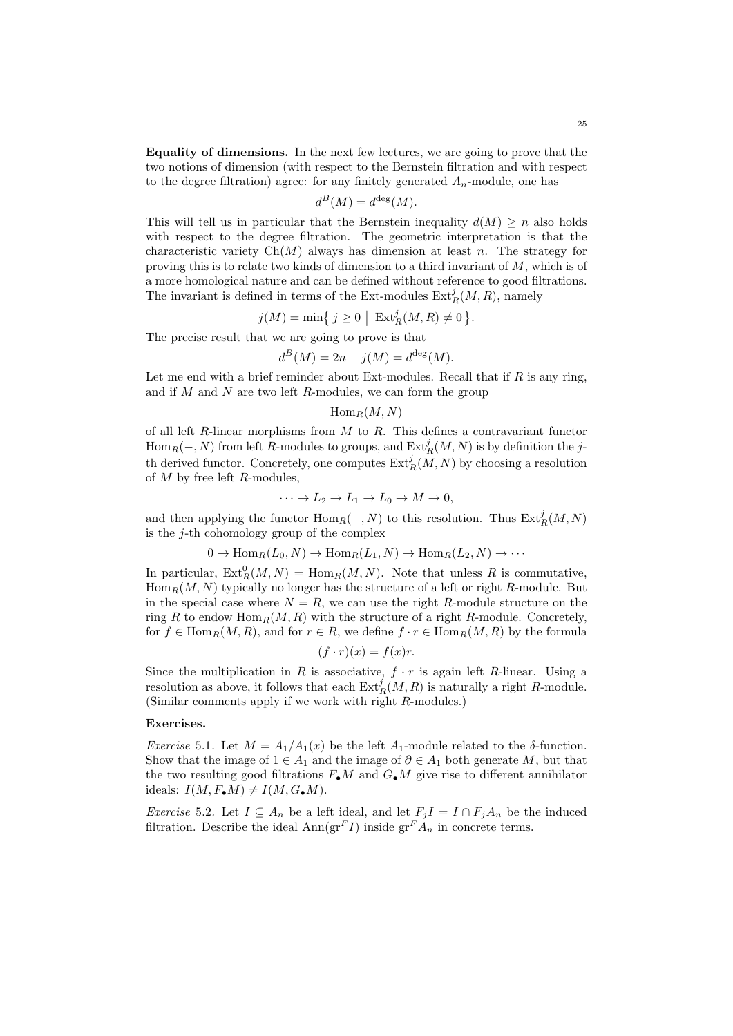**Equality of dimensions.** In the next few lectures, we are going to prove that the two notions of dimension (with respect to the Bernstein filtration and with respect to the degree filtration) agree: for any finitely generated $A_n$-module, one has

$$d^B(M) = d^{\deg}(M).$$

This will tell us in particular that the Bernstein inequality $d(M) \geq n$ also holds with respect to the degree filtration. The geometric interpretation is that the characteristic variety $\mathrm{Ch}(M)$ always has dimension at least $n$. The strategy for proving this is to relate two kinds of dimension to a third invariant of $M$, which is of a more homological nature and can be defined without reference to good filtrations. The invariant is defined in terms of the Ext-modules $\mathrm{Ext}_R^j(M, R)$, namely

$$j(M) = \min\left\{ j \geq 0 \;\middle|\; \mathrm{Ext}_R^j(M, R) \neq 0 \right\}.$$

The precise result that we are going to prove is that

$$d^B(M) = 2n - j(M) = d^{\deg}(M).$$

Let me end with a brief reminder about Ext-modules. Recall that if $R$ is any ring, and if $M$ and $N$ are two left $R$-modules, we can form the group

$$\mathrm{Hom}_R(M, N)$$

of all left $R$-linear morphisms from $M$ to $R$. This defines a contravariant functor $\mathrm{Hom}_R(-, N)$ from left $R$-modules to groups, and $\mathrm{Ext}_R^j(M, N)$ is by definition the $j$-th derived functor. Concretely, one computes $\mathrm{Ext}_R^j(M, N)$ by choosing a resolution of $M$ by free left $R$-modules,

$$\cdots \to L_2 \to L_1 \to L_0 \to M \to 0,$$

and then applying the functor $\mathrm{Hom}_R(-, N)$ to this resolution. Thus $\mathrm{Ext}_R^j(M, N)$ is the $j$-th cohomology group of the complex

$$0 \to \mathrm{Hom}_R(L_0, N) \to \mathrm{Hom}_R(L_1, N) \to \mathrm{Hom}_R(L_2, N) \to \cdots$$

In particular, $\mathrm{Ext}_R^0(M, N) = \mathrm{Hom}_R(M, N)$. Note that unless $R$ is commutative, $\mathrm{Hom}_R(M, N)$ typically no longer has the structure of a left or right $R$-module. But in the special case where $N = R$, we can use the right $R$-module structure on the ring $R$ to endow $\mathrm{Hom}_R(M, R)$ with the structure of a right $R$-module. Concretely, for $f \in \mathrm{Hom}_R(M, R)$, and for $r \in R$, we define $f \cdot r \in \mathrm{Hom}_R(M, R)$ by the formula

$$(f \cdot r)(x) = f(x)r.$$

Since the multiplication in $R$ is associative, $f \cdot r$ is again left $R$-linear. Using a resolution as above, it follows that each $\mathrm{Ext}_R^j(M, R)$ is naturally a right $R$-module. (Similar comments apply if we work with right $R$-modules.)

**Exercises.**

*Exercise* 5.1. Let $M = A_1/A_1(x)$ be the left $A_1$-module related to the $\delta$-function. Show that the image of $1 \in A_1$ and the image of $\partial \in A_1$ both generate $M$, but that the two resulting good filtrations $F_\bullet M$ and $G_\bullet M$ give rise to different annihilator ideals: $I(M, F_\bullet M) \neq I(M, G_\bullet M)$.

*Exercise* 5.2. Let $I \subseteq A_n$ be a left ideal, and let $F_j I = I \cap F_j A_n$ be the induced filtration. Describe the ideal $\mathrm{Ann}(\mathrm{gr}^F I)$ inside $\mathrm{gr}^F A_n$ in concrete terms.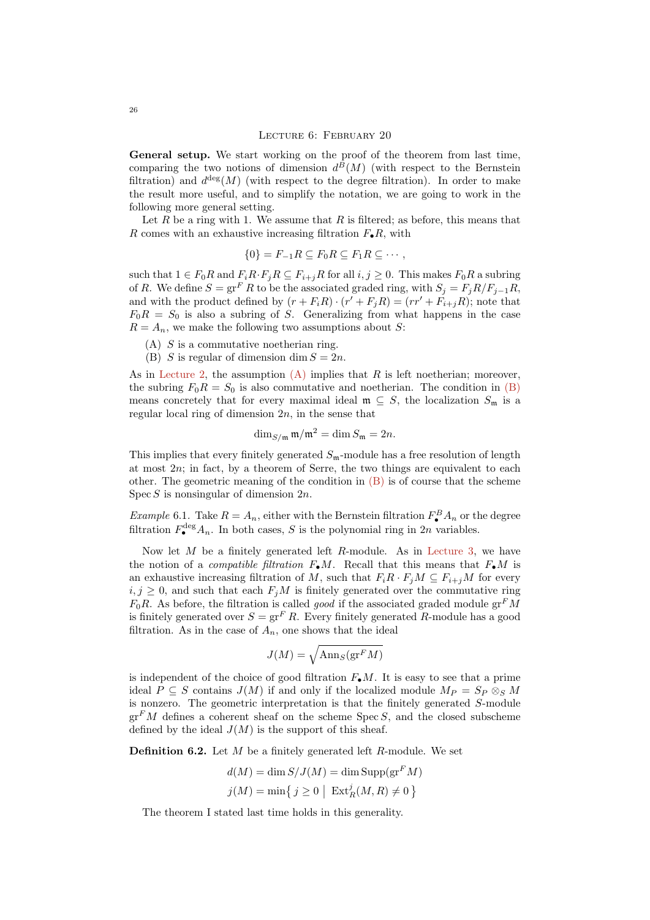## Lecture 6: February 20

**General setup.** We start working on the proof of the theorem from last time, comparing the two notions of dimension $d^B(M)$ (with respect to the Bernstein filtration) and $d^{\deg}(M)$ (with respect to the degree filtration). In order to make the result more useful, and to simplify the notation, we are going to work in the following more general setting.

Let $R$ be a ring with 1. We assume that $R$ is filtered; as before, this means that $R$ comes with an exhaustive increasing filtration $F_\bullet R$, with

$$\{0\} = F_{-1}R \subseteq F_0 R \subseteq F_1 R \subseteq \cdots,$$

such that $1 \in F_0 R$ and $F_i R \cdot F_j R \subseteq F_{i+j} R$ for all $i, j \geq 0$. This makes $F_0 R$ a subring of $R$. We define $S = \operatorname{gr}^F R$ to be the associated graded ring, with $S_j = F_j R / F_{j-1} R$, and with the product defined by $(r + F_i R) \cdot (r' + F_j R) = (rr' + F_{i+j} R)$; note that $F_0 R = S_0$ is also a subring of $S$. Generalizing from what happens in the case $R = A_n$, we make the following two assumptions about $S$:

(A) $S$ is a commutative noetherian ring.
(B) $S$ is regular of dimension $\dim S = 2n$.

As in Lecture 2, the assumption (A) implies that $R$ is left noetherian; moreover, the subring $F_0 R = S_0$ is also commutative and noetherian. The condition in (B) means concretely that for every maximal ideal $\mathfrak{m} \subseteq S$, the localization $S_\mathfrak{m}$ is a regular local ring of dimension $2n$, in the sense that

$$\dim_{S/\mathfrak{m}} \mathfrak{m}/\mathfrak{m}^2 = \dim S_\mathfrak{m} = 2n.$$

This implies that every finitely generated $S_\mathfrak{m}$-module has a free resolution of length at most $2n$; in fact, by a theorem of Serre, the two things are equivalent to each other. The geometric meaning of the condition in (B) is of course that the scheme $\operatorname{Spec} S$ is nonsingular of dimension $2n$.

*Example* 6.1. Take $R = A_n$, either with the Bernstein filtration $F_\bullet^B A_n$ or the degree filtration $F_\bullet^{\deg} A_n$. In both cases, $S$ is the polynomial ring in $2n$ variables.

Now let $M$ be a finitely generated left $R$-module. As in Lecture 3, we have the notion of a *compatible filtration* $F_\bullet M$. Recall that this means that $F_\bullet M$ is an exhaustive increasing filtration of $M$, such that $F_i R \cdot F_j M \subseteq F_{i+j} M$ for every $i, j \geq 0$, and such that each $F_j M$ is finitely generated over the commutative ring $F_0 R$. As before, the filtration is called *good* if the associated graded module $\operatorname{gr}^F M$ is finitely generated over $S = \operatorname{gr}^F R$. Every finitely generated $R$-module has a good filtration. As in the case of $A_n$, one shows that the ideal

$$J(M) = \sqrt{\operatorname{Ann}_S(\operatorname{gr}^F M)}$$

is independent of the choice of good filtration $F_\bullet M$. It is easy to see that a prime ideal $P \subseteq S$ contains $J(M)$ if and only if the localized module $M_P = S_P \otimes_S M$ is nonzero. The geometric interpretation is that the finitely generated $S$-module $\operatorname{gr}^F M$ defines a coherent sheaf on the scheme $\operatorname{Spec} S$, and the closed subscheme defined by the ideal $J(M)$ is the support of this sheaf.

**Definition 6.2.** Let $M$ be a finitely generated left $R$-module. We set

$$d(M) = \dim S/J(M) = \dim \operatorname{Supp}(\operatorname{gr}^F M)$$
$$j(M) = \min\{\, j \geq 0 \mid \operatorname{Ext}_R^j(M, R) \neq 0 \,\}$$

The theorem I stated last time holds in this generality.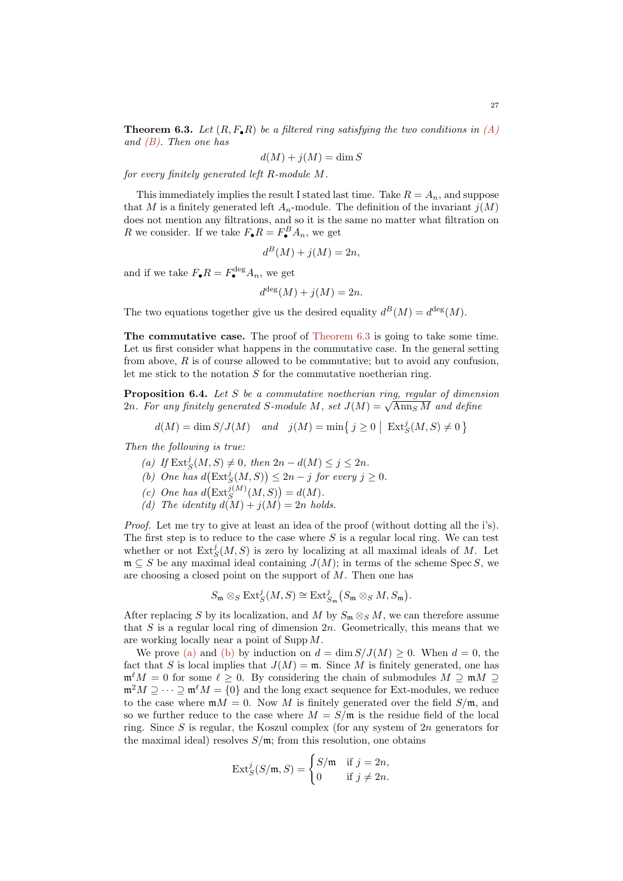**Theorem 6.3.** *Let $(R, F_\bullet R)$ be a filtered ring satisfying the two conditions in (A) and (B). Then one has*

$$d(M) + j(M) = \dim S$$

*for every finitely generated left $R$-module $M$.*

This immediately implies the result I stated last time. Take $R = A_n$, and suppose that $M$ is a finitely generated left $A_n$-module. The definition of the invariant $j(M)$ does not mention any filtrations, and so it is the same no matter what filtration on $R$ we consider. If we take $F_\bullet R = F_\bullet^B A_n$, we get

$$d^B(M) + j(M) = 2n,$$

and if we take $F_\bullet R = F_\bullet^{\deg} A_n$, we get

$$d^{\deg}(M) + j(M) = 2n.$$

The two equations together give us the desired equality $d^B(M) = d^{\deg}(M)$.

**The commutative case.** The proof of Theorem 6.3 is going to take some time. Let us first consider what happens in the commutative case. In the general setting from above, $R$ is of course allowed to be commutative; but to avoid any confusion, let me stick to the notation $S$ for the commutative noetherian ring.

**Proposition 6.4.** *Let $S$ be a commutative noetherian ring, regular of dimension $2n$. For any finitely generated $S$-module $M$, set $J(M) = \sqrt{\operatorname{Ann}_S M}$ and define*

$$d(M) = \dim S/J(M) \quad \textit{and} \quad j(M) = \min\bigl\{\, j \geq 0 \bigm| \operatorname{Ext}_S^j(M,S) \neq 0 \,\bigr\}$$

*Then the following is true:*

*(a) If $\operatorname{Ext}_S^j(M,S) \neq 0$, then $2n - d(M) \leq j \leq 2n$.*
*(b) One has $d\bigl(\operatorname{Ext}_S^j(M,S)\bigr) \leq 2n - j$ for every $j \geq 0$.*
*(c) One has $d\bigl(\operatorname{Ext}_S^{j(M)}(M,S)\bigr) = d(M)$.*
*(d) The identity $d(M) + j(M) = 2n$ holds.*

*Proof.* Let me try to give at least an idea of the proof (without dotting all the i's). The first step is to reduce to the case where $S$ is a regular local ring. We can test whether or not $\operatorname{Ext}_S^j(M,S)$ is zero by localizing at all maximal ideals of $M$. Let $\mathfrak{m} \subseteq S$ be any maximal ideal containing $J(M)$; in terms of the scheme $\operatorname{Spec} S$, we are choosing a closed point on the support of $M$. Then one has

$$S_\mathfrak{m} \otimes_S \operatorname{Ext}_S^j(M,S) \cong \operatorname{Ext}_{S_\mathfrak{m}}^j\bigl(S_\mathfrak{m} \otimes_S M, S_\mathfrak{m}\bigr).$$

After replacing $S$ by its localization, and $M$ by $S_\mathfrak{m} \otimes_S M$, we can therefore assume that $S$ is a regular local ring of dimension $2n$. Geometrically, this means that we are working locally near a point of $\operatorname{Supp} M$.

We prove (a) and (b) by induction on $d = \dim S/J(M) \geq 0$. When $d = 0$, the fact that $S$ is local implies that $J(M) = \mathfrak{m}$. Since $M$ is finitely generated, one has $\mathfrak{m}^\ell M = 0$ for some $\ell \geq 0$. By considering the chain of submodules $M \supseteq \mathfrak{m}M \supseteq \mathfrak{m}^2 M \supseteq \cdots \supseteq \mathfrak{m}^\ell M = \{0\}$ and the long exact sequence for Ext-modules, we reduce to the case where $\mathfrak{m}M = 0$. Now $M$ is finitely generated over the field $S/\mathfrak{m}$, and so we further reduce to the case where $M = S/\mathfrak{m}$ is the residue field of the local ring. Since $S$ is regular, the Koszul complex (for any system of $2n$ generators for the maximal ideal) resolves $S/\mathfrak{m}$; from this resolution, one obtains

$$\operatorname{Ext}_S^j(S/\mathfrak{m}, S) = \begin{cases} S/\mathfrak{m} & \text{if } j = 2n, \\ 0 & \text{if } j \neq 2n. \end{cases}$$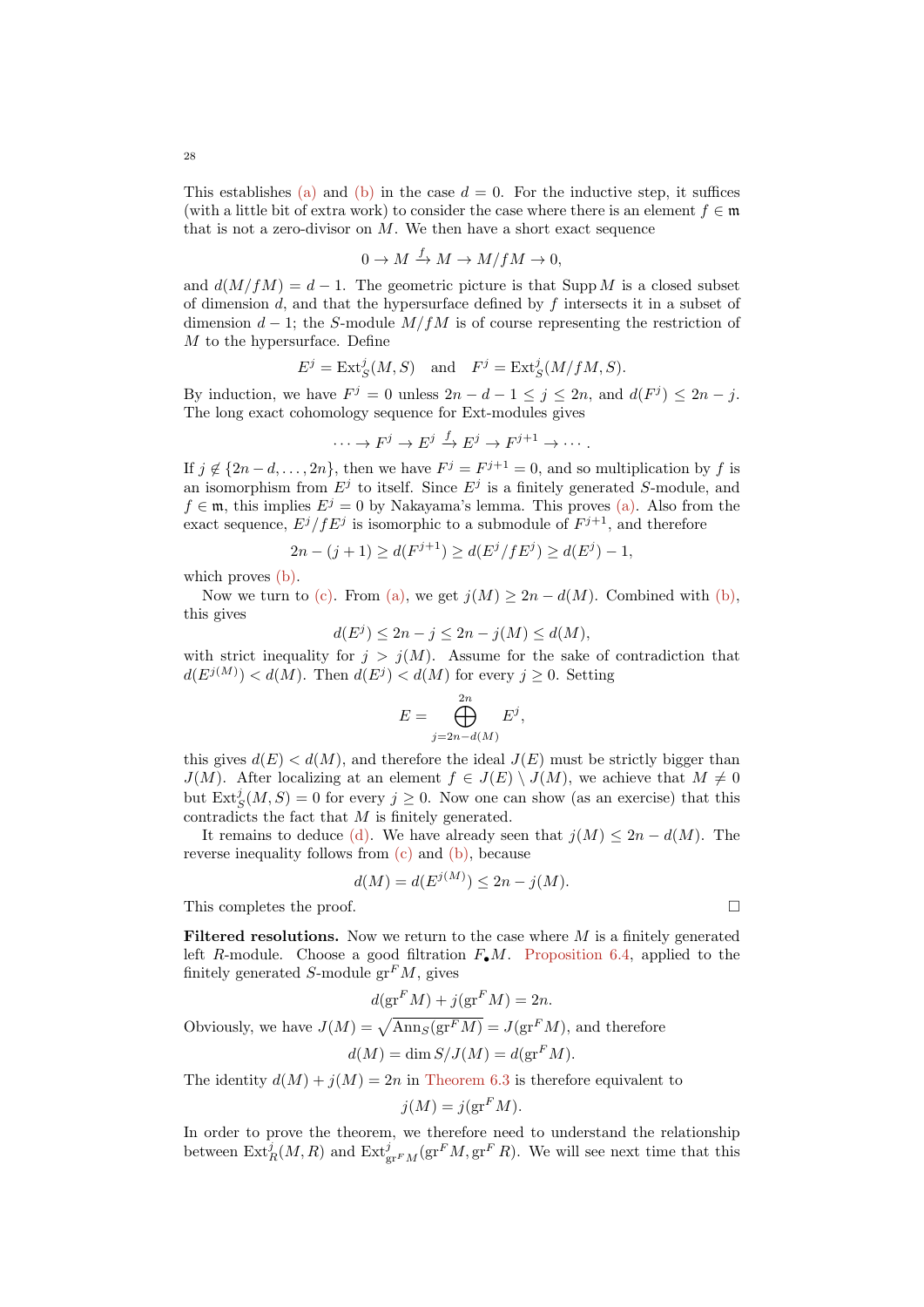This establishes (a) and (b) in the case $d = 0$. For the inductive step, it suffices (with a little bit of extra work) to consider the case where there is an element $f \in \mathfrak{m}$ that is not a zero-divisor on $M$. We then have a short exact sequence

$$0 \to M \xrightarrow{f} M \to M/fM \to 0,$$

and $d(M/fM) = d - 1$. The geometric picture is that $\operatorname{Supp} M$ is a closed subset of dimension $d$, and that the hypersurface defined by $f$ intersects it in a subset of dimension $d-1$; the $S$-module $M/fM$ is of course representing the restriction of $M$ to the hypersurface. Define

$$E^j = \operatorname{Ext}^j_S(M, S) \quad \text{and} \quad F^j = \operatorname{Ext}^j_S(M/fM, S).$$

By induction, we have $F^j = 0$ unless $2n - d - 1 \leq j \leq 2n$, and $d(F^j) \leq 2n - j$. The long exact cohomology sequence for Ext-modules gives

$$\cdots \to F^j \to E^j \xrightarrow{f} E^j \to F^{j+1} \to \cdots.$$

If $j \notin \{2n - d, \dots, 2n\}$, then we have $F^j = F^{j+1} = 0$, and so multiplication by $f$ is an isomorphism from $E^j$ to itself. Since $E^j$ is a finitely generated $S$-module, and $f \in \mathfrak{m}$, this implies $E^j = 0$ by Nakayama's lemma. This proves (a). Also from the exact sequence, $E^j / fE^j$ is isomorphic to a submodule of $F^{j+1}$, and therefore

$$2n - (j+1) \geq d(F^{j+1}) \geq d(E^j/fE^j) \geq d(E^j) - 1,$$

which proves (b).

Now we turn to (c). From (a), we get $j(M) \geq 2n - d(M)$. Combined with (b), this gives

$$d(E^j) \leq 2n - j \leq 2n - j(M) \leq d(M),$$

with strict inequality for $j > j(M)$. Assume for the sake of contradiction that $d(E^{j(M)}) < d(M)$. Then $d(E^j) < d(M)$ for every $j \geq 0$. Setting

$$E = \bigoplus_{j = 2n - d(M)}^{2n} E^j,$$

this gives $d(E) < d(M)$, and therefore the ideal $J(E)$ must be strictly bigger than $J(M)$. After localizing at an element $f \in J(E) \setminus J(M)$, we achieve that $M \neq 0$ but $\operatorname{Ext}^j_S(M, S) = 0$ for every $j \geq 0$. Now one can show (as an exercise) that this contradicts the fact that $M$ is finitely generated.

It remains to deduce (d). We have already seen that $j(M) \leq 2n - d(M)$. The reverse inequality follows from (c) and (b), because

$$d(M) = d(E^{j(M)}) \leq 2n - j(M).$$

This completes the proof. □

**Filtered resolutions.** Now we return to the case where $M$ is a finitely generated left $R$-module. Choose a good filtration $F_\bullet M$. Proposition 6.4, applied to the finitely generated $S$-module $\operatorname{gr}^F M$, gives

$$d(\operatorname{gr}^F M) + j(\operatorname{gr}^F M) = 2n.$$

Obviously, we have $J(M) = \sqrt{\operatorname{Ann}_S(\operatorname{gr}^F M)} = J(\operatorname{gr}^F M)$, and therefore

$$d(M) = \dim S/J(M) = d(\operatorname{gr}^F M).$$

The identity $d(M) + j(M) = 2n$ in Theorem 6.3 is therefore equivalent to

$$j(M) = j(\operatorname{gr}^F M).$$

In order to prove the theorem, we therefore need to understand the relationship between $\operatorname{Ext}^j_R(M, R)$ and $\operatorname{Ext}^j_{\operatorname{gr}^F M}(\operatorname{gr}^F M, \operatorname{gr}^F R)$. We will see next time that this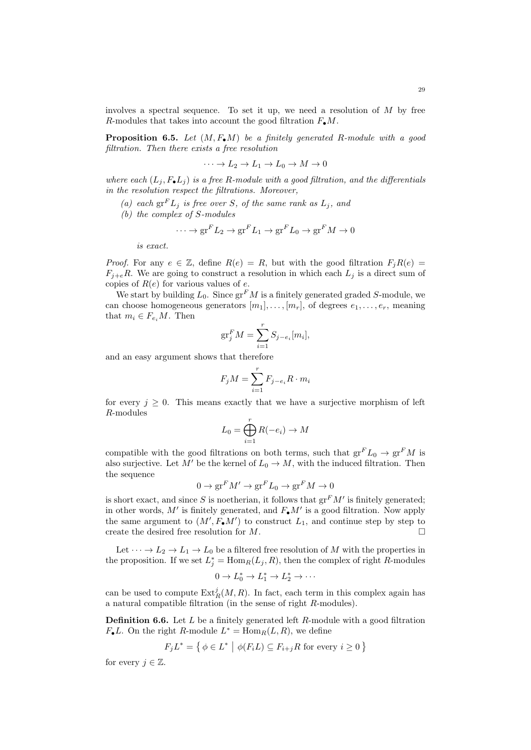involves a spectral sequence. To set it up, we need a resolution of $M$ by free $R$-modules that takes into account the good filtration $F_\bullet M$.

**Proposition 6.5.** *Let $(M, F_\bullet M)$ be a finitely generated $R$-module with a good filtration. Then there exists a free resolution*

$$\cdots \to L_2 \to L_1 \to L_0 \to M \to 0$$

*where each $(L_j, F_\bullet L_j)$ is a free $R$-module with a good filtration, and the differentials in the resolution respect the filtrations. Moreover,*

*(a) each $\mathrm{gr}^F L_j$ is free over $S$, of the same rank as $L_j$, and*

*(b) the complex of $S$-modules*

$$\cdots \to \mathrm{gr}^F L_2 \to \mathrm{gr}^F L_1 \to \mathrm{gr}^F L_0 \to \mathrm{gr}^F M \to 0$$

*is exact.*

*Proof.* For any $e \in \mathbb{Z}$, define $R(e) = R$, but with the good filtration $F_j R(e) = F_{j+e} R$. We are going to construct a resolution in which each $L_j$ is a direct sum of copies of $R(e)$ for various values of $e$.

We start by building $L_0$. Since $\mathrm{gr}^F M$ is a finitely generated graded $S$-module, we can choose homogeneous generators $[m_1], \ldots, [m_r]$, of degrees $e_1, \ldots, e_r$, meaning that $m_i \in F_{e_i} M$. Then

$$\mathrm{gr}_j^F M = \sum_{i=1}^{r} S_{j-e_i}[m_i],$$

and an easy argument shows that therefore

$$F_j M = \sum_{i=1}^{r} F_{j-e_i} R \cdot m_i$$

for every $j \geq 0$. This means exactly that we have a surjective morphism of left $R$-modules

$$L_0 = \bigoplus_{i=1}^{r} R(-e_i) \to M$$

compatible with the good filtrations on both terms, such that $\mathrm{gr}^F L_0 \to \mathrm{gr}^F M$ is also surjective. Let $M'$ be the kernel of $L_0 \to M$, with the induced filtration. Then the sequence

$$0 \to \mathrm{gr}^F M' \to \mathrm{gr}^F L_0 \to \mathrm{gr}^F M \to 0$$

is short exact, and since $S$ is noetherian, it follows that $\mathrm{gr}^F M'$ is finitely generated; in other words, $M'$ is finitely generated, and $F_\bullet M'$ is a good filtration. Now apply the same argument to $(M', F_\bullet M')$ to construct $L_1$, and continue step by step to create the desired free resolution for $M$. $\square$

Let $\cdots \to L_2 \to L_1 \to L_0$ be a filtered free resolution of $M$ with the properties in the proposition. If we set $L_j^* = \mathrm{Hom}_R(L_j, R)$, then the complex of right $R$-modules

$$0 \to L_0^* \to L_1^* \to L_2^* \to \cdots$$

can be used to compute $\mathrm{Ext}_R^j(M, R)$. In fact, each term in this complex again has a natural compatible filtration (in the sense of right $R$-modules).

**Definition 6.6.** Let $L$ be a finitely generated left $R$-module with a good filtration $F_\bullet L$. On the right $R$-module $L^* = \mathrm{Hom}_R(L, R)$, we define

$$F_j L^* = \left\{ \phi \in L^* \;\middle|\; \phi(F_i L) \subseteq F_{i+j} R \text{ for every } i \geq 0 \right\}$$

for every $j \in \mathbb{Z}$.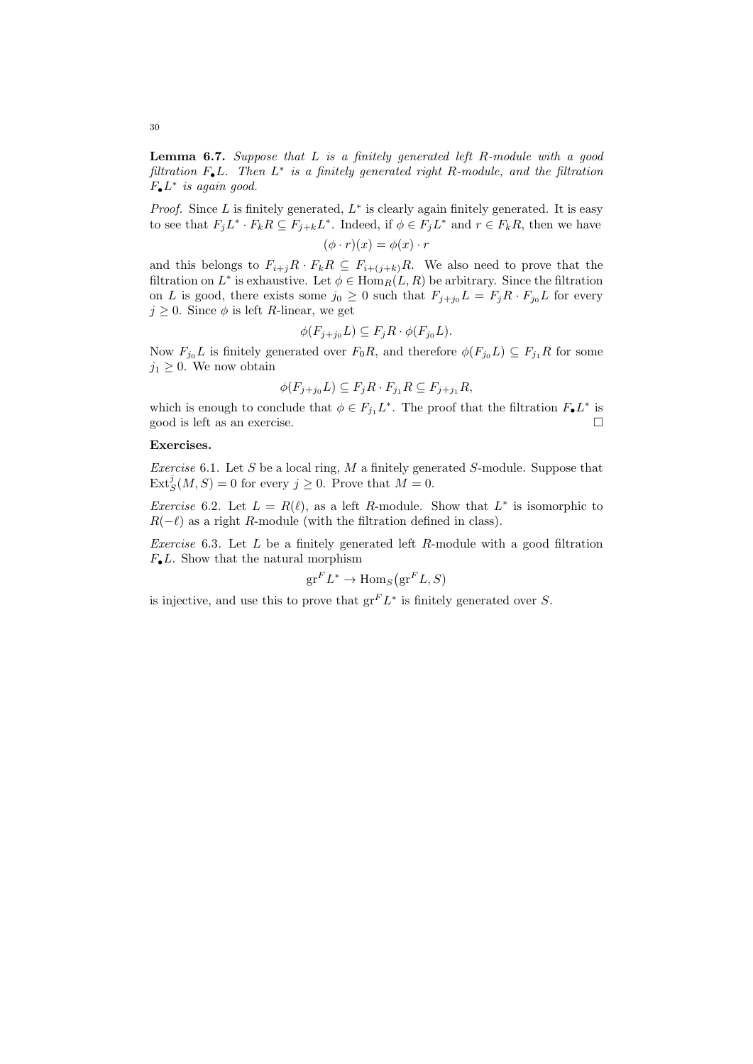**Lemma 6.7.** *Suppose that $L$ is a finitely generated left $R$-module with a good filtration $F_\bullet L$. Then $L^*$ is a finitely generated right $R$-module, and the filtration $F_\bullet L^*$ is again good.*

*Proof.* Since $L$ is finitely generated, $L^*$ is clearly again finitely generated. It is easy to see that $F_j L^* \cdot F_k R \subseteq F_{j+k} L^*$. Indeed, if $\phi \in F_j L^*$ and $r \in F_k R$, then we have

$$(\phi \cdot r)(x) = \phi(x) \cdot r$$

and this belongs to $F_{i+j} R \cdot F_k R \subseteq F_{i+(j+k)} R$. We also need to prove that the filtration on $L^*$ is exhaustive. Let $\phi \in \operatorname{Hom}_R(L, R)$ be arbitrary. Since the filtration on $L$ is good, there exists some $j_0 \geq 0$ such that $F_{j+j_0} L = F_j R \cdot F_{j_0} L$ for every $j \geq 0$. Since $\phi$ is left $R$-linear, we get

$$\phi(F_{j+j_0} L) \subseteq F_j R \cdot \phi(F_{j_0} L).$$

Now $F_{j_0} L$ is finitely generated over $F_0 R$, and therefore $\phi(F_{j_0} L) \subseteq F_{j_1} R$ for some $j_1 \geq 0$. We now obtain

$$\phi(F_{j+j_0} L) \subseteq F_j R \cdot F_{j_1} R \subseteq F_{j+j_1} R,$$

which is enough to conclude that $\phi \in F_{j_1} L^*$. The proof that the filtration $F_\bullet L^*$ is good is left as an exercise. $\square$

**Exercises.**

*Exercise* 6.1. Let $S$ be a local ring, $M$ a finitely generated $S$-module. Suppose that $\operatorname{Ext}^j_S(M, S) = 0$ for every $j \geq 0$. Prove that $M = 0$.

*Exercise* 6.2. Let $L = R(\ell)$, as a left $R$-module. Show that $L^*$ is isomorphic to $R(-\ell)$ as a right $R$-module (with the filtration defined in class).

*Exercise* 6.3. Let $L$ be a finitely generated left $R$-module with a good filtration $F_\bullet L$. Show that the natural morphism

$$\operatorname{gr}^F L^* \to \operatorname{Hom}_S\big(\operatorname{gr}^F L, S\big)$$

is injective, and use this to prove that $\operatorname{gr}^F L^*$ is finitely generated over $S$.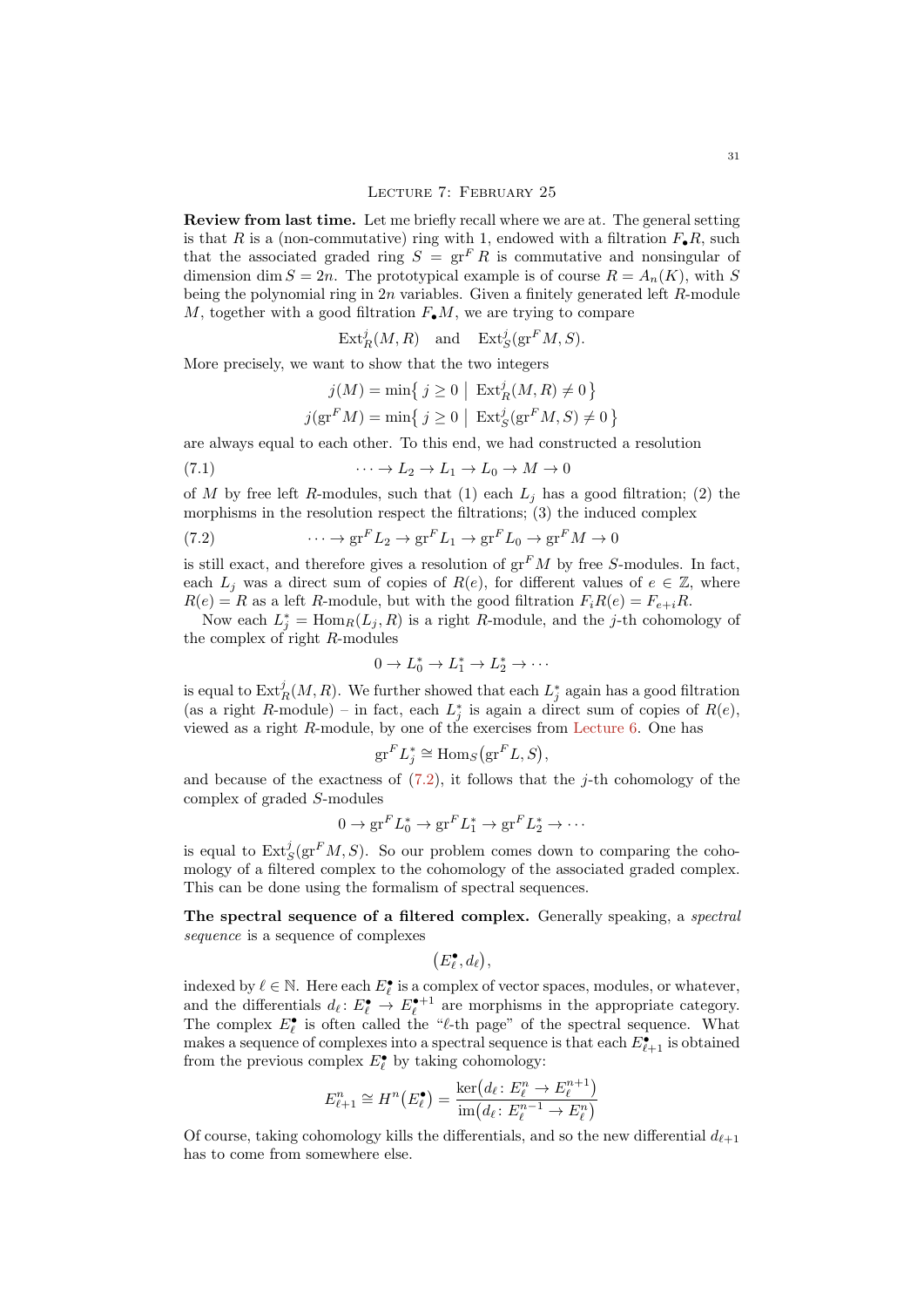## Lecture 7: February 25

**Review from last time.** Let me briefly recall where we are at. The general setting is that $R$ is a (non-commutative) ring with 1, endowed with a filtration $F_\bullet R$, such that the associated graded ring $S = \operatorname{gr}^F R$ is commutative and nonsingular of dimension $\dim S = 2n$. The prototypical example is of course $R = A_n(K)$, with $S$ being the polynomial ring in $2n$ variables. Given a finitely generated left $R$-module $M$, together with a good filtration $F_\bullet M$, we are trying to compare

$$\operatorname{Ext}^j_R(M, R) \quad \text{and} \quad \operatorname{Ext}^j_S(\operatorname{gr}^F M, S).$$

More precisely, we want to show that the two integers

$$j(M) = \min\{\, j \geq 0 \mid \operatorname{Ext}^j_R(M,R) \neq 0 \,\}$$
$$j(\operatorname{gr}^F M) = \min\{\, j \geq 0 \mid \operatorname{Ext}^j_S(\operatorname{gr}^F M,S) \neq 0 \,\}$$

are always equal to each other. To this end, we had constructed a resolution

$$\cdots \to L_2 \to L_1 \to L_0 \to M \to 0 \tag{7.1}$$

of $M$ by free left $R$-modules, such that (1) each $L_j$ has a good filtration; (2) the morphisms in the resolution respect the filtrations; (3) the induced complex

$$\cdots \to \operatorname{gr}^F L_2 \to \operatorname{gr}^F L_1 \to \operatorname{gr}^F L_0 \to \operatorname{gr}^F M \to 0 \tag{7.2}$$

is still exact, and therefore gives a resolution of $\operatorname{gr}^F M$ by free $S$-modules. In fact, each $L_j$ was a direct sum of copies of $R(e)$, for different values of $e \in \mathbb{Z}$, where $R(e) = R$ as a left $R$-module, but with the good filtration $F_i R(e) = F_{e+i} R$.

Now each $L_j^* = \operatorname{Hom}_R(L_j, R)$ is a right $R$-module, and the $j$-th cohomology of the complex of right $R$-modules

$$0 \to L_0^* \to L_1^* \to L_2^* \to \cdots$$

is equal to $\operatorname{Ext}^j_R(M,R)$. We further showed that each $L_j^*$ again has a good filtration (as a right $R$-module) – in fact, each $L_j^*$ is again a direct sum of copies of $R(e)$, viewed as a right $R$-module, by one of the exercises from Lecture 6. One has

$$\operatorname{gr}^F L_j^* \cong \operatorname{Hom}_S\bigl(\operatorname{gr}^F L, S\bigr),$$

and because of the exactness of (7.2), it follows that the $j$-th cohomology of the complex of graded $S$-modules

$$0 \to \operatorname{gr}^F L_0^* \to \operatorname{gr}^F L_1^* \to \operatorname{gr}^F L_2^* \to \cdots$$

is equal to $\operatorname{Ext}^j_S(\operatorname{gr}^F M, S)$. So our problem comes down to comparing the cohomology of a filtered complex to the cohomology of the associated graded complex. This can be done using the formalism of spectral sequences.

**The spectral sequence of a filtered complex.** Generally speaking, a *spectral sequence* is a sequence of complexes

$$\bigl(E_\ell^\bullet, d_\ell\bigr),$$

indexed by $\ell \in \mathbb{N}$. Here each $E_\ell^\bullet$ is a complex of vector spaces, modules, or whatever, and the differentials $d_\ell \colon E_\ell^\bullet \to E_\ell^{\bullet+1}$ are morphisms in the appropriate category. The complex $E_\ell^\bullet$ is often called the "$\ell$-th page" of the spectral sequence. What makes a sequence of complexes into a spectral sequence is that each $E_{\ell+1}^\bullet$ is obtained from the previous complex $E_\ell^\bullet$ by taking cohomology:

$$E_{\ell+1}^n \cong H^n\bigl(E_\ell^\bullet\bigr) = \frac{\ker\bigl(d_\ell \colon E_\ell^n \to E_\ell^{n+1}\bigr)}{\operatorname{im}\bigl(d_\ell \colon E_\ell^{n-1} \to E_\ell^n\bigr)}$$

Of course, taking cohomology kills the differentials, and so the new differential $d_{\ell+1}$ has to come from somewhere else.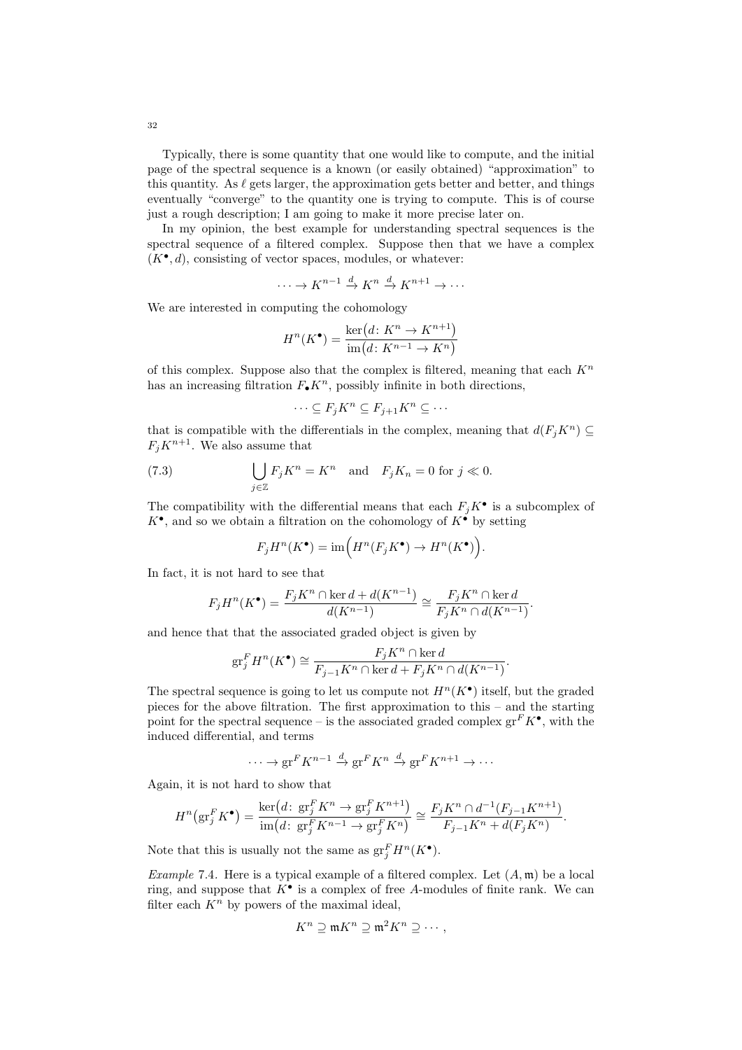Typically, there is some quantity that one would like to compute, and the initial page of the spectral sequence is a known (or easily obtained) "approximation" to this quantity. As $\ell$ gets larger, the approximation gets better and better, and things eventually "converge" to the quantity one is trying to compute. This is of course just a rough description; I am going to make it more precise later on.

In my opinion, the best example for understanding spectral sequences is the spectral sequence of a filtered complex. Suppose then that we have a complex $(K^\bullet, d)$, consisting of vector spaces, modules, or whatever:

$$\cdots \to K^{n-1} \xrightarrow{d} K^n \xrightarrow{d} K^{n+1} \to \cdots$$

We are interested in computing the cohomology

$$H^n(K^\bullet) = \frac{\ker\bigl(d\colon K^n \to K^{n+1}\bigr)}{\operatorname{im}\bigl(d\colon K^{n-1} \to K^n\bigr)}$$

of this complex. Suppose also that the complex is filtered, meaning that each $K^n$ has an increasing filtration $F_\bullet K^n$, possibly infinite in both directions,

$$\cdots \subseteq F_j K^n \subseteq F_{j+1} K^n \subseteq \cdots$$

that is compatible with the differentials in the complex, meaning that $d(F_j K^n) \subseteq F_j K^{n+1}$. We also assume that

$$\bigcup_{j\in\mathbb{Z}} F_j K^n = K^n \quad \text{and} \quad F_j K_n = 0 \text{ for } j \ll 0. \tag{7.3}$$

The compatibility with the differential means that each $F_j K^\bullet$ is a subcomplex of $K^\bullet$, and so we obtain a filtration on the cohomology of $K^\bullet$ by setting

$$F_j H^n(K^\bullet) = \operatorname{im}\Bigl(H^n(F_j K^\bullet) \to H^n(K^\bullet)\Bigr).$$

In fact, it is not hard to see that

$$F_j H^n(K^\bullet) = \frac{F_j K^n \cap \ker d + d(K^{n-1})}{d(K^{n-1})} \cong \frac{F_j K^n \cap \ker d}{F_j K^n \cap d(K^{n-1})}.$$

and hence that that the associated graded object is given by

$$\operatorname{gr}_j^F H^n(K^\bullet) \cong \frac{F_j K^n \cap \ker d}{F_{j-1} K^n \cap \ker d + F_j K^n \cap d(K^{n-1})}.$$

The spectral sequence is going to let us compute not $H^n(K^\bullet)$ itself, but the graded pieces for the above filtration. The first approximation to this – and the starting point for the spectral sequence – is the associated graded complex $\operatorname{gr}^F K^\bullet$, with the induced differential, and terms

$$\cdots \to \operatorname{gr}^F K^{n-1} \xrightarrow{d} \operatorname{gr}^F K^n \xrightarrow{d} \operatorname{gr}^F K^{n+1} \to \cdots$$

Again, it is not hard to show that

$$H^n\bigl(\operatorname{gr}_j^F K^\bullet\bigr) = \frac{\ker\bigl(d\colon \operatorname{gr}_j^F K^n \to \operatorname{gr}_j^F K^{n+1}\bigr)}{\operatorname{im}\bigl(d\colon \operatorname{gr}_j^F K^{n-1} \to \operatorname{gr}_j^F K^n\bigr)} \cong \frac{F_j K^n \cap d^{-1}(F_{j-1} K^{n+1})}{F_{j-1} K^n + d(F_j K^n)}.$$

Note that this is usually not the same as $\operatorname{gr}_j^F H^n(K^\bullet)$.

*Example* 7.4. Here is a typical example of a filtered complex. Let $(A, \mathfrak{m})$ be a local ring, and suppose that $K^\bullet$ is a complex of free $A$-modules of finite rank. We can filter each $K^n$ by powers of the maximal ideal,

$$K^n \supseteq \mathfrak{m} K^n \supseteq \mathfrak{m}^2 K^n \supseteq \cdots,$$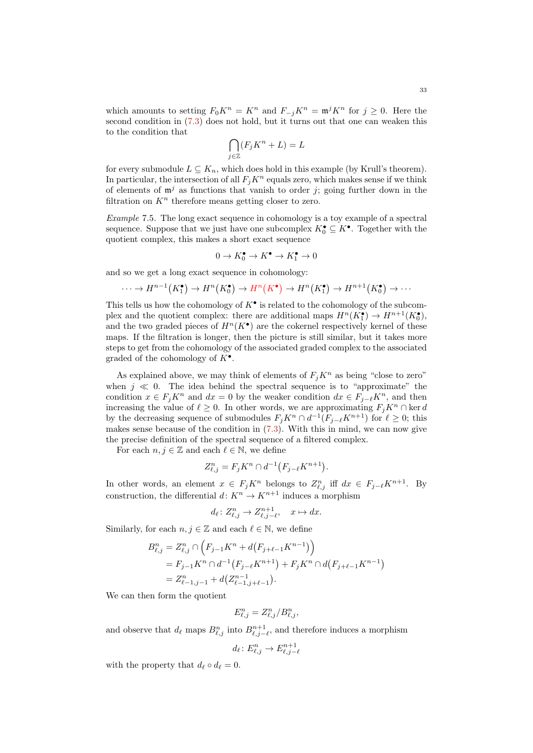which amounts to setting $F_0 K^n = K^n$ and $F_{-j} K^n = \mathfrak{m}^j K^n$ for $j \geq 0$. Here the second condition in (7.3) does not hold, but it turns out that one can weaken this to the condition that

$$\bigcap_{j \in \mathbb{Z}} (F_j K^n + L) = L$$

for every submodule $L \subseteq K_n$, which does hold in this example (by Krull's theorem). In particular, the intersection of all $F_j K^n$ equals zero, which makes sense if we think of elements of $\mathfrak{m}^j$ as functions that vanish to order $j$; going further down in the filtration on $K^n$ therefore means getting closer to zero.

*Example* 7.5. The long exact sequence in cohomology is a toy example of a spectral sequence. Suppose that we just have one subcomplex $K_0^\bullet \subseteq K^\bullet$. Together with the quotient complex, this makes a short exact sequence

$$0 \to K_0^\bullet \to K^\bullet \to K_1^\bullet \to 0$$

and so we get a long exact sequence in cohomology:

$$\cdots \to H^{n-1}(K_1^\bullet) \to H^n(K_0^\bullet) \to H^n(K^\bullet) \to H^n(K_1^\bullet) \to H^{n+1}(K_0^\bullet) \to \cdots$$

This tells us how the cohomology of $K^\bullet$ is related to the cohomology of the subcomplex and the quotient complex: there are additional maps $H^n(K_1^\bullet) \to H^{n+1}(K_0^\bullet)$, and the two graded pieces of $H^n(K^\bullet)$ are the cokernel respectively kernel of these maps. If the filtration is longer, then the picture is still similar, but it takes more steps to get from the cohomology of the associated graded complex to the associated graded of the cohomology of $K^\bullet$.

As explained above, we may think of elements of $F_j K^n$ as being "close to zero" when $j \ll 0$. The idea behind the spectral sequence is to "approximate" the condition $x \in F_j K^n$ and $dx = 0$ by the weaker condition $dx \in F_{j-\ell} K^n$, and then increasing the value of $\ell \geq 0$. In other words, we are approximating $F_j K^n \cap \ker d$ by the decreasing sequence of submodules $F_j K^n \cap d^{-1}(F_{j-\ell} K^{n+1})$ for $\ell \geq 0$; this makes sense because of the condition in (7.3). With this in mind, we can now give the precise definition of the spectral sequence of a filtered complex.

For each $n, j \in \mathbb{Z}$ and each $\ell \in \mathbb{N}$, we define

$$Z_{\ell,j}^n = F_j K^n \cap d^{-1}(F_{j-\ell} K^{n+1}).$$

In other words, an element $x \in F_j K^n$ belongs to $Z_{\ell,j}^n$ iff $dx \in F_{j-\ell} K^{n+1}$. By construction, the differential $d \colon K^n \to K^{n+1}$ induces a morphism

$$d_\ell \colon Z_{\ell,j}^n \to Z_{\ell,j-\ell}^{n+1}, \quad x \mapsto dx.$$

Similarly, for each $n, j \in \mathbb{Z}$ and each $\ell \in \mathbb{N}$, we define

$$\begin{aligned}
B_{\ell,j}^n &= Z_{\ell,j}^n \cap \Big(F_{j-1} K^n + d\big(F_{j+\ell-1} K^{n-1}\big)\Big) \\
&= F_{j-1} K^n \cap d^{-1}\big(F_{j-\ell} K^{n+1}\big) + F_j K^n \cap d\big(F_{j+\ell-1} K^{n-1}\big) \\
&= Z_{\ell-1,j-1}^n + d\big(Z_{\ell-1,j+\ell-1}^{n-1}\big).
\end{aligned}$$

We can then form the quotient

$$E_{\ell,j}^n = Z_{\ell,j}^n / B_{\ell,j}^n,$$

and observe that $d_\ell$ maps $B_{\ell,j}^n$ into $B_{\ell,j-\ell}^{n+1}$, and therefore induces a morphism

$$d_\ell \colon E_{\ell,j}^n \to E_{\ell,j-\ell}^{n+1}$$

with the property that $d_\ell \circ d_\ell = 0$.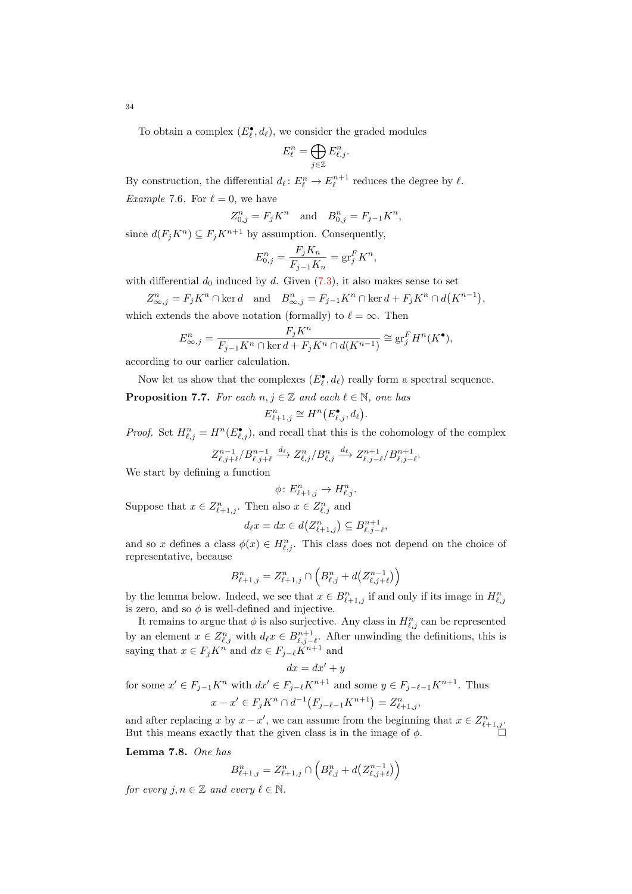To obtain a complex $(E_\ell^\bullet, d_\ell)$, we consider the graded modules

$$E_\ell^n = \bigoplus_{j \in \mathbb{Z}} E_{\ell,j}^n.$$

By construction, the differential $d_\ell \colon E_\ell^n \to E_\ell^{n+1}$ reduces the degree by $\ell$.

*Example* 7.6. For $\ell = 0$, we have

$$Z_{0,j}^n = F_j K^n \quad \text{and} \quad B_{0,j}^n = F_{j-1} K^n,$$

since $d(F_j K^n) \subseteq F_j K^{n+1}$ by assumption. Consequently,

$$E_{0,j}^n = \frac{F_j K_n}{F_{j-1} K_n} = \operatorname{gr}_j^F K^n,$$

with differential $d_0$ induced by $d$. Given (7.3), it also makes sense to set

$$Z_{\infty,j}^n = F_j K^n \cap \ker d \quad \text{and} \quad B_{\infty,j}^n = F_{j-1} K^n \cap \ker d + F_j K^n \cap d\big(K^{n-1}\big),$$

which extends the above notation (formally) to $\ell = \infty$. Then

$$E_{\infty,j}^n = \frac{F_j K^n}{F_{j-1} K^n \cap \ker d + F_j K^n \cap d(K^{n-1})} \cong \operatorname{gr}_j^F H^n(K^\bullet),$$

according to our earlier calculation.

Now let us show that the complexes $(E_\ell^\bullet, d_\ell)$ really form a spectral sequence.

**Proposition 7.7.** *For each $n, j \in \mathbb{Z}$ and each $\ell \in \mathbb{N}$, one has*

$$E_{\ell+1,j}^n \cong H^n\big(E_{\ell,j}^\bullet, d_\ell\big).$$

*Proof.* Set $H_{\ell,j}^n = H^n(E_{\ell,j}^\bullet)$, and recall that this is the cohomology of the complex

$$Z_{\ell,j+\ell}^{n-1}/B_{\ell,j+\ell}^{n-1} \xrightarrow{d_\ell} Z_{\ell,j}^n/B_{\ell,j}^n \xrightarrow{d_\ell} Z_{\ell,j-\ell}^{n+1}/B_{\ell,j-\ell}^{n+1}.$$

We start by defining a function

$$\phi \colon E_{\ell+1,j}^n \to H_{\ell,j}^n.$$

Suppose that $x \in Z_{\ell+1,j}^n$. Then also $x \in Z_{\ell,j}^n$ and

$$d_\ell x = dx \in d\big(Z_{\ell+1,j}^n\big) \subseteq B_{\ell,j-\ell}^{n+1},$$

and so $x$ defines a class $\phi(x) \in H_{\ell,j}^n$. This class does not depend on the choice of representative, because

$$B_{\ell+1,j}^n = Z_{\ell+1,j}^n \cap \Big(B_{\ell,j}^n + d\big(Z_{\ell,j+\ell}^{n-1}\big)\Big)$$

by the lemma below. Indeed, we see that $x \in B_{\ell+1,j}^n$ if and only if its image in $H_{\ell,j}^n$ is zero, and so $\phi$ is well-defined and injective.

It remains to argue that $\phi$ is also surjective. Any class in $H_{\ell,j}^n$ can be represented by an element $x \in Z_{\ell,j}^n$ with $d_\ell x \in B_{\ell,j-\ell}^{n+1}$. After unwinding the definitions, this is saying that $x \in F_j K^n$ and $dx \in F_{j-\ell} K^{n+1}$ and

$$dx = dx' + y$$

for some $x' \in F_{j-1} K^n$ with $dx' \in F_{j-\ell} K^{n+1}$ and some $y \in F_{j-\ell-1} K^{n+1}$. Thus

$$x - x' \in F_j K^n \cap d^{-1}\big(F_{j-\ell-1} K^{n+1}\big) = Z_{\ell+1,j}^n,$$

and after replacing $x$ by $x - x'$, we can assume from the beginning that $x \in Z_{\ell+1,j}^n$. But this means exactly that the given class is in the image of $\phi$. ∎

**Lemma 7.8.** *One has*

$$B_{\ell+1,j}^n = Z_{\ell+1,j}^n \cap \Big(B_{\ell,j}^n + d\big(Z_{\ell,j+\ell}^{n-1}\big)\Big)$$

*for every $j, n \in \mathbb{Z}$ and every $\ell \in \mathbb{N}$.*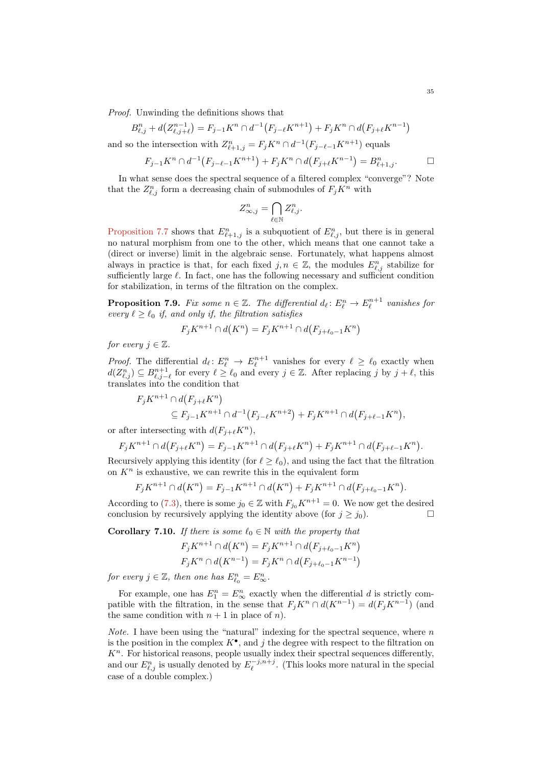*Proof.* Unwinding the definitions shows that

$$B^n_{\ell,j} + d\big(Z^{n-1}_{\ell,j+\ell}\big) = F_{j-1}K^n \cap d^{-1}\big(F_{j-\ell}K^{n+1}\big) + F_jK^n \cap d\big(F_{j+\ell}K^{n-1}\big)$$

and so the intersection with $Z^n_{\ell+1,j} = F_jK^n \cap d^{-1}(F_{j-\ell-1}K^{n+1})$ equals

$$F_{j-1}K^n \cap d^{-1}\big(F_{j-\ell-1}K^{n+1}\big) + F_jK^n \cap d\big(F_{j+\ell}K^{n-1}\big) = B^n_{\ell+1,j}. \qquad \square$$

In what sense does the spectral sequence of a filtered complex "converge"? Note that the $Z^n_{\ell,j}$ form a decreasing chain of submodules of $F_jK^n$ with

$$Z^n_{\infty,j} = \bigcap_{\ell\in\mathbb{N}} Z^n_{\ell,j}.$$

Proposition 7.7 shows that $E^n_{\ell+1,j}$ is a subquotient of $E^n_{\ell,j}$, but there is in general no natural morphism from one to the other, which means that one cannot take a (direct or inverse) limit in the algebraic sense. Fortunately, what happens almost always in practice is that, for each fixed $j, n \in \mathbb{Z}$, the modules $E^n_{\ell,j}$ stabilize for sufficiently large $\ell$. In fact, one has the following necessary and sufficient condition for stabilization, in terms of the filtration on the complex.

**Proposition 7.9.** *Fix some $n \in \mathbb{Z}$. The differential $d_\ell \colon E^n_\ell \to E^{n+1}_\ell$ vanishes for every $\ell \geq \ell_0$ if, and only if, the filtration satisfies*

$$F_jK^{n+1} \cap d\big(K^n\big) = F_jK^{n+1} \cap d\big(F_{j+\ell_0-1}K^n\big)$$

*for every $j \in \mathbb{Z}$.*

*Proof.* The differential $d_\ell \colon E^n_\ell \to E^{n+1}_\ell$ vanishes for every $\ell \geq \ell_0$ exactly when $d(Z^n_{\ell,j}) \subseteq B^{n+1}_{\ell,j-\ell}$ for every $\ell \geq \ell_0$ and every $j \in \mathbb{Z}$. After replacing $j$ by $j+\ell$, this translates into the condition that

$$\begin{aligned} &F_jK^{n+1} \cap d\big(F_{j+\ell}K^n\big) \\ &\qquad \subseteq F_{j-1}K^{n+1} \cap d^{-1}\big(F_{j-\ell}K^{n+2}\big) + F_jK^{n+1} \cap d\big(F_{j+\ell-1}K^n\big), \end{aligned}$$

or after intersecting with $d(F_{j+\ell}K^n)$,

$$F_jK^{n+1} \cap d\big(F_{j+\ell}K^n\big) = F_{j-1}K^{n+1} \cap d\big(F_{j+\ell}K^n\big) + F_jK^{n+1} \cap d\big(F_{j+\ell-1}K^n\big).$$

Recursively applying this identity (for $\ell \geq \ell_0$), and using the fact that the filtration on $K^n$ is exhaustive, we can rewrite this in the equivalent form

$$F_jK^{n+1} \cap d\big(K^n\big) = F_{j-1}K^{n+1} \cap d\big(K^n\big) + F_jK^{n+1} \cap d\big(F_{j+\ell_0-1}K^n\big).$$

According to (7.3), there is some $j_0 \in \mathbb{Z}$ with $F_{j_0}K^{n+1} = 0$. We now get the desired conclusion by recursively applying the identity above (for $j \geq j_0$). $\square$

**Corollary 7.10.** *If there is some $\ell_0 \in \mathbb{N}$ with the property that*

$$F_jK^{n+1} \cap d\big(K^n\big) = F_jK^{n+1} \cap d\big(F_{j+\ell_0-1}K^n\big)$$
$$F_jK^n \cap d\big(K^{n-1}\big) = F_jK^n \cap d\big(F_{j+\ell_0-1}K^{n-1}\big)$$

*for every $j \in \mathbb{Z}$, then one has $E^n_{\ell_0} = E^n_\infty$.*

For example, one has $E^n_1 = E^n_\infty$ exactly when the differential $d$ is strictly compatible with the filtration, in the sense that $F_jK^n \cap d(K^{n-1}) = d(F_jK^{n-1})$ (and the same condition with $n+1$ in place of $n$).

*Note.* I have been using the "natural" indexing for the spectral sequence, where $n$ is the position in the complex $K^\bullet$, and $j$ the degree with respect to the filtration on $K^n$. For historical reasons, people usually index their spectral sequences differently, and our $E^n_{\ell,j}$ is usually denoted by $E^{-j,n+j}_\ell$. (This looks more natural in the special case of a double complex.)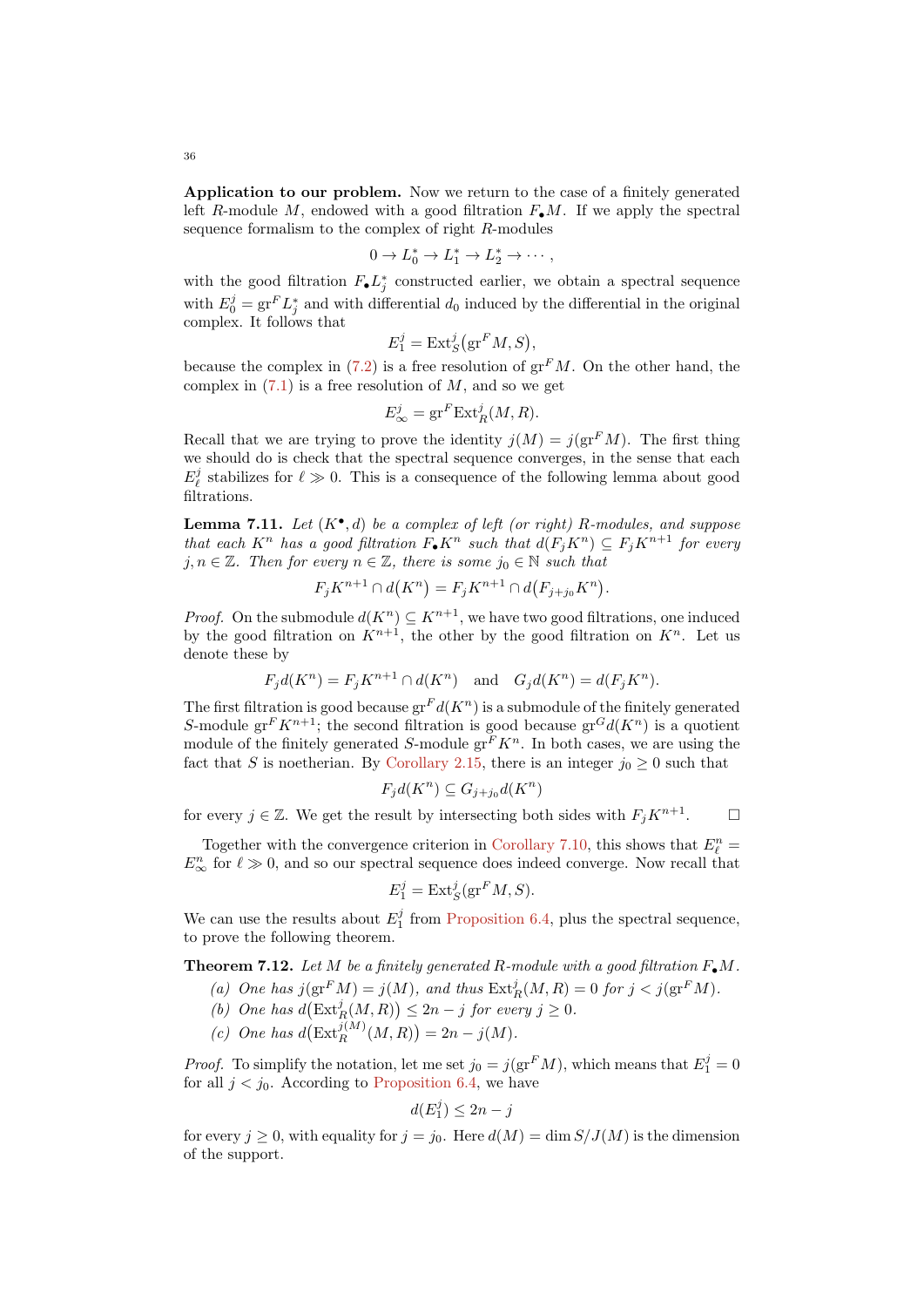**Application to our problem.** Now we return to the case of a finitely generated left $R$-module $M$, endowed with a good filtration $F_\bullet M$. If we apply the spectral sequence formalism to the complex of right $R$-modules

$$0 \to L_0^* \to L_1^* \to L_2^* \to \cdots,$$

with the good filtration $F_\bullet L_j^*$ constructed earlier, we obtain a spectral sequence with $E_0^j = \operatorname{gr}^F L_j^*$ and with differential $d_0$ induced by the differential in the original complex. It follows that

$$E_1^j = \operatorname{Ext}_S^j(\operatorname{gr}^F M, S),$$

because the complex in (7.2) is a free resolution of $\operatorname{gr}^F M$. On the other hand, the complex in (7.1) is a free resolution of $M$, and so we get

$$E_\infty^j = \operatorname{gr}^F \operatorname{Ext}_R^j(M, R).$$

Recall that we are trying to prove the identity $j(M) = j(\operatorname{gr}^F M)$. The first thing we should do is check that the spectral sequence converges, in the sense that each $E_\ell^j$ stabilizes for $\ell \gg 0$. This is a consequence of the following lemma about good filtrations.

**Lemma 7.11.** *Let $(K^\bullet, d)$ be a complex of left (or right) $R$-modules, and suppose that each $K^n$ has a good filtration $F_\bullet K^n$ such that $d(F_j K^n) \subseteq F_j K^{n+1}$ for every $j, n \in \mathbb{Z}$. Then for every $n \in \mathbb{Z}$, there is some $j_0 \in \mathbb{N}$ such that*

$$F_j K^{n+1} \cap d(K^n) = F_j K^{n+1} \cap d(F_{j+j_0} K^n).$$

*Proof.* On the submodule $d(K^n) \subseteq K^{n+1}$, we have two good filtrations, one induced by the good filtration on $K^{n+1}$, the other by the good filtration on $K^n$. Let us denote these by

$$F_j d(K^n) = F_j K^{n+1} \cap d(K^n) \quad \text{and} \quad G_j d(K^n) = d(F_j K^n).$$

The first filtration is good because $\operatorname{gr}^F d(K^n)$ is a submodule of the finitely generated $S$-module $\operatorname{gr}^F K^{n+1}$; the second filtration is good because $\operatorname{gr}^G d(K^n)$ is a quotient module of the finitely generated $S$-module $\operatorname{gr}^F K^n$. In both cases, we are using the fact that $S$ is noetherian. By Corollary 2.15, there is an integer $j_0 \geq 0$ such that

$$F_j d(K^n) \subseteq G_{j+j_0} d(K^n)$$

for every $j \in \mathbb{Z}$. We get the result by intersecting both sides with $F_j K^{n+1}$. $\square$

Together with the convergence criterion in Corollary 7.10, this shows that $E_\ell^n = E_\infty^n$ for $\ell \gg 0$, and so our spectral sequence does indeed converge. Now recall that

$$E_1^j = \operatorname{Ext}_S^j(\operatorname{gr}^F M, S).$$

We can use the results about $E_1^j$ from Proposition 6.4, plus the spectral sequence, to prove the following theorem.

**Theorem 7.12.** *Let $M$ be a finitely generated $R$-module with a good filtration $F_\bullet M$.*

*(a) One has $j(\operatorname{gr}^F M) = j(M)$, and thus $\operatorname{Ext}_R^j(M, R) = 0$ for $j < j(\operatorname{gr}^F M)$.*

*(b) One has $d(\operatorname{Ext}_R^j(M, R)) \leq 2n - j$ for every $j \geq 0$.*

*(c) One has $d(\operatorname{Ext}_R^{j(M)}(M, R)) = 2n - j(M)$.*

*Proof.* To simplify the notation, let me set $j_0 = j(\operatorname{gr}^F M)$, which means that $E_1^j = 0$ for all $j < j_0$. According to Proposition 6.4, we have

$$d(E_1^j) \leq 2n - j$$

for every $j \geq 0$, with equality for $j = j_0$. Here $d(M) = \dim S/J(M)$ is the dimension of the support.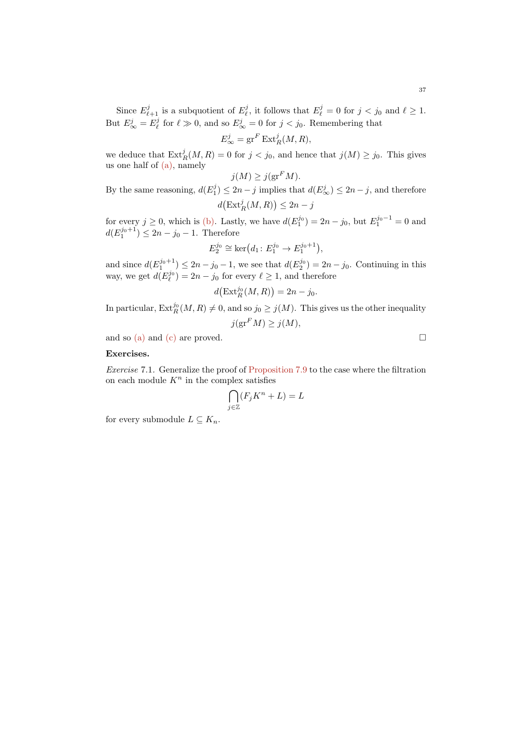Since $E^j_{\ell+1}$ is a subquotient of $E^j_\ell$, it follows that $E^j_\ell = 0$ for $j < j_0$ and $\ell \geq 1$. But $E^j_\infty = E^j_\ell$ for $\ell \gg 0$, and so $E^j_\infty = 0$ for $j < j_0$. Remembering that

$$E^j_\infty = \operatorname{gr}^F \operatorname{Ext}^j_R(M, R),$$

we deduce that $\operatorname{Ext}^j_R(M, R) = 0$ for $j < j_0$, and hence that $j(M) \geq j_0$. This gives us one half of (a), namely

$$j(M) \geq j(\operatorname{gr}^F M).$$

By the same reasoning, $d(E^j_1) \leq 2n - j$ implies that $d(E^j_\infty) \leq 2n - j$, and therefore

$$d\big(\operatorname{Ext}^j_R(M, R)\big) \leq 2n - j$$

for every $j \geq 0$, which is (b). Lastly, we have $d(E^{j_0}_1) = 2n - j_0$, but $E^{j_0 - 1}_1 = 0$ and $d(E^{j_0+1}_1) \leq 2n - j_0 - 1$. Therefore

$$E^{j_0}_2 \cong \ker\big(d_1 \colon E^{j_0}_1 \to E^{j_0+1}_1\big),$$

and since $d(E^{j_0+1}_1) \leq 2n - j_0 - 1$, we see that $d(E^{j_0}_2) = 2n - j_0$. Continuing in this way, we get $d(E^{j_0}_\ell) = 2n - j_0$ for every $\ell \geq 1$, and therefore

$$d\big(\operatorname{Ext}^{j_0}_R(M, R)\big) = 2n - j_0.$$

In particular, $\operatorname{Ext}^{j_0}_R(M, R) \neq 0$, and so $j_0 \geq j(M)$. This gives us the other inequality

$$j(\operatorname{gr}^F M) \geq j(M),$$

and so (a) and (c) are proved. □

**Exercises.**

*Exercise* 7.1. Generalize the proof of Proposition 7.9 to the case where the filtration on each module $K^n$ in the complex satisfies

$$\bigcap_{j \in \mathbb{Z}} (F_j K^n + L) = L$$

for every submodule $L \subseteq K_n$.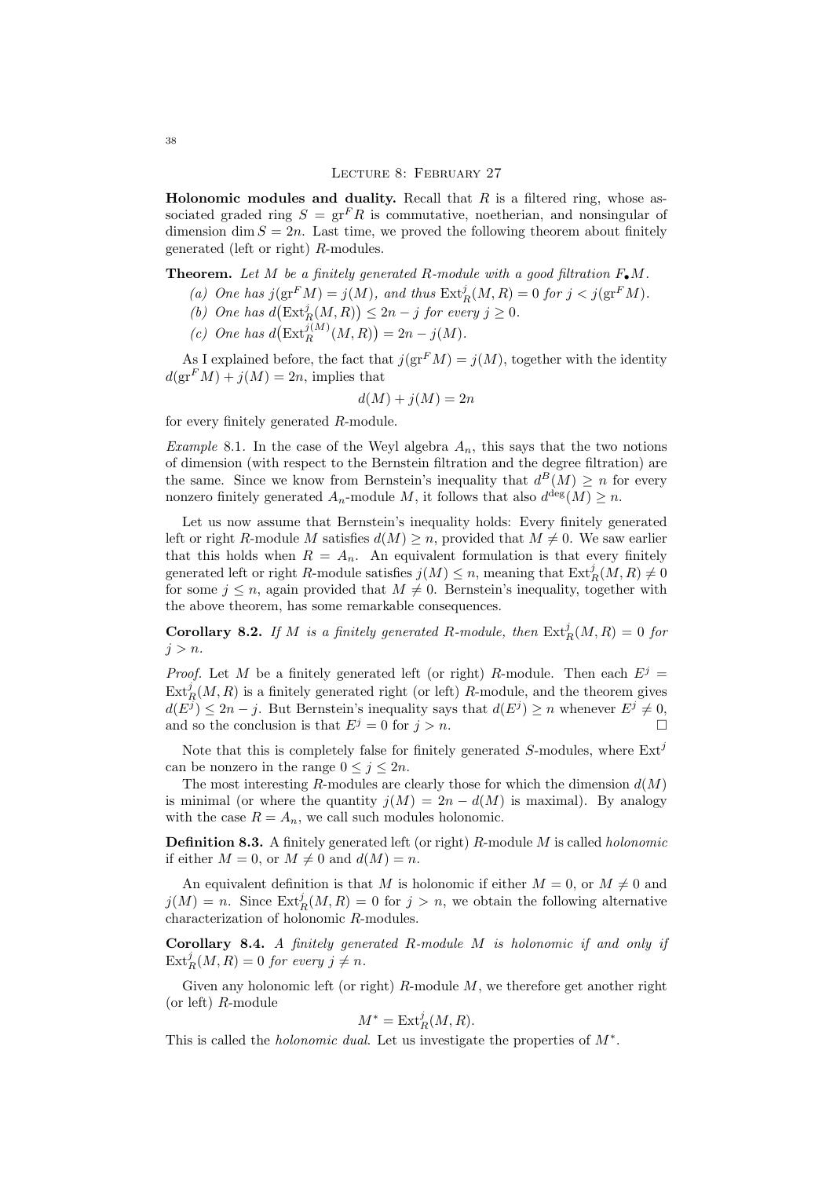## Lecture 8: February 27

**Holonomic modules and duality.** Recall that $R$ is a filtered ring, whose associated graded ring $S = \operatorname{gr}^F R$ is commutative, noetherian, and nonsingular of dimension $\dim S = 2n$. Last time, we proved the following theorem about finitely generated (left or right) $R$-modules.

**Theorem.** *Let $M$ be a finitely generated $R$-module with a good filtration $F_\bullet M$.*

*(a) One has $j(\operatorname{gr}^F M) = j(M)$, and thus $\operatorname{Ext}_R^j(M,R) = 0$ for $j < j(\operatorname{gr}^F M)$.*

*(b) One has $d\bigl(\operatorname{Ext}_R^j(M,R)\bigr) \leq 2n - j$ for every $j \geq 0$.*

*(c) One has $d\bigl(\operatorname{Ext}_R^{j(M)}(M,R)\bigr) = 2n - j(M)$.*

As I explained before, the fact that $j(\operatorname{gr}^F M) = j(M)$, together with the identity $d(\operatorname{gr}^F M) + j(M) = 2n$, implies that

$$d(M) + j(M) = 2n$$

for every finitely generated $R$-module.

*Example* 8.1. In the case of the Weyl algebra $A_n$, this says that the two notions of dimension (with respect to the Bernstein filtration and the degree filtration) are the same. Since we know from Bernstein's inequality that $d^B(M) \geq n$ for every nonzero finitely generated $A_n$-module $M$, it follows that also $d^{\deg}(M) \geq n$.

Let us now assume that Bernstein's inequality holds: Every finitely generated left or right $R$-module $M$ satisfies $d(M) \geq n$, provided that $M \neq 0$. We saw earlier that this holds when $R = A_n$. An equivalent formulation is that every finitely generated left or right $R$-module satisfies $j(M) \leq n$, meaning that $\operatorname{Ext}_R^j(M,R) \neq 0$ for some $j \leq n$, again provided that $M \neq 0$. Bernstein's inequality, together with the above theorem, has some remarkable consequences.

**Corollary 8.2.** *If $M$ is a finitely generated $R$-module, then $\operatorname{Ext}_R^j(M,R) = 0$ for $j > n$.*

*Proof.* Let $M$ be a finitely generated left (or right) $R$-module. Then each $E^j = \operatorname{Ext}_R^j(M,R)$ is a finitely generated right (or left) $R$-module, and the theorem gives $d(E^j) \leq 2n - j$. But Bernstein's inequality says that $d(E^j) \geq n$ whenever $E^j \neq 0$, and so the conclusion is that $E^j = 0$ for $j > n$. □

Note that this is completely false for finitely generated $S$-modules, where $\operatorname{Ext}^j$ can be nonzero in the range $0 \leq j \leq 2n$.

The most interesting $R$-modules are clearly those for which the dimension $d(M)$ is minimal (or where the quantity $j(M) = 2n - d(M)$ is maximal). By analogy with the case $R = A_n$, we call such modules holonomic.

**Definition 8.3.** A finitely generated left (or right) $R$-module $M$ is called *holonomic* if either $M = 0$, or $M \neq 0$ and $d(M) = n$.

An equivalent definition is that $M$ is holonomic if either $M = 0$, or $M \neq 0$ and $j(M) = n$. Since $\operatorname{Ext}_R^j(M,R) = 0$ for $j > n$, we obtain the following alternative characterization of holonomic $R$-modules.

**Corollary 8.4.** *A finitely generated $R$-module $M$ is holonomic if and only if $\operatorname{Ext}_R^j(M,R) = 0$ for every $j \neq n$.*

Given any holonomic left (or right) $R$-module $M$, we therefore get another right (or left) $R$-module

$$M^* = \operatorname{Ext}_R^j(M,R).$$

This is called the *holonomic dual*. Let us investigate the properties of $M^*$.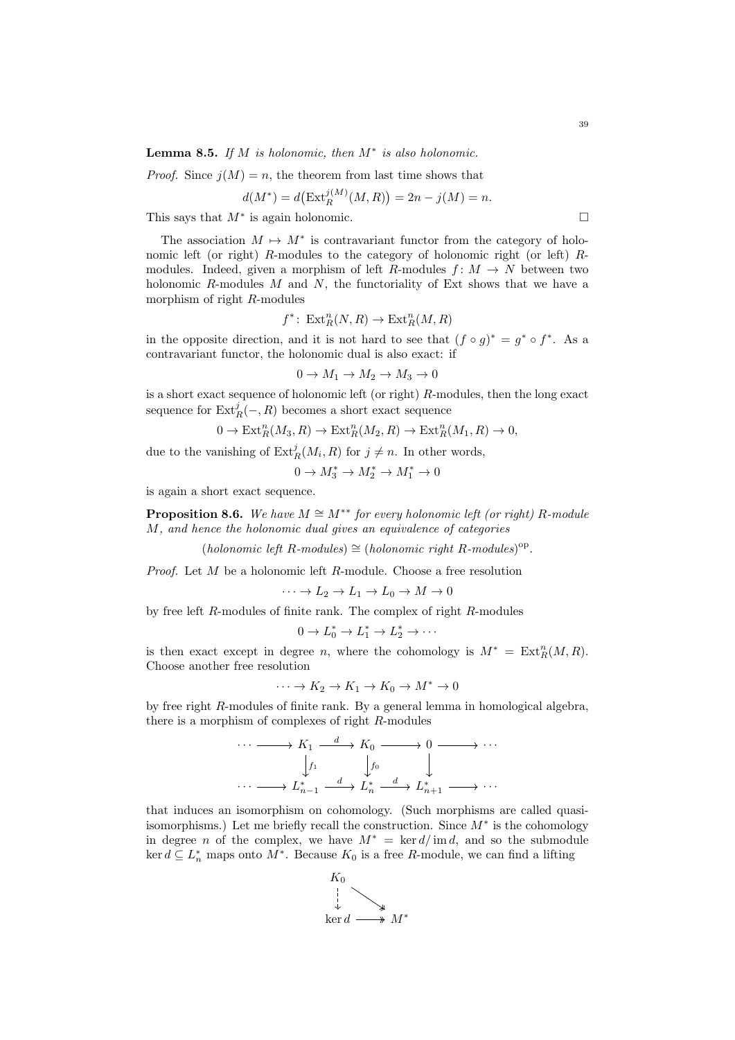**Lemma 8.5.** *If $M$ is holonomic, then $M^*$ is also holonomic.*

*Proof.* Since $j(M) = n$, the theorem from last time shows that

$$d(M^*) = d\big(\operatorname{Ext}_R^{j(M)}(M,R)\big) = 2n - j(M) = n.$$

This says that $M^*$ is again holonomic. $\square$

The association $M \mapsto M^*$ is contravariant functor from the category of holonomic left (or right) $R$-modules to the category of holonomic right (or left) $R$-modules. Indeed, given a morphism of left $R$-modules $f\colon M \to N$ between two holonomic $R$-modules $M$ and $N$, the functoriality of Ext shows that we have a morphism of right $R$-modules

$$f^*\colon \operatorname{Ext}_R^n(N,R) \to \operatorname{Ext}_R^n(M,R)$$

in the opposite direction, and it is not hard to see that $(f \circ g)^* = g^* \circ f^*$. As a contravariant functor, the holonomic dual is also exact: if

$$0 \to M_1 \to M_2 \to M_3 \to 0$$

is a short exact sequence of holonomic left (or right) $R$-modules, then the long exact sequence for $\operatorname{Ext}_R^j(-,R)$ becomes a short exact sequence

$$0 \to \operatorname{Ext}_R^n(M_3,R) \to \operatorname{Ext}_R^n(M_2,R) \to \operatorname{Ext}_R^n(M_1,R) \to 0,$$

due to the vanishing of $\operatorname{Ext}_R^j(M_i,R)$ for $j \neq n$. In other words,

$$0 \to M_3^* \to M_2^* \to M_1^* \to 0$$

is again a short exact sequence.

**Proposition 8.6.** *We have $M \cong M^{**}$ for every holonomic left (or right) $R$-module $M$, and hence the holonomic dual gives an equivalence of categories*

$$(\textit{holonomic left } R\textit{-modules}) \cong (\textit{holonomic right } R\textit{-modules})^{\mathrm{op}}.$$

*Proof.* Let $M$ be a holonomic left $R$-module. Choose a free resolution

$$\cdots \to L_2 \to L_1 \to L_0 \to M \to 0$$

by free left $R$-modules of finite rank. The complex of right $R$-modules

$$0 \to L_0^* \to L_1^* \to L_2^* \to \cdots$$

is then exact except in degree $n$, where the cohomology is $M^* = \operatorname{Ext}_R^n(M,R)$. Choose another free resolution

$$\cdots \to K_2 \to K_1 \to K_0 \to M^* \to 0$$

by free right $R$-modules of finite rank. By a general lemma in homological algebra, there is a morphism of complexes of right $R$-modules

$$\begin{array}{ccccccccc}
\cdots & \longrightarrow & K_1 & \xrightarrow{d} & K_0 & \longrightarrow & 0 & \longrightarrow & \cdots \\
 & & \downarrow{\scriptstyle f_1} & & \downarrow{\scriptstyle f_0} & & \downarrow & & \\
\cdots & \longrightarrow & L_{n-1}^* & \xrightarrow{d} & L_n^* & \xrightarrow{d} & L_{n+1}^* & \longrightarrow & \cdots
\end{array}$$

that induces an isomorphism on cohomology. (Such morphisms are called quasi-isomorphisms.) Let me briefly recall the construction. Since $M^*$ is the cohomology in degree $n$ of the complex, we have $M^* = \ker d/\operatorname{im} d$, and so the submodule $\ker d \subseteq L_n^*$ maps onto $M^*$. Because $K_0$ is a free $R$-module, we can find a lifting

$$\begin{array}{ccc}
K_0 & & \\
\downarrow & \searrow & \\
\ker d & \twoheadrightarrow & M^*
\end{array}$$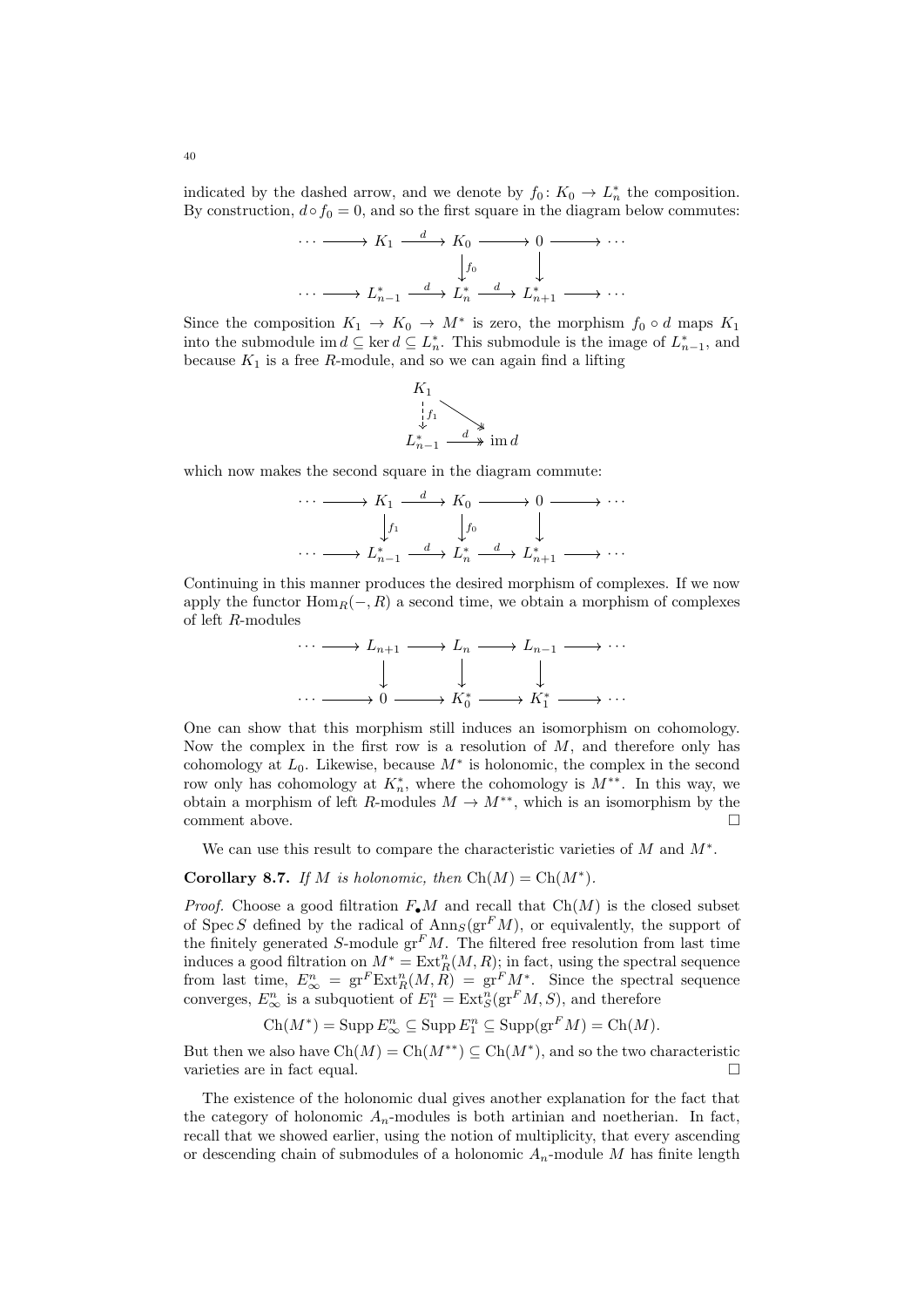indicated by the dashed arrow, and we denote by $f_0 \colon K_0 \to L_n^*$ the composition. By construction, $d \circ f_0 = 0$, and so the first square in the diagram below commutes:

$$\begin{array}{ccccccccc}
\cdots & \longrightarrow & K_1 & \xrightarrow{d} & K_0 & \longrightarrow & 0 & \longrightarrow & \cdots \\
 & & & & \big\downarrow{\scriptstyle f_0} & & \big\downarrow & & \\
\cdots & \longrightarrow & L_{n-1}^* & \xrightarrow{d} & L_n^* & \xrightarrow{d} & L_{n+1}^* & \longrightarrow & \cdots
\end{array}$$

Since the composition $K_1 \to K_0 \to M^*$ is zero, the morphism $f_0 \circ d$ maps $K_1$ into the submodule $\operatorname{im} d \subseteq \ker d \subseteq L_n^*$. This submodule is the image of $L_{n-1}^*$, and because $K_1$ is a free $R$-module, and so we can again find a lifting

$$\begin{array}{ccc}
K_1 & & \\
\big\downarrow{\scriptstyle f_1} & \searrow & \\
L_{n-1}^* & \xrightarrow{d} & \operatorname{im} d
\end{array}$$

which now makes the second square in the diagram commute:

$$\begin{array}{ccccccccc}
\cdots & \longrightarrow & K_1 & \xrightarrow{d} & K_0 & \longrightarrow & 0 & \longrightarrow & \cdots \\
 & & \big\downarrow{\scriptstyle f_1} & & \big\downarrow{\scriptstyle f_0} & & \big\downarrow & & \\
\cdots & \longrightarrow & L_{n-1}^* & \xrightarrow{d} & L_n^* & \xrightarrow{d} & L_{n+1}^* & \longrightarrow & \cdots
\end{array}$$

Continuing in this manner produces the desired morphism of complexes. If we now apply the functor $\operatorname{Hom}_R(-, R)$ a second time, we obtain a morphism of complexes of left $R$-modules

$$\begin{array}{ccccccccc}
\cdots & \longrightarrow & L_{n+1} & \longrightarrow & L_n & \longrightarrow & L_{n-1} & \longrightarrow & \cdots \\
 & & \big\downarrow & & \big\downarrow & & \big\downarrow & & \\
\cdots & \longrightarrow & 0 & \longrightarrow & K_0^* & \longrightarrow & K_1^* & \longrightarrow & \cdots
\end{array}$$

One can show that this morphism still induces an isomorphism on cohomology. Now the complex in the first row is a resolution of $M$, and therefore only has cohomology at $L_0$. Likewise, because $M^*$ is holonomic, the complex in the second row only has cohomology at $K_n^*$, where the cohomology is $M^{**}$. In this way, we obtain a morphism of left $R$-modules $M \to M^{**}$, which is an isomorphism by the comment above. □

We can use this result to compare the characteristic varieties of $M$ and $M^*$.

**Corollary 8.7.** *If $M$ is holonomic, then $\operatorname{Ch}(M) = \operatorname{Ch}(M^*)$.*

*Proof.* Choose a good filtration $F_\bullet M$ and recall that $\operatorname{Ch}(M)$ is the closed subset of $\operatorname{Spec} S$ defined by the radical of $\operatorname{Ann}_S(\operatorname{gr}^F M)$, or equivalently, the support of the finitely generated $S$-module $\operatorname{gr}^F M$. The filtered free resolution from last time induces a good filtration on $M^* = \operatorname{Ext}_R^n(M, R)$; in fact, using the spectral sequence from last time, $E_\infty^n = \operatorname{gr}^F \operatorname{Ext}_R^n(M, R) = \operatorname{gr}^F M^*$. Since the spectral sequence converges, $E_\infty^n$ is a subquotient of $E_1^n = \operatorname{Ext}_S^n(\operatorname{gr}^F M, S)$, and therefore

$$\operatorname{Ch}(M^*) = \operatorname{Supp} E_\infty^n \subseteq \operatorname{Supp} E_1^n \subseteq \operatorname{Supp}(\operatorname{gr}^F M) = \operatorname{Ch}(M).$$

But then we also have $\operatorname{Ch}(M) = \operatorname{Ch}(M^{**}) \subseteq \operatorname{Ch}(M^*)$, and so the two characteristic varieties are in fact equal. □

The existence of the holonomic dual gives another explanation for the fact that the category of holonomic $A_n$-modules is both artinian and noetherian. In fact, recall that we showed earlier, using the notion of multiplicity, that every ascending or descending chain of submodules of a holonomic $A_n$-module $M$ has finite length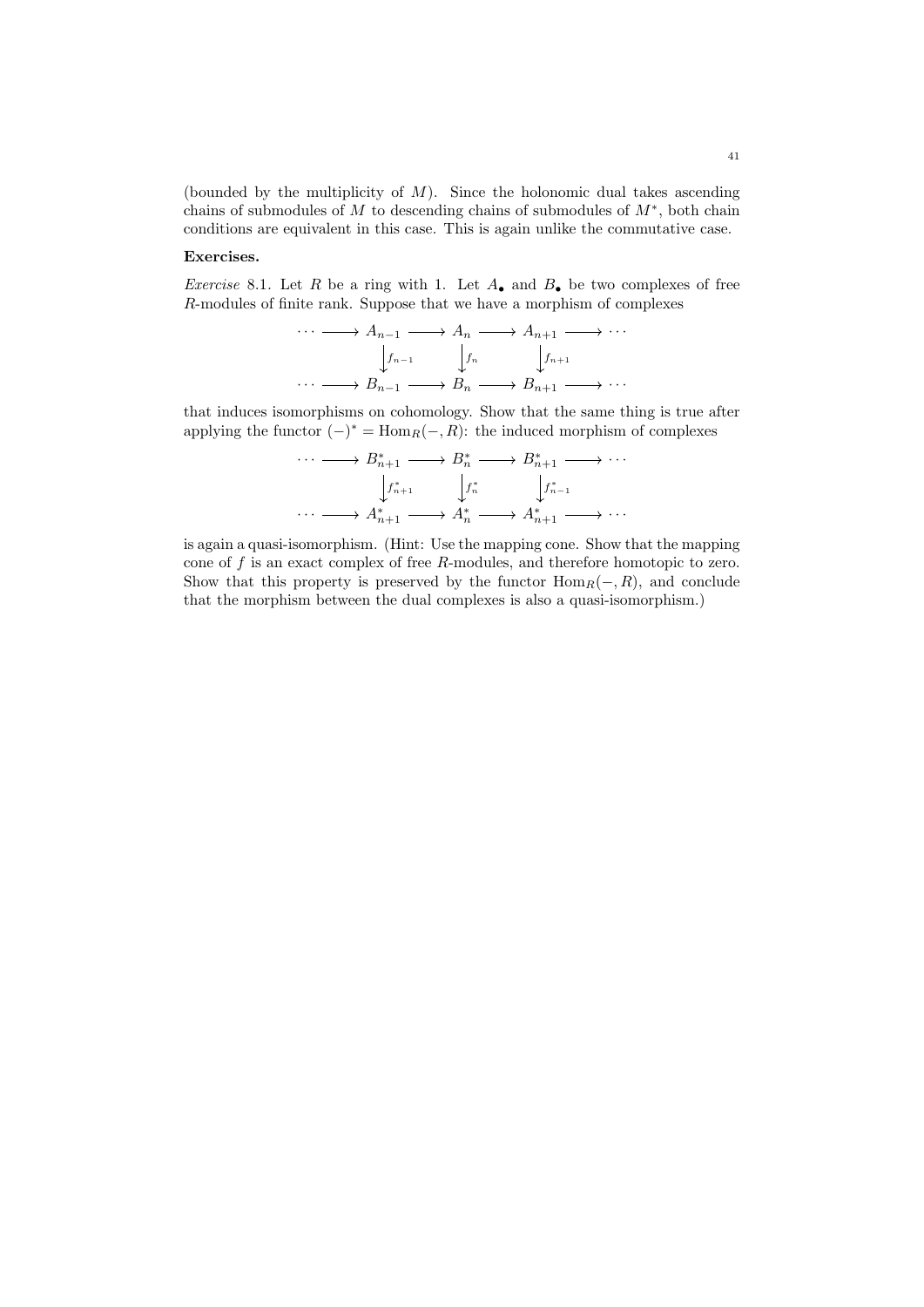(bounded by the multiplicity of $M$). Since the holonomic dual takes ascending chains of submodules of $M$ to descending chains of submodules of $M^*$, both chain conditions are equivalent in this case. This is again unlike the commutative case.

**Exercises.**

*Exercise* 8.1. Let $R$ be a ring with 1. Let $A_\bullet$ and $B_\bullet$ be two complexes of free $R$-modules of finite rank. Suppose that we have a morphism of complexes

$$\begin{array}{ccccccccc}
\cdots & \longrightarrow & A_{n-1} & \longrightarrow & A_n & \longrightarrow & A_{n+1} & \longrightarrow & \cdots \\
 & & \downarrow{\scriptstyle f_{n-1}} & & \downarrow{\scriptstyle f_n} & & \downarrow{\scriptstyle f_{n+1}} & & \\
\cdots & \longrightarrow & B_{n-1} & \longrightarrow & B_n & \longrightarrow & B_{n+1} & \longrightarrow & \cdots
\end{array}$$

that induces isomorphisms on cohomology. Show that the same thing is true after applying the functor $(-)^* = \mathrm{Hom}_R(-, R)$: the induced morphism of complexes

$$\begin{array}{ccccccccc}
\cdots & \longrightarrow & B_{n+1}^* & \longrightarrow & B_n^* & \longrightarrow & B_{n+1}^* & \longrightarrow & \cdots \\
 & & \downarrow{\scriptstyle f_{n+1}^*} & & \downarrow{\scriptstyle f_n^*} & & \downarrow{\scriptstyle f_{n-1}^*} & & \\
\cdots & \longrightarrow & A_{n+1}^* & \longrightarrow & A_n^* & \longrightarrow & A_{n+1}^* & \longrightarrow & \cdots
\end{array}$$

is again a quasi-isomorphism. (Hint: Use the mapping cone. Show that the mapping cone of $f$ is an exact complex of free $R$-modules, and therefore homotopic to zero. Show that this property is preserved by the functor $\mathrm{Hom}_R(-, R)$, and conclude that the morphism between the dual complexes is also a quasi-isomorphism.)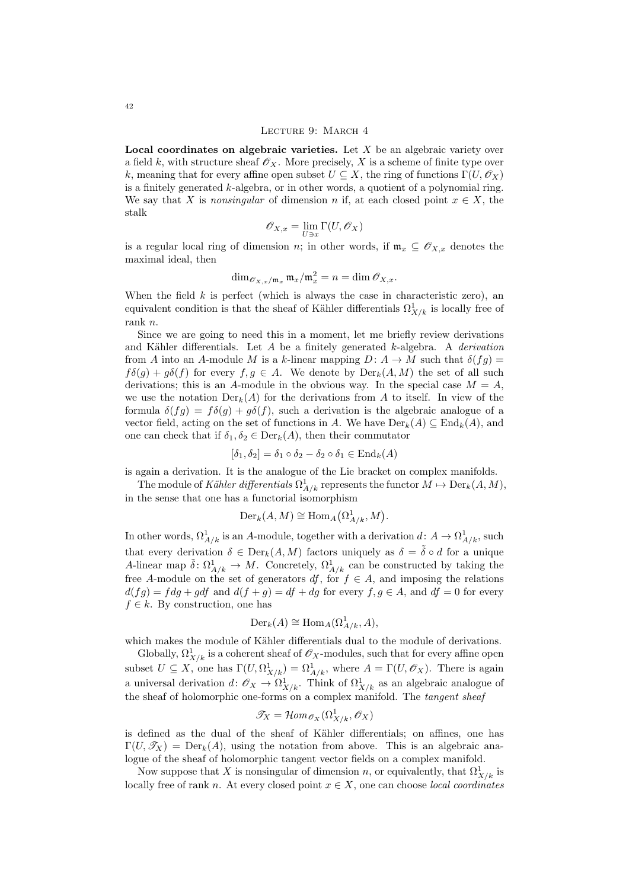## Lecture 9: March 4

**Local coordinates on algebraic varieties.** Let $X$ be an algebraic variety over a field $k$, with structure sheaf $\mathscr{O}_X$. More precisely, $X$ is a scheme of finite type over $k$, meaning that for every affine open subset $U \subseteq X$, the ring of functions $\Gamma(U, \mathscr{O}_X)$ is a finitely generated $k$-algebra, or in other words, a quotient of a polynomial ring. We say that $X$ is *nonsingular* of dimension $n$ if, at each closed point $x \in X$, the stalk

$$\mathscr{O}_{X,x} = \lim_{U \ni x} \Gamma(U, \mathscr{O}_X)$$

is a regular local ring of dimension $n$; in other words, if $\mathfrak{m}_x \subseteq \mathscr{O}_{X,x}$ denotes the maximal ideal, then

$$\dim_{\mathscr{O}_{X,x}/\mathfrak{m}_x} \mathfrak{m}_x/\mathfrak{m}_x^2 = n = \dim \mathscr{O}_{X,x}.$$

When the field $k$ is perfect (which is always the case in characteristic zero), an equivalent condition is that the sheaf of Kähler differentials $\Omega^1_{X/k}$ is locally free of rank $n$.

Since we are going to need this in a moment, let me briefly review derivations and Kähler differentials. Let $A$ be a finitely generated $k$-algebra. A *derivation* from $A$ into an $A$-module $M$ is a $k$-linear mapping $D\colon A \to M$ such that $\delta(fg) = f\delta(g) + g\delta(f)$ for every $f, g \in A$. We denote by $\operatorname{Der}_k(A, M)$ the set of all such derivations; this is an $A$-module in the obvious way. In the special case $M = A$, we use the notation $\operatorname{Der}_k(A)$ for the derivations from $A$ to itself. In view of the formula $\delta(fg) = f\delta(g) + g\delta(f)$, such a derivation is the algebraic analogue of a vector field, acting on the set of functions in $A$. We have $\operatorname{Der}_k(A) \subseteq \operatorname{End}_k(A)$, and one can check that if $\delta_1, \delta_2 \in \operatorname{Der}_k(A)$, then their commutator

$$[\delta_1, \delta_2] = \delta_1 \circ \delta_2 - \delta_2 \circ \delta_1 \in \operatorname{End}_k(A)$$

is again a derivation. It is the analogue of the Lie bracket on complex manifolds.

The module of *Kähler differentials* $\Omega^1_{A/k}$ represents the functor $M \mapsto \operatorname{Der}_k(A, M)$, in the sense that one has a functorial isomorphism

$$\operatorname{Der}_k(A, M) \cong \operatorname{Hom}_A\bigl(\Omega^1_{A/k}, M\bigr).$$

In other words, $\Omega^1_{A/k}$ is an $A$-module, together with a derivation $d\colon A \to \Omega^1_{A/k}$, such that every derivation $\delta \in \operatorname{Der}_k(A, M)$ factors uniquely as $\delta = \tilde{\delta} \circ d$ for a unique $A$-linear map $\tilde{\delta}\colon \Omega^1_{A/k} \to M$. Concretely, $\Omega^1_{A/k}$ can be constructed by taking the free $A$-module on the set of generators $df$, for $f \in A$, and imposing the relations $d(fg) = fdg + gdf$ and $d(f+g) = df + dg$ for every $f, g \in A$, and $df = 0$ for every $f \in k$. By construction, one has

$$\operatorname{Der}_k(A) \cong \operatorname{Hom}_A(\Omega^1_{A/k}, A),$$

which makes the module of Kähler differentials dual to the module of derivations.

Globally, $\Omega^1_{X/k}$ is a coherent sheaf of $\mathscr{O}_X$-modules, such that for every affine open subset $U \subseteq X$, one has $\Gamma(U, \Omega^1_{X/k}) = \Omega^1_{A/k}$, where $A = \Gamma(U, \mathscr{O}_X)$. There is again a universal derivation $d\colon \mathscr{O}_X \to \Omega^1_{X/k}$. Think of $\Omega^1_{X/k}$ as an algebraic analogue of the sheaf of holomorphic one-forms on a complex manifold. The *tangent sheaf*

$$\mathscr{T}_X = \mathscr{H}\!om_{\mathscr{O}_X}(\Omega^1_{X/k}, \mathscr{O}_X)$$

is defined as the dual of the sheaf of Kähler differentials; on affines, one has $\Gamma(U, \mathscr{T}_X) = \operatorname{Der}_k(A)$, using the notation from above. This is an algebraic analogue of the sheaf of holomorphic tangent vector fields on a complex manifold.

Now suppose that $X$ is nonsingular of dimension $n$, or equivalently, that $\Omega^1_{X/k}$ is locally free of rank $n$. At every closed point $x \in X$, one can choose *local coordinates*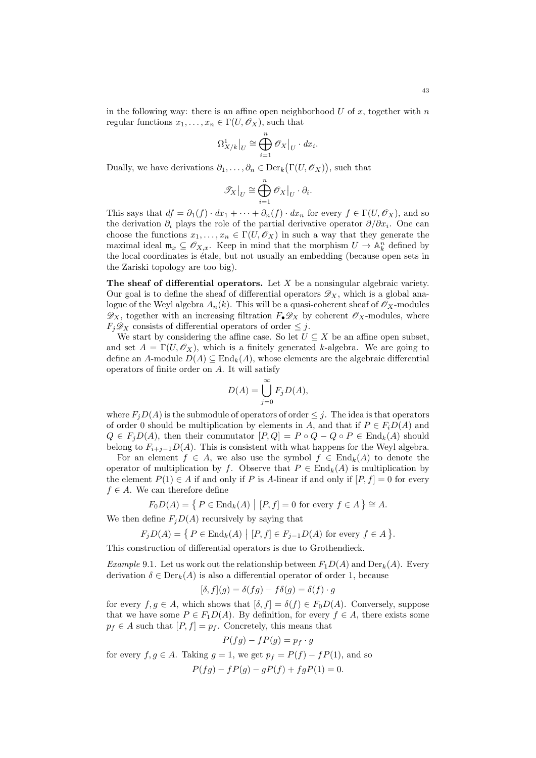in the following way: there is an affine open neighborhood $U$ of $x$, together with $n$ regular functions $x_1, \dots, x_n \in \Gamma(U, \mathscr{O}_X)$, such that

$$\Omega^1_{X/k}\big|_U \cong \bigoplus_{i=1}^n \mathscr{O}_X\big|_U \cdot dx_i.$$

Dually, we have derivations $\partial_1, \dots, \partial_n \in \mathrm{Der}_k\big(\Gamma(U, \mathscr{O}_X)\big)$, such that

$$\mathscr{T}_X\big|_U \cong \bigoplus_{i=1}^n \mathscr{O}_X\big|_U \cdot \partial_i.$$

This says that $df = \partial_1(f) \cdot dx_1 + \dots + \partial_n(f) \cdot dx_n$ for every $f \in \Gamma(U, \mathscr{O}_X)$, and so the derivation $\partial_i$ plays the role of the partial derivative operator $\partial/\partial x_i$. One can choose the functions $x_1, \dots, x_n \in \Gamma(U, \mathscr{O}_X)$ in such a way that they generate the maximal ideal $\mathfrak{m}_x \subseteq \mathscr{O}_{X,x}$. Keep in mind that the morphism $U \to \mathbb{A}^n_k$ defined by the local coordinates is étale, but not usually an embedding (because open sets in the Zariski topology are too big).

**The sheaf of differential operators.** Let $X$ be a nonsingular algebraic variety. Our goal is to define the sheaf of differential operators $\mathscr{D}_X$, which is a global analogue of the Weyl algebra $A_n(k)$. This will be a quasi-coherent sheaf of $\mathscr{O}_X$-modules $\mathscr{D}_X$, together with an increasing filtration $F_\bullet \mathscr{D}_X$ by coherent $\mathscr{O}_X$-modules, where $F_j \mathscr{D}_X$ consists of differential operators of order $\leq j$.

We start by considering the affine case. So let $U \subseteq X$ be an affine open subset, and set $A = \Gamma(U, \mathscr{O}_X)$, which is a finitely generated $k$-algebra. We are going to define an $A$-module $D(A) \subseteq \mathrm{End}_k(A)$, whose elements are the algebraic differential operators of finite order on $A$. It will satisfy

$$D(A) = \bigcup_{j=0}^\infty F_j D(A),$$

where $F_j D(A)$ is the submodule of operators of order $\leq j$. The idea is that operators of order 0 should be multiplication by elements in $A$, and that if $P \in F_i D(A)$ and $Q \in F_j D(A)$, then their commutator $[P, Q] = P \circ Q - Q \circ P \in \mathrm{End}_k(A)$ should belong to $F_{i+j-1} D(A)$. This is consistent with what happens for the Weyl algebra.

For an element $f \in A$, we also use the symbol $f \in \mathrm{End}_k(A)$ to denote the operator of multiplication by $f$. Observe that $P \in \mathrm{End}_k(A)$ is multiplication by the element $P(1) \in A$ if and only if $P$ is $A$-linear if and only if $[P, f] = 0$ for every $f \in A$. We can therefore define

$$F_0 D(A) = \big\{\, P \in \mathrm{End}_k(A) \;\big|\; [P, f] = 0 \text{ for every } f \in A \,\big\} \cong A.$$

We then define $F_j D(A)$ recursively by saying that

$$F_j D(A) = \big\{\, P \in \mathrm{End}_k(A) \;\big|\; [P, f] \in F_{j-1} D(A) \text{ for every } f \in A \,\big\}.$$

This construction of differential operators is due to Grothendieck.

*Example* 9.1. Let us work out the relationship between $F_1 D(A)$ and $\mathrm{Der}_k(A)$. Every derivation $\delta \in \mathrm{Der}_k(A)$ is also a differential operator of order 1, because

$$[\delta, f](g) = \delta(fg) - f\delta(g) = \delta(f) \cdot g$$

for every $f, g \in A$, which shows that $[\delta, f] = \delta(f) \in F_0 D(A)$. Conversely, suppose that we have some $P \in F_1 D(A)$. By definition, for every $f \in A$, there exists some $p_f \in A$ such that $[P, f] = p_f$. Concretely, this means that

$$P(fg) - fP(g) = p_f \cdot g$$

for every $f, g \in A$. Taking $g = 1$, we get $p_f = P(f) - fP(1)$, and so

$$P(fg) - fP(g) - gP(f) + fgP(1) = 0.$$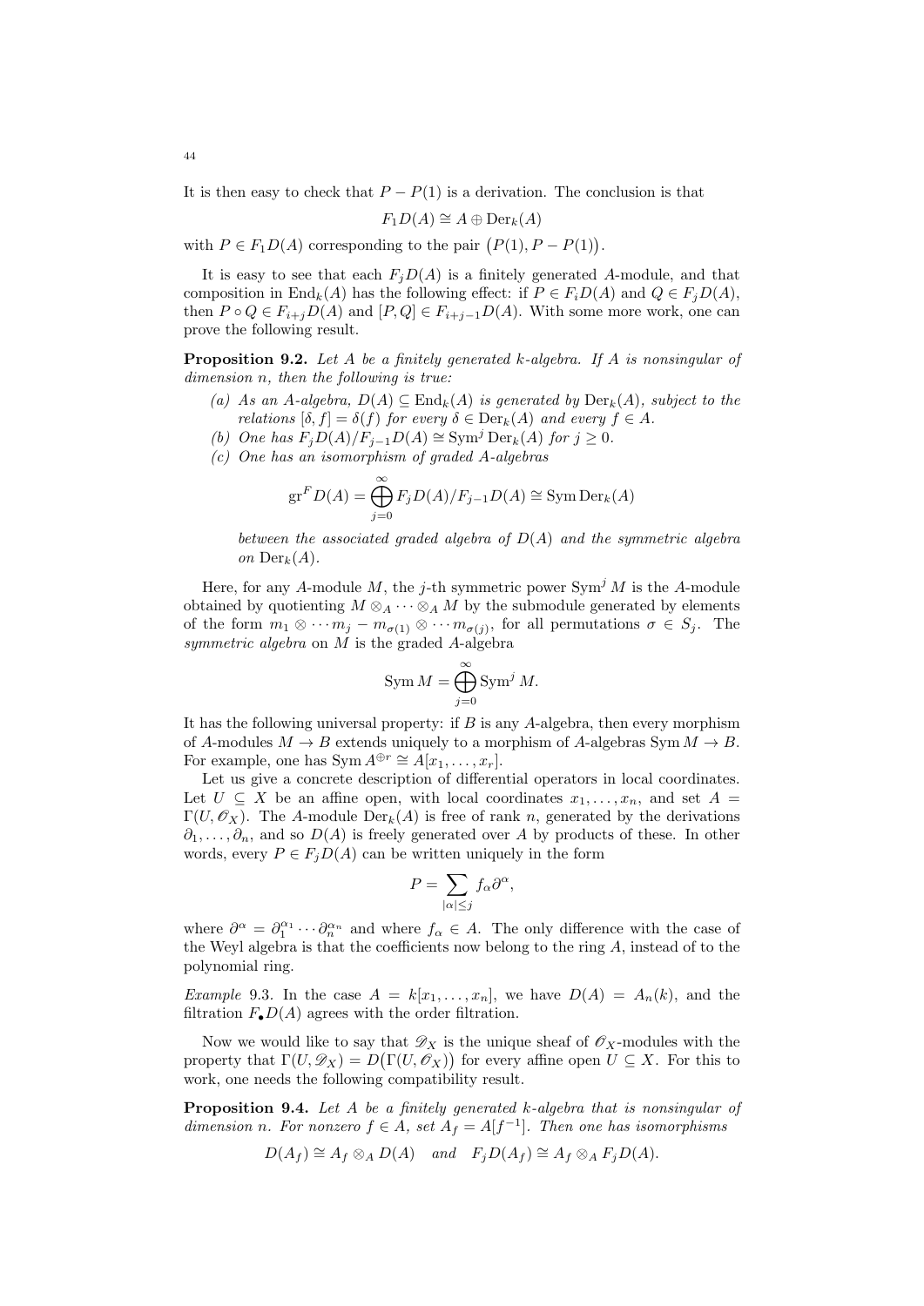It is then easy to check that $P - P(1)$ is a derivation. The conclusion is that

$$F_1 D(A) \cong A \oplus \operatorname{Der}_k(A)$$

with $P \in F_1 D(A)$ corresponding to the pair $\big(P(1), P - P(1)\big)$.

It is easy to see that each $F_j D(A)$ is a finitely generated $A$-module, and that composition in $\operatorname{End}_k(A)$ has the following effect: if $P \in F_i D(A)$ and $Q \in F_j D(A)$, then $P \circ Q \in F_{i+j} D(A)$ and $[P, Q] \in F_{i+j-1} D(A)$. With some more work, one can prove the following result.

**Proposition 9.2.** *Let $A$ be a finitely generated $k$-algebra. If $A$ is nonsingular of dimension $n$, then the following is true:*

*(a) As an $A$-algebra, $D(A) \subseteq \operatorname{End}_k(A)$ is generated by $\operatorname{Der}_k(A)$, subject to the relations $[\delta, f] = \delta(f)$ for every $\delta \in \operatorname{Der}_k(A)$ and every $f \in A$.*

*(b) One has $F_j D(A)/F_{j-1} D(A) \cong \operatorname{Sym}^j \operatorname{Der}_k(A)$ for $j \geq 0$.*

*(c) One has an isomorphism of graded $A$-algebras*

$$\operatorname{gr}^F D(A) = \bigoplus_{j=0}^{\infty} F_j D(A)/F_{j-1} D(A) \cong \operatorname{Sym} \operatorname{Der}_k(A)$$

*between the associated graded algebra of $D(A)$ and the symmetric algebra on $\operatorname{Der}_k(A)$.*

Here, for any $A$-module $M$, the $j$-th symmetric power $\operatorname{Sym}^j M$ is the $A$-module obtained by quotienting $M \otimes_A \cdots \otimes_A M$ by the submodule generated by elements of the form $m_1 \otimes \cdots m_j - m_{\sigma(1)} \otimes \cdots m_{\sigma(j)}$, for all permutations $\sigma \in S_j$. The *symmetric algebra* on $M$ is the graded $A$-algebra

$$\operatorname{Sym} M = \bigoplus_{j=0}^{\infty} \operatorname{Sym}^j M.$$

It has the following universal property: if $B$ is any $A$-algebra, then every morphism of $A$-modules $M \to B$ extends uniquely to a morphism of $A$-algebras $\operatorname{Sym} M \to B$. For example, one has $\operatorname{Sym} A^{\oplus r} \cong A[x_1, \dots, x_r]$.

Let us give a concrete description of differential operators in local coordinates. Let $U \subseteq X$ be an affine open, with local coordinates $x_1, \dots, x_n$, and set $A = \Gamma(U, \mathscr{O}_X)$. The $A$-module $\operatorname{Der}_k(A)$ is free of rank $n$, generated by the derivations $\partial_1, \dots, \partial_n$, and so $D(A)$ is freely generated over $A$ by products of these. In other words, every $P \in F_j D(A)$ can be written uniquely in the form

$$P = \sum_{|\alpha| \leq j} f_\alpha \partial^\alpha,$$

where $\partial^\alpha = \partial_1^{\alpha_1} \cdots \partial_n^{\alpha_n}$ and where $f_\alpha \in A$. The only difference with the case of the Weyl algebra is that the coefficients now belong to the ring $A$, instead of to the polynomial ring.

*Example* 9.3. In the case $A = k[x_1, \dots, x_n]$, we have $D(A) = A_n(k)$, and the filtration $F_\bullet D(A)$ agrees with the order filtration.

Now we would like to say that $\mathscr{D}_X$ is the unique sheaf of $\mathscr{O}_X$-modules with the property that $\Gamma(U, \mathscr{D}_X) = D\big(\Gamma(U, \mathscr{O}_X)\big)$ for every affine open $U \subseteq X$. For this to work, one needs the following compatibility result.

**Proposition 9.4.** *Let $A$ be a finitely generated $k$-algebra that is nonsingular of dimension $n$. For nonzero $f \in A$, set $A_f = A[f^{-1}]$. Then one has isomorphisms*

$$D(A_f) \cong A_f \otimes_A D(A) \quad \text{and} \quad F_j D(A_f) \cong A_f \otimes_A F_j D(A).$$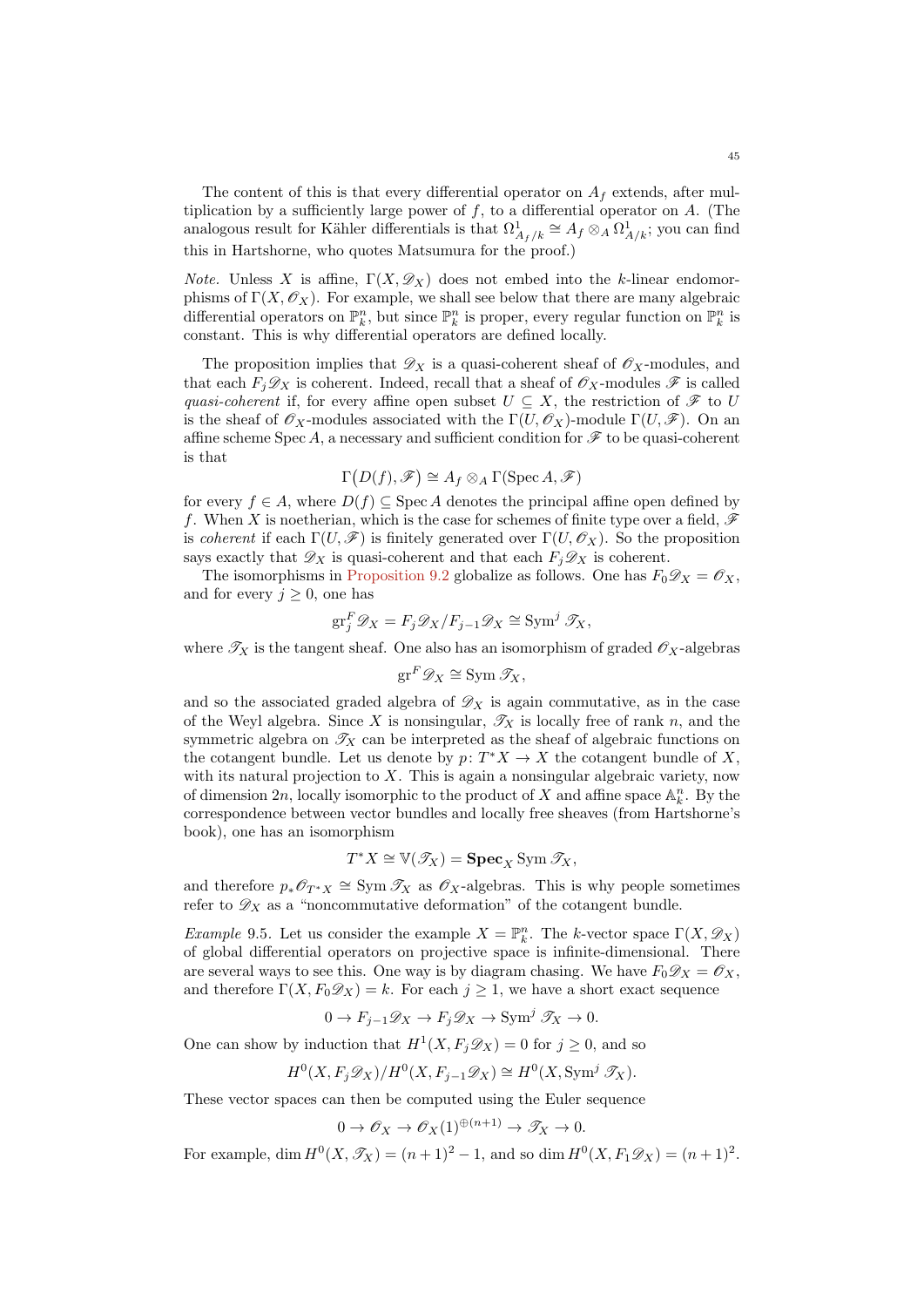The content of this is that every differential operator on $A_f$ extends, after multiplication by a sufficiently large power of $f$, to a differential operator on $A$. (The analogous result for Kähler differentials is that $\Omega^1_{A_f/k} \cong A_f \otimes_A \Omega^1_{A/k}$; you can find this in Hartshorne, who quotes Matsumura for the proof.)

*Note.* Unless $X$ is affine, $\Gamma(X, \mathscr{D}_X)$ does not embed into the $k$-linear endomorphisms of $\Gamma(X, \mathscr{O}_X)$. For example, we shall see below that there are many algebraic differential operators on $\mathbb{P}^n_k$, but since $\mathbb{P}^n_k$ is proper, every regular function on $\mathbb{P}^n_k$ is constant. This is why differential operators are defined locally.

The proposition implies that $\mathscr{D}_X$ is a quasi-coherent sheaf of $\mathscr{O}_X$-modules, and that each $F_j\mathscr{D}_X$ is coherent. Indeed, recall that a sheaf of $\mathscr{O}_X$-modules $\mathscr{F}$ is called *quasi-coherent* if, for every affine open subset $U \subseteq X$, the restriction of $\mathscr{F}$ to $U$ is the sheaf of $\mathscr{O}_X$-modules associated with the $\Gamma(U, \mathscr{O}_X)$-module $\Gamma(U, \mathscr{F})$. On an affine scheme $\operatorname{Spec} A$, a necessary and sufficient condition for $\mathscr{F}$ to be quasi-coherent is that

$$\Gamma\big(D(f), \mathscr{F}\big) \cong A_f \otimes_A \Gamma(\operatorname{Spec} A, \mathscr{F})$$

for every $f \in A$, where $D(f) \subseteq \operatorname{Spec} A$ denotes the principal affine open defined by $f$. When $X$ is noetherian, which is the case for schemes of finite type over a field, $\mathscr{F}$ is *coherent* if each $\Gamma(U, \mathscr{F})$ is finitely generated over $\Gamma(U, \mathscr{O}_X)$. So the proposition says exactly that $\mathscr{D}_X$ is quasi-coherent and that each $F_j\mathscr{D}_X$ is coherent.

The isomorphisms in Proposition 9.2 globalize as follows. One has $F_0\mathscr{D}_X = \mathscr{O}_X$, and for every $j \geq 0$, one has

$$\operatorname{gr}^F_j \mathscr{D}_X = F_j\mathscr{D}_X / F_{j-1}\mathscr{D}_X \cong \operatorname{Sym}^j \mathscr{T}_X,$$

where $\mathscr{T}_X$ is the tangent sheaf. One also has an isomorphism of graded $\mathscr{O}_X$-algebras

$$\operatorname{gr}^F \mathscr{D}_X \cong \operatorname{Sym} \mathscr{T}_X,$$

and so the associated graded algebra of $\mathscr{D}_X$ is again commutative, as in the case of the Weyl algebra. Since $X$ is nonsingular, $\mathscr{T}_X$ is locally free of rank $n$, and the symmetric algebra on $\mathscr{T}_X$ can be interpreted as the sheaf of algebraic functions on the cotangent bundle. Let us denote by $p \colon T^*X \to X$ the cotangent bundle of $X$, with its natural projection to $X$. This is again a nonsingular algebraic variety, now of dimension $2n$, locally isomorphic to the product of $X$ and affine space $\mathbb{A}^n_k$. By the correspondence between vector bundles and locally free sheaves (from Hartshorne's book), one has an isomorphism

$$T^*X \cong \mathbb{V}(\mathscr{T}_X) = \mathbf{Spec}_X \operatorname{Sym} \mathscr{T}_X,$$

and therefore $p_*\mathscr{O}_{T^*X} \cong \operatorname{Sym} \mathscr{T}_X$ as $\mathscr{O}_X$-algebras. This is why people sometimes refer to $\mathscr{D}_X$ as a "noncommutative deformation" of the cotangent bundle.

*Example* 9.5. Let us consider the example $X = \mathbb{P}^n_k$. The $k$-vector space $\Gamma(X, \mathscr{D}_X)$ of global differential operators on projective space is infinite-dimensional. There are several ways to see this. One way is by diagram chasing. We have $F_0\mathscr{D}_X = \mathscr{O}_X$, and therefore $\Gamma(X, F_0\mathscr{D}_X) = k$. For each $j \geq 1$, we have a short exact sequence

$$0 \to F_{j-1}\mathscr{D}_X \to F_j\mathscr{D}_X \to \operatorname{Sym}^j \mathscr{T}_X \to 0.$$

One can show by induction that $H^1(X, F_j\mathscr{D}_X) = 0$ for $j \geq 0$, and so

$$H^0(X, F_j\mathscr{D}_X)/H^0(X, F_{j-1}\mathscr{D}_X) \cong H^0(X, \operatorname{Sym}^j \mathscr{T}_X).$$

These vector spaces can then be computed using the Euler sequence

$$0 \to \mathscr{O}_X \to \mathscr{O}_X(1)^{\oplus(n+1)} \to \mathscr{T}_X \to 0.$$

For example, $\dim H^0(X, \mathscr{T}_X) = (n+1)^2 - 1$, and so $\dim H^0(X, F_1\mathscr{D}_X) = (n+1)^2$.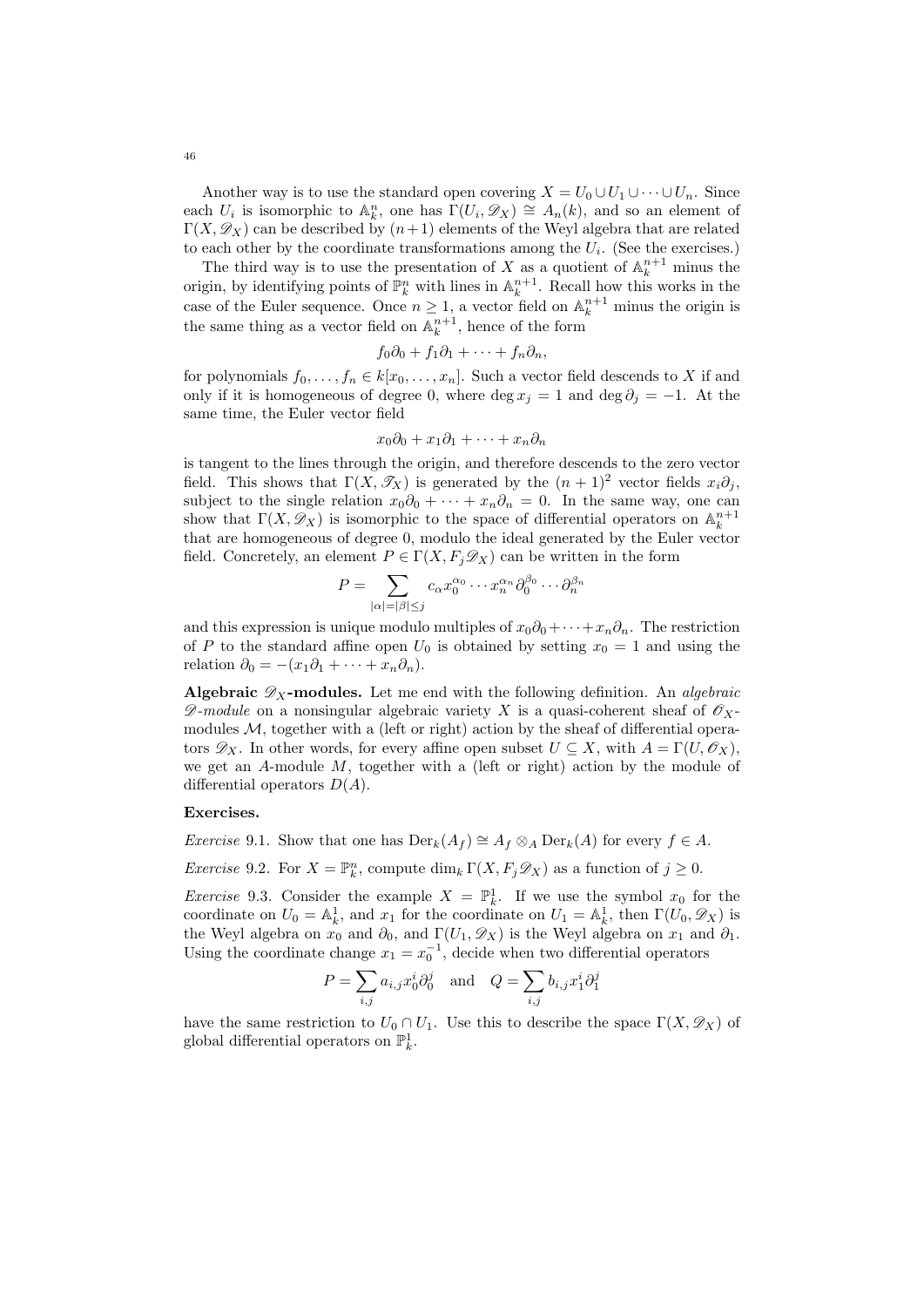Another way is to use the standard open covering $X = U_0 \cup U_1 \cup \cdots \cup U_n$. Since each $U_i$ is isomorphic to $\mathbb{A}^n_k$, one has $\Gamma(U_i, \mathscr{D}_X) \cong A_n(k)$, and so an element of $\Gamma(X, \mathscr{D}_X)$ can be described by $(n+1)$ elements of the Weyl algebra that are related to each other by the coordinate transformations among the $U_i$. (See the exercises.)

The third way is to use the presentation of $X$ as a quotient of $\mathbb{A}^{n+1}_k$ minus the origin, by identifying points of $\mathbb{P}^n_k$ with lines in $\mathbb{A}^{n+1}_k$. Recall how this works in the case of the Euler sequence. Once $n \geq 1$, a vector field on $\mathbb{A}^{n+1}_k$ minus the origin is the same thing as a vector field on $\mathbb{A}^{n+1}_k$, hence of the form

$$f_0 \partial_0 + f_1 \partial_1 + \cdots + f_n \partial_n,$$

for polynomials $f_0, \dots, f_n \in k[x_0, \dots, x_n]$. Such a vector field descends to $X$ if and only if it is homogeneous of degree 0, where $\deg x_j = 1$ and $\deg \partial_j = -1$. At the same time, the Euler vector field

$$x_0 \partial_0 + x_1 \partial_1 + \cdots + x_n \partial_n$$

is tangent to the lines through the origin, and therefore descends to the zero vector field. This shows that $\Gamma(X, \mathscr{T}_X)$ is generated by the $(n+1)^2$ vector fields $x_i \partial_j$, subject to the single relation $x_0 \partial_0 + \cdots + x_n \partial_n = 0$. In the same way, one can show that $\Gamma(X, \mathscr{D}_X)$ is isomorphic to the space of differential operators on $\mathbb{A}^{n+1}_k$ that are homogeneous of degree 0, modulo the ideal generated by the Euler vector field. Concretely, an element $P \in \Gamma(X, F_j \mathscr{D}_X)$ can be written in the form

$$P = \sum_{|\alpha| = |\beta| \leq j} c_\alpha x_0^{\alpha_0} \cdots x_n^{\alpha_n} \partial_0^{\beta_0} \cdots \partial_n^{\beta_n}$$

and this expression is unique modulo multiples of $x_0 \partial_0 + \cdots + x_n \partial_n$. The restriction of $P$ to the standard affine open $U_0$ is obtained by setting $x_0 = 1$ and using the relation $\partial_0 = -(x_1 \partial_1 + \cdots + x_n \partial_n)$.

**Algebraic $\mathscr{D}_X$-modules.** Let me end with the following definition. An *algebraic $\mathscr{D}$-module* on a nonsingular algebraic variety $X$ is a quasi-coherent sheaf of $\mathscr{O}_X$-modules $\mathcal{M}$, together with a (left or right) action by the sheaf of differential operators $\mathscr{D}_X$. In other words, for every affine open subset $U \subseteq X$, with $A = \Gamma(U, \mathscr{O}_X)$, we get an $A$-module $M$, together with a (left or right) action by the module of differential operators $D(A)$.

**Exercises.**

*Exercise* 9.1. Show that one has $\operatorname{Der}_k(A_f) \cong A_f \otimes_A \operatorname{Der}_k(A)$ for every $f \in A$.

*Exercise* 9.2. For $X = \mathbb{P}^n_k$, compute $\dim_k \Gamma(X, F_j \mathscr{D}_X)$ as a function of $j \geq 0$.

*Exercise* 9.3. Consider the example $X = \mathbb{P}^1_k$. If we use the symbol $x_0$ for the coordinate on $U_0 = \mathbb{A}^1_k$, and $x_1$ for the coordinate on $U_1 = \mathbb{A}^1_k$, then $\Gamma(U_0, \mathscr{D}_X)$ is the Weyl algebra on $x_0$ and $\partial_0$, and $\Gamma(U_1, \mathscr{D}_X)$ is the Weyl algebra on $x_1$ and $\partial_1$. Using the coordinate change $x_1 = x_0^{-1}$, decide when two differential operators

$$P = \sum_{i,j} a_{i,j} x_0^i \partial_0^j \quad \text{and} \quad Q = \sum_{i,j} b_{i,j} x_1^i \partial_1^j$$

have the same restriction to $U_0 \cap U_1$. Use this to describe the space $\Gamma(X, \mathscr{D}_X)$ of global differential operators on $\mathbb{P}^1_k$.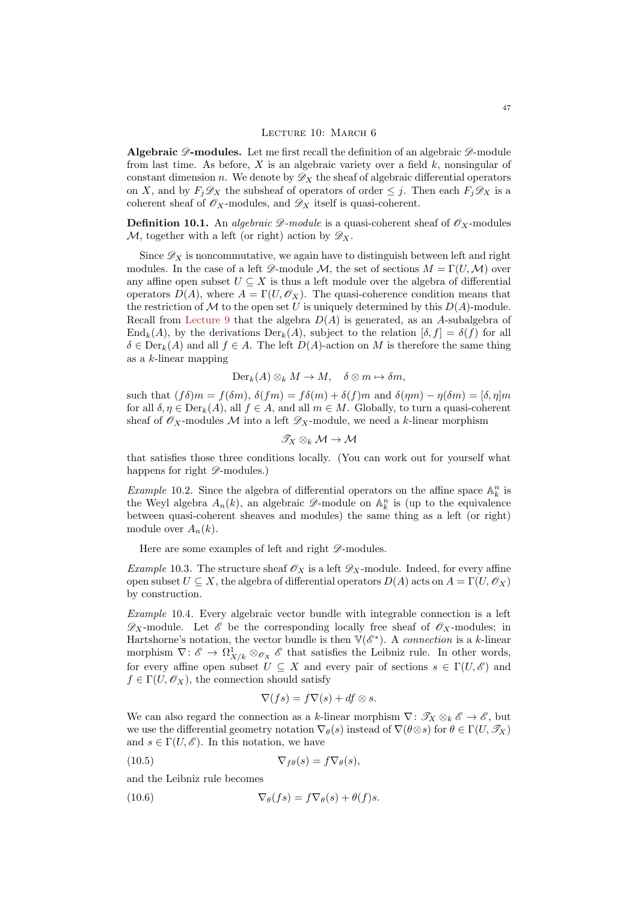## Lecture 10: March 6

**Algebraic $\mathscr{D}$-modules.** Let me first recall the definition of an algebraic $\mathscr{D}$-module from last time. As before, $X$ is an algebraic variety over a field $k$, nonsingular of constant dimension $n$. We denote by $\mathscr{D}_X$ the sheaf of algebraic differential operators on $X$, and by $F_j\mathscr{D}_X$ the subsheaf of operators of order $\leq j$. Then each $F_j\mathscr{D}_X$ is a coherent sheaf of $\mathscr{O}_X$-modules, and $\mathscr{D}_X$ itself is quasi-coherent.

**Definition 10.1.** An *algebraic $\mathscr{D}$-module* is a quasi-coherent sheaf of $\mathscr{O}_X$-modules $\mathcal{M}$, together with a left (or right) action by $\mathscr{D}_X$.

Since $\mathscr{D}_X$ is noncommutative, we again have to distinguish between left and right modules. In the case of a left $\mathscr{D}$-module $\mathcal{M}$, the set of sections $M = \Gamma(U, \mathcal{M})$ over any affine open subset $U \subseteq X$ is thus a left module over the algebra of differential operators $D(A)$, where $A = \Gamma(U, \mathscr{O}_X)$. The quasi-coherence condition means that the restriction of $\mathcal{M}$ to the open set $U$ is uniquely determined by this $D(A)$-module. Recall from Lecture 9 that the algebra $D(A)$ is generated, as an $A$-subalgebra of $\operatorname{End}_k(A)$, by the derivations $\operatorname{Der}_k(A)$, subject to the relation $[\delta, f] = \delta(f)$ for all $\delta \in \operatorname{Der}_k(A)$ and all $f \in A$. The left $D(A)$-action on $M$ is therefore the same thing as a $k$-linear mapping

$$\operatorname{Der}_k(A) \otimes_k M \to M, \quad \delta \otimes m \mapsto \delta m,$$

such that $(f\delta)m = f(\delta m)$, $\delta(fm) = f\delta(m) + \delta(f)m$ and $\delta(\eta m) - \eta(\delta m) = [\delta, \eta]m$ for all $\delta, \eta \in \operatorname{Der}_k(A)$, all $f \in A$, and all $m \in M$. Globally, to turn a quasi-coherent sheaf of $\mathscr{O}_X$-modules $\mathcal{M}$ into a left $\mathscr{D}_X$-module, we need a $k$-linear morphism

$$\mathscr{T}_X \otimes_k \mathcal{M} \to \mathcal{M}$$

that satisfies those three conditions locally. (You can work out for yourself what happens for right $\mathscr{D}$-modules.)

*Example* 10.2. Since the algebra of differential operators on the affine space $\mathbb{A}_k^n$ is the Weyl algebra $A_n(k)$, an algebraic $\mathscr{D}$-module on $\mathbb{A}_k^n$ is (up to the equivalence between quasi-coherent sheaves and modules) the same thing as a left (or right) module over $A_n(k)$.

Here are some examples of left and right $\mathscr{D}$-modules.

*Example* 10.3. The structure sheaf $\mathscr{O}_X$ is a left $\mathscr{D}_X$-module. Indeed, for every affine open subset $U \subseteq X$, the algebra of differential operators $D(A)$ acts on $A = \Gamma(U, \mathscr{O}_X)$ by construction.

*Example* 10.4. Every algebraic vector bundle with integrable connection is a left $\mathscr{D}_X$-module. Let $\mathscr{E}$ be the corresponding locally free sheaf of $\mathscr{O}_X$-modules; in Hartshorne's notation, the vector bundle is then $\mathbb{V}(\mathscr{E}^*)$. A *connection* is a $k$-linear morphism $\nabla \colon \mathscr{E} \to \Omega^1_{X/k} \otimes_{\mathscr{O}_X} \mathscr{E}$ that satisfies the Leibniz rule. In other words, for every affine open subset $U \subseteq X$ and every pair of sections $s \in \Gamma(U, \mathscr{E})$ and $f \in \Gamma(U, \mathscr{O}_X)$, the connection should satisfy

$$\nabla(fs) = f\nabla(s) + df \otimes s.$$

We can also regard the connection as a $k$-linear morphism $\nabla \colon \mathscr{T}_X \otimes_k \mathscr{E} \to \mathscr{E}$, but we use the differential geometry notation $\nabla_\theta(s)$ instead of $\nabla(\theta \otimes s)$ for $\theta \in \Gamma(U, \mathscr{T}_X)$ and $s \in \Gamma(U, \mathscr{E})$. In this notation, we have

$$\nabla_{f\theta}(s) = f\nabla_\theta(s), \tag{10.5}$$

and the Leibniz rule becomes

$$\nabla_\theta(fs) = f\nabla_\theta(s) + \theta(f)s. \tag{10.6}$$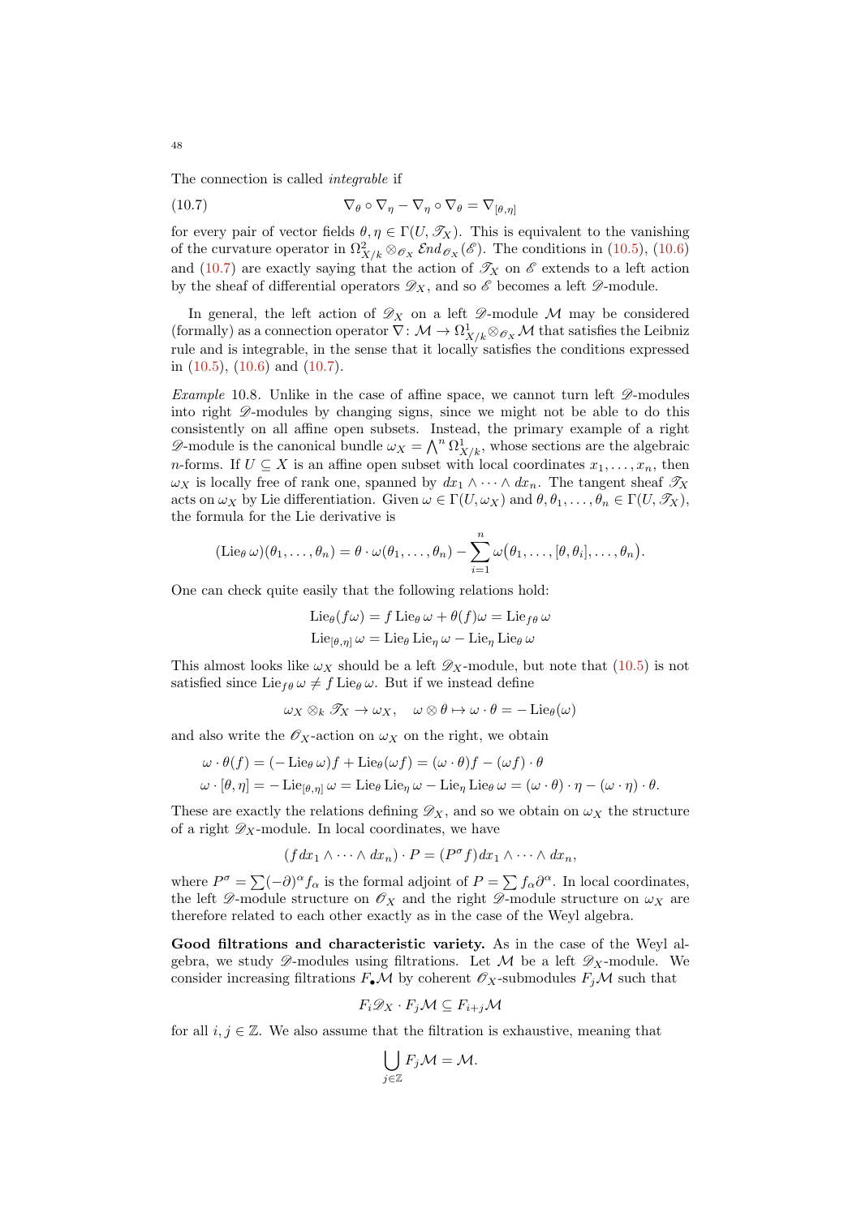The connection is called *integrable* if

$$\nabla_\theta \circ \nabla_\eta - \nabla_\eta \circ \nabla_\theta = \nabla_{[\theta,\eta]} \tag{10.7}$$

for every pair of vector fields $\theta, \eta \in \Gamma(U, \mathscr{T}_X)$. This is equivalent to the vanishing of the curvature operator in $\Omega^2_{X/k} \otimes_{\mathscr{O}_X} \mathscr{E}nd_{\mathscr{O}_X}(\mathscr{E})$. The conditions in (10.5), (10.6) and (10.7) are exactly saying that the action of $\mathscr{T}_X$ on $\mathscr{E}$ extends to a left action by the sheaf of differential operators $\mathscr{D}_X$, and so $\mathscr{E}$ becomes a left $\mathscr{D}$-module.

In general, the left action of $\mathscr{D}_X$ on a left $\mathscr{D}$-module $\mathcal{M}$ may be considered (formally) as a connection operator $\nabla\colon \mathcal{M} \to \Omega^1_{X/k} \otimes_{\mathscr{O}_X} \mathcal{M}$ that satisfies the Leibniz rule and is integrable, in the sense that it locally satisfies the conditions expressed in (10.5), (10.6) and (10.7).

*Example* 10.8. Unlike in the case of affine space, we cannot turn left $\mathscr{D}$-modules into right $\mathscr{D}$-modules by changing signs, since we might not be able to do this consistently on all affine open subsets. Instead, the primary example of a right $\mathscr{D}$-module is the canonical bundle $\omega_X = \bigwedge^n \Omega^1_{X/k}$, whose sections are the algebraic $n$-forms. If $U \subseteq X$ is an affine open subset with local coordinates $x_1, \dots, x_n$, then $\omega_X$ is locally free of rank one, spanned by $dx_1 \wedge \cdots \wedge dx_n$. The tangent sheaf $\mathscr{T}_X$ acts on $\omega_X$ by Lie differentiation. Given $\omega \in \Gamma(U, \omega_X)$ and $\theta, \theta_1, \dots, \theta_n \in \Gamma(U, \mathscr{T}_X)$, the formula for the Lie derivative is

$$(\mathrm{Lie}_\theta\, \omega)(\theta_1, \dots, \theta_n) = \theta \cdot \omega(\theta_1, \dots, \theta_n) - \sum_{i=1}^{n} \omega\big(\theta_1, \dots, [\theta, \theta_i], \dots, \theta_n\big).$$

One can check quite easily that the following relations hold:

$$\mathrm{Lie}_\theta(f\omega) = f\, \mathrm{Lie}_\theta\, \omega + \theta(f)\omega = \mathrm{Lie}_{f\theta}\, \omega$$

$$\mathrm{Lie}_{[\theta,\eta]}\, \omega = \mathrm{Lie}_\theta\, \mathrm{Lie}_\eta\, \omega - \mathrm{Lie}_\eta\, \mathrm{Lie}_\theta\, \omega$$

This almost looks like $\omega_X$ should be a left $\mathscr{D}_X$-module, but note that (10.5) is not satisfied since $\mathrm{Lie}_{f\theta}\, \omega \neq f\, \mathrm{Lie}_\theta\, \omega$. But if we instead define

$$\omega_X \otimes_k \mathscr{T}_X \to \omega_X, \quad \omega \otimes \theta \mapsto \omega \cdot \theta = -\,\mathrm{Lie}_\theta(\omega)$$

and also write the $\mathscr{O}_X$-action on $\omega_X$ on the right, we obtain

$$\omega \cdot \theta(f) = (-\,\mathrm{Lie}_\theta\, \omega)f + \mathrm{Lie}_\theta(\omega f) = (\omega \cdot \theta)f - (\omega f) \cdot \theta$$

$$\omega \cdot [\theta, \eta] = -\,\mathrm{Lie}_{[\theta,\eta]}\, \omega = \mathrm{Lie}_\theta\, \mathrm{Lie}_\eta\, \omega - \mathrm{Lie}_\eta\, \mathrm{Lie}_\theta\, \omega = (\omega \cdot \theta) \cdot \eta - (\omega \cdot \eta) \cdot \theta.$$

These are exactly the relations defining $\mathscr{D}_X$, and so we obtain on $\omega_X$ the structure of a right $\mathscr{D}_X$-module. In local coordinates, we have

$$(f\, dx_1 \wedge \cdots \wedge dx_n) \cdot P = (P^\sigma f)\, dx_1 \wedge \cdots \wedge dx_n,$$

where $P^\sigma = \sum (-\partial)^\alpha f_\alpha$ is the formal adjoint of $P = \sum f_\alpha \partial^\alpha$. In local coordinates, the left $\mathscr{D}$-module structure on $\mathscr{O}_X$ and the right $\mathscr{D}$-module structure on $\omega_X$ are therefore related to each other exactly as in the case of the Weyl algebra.

**Good filtrations and characteristic variety.** As in the case of the Weyl algebra, we study $\mathscr{D}$-modules using filtrations. Let $\mathcal{M}$ be a left $\mathscr{D}_X$-module. We consider increasing filtrations $F_\bullet \mathcal{M}$ by coherent $\mathscr{O}_X$-submodules $F_j \mathcal{M}$ such that

$$F_i \mathscr{D}_X \cdot F_j \mathcal{M} \subseteq F_{i+j} \mathcal{M}$$

for all $i, j \in \mathbb{Z}$. We also assume that the filtration is exhaustive, meaning that

$$\bigcup_{j \in \mathbb{Z}} F_j \mathcal{M} = \mathcal{M}.$$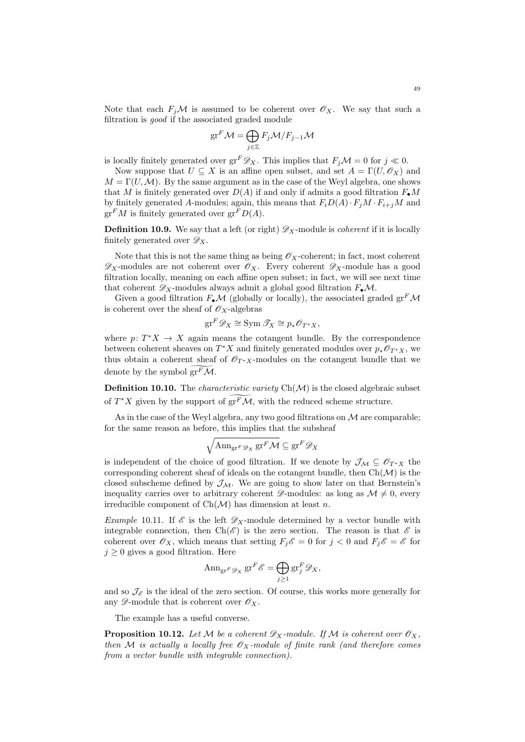Note that each $F_j\mathcal{M}$ is assumed to be coherent over $\mathscr{O}_X$. We say that such a filtration is *good* if the associated graded module

$$\operatorname{gr}^F \mathcal{M} = \bigoplus_{j \in \mathbb{Z}} F_j\mathcal{M}/F_{j-1}\mathcal{M}$$

is locally finitely generated over $\operatorname{gr}^F \mathscr{D}_X$. This implies that $F_j\mathcal{M} = 0$ for $j \ll 0$.

Now suppose that $U \subseteq X$ is an affine open subset, and set $A = \Gamma(U, \mathscr{O}_X)$ and $M = \Gamma(U, \mathcal{M})$. By the same argument as in the case of the Weyl algebra, one shows that $M$ is finitely generated over $D(A)$ if and only if admits a good filtration $F_\bullet M$ by finitely generated $A$-modules; again, this means that $F_i D(A) \cdot F_j M \cdot F_{i+j} M$ and $\operatorname{gr}^F M$ is finitely generated over $\operatorname{gr}^F D(A)$.

**Definition 10.9.** We say that a left (or right) $\mathscr{D}_X$-module is *coherent* if it is locally finitely generated over $\mathscr{D}_X$.

Note that this is not the same thing as being $\mathscr{O}_X$-coherent; in fact, most coherent $\mathscr{D}_X$-modules are not coherent over $\mathscr{O}_X$. Every coherent $\mathscr{D}_X$-module has a good filtration locally, meaning on each affine open subset; in fact, we will see next time that coherent $\mathscr{D}_X$-modules always admit a global good filtration $F_\bullet\mathcal{M}$.

Given a good filtration $F_\bullet\mathcal{M}$ (globally or locally), the associated graded $\operatorname{gr}^F \mathcal{M}$ is coherent over the sheaf of $\mathscr{O}_X$-algebras

$$\operatorname{gr}^F \mathscr{D}_X \cong \operatorname{Sym} \mathscr{T}_X \cong p_* \mathscr{O}_{T^*X},$$

where $p\colon T^*X \to X$ again means the cotangent bundle. By the correspondence between coherent sheaves on $T^*X$ and finitely generated modules over $p_*\mathscr{O}_{T^*X}$, we thus obtain a coherent sheaf of $\mathscr{O}_{T^*X}$-modules on the cotangent bundle that we denote by the symbol $\widetilde{\operatorname{gr}^F \mathcal{M}}$.

**Definition 10.10.** The *characteristic variety* $\operatorname{Ch}(\mathcal{M})$ is the closed algebraic subset of $T^*X$ given by the support of $\widetilde{\operatorname{gr}^F \mathcal{M}}$, with the reduced scheme structure.

As in the case of the Weyl algebra, any two good filtrations on $\mathcal{M}$ are comparable; for the same reason as before, this implies that the subsheaf

$$\sqrt{\operatorname{Ann}_{\operatorname{gr}^F \mathscr{D}_X} \operatorname{gr}^F \mathcal{M}} \subseteq \operatorname{gr}^F \mathscr{D}_X$$

is independent of the choice of good filtration. If we denote by $\mathcal{J}_\mathcal{M} \subseteq \mathscr{O}_{T^*X}$ the corresponding coherent sheaf of ideals on the cotangent bundle, then $\operatorname{Ch}(\mathcal{M})$ is the closed subscheme defined by $\mathcal{J}_\mathcal{M}$. We are going to show later on that Bernstein's inequality carries over to arbitrary coherent $\mathscr{D}$-modules: as long as $\mathcal{M} \neq 0$, every irreducible component of $\operatorname{Ch}(\mathcal{M})$ has dimension at least $n$.

*Example* 10.11. If $\mathscr{E}$ is the left $\mathscr{D}_X$-module determined by a vector bundle with integrable connection, then $\operatorname{Ch}(\mathscr{E})$ is the zero section. The reason is that $\mathscr{E}$ is coherent over $\mathscr{O}_X$, which means that setting $F_j\mathscr{E} = 0$ for $j < 0$ and $F_j\mathscr{E} = \mathscr{E}$ for $j \geq 0$ gives a good filtration. Here

$$\operatorname{Ann}_{\operatorname{gr}^F \mathscr{D}_X} \operatorname{gr}^F \mathscr{E} = \bigoplus_{j \geq 1} \operatorname{gr}_j^F \mathscr{D}_X,$$

and so $\mathcal{J}_\mathscr{E}$ is the ideal of the zero section. Of course, this works more generally for any $\mathscr{D}$-module that is coherent over $\mathscr{O}_X$.

The example has a useful converse.

**Proposition 10.12.** *Let $\mathcal{M}$ be a coherent $\mathscr{D}_X$-module. If $\mathcal{M}$ is coherent over $\mathscr{O}_X$, then $\mathcal{M}$ is actually a locally free $\mathscr{O}_X$-module of finite rank (and therefore comes from a vector bundle with integrable connection).*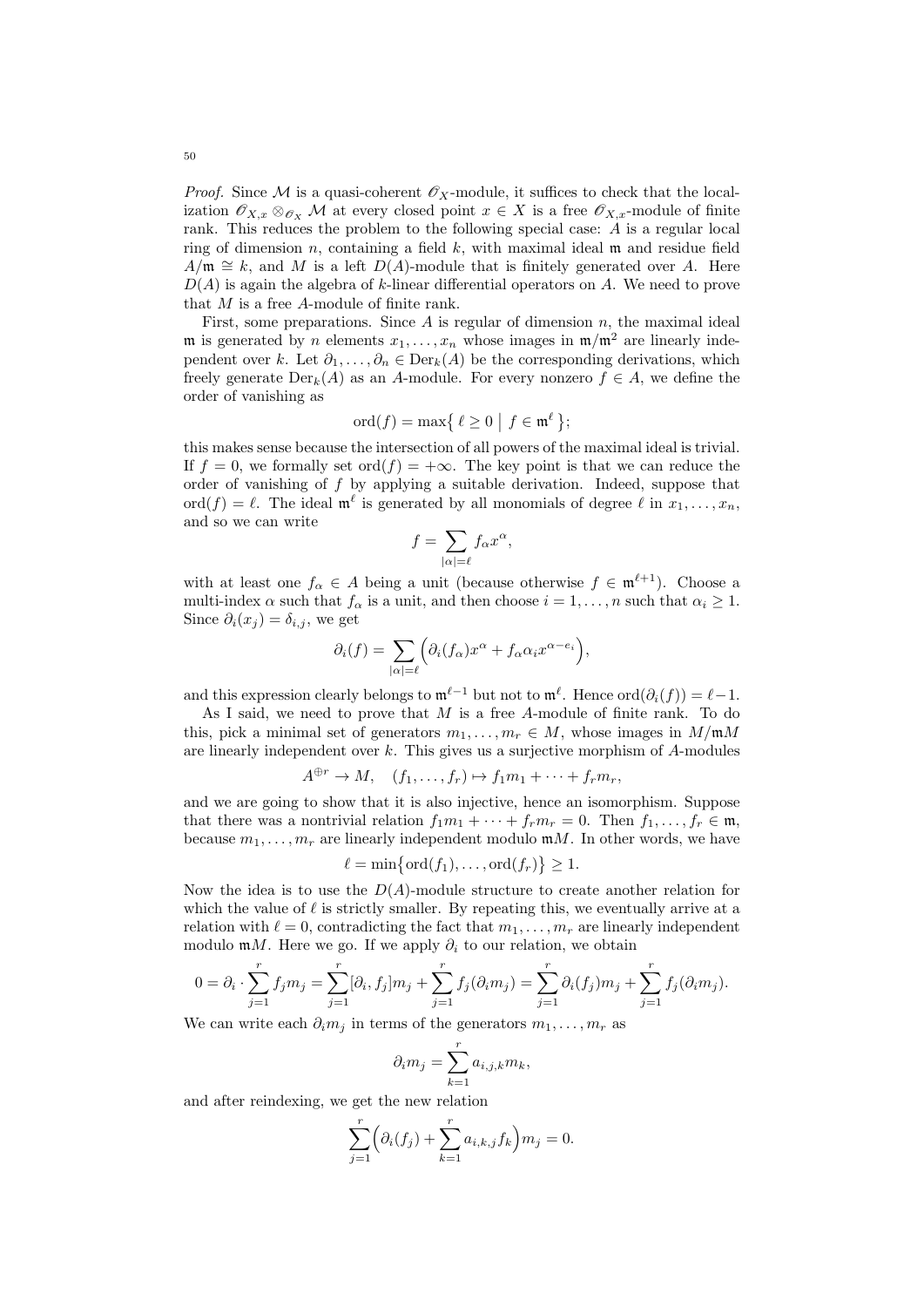*Proof.* Since $\mathcal{M}$ is a quasi-coherent $\mathscr{O}_X$-module, it suffices to check that the localization $\mathscr{O}_{X,x} \otimes_{\mathscr{O}_X} \mathcal{M}$ at every closed point $x \in X$ is a free $\mathscr{O}_{X,x}$-module of finite rank. This reduces the problem to the following special case: $A$ is a regular local ring of dimension $n$, containing a field $k$, with maximal ideal $\mathfrak{m}$ and residue field $A/\mathfrak{m} \cong k$, and $M$ is a left $D(A)$-module that is finitely generated over $A$. Here $D(A)$ is again the algebra of $k$-linear differential operators on $A$. We need to prove that $M$ is a free $A$-module of finite rank.

First, some preparations. Since $A$ is regular of dimension $n$, the maximal ideal $\mathfrak{m}$ is generated by $n$ elements $x_1, \dots, x_n$ whose images in $\mathfrak{m}/\mathfrak{m}^2$ are linearly independent over $k$. Let $\partial_1, \dots, \partial_n \in \operatorname{Der}_k(A)$ be the corresponding derivations, which freely generate $\operatorname{Der}_k(A)$ as an $A$-module. For every nonzero $f \in A$, we define the order of vanishing as

$$\operatorname{ord}(f) = \max\big\{ \ell \geq 0 \; \big| \; f \in \mathfrak{m}^\ell \big\};$$

this makes sense because the intersection of all powers of the maximal ideal is trivial. If $f = 0$, we formally set $\operatorname{ord}(f) = +\infty$. The key point is that we can reduce the order of vanishing of $f$ by applying a suitable derivation. Indeed, suppose that $\operatorname{ord}(f) = \ell$. The ideal $\mathfrak{m}^\ell$ is generated by all monomials of degree $\ell$ in $x_1, \dots, x_n$, and so we can write

$$f = \sum_{|\alpha| = \ell} f_\alpha x^\alpha,$$

with at least one $f_\alpha \in A$ being a unit (because otherwise $f \in \mathfrak{m}^{\ell+1}$). Choose a multi-index $\alpha$ such that $f_\alpha$ is a unit, and then choose $i = 1, \dots, n$ such that $\alpha_i \geq 1$. Since $\partial_i(x_j) = \delta_{i,j}$, we get

$$\partial_i(f) = \sum_{|\alpha| = \ell} \Big( \partial_i(f_\alpha) x^\alpha + f_\alpha \alpha_i x^{\alpha - e_i} \Big),$$

and this expression clearly belongs to $\mathfrak{m}^{\ell-1}$ but not to $\mathfrak{m}^\ell$. Hence $\operatorname{ord}(\partial_i(f)) = \ell - 1$.

As I said, we need to prove that $M$ is a free $A$-module of finite rank. To do this, pick a minimal set of generators $m_1, \dots, m_r \in M$, whose images in $M/\mathfrak{m}M$ are linearly independent over $k$. This gives us a surjective morphism of $A$-modules

$$A^{\oplus r} \to M, \quad (f_1, \dots, f_r) \mapsto f_1 m_1 + \dots + f_r m_r,$$

and we are going to show that it is also injective, hence an isomorphism. Suppose that there was a nontrivial relation $f_1 m_1 + \dots + f_r m_r = 0$. Then $f_1, \dots, f_r \in \mathfrak{m}$, because $m_1, \dots, m_r$ are linearly independent modulo $\mathfrak{m}M$. In other words, we have

$$\ell = \min\big\{ \operatorname{ord}(f_1), \dots, \operatorname{ord}(f_r) \big\} \geq 1.$$

Now the idea is to use the $D(A)$-module structure to create another relation for which the value of $\ell$ is strictly smaller. By repeating this, we eventually arrive at a relation with $\ell = 0$, contradicting the fact that $m_1, \dots, m_r$ are linearly independent modulo $\mathfrak{m}M$. Here we go. If we apply $\partial_i$ to our relation, we obtain

$$0 = \partial_i \cdot \sum_{j=1}^r f_j m_j = \sum_{j=1}^r [\partial_i, f_j] m_j + \sum_{j=1}^r f_j (\partial_i m_j) = \sum_{j=1}^r \partial_i(f_j) m_j + \sum_{j=1}^r f_j (\partial_i m_j).$$

We can write each $\partial_i m_j$ in terms of the generators $m_1, \dots, m_r$ as

$$\partial_i m_j = \sum_{k=1}^r a_{i,j,k} m_k,$$

and after reindexing, we get the new relation

$$\sum_{j=1}^r \Big( \partial_i(f_j) + \sum_{k=1}^r a_{i,k,j} f_k \Big) m_j = 0.$$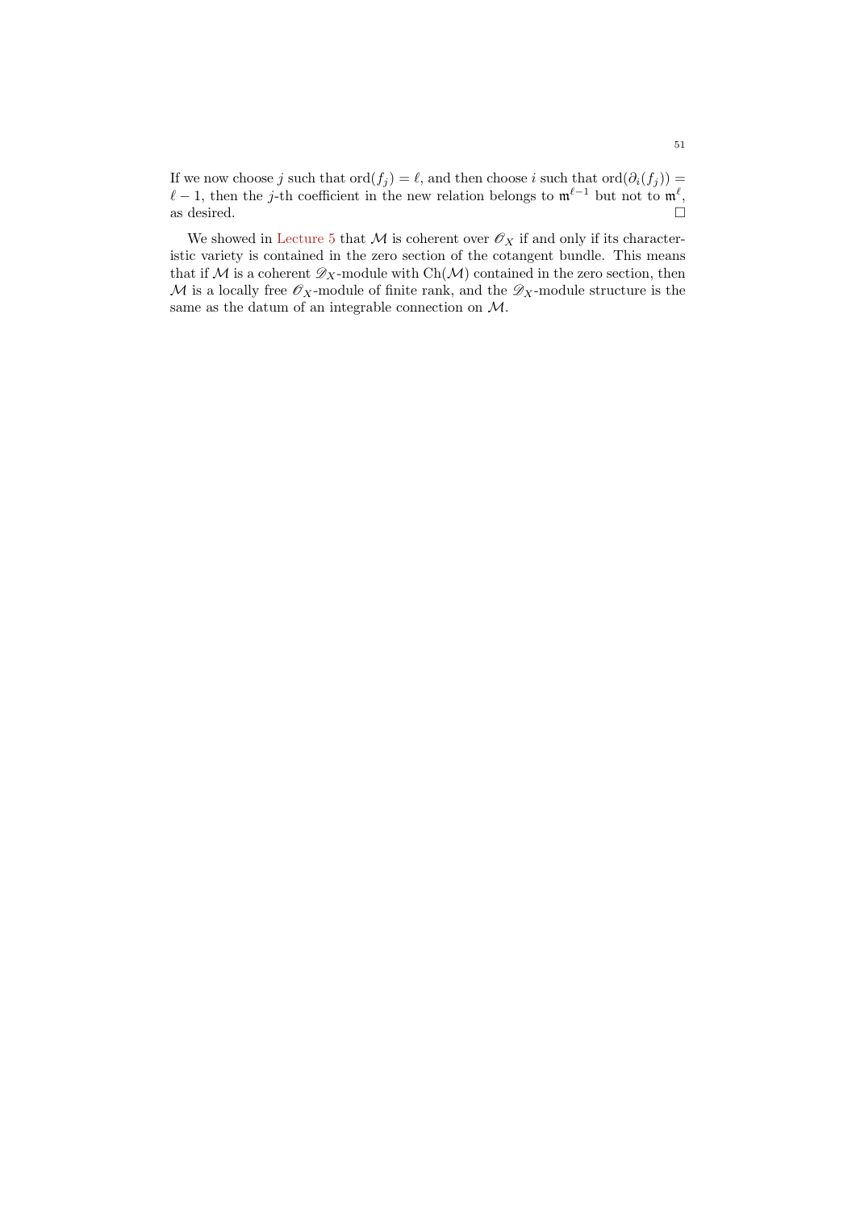If we now choose $j$ such that $\operatorname{ord}(f_j) = \ell$, and then choose $i$ such that $\operatorname{ord}(\partial_i(f_j)) = \ell - 1$, then the $j$-th coefficient in the new relation belongs to $\mathfrak{m}^{\ell-1}$ but not to $\mathfrak{m}^{\ell}$, as desired. □

We showed in Lecture 5 that $\mathcal{M}$ is coherent over $\mathscr{O}_X$ if and only if its characteristic variety is contained in the zero section of the cotangent bundle. This means that if $\mathcal{M}$ is a coherent $\mathscr{D}_X$-module with $\operatorname{Ch}(\mathcal{M})$ contained in the zero section, then $\mathcal{M}$ is a locally free $\mathscr{O}_X$-module of finite rank, and the $\mathscr{D}_X$-module structure is the same as the datum of an integrable connection on $\mathcal{M}$.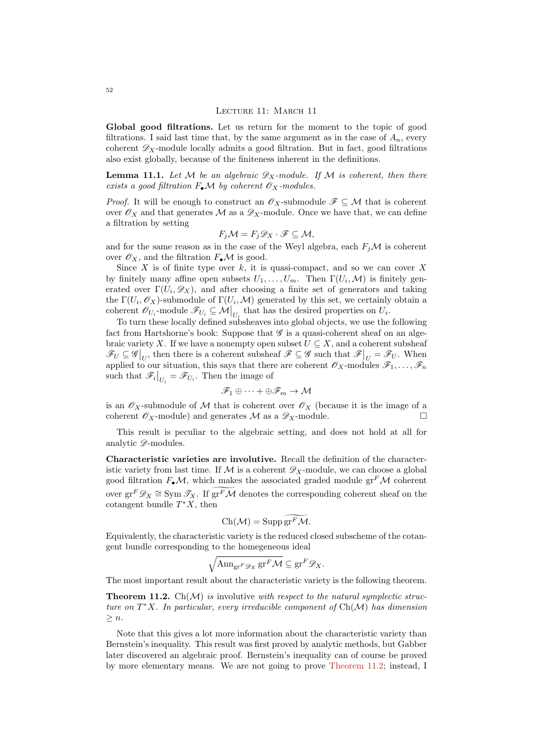## Lecture 11: March 11

**Global good filtrations.** Let us return for the moment to the topic of good filtrations. I said last time that, by the same argument as in the case of $A_n$, every coherent $\mathscr{D}_X$-module locally admits a good filtration. But in fact, good filtrations also exist globally, because of the finiteness inherent in the definitions.

**Lemma 11.1.** *Let $\mathcal{M}$ be an algebraic $\mathscr{D}_X$-module. If $\mathcal{M}$ is coherent, then there exists a good filtration $F_\bullet \mathcal{M}$ by coherent $\mathscr{O}_X$-modules.*

*Proof.* It will be enough to construct an $\mathscr{O}_X$-submodule $\mathscr{F} \subseteq \mathcal{M}$ that is coherent over $\mathscr{O}_X$ and that generates $\mathcal{M}$ as a $\mathscr{D}_X$-module. Once we have that, we can define a filtration by setting

$$F_j \mathcal{M} = F_j \mathscr{D}_X \cdot \mathscr{F} \subseteq \mathcal{M},$$

and for the same reason as in the case of the Weyl algebra, each $F_j \mathcal{M}$ is coherent over $\mathscr{O}_X$, and the filtration $F_\bullet \mathcal{M}$ is good.

Since $X$ is of finite type over $k$, it is quasi-compact, and so we can cover $X$ by finitely many affine open subsets $U_1, \dots, U_m$. Then $\Gamma(U_i, \mathcal{M})$ is finitely generated over $\Gamma(U_i, \mathscr{D}_X)$, and after choosing a finite set of generators and taking the $\Gamma(U_i, \mathscr{O}_X)$-submodule of $\Gamma(U_i, \mathcal{M})$ generated by this set, we certainly obtain a coherent $\mathscr{O}_{U_i}$-module $\mathscr{F}_{U_i} \subseteq \mathcal{M}\big|_{U_i}$ that has the desired properties on $U_i$.

To turn these locally defined subsheaves into global objects, we use the following fact from Hartshorne's book: Suppose that $\mathscr{G}$ is a quasi-coherent sheaf on an algebraic variety $X$. If we have a nonempty open subset $U \subseteq X$, and a coherent subsheaf $\mathscr{F}_U \subseteq \mathscr{G}\big|_U$, then there is a coherent subsheaf $\mathscr{F} \subseteq \mathscr{G}$ such that $\mathscr{F}\big|_U = \mathscr{F}_U$. When applied to our situation, this says that there are coherent $\mathscr{O}_X$-modules $\mathscr{F}_1, \dots, \mathscr{F}_n$ such that $\mathscr{F}_i\big|_{U_i} = \mathscr{F}_{U_i}$. Then the image of

$$\mathscr{F}_1 \oplus \dots + \oplus \mathscr{F}_m \to \mathcal{M}$$

is an $\mathscr{O}_X$-submodule of $\mathcal{M}$ that is coherent over $\mathscr{O}_X$ (because it is the image of a coherent $\mathscr{O}_X$-module) and generates $\mathcal{M}$ as a $\mathscr{D}_X$-module. $\square$

This result is peculiar to the algebraic setting, and does not hold at all for analytic $\mathscr{D}$-modules.

**Characteristic varieties are involutive.** Recall the definition of the characteristic variety from last time. If $\mathcal{M}$ is a coherent $\mathscr{D}_X$-module, we can choose a global good filtration $F_\bullet \mathcal{M}$, which makes the associated graded module $\operatorname{gr}^F \mathcal{M}$ coherent over $\operatorname{gr}^F \mathscr{D}_X \cong \operatorname{Sym} \mathscr{T}_X$. If $\widetilde{\operatorname{gr}^F \mathcal{M}}$ denotes the corresponding coherent sheaf on the cotangent bundle $T^*X$, then

$$\operatorname{Ch}(\mathcal{M}) = \operatorname{Supp} \widetilde{\operatorname{gr}^F \mathcal{M}}.$$

Equivalently, the characteristic variety is the reduced closed subscheme of the cotangent bundle corresponding to the homegeneous ideal

$$\sqrt{\operatorname{Ann}_{\operatorname{gr}^F \mathscr{D}_X} \operatorname{gr}^F \mathcal{M}} \subseteq \operatorname{gr}^F \mathscr{D}_X.$$

The most important result about the characteristic variety is the following theorem.

**Theorem 11.2.** $\operatorname{Ch}(\mathcal{M})$ *is* involutive *with respect to the natural symplectic structure on $T^*X$. In particular, every irreducible component of $\operatorname{Ch}(\mathcal{M})$ has dimension $\geq n$.*

Note that this gives a lot more information about the characteristic variety than Bernstein's inequality. This result was first proved by analytic methods, but Gabber later discovered an algebraic proof. Bernstein's inequality can of course be proved by more elementary means. We are not going to prove Theorem 11.2; instead, I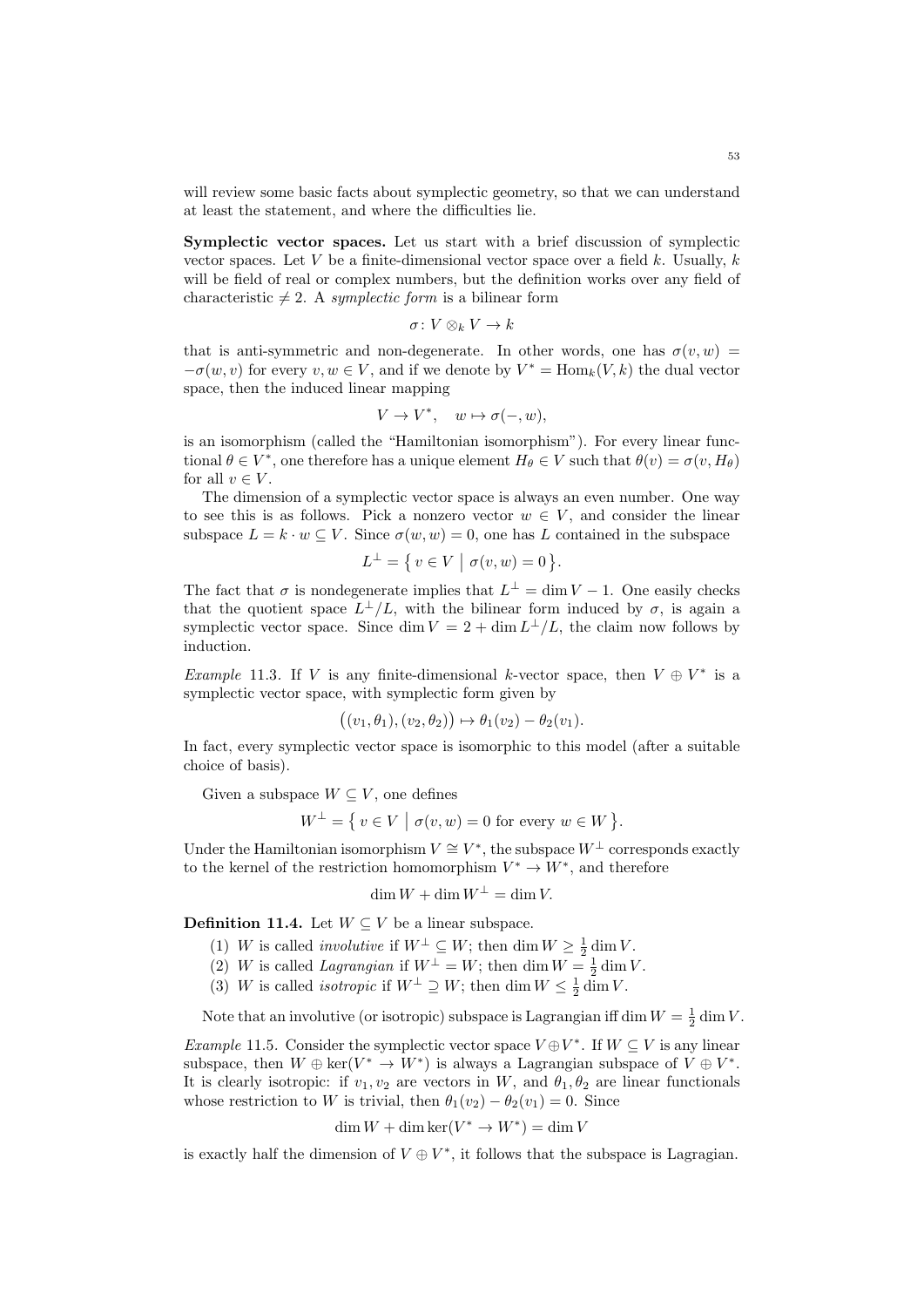will review some basic facts about symplectic geometry, so that we can understand at least the statement, and where the difficulties lie.

**Symplectic vector spaces.** Let us start with a brief discussion of symplectic vector spaces. Let $V$ be a finite-dimensional vector space over a field $k$. Usually, $k$ will be field of real or complex numbers, but the definition works over any field of characteristic $\neq 2$. A *symplectic form* is a bilinear form

$$\sigma \colon V \otimes_k V \to k$$

that is anti-symmetric and non-degenerate. In other words, one has $\sigma(v,w) = -\sigma(w,v)$ for every $v, w \in V$, and if we denote by $V^* = \operatorname{Hom}_k(V,k)$ the dual vector space, then the induced linear mapping

$$V \to V^*, \quad w \mapsto \sigma(-,w),$$

is an isomorphism (called the "Hamiltonian isomorphism"). For every linear functional $\theta \in V^*$, one therefore has a unique element $H_\theta \in V$ such that $\theta(v) = \sigma(v, H_\theta)$ for all $v \in V$.

The dimension of a symplectic vector space is always an even number. One way to see this is as follows. Pick a nonzero vector $w \in V$, and consider the linear subspace $L = k \cdot w \subseteq V$. Since $\sigma(w,w) = 0$, one has $L$ contained in the subspace

$$L^\perp = \{\, v \in V \mid \sigma(v,w) = 0 \,\}.$$

The fact that $\sigma$ is nondegenerate implies that $L^\perp = \dim V - 1$. One easily checks that the quotient space $L^\perp/L$, with the bilinear form induced by $\sigma$, is again a symplectic vector space. Since $\dim V = 2 + \dim L^\perp/L$, the claim now follows by induction.

*Example* 11.3. If $V$ is any finite-dimensional $k$-vector space, then $V \oplus V^*$ is a symplectic vector space, with symplectic form given by

$$\big((v_1, \theta_1), (v_2, \theta_2)\big) \mapsto \theta_1(v_2) - \theta_2(v_1).$$

In fact, every symplectic vector space is isomorphic to this model (after a suitable choice of basis).

Given a subspace $W \subseteq V$, one defines

$$W^\perp = \{\, v \in V \mid \sigma(v,w) = 0 \text{ for every } w \in W \,\}.$$

Under the Hamiltonian isomorphism $V \cong V^*$, the subspace $W^\perp$ corresponds exactly to the kernel of the restriction homomorphism $V^* \to W^*$, and therefore

$$\dim W + \dim W^\perp = \dim V.$$

**Definition 11.4.** Let $W \subseteq V$ be a linear subspace.

(1) $W$ is called *involutive* if $W^\perp \subseteq W$; then $\dim W \geq \frac{1}{2} \dim V$.
(2) $W$ is called *Lagrangian* if $W^\perp = W$; then $\dim W = \frac{1}{2} \dim V$.
(3) $W$ is called *isotropic* if $W^\perp \supseteq W$; then $\dim W \leq \frac{1}{2} \dim V$.

Note that an involutive (or isotropic) subspace is Lagrangian iff $\dim W = \frac{1}{2} \dim V$.

*Example* 11.5. Consider the symplectic vector space $V \oplus V^*$. If $W \subseteq V$ is any linear subspace, then $W \oplus \ker(V^* \to W^*)$ is always a Lagrangian subspace of $V \oplus V^*$. It is clearly isotropic: if $v_1, v_2$ are vectors in $W$, and $\theta_1, \theta_2$ are linear functionals whose restriction to $W$ is trivial, then $\theta_1(v_2) - \theta_2(v_1) = 0$. Since

$$\dim W + \dim \ker(V^* \to W^*) = \dim V$$

is exactly half the dimension of $V \oplus V^*$, it follows that the subspace is Lagragian.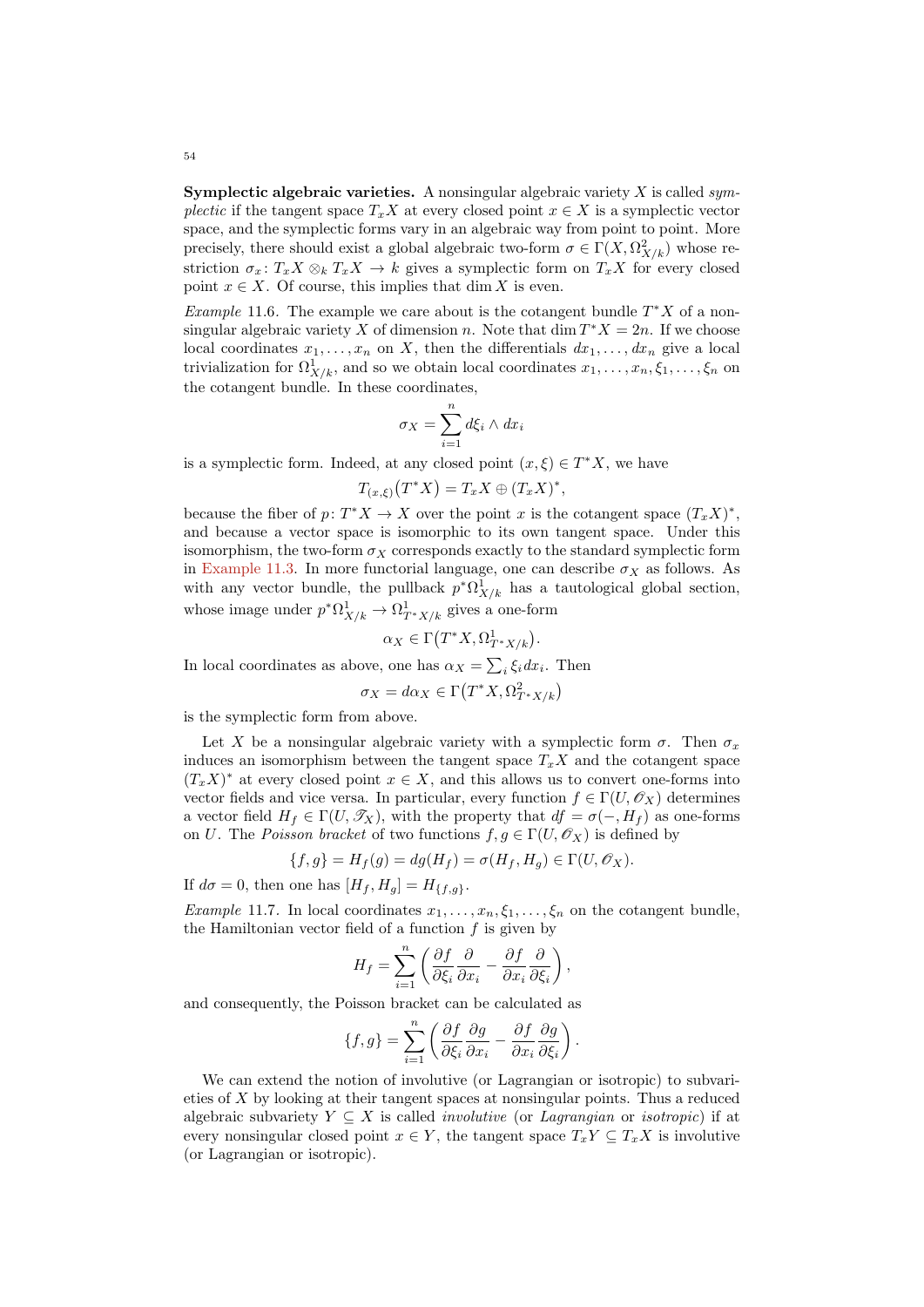**Symplectic algebraic varieties.** A nonsingular algebraic variety $X$ is called *symplectic* if the tangent space $T_x X$ at every closed point $x \in X$ is a symplectic vector space, and the symplectic forms vary in an algebraic way from point to point. More precisely, there should exist a global algebraic two-form $\sigma \in \Gamma(X, \Omega^2_{X/k})$ whose restriction $\sigma_x \colon T_x X \otimes_k T_x X \to k$ gives a symplectic form on $T_x X$ for every closed point $x \in X$. Of course, this implies that $\dim X$ is even.

*Example* 11.6. The example we care about is the cotangent bundle $T^*X$ of a nonsingular algebraic variety $X$ of dimension $n$. Note that $\dim T^*X = 2n$. If we choose local coordinates $x_1, \dots, x_n$ on $X$, then the differentials $dx_1, \dots, dx_n$ give a local trivialization for $\Omega^1_{X/k}$, and so we obtain local coordinates $x_1, \dots, x_n, \xi_1, \dots, \xi_n$ on the cotangent bundle. In these coordinates,

$$\sigma_X = \sum_{i=1}^n d\xi_i \wedge dx_i$$

is a symplectic form. Indeed, at any closed point $(x, \xi) \in T^*X$, we have

$$T_{(x,\xi)}\big(T^*X\big) = T_x X \oplus (T_x X)^*,$$

because the fiber of $p \colon T^*X \to X$ over the point $x$ is the cotangent space $(T_x X)^*$, and because a vector space is isomorphic to its own tangent space. Under this isomorphism, the two-form $\sigma_X$ corresponds exactly to the standard symplectic form in Example 11.3. In more functorial language, one can describe $\sigma_X$ as follows. As with any vector bundle, the pullback $p^*\Omega^1_{X/k}$ has a tautological global section, whose image under $p^*\Omega^1_{X/k} \to \Omega^1_{T^*X/k}$ gives a one-form

$$\alpha_X \in \Gamma\big(T^*X, \Omega^1_{T^*X/k}\big).$$

In local coordinates as above, one has $\alpha_X = \sum_i \xi_i dx_i$. Then

$$\sigma_X = d\alpha_X \in \Gamma\big(T^*X, \Omega^2_{T^*X/k}\big)$$

is the symplectic form from above.

Let $X$ be a nonsingular algebraic variety with a symplectic form $\sigma$. Then $\sigma_x$ induces an isomorphism between the tangent space $T_x X$ and the cotangent space $(T_x X)^*$ at every closed point $x \in X$, and this allows us to convert one-forms into vector fields and vice versa. In particular, every function $f \in \Gamma(U, \mathscr{O}_X)$ determines a vector field $H_f \in \Gamma(U, \mathscr{T}_X)$, with the property that $df = \sigma(-, H_f)$ as one-forms on $U$. The *Poisson bracket* of two functions $f, g \in \Gamma(U, \mathscr{O}_X)$ is defined by

$$\{f, g\} = H_f(g) = dg(H_f) = \sigma(H_f, H_g) \in \Gamma(U, \mathscr{O}_X).$$

If $d\sigma = 0$, then one has $[H_f, H_g] = H_{\{f,g\}}$.

*Example* 11.7. In local coordinates $x_1, \dots, x_n, \xi_1, \dots, \xi_n$ on the cotangent bundle, the Hamiltonian vector field of a function $f$ is given by

$$H_f = \sum_{i=1}^n \left( \frac{\partial f}{\partial \xi_i} \frac{\partial}{\partial x_i} - \frac{\partial f}{\partial x_i} \frac{\partial}{\partial \xi_i} \right),$$

and consequently, the Poisson bracket can be calculated as

$$\{f, g\} = \sum_{i=1}^n \left( \frac{\partial f}{\partial \xi_i} \frac{\partial g}{\partial x_i} - \frac{\partial f}{\partial x_i} \frac{\partial g}{\partial \xi_i} \right).$$

We can extend the notion of involutive (or Lagrangian or isotropic) to subvarieties of $X$ by looking at their tangent spaces at nonsingular points. Thus a reduced algebraic subvariety $Y \subseteq X$ is called *involutive* (or *Lagrangian* or *isotropic*) if at every nonsingular closed point $x \in Y$, the tangent space $T_x Y \subseteq T_x X$ is involutive (or Lagrangian or isotropic).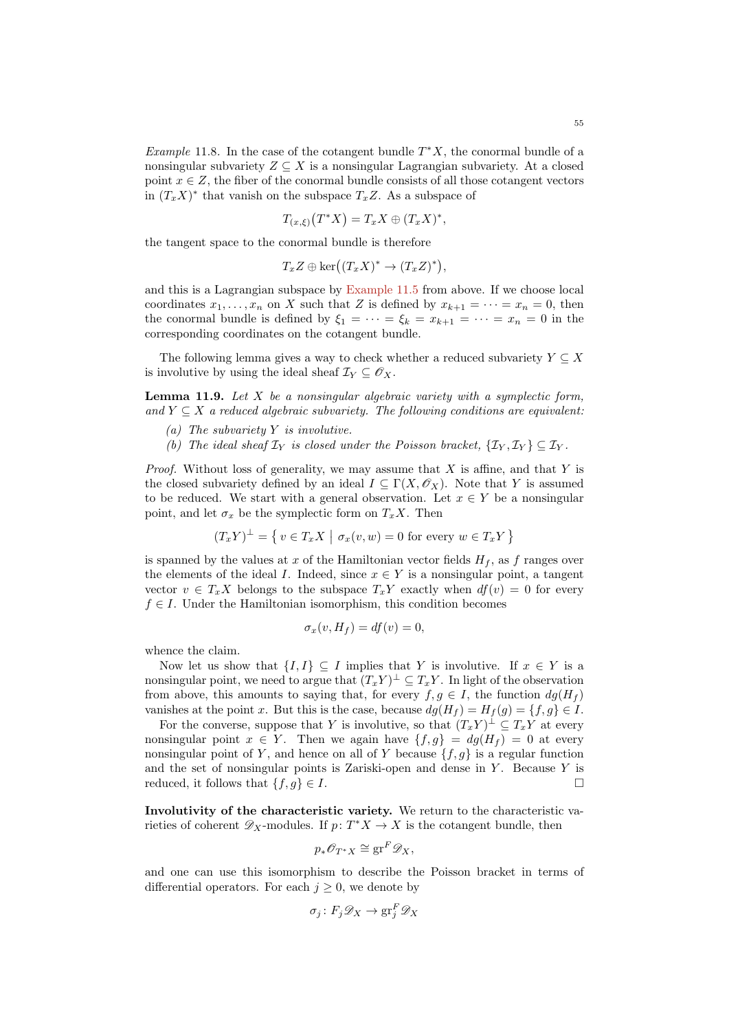*Example* 11.8. In the case of the cotangent bundle $T^*X$, the conormal bundle of a nonsingular subvariety $Z \subseteq X$ is a nonsingular Lagrangian subvariety. At a closed point $x \in Z$, the fiber of the conormal bundle consists of all those cotangent vectors in $(T_x X)^*$ that vanish on the subspace $T_x Z$. As a subspace of

$$T_{(x,\xi)}\big(T^*X\big) = T_x X \oplus (T_x X)^*,$$

the tangent space to the conormal bundle is therefore

$$T_x Z \oplus \ker\big((T_x X)^* \to (T_x Z)^*\big),$$

and this is a Lagrangian subspace by Example 11.5 from above. If we choose local coordinates $x_1, \dots, x_n$ on $X$ such that $Z$ is defined by $x_{k+1} = \dots = x_n = 0$, then the conormal bundle is defined by $\xi_1 = \dots = \xi_k = x_{k+1} = \dots = x_n = 0$ in the corresponding coordinates on the cotangent bundle.

The following lemma gives a way to check whether a reduced subvariety $Y \subseteq X$ is involutive by using the ideal sheaf $\mathcal{I}_Y \subseteq \mathscr{O}_X$.

**Lemma 11.9.** *Let $X$ be a nonsingular algebraic variety with a symplectic form, and $Y \subseteq X$ a reduced algebraic subvariety. The following conditions are equivalent:*

*(a) The subvariety $Y$ is involutive.*

*(b) The ideal sheaf $\mathcal{I}_Y$ is closed under the Poisson bracket, $\{\mathcal{I}_Y, \mathcal{I}_Y\} \subseteq \mathcal{I}_Y$.*

*Proof.* Without loss of generality, we may assume that $X$ is affine, and that $Y$ is the closed subvariety defined by an ideal $I \subseteq \Gamma(X, \mathscr{O}_X)$. Note that $Y$ is assumed to be reduced. We start with a general observation. Let $x \in Y$ be a nonsingular point, and let $\sigma_x$ be the symplectic form on $T_x X$. Then

$$(T_x Y)^\perp = \big\{\, v \in T_x X \;\big|\; \sigma_x(v, w) = 0 \text{ for every } w \in T_x Y \,\big\}$$

is spanned by the values at $x$ of the Hamiltonian vector fields $H_f$, as $f$ ranges over the elements of the ideal $I$. Indeed, since $x \in Y$ is a nonsingular point, a tangent vector $v \in T_x X$ belongs to the subspace $T_x Y$ exactly when $df(v) = 0$ for every $f \in I$. Under the Hamiltonian isomorphism, this condition becomes

$$\sigma_x(v, H_f) = df(v) = 0,$$

whence the claim.

Now let us show that $\{I, I\} \subseteq I$ implies that $Y$ is involutive. If $x \in Y$ is a nonsingular point, we need to argue that $(T_x Y)^\perp \subseteq T_x Y$. In light of the observation from above, this amounts to saying that, for every $f, g \in I$, the function $dg(H_f)$ vanishes at the point $x$. But this is the case, because $dg(H_f) = H_f(g) = \{f, g\} \in I$.

For the converse, suppose that $Y$ is involutive, so that $(T_x Y)^\perp \subseteq T_x Y$ at every nonsingular point $x \in Y$. Then we again have $\{f, g\} = dg(H_f) = 0$ at every nonsingular point of $Y$, and hence on all of $Y$ because $\{f, g\}$ is a regular function and the set of nonsingular points is Zariski-open and dense in $Y$. Because $Y$ is reduced, it follows that $\{f, g\} \in I$. □

**Involutivity of the characteristic variety.** We return to the characteristic varieties of coherent $\mathscr{D}_X$-modules. If $p \colon T^*X \to X$ is the cotangent bundle, then

$$p_* \mathscr{O}_{T^*X} \cong \operatorname{gr}^F \mathscr{D}_X,$$

and one can use this isomorphism to describe the Poisson bracket in terms of differential operators. For each $j \geq 0$, we denote by

$$\sigma_j \colon F_j \mathscr{D}_X \to \operatorname{gr}_j^F \mathscr{D}_X$$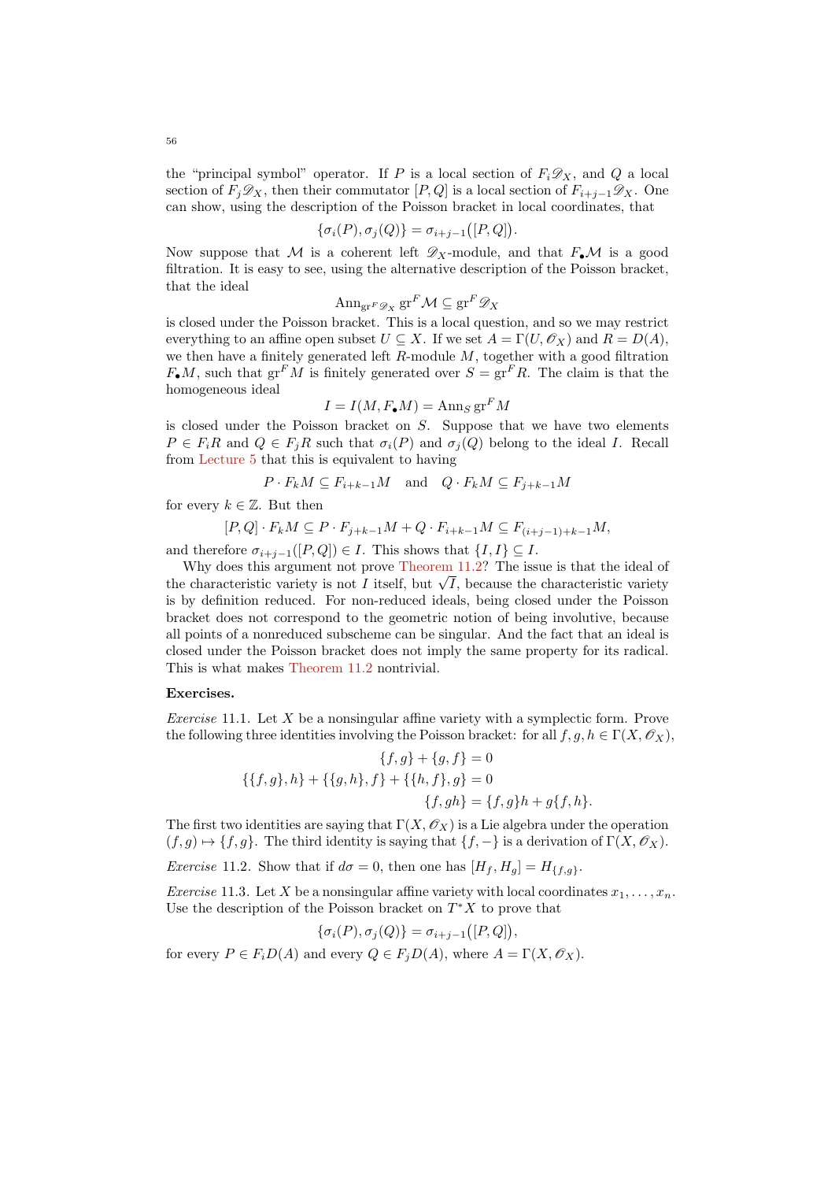the "principal symbol" operator. If $P$ is a local section of $F_i\mathscr{D}_X$, and $Q$ a local section of $F_j\mathscr{D}_X$, then their commutator $[P,Q]$ is a local section of $F_{i+j-1}\mathscr{D}_X$. One can show, using the description of the Poisson bracket in local coordinates, that

$$\{\sigma_i(P), \sigma_j(Q)\} = \sigma_{i+j-1}\big([P,Q]\big).$$

Now suppose that $\mathcal{M}$ is a coherent left $\mathscr{D}_X$-module, and that $F_\bullet\mathcal{M}$ is a good filtration. It is easy to see, using the alternative description of the Poisson bracket, that the ideal

$$\operatorname{Ann}_{\operatorname{gr}^F\mathscr{D}_X} \operatorname{gr}^F \mathcal{M} \subseteq \operatorname{gr}^F \mathscr{D}_X$$

is closed under the Poisson bracket. This is a local question, and so we may restrict everything to an affine open subset $U \subseteq X$. If we set $A = \Gamma(U, \mathscr{O}_X)$ and $R = D(A)$, we then have a finitely generated left $R$-module $M$, together with a good filtration $F_\bullet M$, such that $\operatorname{gr}^F M$ is finitely generated over $S = \operatorname{gr}^F R$. The claim is that the homogeneous ideal

$$I = I(M, F_\bullet M) = \operatorname{Ann}_S \operatorname{gr}^F M$$

is closed under the Poisson bracket on $S$. Suppose that we have two elements $P \in F_i R$ and $Q \in F_j R$ such that $\sigma_i(P)$ and $\sigma_j(Q)$ belong to the ideal $I$. Recall from Lecture 5 that this is equivalent to having

$$P \cdot F_k M \subseteq F_{i+k-1} M \quad \text{and} \quad Q \cdot F_k M \subseteq F_{j+k-1} M$$

for every $k \in \mathbb{Z}$. But then

$$[P,Q] \cdot F_k M \subseteq P \cdot F_{j+k-1} M + Q \cdot F_{i+k-1} M \subseteq F_{(i+j-1)+k-1} M,$$

and therefore $\sigma_{i+j-1}([P,Q]) \in I$. This shows that $\{I, I\} \subseteq I$.

Why does this argument not prove Theorem 11.2? The issue is that the ideal of the characteristic variety is not $I$ itself, but $\sqrt{I}$, because the characteristic variety is by definition reduced. For non-reduced ideals, being closed under the Poisson bracket does not correspond to the geometric notion of being involutive, because all points of a nonreduced subscheme can be singular. And the fact that an ideal is closed under the Poisson bracket does not imply the same property for its radical. This is what makes Theorem 11.2 nontrivial.

**Exercises.**

*Exercise* 11.1. Let $X$ be a nonsingular affine variety with a symplectic form. Prove the following three identities involving the Poisson bracket: for all $f, g, h \in \Gamma(X, \mathscr{O}_X)$,

$$\{f,g\} + \{g,f\} = 0$$
$$\{\{f,g\},h\} + \{\{g,h\},f\} + \{\{h,f\},g\} = 0$$
$$\{f,gh\} = \{f,g\}h + g\{f,h\}.$$

The first two identities are saying that $\Gamma(X, \mathscr{O}_X)$ is a Lie algebra under the operation $(f,g) \mapsto \{f,g\}$. The third identity is saying that $\{f,-\}$ is a derivation of $\Gamma(X, \mathscr{O}_X)$.

*Exercise* 11.2. Show that if $d\sigma = 0$, then one has $[H_f, H_g] = H_{\{f,g\}}$.

*Exercise* 11.3. Let $X$ be a nonsingular affine variety with local coordinates $x_1, \dots, x_n$. Use the description of the Poisson bracket on $T^*X$ to prove that

$$\{\sigma_i(P), \sigma_j(Q)\} = \sigma_{i+j-1}\big([P,Q]\big),$$

for every $P \in F_i D(A)$ and every $Q \in F_j D(A)$, where $A = \Gamma(X, \mathscr{O}_X)$.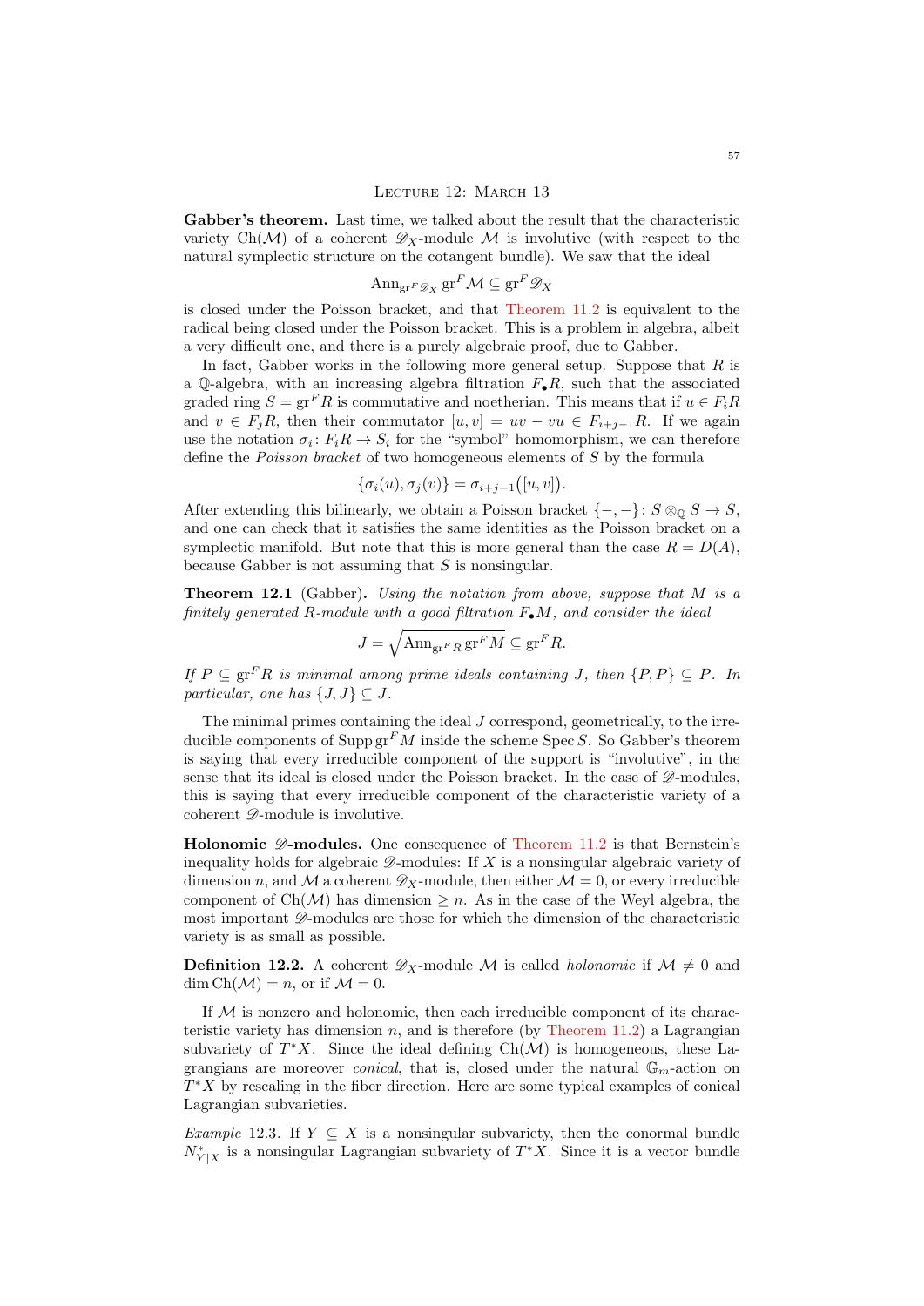## Lecture 12: March 13

**Gabber's theorem.** Last time, we talked about the result that the characteristic variety $\operatorname{Ch}(\mathcal{M})$ of a coherent $\mathscr{D}_X$-module $\mathcal{M}$ is involutive (with respect to the natural symplectic structure on the cotangent bundle). We saw that the ideal

$$\operatorname{Ann}_{\operatorname{gr}^F \mathscr{D}_X} \operatorname{gr}^F \mathcal{M} \subseteq \operatorname{gr}^F \mathscr{D}_X$$

is closed under the Poisson bracket, and that Theorem 11.2 is equivalent to the radical being closed under the Poisson bracket. This is a problem in algebra, albeit a very difficult one, and there is a purely algebraic proof, due to Gabber.

In fact, Gabber works in the following more general setup. Suppose that $R$ is a $\mathbb{Q}$-algebra, with an increasing algebra filtration $F_\bullet R$, such that the associated graded ring $S = \operatorname{gr}^F R$ is commutative and noetherian. This means that if $u \in F_i R$ and $v \in F_j R$, then their commutator $[u, v] = uv - vu \in F_{i+j-1} R$. If we again use the notation $\sigma_i \colon F_i R \to S_i$ for the "symbol" homomorphism, we can therefore define the *Poisson bracket* of two homogeneous elements of $S$ by the formula

$$\{\sigma_i(u), \sigma_j(v)\} = \sigma_{i+j-1}\big([u, v]\big).$$

After extending this bilinearly, we obtain a Poisson bracket $\{-,-\} \colon S \otimes_{\mathbb{Q}} S \to S$, and one can check that it satisfies the same identities as the Poisson bracket on a symplectic manifold. But note that this is more general than the case $R = D(A)$, because Gabber is not assuming that $S$ is nonsingular.

**Theorem 12.1** (Gabber)**.** *Using the notation from above, suppose that $M$ is a finitely generated $R$-module with a good filtration $F_\bullet M$, and consider the ideal*

$$J = \sqrt{\operatorname{Ann}_{\operatorname{gr}^F R} \operatorname{gr}^F M} \subseteq \operatorname{gr}^F R.$$

*If $P \subseteq \operatorname{gr}^F R$ is minimal among prime ideals containing $J$, then $\{P, P\} \subseteq P$. In particular, one has $\{J, J\} \subseteq J$.*

The minimal primes containing the ideal $J$ correspond, geometrically, to the irreducible components of $\operatorname{Supp} \operatorname{gr}^F M$ inside the scheme $\operatorname{Spec} S$. So Gabber's theorem is saying that every irreducible component of the support is "involutive", in the sense that its ideal is closed under the Poisson bracket. In the case of $\mathscr{D}$-modules, this is saying that every irreducible component of the characteristic variety of a coherent $\mathscr{D}$-module is involutive.

**Holonomic $\mathscr{D}$-modules.** One consequence of Theorem 11.2 is that Bernstein's inequality holds for algebraic $\mathscr{D}$-modules: If $X$ is a nonsingular algebraic variety of dimension $n$, and $\mathcal{M}$ a coherent $\mathscr{D}_X$-module, then either $\mathcal{M} = 0$, or every irreducible component of $\operatorname{Ch}(\mathcal{M})$ has dimension $\geq n$. As in the case of the Weyl algebra, the most important $\mathscr{D}$-modules are those for which the dimension of the characteristic variety is as small as possible.

**Definition 12.2.** A coherent $\mathscr{D}_X$-module $\mathcal{M}$ is called *holonomic* if $\mathcal{M} \neq 0$ and $\dim \operatorname{Ch}(\mathcal{M}) = n$, or if $\mathcal{M} = 0$.

If $\mathcal{M}$ is nonzero and holonomic, then each irreducible component of its characteristic variety has dimension $n$, and is therefore (by Theorem 11.2) a Lagrangian subvariety of $T^*X$. Since the ideal defining $\operatorname{Ch}(\mathcal{M})$ is homogeneous, these Lagrangians are moreover *conical*, that is, closed under the natural $\mathbb{G}_m$-action on $T^*X$ by rescaling in the fiber direction. Here are some typical examples of conical Lagrangian subvarieties.

*Example* 12.3. If $Y \subseteq X$ is a nonsingular subvariety, then the conormal bundle $N^*_{Y|X}$ is a nonsingular Lagrangian subvariety of $T^*X$. Since it is a vector bundle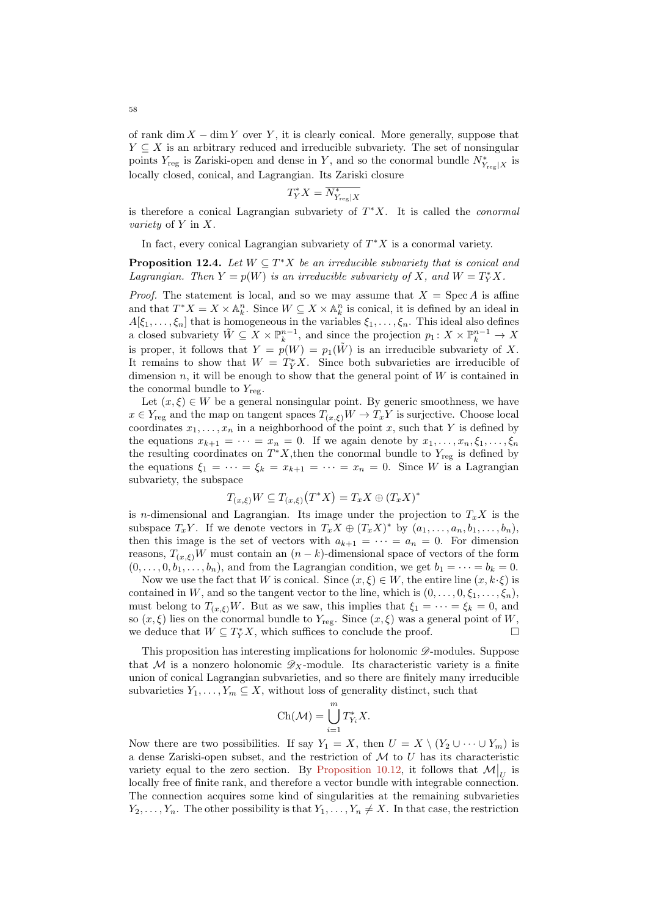of rank $\dim X - \dim Y$ over $Y$, it is clearly conical. More generally, suppose that $Y \subseteq X$ is an arbitrary reduced and irreducible subvariety. The set of nonsingular points $Y_{\mathrm{reg}}$ is Zariski-open and dense in $Y$, and so the conormal bundle $N^*_{Y_{\mathrm{reg}}|X}$ is locally closed, conical, and Lagrangian. Its Zariski closure

$$T^*_Y X = \overline{N^*_{Y_{\mathrm{reg}}|X}}$$

is therefore a conical Lagrangian subvariety of $T^*X$. It is called the *conormal variety* of $Y$ in $X$.

In fact, every conical Lagrangian subvariety of $T^*X$ is a conormal variety.

**Proposition 12.4.** *Let $W \subseteq T^*X$ be an irreducible subvariety that is conical and Lagrangian. Then $Y = p(W)$ is an irreducible subvariety of $X$, and $W = T^*_Y X$.*

*Proof.* The statement is local, and so we may assume that $X = \operatorname{Spec} A$ is affine and that $T^*X = X \times \mathbb{A}^n_k$. Since $W \subseteq X \times \mathbb{A}^n_k$ is conical, it is defined by an ideal in $A[\xi_1, \dots, \xi_n]$ that is homogeneous in the variables $\xi_1, \dots, \xi_n$. This ideal also defines a closed subvariety $\tilde{W} \subseteq X \times \mathbb{P}^{n-1}_k$, and since the projection $p_1 \colon X \times \mathbb{P}^{n-1}_k \to X$ is proper, it follows that $Y = p(W) = p_1(\tilde{W})$ is an irreducible subvariety of $X$. It remains to show that $W = T^*_Y X$. Since both subvarieties are irreducible of dimension $n$, it will be enough to show that the general point of $W$ is contained in the conormal bundle to $Y_{\mathrm{reg}}$.

Let $(x, \xi) \in W$ be a general nonsingular point. By generic smoothness, we have $x \in Y_{\mathrm{reg}}$ and the map on tangent spaces $T_{(x,\xi)} W \to T_x Y$ is surjective. Choose local coordinates $x_1, \dots, x_n$ in a neighborhood of the point $x$, such that $Y$ is defined by the equations $x_{k+1} = \dots = x_n = 0$. If we again denote by $x_1, \dots, x_n, \xi_1, \dots, \xi_n$ the resulting coordinates on $T^*X$,then the conormal bundle to $Y_{\mathrm{reg}}$ is defined by the equations $\xi_1 = \dots = \xi_k = x_{k+1} = \dots = x_n = 0$. Since $W$ is a Lagrangian subvariety, the subspace

$$T_{(x,\xi)} W \subseteq T_{(x,\xi)}\big(T^*X\big) = T_x X \oplus (T_x X)^*$$

is $n$-dimensional and Lagrangian. Its image under the projection to $T_x X$ is the subspace $T_x Y$. If we denote vectors in $T_x X \oplus (T_x X)^*$ by $(a_1, \dots, a_n, b_1, \dots, b_n)$, then this image is the set of vectors with $a_{k+1} = \dots = a_n = 0$. For dimension reasons, $T_{(x,\xi)} W$ must contain an $(n-k)$-dimensional space of vectors of the form $(0, \dots, 0, b_1, \dots, b_n)$, and from the Lagrangian condition, we get $b_1 = \dots = b_k = 0$.

Now we use the fact that $W$ is conical. Since $(x, \xi) \in W$, the entire line $(x, k \cdot \xi)$ is contained in $W$, and so the tangent vector to the line, which is $(0, \dots, 0, \xi_1, \dots, \xi_n)$, must belong to $T_{(x,\xi)} W$. But as we saw, this implies that $\xi_1 = \dots = \xi_k = 0$, and so $(x, \xi)$ lies on the conormal bundle to $Y_{\mathrm{reg}}$. Since $(x, \xi)$ was a general point of $W$, we deduce that $W \subseteq T^*_Y X$, which suffices to conclude the proof. $\square$

This proposition has interesting implications for holonomic $\mathscr{D}$-modules. Suppose that $\mathcal{M}$ is a nonzero holonomic $\mathscr{D}_X$-module. Its characteristic variety is a finite union of conical Lagrangian subvarieties, and so there are finitely many irreducible subvarieties $Y_1, \dots, Y_m \subseteq X$, without loss of generality distinct, such that

$$\operatorname{Ch}(\mathcal{M}) = \bigcup_{i=1}^{m} T^*_{Y_i} X.$$

Now there are two possibilities. If say $Y_1 = X$, then $U = X \setminus (Y_2 \cup \dots \cup Y_m)$ is a dense Zariski-open subset, and the restriction of $\mathcal{M}$ to $U$ has its characteristic variety equal to the zero section. By Proposition 10.12, it follows that $\mathcal{M}\big|_U$ is locally free of finite rank, and therefore a vector bundle with integrable connection. The connection acquires some kind of singularities at the remaining subvarieties $Y_2, \dots, Y_n$. The other possibility is that $Y_1, \dots, Y_n \neq X$. In that case, the restriction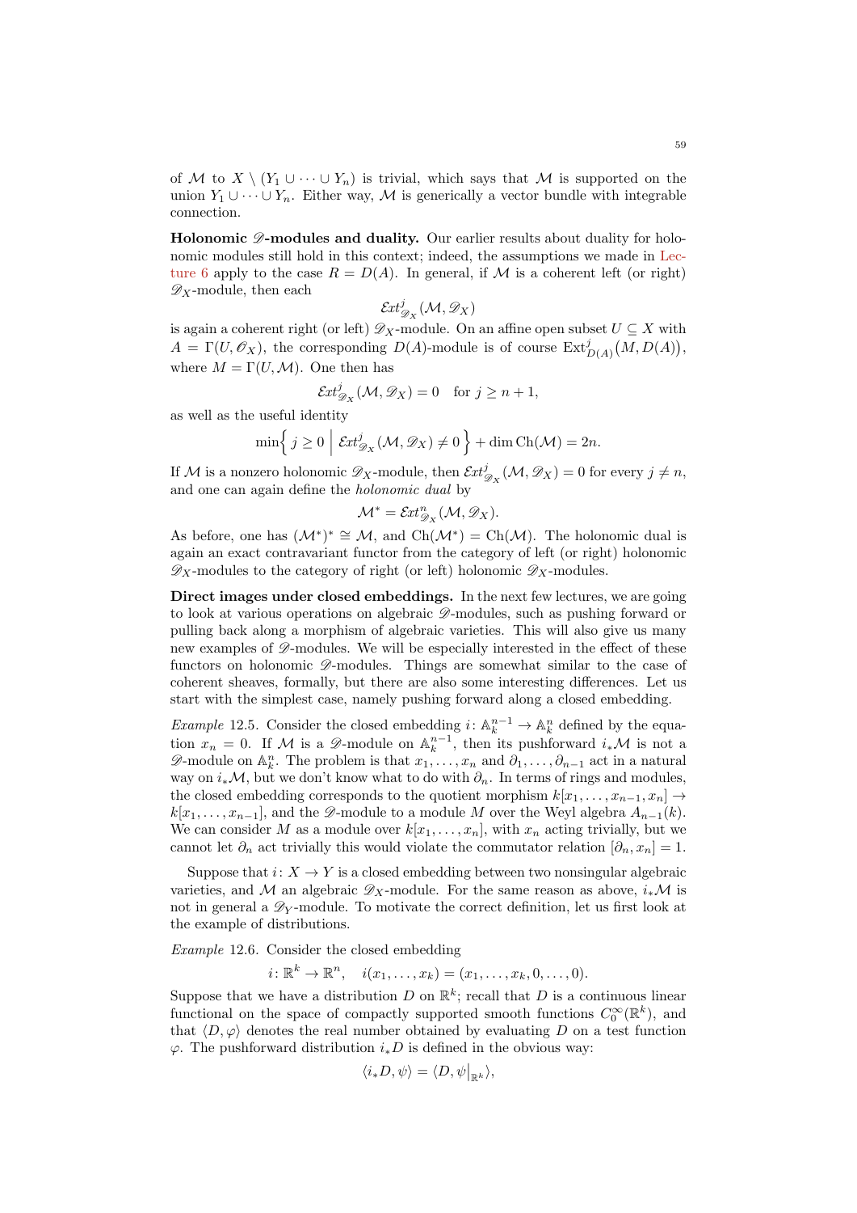of $\mathcal{M}$ to $X \setminus (Y_1 \cup \cdots \cup Y_n)$ is trivial, which says that $\mathcal{M}$ is supported on the union $Y_1 \cup \cdots \cup Y_n$. Either way, $\mathcal{M}$ is generically a vector bundle with integrable connection.

**Holonomic $\mathscr{D}$-modules and duality.** Our earlier results about duality for holonomic modules still hold in this context; indeed, the assumptions we made in Lecture 6 apply to the case $R = D(A)$. In general, if $\mathcal{M}$ is a coherent left (or right) $\mathscr{D}_X$-module, then each

$$\mathcal{E}xt^j_{\mathscr{D}_X}(\mathcal{M}, \mathscr{D}_X)$$

is again a coherent right (or left) $\mathscr{D}_X$-module. On an affine open subset $U \subseteq X$ with $A = \Gamma(U, \mathscr{O}_X)$, the corresponding $D(A)$-module is of course $\operatorname{Ext}^j_{D(A)}\big(M, D(A)\big)$, where $M = \Gamma(U, \mathcal{M})$. One then has

$$\mathcal{E}xt^j_{\mathscr{D}_X}(\mathcal{M}, \mathscr{D}_X) = 0 \quad \text{for } j \geq n+1,$$

as well as the useful identity

$$\min\Big\{\, j \geq 0 \;\Big|\; \mathcal{E}xt^j_{\mathscr{D}_X}(\mathcal{M}, \mathscr{D}_X) \neq 0 \,\Big\} + \dim \operatorname{Ch}(\mathcal{M}) = 2n.$$

If $\mathcal{M}$ is a nonzero holonomic $\mathscr{D}_X$-module, then $\mathcal{E}xt^j_{\mathscr{D}_X}(\mathcal{M}, \mathscr{D}_X) = 0$ for every $j \neq n$, and one can again define the *holonomic dual* by

$$\mathcal{M}^* = \mathcal{E}xt^n_{\mathscr{D}_X}(\mathcal{M}, \mathscr{D}_X).$$

As before, one has $(\mathcal{M}^*)^* \cong \mathcal{M}$, and $\operatorname{Ch}(\mathcal{M}^*) = \operatorname{Ch}(\mathcal{M})$. The holonomic dual is again an exact contravariant functor from the category of left (or right) holonomic $\mathscr{D}_X$-modules to the category of right (or left) holonomic $\mathscr{D}_X$-modules.

**Direct images under closed embeddings.** In the next few lectures, we are going to look at various operations on algebraic $\mathscr{D}$-modules, such as pushing forward or pulling back along a morphism of algebraic varieties. This will also give us many new examples of $\mathscr{D}$-modules. We will be especially interested in the effect of these functors on holonomic $\mathscr{D}$-modules. Things are somewhat similar to the case of coherent sheaves, formally, but there are also some interesting differences. Let us start with the simplest case, namely pushing forward along a closed embedding.

*Example* 12.5. Consider the closed embedding $i\colon \mathbb{A}^{n-1}_k \to \mathbb{A}^n_k$ defined by the equation $x_n = 0$. If $\mathcal{M}$ is a $\mathscr{D}$-module on $\mathbb{A}^{n-1}_k$, then its pushforward $i_*\mathcal{M}$ is not a $\mathscr{D}$-module on $\mathbb{A}^n_k$. The problem is that $x_1, \dots, x_n$ and $\partial_1, \dots, \partial_{n-1}$ act in a natural way on $i_*\mathcal{M}$, but we don't know what to do with $\partial_n$. In terms of rings and modules, the closed embedding corresponds to the quotient morphism $k[x_1, \dots, x_{n-1}, x_n] \to k[x_1, \dots, x_{n-1}]$, and the $\mathscr{D}$-module to a module $M$ over the Weyl algebra $A_{n-1}(k)$. We can consider $M$ as a module over $k[x_1, \dots, x_n]$, with $x_n$ acting trivially, but we cannot let $\partial_n$ act trivially this would violate the commutator relation $[\partial_n, x_n] = 1$.

Suppose that $i\colon X \to Y$ is a closed embedding between two nonsingular algebraic varieties, and $\mathcal{M}$ an algebraic $\mathscr{D}_X$-module. For the same reason as above, $i_*\mathcal{M}$ is not in general a $\mathscr{D}_Y$-module. To motivate the correct definition, let us first look at the example of distributions.

*Example* 12.6. Consider the closed embedding

$$i\colon \mathbb{R}^k \to \mathbb{R}^n, \quad i(x_1, \dots, x_k) = (x_1, \dots, x_k, 0, \dots, 0).$$

Suppose that we have a distribution $D$ on $\mathbb{R}^k$; recall that $D$ is a continuous linear functional on the space of compactly supported smooth functions $C_0^\infty(\mathbb{R}^k)$, and that $\langle D, \varphi \rangle$ denotes the real number obtained by evaluating $D$ on a test function $\varphi$. The pushforward distribution $i_*D$ is defined in the obvious way:

$$\langle i_*D, \psi \rangle = \langle D, \psi\big|_{\mathbb{R}^k} \rangle,$$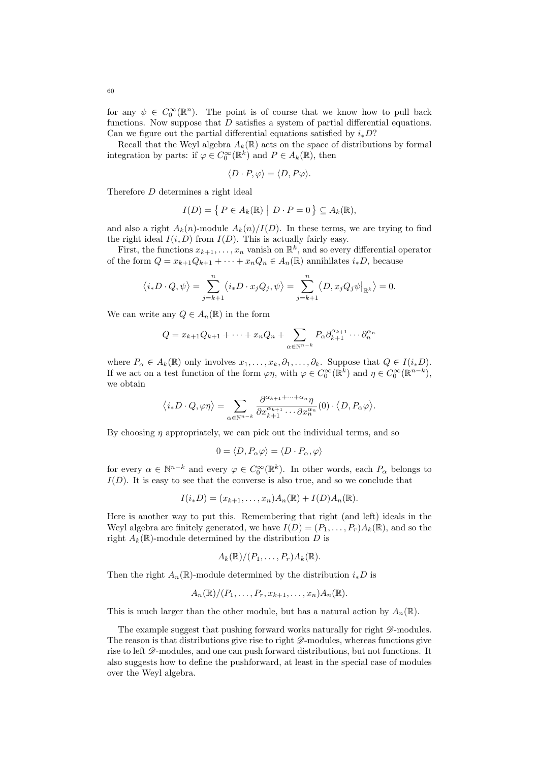for any $\psi \in C_0^\infty(\mathbb{R}^n)$. The point is of course that we know how to pull back functions. Now suppose that $D$ satisfies a system of partial differential equations. Can we figure out the partial differential equations satisfied by $i_* D$?

Recall that the Weyl algebra $A_k(\mathbb{R})$ acts on the space of distributions by formal integration by parts: if $\varphi \in C_0^\infty(\mathbb{R}^k)$ and $P \in A_k(\mathbb{R})$, then

$$\langle D \cdot P, \varphi \rangle = \langle D, P\varphi \rangle.$$

Therefore $D$ determines a right ideal

$$I(D) = \left\{ P \in A_k(\mathbb{R}) \mid D \cdot P = 0 \right\} \subseteq A_k(\mathbb{R}),$$

and also a right $A_k(n)$-module $A_k(n)/I(D)$. In these terms, we are trying to find the right ideal $I(i_* D)$ from $I(D)$. This is actually fairly easy.

First, the functions $x_{k+1}, \dots, x_n$ vanish on $\mathbb{R}^k$, and so every differential operator of the form $Q = x_{k+1}Q_{k+1} + \dots + x_n Q_n \in A_n(\mathbb{R})$ annihilates $i_* D$, because

$$\left\langle i_* D \cdot Q, \psi \right\rangle = \sum_{j=k+1}^{n} \left\langle i_* D \cdot x_j Q_j, \psi \right\rangle = \sum_{j=k+1}^{n} \left\langle D, x_j Q_j \psi\big|_{\mathbb{R}^k} \right\rangle = 0.$$

We can write any $Q \in A_n(\mathbb{R})$ in the form

$$Q = x_{k+1}Q_{k+1} + \dots + x_n Q_n + \sum_{\alpha \in \mathbb{N}^{n-k}} P_\alpha \partial_{k+1}^{\alpha_{k+1}} \cdots \partial_n^{\alpha_n}$$

where $P_\alpha \in A_k(\mathbb{R})$ only involves $x_1, \dots, x_k, \partial_1, \dots, \partial_k$. Suppose that $Q \in I(i_* D)$. If we act on a test function of the form $\varphi\eta$, with $\varphi \in C_0^\infty(\mathbb{R}^k)$ and $\eta \in C_0^\infty(\mathbb{R}^{n-k})$, we obtain

$$\left\langle i_* D \cdot Q, \varphi\eta \right\rangle = \sum_{\alpha \in \mathbb{N}^{n-k}} \frac{\partial^{\alpha_{k+1} + \dots + \alpha_n} \eta}{\partial x_{k+1}^{\alpha_{k+1}} \cdots \partial x_n^{\alpha_n}}(0) \cdot \left\langle D, P_\alpha \varphi \right\rangle.$$

By choosing $\eta$ appropriately, we can pick out the individual terms, and so

$$0 = \langle D, P_\alpha \varphi \rangle = \langle D \cdot P_\alpha, \varphi \rangle$$

for every $\alpha \in \mathbb{N}^{n-k}$ and every $\varphi \in C_0^\infty(\mathbb{R}^k)$. In other words, each $P_\alpha$ belongs to $I(D)$. It is easy to see that the converse is also true, and so we conclude that

$$I(i_* D) = (x_{k+1}, \dots, x_n) A_n(\mathbb{R}) + I(D) A_n(\mathbb{R}).$$

Here is another way to put this. Remembering that right (and left) ideals in the Weyl algebra are finitely generated, we have $I(D) = (P_1, \dots, P_r) A_k(\mathbb{R})$, and so the right $A_k(\mathbb{R})$-module determined by the distribution $D$ is

$$A_k(\mathbb{R}) / (P_1, \dots, P_r) A_k(\mathbb{R}).$$

Then the right $A_n(\mathbb{R})$-module determined by the distribution $i_* D$ is

$$A_n(\mathbb{R}) / (P_1, \dots, P_r, x_{k+1}, \dots, x_n) A_n(\mathbb{R}).$$

This is much larger than the other module, but has a natural action by $A_n(\mathbb{R})$.

The example suggest that pushing forward works naturally for right $\mathscr{D}$-modules. The reason is that distributions give rise to right $\mathscr{D}$-modules, whereas functions give rise to left $\mathscr{D}$-modules, and one can push forward distributions, but not functions. It also suggests how to define the pushforward, at least in the special case of modules over the Weyl algebra.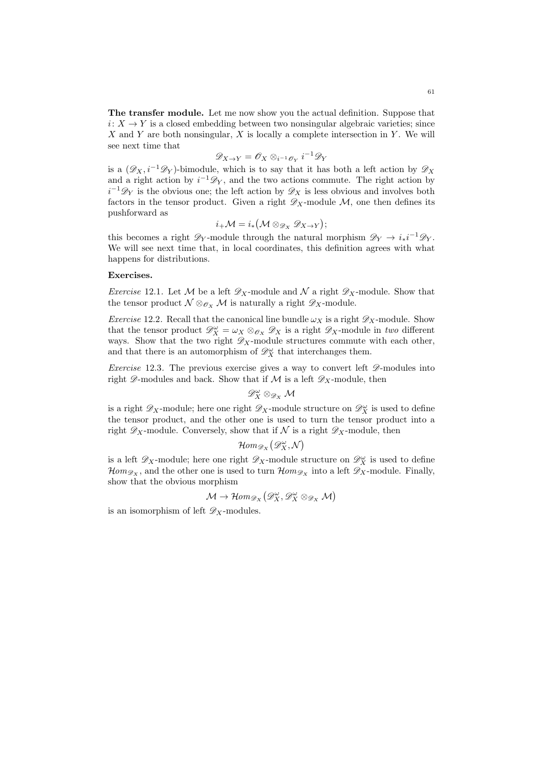**The transfer module.** Let me now show you the actual definition. Suppose that $i\colon X \to Y$ is a closed embedding between two nonsingular algebraic varieties; since $X$ and $Y$ are both nonsingular, $X$ is locally a complete intersection in $Y$. We will see next time that

$$\mathscr{D}_{X\to Y} = \mathscr{O}_X \otimes_{i^{-1}\mathscr{O}_Y} i^{-1}\mathscr{D}_Y$$

is a $(\mathscr{D}_X, i^{-1}\mathscr{D}_Y)$-bimodule, which is to say that it has both a left action by $\mathscr{D}_X$ and a right action by $i^{-1}\mathscr{D}_Y$, and the two actions commute. The right action by $i^{-1}\mathscr{D}_Y$ is the obvious one; the left action by $\mathscr{D}_X$ is less obvious and involves both factors in the tensor product. Given a right $\mathscr{D}_X$-module $\mathcal{M}$, one then defines its pushforward as

$$i_+\mathcal{M} = i_*\big(\mathcal{M} \otimes_{\mathscr{D}_X} \mathscr{D}_{X\to Y}\big);$$

this becomes a right $\mathscr{D}_Y$-module through the natural morphism $\mathscr{D}_Y \to i_* i^{-1}\mathscr{D}_Y$. We will see next time that, in local coordinates, this definition agrees with what happens for distributions.

**Exercises.**

*Exercise* 12.1. Let $\mathcal{M}$ be a left $\mathscr{D}_X$-module and $\mathcal{N}$ a right $\mathscr{D}_X$-module. Show that the tensor product $\mathcal{N} \otimes_{\mathscr{O}_X} \mathcal{M}$ is naturally a right $\mathscr{D}_X$-module.

*Exercise* 12.2. Recall that the canonical line bundle $\omega_X$ is a right $\mathscr{D}_X$-module. Show that the tensor product $\mathscr{D}_X^\omega = \omega_X \otimes_{\mathscr{O}_X} \mathscr{D}_X$ is a right $\mathscr{D}_X$-module in *two* different ways. Show that the two right $\mathscr{D}_X$-module structures commute with each other, and that there is an automorphism of $\mathscr{D}_X^\omega$ that interchanges them.

*Exercise* 12.3. The previous exercise gives a way to convert left $\mathscr{D}$-modules into right $\mathscr{D}$-modules and back. Show that if $\mathcal{M}$ is a left $\mathscr{D}_X$-module, then

$$\mathscr{D}_X^\omega \otimes_{\mathscr{D}_X} \mathcal{M}$$

is a right $\mathscr{D}_X$-module; here one right $\mathscr{D}_X$-module structure on $\mathscr{D}_X^\omega$ is used to define the tensor product, and the other one is used to turn the tensor product into a right $\mathscr{D}_X$-module. Conversely, show that if $\mathcal{N}$ is a right $\mathscr{D}_X$-module, then

$$\mathcal{H}om_{\mathscr{D}_X}\big(\mathscr{D}_X^\omega, \mathcal{N}\big)$$

is a left $\mathscr{D}_X$-module; here one right $\mathscr{D}_X$-module structure on $\mathscr{D}_X^\omega$ is used to define $\mathcal{H}om_{\mathscr{D}_X}$, and the other one is used to turn $\mathcal{H}om_{\mathscr{D}_X}$ into a left $\mathscr{D}_X$-module. Finally, show that the obvious morphism

$$\mathcal{M} \to \mathcal{H}om_{\mathscr{D}_X}\big(\mathscr{D}_X^\omega, \mathscr{D}_X^\omega \otimes_{\mathscr{D}_X} \mathcal{M}\big)$$

is an isomorphism of left $\mathscr{D}_X$-modules.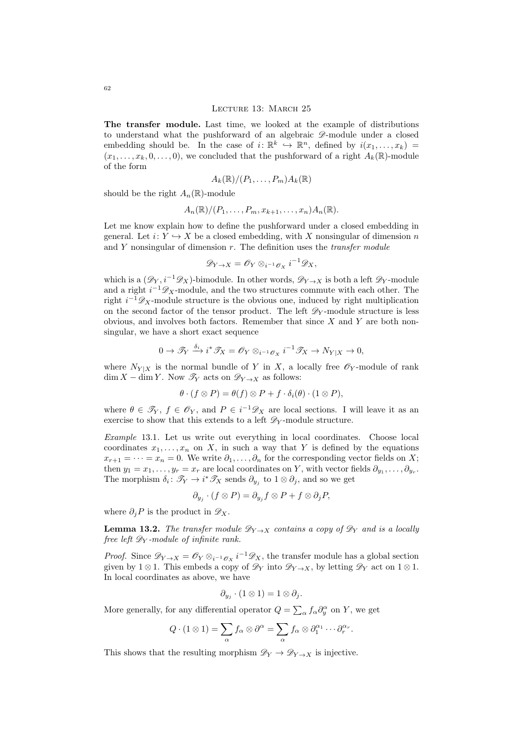## Lecture 13: March 25

**The transfer module.** Last time, we looked at the example of distributions to understand what the pushforward of an algebraic $\mathscr{D}$-module under a closed embedding should be. In the case of $i\colon \mathbb{R}^k \hookrightarrow \mathbb{R}^n$, defined by $i(x_1, \dots, x_k) = (x_1, \dots, x_k, 0, \dots, 0)$, we concluded that the pushforward of a right $A_k(\mathbb{R})$-module of the form

$$A_k(\mathbb{R})/(P_1, \dots, P_m)A_k(\mathbb{R})$$

should be the right $A_n(\mathbb{R})$-module

$$A_n(\mathbb{R})/(P_1, \dots, P_m, x_{k+1}, \dots, x_n)A_n(\mathbb{R}).$$

Let me know explain how to define the pushforward under a closed embedding in general. Let $i\colon Y \hookrightarrow X$ be a closed embedding, with $X$ nonsingular of dimension $n$ and $Y$ nonsingular of dimension $r$. The definition uses the *transfer module*

$$\mathscr{D}_{Y\to X} = \mathscr{O}_Y \otimes_{i^{-1}\mathscr{O}_X} i^{-1}\mathscr{D}_X,$$

which is a $(\mathscr{D}_Y, i^{-1}\mathscr{D}_X)$-bimodule. In other words, $\mathscr{D}_{Y\to X}$ is both a left $\mathscr{D}_Y$-module and a right $i^{-1}\mathscr{D}_X$-module, and the two structures commute with each other. The right $i^{-1}\mathscr{D}_X$-module structure is the obvious one, induced by right multiplication on the second factor of the tensor product. The left $\mathscr{D}_Y$-module structure is less obvious, and involves both factors. Remember that since $X$ and $Y$ are both nonsingular, we have a short exact sequence

$$0 \to \mathscr{T}_Y \xrightarrow{\delta_i} i^*\mathscr{T}_X = \mathscr{O}_Y \otimes_{i^{-1}\mathscr{O}_X} i^{-1}\mathscr{T}_X \to N_{Y|X} \to 0,$$

where $N_{Y|X}$ is the normal bundle of $Y$ in $X$, a locally free $\mathscr{O}_Y$-module of rank $\dim X - \dim Y$. Now $\mathscr{T}_Y$ acts on $\mathscr{D}_{Y\to X}$ as follows:

$$\theta \cdot (f \otimes P) = \theta(f) \otimes P + f \cdot \delta_i(\theta) \cdot (1 \otimes P),$$

where $\theta \in \mathscr{T}_Y$, $f \in \mathscr{O}_Y$, and $P \in i^{-1}\mathscr{D}_X$ are local sections. I will leave it as an exercise to show that this extends to a left $\mathscr{D}_Y$-module structure.

*Example* 13.1. Let us write out everything in local coordinates. Choose local coordinates $x_1, \dots, x_n$ on $X$, in such a way that $Y$ is defined by the equations $x_{r+1} = \dots = x_n = 0$. We write $\partial_1, \dots, \partial_n$ for the corresponding vector fields on $X$; then $y_1 = x_1, \dots, y_r = x_r$ are local coordinates on $Y$, with vector fields $\partial_{y_1}, \dots, \partial_{y_r}$. The morphism $\delta_i\colon \mathscr{T}_Y \to i^*\mathscr{T}_X$ sends $\partial_{y_j}$ to $1 \otimes \partial_j$, and so we get

$$\partial_{y_j} \cdot (f \otimes P) = \partial_{y_j} f \otimes P + f \otimes \partial_j P,$$

where $\partial_j P$ is the product in $\mathscr{D}_X$.

**Lemma 13.2.** *The transfer module $\mathscr{D}_{Y\to X}$ contains a copy of $\mathscr{D}_Y$ and is a locally free left $\mathscr{D}_Y$-module of infinite rank.*

*Proof.* Since $\mathscr{D}_{Y\to X} = \mathscr{O}_Y \otimes_{i^{-1}\mathscr{O}_X} i^{-1}\mathscr{D}_X$, the transfer module has a global section given by $1 \otimes 1$. This embeds a copy of $\mathscr{D}_Y$ into $\mathscr{D}_{Y\to X}$, by letting $\mathscr{D}_Y$ act on $1 \otimes 1$. In local coordinates as above, we have

$$\partial_{y_j} \cdot (1 \otimes 1) = 1 \otimes \partial_j.$$

More generally, for any differential operator $Q = \sum_\alpha f_\alpha \partial_y^\alpha$ on $Y$, we get

$$Q \cdot (1 \otimes 1) = \sum_\alpha f_\alpha \otimes \partial^\alpha = \sum_\alpha f_\alpha \otimes \partial_1^{\alpha_1} \cdots \partial_r^{\alpha_r}.$$

This shows that the resulting morphism $\mathscr{D}_Y \to \mathscr{D}_{Y\to X}$ is injective.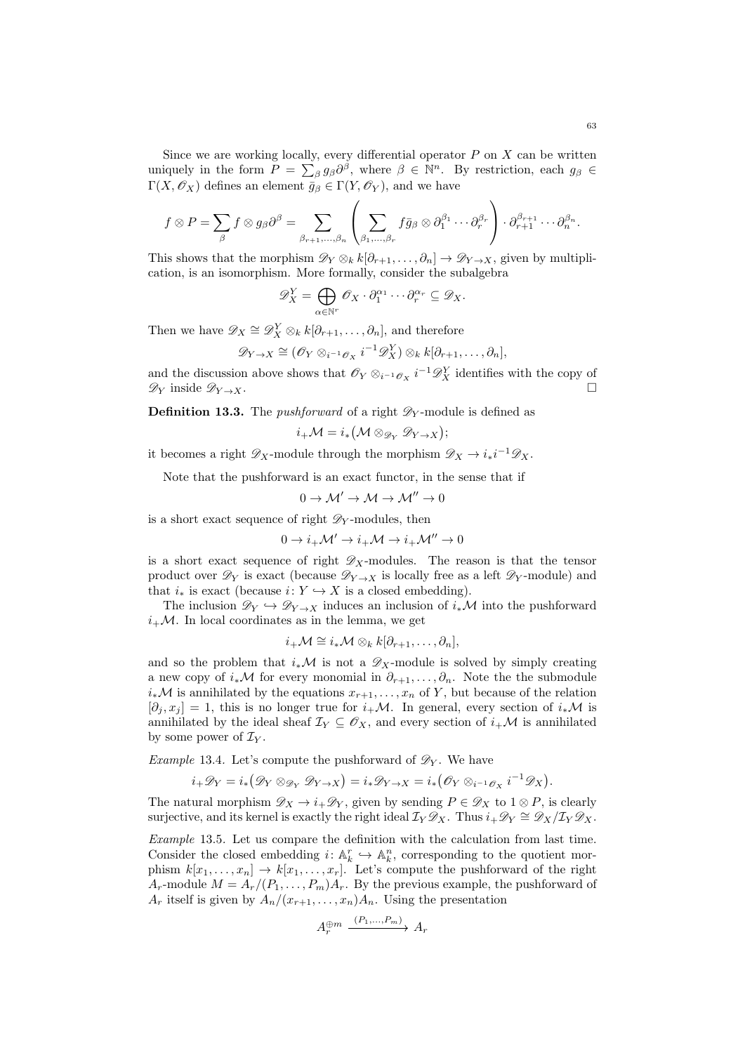Since we are working locally, every differential operator $P$ on $X$ can be written uniquely in the form $P = \sum_\beta g_\beta \partial^\beta$, where $\beta \in \mathbb{N}^n$. By restriction, each $g_\beta \in \Gamma(X, \mathscr{O}_X)$ defines an element $\bar{g}_\beta \in \Gamma(Y, \mathscr{O}_Y)$, and we have

$$f \otimes P = \sum_\beta f \otimes g_\beta \partial^\beta = \sum_{\beta_{r+1}, \dots, \beta_n} \left( \sum_{\beta_1, \dots, \beta_r} f \bar{g}_\beta \otimes \partial_1^{\beta_1} \cdots \partial_r^{\beta_r} \right) \cdot \partial_{r+1}^{\beta_{r+1}} \cdots \partial_n^{\beta_n}.$$

This shows that the morphism $\mathscr{D}_Y \otimes_k k[\partial_{r+1}, \dots, \partial_n] \to \mathscr{D}_{Y \to X}$, given by multiplication, is an isomorphism. More formally, consider the subalgebra

$$\mathscr{D}_X^Y = \bigoplus_{\alpha \in \mathbb{N}^r} \mathscr{O}_X \cdot \partial_1^{\alpha_1} \cdots \partial_r^{\alpha_r} \subseteq \mathscr{D}_X.$$

Then we have $\mathscr{D}_X \cong \mathscr{D}_X^Y \otimes_k k[\partial_{r+1}, \dots, \partial_n]$, and therefore

$$\mathscr{D}_{Y \to X} \cong (\mathscr{O}_Y \otimes_{i^{-1}\mathscr{O}_X} i^{-1}\mathscr{D}_X^Y) \otimes_k k[\partial_{r+1}, \dots, \partial_n],$$

and the discussion above shows that $\mathscr{O}_Y \otimes_{i^{-1}\mathscr{O}_X} i^{-1}\mathscr{D}_X^Y$ identifies with the copy of $\mathscr{D}_Y$ inside $\mathscr{D}_{Y \to X}$. □

**Definition 13.3.** The *pushforward* of a right $\mathscr{D}_Y$-module is defined as

$$i_+\mathcal{M} = i_*\big(\mathcal{M} \otimes_{\mathscr{D}_Y} \mathscr{D}_{Y \to X}\big);$$

it becomes a right $\mathscr{D}_X$-module through the morphism $\mathscr{D}_X \to i_* i^{-1} \mathscr{D}_X$.

Note that the pushforward is an exact functor, in the sense that if

$$0 \to \mathcal{M}' \to \mathcal{M} \to \mathcal{M}'' \to 0$$

is a short exact sequence of right $\mathscr{D}_Y$-modules, then

$$0 \to i_+\mathcal{M}' \to i_+\mathcal{M} \to i_+\mathcal{M}'' \to 0$$

is a short exact sequence of right $\mathscr{D}_X$-modules. The reason is that the tensor product over $\mathscr{D}_Y$ is exact (because $\mathscr{D}_{Y \to X}$ is locally free as a left $\mathscr{D}_Y$-module) and that $i_*$ is exact (because $i \colon Y \hookrightarrow X$ is a closed embedding).

The inclusion $\mathscr{D}_Y \hookrightarrow \mathscr{D}_{Y \to X}$ induces an inclusion of $i_*\mathcal{M}$ into the pushforward $i_+\mathcal{M}$. In local coordinates as in the lemma, we get

$$i_+\mathcal{M} \cong i_*\mathcal{M} \otimes_k k[\partial_{r+1}, \dots, \partial_n],$$

and so the problem that $i_*\mathcal{M}$ is not a $\mathscr{D}_X$-module is solved by simply creating a new copy of $i_*\mathcal{M}$ for every monomial in $\partial_{r+1}, \dots, \partial_n$. Note the the submodule $i_*\mathcal{M}$ is annihilated by the equations $x_{r+1}, \dots, x_n$ of $Y$, but because of the relation $[\partial_j, x_j] = 1$, this is no longer true for $i_+\mathcal{M}$. In general, every section of $i_*\mathcal{M}$ is annihilated by the ideal sheaf $\mathcal{I}_Y \subseteq \mathscr{O}_X$, and every section of $i_+\mathcal{M}$ is annihilated by some power of $\mathcal{I}_Y$.

*Example* 13.4. Let's compute the pushforward of $\mathscr{D}_Y$. We have

$$i_+\mathscr{D}_Y = i_*\big(\mathscr{D}_Y \otimes_{\mathscr{D}_Y} \mathscr{D}_{Y \to X}\big) = i_*\mathscr{D}_{Y \to X} = i_*\big(\mathscr{O}_Y \otimes_{i^{-1}\mathscr{O}_X} i^{-1}\mathscr{D}_X\big).$$

The natural morphism $\mathscr{D}_X \to i_+\mathscr{D}_Y$, given by sending $P \in \mathscr{D}_X$ to $1 \otimes P$, is clearly surjective, and its kernel is exactly the right ideal $\mathcal{I}_Y \mathscr{D}_X$. Thus $i_+\mathscr{D}_Y \cong \mathscr{D}_X / \mathcal{I}_Y \mathscr{D}_X$.

*Example* 13.5. Let us compare the definition with the calculation from last time. Consider the closed embedding $i \colon \mathbb{A}_k^r \hookrightarrow \mathbb{A}_k^n$, corresponding to the quotient morphism $k[x_1, \dots, x_n] \to k[x_1, \dots, x_r]$. Let's compute the pushforward of the right $A_r$-module $M = A_r/(P_1, \dots, P_m)A_r$. By the previous example, the pushforward of $A_r$ itself is given by $A_n/(x_{r+1}, \dots, x_n)A_n$. Using the presentation

$$A_r^{\oplus m} \xrightarrow{(P_1, \dots, P_m)} A_r$$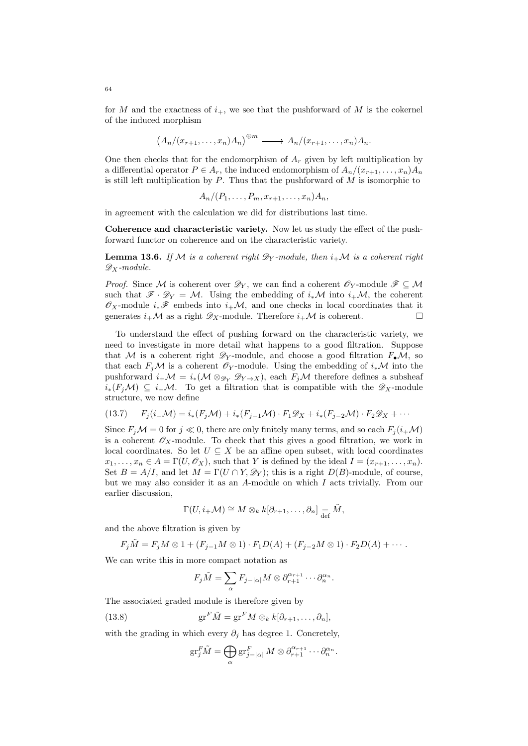for $M$ and the exactness of $i_+$, we see that the pushforward of $M$ is the cokernel of the induced morphism

$$\big(A_n/(x_{r+1},\dots,x_n)A_n\big)^{\oplus m} \longrightarrow A_n/(x_{r+1},\dots,x_n)A_n.$$

One then checks that for the endomorphism of $A_r$ given by left multiplication by a differential operator $P \in A_r$, the induced endomorphism of $A_n/(x_{r+1},\dots,x_n)A_n$ is still left multiplication by $P$. Thus that the pushforward of $M$ is isomorphic to

$$A_n/(P_1,\dots,P_m,x_{r+1},\dots,x_n)A_n,$$

in agreement with the calculation we did for distributions last time.

**Coherence and characteristic variety.** Now let us study the effect of the pushforward functor on coherence and on the characteristic variety.

**Lemma 13.6.** *If $\mathcal{M}$ is a coherent right $\mathscr{D}_Y$-module, then $i_+\mathcal{M}$ is a coherent right $\mathscr{D}_X$-module.*

*Proof.* Since $\mathcal{M}$ is coherent over $\mathscr{D}_Y$, we can find a coherent $\mathscr{O}_Y$-module $\mathscr{F} \subseteq \mathcal{M}$ such that $\mathscr{F} \cdot \mathscr{D}_Y = \mathcal{M}$. Using the embedding of $i_*\mathcal{M}$ into $i_+\mathcal{M}$, the coherent $\mathscr{O}_X$-module $i_*\mathscr{F}$ embeds into $i_+\mathcal{M}$, and one checks in local coordinates that it generates $i_+\mathcal{M}$ as a right $\mathscr{D}_X$-module. Therefore $i_+\mathcal{M}$ is coherent. $\square$

To understand the effect of pushing forward on the characteristic variety, we need to investigate in more detail what happens to a good filtration. Suppose that $\mathcal{M}$ is a coherent right $\mathscr{D}_Y$-module, and choose a good filtration $F_\bullet\mathcal{M}$, so that each $F_j\mathcal{M}$ is a coherent $\mathscr{O}_Y$-module. Using the embedding of $i_*\mathcal{M}$ into the pushforward $i_+\mathcal{M} = i_*(\mathcal{M} \otimes_{\mathscr{D}_Y} \mathscr{D}_{Y\to X})$, each $F_j\mathcal{M}$ therefore defines a subsheaf $i_*(F_j\mathcal{M}) \subseteq i_+\mathcal{M}$. To get a filtration that is compatible with the $\mathscr{D}_X$-module structure, we now define

$$F_j(i_+\mathcal{M}) = i_*(F_j\mathcal{M}) + i_*(F_{j-1}\mathcal{M})\cdot F_1\mathscr{D}_X + i_*(F_{j-2}\mathcal{M})\cdot F_2\mathscr{D}_X + \cdots \tag{13.7}$$

Since $F_j\mathcal{M} = 0$ for $j \ll 0$, there are only finitely many terms, and so each $F_j(i_+\mathcal{M})$ is a coherent $\mathscr{O}_X$-module. To check that this gives a good filtration, we work in local coordinates. So let $U \subseteq X$ be an affine open subset, with local coordinates $x_1,\dots,x_n \in A = \Gamma(U,\mathscr{O}_X)$, such that $Y$ is defined by the ideal $I = (x_{r+1},\dots,x_n)$. Set $B = A/I$, and let $M = \Gamma(U\cap Y, \mathscr{D}_Y)$; this is a right $D(B)$-module, of course, but we may also consider it as an $A$-module on which $I$ acts trivially. From our earlier discussion,

$$\Gamma(U, i_+\mathcal{M}) \cong M \otimes_k k[\partial_{r+1},\dots,\partial_n] \underset{\text{def}}{=} \tilde{M},$$

and the above filtration is given by

$$F_j\tilde{M} = F_jM\otimes 1 + (F_{j-1}M\otimes 1)\cdot F_1D(A) + (F_{j-2}M\otimes 1)\cdot F_2D(A) + \cdots.$$

We can write this in more compact notation as

$$F_j\tilde{M} = \sum_\alpha F_{j-|\alpha|}M \otimes \partial_{r+1}^{\alpha_{r+1}}\cdots\partial_n^{\alpha_n}.$$

The associated graded module is therefore given by

$$\operatorname{gr}^F\tilde{M} = \operatorname{gr}^F M \otimes_k k[\partial_{r+1},\dots,\partial_n], \tag{13.8}$$

with the grading in which every $\partial_j$ has degree 1. Concretely,

$$\operatorname{gr}^F_j\tilde{M} = \bigoplus_\alpha \operatorname{gr}^F_{j-|\alpha|} M \otimes \partial_{r+1}^{\alpha_{r+1}}\cdots\partial_n^{\alpha_n}.$$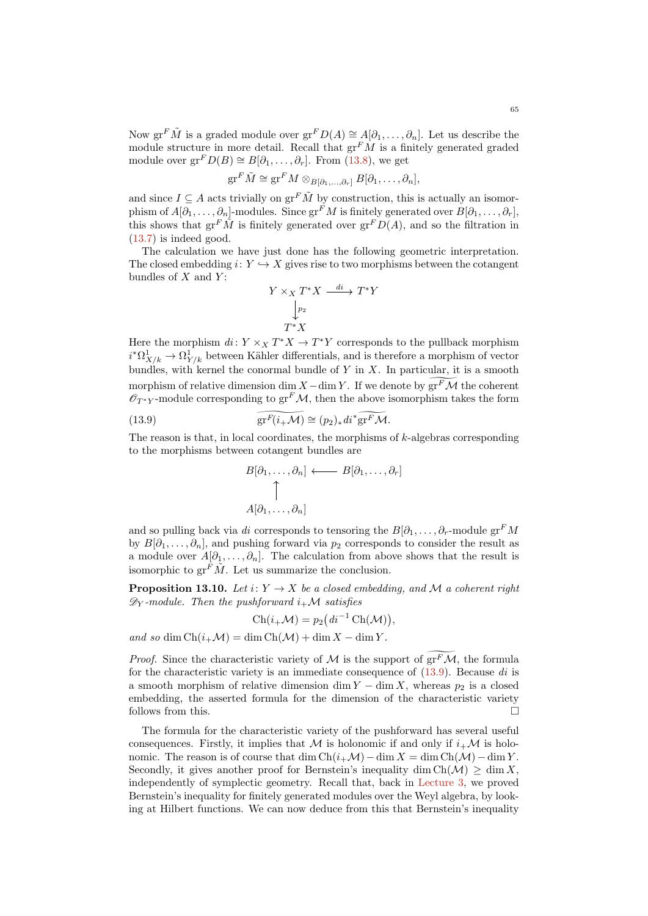Now $\mathrm{gr}^F \tilde{M}$ is a graded module over $\mathrm{gr}^F D(A) \cong A[\partial_1, \dots, \partial_n]$. Let us describe the module structure in more detail. Recall that $\mathrm{gr}^F M$ is a finitely generated graded module over $\mathrm{gr}^F D(B) \cong B[\partial_1, \dots, \partial_r]$. From (13.8), we get

$$\mathrm{gr}^F \tilde{M} \cong \mathrm{gr}^F M \otimes_{B[\partial_1, \dots, \partial_r]} B[\partial_1, \dots, \partial_n],$$

and since $I \subseteq A$ acts trivially on $\mathrm{gr}^F \tilde{M}$ by construction, this is actually an isomorphism of $A[\partial_1, \dots, \partial_n]$-modules. Since $\mathrm{gr}^F M$ is finitely generated over $B[\partial_1, \dots, \partial_r]$, this shows that $\mathrm{gr}^F \tilde{M}$ is finitely generated over $\mathrm{gr}^F D(A)$, and so the filtration in (13.7) is indeed good.

The calculation we have just done has the following geometric interpretation. The closed embedding $i \colon Y \hookrightarrow X$ gives rise to two morphisms between the cotangent bundles of $X$ and $Y$:

$$\begin{array}{ccc} Y \times_X T^*X & \xrightarrow{\ di\ } & T^*Y \\ \big\downarrow{\scriptstyle p_2} & & \\ T^*X & & \end{array}$$

Here the morphism $di \colon Y \times_X T^*X \to T^*Y$ corresponds to the pullback morphism $i^*\Omega^1_{X/k} \to \Omega^1_{Y/k}$ between Kähler differentials, and is therefore a morphism of vector bundles, with kernel the conormal bundle of $Y$ in $X$. In particular, it is a smooth morphism of relative dimension $\dim X - \dim Y$. If we denote by $\widetilde{\mathrm{gr}^F \mathcal{M}}$ the coherent $\mathscr{O}_{T^*Y}$-module corresponding to $\mathrm{gr}^F \mathcal{M}$, then the above isomorphism takes the form

$$\widetilde{\mathrm{gr}^F(i_+\mathcal{M})} \cong (p_2)_* di^* \widetilde{\mathrm{gr}^F \mathcal{M}}. \tag{13.9}$$

The reason is that, in local coordinates, the morphisms of $k$-algebras corresponding to the morphisms between cotangent bundles are

$$\begin{array}{ccc} B[\partial_1, \dots, \partial_n] & \longleftarrow & B[\partial_1, \dots, \partial_r] \\ \big\uparrow & & \\ A[\partial_1, \dots, \partial_n] & & \end{array}$$

and so pulling back via $di$ corresponds to tensoring the $B[\partial_1, \dots, \partial_r$-module $\mathrm{gr}^F M$ by $B[\partial_1, \dots, \partial_n]$, and pushing forward via $p_2$ corresponds to consider the result as a module over $A[\partial_1, \dots, \partial_n]$. The calculation from above shows that the result is isomorphic to $\mathrm{gr}^F \tilde{M}$. Let us summarize the conclusion.

**Proposition 13.10.** *Let $i \colon Y \to X$ be a closed embedding, and $\mathcal{M}$ a coherent right $\mathscr{D}_Y$-module. Then the pushforward $i_+\mathcal{M}$ satisfies*

$$\mathrm{Ch}(i_+\mathcal{M}) = p_2\big(di^{-1}\,\mathrm{Ch}(\mathcal{M})\big),$$

*and so* $\dim \mathrm{Ch}(i_+\mathcal{M}) = \dim \mathrm{Ch}(\mathcal{M}) + \dim X - \dim Y$.

*Proof.* Since the characteristic variety of $\mathcal{M}$ is the support of $\widetilde{\mathrm{gr}^F \mathcal{M}}$, the formula for the characteristic variety is an immediate consequence of (13.9). Because $di$ is a smooth morphism of relative dimension $\dim Y - \dim X$, whereas $p_2$ is a closed embedding, the asserted formula for the dimension of the characteristic variety follows from this. ∎

The formula for the characteristic variety of the pushforward has several useful consequences. Firstly, it implies that $\mathcal{M}$ is holonomic if and only if $i_+\mathcal{M}$ is holonomic. The reason is of course that $\dim \mathrm{Ch}(i_+\mathcal{M}) - \dim X = \dim \mathrm{Ch}(\mathcal{M}) - \dim Y$. Secondly, it gives another proof for Bernstein's inequality $\dim \mathrm{Ch}(\mathcal{M}) \geq \dim X$, independently of symplectic geometry. Recall that, back in Lecture 3, we proved Bernstein's inequality for finitely generated modules over the Weyl algebra, by looking at Hilbert functions. We can now deduce from this that Bernstein's inequality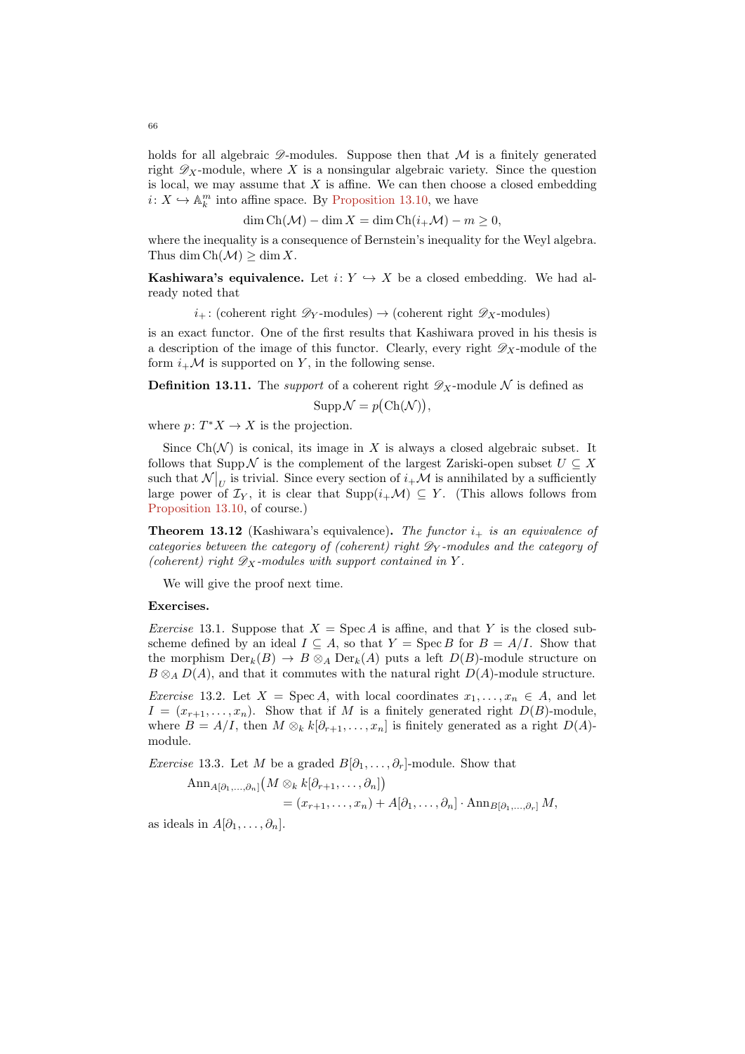holds for all algebraic $\mathscr{D}$-modules. Suppose then that $\mathcal{M}$ is a finitely generated right $\mathscr{D}_X$-module, where $X$ is a nonsingular algebraic variety. Since the question is local, we may assume that $X$ is affine. We can then choose a closed embedding $i\colon X \hookrightarrow \mathbb{A}_k^m$ into affine space. By Proposition 13.10, we have

$$\dim \operatorname{Ch}(\mathcal{M}) - \dim X = \dim \operatorname{Ch}(i_+\mathcal{M}) - m \geq 0,$$

where the inequality is a consequence of Bernstein's inequality for the Weyl algebra. Thus $\dim \operatorname{Ch}(\mathcal{M}) \geq \dim X$.

**Kashiwara's equivalence.** Let $i\colon Y \hookrightarrow X$ be a closed embedding. We had already noted that

$$i_+\colon (\text{coherent right } \mathscr{D}_Y\text{-modules}) \to (\text{coherent right } \mathscr{D}_X\text{-modules})$$

is an exact functor. One of the first results that Kashiwara proved in his thesis is a description of the image of this functor. Clearly, every right $\mathscr{D}_X$-module of the form $i_+\mathcal{M}$ is supported on $Y$, in the following sense.

**Definition 13.11.** The *support* of a coherent right $\mathscr{D}_X$-module $\mathcal{N}$ is defined as

$$\operatorname{Supp} \mathcal{N} = p\big(\operatorname{Ch}(\mathcal{N})\big),$$

where $p\colon T^*X \to X$ is the projection.

Since $\operatorname{Ch}(\mathcal{N})$ is conical, its image in $X$ is always a closed algebraic subset. It follows that $\operatorname{Supp} \mathcal{N}$ is the complement of the largest Zariski-open subset $U \subseteq X$ such that $\mathcal{N}\big|_U$ is trivial. Since every section of $i_+\mathcal{M}$ is annihilated by a sufficiently large power of $\mathcal{I}_Y$, it is clear that $\operatorname{Supp}(i_+\mathcal{M}) \subseteq Y$. (This allows follows from Proposition 13.10, of course.)

**Theorem 13.12** (Kashiwara's equivalence)**.** *The functor $i_+$ is an equivalence of categories between the category of (coherent) right $\mathscr{D}_Y$-modules and the category of (coherent) right $\mathscr{D}_X$-modules with support contained in $Y$.*

We will give the proof next time.

**Exercises.**

*Exercise* 13.1. Suppose that $X = \operatorname{Spec} A$ is affine, and that $Y$ is the closed subscheme defined by an ideal $I \subseteq A$, so that $Y = \operatorname{Spec} B$ for $B = A/I$. Show that the morphism $\operatorname{Der}_k(B) \to B \otimes_A \operatorname{Der}_k(A)$ puts a left $D(B)$-module structure on $B \otimes_A D(A)$, and that it commutes with the natural right $D(A)$-module structure.

*Exercise* 13.2. Let $X = \operatorname{Spec} A$, with local coordinates $x_1, \dots, x_n \in A$, and let $I = (x_{r+1}, \dots, x_n)$. Show that if $M$ is a finitely generated right $D(B)$-module, where $B = A/I$, then $M \otimes_k k[\partial_{r+1}, \dots, \partial_n]$ is finitely generated as a right $D(A)$-module.

*Exercise* 13.3. Let $M$ be a graded $B[\partial_1, \dots, \partial_r]$-module. Show that

$$\begin{aligned}\operatorname{Ann}_{A[\partial_1,\dots,\partial_n]}&\big(M \otimes_k k[\partial_{r+1}, \dots, \partial_n]\big) \\ &= (x_{r+1}, \dots, x_n) + A[\partial_1, \dots, \partial_n] \cdot \operatorname{Ann}_{B[\partial_1,\dots,\partial_r]} M,\end{aligned}$$

as ideals in $A[\partial_1, \dots, \partial_n]$.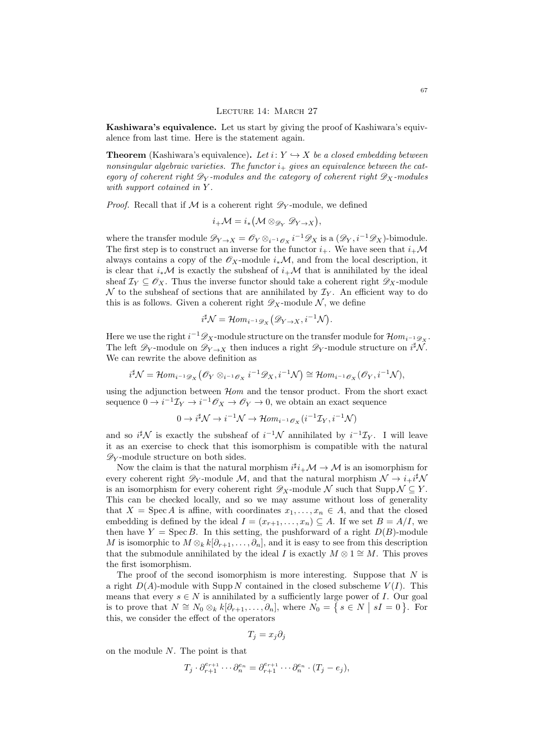## Lecture 14: March 27

**Kashiwara's equivalence.** Let us start by giving the proof of Kashiwara's equivalence from last time. Here is the statement again.

**Theorem** (Kashiwara's equivalence)**.** *Let $i\colon Y \hookrightarrow X$ be a closed embedding between nonsingular algebraic varieties. The functor $i_+$ gives an equivalence between the category of coherent right $\mathscr{D}_Y$-modules and the category of coherent right $\mathscr{D}_X$-modules with support cotained in $Y$.*

*Proof.* Recall that if $\mathcal{M}$ is a coherent right $\mathscr{D}_Y$-module, we defined

$$i_+\mathcal{M} = i_*\big(\mathcal{M} \otimes_{\mathscr{D}_Y} \mathscr{D}_{Y\to X}\big),$$

where the transfer module $\mathscr{D}_{Y\to X} = \mathscr{O}_Y \otimes_{i^{-1}\mathscr{O}_X} i^{-1}\mathscr{D}_X$ is a $(\mathscr{D}_Y, i^{-1}\mathscr{D}_X)$-bimodule. The first step is to construct an inverse for the functor $i_+$. We have seen that $i_+\mathcal{M}$ always contains a copy of the $\mathscr{O}_X$-module $i_*\mathcal{M}$, and from the local description, it is clear that $i_*\mathcal{M}$ is exactly the subsheaf of $i_+\mathcal{M}$ that is annihilated by the ideal sheaf $\mathcal{I}_Y \subseteq \mathscr{O}_X$. Thus the inverse functor should take a coherent right $\mathscr{D}_X$-module $\mathcal{N}$ to the subsheaf of sections that are annihilated by $\mathcal{I}_Y$. An efficient way to do this is as follows. Given a coherent right $\mathscr{D}_X$-module $\mathcal{N}$, we define

$$i^\sharp\mathcal{N} = \mathcal{H}om_{i^{-1}\mathscr{D}_X}\big(\mathscr{D}_{Y\to X}, i^{-1}\mathcal{N}\big).$$

Here we use the right $i^{-1}\mathscr{D}_X$-module structure on the transfer module for $\mathcal{H}om_{i^{-1}\mathscr{D}_X}$. The left $\mathscr{D}_Y$-module on $\mathscr{D}_{Y\to X}$ then induces a right $\mathscr{D}_Y$-module structure on $i^\sharp\mathcal{N}$. We can rewrite the above definition as

$$i^\sharp\mathcal{N} = \mathcal{H}om_{i^{-1}\mathscr{D}_X}\big(\mathscr{O}_Y \otimes_{i^{-1}\mathscr{O}_X} i^{-1}\mathscr{D}_X, i^{-1}\mathcal{N}\big) \cong \mathcal{H}om_{i^{-1}\mathscr{O}_X}(\mathscr{O}_Y, i^{-1}\mathcal{N}),$$

using the adjunction between $\mathcal{H}om$ and the tensor product. From the short exact sequence $0 \to i^{-1}\mathcal{I}_Y \to i^{-1}\mathscr{O}_X \to \mathscr{O}_Y \to 0$, we obtain an exact sequence

$$0 \to i^\sharp\mathcal{N} \to i^{-1}\mathcal{N} \to \mathcal{H}om_{i^{-1}\mathscr{O}_X}(i^{-1}\mathcal{I}_Y, i^{-1}\mathcal{N})$$

and so $i^\sharp\mathcal{N}$ is exactly the subsheaf of $i^{-1}\mathcal{N}$ annihilated by $i^{-1}\mathcal{I}_Y$. I will leave it as an exercise to check that this isomorphism is compatible with the natural $\mathscr{D}_Y$-module structure on both sides.

Now the claim is that the natural morphism $i^\sharp i_+\mathcal{M} \to \mathcal{M}$ is an isomorphism for every coherent right $\mathscr{D}_Y$-module $\mathcal{M}$, and that the natural morphism $\mathcal{N} \to i_+i^\sharp\mathcal{N}$ is an isomorphism for every coherent right $\mathscr{D}_X$-module $\mathcal{N}$ such that $\operatorname{Supp}\mathcal{N} \subseteq Y$. This can be checked locally, and so we may assume without loss of generality that $X = \operatorname{Spec} A$ is affine, with coordinates $x_1, \dots, x_n \in A$, and that the closed embedding is defined by the ideal $I = (x_{r+1}, \dots, x_n) \subseteq A$. If we set $B = A/I$, we then have $Y = \operatorname{Spec} B$. In this setting, the pushforward of a right $D(B)$-module $M$ is isomorphic to $M \otimes_k k[\partial_{r+1}, \dots, \partial_n]$, and it is easy to see from this description that the submodule annihilated by the ideal $I$ is exactly $M \otimes 1 \cong M$. This proves the first isomorphism.

The proof of the second isomorphism is more interesting. Suppose that $N$ is a right $D(A)$-module with $\operatorname{Supp} N$ contained in the closed subscheme $V(I)$. This means that every $s \in N$ is annihilated by a sufficiently large power of $I$. Our goal is to prove that $N \cong N_0 \otimes_k k[\partial_{r+1}, \dots, \partial_n]$, where $N_0 = \big\{ s \in N \bigm| sI = 0 \big\}$. For this, we consider the effect of the operators

$$T_j = x_j\partial_j$$

on the module $N$. The point is that

$$T_j \cdot \partial_{r+1}^{e_{r+1}} \cdots \partial_n^{e_n} = \partial_{r+1}^{e_{r+1}} \cdots \partial_n^{e_n} \cdot (T_j - e_j),$$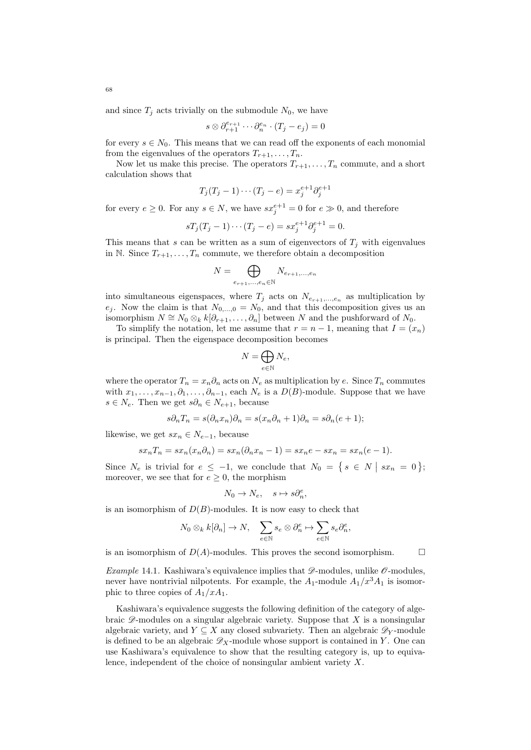and since $T_j$ acts trivially on the submodule $N_0$, we have

$$s \otimes \partial_{r+1}^{e_{r+1}} \cdots \partial_n^{e_n} \cdot (T_j - e_j) = 0$$

for every $s \in N_0$. This means that we can read off the exponents of each monomial from the eigenvalues of the operators $T_{r+1}, \dots, T_n$.

Now let us make this precise. The operators $T_{r+1}, \dots, T_n$ commute, and a short calculation shows that

$$T_j(T_j - 1) \cdots (T_j - e) = x_j^{e+1} \partial_j^{e+1}$$

for every $e \geq 0$. For any $s \in N$, we have $s x_j^{e+1} = 0$ for $e \gg 0$, and therefore

$$s T_j(T_j - 1) \cdots (T_j - e) = s x_j^{e+1} \partial_j^{e+1} = 0.$$

This means that $s$ can be written as a sum of eigenvectors of $T_j$ with eigenvalues in $\mathbb{N}$. Since $T_{r+1}, \dots, T_n$ commute, we therefore obtain a decomposition

$$N = \bigoplus_{e_{r+1}, \dots, e_n \in \mathbb{N}} N_{e_{r+1}, \dots, e_n}$$

into simultaneous eigenspaces, where $T_j$ acts on $N_{e_{r+1}, \dots, e_n}$ as multiplication by $e_j$. Now the claim is that $N_{0,\dots,0} = N_0$, and that this decomposition gives us an isomorphism $N \cong N_0 \otimes_k k[\partial_{r+1}, \dots, \partial_n]$ between $N$ and the pushforward of $N_0$.

To simplify the notation, let me assume that $r = n-1$, meaning that $I = (x_n)$ is principal. Then the eigenspace decomposition becomes

$$N = \bigoplus_{e \in \mathbb{N}} N_e,$$

where the operator $T_n = x_n \partial_n$ acts on $N_e$ as multiplication by $e$. Since $T_n$ commutes with $x_1, \dots, x_{n-1}, \partial_1, \dots, \partial_{n-1}$, each $N_e$ is a $D(B)$-module. Suppose that we have $s \in N_e$. Then we get $s \partial_n \in N_{e+1}$, because

$$s \partial_n T_n = s(\partial_n x_n) \partial_n = s(x_n \partial_n + 1) \partial_n = s \partial_n (e+1);$$

likewise, we get $s x_n \in N_{e-1}$, because

$$s x_n T_n = s x_n (x_n \partial_n) = s x_n (\partial_n x_n - 1) = s x_n e - s x_n = s x_n (e-1).$$

Since $N_e$ is trivial for $e \leq -1$, we conclude that $N_0 = \{ s \in N \mid s x_n = 0 \}$; moreover, we see that for $e \geq 0$, the morphism

$$N_0 \to N_e, \quad s \mapsto s \partial_n^e,$$

is an isomorphism of $D(B)$-modules. It is now easy to check that

$$N_0 \otimes_k k[\partial_n] \to N, \quad \sum_{e \in \mathbb{N}} s_e \otimes \partial_n^e \mapsto \sum_{e \in \mathbb{N}} s_e \partial_n^e,$$

is an isomorphism of $D(A)$-modules. This proves the second isomorphism. $\square$

*Example* 14.1. Kashiwara's equivalence implies that $\mathscr{D}$-modules, unlike $\mathscr{O}$-modules, never have nontrivial nilpotents. For example, the $A_1$-module $A_1/x^3 A_1$ is isomorphic to three copies of $A_1/x A_1$.

Kashiwara's equivalence suggests the following definition of the category of algebraic $\mathscr{D}$-modules on a singular algebraic variety. Suppose that $X$ is a nonsingular algebraic variety, and $Y \subseteq X$ any closed subvariety. Then an algebraic $\mathscr{D}_Y$-module is defined to be an algebraic $\mathscr{D}_X$-module whose support is contained in $Y$. One can use Kashiwara's equivalence to show that the resulting category is, up to equivalence, independent of the choice of nonsingular ambient variety $X$.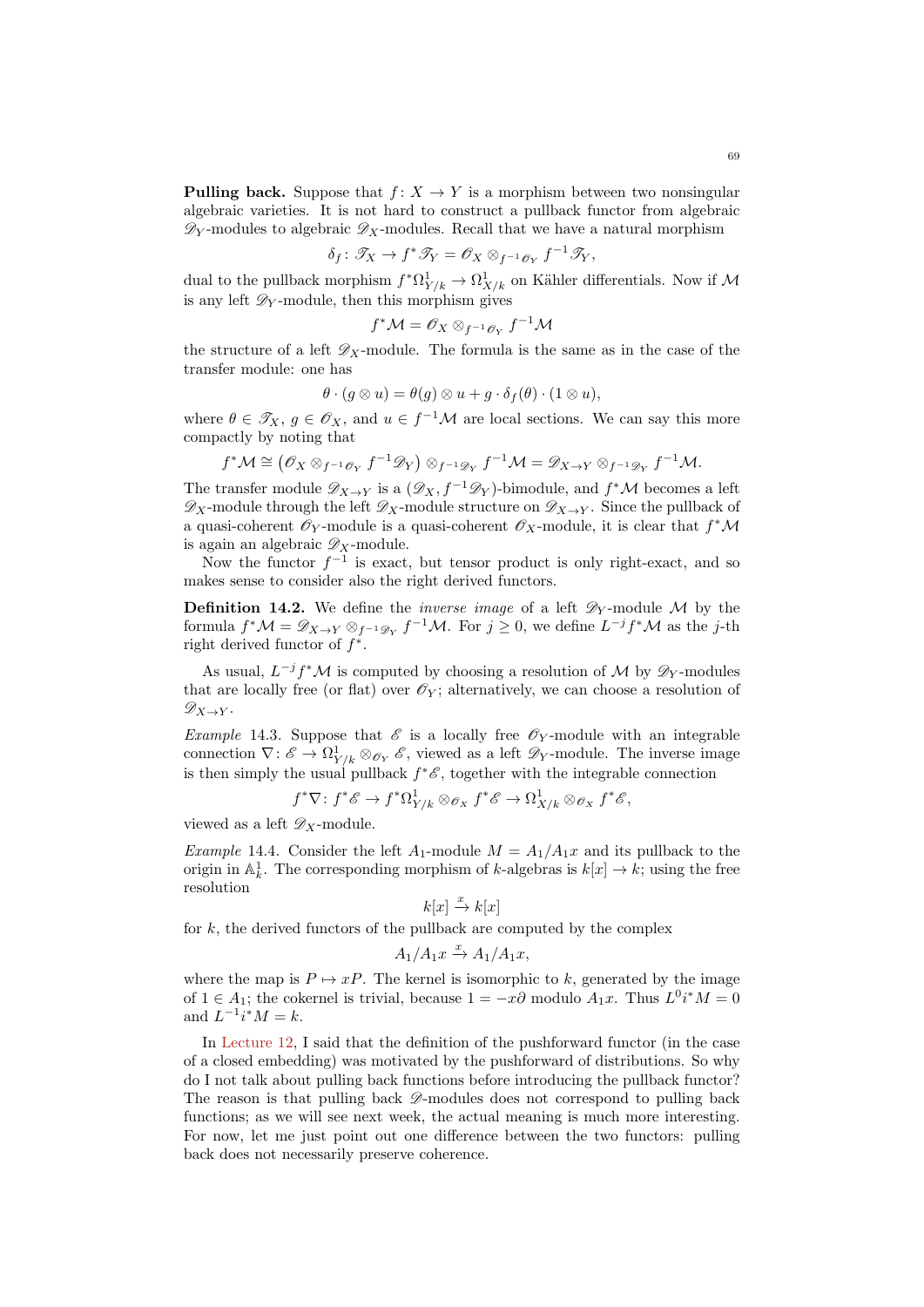**Pulling back.** Suppose that $f\colon X \to Y$ is a morphism between two nonsingular algebraic varieties. It is not hard to construct a pullback functor from algebraic $\mathscr{D}_Y$-modules to algebraic $\mathscr{D}_X$-modules. Recall that we have a natural morphism

$$\delta_f\colon \mathscr{T}_X \to f^*\mathscr{T}_Y = \mathscr{O}_X \otimes_{f^{-1}\mathscr{O}_Y} f^{-1}\mathscr{T}_Y,$$

dual to the pullback morphism $f^*\Omega^1_{Y/k} \to \Omega^1_{X/k}$ on Kähler differentials. Now if $\mathcal{M}$ is any left $\mathscr{D}_Y$-module, then this morphism gives

$$f^*\mathcal{M} = \mathscr{O}_X \otimes_{f^{-1}\mathscr{O}_Y} f^{-1}\mathcal{M}$$

the structure of a left $\mathscr{D}_X$-module. The formula is the same as in the case of the transfer module: one has

$$\theta \cdot (g \otimes u) = \theta(g) \otimes u + g \cdot \delta_f(\theta) \cdot (1 \otimes u),$$

where $\theta \in \mathscr{T}_X$, $g \in \mathscr{O}_X$, and $u \in f^{-1}\mathcal{M}$ are local sections. We can say this more compactly by noting that

$$f^*\mathcal{M} \cong \left(\mathscr{O}_X \otimes_{f^{-1}\mathscr{O}_Y} f^{-1}\mathscr{D}_Y\right) \otimes_{f^{-1}\mathscr{D}_Y} f^{-1}\mathcal{M} = \mathscr{D}_{X\to Y} \otimes_{f^{-1}\mathscr{D}_Y} f^{-1}\mathcal{M}.$$

The transfer module $\mathscr{D}_{X\to Y}$ is a $(\mathscr{D}_X, f^{-1}\mathscr{D}_Y)$-bimodule, and $f^*\mathcal{M}$ becomes a left $\mathscr{D}_X$-module through the left $\mathscr{D}_X$-module structure on $\mathscr{D}_{X\to Y}$. Since the pullback of a quasi-coherent $\mathscr{O}_Y$-module is a quasi-coherent $\mathscr{O}_X$-module, it is clear that $f^*\mathcal{M}$ is again an algebraic $\mathscr{D}_X$-module.

Now the functor $f^{-1}$ is exact, but tensor product is only right-exact, and so makes sense to consider also the right derived functors.

**Definition 14.2.** We define the *inverse image* of a left $\mathscr{D}_Y$-module $\mathcal{M}$ by the formula $f^*\mathcal{M} = \mathscr{D}_{X\to Y} \otimes_{f^{-1}\mathscr{D}_Y} f^{-1}\mathcal{M}$. For $j \geq 0$, we define $L^{-j}f^*\mathcal{M}$ as the $j$-th right derived functor of $f^*$.

As usual, $L^{-j}f^*\mathcal{M}$ is computed by choosing a resolution of $\mathcal{M}$ by $\mathscr{D}_Y$-modules that are locally free (or flat) over $\mathscr{O}_Y$; alternatively, we can choose a resolution of $\mathscr{D}_{X\to Y}$.

*Example* 14.3. Suppose that $\mathscr{E}$ is a locally free $\mathscr{O}_Y$-module with an integrable connection $\nabla\colon \mathscr{E} \to \Omega^1_{Y/k} \otimes_{\mathscr{O}_Y} \mathscr{E}$, viewed as a left $\mathscr{D}_Y$-module. The inverse image is then simply the usual pullback $f^*\mathscr{E}$, together with the integrable connection

$$f^*\nabla\colon f^*\mathscr{E} \to f^*\Omega^1_{Y/k} \otimes_{\mathscr{O}_X} f^*\mathscr{E} \to \Omega^1_{X/k} \otimes_{\mathscr{O}_X} f^*\mathscr{E},$$

viewed as a left $\mathscr{D}_X$-module.

*Example* 14.4. Consider the left $A_1$-module $M = A_1/A_1x$ and its pullback to the origin in $\mathbb{A}^1_k$. The corresponding morphism of $k$-algebras is $k[x] \to k$; using the free resolution

$$k[x] \xrightarrow{x} k[x]$$

for $k$, the derived functors of the pullback are computed by the complex

$$A_1/A_1x \xrightarrow{x} A_1/A_1x,$$

where the map is $P \mapsto xP$. The kernel is isomorphic to $k$, generated by the image of $1 \in A_1$; the cokernel is trivial, because $1 = -x\partial$ modulo $A_1x$. Thus $L^0i^*M = 0$ and $L^{-1}i^*M = k$.

In Lecture 12, I said that the definition of the pushforward functor (in the case of a closed embedding) was motivated by the pushforward of distributions. So why do I not talk about pulling back functions before introducing the pullback functor? The reason is that pulling back $\mathscr{D}$-modules does not correspond to pulling back functions; as we will see next week, the actual meaning is much more interesting. For now, let me just point out one difference between the two functors: pulling back does not necessarily preserve coherence.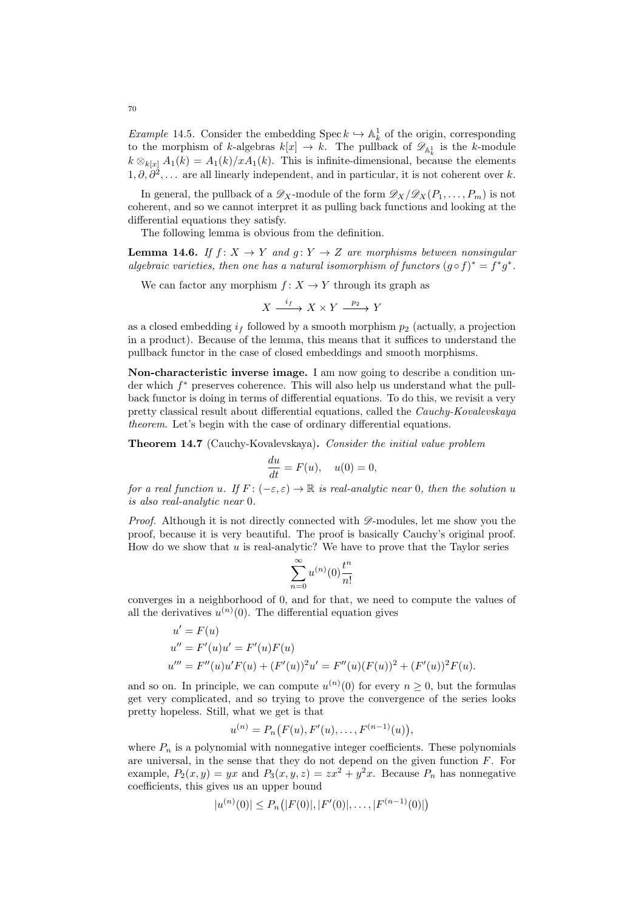*Example* 14.5. Consider the embedding $\operatorname{Spec} k \hookrightarrow \mathbb{A}^1_k$ of the origin, corresponding to the morphism of $k$-algebras $k[x] \to k$. The pullback of $\mathscr{D}_{\mathbb{A}^1_k}$ is the $k$-module $k \otimes_{k[x]} A_1(k) = A_1(k)/xA_1(k)$. This is infinite-dimensional, because the elements $1, \partial, \partial^2, \ldots$ are all linearly independent, and in particular, it is not coherent over $k$.

In general, the pullback of a $\mathscr{D}_X$-module of the form $\mathscr{D}_X/\mathscr{D}_X(P_1, \ldots, P_m)$ is not coherent, and so we cannot interpret it as pulling back functions and looking at the differential equations they satisfy.

The following lemma is obvious from the definition.

**Lemma 14.6.** *If $f: X \to Y$ and $g: Y \to Z$ are morphisms between nonsingular algebraic varieties, then one has a natural isomorphism of functors $(g \circ f)^* = f^* g^*$.*

We can factor any morphism $f: X \to Y$ through its graph as

$$X \xrightarrow{i_f} X \times Y \xrightarrow{p_2} Y$$

as a closed embedding $i_f$ followed by a smooth morphism $p_2$ (actually, a projection in a product). Because of the lemma, this means that it suffices to understand the pullback functor in the case of closed embeddings and smooth morphisms.

**Non-characteristic inverse image.** I am now going to describe a condition under which $f^*$ preserves coherence. This will also help us understand what the pullback functor is doing in terms of differential equations. To do this, we revisit a very pretty classical result about differential equations, called the *Cauchy-Kovalevskaya theorem*. Let's begin with the case of ordinary differential equations.

**Theorem 14.7** (Cauchy-Kovalevskaya)**.** *Consider the initial value problem*

$$\frac{du}{dt} = F(u), \quad u(0) = 0,$$

*for a real function $u$. If $F: (-\varepsilon, \varepsilon) \to \mathbb{R}$ is real-analytic near $0$, then the solution $u$ is also real-analytic near $0$.*

*Proof.* Although it is not directly connected with $\mathscr{D}$-modules, let me show you the proof, because it is very beautiful. The proof is basically Cauchy's original proof. How do we show that $u$ is real-analytic? We have to prove that the Taylor series

$$\sum_{n=0}^{\infty} u^{(n)}(0) \frac{t^n}{n!}$$

converges in a neighborhood of 0, and for that, we need to compute the values of all the derivatives $u^{(n)}(0)$. The differential equation gives

$$\begin{aligned}
u' &= F(u) \\
u'' &= F'(u)u' = F'(u)F(u) \\
u''' &= F''(u)u'F(u) + (F'(u))^2 u' = F''(u)(F(u))^2 + (F'(u))^2 F(u).
\end{aligned}$$

and so on. In principle, we can compute $u^{(n)}(0)$ for every $n \geq 0$, but the formulas get very complicated, and so trying to prove the convergence of the series looks pretty hopeless. Still, what we get is that

$$u^{(n)} = P_n\big(F(u), F'(u), \ldots, F^{(n-1)}(u)\big),$$

where $P_n$ is a polynomial with nonnegative integer coefficients. These polynomials are universal, in the sense that they do not depend on the given function $F$. For example, $P_2(x, y) = yx$ and $P_3(x, y, z) = zx^2 + y^2 x$. Because $P_n$ has nonnegative coefficients, this gives us an upper bound

$$|u^{(n)}(0)| \leq P_n\big(|F(0)|, |F'(0)|, \ldots, |F^{(n-1)}(0)|\big)$$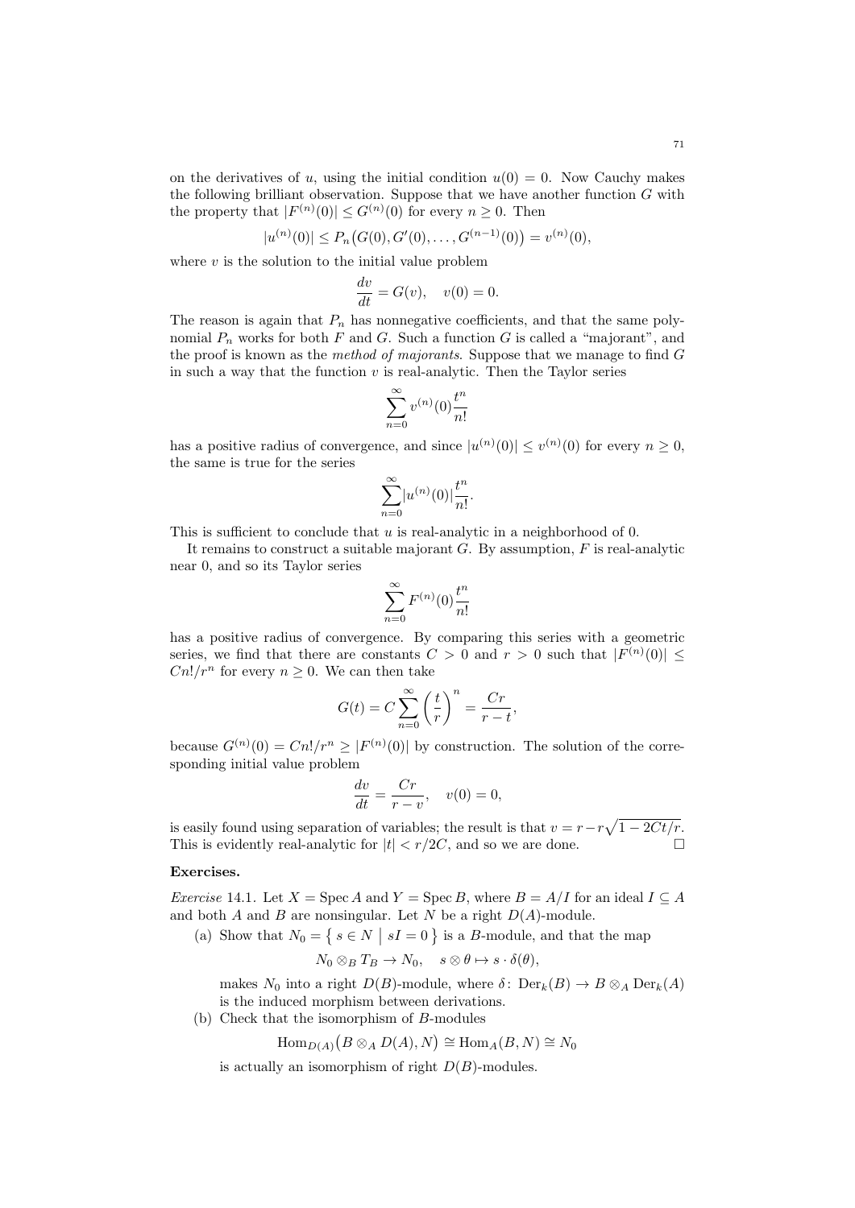on the derivatives of $u$, using the initial condition $u(0) = 0$. Now Cauchy makes the following brilliant observation. Suppose that we have another function $G$ with the property that $|F^{(n)}(0)| \leq G^{(n)}(0)$ for every $n \geq 0$. Then

$$|u^{(n)}(0)| \leq P_n\big(G(0), G'(0), \dots, G^{(n-1)}(0)\big) = v^{(n)}(0),$$

where $v$ is the solution to the initial value problem

$$\frac{dv}{dt} = G(v), \quad v(0) = 0.$$

The reason is again that $P_n$ has nonnegative coefficients, and that the same polynomial $P_n$ works for both $F$ and $G$. Such a function $G$ is called a "majorant", and the proof is known as the *method of majorants*. Suppose that we manage to find $G$ in such a way that the function $v$ is real-analytic. Then the Taylor series

$$\sum_{n=0}^{\infty} v^{(n)}(0) \frac{t^n}{n!}$$

has a positive radius of convergence, and since $|u^{(n)}(0)| \leq v^{(n)}(0)$ for every $n \geq 0$, the same is true for the series

$$\sum_{n=0}^{\infty} |u^{(n)}(0)| \frac{t^n}{n!}.$$

This is sufficient to conclude that $u$ is real-analytic in a neighborhood of 0.

It remains to construct a suitable majorant $G$. By assumption, $F$ is real-analytic near 0, and so its Taylor series

$$\sum_{n=0}^{\infty} F^{(n)}(0) \frac{t^n}{n!}$$

has a positive radius of convergence. By comparing this series with a geometric series, we find that there are constants $C > 0$ and $r > 0$ such that $|F^{(n)}(0)| \leq Cn!/r^n$ for every $n \geq 0$. We can then take

$$G(t) = C \sum_{n=0}^{\infty} \left(\frac{t}{r}\right)^n = \frac{Cr}{r-t},$$

because $G^{(n)}(0) = Cn!/r^n \geq |F^{(n)}(0)|$ by construction. The solution of the corresponding initial value problem

$$\frac{dv}{dt} = \frac{Cr}{r-v}, \quad v(0) = 0,$$

is easily found using separation of variables; the result is that $v = r - r\sqrt{1 - 2Ct/r}$. This is evidently real-analytic for $|t| < r/2C$, and so we are done. $\square$

**Exercises.**

*Exercise* 14.1. Let $X = \operatorname{Spec} A$ and $Y = \operatorname{Spec} B$, where $B = A/I$ for an ideal $I \subseteq A$ and both $A$ and $B$ are nonsingular. Let $N$ be a right $D(A)$-module.

(a) Show that $N_0 = \{\, s \in N \mid sI = 0 \,\}$ is a $B$-module, and that the map

$$N_0 \otimes_B T_B \to N_0, \quad s \otimes \theta \mapsto s \cdot \delta(\theta),$$

makes $N_0$ into a right $D(B)$-module, where $\delta \colon \operatorname{Der}_k(B) \to B \otimes_A \operatorname{Der}_k(A)$ is the induced morphism between derivations.

(b) Check that the isomorphism of $B$-modules

$$\operatorname{Hom}_{D(A)}\big(B \otimes_A D(A), N\big) \cong \operatorname{Hom}_A(B, N) \cong N_0$$

is actually an isomorphism of right $D(B)$-modules.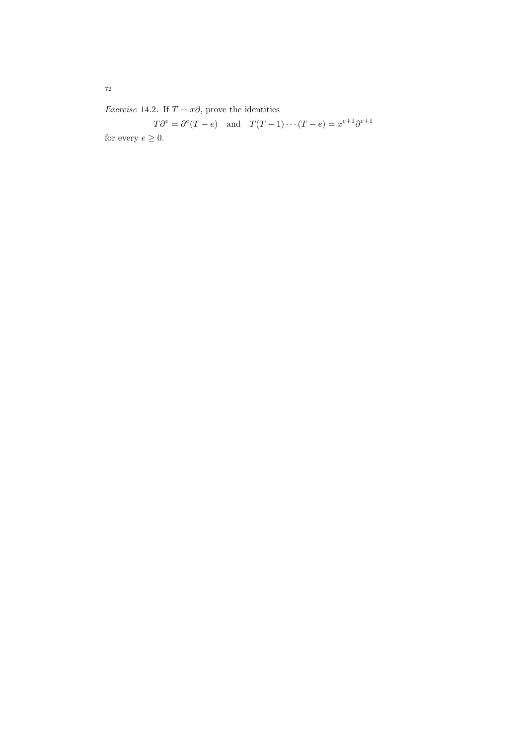*Exercise* 14.2. If $T = x\partial$, prove the identities

$$T\partial^e = \partial^e(T - e) \quad \text{and} \quad T(T-1)\cdots(T-e) = x^{e+1}\partial^{e+1}$$

for every $e \geq 0$.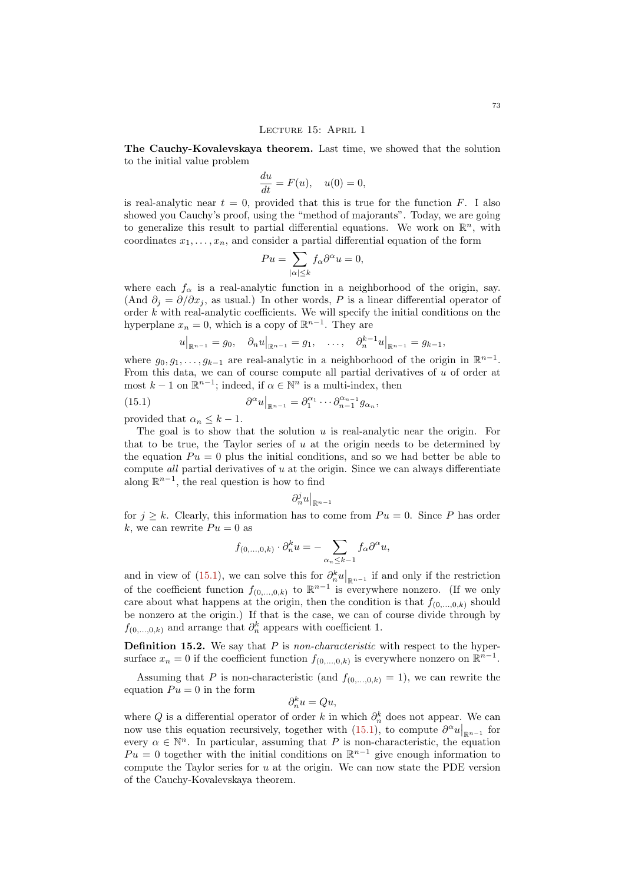## Lecture 15: April 1

**The Cauchy-Kovalevskaya theorem.** Last time, we showed that the solution to the initial value problem

$$\frac{du}{dt} = F(u), \quad u(0) = 0,$$

is real-analytic near $t = 0$, provided that this is true for the function $F$. I also showed you Cauchy's proof, using the "method of majorants". Today, we are going to generalize this result to partial differential equations. We work on $\mathbb{R}^n$, with coordinates $x_1, \dots, x_n$, and consider a partial differential equation of the form

$$Pu = \sum_{|\alpha| \le k} f_\alpha \partial^\alpha u = 0,$$

where each $f_\alpha$ is a real-analytic function in a neighborhood of the origin, say. (And $\partial_j = \partial/\partial x_j$, as usual.) In other words, $P$ is a linear differential operator of order $k$ with real-analytic coefficients. We will specify the initial conditions on the hyperplane $x_n = 0$, which is a copy of $\mathbb{R}^{n-1}$. They are

$$u\big|_{\mathbb{R}^{n-1}} = g_0, \quad \partial_n u\big|_{\mathbb{R}^{n-1}} = g_1, \quad \dots, \quad \partial_n^{k-1} u\big|_{\mathbb{R}^{n-1}} = g_{k-1},$$

where $g_0, g_1, \dots, g_{k-1}$ are real-analytic in a neighborhood of the origin in $\mathbb{R}^{n-1}$. From this data, we can of course compute all partial derivatives of $u$ of order at most $k-1$ on $\mathbb{R}^{n-1}$; indeed, if $\alpha \in \mathbb{N}^n$ is a multi-index, then

$$\partial^\alpha u\big|_{\mathbb{R}^{n-1}} = \partial_1^{\alpha_1} \cdots \partial_{n-1}^{\alpha_{n-1}} g_{\alpha_n}, \tag{15.1}$$

provided that $\alpha_n \le k-1$.

The goal is to show that the solution $u$ is real-analytic near the origin. For that to be true, the Taylor series of $u$ at the origin needs to be determined by the equation $Pu = 0$ plus the initial conditions, and so we had better be able to compute *all* partial derivatives of $u$ at the origin. Since we can always differentiate along $\mathbb{R}^{n-1}$, the real question is how to find

$$\partial_n^j u\big|_{\mathbb{R}^{n-1}}$$

for $j \ge k$. Clearly, this information has to come from $Pu = 0$. Since $P$ has order $k$, we can rewrite $Pu = 0$ as

$$f_{(0,\dots,0,k)} \cdot \partial_n^k u = -\sum_{\alpha_n \le k-1} f_\alpha \partial^\alpha u,$$

and in view of (15.1), we can solve this for $\partial_n^k u\big|_{\mathbb{R}^{n-1}}$ if and only if the restriction of the coefficient function $f_{(0,\dots,0,k)}$ to $\mathbb{R}^{n-1}$ is everywhere nonzero. (If we only care about what happens at the origin, then the condition is that $f_{(0,\dots,0,k)}$ should be nonzero at the origin.) If that is the case, we can of course divide through by $f_{(0,\dots,0,k)}$ and arrange that $\partial_n^k$ appears with coefficient 1.

**Definition 15.2.** We say that $P$ is *non-characteristic* with respect to the hypersurface $x_n = 0$ if the coefficient function $f_{(0,\dots,0,k)}$ is everywhere nonzero on $\mathbb{R}^{n-1}$.

Assuming that $P$ is non-characteristic (and $f_{(0,\dots,0,k)} = 1$), we can rewrite the equation $Pu = 0$ in the form

$$\partial_n^k u = Qu,$$

where $Q$ is a differential operator of order $k$ in which $\partial_n^k$ does not appear. We can now use this equation recursively, together with (15.1), to compute $\partial^\alpha u\big|_{\mathbb{R}^{n-1}}$ for every $\alpha \in \mathbb{N}^n$. In particular, assuming that $P$ is non-characteristic, the equation $Pu = 0$ together with the initial conditions on $\mathbb{R}^{n-1}$ give enough information to compute the Taylor series for $u$ at the origin. We can now state the PDE version of the Cauchy-Kovalevskaya theorem.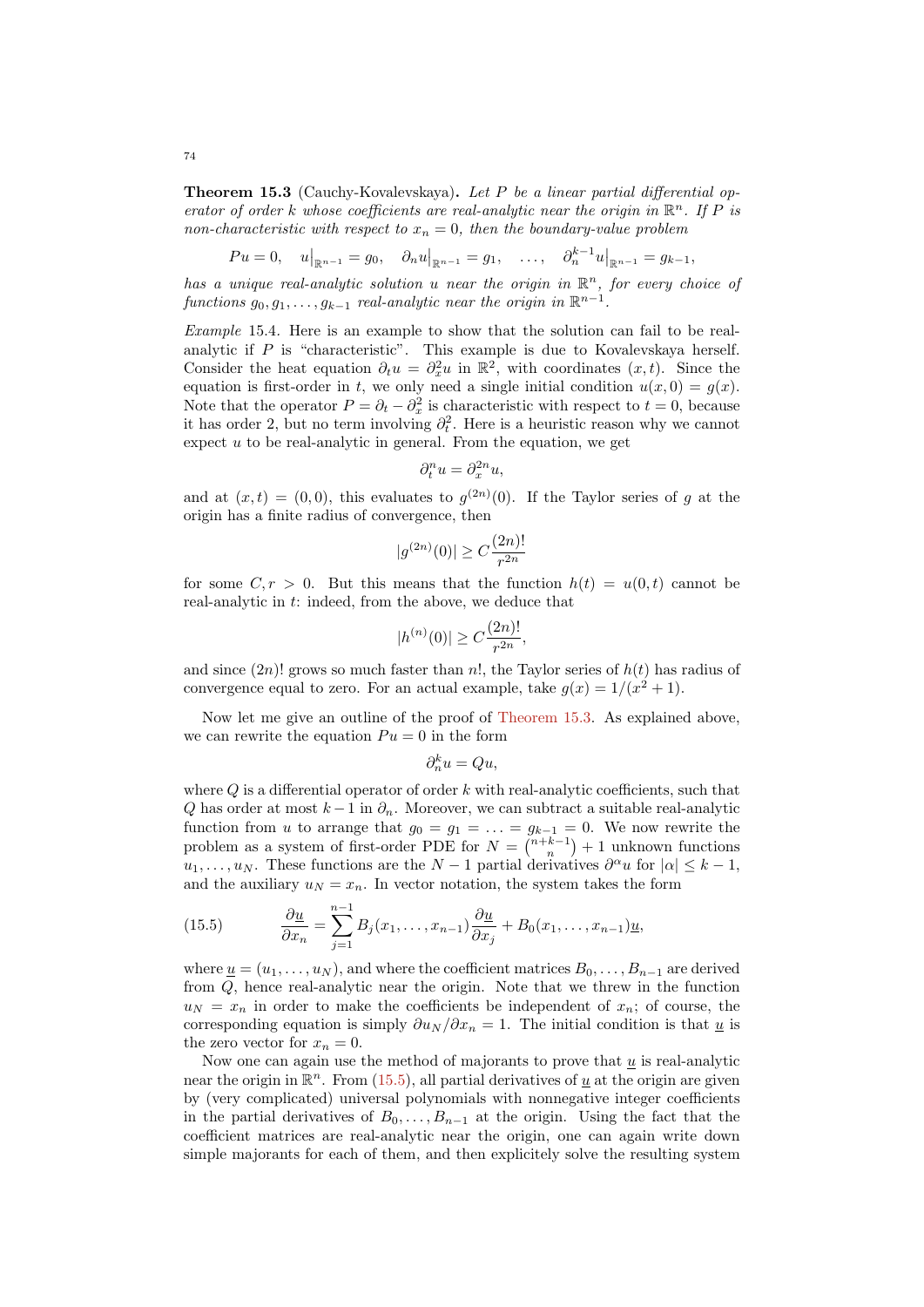**Theorem 15.3** (Cauchy-Kovalevskaya)**.** *Let $P$ be a linear partial differential operator of order $k$ whose coefficients are real-analytic near the origin in $\mathbb{R}^n$. If $P$ is non-characteristic with respect to $x_n = 0$, then the boundary-value problem*

$$Pu = 0, \quad u\big|_{\mathbb{R}^{n-1}} = g_0, \quad \partial_n u\big|_{\mathbb{R}^{n-1}} = g_1, \quad \dots, \quad \partial_n^{k-1} u\big|_{\mathbb{R}^{n-1}} = g_{k-1},$$

*has a unique real-analytic solution $u$ near the origin in $\mathbb{R}^n$, for every choice of functions $g_0, g_1, \dots, g_{k-1}$ real-analytic near the origin in $\mathbb{R}^{n-1}$.*

*Example* 15.4. Here is an example to show that the solution can fail to be real-analytic if $P$ is "characteristic". This example is due to Kovalevskaya herself. Consider the heat equation $\partial_t u = \partial_x^2 u$ in $\mathbb{R}^2$, with coordinates $(x, t)$. Since the equation is first-order in $t$, we only need a single initial condition $u(x, 0) = g(x)$. Note that the operator $P = \partial_t - \partial_x^2$ is characteristic with respect to $t = 0$, because it has order 2, but no term involving $\partial_t^2$. Here is a heuristic reason why we cannot expect $u$ to be real-analytic in general. From the equation, we get

$$\partial_t^n u = \partial_x^{2n} u,$$

and at $(x, t) = (0, 0)$, this evaluates to $g^{(2n)}(0)$. If the Taylor series of $g$ at the origin has a finite radius of convergence, then

$$|g^{(2n)}(0)| \geq C \frac{(2n)!}{r^{2n}}$$

for some $C, r > 0$. But this means that the function $h(t) = u(0, t)$ cannot be real-analytic in $t$: indeed, from the above, we deduce that

$$|h^{(n)}(0)| \geq C \frac{(2n)!}{r^{2n}},$$

and since $(2n)!$ grows so much faster than $n!$, the Taylor series of $h(t)$ has radius of convergence equal to zero. For an actual example, take $g(x) = 1/(x^2 + 1)$.

Now let me give an outline of the proof of Theorem 15.3. As explained above, we can rewrite the equation $Pu = 0$ in the form

$$\partial_n^k u = Qu,$$

where $Q$ is a differential operator of order $k$ with real-analytic coefficients, such that $Q$ has order at most $k-1$ in $\partial_n$. Moreover, we can subtract a suitable real-analytic function from $u$ to arrange that $g_0 = g_1 = \dots = g_{k-1} = 0$. We now rewrite the problem as a system of first-order PDE for $N = \binom{n+k-1}{n} + 1$ unknown functions $u_1, \dots, u_N$. These functions are the $N-1$ partial derivatives $\partial^\alpha u$ for $|\alpha| \leq k-1$, and the auxiliary $u_N = x_n$. In vector notation, the system takes the form

$$\frac{\partial \underline{u}}{\partial x_n} = \sum_{j=1}^{n-1} B_j(x_1, \dots, x_{n-1}) \frac{\partial \underline{u}}{\partial x_j} + B_0(x_1, \dots, x_{n-1}) \underline{u}, \tag{15.5}$$

where $\underline{u} = (u_1, \dots, u_N)$, and where the coefficient matrices $B_0, \dots, B_{n-1}$ are derived from $Q$, hence real-analytic near the origin. Note that we threw in the function $u_N = x_n$ in order to make the coefficients be independent of $x_n$; of course, the corresponding equation is simply $\partial u_N / \partial x_n = 1$. The initial condition is that $\underline{u}$ is the zero vector for $x_n = 0$.

Now one can again use the method of majorants to prove that $\underline{u}$ is real-analytic near the origin in $\mathbb{R}^n$. From (15.5), all partial derivatives of $\underline{u}$ at the origin are given by (very complicated) universal polynomials with nonnegative integer coefficients in the partial derivatives of $B_0, \dots, B_{n-1}$ at the origin. Using the fact that the coefficient matrices are real-analytic near the origin, one can again write down simple majorants for each of them, and then explicitely solve the resulting system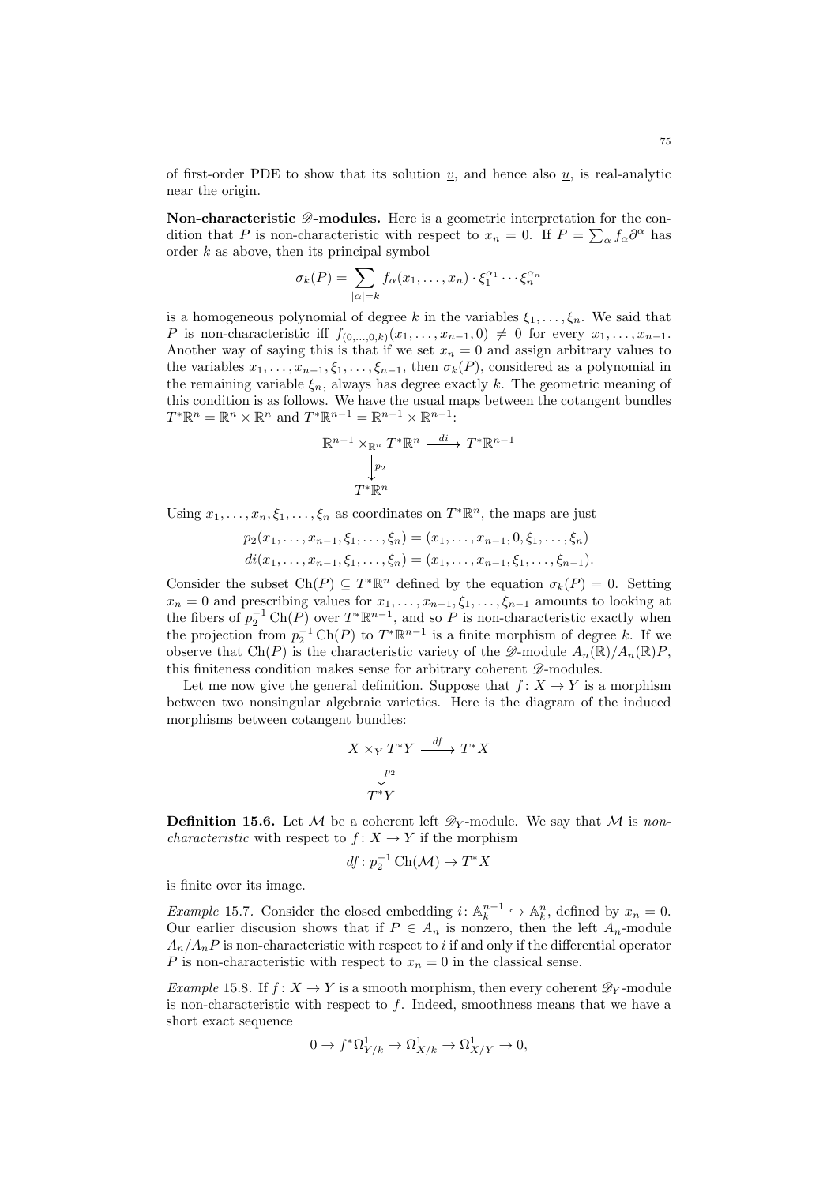of first-order PDE to show that its solution $\underline{v}$, and hence also $\underline{u}$, is real-analytic near the origin.

**Non-characteristic $\mathscr{D}$-modules.** Here is a geometric interpretation for the condition that $P$ is non-characteristic with respect to $x_n = 0$. If $P = \sum_\alpha f_\alpha \partial^\alpha$ has order $k$ as above, then its principal symbol

$$\sigma_k(P) = \sum_{|\alpha|=k} f_\alpha(x_1, \dots, x_n) \cdot \xi_1^{\alpha_1} \cdots \xi_n^{\alpha_n}$$

is a homogeneous polynomial of degree $k$ in the variables $\xi_1, \dots, \xi_n$. We said that $P$ is non-characteristic iff $f_{(0,\dots,0,k)}(x_1, \dots, x_{n-1}, 0) \neq 0$ for every $x_1, \dots, x_{n-1}$. Another way of saying this is that if we set $x_n = 0$ and assign arbitrary values to the variables $x_1, \dots, x_{n-1}, \xi_1, \dots, \xi_{n-1}$, then $\sigma_k(P)$, considered as a polynomial in the remaining variable $\xi_n$, always has degree exactly $k$. The geometric meaning of this condition is as follows. We have the usual maps between the cotangent bundles $T^*\mathbb{R}^n = \mathbb{R}^n \times \mathbb{R}^n$ and $T^*\mathbb{R}^{n-1} = \mathbb{R}^{n-1} \times \mathbb{R}^{n-1}$:

$$\begin{array}{ccc} \mathbb{R}^{n-1} \times_{\mathbb{R}^n} T^*\mathbb{R}^n & \xrightarrow{di} & T^*\mathbb{R}^{n-1} \\ \Big\downarrow{\scriptstyle p_2} & & \\ T^*\mathbb{R}^n & & \end{array}$$

Using $x_1, \dots, x_n, \xi_1, \dots, \xi_n$ as coordinates on $T^*\mathbb{R}^n$, the maps are just

$$p_2(x_1, \dots, x_{n-1}, \xi_1, \dots, \xi_n) = (x_1, \dots, x_{n-1}, 0, \xi_1, \dots, \xi_n)$$
$$di(x_1, \dots, x_{n-1}, \xi_1, \dots, \xi_n) = (x_1, \dots, x_{n-1}, \xi_1, \dots, \xi_{n-1}).$$

Consider the subset $\operatorname{Ch}(P) \subseteq T^*\mathbb{R}^n$ defined by the equation $\sigma_k(P) = 0$. Setting $x_n = 0$ and prescribing values for $x_1, \dots, x_{n-1}, \xi_1, \dots, \xi_{n-1}$ amounts to looking at the fibers of $p_2^{-1} \operatorname{Ch}(P)$ over $T^*\mathbb{R}^{n-1}$, and so $P$ is non-characteristic exactly when the projection from $p_2^{-1} \operatorname{Ch}(P)$ to $T^*\mathbb{R}^{n-1}$ is a finite morphism of degree $k$. If we observe that $\operatorname{Ch}(P)$ is the characteristic variety of the $\mathscr{D}$-module $A_n(\mathbb{R})/A_n(\mathbb{R})P$, this finiteness condition makes sense for arbitrary coherent $\mathscr{D}$-modules.

Let me now give the general definition. Suppose that $f : X \to Y$ is a morphism between two nonsingular algebraic varieties. Here is the diagram of the induced morphisms between cotangent bundles:

$$\begin{array}{ccc} X \times_Y T^*Y & \xrightarrow{df} & T^*X \\ \Big\downarrow{\scriptstyle p_2} & & \\ T^*Y & & \end{array}$$

**Definition 15.6.** Let $\mathcal{M}$ be a coherent left $\mathscr{D}_Y$-module. We say that $\mathcal{M}$ is *non-characteristic* with respect to $f : X \to Y$ if the morphism

$$df : p_2^{-1} \operatorname{Ch}(\mathcal{M}) \to T^*X$$

is finite over its image.

*Example* 15.7. Consider the closed embedding $i : \mathbb{A}_k^{n-1} \hookrightarrow \mathbb{A}_k^n$, defined by $x_n = 0$. Our earlier discusion shows that if $P \in A_n$ is nonzero, then the left $A_n$-module $A_n/A_nP$ is non-characteristic with respect to $i$ if and only if the differential operator $P$ is non-characteristic with respect to $x_n = 0$ in the classical sense.

*Example* 15.8. If $f : X \to Y$ is a smooth morphism, then every coherent $\mathscr{D}_Y$-module is non-characteristic with respect to $f$. Indeed, smoothness means that we have a short exact sequence

$$0 \to f^*\Omega^1_{Y/k} \to \Omega^1_{X/k} \to \Omega^1_{X/Y} \to 0,$$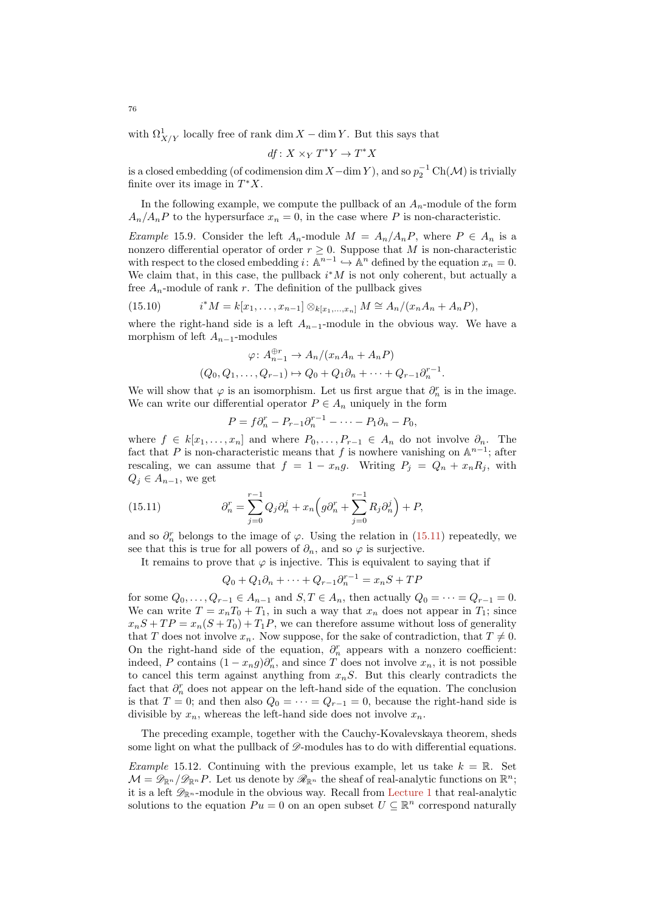with $\Omega^1_{X/Y}$ locally free of rank $\dim X - \dim Y$. But this says that

$$df\colon X \times_Y T^*Y \to T^*X$$

is a closed embedding (of codimension $\dim X - \dim Y$), and so $p_2^{-1}\operatorname{Ch}(\mathcal{M})$ is trivially finite over its image in $T^*X$.

In the following example, we compute the pullback of an $A_n$-module of the form $A_n/A_nP$ to the hypersurface $x_n = 0$, in the case where $P$ is non-characteristic.

*Example* 15.9. Consider the left $A_n$-module $M = A_n/A_nP$, where $P \in A_n$ is a nonzero differential operator of order $r \geq 0$. Suppose that $M$ is non-characteristic with respect to the closed embedding $i\colon \mathbb{A}^{n-1} \hookrightarrow \mathbb{A}^n$ defined by the equation $x_n = 0$. We claim that, in this case, the pullback $i^*M$ is not only coherent, but actually a free $A_n$-module of rank $r$. The definition of the pullback gives

$$i^*M = k[x_1, \dots, x_{n-1}] \otimes_{k[x_1,\dots,x_n]} M \cong A_n/(x_nA_n + A_nP), \tag{15.10}$$

where the right-hand side is a left $A_{n-1}$-module in the obvious way. We have a morphism of left $A_{n-1}$-modules

$$\varphi\colon A_{n-1}^{\oplus r} \to A_n/(x_nA_n + A_nP)$$
$$(Q_0, Q_1, \dots, Q_{r-1}) \mapsto Q_0 + Q_1\partial_n + \dots + Q_{r-1}\partial_n^{r-1}.$$

We will show that $\varphi$ is an isomorphism. Let us first argue that $\partial_n^r$ is in the image. We can write our differential operator $P \in A_n$ uniquely in the form

$$P = f\partial_n^r - P_{r-1}\partial_n^{r-1} - \dots - P_1\partial_n - P_0,$$

where $f \in k[x_1, \dots, x_n]$ and where $P_0, \dots, P_{r-1} \in A_n$ do not involve $\partial_n$. The fact that $P$ is non-characteristic means that $f$ is nowhere vanishing on $\mathbb{A}^{n-1}$; after rescaling, we can assume that $f = 1 - x_ng$. Writing $P_j = Q_n + x_nR_j$, with $Q_j \in A_{n-1}$, we get

$$\partial_n^r = \sum_{j=0}^{r-1} Q_j\partial_n^j + x_n\Big(g\partial_n^r + \sum_{j=0}^{r-1} R_j\partial_n^j\Big) + P, \tag{15.11}$$

and so $\partial_n^r$ belongs to the image of $\varphi$. Using the relation in (15.11) repeatedly, we see that this is true for all powers of $\partial_n$, and so $\varphi$ is surjective.

It remains to prove that $\varphi$ is injective. This is equivalent to saying that if

$$Q_0 + Q_1\partial_n + \dots + Q_{r-1}\partial_n^{r-1} = x_nS + TP$$

for some $Q_0, \dots, Q_{r-1} \in A_{n-1}$ and $S, T \in A_n$, then actually $Q_0 = \dots = Q_{r-1} = 0$. We can write $T = x_nT_0 + T_1$, in such a way that $x_n$ does not appear in $T_1$; since $x_nS + TP = x_n(S + T_0) + T_1P$, we can therefore assume without loss of generality that $T$ does not involve $x_n$. Now suppose, for the sake of contradiction, that $T \neq 0$. On the right-hand side of the equation, $\partial_n^r$ appears with a nonzero coefficient: indeed, $P$ contains $(1 - x_ng)\partial_n^r$, and since $T$ does not involve $x_n$, it is not possible to cancel this term against anything from $x_nS$. But this clearly contradicts the fact that $\partial_n^r$ does not appear on the left-hand side of the equation. The conclusion is that $T = 0$; and then also $Q_0 = \dots = Q_{r-1} = 0$, because the right-hand side is divisible by $x_n$, whereas the left-hand side does not involve $x_n$.

The preceding example, together with the Cauchy-Kovalevskaya theorem, sheds some light on what the pullback of $\mathscr{D}$-modules has to do with differential equations.

*Example* 15.12. Continuing with the previous example, let us take $k = \mathbb{R}$. Set $\mathcal{M} = \mathscr{D}_{\mathbb{R}^n}/\mathscr{D}_{\mathbb{R}^n}P$. Let us denote by $\mathscr{R}_{\mathbb{R}^n}$ the sheaf of real-analytic functions on $\mathbb{R}^n$; it is a left $\mathscr{D}_{\mathbb{R}^n}$-module in the obvious way. Recall from Lecture 1 that real-analytic solutions to the equation $Pu = 0$ on an open subset $U \subseteq \mathbb{R}^n$ correspond naturally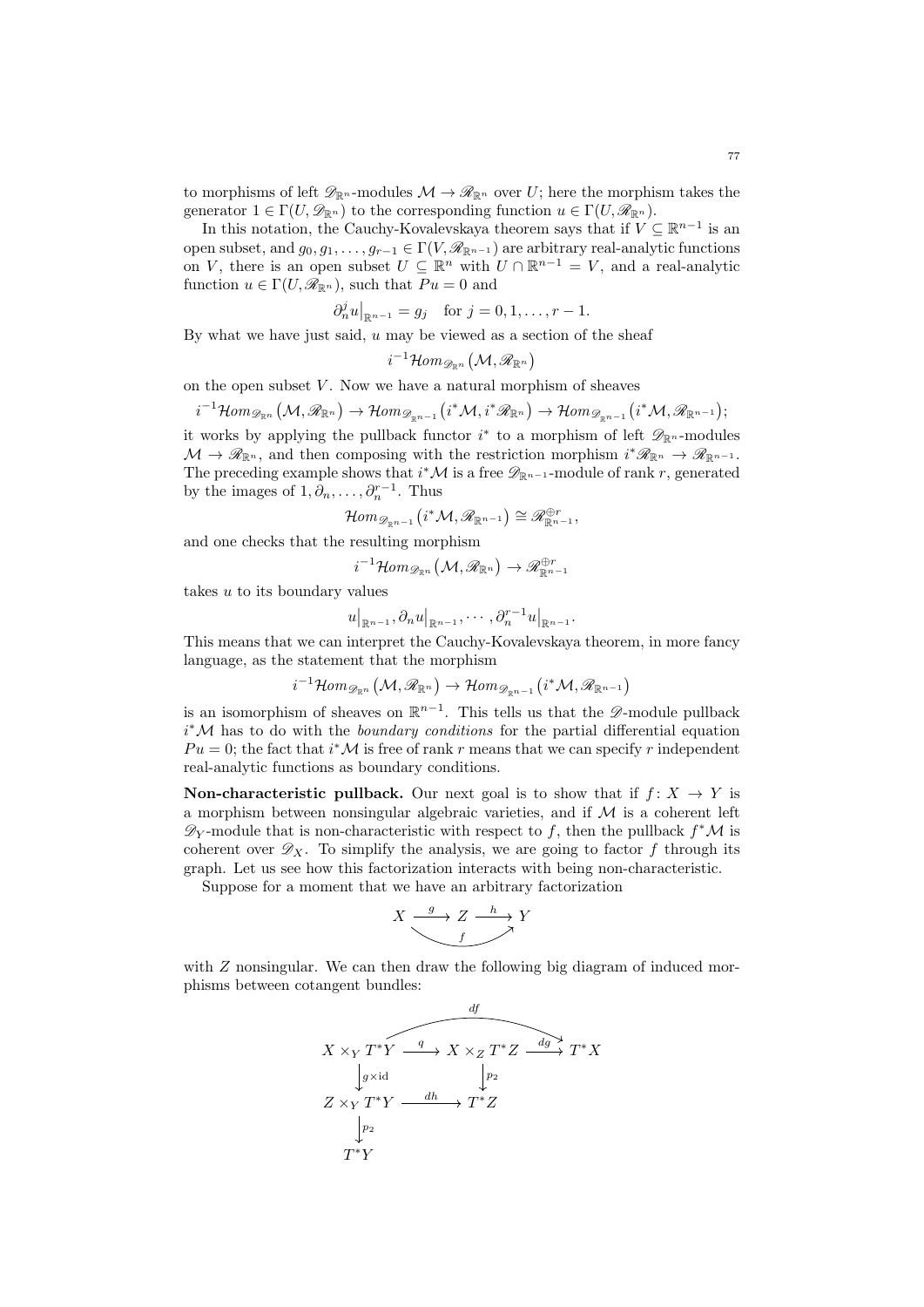to morphisms of left $\mathscr{D}_{\mathbb{R}^n}$-modules $\mathcal{M} \to \mathscr{R}_{\mathbb{R}^n}$ over $U$; here the morphism takes the generator $1 \in \Gamma(U, \mathscr{D}_{\mathbb{R}^n})$ to the corresponding function $u \in \Gamma(U, \mathscr{R}_{\mathbb{R}^n})$.

In this notation, the Cauchy-Kovalevskaya theorem says that if $V \subseteq \mathbb{R}^{n-1}$ is an open subset, and $g_0, g_1, \dots, g_{r-1} \in \Gamma(V, \mathscr{R}_{\mathbb{R}^{n-1}})$ are arbitrary real-analytic functions on $V$, there is an open subset $U \subseteq \mathbb{R}^n$ with $U \cap \mathbb{R}^{n-1} = V$, and a real-analytic function $u \in \Gamma(U, \mathscr{R}_{\mathbb{R}^n})$, such that $Pu = 0$ and

$$\partial_n^j u\big|_{\mathbb{R}^{n-1}} = g_j \quad \text{for } j = 0, 1, \dots, r-1.$$

By what we have just said, $u$ may be viewed as a section of the sheaf

$$i^{-1}\mathcal{H}om_{\mathscr{D}_{\mathbb{R}^n}}\big(\mathcal{M}, \mathscr{R}_{\mathbb{R}^n}\big)$$

on the open subset $V$. Now we have a natural morphism of sheaves

$$i^{-1}\mathcal{H}om_{\mathscr{D}_{\mathbb{R}^n}}\big(\mathcal{M}, \mathscr{R}_{\mathbb{R}^n}\big) \to \mathcal{H}om_{\mathscr{D}_{\mathbb{R}^{n-1}}}\big(i^*\mathcal{M}, i^*\mathscr{R}_{\mathbb{R}^n}\big) \to \mathcal{H}om_{\mathscr{D}_{\mathbb{R}^{n-1}}}\big(i^*\mathcal{M}, \mathscr{R}_{\mathbb{R}^{n-1}}\big);$$

it works by applying the pullback functor $i^*$ to a morphism of left $\mathscr{D}_{\mathbb{R}^n}$-modules $\mathcal{M} \to \mathscr{R}_{\mathbb{R}^n}$, and then composing with the restriction morphism $i^*\mathscr{R}_{\mathbb{R}^n} \to \mathscr{R}_{\mathbb{R}^{n-1}}$. The preceding example shows that $i^*\mathcal{M}$ is a free $\mathscr{D}_{\mathbb{R}^{n-1}}$-module of rank $r$, generated by the images of $1, \partial_n, \dots, \partial_n^{r-1}$. Thus

$$\mathcal{H}om_{\mathscr{D}_{\mathbb{R}^{n-1}}}\big(i^*\mathcal{M}, \mathscr{R}_{\mathbb{R}^{n-1}}\big) \cong \mathscr{R}_{\mathbb{R}^{n-1}}^{\oplus r},$$

and one checks that the resulting morphism

$$i^{-1}\mathcal{H}om_{\mathscr{D}_{\mathbb{R}^n}}\big(\mathcal{M}, \mathscr{R}_{\mathbb{R}^n}\big) \to \mathscr{R}_{\mathbb{R}^{n-1}}^{\oplus r}$$

takes $u$ to its boundary values

$$u\big|_{\mathbb{R}^{n-1}}, \partial_n u\big|_{\mathbb{R}^{n-1}}, \cdots, \partial_n^{r-1} u\big|_{\mathbb{R}^{n-1}}.$$

This means that we can interpret the Cauchy-Kovalevskaya theorem, in more fancy language, as the statement that the morphism

$$i^{-1}\mathcal{H}om_{\mathscr{D}_{\mathbb{R}^n}}\big(\mathcal{M}, \mathscr{R}_{\mathbb{R}^n}\big) \to \mathcal{H}om_{\mathscr{D}_{\mathbb{R}^{n-1}}}\big(i^*\mathcal{M}, \mathscr{R}_{\mathbb{R}^{n-1}}\big)$$

is an isomorphism of sheaves on $\mathbb{R}^{n-1}$. This tells us that the $\mathscr{D}$-module pullback $i^*\mathcal{M}$ has to do with the *boundary conditions* for the partial differential equation $Pu = 0$; the fact that $i^*\mathcal{M}$ is free of rank $r$ means that we can specify $r$ independent real-analytic functions as boundary conditions.

**Non-characteristic pullback.** Our next goal is to show that if $f \colon X \to Y$ is a morphism between nonsingular algebraic varieties, and if $\mathcal{M}$ is a coherent left $\mathscr{D}_Y$-module that is non-characteristic with respect to $f$, then the pullback $f^*\mathcal{M}$ is coherent over $\mathscr{D}_X$. To simplify the analysis, we are going to factor $f$ through its graph. Let us see how this factorization interacts with being non-characteristic.

Suppose for a moment that we have an arbitrary factorization

$$X \xrightarrow{\;g\;} Z \xrightarrow{\;h\;} Y, \qquad f = h \circ g$$

with $Z$ nonsingular. We can then draw the following big diagram of induced morphisms between cotangent bundles:

$$\begin{array}{ccccc}
X \times_Y T^*Y & \xrightarrow{\;q\;} & X \times_Z T^*Z & \xrightarrow{\;dg\;} & T^*X \\
\big\downarrow{\scriptstyle g\times \mathrm{id}} & & \big\downarrow{\scriptstyle p_2} & & \\
Z \times_Y T^*Y & \xrightarrow{\;dh\;} & T^*Z & & \\
\big\downarrow{\scriptstyle p_2} & & & & \\
T^*Y & & & &
\end{array}$$

where the composition $dg \circ q$ along the top row is $df \colon X \times_Y T^*Y \to T^*X$.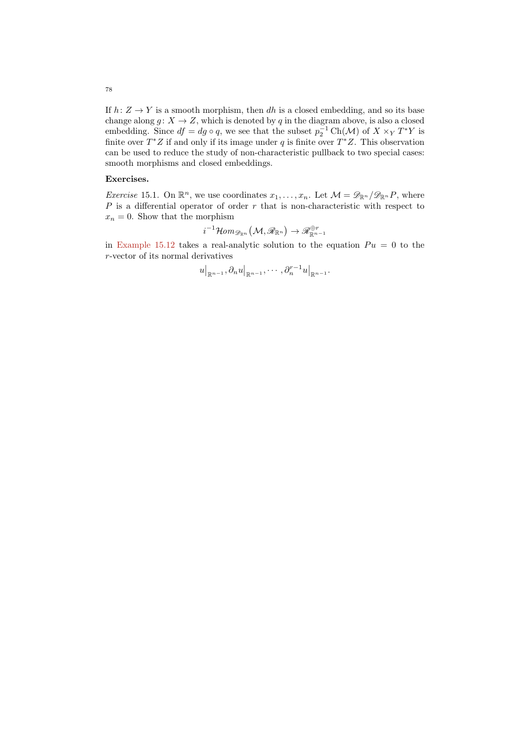If $h\colon Z \to Y$ is a smooth morphism, then $dh$ is a closed embedding, and so its base change along $g\colon X \to Z$, which is denoted by $q$ in the diagram above, is also a closed embedding. Since $df = dg \circ q$, we see that the subset $p_2^{-1}\operatorname{Ch}(\mathcal{M})$ of $X \times_Y T^*Y$ is finite over $T^*Z$ if and only if its image under $q$ is finite over $T^*Z$. This observation can be used to reduce the study of non-characteristic pullback to two special cases: smooth morphisms and closed embeddings.

**Exercises.**

*Exercise* 15.1. On $\mathbb{R}^n$, we use coordinates $x_1, \dots, x_n$. Let $\mathcal{M} = \mathscr{D}_{\mathbb{R}^n}/\mathscr{D}_{\mathbb{R}^n}P$, where $P$ is a differential operator of order $r$ that is non-characteristic with respect to $x_n = 0$. Show that the morphism

$$i^{-1}\mathcal{H}om_{\mathscr{D}_{\mathbb{R}^n}}\big(\mathcal{M}, \mathscr{R}_{\mathbb{R}^n}\big) \to \mathscr{R}_{\mathbb{R}^{n-1}}^{\oplus r}$$

in Example 15.12 takes a real-analytic solution to the equation $Pu = 0$ to the $r$-vector of its normal derivatives

$$u\big|_{\mathbb{R}^{n-1}}, \partial_n u\big|_{\mathbb{R}^{n-1}}, \cdots, \partial_n^{r-1} u\big|_{\mathbb{R}^{n-1}}.$$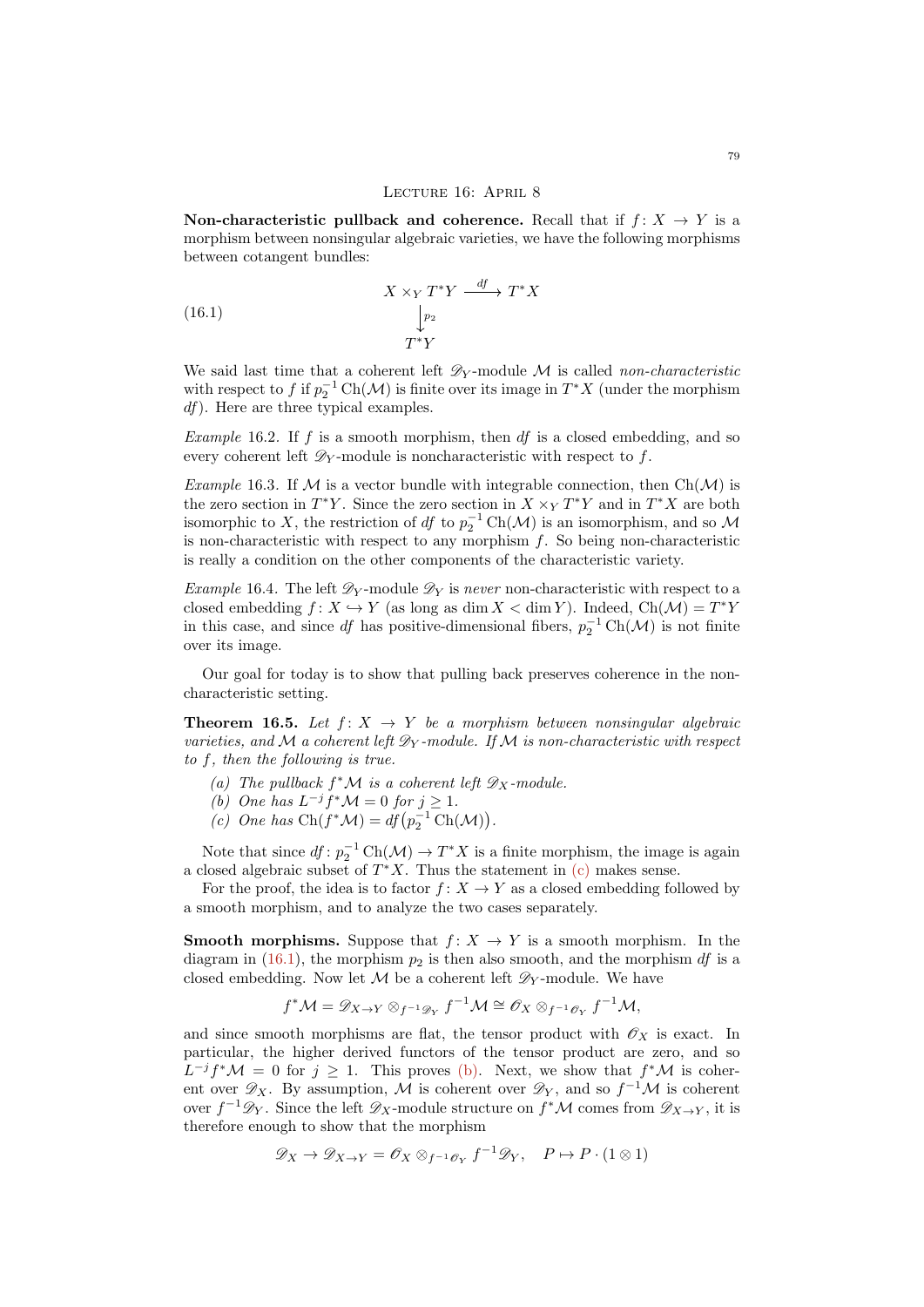## Lecture 16: April 8

**Non-characteristic pullback and coherence.** Recall that if $f\colon X \to Y$ is a morphism between nonsingular algebraic varieties, we have the following morphisms between cotangent bundles:

$$
\begin{array}{ccc}
X \times_Y T^*Y & \xrightarrow{df} & T^*X \\
\Big\downarrow{\scriptstyle p_2} & & \\
T^*Y & &
\end{array}
\tag{16.1}
$$

We said last time that a coherent left $\mathscr{D}_Y$-module $\mathcal{M}$ is called *non-characteristic* with respect to $f$ if $p_2^{-1}\operatorname{Ch}(\mathcal{M})$ is finite over its image in $T^*X$ (under the morphism $df$). Here are three typical examples.

*Example* 16.2. If $f$ is a smooth morphism, then $df$ is a closed embedding, and so every coherent left $\mathscr{D}_Y$-module is noncharacteristic with respect to $f$.

*Example* 16.3. If $\mathcal{M}$ is a vector bundle with integrable connection, then $\operatorname{Ch}(\mathcal{M})$ is the zero section in $T^*Y$. Since the zero section in $X \times_Y T^*Y$ and in $T^*X$ are both isomorphic to $X$, the restriction of $df$ to $p_2^{-1}\operatorname{Ch}(\mathcal{M})$ is an isomorphism, and so $\mathcal{M}$ is non-characteristic with respect to any morphism $f$. So being non-characteristic is really a condition on the other components of the characteristic variety.

*Example* 16.4. The left $\mathscr{D}_Y$-module $\mathscr{D}_Y$ is *never* non-characteristic with respect to a closed embedding $f\colon X \hookrightarrow Y$ (as long as $\dim X < \dim Y$). Indeed, $\operatorname{Ch}(\mathcal{M}) = T^*Y$ in this case, and since $df$ has positive-dimensional fibers, $p_2^{-1}\operatorname{Ch}(\mathcal{M})$ is not finite over its image.

Our goal for today is to show that pulling back preserves coherence in the non-characteristic setting.

**Theorem 16.5.** *Let $f\colon X \to Y$ be a morphism between nonsingular algebraic varieties, and $\mathcal{M}$ a coherent left $\mathscr{D}_Y$-module. If $\mathcal{M}$ is non-characteristic with respect to $f$, then the following is true.*

*(a) The pullback $f^*\mathcal{M}$ is a coherent left $\mathscr{D}_X$-module.*
*(b) One has $L^{-j}f^*\mathcal{M} = 0$ for $j \geq 1$.*
*(c) One has $\operatorname{Ch}(f^*\mathcal{M}) = df\big(p_2^{-1}\operatorname{Ch}(\mathcal{M})\big)$.*

Note that since $df\colon p_2^{-1}\operatorname{Ch}(\mathcal{M}) \to T^*X$ is a finite morphism, the image is again a closed algebraic subset of $T^*X$. Thus the statement in (c) makes sense.

For the proof, the idea is to factor $f\colon X \to Y$ as a closed embedding followed by a smooth morphism, and to analyze the two cases separately.

**Smooth morphisms.** Suppose that $f\colon X \to Y$ is a smooth morphism. In the diagram in (16.1), the morphism $p_2$ is then also smooth, and the morphism $df$ is a closed embedding. Now let $\mathcal{M}$ be a coherent left $\mathscr{D}_Y$-module. We have

$$f^*\mathcal{M} = \mathscr{D}_{X\to Y} \otimes_{f^{-1}\mathscr{D}_Y} f^{-1}\mathcal{M} \cong \mathscr{O}_X \otimes_{f^{-1}\mathscr{O}_Y} f^{-1}\mathcal{M},$$

and since smooth morphisms are flat, the tensor product with $\mathscr{O}_X$ is exact. In particular, the higher derived functors of the tensor product are zero, and so $L^{-j}f^*\mathcal{M} = 0$ for $j \geq 1$. This proves (b). Next, we show that $f^*\mathcal{M}$ is coherent over $\mathscr{D}_X$. By assumption, $\mathcal{M}$ is coherent over $\mathscr{D}_Y$, and so $f^{-1}\mathcal{M}$ is coherent over $f^{-1}\mathscr{D}_Y$. Since the left $\mathscr{D}_X$-module structure on $f^*\mathcal{M}$ comes from $\mathscr{D}_{X\to Y}$, it is therefore enough to show that the morphism

$$\mathscr{D}_X \to \mathscr{D}_{X\to Y} = \mathscr{O}_X \otimes_{f^{-1}\mathscr{O}_Y} f^{-1}\mathscr{D}_Y, \quad P \mapsto P \cdot (1 \otimes 1)$$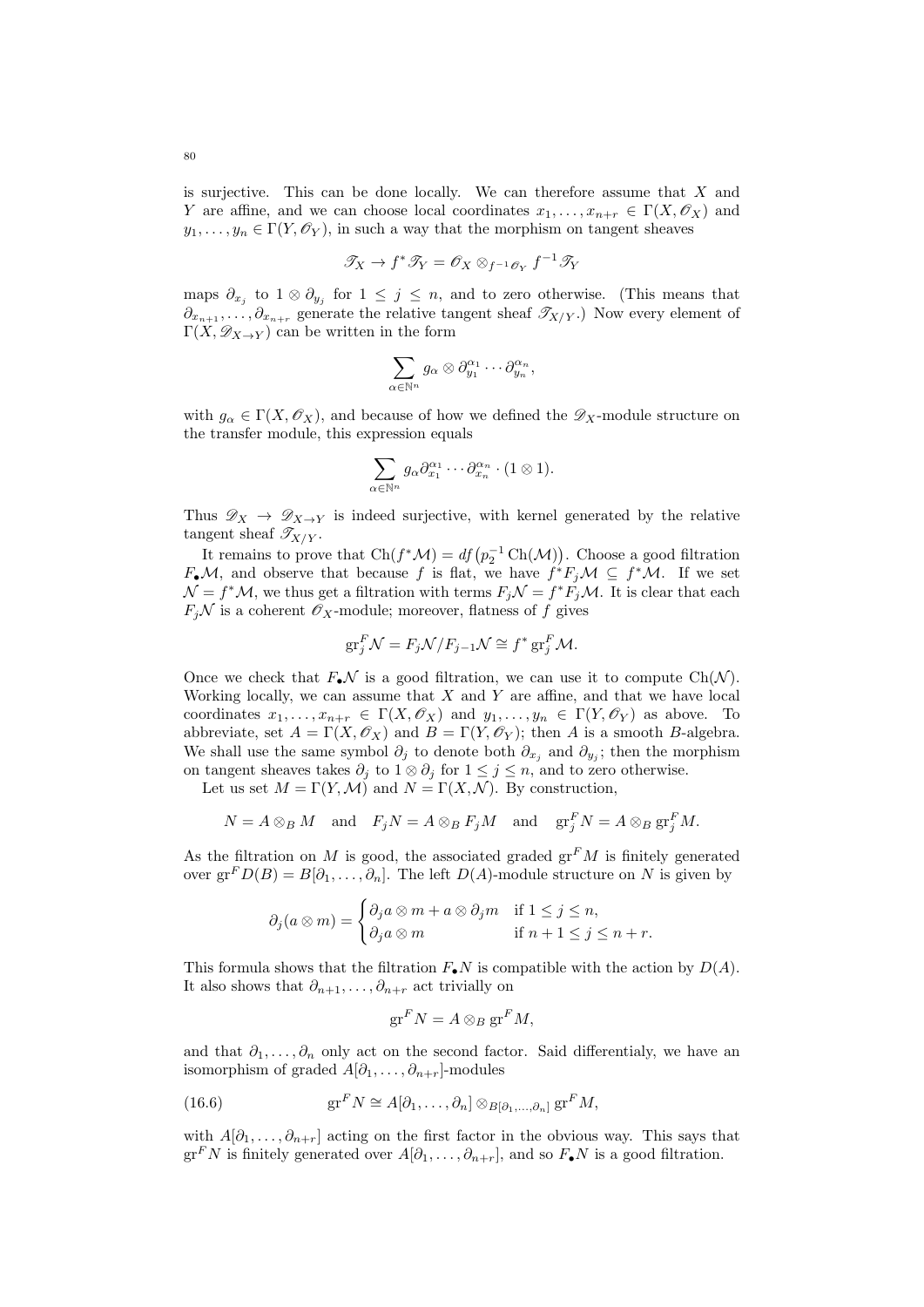is surjective. This can be done locally. We can therefore assume that $X$ and $Y$ are affine, and we can choose local coordinates $x_1, \dots, x_{n+r} \in \Gamma(X, \mathscr{O}_X)$ and $y_1, \dots, y_n \in \Gamma(Y, \mathscr{O}_Y)$, in such a way that the morphism on tangent sheaves

$$\mathscr{T}_X \to f^* \mathscr{T}_Y = \mathscr{O}_X \otimes_{f^{-1}\mathscr{O}_Y} f^{-1}\mathscr{T}_Y$$

maps $\partial_{x_j}$ to $1 \otimes \partial_{y_j}$ for $1 \leq j \leq n$, and to zero otherwise. (This means that $\partial_{x_{n+1}}, \dots, \partial_{x_{n+r}}$ generate the relative tangent sheaf $\mathscr{T}_{X/Y}$.) Now every element of $\Gamma(X, \mathscr{D}_{X\to Y})$ can be written in the form

$$\sum_{\alpha \in \mathbb{N}^n} g_\alpha \otimes \partial_{y_1}^{\alpha_1} \cdots \partial_{y_n}^{\alpha_n},$$

with $g_\alpha \in \Gamma(X, \mathscr{O}_X)$, and because of how we defined the $\mathscr{D}_X$-module structure on the transfer module, this expression equals

$$\sum_{\alpha \in \mathbb{N}^n} g_\alpha \partial_{x_1}^{\alpha_1} \cdots \partial_{x_n}^{\alpha_n} \cdot (1 \otimes 1).$$

Thus $\mathscr{D}_X \to \mathscr{D}_{X\to Y}$ is indeed surjective, with kernel generated by the relative tangent sheaf $\mathscr{T}_{X/Y}$.

It remains to prove that $\mathrm{Ch}(f^*\mathcal{M}) = df\big(p_2^{-1}\,\mathrm{Ch}(\mathcal{M})\big)$. Choose a good filtration $F_\bullet \mathcal{M}$, and observe that because $f$ is flat, we have $f^* F_j \mathcal{M} \subseteq f^* \mathcal{M}$. If we set $\mathcal{N} = f^*\mathcal{M}$, we thus get a filtration with terms $F_j \mathcal{N} = f^* F_j \mathcal{M}$. It is clear that each $F_j \mathcal{N}$ is a coherent $\mathscr{O}_X$-module; moreover, flatness of $f$ gives

$$\mathrm{gr}_j^F \mathcal{N} = F_j \mathcal{N} / F_{j-1} \mathcal{N} \cong f^* \mathrm{gr}_j^F \mathcal{M}.$$

Once we check that $F_\bullet \mathcal{N}$ is a good filtration, we can use it to compute $\mathrm{Ch}(\mathcal{N})$. Working locally, we can assume that $X$ and $Y$ are affine, and that we have local coordinates $x_1, \dots, x_{n+r} \in \Gamma(X, \mathscr{O}_X)$ and $y_1, \dots, y_n \in \Gamma(Y, \mathscr{O}_Y)$ as above. To abbreviate, set $A = \Gamma(X, \mathscr{O}_X)$ and $B = \Gamma(Y, \mathscr{O}_Y)$; then $A$ is a smooth $B$-algebra. We shall use the same symbol $\partial_j$ to denote both $\partial_{x_j}$ and $\partial_{y_j}$; then the morphism on tangent sheaves takes $\partial_j$ to $1 \otimes \partial_j$ for $1 \leq j \leq n$, and to zero otherwise.

Let us set $M = \Gamma(Y, \mathcal{M})$ and $N = \Gamma(X, \mathcal{N})$. By construction,

$$N = A \otimes_B M \quad \text{and} \quad F_j N = A \otimes_B F_j M \quad \text{and} \quad \mathrm{gr}_j^F N = A \otimes_B \mathrm{gr}_j^F M.$$

As the filtration on $M$ is good, the associated graded $\mathrm{gr}^F M$ is finitely generated over $\mathrm{gr}^F D(B) = B[\partial_1, \dots, \partial_n]$. The left $D(A)$-module structure on $N$ is given by

$$\partial_j(a \otimes m) = \begin{cases} \partial_j a \otimes m + a \otimes \partial_j m & \text{if } 1 \leq j \leq n, \\ \partial_j a \otimes m & \text{if } n+1 \leq j \leq n+r. \end{cases}$$

This formula shows that the filtration $F_\bullet N$ is compatible with the action by $D(A)$. It also shows that $\partial_{n+1}, \dots, \partial_{n+r}$ act trivially on

$$\mathrm{gr}^F N = A \otimes_B \mathrm{gr}^F M,$$

and that $\partial_1, \dots, \partial_n$ only act on the second factor. Said differentialy, we have an isomorphism of graded $A[\partial_1, \dots, \partial_{n+r}]$-modules

$$\mathrm{gr}^F N \cong A[\partial_1, \dots, \partial_n] \otimes_{B[\partial_1, \dots, \partial_n]} \mathrm{gr}^F M, \tag{16.6}$$

with $A[\partial_1, \dots, \partial_{n+r}]$ acting on the first factor in the obvious way. This says that $\mathrm{gr}^F N$ is finitely generated over $A[\partial_1, \dots, \partial_{n+r}]$, and so $F_\bullet N$ is a good filtration.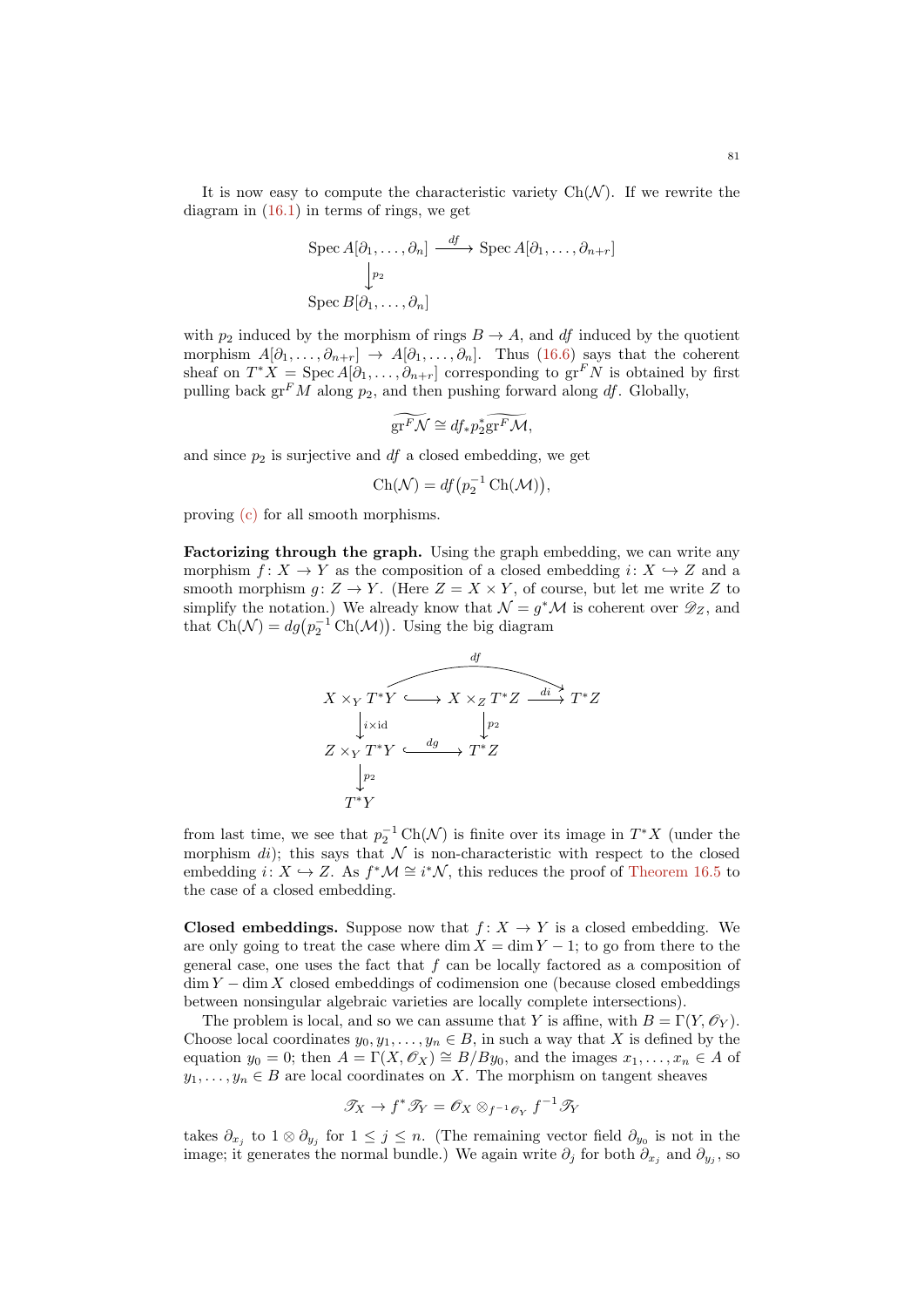It is now easy to compute the characteristic variety $\operatorname{Ch}(\mathcal{N})$. If we rewrite the diagram in (16.1) in terms of rings, we get

$$\begin{array}{ccc}
\operatorname{Spec} A[\partial_1,\dots,\partial_n] & \xrightarrow{df} & \operatorname{Spec} A[\partial_1,\dots,\partial_{n+r}] \\
\big\downarrow{\scriptstyle p_2} & & \\
\operatorname{Spec} B[\partial_1,\dots,\partial_n] & &
\end{array}$$

with $p_2$ induced by the morphism of rings $B \to A$, and $df$ induced by the quotient morphism $A[\partial_1,\dots,\partial_{n+r}] \to A[\partial_1,\dots,\partial_n]$. Thus (16.6) says that the coherent sheaf on $T^*X = \operatorname{Spec} A[\partial_1,\dots,\partial_{n+r}]$ corresponding to $\operatorname{gr}^F N$ is obtained by first pulling back $\operatorname{gr}^F M$ along $p_2$, and then pushing forward along $df$. Globally,

$$\widetilde{\operatorname{gr}^F \mathcal{N}} \cong df_* p_2^* \widetilde{\operatorname{gr}^F \mathcal{M}},$$

and since $p_2$ is surjective and $df$ a closed embedding, we get

$$\operatorname{Ch}(\mathcal{N}) = df\bigl(p_2^{-1}\operatorname{Ch}(\mathcal{M})\bigr),$$

proving (c) for all smooth morphisms.

**Factorizing through the graph.** Using the graph embedding, we can write any morphism $f\colon X \to Y$ as the composition of a closed embedding $i\colon X \hookrightarrow Z$ and a smooth morphism $g\colon Z \to Y$. (Here $Z = X \times Y$, of course, but let me write $Z$ to simplify the notation.) We already know that $\mathcal{N} = g^*\mathcal{M}$ is coherent over $\mathscr{D}_Z$, and that $\operatorname{Ch}(\mathcal{N}) = dg\bigl(p_2^{-1}\operatorname{Ch}(\mathcal{M})\bigr)$. Using the big diagram

$$\begin{array}{ccccc}
X \times_Y T^*Y & \hookrightarrow & X \times_Z T^*Z & \xrightarrow{di} & T^*Z \\
\big\downarrow{\scriptstyle i\times \mathrm{id}} & & \big\downarrow{\scriptstyle p_2} & & \\
Z \times_Y T^*Y & \xhookrightarrow{dg} & T^*Z & & \\
\big\downarrow{\scriptstyle p_2} & & & & \\
T^*Y & & & &
\end{array}$$

(with $df\colon X \times_Y T^*Y \to T^*Z$ the composition along the top row)

from last time, we see that $p_2^{-1}\operatorname{Ch}(\mathcal{N})$ is finite over its image in $T^*X$ (under the morphism $di$); this says that $\mathcal{N}$ is non-characteristic with respect to the closed embedding $i\colon X \hookrightarrow Z$. As $f^*\mathcal{M} \cong i^*\mathcal{N}$, this reduces the proof of Theorem 16.5 to the case of a closed embedding.

**Closed embeddings.** Suppose now that $f\colon X \to Y$ is a closed embedding. We are only going to treat the case where $\dim X = \dim Y - 1$; to go from there to the general case, one uses the fact that $f$ can be locally factored as a composition of $\dim Y - \dim X$ closed embeddings of codimension one (because closed embeddings between nonsingular algebraic varieties are locally complete intersections).

The problem is local, and so we can assume that $Y$ is affine, with $B = \Gamma(Y, \mathscr{O}_Y)$. Choose local coordinates $y_0, y_1, \dots, y_n \in B$, in such a way that $X$ is defined by the equation $y_0 = 0$; then $A = \Gamma(X, \mathscr{O}_X) \cong B/By_0$, and the images $x_1,\dots,x_n \in A$ of $y_1,\dots,y_n \in B$ are local coordinates on $X$. The morphism on tangent sheaves

$$\mathscr{T}_X \to f^*\mathscr{T}_Y = \mathscr{O}_X \otimes_{f^{-1}\mathscr{O}_Y} f^{-1}\mathscr{T}_Y$$

takes $\partial_{x_j}$ to $1 \otimes \partial_{y_j}$ for $1 \le j \le n$. (The remaining vector field $\partial_{y_0}$ is not in the image; it generates the normal bundle.) We again write $\partial_j$ for both $\partial_{x_j}$ and $\partial_{y_j}$, so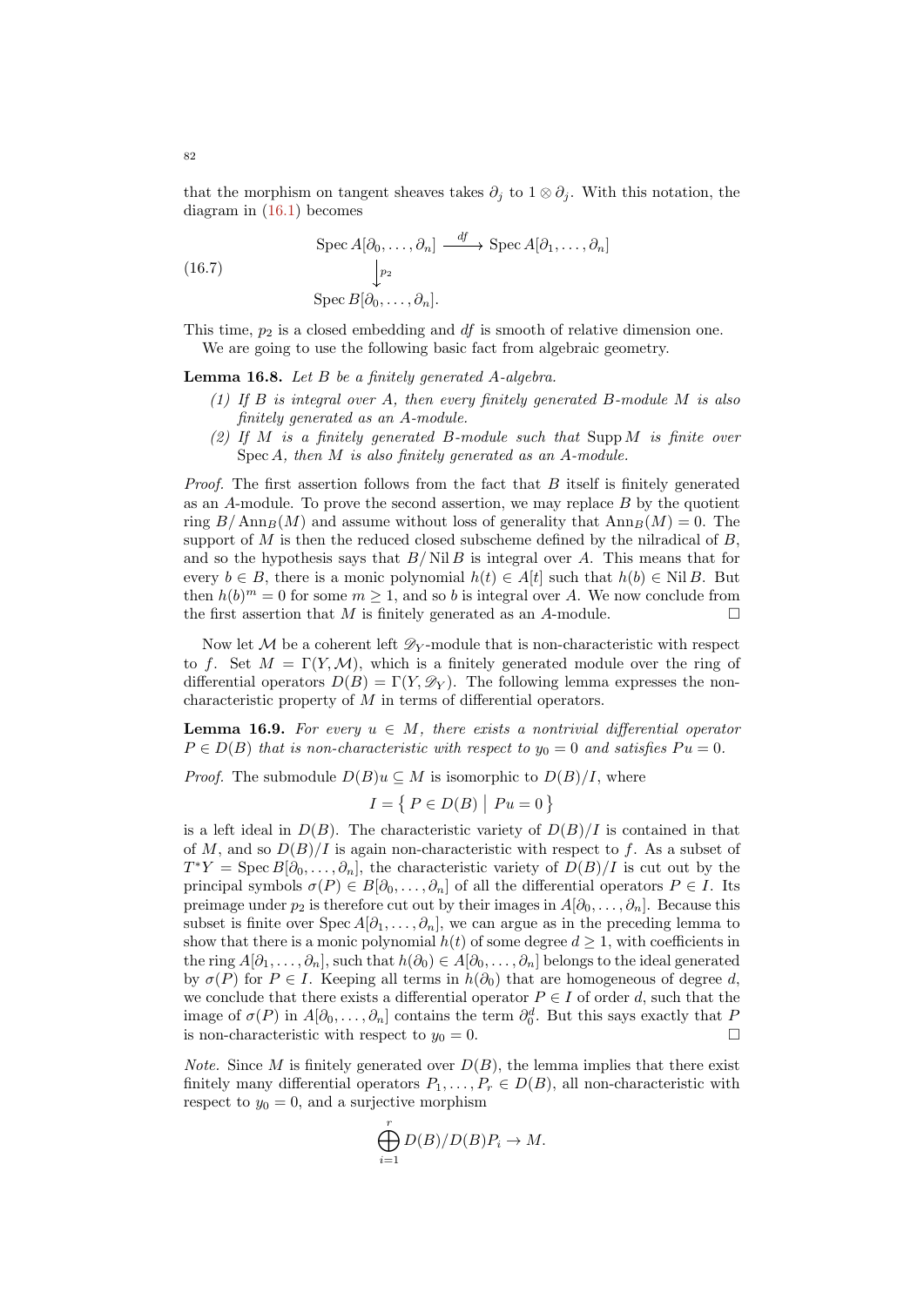that the morphism on tangent sheaves takes $\partial_j$ to $1 \otimes \partial_j$. With this notation, the diagram in (16.1) becomes

$$
\begin{array}{ccc}
\operatorname{Spec} A[\partial_0, \dots, \partial_n] & \xrightarrow{df} & \operatorname{Spec} A[\partial_1, \dots, \partial_n] \\
\big\downarrow{\scriptstyle p_2} & & \\
\operatorname{Spec} B[\partial_0, \dots, \partial_n]. & &
\end{array}
\tag{16.7}
$$

This time, $p_2$ is a closed embedding and $df$ is smooth of relative dimension one.

We are going to use the following basic fact from algebraic geometry.

**Lemma 16.8.** *Let $B$ be a finitely generated $A$-algebra.*

1. *If $B$ is integral over $A$, then every finitely generated $B$-module $M$ is also finitely generated as an $A$-module.*
2. *If $M$ is a finitely generated $B$-module such that $\operatorname{Supp} M$ is finite over $\operatorname{Spec} A$, then $M$ is also finitely generated as an $A$-module.*

*Proof.* The first assertion follows from the fact that $B$ itself is finitely generated as an $A$-module. To prove the second assertion, we may replace $B$ by the quotient ring $B/\operatorname{Ann}_B(M)$ and assume without loss of generality that $\operatorname{Ann}_B(M) = 0$. The support of $M$ is then the reduced closed subscheme defined by the nilradical of $B$, and so the hypothesis says that $B/\operatorname{Nil} B$ is integral over $A$. This means that for every $b \in B$, there is a monic polynomial $h(t) \in A[t]$ such that $h(b) \in \operatorname{Nil} B$. But then $h(b)^m = 0$ for some $m \geq 1$, and so $b$ is integral over $A$. We now conclude from the first assertion that $M$ is finitely generated as an $A$-module. $\square$

Now let $\mathcal{M}$ be a coherent left $\mathscr{D}_Y$-module that is non-characteristic with respect to $f$. Set $M = \Gamma(Y, \mathcal{M})$, which is a finitely generated module over the ring of differential operators $D(B) = \Gamma(Y, \mathscr{D}_Y)$. The following lemma expresses the non-characteristic property of $M$ in terms of differential operators.

**Lemma 16.9.** *For every $u \in M$, there exists a nontrivial differential operator $P \in D(B)$ that is non-characteristic with respect to $y_0 = 0$ and satisfies $Pu = 0$.*

*Proof.* The submodule $D(B)u \subseteq M$ is isomorphic to $D(B)/I$, where

$$
I = \left\{ P \in D(B) \;\middle|\; Pu = 0 \right\}
$$

is a left ideal in $D(B)$. The characteristic variety of $D(B)/I$ is contained in that of $M$, and so $D(B)/I$ is again non-characteristic with respect to $f$. As a subset of $T^*Y = \operatorname{Spec} B[\partial_0, \dots, \partial_n]$, the characteristic variety of $D(B)/I$ is cut out by the principal symbols $\sigma(P) \in B[\partial_0, \dots, \partial_n]$ of all the differential operators $P \in I$. Its preimage under $p_2$ is therefore cut out by their images in $A[\partial_0, \dots, \partial_n]$. Because this subset is finite over $\operatorname{Spec} A[\partial_1, \dots, \partial_n]$, we can argue as in the preceding lemma to show that there is a monic polynomial $h(t)$ of some degree $d \geq 1$, with coefficients in the ring $A[\partial_1, \dots, \partial_n]$, such that $h(\partial_0) \in A[\partial_0, \dots, \partial_n]$ belongs to the ideal generated by $\sigma(P)$ for $P \in I$. Keeping all terms in $h(\partial_0)$ that are homogeneous of degree $d$, we conclude that there exists a differential operator $P \in I$ of order $d$, such that the image of $\sigma(P)$ in $A[\partial_0, \dots, \partial_n]$ contains the term $\partial_0^d$. But this says exactly that $P$ is non-characteristic with respect to $y_0 = 0$. $\square$

*Note.* Since $M$ is finitely generated over $D(B)$, the lemma implies that there exist finitely many differential operators $P_1, \dots, P_r \in D(B)$, all non-characteristic with respect to $y_0 = 0$, and a surjective morphism

$$
\bigoplus_{i=1}^{r} D(B)/D(B)P_i \to M.
$$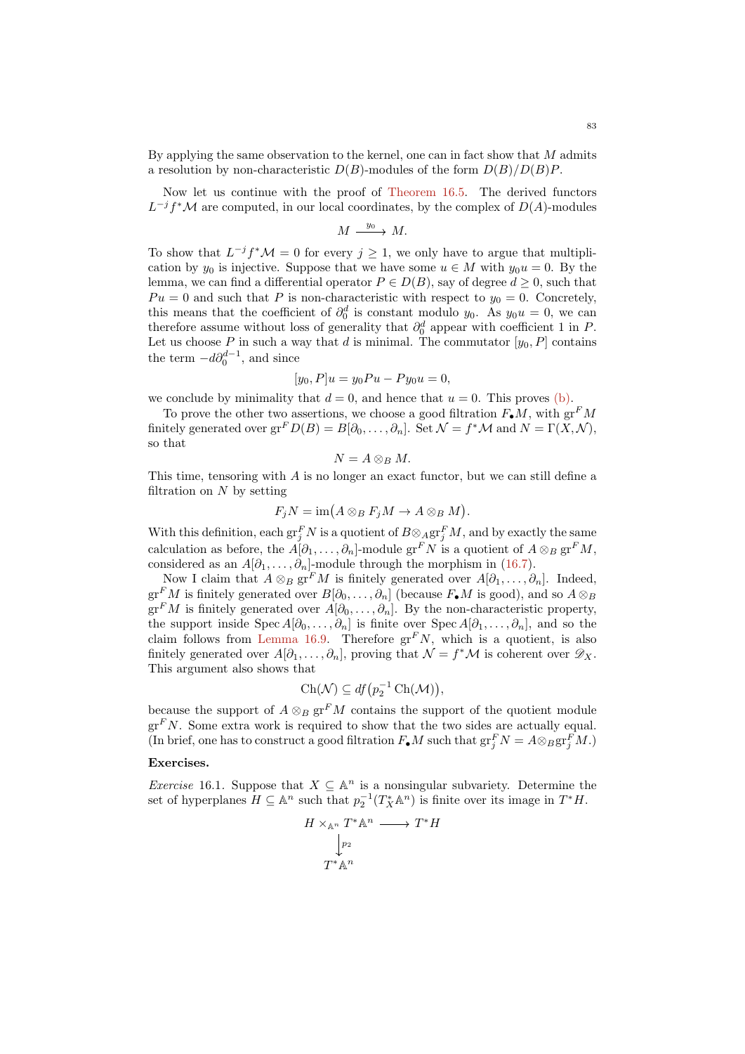By applying the same observation to the kernel, one can in fact show that $M$ admits a resolution by non-characteristic $D(B)$-modules of the form $D(B)/D(B)P$.

Now let us continue with the proof of Theorem 16.5. The derived functors $L^{-j} f^* \mathcal{M}$ are computed, in our local coordinates, by the complex of $D(A)$-modules

$$M \xrightarrow{y_0} M.$$

To show that $L^{-j} f^* \mathcal{M} = 0$ for every $j \geq 1$, we only have to argue that multiplication by $y_0$ is injective. Suppose that we have some $u \in M$ with $y_0 u = 0$. By the lemma, we can find a differential operator $P \in D(B)$, say of degree $d \geq 0$, such that $Pu = 0$ and such that $P$ is non-characteristic with respect to $y_0 = 0$. Concretely, this means that the coefficient of $\partial_0^d$ is constant modulo $y_0$. As $y_0 u = 0$, we can therefore assume without loss of generality that $\partial_0^d$ appear with coefficient $1$ in $P$. Let us choose $P$ in such a way that $d$ is minimal. The commutator $[y_0, P]$ contains the term $-d\partial_0^{d-1}$, and since

$$[y_0, P]u = y_0 P u - P y_0 u = 0,$$

we conclude by minimality that $d = 0$, and hence that $u = 0$. This proves (b).

To prove the other two assertions, we choose a good filtration $F_\bullet M$, with $\mathrm{gr}^F M$ finitely generated over $\mathrm{gr}^F D(B) = B[\partial_0, \ldots, \partial_n]$. Set $\mathcal{N} = f^* \mathcal{M}$ and $N = \Gamma(X, \mathcal{N})$, so that

$$N = A \otimes_B M.$$

This time, tensoring with $A$ is no longer an exact functor, but we can still define a filtration on $N$ by setting

$$F_j N = \mathrm{im}\big(A \otimes_B F_j M \to A \otimes_B M\big).$$

With this definition, each $\mathrm{gr}_j^F N$ is a quotient of $B \otimes_A \mathrm{gr}_j^F M$, and by exactly the same calculation as before, the $A[\partial_1, \ldots, \partial_n]$-module $\mathrm{gr}^F N$ is a quotient of $A \otimes_B \mathrm{gr}^F M$, considered as an $A[\partial_1, \ldots, \partial_n]$-module through the morphism in (16.7).

Now I claim that $A \otimes_B \mathrm{gr}^F M$ is finitely generated over $A[\partial_1, \ldots, \partial_n]$. Indeed, $\mathrm{gr}^F M$ is finitely generated over $B[\partial_0, \ldots, \partial_n]$ (because $F_\bullet M$ is good), and so $A \otimes_B \mathrm{gr}^F M$ is finitely generated over $A[\partial_0, \ldots, \partial_n]$. By the non-characteristic property, the support inside $\operatorname{Spec} A[\partial_0, \ldots, \partial_n]$ is finite over $\operatorname{Spec} A[\partial_1, \ldots, \partial_n]$, and so the claim follows from Lemma 16.9. Therefore $\mathrm{gr}^F N$, which is a quotient, is also finitely generated over $A[\partial_1, \ldots, \partial_n]$, proving that $\mathcal{N} = f^* \mathcal{M}$ is coherent over $\mathscr{D}_X$. This argument also shows that

$$\mathrm{Ch}(\mathcal{N}) \subseteq df\big(p_2^{-1} \mathrm{Ch}(\mathcal{M})\big),$$

because the support of $A \otimes_B \mathrm{gr}^F M$ contains the support of the quotient module $\mathrm{gr}^F N$. Some extra work is required to show that the two sides are actually equal. (In brief, one has to construct a good filtration $F_\bullet M$ such that $\mathrm{gr}_j^F N = A \otimes_B \mathrm{gr}_j^F M$.)

**Exercises.**

*Exercise* 16.1. Suppose that $X \subseteq \mathbb{A}^n$ is a nonsingular subvariety. Determine the set of hyperplanes $H \subseteq \mathbb{A}^n$ such that $p_2^{-1}(T_X^* \mathbb{A}^n)$ is finite over its image in $T^* H$.

$$\begin{array}{ccc} H \times_{\mathbb{A}^n} T^*\mathbb{A}^n & \longrightarrow & T^*H \\ \big\downarrow{\scriptstyle p_2} & & \\ T^*\mathbb{A}^n & & \end{array}$$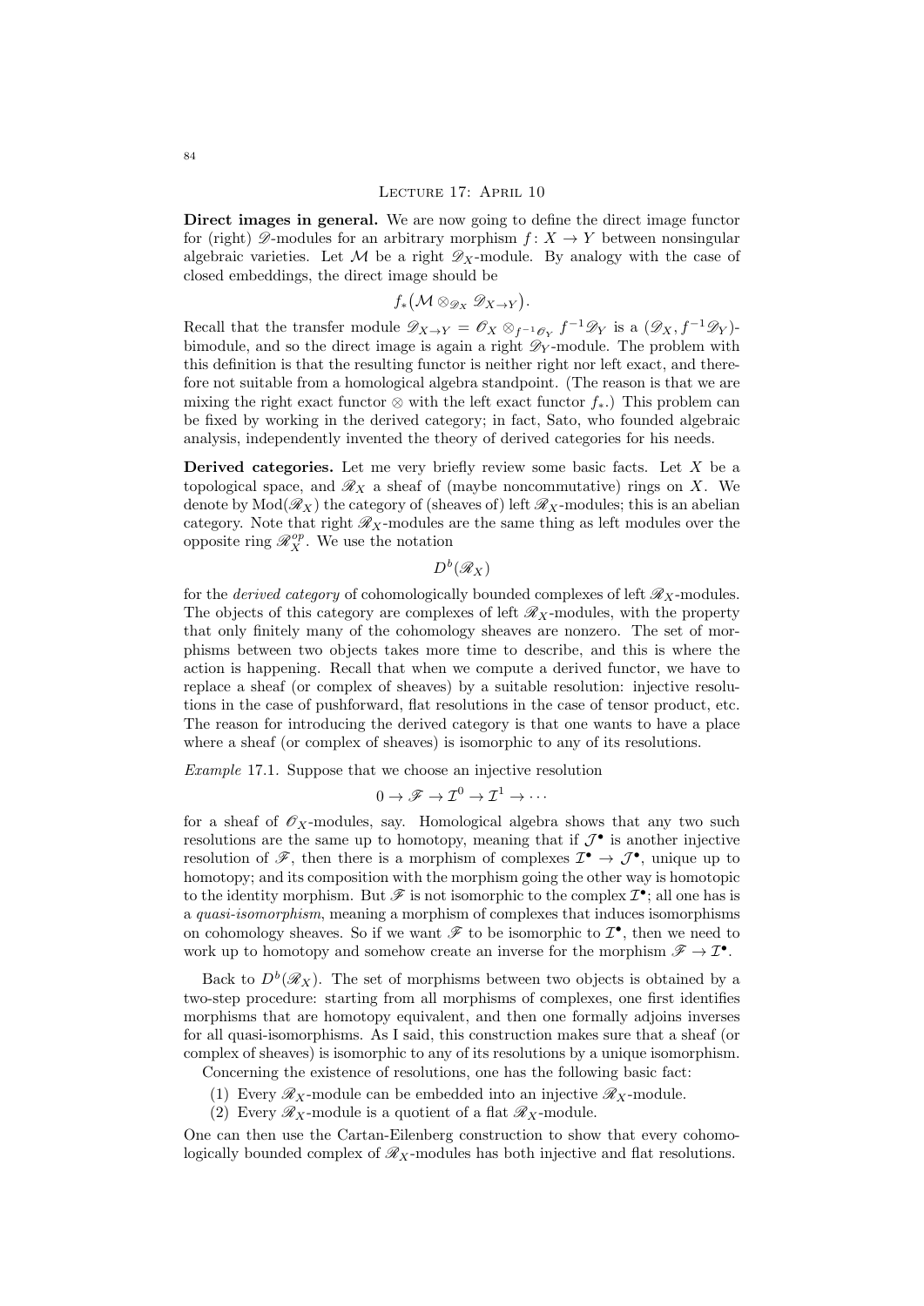## Lecture 17: April 10

**Direct images in general.** We are now going to define the direct image functor for (right) $\mathscr{D}$-modules for an arbitrary morphism $f\colon X \to Y$ between nonsingular algebraic varieties. Let $\mathcal{M}$ be a right $\mathscr{D}_X$-module. By analogy with the case of closed embeddings, the direct image should be

$$f_*\big(\mathcal{M} \otimes_{\mathscr{D}_X} \mathscr{D}_{X\to Y}\big).$$

Recall that the transfer module $\mathscr{D}_{X\to Y} = \mathscr{O}_X \otimes_{f^{-1}\mathscr{O}_Y} f^{-1}\mathscr{D}_Y$ is a $(\mathscr{D}_X, f^{-1}\mathscr{D}_Y)$-bimodule, and so the direct image is again a right $\mathscr{D}_Y$-module. The problem with this definition is that the resulting functor is neither right nor left exact, and therefore not suitable from a homological algebra standpoint. (The reason is that we are mixing the right exact functor $\otimes$ with the left exact functor $f_*$.) This problem can be fixed by working in the derived category; in fact, Sato, who founded algebraic analysis, independently invented the theory of derived categories for his needs.

**Derived categories.** Let me very briefly review some basic facts. Let $X$ be a topological space, and $\mathscr{R}_X$ a sheaf of (maybe noncommutative) rings on $X$. We denote by $\mathrm{Mod}(\mathscr{R}_X)$ the category of (sheaves of) left $\mathscr{R}_X$-modules; this is an abelian category. Note that right $\mathscr{R}_X$-modules are the same thing as left modules over the opposite ring $\mathscr{R}_X^{op}$. We use the notation

$$D^b(\mathscr{R}_X)$$

for the *derived category* of cohomologically bounded complexes of left $\mathscr{R}_X$-modules. The objects of this category are complexes of left $\mathscr{R}_X$-modules, with the property that only finitely many of the cohomology sheaves are nonzero. The set of morphisms between two objects takes more time to describe, and this is where the action is happening. Recall that when we compute a derived functor, we have to replace a sheaf (or complex of sheaves) by a suitable resolution: injective resolutions in the case of pushforward, flat resolutions in the case of tensor product, etc. The reason for introducing the derived category is that one wants to have a place where a sheaf (or complex of sheaves) is isomorphic to any of its resolutions.

*Example* 17.1. Suppose that we choose an injective resolution

$$0 \to \mathscr{F} \to \mathcal{I}^0 \to \mathcal{I}^1 \to \cdots$$

for a sheaf of $\mathscr{O}_X$-modules, say. Homological algebra shows that any two such resolutions are the same up to homotopy, meaning that if $\mathcal{J}^\bullet$ is another injective resolution of $\mathscr{F}$, then there is a morphism of complexes $\mathcal{I}^\bullet \to \mathcal{J}^\bullet$, unique up to homotopy; and its composition with the morphism going the other way is homotopic to the identity morphism. But $\mathscr{F}$ is not isomorphic to the complex $\mathcal{I}^\bullet$; all one has is a *quasi-isomorphism*, meaning a morphism of complexes that induces isomorphisms on cohomology sheaves. So if we want $\mathscr{F}$ to be isomorphic to $\mathcal{I}^\bullet$, then we need to work up to homotopy and somehow create an inverse for the morphism $\mathscr{F} \to \mathcal{I}^\bullet$.

Back to $D^b(\mathscr{R}_X)$. The set of morphisms between two objects is obtained by a two-step procedure: starting from all morphisms of complexes, one first identifies morphisms that are homotopy equivalent, and then one formally adjoins inverses for all quasi-isomorphisms. As I said, this construction makes sure that a sheaf (or complex of sheaves) is isomorphic to any of its resolutions by a unique isomorphism.

Concerning the existence of resolutions, one has the following basic fact:

(1) Every $\mathscr{R}_X$-module can be embedded into an injective $\mathscr{R}_X$-module.
(2) Every $\mathscr{R}_X$-module is a quotient of a flat $\mathscr{R}_X$-module.

One can then use the Cartan-Eilenberg construction to show that every cohomologically bounded complex of $\mathscr{R}_X$-modules has both injective and flat resolutions.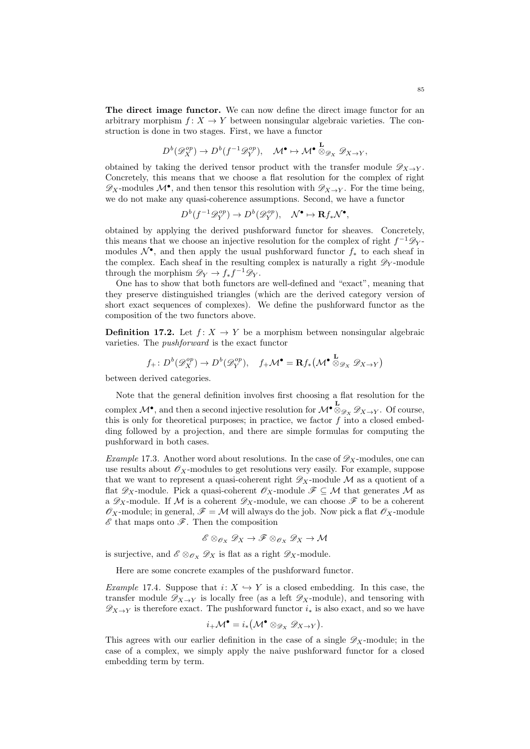**The direct image functor.** We can now define the direct image functor for an arbitrary morphism $f\colon X \to Y$ between nonsingular algebraic varieties. The construction is done in two stages. First, we have a functor

$$D^b(\mathscr{D}_X^{op}) \to D^b(f^{-1}\mathscr{D}_Y^{op}), \quad \mathcal{M}^\bullet \mapsto \mathcal{M}^\bullet \overset{\mathbf{L}}{\otimes}_{\mathscr{D}_X} \mathscr{D}_{X\to Y},$$

obtained by taking the derived tensor product with the transfer module $\mathscr{D}_{X\to Y}$. Concretely, this means that we choose a flat resolution for the complex of right $\mathscr{D}_X$-modules $\mathcal{M}^\bullet$, and then tensor this resolution with $\mathscr{D}_{X\to Y}$. For the time being, we do not make any quasi-coherence assumptions. Second, we have a functor

$$D^b(f^{-1}\mathscr{D}_Y^{op}) \to D^b(\mathscr{D}_Y^{op}), \quad \mathcal{N}^\bullet \mapsto \mathbf{R}f_*\mathcal{N}^\bullet,$$

obtained by applying the derived pushforward functor for sheaves. Concretely, this means that we choose an injective resolution for the complex of right $f^{-1}\mathscr{D}_Y$-modules $\mathcal{N}^\bullet$, and then apply the usual pushforward functor $f_*$ to each sheaf in the complex. Each sheaf in the resulting complex is naturally a right $\mathscr{D}_Y$-module through the morphism $\mathscr{D}_Y \to f_*f^{-1}\mathscr{D}_Y$.

One has to show that both functors are well-defined and "exact", meaning that they preserve distinguished triangles (which are the derived category version of short exact sequences of complexes). We define the pushforward functor as the composition of the two functors above.

**Definition 17.2.** Let $f\colon X \to Y$ be a morphism between nonsingular algebraic varieties. The *pushforward* is the exact functor

$$f_+\colon D^b(\mathscr{D}_X^{op}) \to D^b(\mathscr{D}_Y^{op}), \quad f_+\mathcal{M}^\bullet = \mathbf{R}f_*\big(\mathcal{M}^\bullet \overset{\mathbf{L}}{\otimes}_{\mathscr{D}_X} \mathscr{D}_{X\to Y}\big)$$

between derived categories.

Note that the general definition involves first choosing a flat resolution for the complex $\mathcal{M}^\bullet$, and then a second injective resolution for $\mathcal{M}^\bullet \overset{\mathbf{L}}{\otimes}_{\mathscr{D}_X} \mathscr{D}_{X\to Y}$. Of course, this is only for theoretical purposes; in practice, we factor $f$ into a closed embedding followed by a projection, and there are simple formulas for computing the pushforward in both cases.

*Example* 17.3. Another word about resolutions. In the case of $\mathscr{D}_X$-modules, one can use results about $\mathscr{O}_X$-modules to get resolutions very easily. For example, suppose that we want to represent a quasi-coherent right $\mathscr{D}_X$-module $\mathcal{M}$ as a quotient of a flat $\mathscr{D}_X$-module. Pick a quasi-coherent $\mathscr{O}_X$-module $\mathscr{F} \subseteq \mathcal{M}$ that generates $\mathcal{M}$ as a $\mathscr{D}_X$-module. If $\mathcal{M}$ is a coherent $\mathscr{D}_X$-module, we can choose $\mathscr{F}$ to be a coherent $\mathscr{O}_X$-module; in general, $\mathscr{F} = \mathcal{M}$ will always do the job. Now pick a flat $\mathscr{O}_X$-module $\mathscr{E}$ that maps onto $\mathscr{F}$. Then the composition

$$\mathscr{E} \otimes_{\mathscr{O}_X} \mathscr{D}_X \to \mathscr{F} \otimes_{\mathscr{O}_X} \mathscr{D}_X \to \mathcal{M}$$

is surjective, and $\mathscr{E} \otimes_{\mathscr{O}_X} \mathscr{D}_X$ is flat as a right $\mathscr{D}_X$-module.

Here are some concrete examples of the pushforward functor.

*Example* 17.4. Suppose that $i\colon X \hookrightarrow Y$ is a closed embedding. In this case, the transfer module $\mathscr{D}_{X\to Y}$ is locally free (as a left $\mathscr{D}_X$-module), and tensoring with $\mathscr{D}_{X\to Y}$ is therefore exact. The pushforward functor $i_*$ is also exact, and so we have

$$i_+\mathcal{M}^\bullet = i_*\big(\mathcal{M}^\bullet \otimes_{\mathscr{D}_X} \mathscr{D}_{X\to Y}\big).$$

This agrees with our earlier definition in the case of a single $\mathscr{D}_X$-module; in the case of a complex, we simply apply the naive pushforward functor for a closed embedding term by term.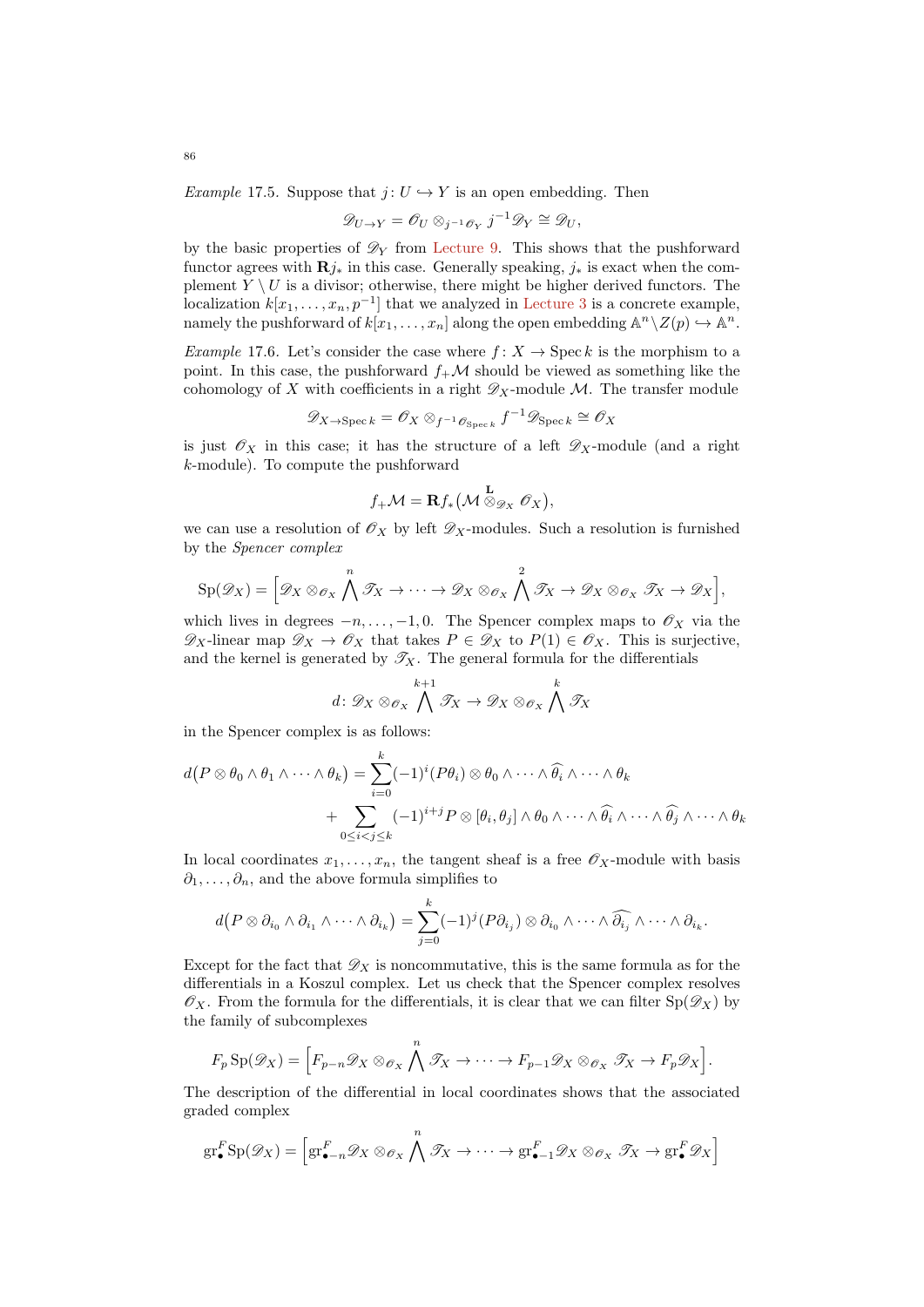*Example* 17.5. Suppose that $j\colon U \hookrightarrow Y$ is an open embedding. Then

$$\mathscr{D}_{U\to Y} = \mathscr{O}_U \otimes_{j^{-1}\mathscr{O}_Y} j^{-1}\mathscr{D}_Y \cong \mathscr{D}_U,$$

by the basic properties of $\mathscr{D}_Y$ from Lecture 9. This shows that the pushforward functor agrees with $\mathbf{R}j_*$ in this case. Generally speaking, $j_*$ is exact when the complement $Y \setminus U$ is a divisor; otherwise, there might be higher derived functors. The localization $k[x_1, \dots, x_n, p^{-1}]$ that we analyzed in Lecture 3 is a concrete example, namely the pushforward of $k[x_1, \dots, x_n]$ along the open embedding $\mathbb{A}^n \setminus Z(p) \hookrightarrow \mathbb{A}^n$.

*Example* 17.6. Let's consider the case where $f\colon X \to \operatorname{Spec} k$ is the morphism to a point. In this case, the pushforward $f_+\mathcal{M}$ should be viewed as something like the cohomology of $X$ with coefficients in a right $\mathscr{D}_X$-module $\mathcal{M}$. The transfer module

$$\mathscr{D}_{X\to \operatorname{Spec} k} = \mathscr{O}_X \otimes_{f^{-1}\mathscr{O}_{\operatorname{Spec} k}} f^{-1}\mathscr{D}_{\operatorname{Spec} k} \cong \mathscr{O}_X$$

is just $\mathscr{O}_X$ in this case; it has the structure of a left $\mathscr{D}_X$-module (and a right $k$-module). To compute the pushforward

$$f_+\mathcal{M} = \mathbf{R}f_*\big(\mathcal{M} \overset{\mathbf{L}}{\otimes}_{\mathscr{D}_X} \mathscr{O}_X\big),$$

we can use a resolution of $\mathscr{O}_X$ by left $\mathscr{D}_X$-modules. Such a resolution is furnished by the *Spencer complex*

$$\operatorname{Sp}(\mathscr{D}_X) = \Big[\mathscr{D}_X \otimes_{\mathscr{O}_X} \bigwedge^n \mathscr{T}_X \to \dots \to \mathscr{D}_X \otimes_{\mathscr{O}_X} \bigwedge^2 \mathscr{T}_X \to \mathscr{D}_X \otimes_{\mathscr{O}_X} \mathscr{T}_X \to \mathscr{D}_X\Big],$$

which lives in degrees $-n, \dots, -1, 0$. The Spencer complex maps to $\mathscr{O}_X$ via the $\mathscr{D}_X$-linear map $\mathscr{D}_X \to \mathscr{O}_X$ that takes $P \in \mathscr{D}_X$ to $P(1) \in \mathscr{O}_X$. This is surjective, and the kernel is generated by $\mathscr{T}_X$. The general formula for the differentials

$$d\colon \mathscr{D}_X \otimes_{\mathscr{O}_X} \bigwedge^{k+1} \mathscr{T}_X \to \mathscr{D}_X \otimes_{\mathscr{O}_X} \bigwedge^{k} \mathscr{T}_X$$

in the Spencer complex is as follows:

$$\begin{aligned} d\big(P \otimes \theta_0 \wedge \theta_1 \wedge \dots \wedge \theta_k\big) &= \sum_{i=0}^{k} (-1)^i (P\theta_i) \otimes \theta_0 \wedge \dots \wedge \widehat{\theta_i} \wedge \dots \wedge \theta_k \\ &\quad + \sum_{0 \le i < j \le k} (-1)^{i+j} P \otimes [\theta_i, \theta_j] \wedge \theta_0 \wedge \dots \wedge \widehat{\theta_i} \wedge \dots \wedge \widehat{\theta_j} \wedge \dots \wedge \theta_k \end{aligned}$$

In local coordinates $x_1, \dots, x_n$, the tangent sheaf is a free $\mathscr{O}_X$-module with basis $\partial_1, \dots, \partial_n$, and the above formula simplifies to

$$d\big(P \otimes \partial_{i_0} \wedge \partial_{i_1} \wedge \dots \wedge \partial_{i_k}\big) = \sum_{j=0}^{k} (-1)^j (P\partial_{i_j}) \otimes \partial_{i_0} \wedge \dots \wedge \widehat{\partial_{i_j}} \wedge \dots \wedge \partial_{i_k}.$$

Except for the fact that $\mathscr{D}_X$ is noncommutative, this is the same formula as for the differentials in a Koszul complex. Let us check that the Spencer complex resolves $\mathscr{O}_X$. From the formula for the differentials, it is clear that we can filter $\operatorname{Sp}(\mathscr{D}_X)$ by the family of subcomplexes

$$F_p \operatorname{Sp}(\mathscr{D}_X) = \Big[F_{p-n}\mathscr{D}_X \otimes_{\mathscr{O}_X} \bigwedge^n \mathscr{T}_X \to \dots \to F_{p-1}\mathscr{D}_X \otimes_{\mathscr{O}_X} \mathscr{T}_X \to F_p\mathscr{D}_X\Big].$$

The description of the differential in local coordinates shows that the associated graded complex

$$\operatorname{gr}^F_\bullet \operatorname{Sp}(\mathscr{D}_X) = \Big[\operatorname{gr}^F_{\bullet-n}\mathscr{D}_X \otimes_{\mathscr{O}_X} \bigwedge^n \mathscr{T}_X \to \dots \to \operatorname{gr}^F_{\bullet-1}\mathscr{D}_X \otimes_{\mathscr{O}_X} \mathscr{T}_X \to \operatorname{gr}^F_\bullet \mathscr{D}_X\Big]$$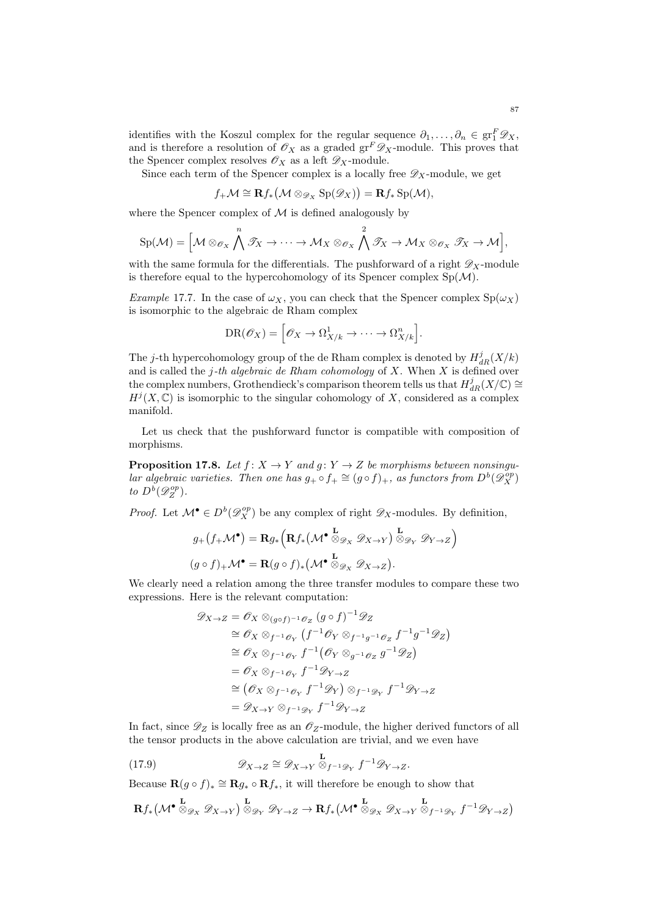identifies with the Koszul complex for the regular sequence $\partial_1, \dots, \partial_n \in \operatorname{gr}_1^F \mathscr{D}_X$, and is therefore a resolution of $\mathscr{O}_X$ as a graded $\operatorname{gr}^F \mathscr{D}_X$-module. This proves that the Spencer complex resolves $\mathscr{O}_X$ as a left $\mathscr{D}_X$-module.

Since each term of the Spencer complex is a locally free $\mathscr{D}_X$-module, we get

$$f_+\mathcal{M} \cong \mathbf{R}f_*\big(\mathcal{M} \otimes_{\mathscr{D}_X} \operatorname{Sp}(\mathscr{D}_X)\big) = \mathbf{R}f_* \operatorname{Sp}(\mathcal{M}),$$

where the Spencer complex of $\mathcal{M}$ is defined analogously by

$$\operatorname{Sp}(\mathcal{M}) = \Big[\mathcal{M} \otimes_{\mathscr{O}_X} \bigwedge^n \mathscr{T}_X \to \cdots \to \mathcal{M}_X \otimes_{\mathscr{O}_X} \bigwedge^2 \mathscr{T}_X \to \mathcal{M}_X \otimes_{\mathscr{O}_X} \mathscr{T}_X \to \mathcal{M}\Big],$$

with the same formula for the differentials. The pushforward of a right $\mathscr{D}_X$-module is therefore equal to the hypercohomology of its Spencer complex $\operatorname{Sp}(\mathcal{M})$.

*Example* 17.7. In the case of $\omega_X$, you can check that the Spencer complex $\operatorname{Sp}(\omega_X)$ is isomorphic to the algebraic de Rham complex

$$\operatorname{DR}(\mathscr{O}_X) = \Big[\mathscr{O}_X \to \Omega^1_{X/k} \to \cdots \to \Omega^n_{X/k}\Big].$$

The $j$-th hypercohomology group of the de Rham complex is denoted by $H^j_{dR}(X/k)$ and is called the *$j$-th algebraic de Rham cohomology* of $X$. When $X$ is defined over the complex numbers, Grothendieck's comparison theorem tells us that $H^j_{dR}(X/\mathbb{C}) \cong H^j(X, \mathbb{C})$ is isomorphic to the singular cohomology of $X$, considered as a complex manifold.

Let us check that the pushforward functor is compatible with composition of morphisms.

**Proposition 17.8.** *Let $f\colon X \to Y$ and $g\colon Y \to Z$ be morphisms between nonsingular algebraic varieties. Then one has $g_+ \circ f_+ \cong (g \circ f)_+$, as functors from $D^b(\mathscr{D}_X^{op})$ to $D^b(\mathscr{D}_Z^{op})$.*

*Proof.* Let $\mathcal{M}^\bullet \in D^b(\mathscr{D}_X^{op})$ be any complex of right $\mathscr{D}_X$-modules. By definition,

$$g_+\big(f_+\mathcal{M}^\bullet\big) = \mathbf{R}g_*\Big(\mathbf{R}f_*\big(\mathcal{M}^\bullet \overset{\mathbf{L}}{\otimes}_{\mathscr{D}_X} \mathscr{D}_{X\to Y}\big) \overset{\mathbf{L}}{\otimes}_{\mathscr{D}_Y} \mathscr{D}_{Y\to Z}\Big)$$
$$(g\circ f)_+\mathcal{M}^\bullet = \mathbf{R}(g\circ f)_*\big(\mathcal{M}^\bullet \overset{\mathbf{L}}{\otimes}_{\mathscr{D}_X} \mathscr{D}_{X\to Z}\big).$$

We clearly need a relation among the three transfer modules to compare these two expressions. Here is the relevant computation:

$$\begin{aligned}
\mathscr{D}_{X\to Z} &= \mathscr{O}_X \otimes_{(g\circ f)^{-1}\mathscr{O}_Z} (g\circ f)^{-1}\mathscr{D}_Z \\
&\cong \mathscr{O}_X \otimes_{f^{-1}\mathscr{O}_Y} \big(f^{-1}\mathscr{O}_Y \otimes_{f^{-1}g^{-1}\mathscr{O}_Z} f^{-1}g^{-1}\mathscr{D}_Z\big) \\
&\cong \mathscr{O}_X \otimes_{f^{-1}\mathscr{O}_Y} f^{-1}\big(\mathscr{O}_Y \otimes_{g^{-1}\mathscr{O}_Z} g^{-1}\mathscr{D}_Z\big) \\
&= \mathscr{O}_X \otimes_{f^{-1}\mathscr{O}_Y} f^{-1}\mathscr{D}_{Y\to Z} \\
&\cong \big(\mathscr{O}_X \otimes_{f^{-1}\mathscr{O}_Y} f^{-1}\mathscr{D}_Y\big) \otimes_{f^{-1}\mathscr{D}_Y} f^{-1}\mathscr{D}_{Y\to Z} \\
&= \mathscr{D}_{X\to Y} \otimes_{f^{-1}\mathscr{D}_Y} f^{-1}\mathscr{D}_{Y\to Z}
\end{aligned}$$

In fact, since $\mathscr{D}_Z$ is locally free as an $\mathscr{O}_Z$-module, the higher derived functors of all the tensor products in the above calculation are trivial, and we even have

$$\mathscr{D}_{X\to Z} \cong \mathscr{D}_{X\to Y} \overset{\mathbf{L}}{\otimes}_{f^{-1}\mathscr{D}_Y} f^{-1}\mathscr{D}_{Y\to Z}. \tag{17.9}$$

Because $\mathbf{R}(g\circ f)_* \cong \mathbf{R}g_* \circ \mathbf{R}f_*$, it will therefore be enough to show that

$$\mathbf{R}f_*\big(\mathcal{M}^\bullet \overset{\mathbf{L}}{\otimes}_{\mathscr{D}_X} \mathscr{D}_{X\to Y}\big) \overset{\mathbf{L}}{\otimes}_{\mathscr{D}_Y} \mathscr{D}_{Y\to Z} \to \mathbf{R}f_*\big(\mathcal{M}^\bullet \overset{\mathbf{L}}{\otimes}_{\mathscr{D}_X} \mathscr{D}_{X\to Y} \overset{\mathbf{L}}{\otimes}_{f^{-1}\mathscr{D}_Y} f^{-1}\mathscr{D}_{Y\to Z}\big)$$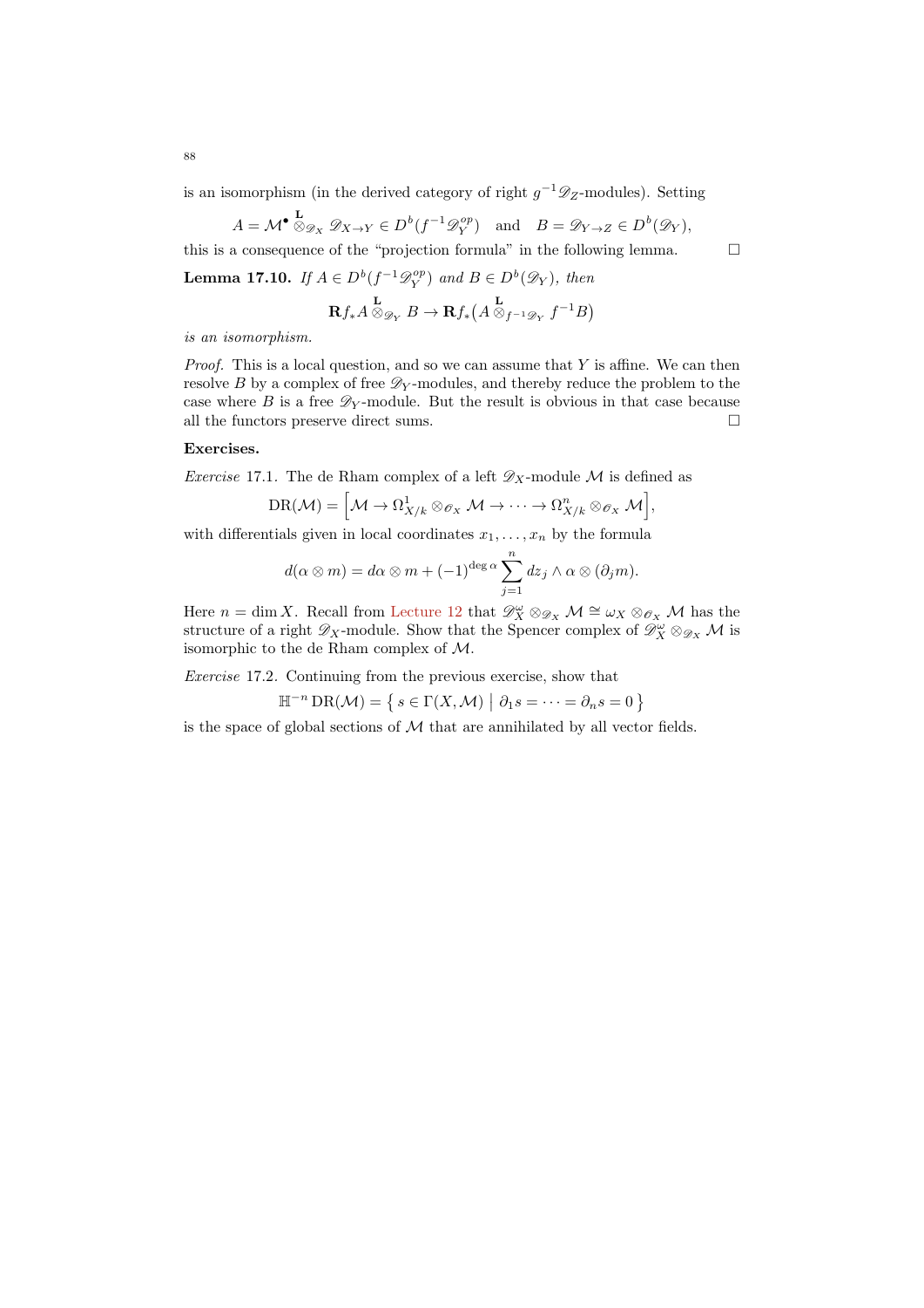is an isomorphism (in the derived category of right $g^{-1}\mathscr{D}_Z$-modules). Setting

$$A = \mathcal{M}^\bullet \overset{\mathbf{L}}{\otimes}_{\mathscr{D}_X} \mathscr{D}_{X\to Y} \in D^b(f^{-1}\mathscr{D}_Y^{op}) \quad \text{and} \quad B = \mathscr{D}_{Y\to Z} \in D^b(\mathscr{D}_Y),$$

this is a consequence of the "projection formula" in the following lemma. □

**Lemma 17.10.** *If $A \in D^b(f^{-1}\mathscr{D}_Y^{op})$ and $B \in D^b(\mathscr{D}_Y)$, then*

$$\mathbf{R}f_* A \overset{\mathbf{L}}{\otimes}_{\mathscr{D}_Y} B \to \mathbf{R}f_*\big(A \overset{\mathbf{L}}{\otimes}_{f^{-1}\mathscr{D}_Y} f^{-1}B\big)$$

*is an isomorphism.*

*Proof.* This is a local question, and so we can assume that $Y$ is affine. We can then resolve $B$ by a complex of free $\mathscr{D}_Y$-modules, and thereby reduce the problem to the case where $B$ is a free $\mathscr{D}_Y$-module. But the result is obvious in that case because all the functors preserve direct sums. □

**Exercises.**

*Exercise* 17.1. The de Rham complex of a left $\mathscr{D}_X$-module $\mathcal{M}$ is defined as

$$\mathrm{DR}(\mathcal{M}) = \Big[\mathcal{M} \to \Omega^1_{X/k} \otimes_{\mathscr{O}_X} \mathcal{M} \to \cdots \to \Omega^n_{X/k} \otimes_{\mathscr{O}_X} \mathcal{M}\Big],$$

with differentials given in local coordinates $x_1, \dots, x_n$ by the formula

$$d(\alpha \otimes m) = d\alpha \otimes m + (-1)^{\deg \alpha} \sum_{j=1}^{n} dz_j \wedge \alpha \otimes (\partial_j m).$$

Here $n = \dim X$. Recall from Lecture 12 that $\mathscr{D}_X^\omega \otimes_{\mathscr{D}_X} \mathcal{M} \cong \omega_X \otimes_{\mathscr{O}_X} \mathcal{M}$ has the structure of a right $\mathscr{D}_X$-module. Show that the Spencer complex of $\mathscr{D}_X^\omega \otimes_{\mathscr{D}_X} \mathcal{M}$ is isomorphic to the de Rham complex of $\mathcal{M}$.

*Exercise* 17.2. Continuing from the previous exercise, show that

$$\mathbb{H}^{-n}\,\mathrm{DR}(\mathcal{M}) = \big\{\, s \in \Gamma(X, \mathcal{M}) \;\big|\; \partial_1 s = \cdots = \partial_n s = 0 \,\big\}$$

is the space of global sections of $\mathcal{M}$ that are annihilated by all vector fields.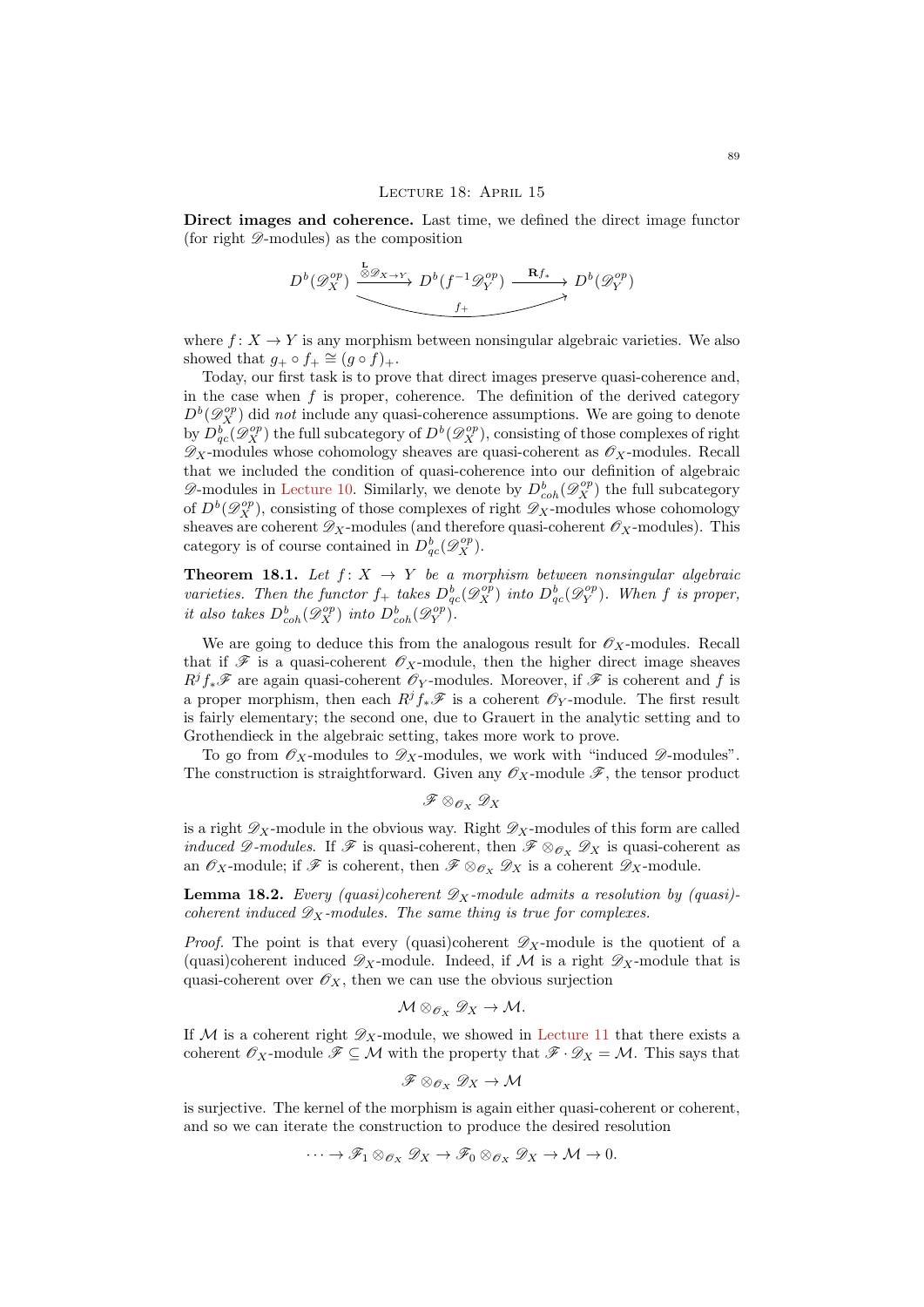## Lecture 18: April 15

**Direct images and coherence.** Last time, we defined the direct image functor (for right $\mathscr{D}$-modules) as the composition

$$D^b(\mathscr{D}_X^{op}) \xrightarrow{\overset{\mathbf{L}}{\otimes} \mathscr{D}_{X\to Y}} D^b(f^{-1}\mathscr{D}_Y^{op}) \xrightarrow{\mathbf{R}f_*} D^b(\mathscr{D}_Y^{op})$$

(with the composite labeled $f_+$), where $f\colon X \to Y$ is any morphism between nonsingular algebraic varieties. We also showed that $g_+ \circ f_+ \cong (g \circ f)_+$.

Today, our first task is to prove that direct images preserve quasi-coherence and, in the case when $f$ is proper, coherence. The definition of the derived category $D^b(\mathscr{D}_X^{op})$ did *not* include any quasi-coherence assumptions. We are going to denote by $D^b_{qc}(\mathscr{D}_X^{op})$ the full subcategory of $D^b(\mathscr{D}_X^{op})$, consisting of those complexes of right $\mathscr{D}_X$-modules whose cohomology sheaves are quasi-coherent as $\mathscr{O}_X$-modules. Recall that we included the condition of quasi-coherence into our definition of algebraic $\mathscr{D}$-modules in Lecture 10. Similarly, we denote by $D^b_{coh}(\mathscr{D}_X^{op})$ the full subcategory of $D^b(\mathscr{D}_X^{op})$, consisting of those complexes of right $\mathscr{D}_X$-modules whose cohomology sheaves are coherent $\mathscr{D}_X$-modules (and therefore quasi-coherent $\mathscr{O}_X$-modules). This category is of course contained in $D^b_{qc}(\mathscr{D}_X^{op})$.

**Theorem 18.1.** *Let $f\colon X \to Y$ be a morphism between nonsingular algebraic varieties. Then the functor $f_+$ takes $D^b_{qc}(\mathscr{D}_X^{op})$ into $D^b_{qc}(\mathscr{D}_Y^{op})$. When $f$ is proper, it also takes $D^b_{coh}(\mathscr{D}_X^{op})$ into $D^b_{coh}(\mathscr{D}_Y^{op})$.*

We are going to deduce this from the analogous result for $\mathscr{O}_X$-modules. Recall that if $\mathscr{F}$ is a quasi-coherent $\mathscr{O}_X$-module, then the higher direct image sheaves $R^j f_*\mathscr{F}$ are again quasi-coherent $\mathscr{O}_Y$-modules. Moreover, if $\mathscr{F}$ is coherent and $f$ is a proper morphism, then each $R^j f_*\mathscr{F}$ is a coherent $\mathscr{O}_Y$-module. The first result is fairly elementary; the second one, due to Grauert in the analytic setting and to Grothendieck in the algebraic setting, takes more work to prove.

To go from $\mathscr{O}_X$-modules to $\mathscr{D}_X$-modules, we work with "induced $\mathscr{D}$-modules". The construction is straightforward. Given any $\mathscr{O}_X$-module $\mathscr{F}$, the tensor product

$$\mathscr{F} \otimes_{\mathscr{O}_X} \mathscr{D}_X$$

is a right $\mathscr{D}_X$-module in the obvious way. Right $\mathscr{D}_X$-modules of this form are called *induced $\mathscr{D}$-modules*. If $\mathscr{F}$ is quasi-coherent, then $\mathscr{F} \otimes_{\mathscr{O}_X} \mathscr{D}_X$ is quasi-coherent as an $\mathscr{O}_X$-module; if $\mathscr{F}$ is coherent, then $\mathscr{F} \otimes_{\mathscr{O}_X} \mathscr{D}_X$ is a coherent $\mathscr{D}_X$-module.

**Lemma 18.2.** *Every (quasi)coherent $\mathscr{D}_X$-module admits a resolution by (quasi)-coherent induced $\mathscr{D}_X$-modules. The same thing is true for complexes.*

*Proof.* The point is that every (quasi)coherent $\mathscr{D}_X$-module is the quotient of a (quasi)coherent induced $\mathscr{D}_X$-module. Indeed, if $\mathcal{M}$ is a right $\mathscr{D}_X$-module that is quasi-coherent over $\mathscr{O}_X$, then we can use the obvious surjection

$$\mathcal{M} \otimes_{\mathscr{O}_X} \mathscr{D}_X \to \mathcal{M}.$$

If $\mathcal{M}$ is a coherent right $\mathscr{D}_X$-module, we showed in Lecture 11 that there exists a coherent $\mathscr{O}_X$-module $\mathscr{F} \subseteq \mathcal{M}$ with the property that $\mathscr{F} \cdot \mathscr{D}_X = \mathcal{M}$. This says that

$$\mathscr{F} \otimes_{\mathscr{O}_X} \mathscr{D}_X \to \mathcal{M}$$

is surjective. The kernel of the morphism is again either quasi-coherent or coherent, and so we can iterate the construction to produce the desired resolution

$$\cdots \to \mathscr{F}_1 \otimes_{\mathscr{O}_X} \mathscr{D}_X \to \mathscr{F}_0 \otimes_{\mathscr{O}_X} \mathscr{D}_X \to \mathcal{M} \to 0.$$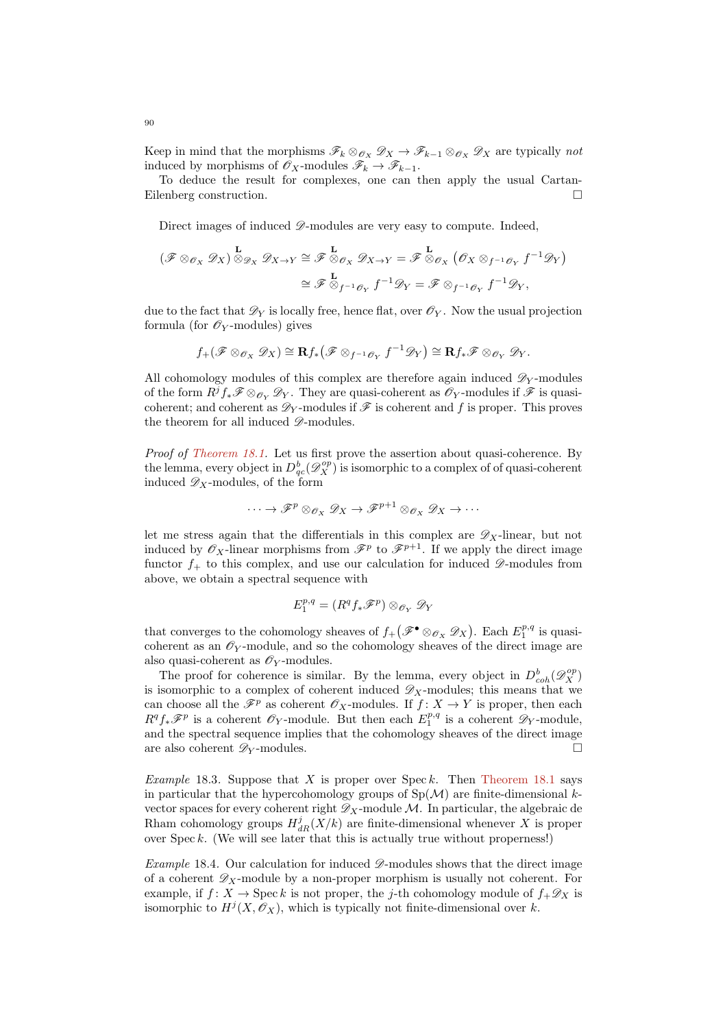Keep in mind that the morphisms $\mathscr{F}_k \otimes_{\mathscr{O}_X} \mathscr{D}_X \to \mathscr{F}_{k-1} \otimes_{\mathscr{O}_X} \mathscr{D}_X$ are typically *not* induced by morphisms of $\mathscr{O}_X$-modules $\mathscr{F}_k \to \mathscr{F}_{k-1}$.

To deduce the result for complexes, one can then apply the usual Cartan-Eilenberg construction. □

Direct images of induced $\mathscr{D}$-modules are very easy to compute. Indeed,

$$
\begin{aligned}
(\mathscr{F} \otimes_{\mathscr{O}_X} \mathscr{D}_X) \overset{\mathbf{L}}{\otimes}_{\mathscr{D}_X} \mathscr{D}_{X\to Y} \cong \mathscr{F} \overset{\mathbf{L}}{\otimes}_{\mathscr{O}_X} \mathscr{D}_{X\to Y} = \mathscr{F} \overset{\mathbf{L}}{\otimes}_{\mathscr{O}_X} \left(\mathscr{O}_X \otimes_{f^{-1}\mathscr{O}_Y} f^{-1}\mathscr{D}_Y\right) \\
\cong \mathscr{F} \overset{\mathbf{L}}{\otimes}_{f^{-1}\mathscr{O}_Y} f^{-1}\mathscr{D}_Y = \mathscr{F} \otimes_{f^{-1}\mathscr{O}_Y} f^{-1}\mathscr{D}_Y,
\end{aligned}
$$

due to the fact that $\mathscr{D}_Y$ is locally free, hence flat, over $\mathscr{O}_Y$. Now the usual projection formula (for $\mathscr{O}_Y$-modules) gives

$$
f_+(\mathscr{F} \otimes_{\mathscr{O}_X} \mathscr{D}_X) \cong \mathbf{R}f_*\big(\mathscr{F} \otimes_{f^{-1}\mathscr{O}_Y} f^{-1}\mathscr{D}_Y\big) \cong \mathbf{R}f_*\mathscr{F} \otimes_{\mathscr{O}_Y} \mathscr{D}_Y.
$$

All cohomology modules of this complex are therefore again induced $\mathscr{D}_Y$-modules of the form $R^j f_*\mathscr{F} \otimes_{\mathscr{O}_Y} \mathscr{D}_Y$. They are quasi-coherent as $\mathscr{O}_Y$-modules if $\mathscr{F}$ is quasi-coherent; and coherent as $\mathscr{D}_Y$-modules if $\mathscr{F}$ is coherent and $f$ is proper. This proves the theorem for all induced $\mathscr{D}$-modules.

*Proof of Theorem 18.1.* Let us first prove the assertion about quasi-coherence. By the lemma, every object in $D^b_{qc}(\mathscr{D}_X^{op})$ is isomorphic to a complex of of quasi-coherent induced $\mathscr{D}_X$-modules, of the form

$$
\cdots \to \mathscr{F}^p \otimes_{\mathscr{O}_X} \mathscr{D}_X \to \mathscr{F}^{p+1} \otimes_{\mathscr{O}_X} \mathscr{D}_X \to \cdots
$$

let me stress again that the differentials in this complex are $\mathscr{D}_X$-linear, but not induced by $\mathscr{O}_X$-linear morphisms from $\mathscr{F}^p$ to $\mathscr{F}^{p+1}$. If we apply the direct image functor $f_+$ to this complex, and use our calculation for induced $\mathscr{D}$-modules from above, we obtain a spectral sequence with

$$
E_1^{p,q} = (R^q f_*\mathscr{F}^p) \otimes_{\mathscr{O}_Y} \mathscr{D}_Y
$$

that converges to the cohomology sheaves of $f_+\big(\mathscr{F}^\bullet \otimes_{\mathscr{O}_X} \mathscr{D}_X\big)$. Each $E_1^{p,q}$ is quasi-coherent as an $\mathscr{O}_Y$-module, and so the cohomology sheaves of the direct image are also quasi-coherent as $\mathscr{O}_Y$-modules.

The proof for coherence is similar. By the lemma, every object in $D^b_{coh}(\mathscr{D}_X^{op})$ is isomorphic to a complex of coherent induced $\mathscr{D}_X$-modules; this means that we can choose all the $\mathscr{F}^p$ as coherent $\mathscr{O}_X$-modules. If $f\colon X \to Y$ is proper, then each $R^q f_*\mathscr{F}^p$ is a coherent $\mathscr{O}_Y$-module. But then each $E_1^{p,q}$ is a coherent $\mathscr{D}_Y$-module, and the spectral sequence implies that the cohomology sheaves of the direct image are also coherent $\mathscr{D}_Y$-modules. □

*Example* 18.3. Suppose that $X$ is proper over $\operatorname{Spec} k$. Then Theorem 18.1 says in particular that the hypercohomology groups of $\operatorname{Sp}(\mathcal{M})$ are finite-dimensional $k$-vector spaces for every coherent right $\mathscr{D}_X$-module $\mathcal{M}$. In particular, the algebraic de Rham cohomology groups $H^j_{dR}(X/k)$ are finite-dimensional whenever $X$ is proper over $\operatorname{Spec} k$. (We will see later that this is actually true without properness!)

*Example* 18.4. Our calculation for induced $\mathscr{D}$-modules shows that the direct image of a coherent $\mathscr{D}_X$-module by a non-proper morphism is usually not coherent. For example, if $f\colon X \to \operatorname{Spec} k$ is not proper, the $j$-th cohomology module of $f_+\mathscr{D}_X$ is isomorphic to $H^j(X, \mathscr{O}_X)$, which is typically not finite-dimensional over $k$.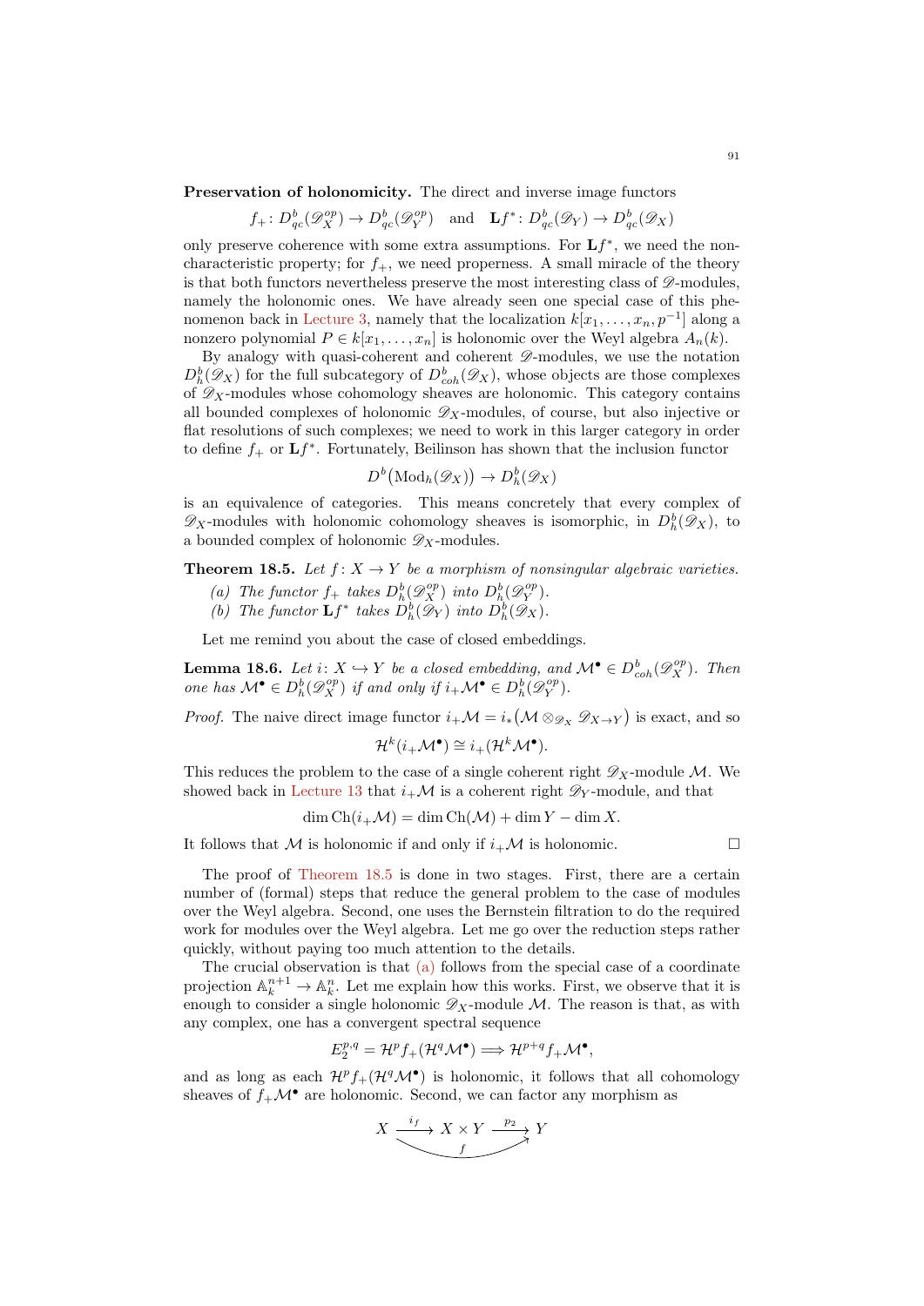**Preservation of holonomicity.** The direct and inverse image functors

$$f_+ \colon D^b_{qc}(\mathscr{D}_X^{op}) \to D^b_{qc}(\mathscr{D}_Y^{op}) \quad \text{and} \quad \mathbf{L}f^* \colon D^b_{qc}(\mathscr{D}_Y) \to D^b_{qc}(\mathscr{D}_X)$$

only preserve coherence with some extra assumptions. For $\mathbf{L}f^*$, we need the non-characteristic property; for $f_+$, we need properness. A small miracle of the theory is that both functors nevertheless preserve the most interesting class of $\mathscr{D}$-modules, namely the holonomic ones. We have already seen one special case of this phenomenon back in Lecture 3, namely that the localization $k[x_1, \dots, x_n, p^{-1}]$ along a nonzero polynomial $P \in k[x_1, \dots, x_n]$ is holonomic over the Weyl algebra $A_n(k)$.

By analogy with quasi-coherent and coherent $\mathscr{D}$-modules, we use the notation $D^b_h(\mathscr{D}_X)$ for the full subcategory of $D^b_{coh}(\mathscr{D}_X)$, whose objects are those complexes of $\mathscr{D}_X$-modules whose cohomology sheaves are holonomic. This category contains all bounded complexes of holonomic $\mathscr{D}_X$-modules, of course, but also injective or flat resolutions of such complexes; we need to work in this larger category in order to define $f_+$ or $\mathbf{L}f^*$. Fortunately, Beilinson has shown that the inclusion functor

$$D^b\big(\mathrm{Mod}_h(\mathscr{D}_X)\big) \to D^b_h(\mathscr{D}_X)$$

is an equivalence of categories. This means concretely that every complex of $\mathscr{D}_X$-modules with holonomic cohomology sheaves is isomorphic, in $D^b_h(\mathscr{D}_X)$, to a bounded complex of holonomic $\mathscr{D}_X$-modules.

**Theorem 18.5.** *Let $f \colon X \to Y$ be a morphism of nonsingular algebraic varieties.*

*(a) The functor $f_+$ takes $D^b_h(\mathscr{D}_X^{op})$ into $D^b_h(\mathscr{D}_Y^{op})$.*
*(b) The functor $\mathbf{L}f^*$ takes $D^b_h(\mathscr{D}_Y)$ into $D^b_h(\mathscr{D}_X)$.*

Let me remind you about the case of closed embeddings.

**Lemma 18.6.** *Let $i \colon X \hookrightarrow Y$ be a closed embedding, and $\mathcal{M}^\bullet \in D^b_{coh}(\mathscr{D}_X^{op})$. Then one has $\mathcal{M}^\bullet \in D^b_h(\mathscr{D}_X^{op})$ if and only if $i_+\mathcal{M}^\bullet \in D^b_h(\mathscr{D}_Y^{op})$.*

*Proof.* The naive direct image functor $i_+\mathcal{M} = i_*\big(\mathcal{M} \otimes_{\mathscr{D}_X} \mathscr{D}_{X\to Y}\big)$ is exact, and so

$$\mathcal{H}^k(i_+\mathcal{M}^\bullet) \cong i_+(\mathcal{H}^k\mathcal{M}^\bullet).$$

This reduces the problem to the case of a single coherent right $\mathscr{D}_X$-module $\mathcal{M}$. We showed back in Lecture 13 that $i_+\mathcal{M}$ is a coherent right $\mathscr{D}_Y$-module, and that

$$\dim \mathrm{Ch}(i_+\mathcal{M}) = \dim \mathrm{Ch}(\mathcal{M}) + \dim Y - \dim X.$$

It follows that $\mathcal{M}$ is holonomic if and only if $i_+\mathcal{M}$ is holonomic. $\square$

The proof of Theorem 18.5 is done in two stages. First, there are a certain number of (formal) steps that reduce the general problem to the case of modules over the Weyl algebra. Second, one uses the Bernstein filtration to do the required work for modules over the Weyl algebra. Let me go over the reduction steps rather quickly, without paying too much attention to the details.

The crucial observation is that (a) follows from the special case of a coordinate projection $\mathbb{A}^{n+1}_k \to \mathbb{A}^n_k$. Let me explain how this works. First, we observe that it is enough to consider a single holonomic $\mathscr{D}_X$-module $\mathcal{M}$. The reason is that, as with any complex, one has a convergent spectral sequence

$$E_2^{p,q} = \mathcal{H}^p f_+(\mathcal{H}^q\mathcal{M}^\bullet) \Longrightarrow \mathcal{H}^{p+q} f_+\mathcal{M}^\bullet,$$

and as long as each $\mathcal{H}^p f_+(\mathcal{H}^q\mathcal{M}^\bullet)$ is holonomic, it follows that all cohomology sheaves of $f_+\mathcal{M}^\bullet$ are holonomic. Second, we can factor any morphism as

$$X \xrightarrow{\;i_f\;} X \times Y \xrightarrow{\;p_2\;} Y, \qquad f = p_2 \circ i_f$$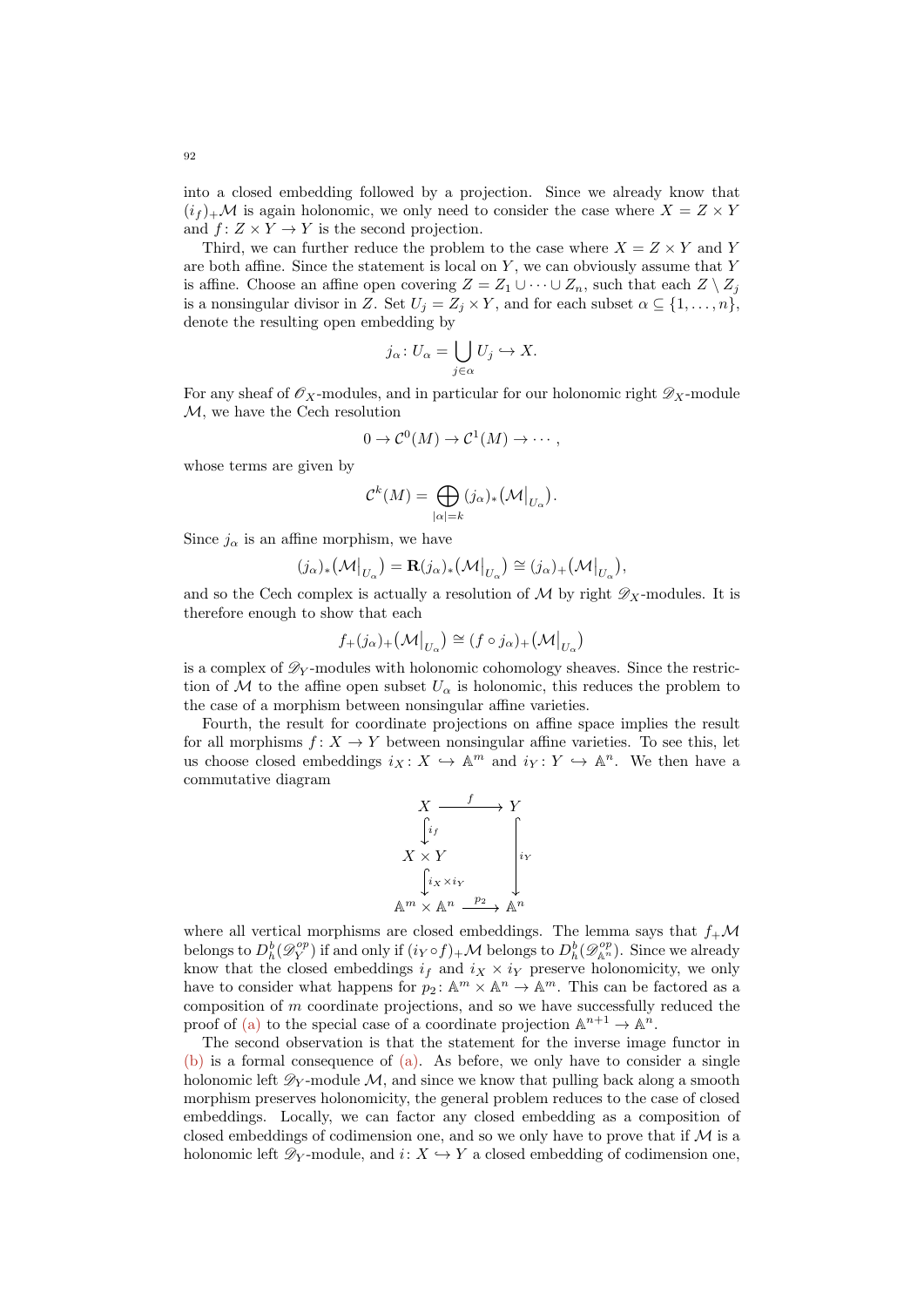into a closed embedding followed by a projection. Since we already know that $(i_f)_+\mathcal{M}$ is again holonomic, we only need to consider the case where $X = Z \times Y$ and $f\colon Z \times Y \to Y$ is the second projection.

Third, we can further reduce the problem to the case where $X = Z \times Y$ and $Y$ are both affine. Since the statement is local on $Y$, we can obviously assume that $Y$ is affine. Choose an affine open covering $Z = Z_1 \cup \dots \cup Z_n$, such that each $Z \setminus Z_j$ is a nonsingular divisor in $Z$. Set $U_j = Z_j \times Y$, and for each subset $\alpha \subseteq \{1, \dots, n\}$, denote the resulting open embedding by

$$j_\alpha \colon U_\alpha = \bigcup_{j \in \alpha} U_j \hookrightarrow X.$$

For any sheaf of $\mathscr{O}_X$-modules, and in particular for our holonomic right $\mathscr{D}_X$-module $\mathcal{M}$, we have the Cech resolution

$$0 \to \mathcal{C}^0(M) \to \mathcal{C}^1(M) \to \cdots,$$

whose terms are given by

$$\mathcal{C}^k(M) = \bigoplus_{|\alpha| = k} (j_\alpha)_*\big(\mathcal{M}\big|_{U_\alpha}\big).$$

Since $j_\alpha$ is an affine morphism, we have

$$(j_\alpha)_*\big(\mathcal{M}\big|_{U_\alpha}\big) = \mathbf{R}(j_\alpha)_*\big(\mathcal{M}\big|_{U_\alpha}\big) \cong (j_\alpha)_+\big(\mathcal{M}\big|_{U_\alpha}\big),$$

and so the Cech complex is actually a resolution of $\mathcal{M}$ by right $\mathscr{D}_X$-modules. It is therefore enough to show that each

$$f_+(j_\alpha)_+\big(\mathcal{M}\big|_{U_\alpha}\big) \cong (f \circ j_\alpha)_+\big(\mathcal{M}\big|_{U_\alpha}\big)$$

is a complex of $\mathscr{D}_Y$-modules with holonomic cohomology sheaves. Since the restriction of $\mathcal{M}$ to the affine open subset $U_\alpha$ is holonomic, this reduces the problem to the case of a morphism between nonsingular affine varieties.

Fourth, the result for coordinate projections on affine space implies the result for all morphisms $f\colon X \to Y$ between nonsingular affine varieties. To see this, let us choose closed embeddings $i_X \colon X \hookrightarrow \mathbb{A}^m$ and $i_Y \colon Y \hookrightarrow \mathbb{A}^n$. We then have a commutative diagram

$$\begin{array}{ccc}
X & \xrightarrow{\ f\ } & Y \\
\big\downarrow{\scriptstyle i_f} & & \\
X \times Y & & \big\downarrow{\scriptstyle i_Y} \\
\big\downarrow{\scriptstyle i_X \times i_Y} & & \\
\mathbb{A}^m \times \mathbb{A}^n & \xrightarrow{\ p_2\ } & \mathbb{A}^n
\end{array}$$

where all vertical morphisms are closed embeddings. The lemma says that $f_+\mathcal{M}$ belongs to $D_h^b(\mathscr{D}_Y^{op})$ if and only if $(i_Y \circ f)_+\mathcal{M}$ belongs to $D_h^b(\mathscr{D}_{\mathbb{A}^n}^{op})$. Since we already know that the closed embeddings $i_f$ and $i_X \times i_Y$ preserve holonomicity, we only have to consider what happens for $p_2 \colon \mathbb{A}^m \times \mathbb{A}^n \to \mathbb{A}^m$. This can be factored as a composition of $m$ coordinate projections, and so we have successfully reduced the proof of (a) to the special case of a coordinate projection $\mathbb{A}^{n+1} \to \mathbb{A}^n$.

The second observation is that the statement for the inverse image functor in (b) is a formal consequence of (a). As before, we only have to consider a single holonomic left $\mathscr{D}_Y$-module $\mathcal{M}$, and since we know that pulling back along a smooth morphism preserves holonomicity, the general problem reduces to the case of closed embeddings. Locally, we can factor any closed embedding as a composition of closed embeddings of codimension one, and so we only have to prove that if $\mathcal{M}$ is a holonomic left $\mathscr{D}_Y$-module, and $i\colon X \hookrightarrow Y$ a closed embedding of codimension one,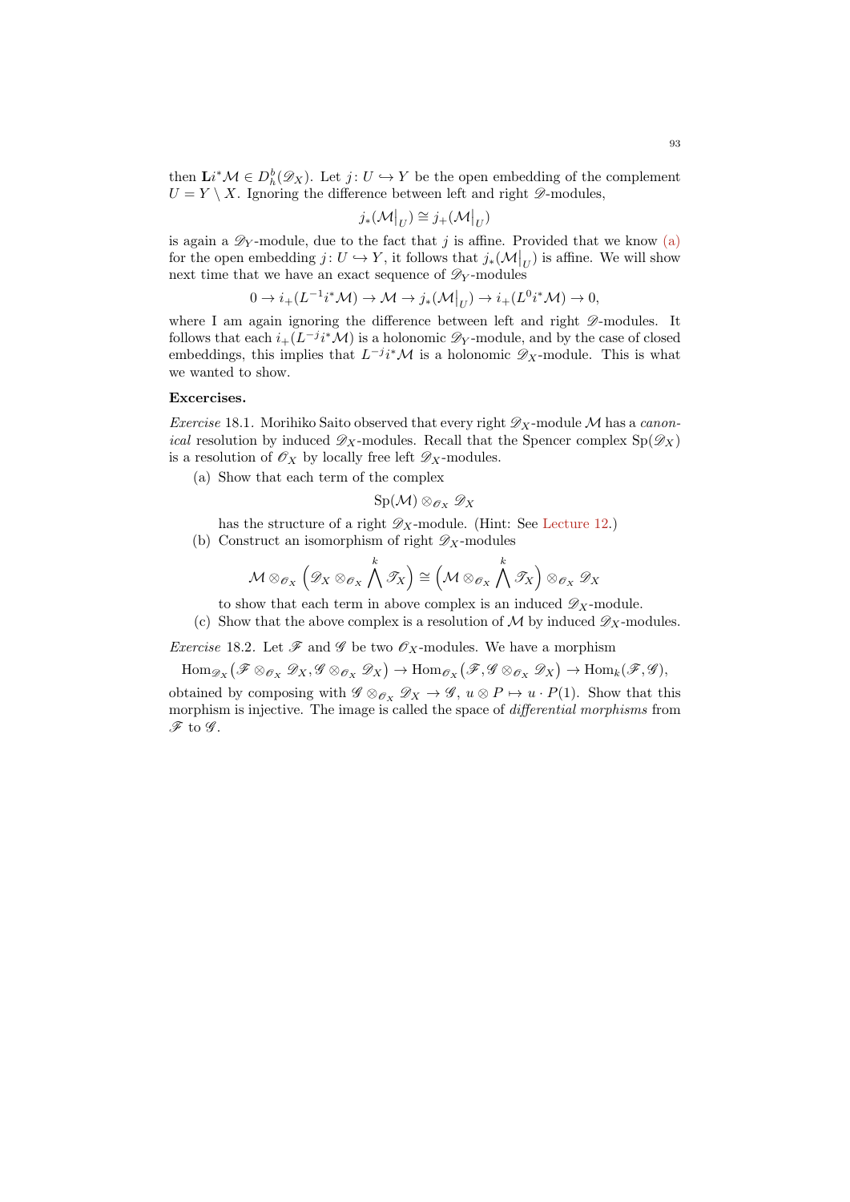then $\mathbf{L}i^*\mathcal{M} \in D_h^b(\mathscr{D}_X)$. Let $j \colon U \hookrightarrow Y$ be the open embedding of the complement $U = Y \setminus X$. Ignoring the difference between left and right $\mathscr{D}$-modules,

$$j_*(\mathcal{M}\big|_U) \cong j_+(\mathcal{M}\big|_U)$$

is again a $\mathscr{D}_Y$-module, due to the fact that $j$ is affine. Provided that we know (a) for the open embedding $j \colon U \hookrightarrow Y$, it follows that $j_*(\mathcal{M}\big|_U)$ is affine. We will show next time that we have an exact sequence of $\mathscr{D}_Y$-modules

$$0 \to i_+(L^{-1}i^*\mathcal{M}) \to \mathcal{M} \to j_*(\mathcal{M}\big|_U) \to i_+(L^0 i^*\mathcal{M}) \to 0,$$

where I am again ignoring the difference between left and right $\mathscr{D}$-modules. It follows that each $i_+(L^{-j}i^*\mathcal{M})$ is a holonomic $\mathscr{D}_Y$-module, and by the case of closed embeddings, this implies that $L^{-j}i^*\mathcal{M}$ is a holonomic $\mathscr{D}_X$-module. This is what we wanted to show.

**Excercises.**

*Exercise* 18.1. Morihiko Saito observed that every right $\mathscr{D}_X$-module $\mathcal{M}$ has a *canonical* resolution by induced $\mathscr{D}_X$-modules. Recall that the Spencer complex $\mathrm{Sp}(\mathscr{D}_X)$ is a resolution of $\mathscr{O}_X$ by locally free left $\mathscr{D}_X$-modules.

(a) Show that each term of the complex

$$\mathrm{Sp}(\mathcal{M}) \otimes_{\mathscr{O}_X} \mathscr{D}_X$$

has the structure of a right $\mathscr{D}_X$-module. (Hint: See Lecture 12.)

(b) Construct an isomorphism of right $\mathscr{D}_X$-modules

$$\mathcal{M} \otimes_{\mathscr{O}_X} \Big(\mathscr{D}_X \otimes_{\mathscr{O}_X} \bigwedge^k \mathscr{T}_X\Big) \cong \Big(\mathcal{M} \otimes_{\mathscr{O}_X} \bigwedge^k \mathscr{T}_X\Big) \otimes_{\mathscr{O}_X} \mathscr{D}_X$$

to show that each term in above complex is an induced $\mathscr{D}_X$-module.

(c) Show that the above complex is a resolution of $\mathcal{M}$ by induced $\mathscr{D}_X$-modules.

*Exercise* 18.2. Let $\mathscr{F}$ and $\mathscr{G}$ be two $\mathscr{O}_X$-modules. We have a morphism

$$\mathrm{Hom}_{\mathscr{D}_X}\big(\mathscr{F} \otimes_{\mathscr{O}_X} \mathscr{D}_X, \mathscr{G} \otimes_{\mathscr{O}_X} \mathscr{D}_X\big) \to \mathrm{Hom}_{\mathscr{O}_X}\big(\mathscr{F}, \mathscr{G} \otimes_{\mathscr{O}_X} \mathscr{D}_X\big) \to \mathrm{Hom}_k(\mathscr{F}, \mathscr{G}),$$

obtained by composing with $\mathscr{G} \otimes_{\mathscr{O}_X} \mathscr{D}_X \to \mathscr{G}$, $u \otimes P \mapsto u \cdot P(1)$. Show that this morphism is injective. The image is called the space of *differential morphisms* from $\mathscr{F}$ to $\mathscr{G}$.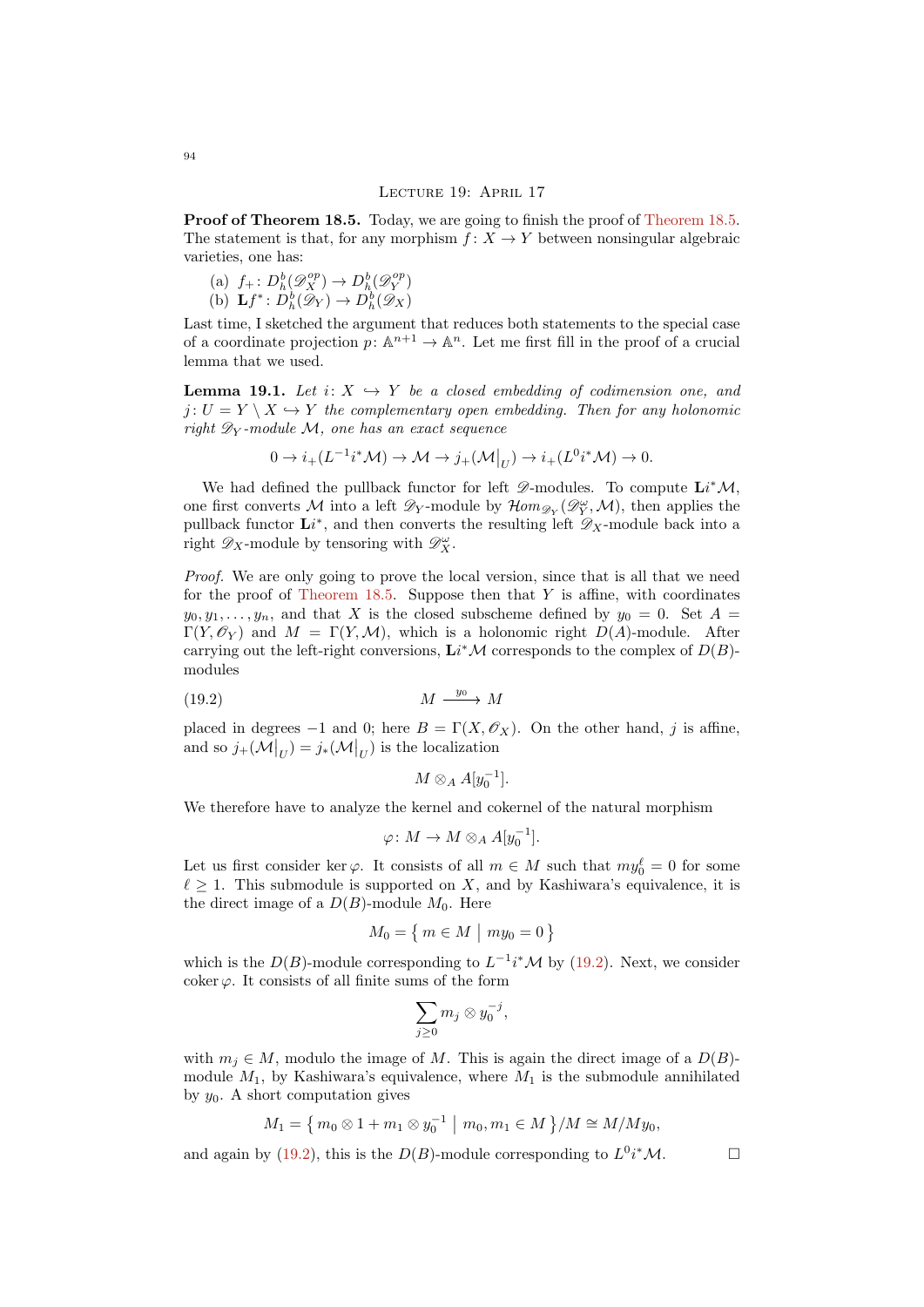## Lecture 19: April 17

**Proof of Theorem 18.5.** Today, we are going to finish the proof of Theorem 18.5. The statement is that, for any morphism $f\colon X \to Y$ between nonsingular algebraic varieties, one has:

(a) $f_+\colon D_h^b(\mathscr{D}_X^{op}) \to D_h^b(\mathscr{D}_Y^{op})$
(b) $\mathbf{L}f^*\colon D_h^b(\mathscr{D}_Y) \to D_h^b(\mathscr{D}_X)$

Last time, I sketched the argument that reduces both statements to the special case of a coordinate projection $p\colon \mathbb{A}^{n+1} \to \mathbb{A}^n$. Let me first fill in the proof of a crucial lemma that we used.

**Lemma 19.1.** *Let $i\colon X \hookrightarrow Y$ be a closed embedding of codimension one, and $j\colon U = Y \setminus X \hookrightarrow Y$ the complementary open embedding. Then for any holonomic right $\mathscr{D}_Y$-module $\mathcal{M}$, one has an exact sequence*

$$0 \to i_+(L^{-1}i^*\mathcal{M}) \to \mathcal{M} \to j_+(\mathcal{M}\big|_U) \to i_+(L^0 i^*\mathcal{M}) \to 0.$$

We had defined the pullback functor for left $\mathscr{D}$-modules. To compute $\mathbf{L}i^*\mathcal{M}$, one first converts $\mathcal{M}$ into a left $\mathscr{D}_Y$-module by $\mathcal{H}om_{\mathscr{D}_Y}(\mathscr{D}_Y^\omega, \mathcal{M})$, then applies the pullback functor $\mathbf{L}i^*$, and then converts the resulting left $\mathscr{D}_X$-module back into a right $\mathscr{D}_X$-module by tensoring with $\mathscr{D}_X^\omega$.

*Proof.* We are only going to prove the local version, since that is all that we need for the proof of Theorem 18.5. Suppose then that $Y$ is affine, with coordinates $y_0, y_1, \dots, y_n$, and that $X$ is the closed subscheme defined by $y_0 = 0$. Set $A = \Gamma(Y, \mathscr{O}_Y)$ and $M = \Gamma(Y, \mathcal{M})$, which is a holonomic right $D(A)$-module. After carrying out the left-right conversions, $\mathbf{L}i^*\mathcal{M}$ corresponds to the complex of $D(B)$-modules

$$M \xrightarrow{y_0} M \tag{19.2}$$

placed in degrees $-1$ and $0$; here $B = \Gamma(X, \mathscr{O}_X)$. On the other hand, $j$ is affine, and so $j_+(\mathcal{M}\big|_U) = j_*(\mathcal{M}\big|_U)$ is the localization

$$M \otimes_A A[y_0^{-1}].$$

We therefore have to analyze the kernel and cokernel of the natural morphism

$$\varphi\colon M \to M \otimes_A A[y_0^{-1}].$$

Let us first consider $\ker\varphi$. It consists of all $m \in M$ such that $my_0^\ell = 0$ for some $\ell \geq 1$. This submodule is supported on $X$, and by Kashiwara's equivalence, it is the direct image of a $D(B)$-module $M_0$. Here

$$M_0 = \left\{\, m \in M \;\middle|\; my_0 = 0 \,\right\}$$

which is the $D(B)$-module corresponding to $L^{-1}i^*\mathcal{M}$ by (19.2). Next, we consider $\operatorname{coker}\varphi$. It consists of all finite sums of the form

$$\sum_{j \geq 0} m_j \otimes y_0^{-j},$$

with $m_j \in M$, modulo the image of $M$. This is again the direct image of a $D(B)$-module $M_1$, by Kashiwara's equivalence, where $M_1$ is the submodule annihilated by $y_0$. A short computation gives

$$M_1 = \left\{\, m_0 \otimes 1 + m_1 \otimes y_0^{-1} \;\middle|\; m_0, m_1 \in M \,\right\}/M \cong M/My_0,$$

and again by (19.2), this is the $D(B)$-module corresponding to $L^0 i^*\mathcal{M}$. $\square$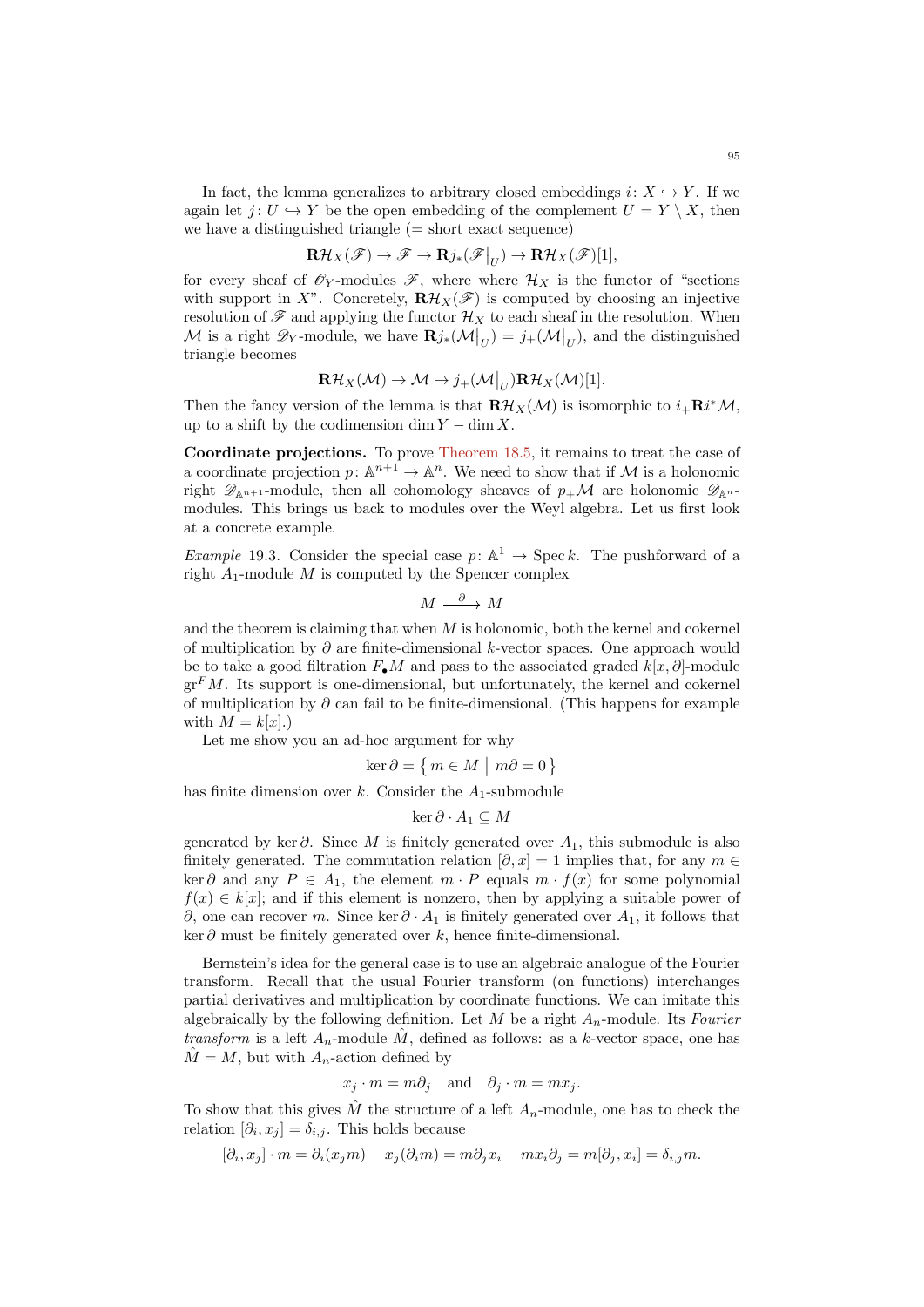In fact, the lemma generalizes to arbitrary closed embeddings $i\colon X \hookrightarrow Y$. If we again let $j\colon U \hookrightarrow Y$ be the open embedding of the complement $U = Y \setminus X$, then we have a distinguished triangle (= short exact sequence)

$$\mathbf{R}\mathcal{H}_X(\mathscr{F}) \to \mathscr{F} \to \mathbf{R}j_*(\mathscr{F}\big|_U) \to \mathbf{R}\mathcal{H}_X(\mathscr{F})[1],$$

for every sheaf of $\mathscr{O}_Y$-modules $\mathscr{F}$, where where $\mathcal{H}_X$ is the functor of "sections with support in $X$". Concretely, $\mathbf{R}\mathcal{H}_X(\mathscr{F})$ is computed by choosing an injective resolution of $\mathscr{F}$ and applying the functor $\mathcal{H}_X$ to each sheaf in the resolution. When $\mathcal{M}$ is a right $\mathscr{D}_Y$-module, we have $\mathbf{R}j_*(\mathcal{M}\big|_U) = j_+(\mathcal{M}\big|_U)$, and the distinguished triangle becomes

$$\mathbf{R}\mathcal{H}_X(\mathcal{M}) \to \mathcal{M} \to j_+(\mathcal{M}\big|_U)\mathbf{R}\mathcal{H}_X(\mathcal{M})[1].$$

Then the fancy version of the lemma is that $\mathbf{R}\mathcal{H}_X(\mathcal{M})$ is isomorphic to $i_+\mathbf{R}i^*\mathcal{M}$, up to a shift by the codimension $\dim Y - \dim X$.

**Coordinate projections.** To prove Theorem 18.5, it remains to treat the case of a coordinate projection $p\colon \mathbb{A}^{n+1} \to \mathbb{A}^n$. We need to show that if $\mathcal{M}$ is a holonomic right $\mathscr{D}_{\mathbb{A}^{n+1}}$-module, then all cohomology sheaves of $p_+\mathcal{M}$ are holonomic $\mathscr{D}_{\mathbb{A}^n}$-modules. This brings us back to modules over the Weyl algebra. Let us first look at a concrete example.

*Example* 19.3. Consider the special case $p\colon \mathbb{A}^1 \to \operatorname{Spec} k$. The pushforward of a right $A_1$-module $M$ is computed by the Spencer complex

$$M \xrightarrow{\ \partial\ } M$$

and the theorem is claiming that when $M$ is holonomic, both the kernel and cokernel of multiplication by $\partial$ are finite-dimensional $k$-vector spaces. One approach would be to take a good filtration $F_\bullet M$ and pass to the associated graded $k[x,\partial]$-module $\operatorname{gr}^F M$. Its support is one-dimensional, but unfortunately, the kernel and cokernel of multiplication by $\partial$ can fail to be finite-dimensional. (This happens for example with $M = k[x]$.)

Let me show you an ad-hoc argument for why

$$\ker \partial = \left\{ m \in M \;\middle|\; m\partial = 0 \right\}$$

has finite dimension over $k$. Consider the $A_1$-submodule

$$\ker \partial \cdot A_1 \subseteq M$$

generated by $\ker \partial$. Since $M$ is finitely generated over $A_1$, this submodule is also finitely generated. The commutation relation $[\partial, x] = 1$ implies that, for any $m \in \ker \partial$ and any $P \in A_1$, the element $m \cdot P$ equals $m \cdot f(x)$ for some polynomial $f(x) \in k[x]$; and if this element is nonzero, then by applying a suitable power of $\partial$, one can recover $m$. Since $\ker \partial \cdot A_1$ is finitely generated over $A_1$, it follows that $\ker \partial$ must be finitely generated over $k$, hence finite-dimensional.

Bernstein's idea for the general case is to use an algebraic analogue of the Fourier transform. Recall that the usual Fourier transform (on functions) interchanges partial derivatives and multiplication by coordinate functions. We can imitate this algebraically by the following definition. Let $M$ be a right $A_n$-module. Its *Fourier transform* is a left $A_n$-module $\hat{M}$, defined as follows: as a $k$-vector space, one has $\hat{M} = M$, but with $A_n$-action defined by

$$x_j \cdot m = m\partial_j \quad \text{and} \quad \partial_j \cdot m = mx_j.$$

To show that this gives $\hat{M}$ the structure of a left $A_n$-module, one has to check the relation $[\partial_i, x_j] = \delta_{i,j}$. This holds because

$$[\partial_i, x_j] \cdot m = \partial_i(x_j m) - x_j(\partial_i m) = m\partial_j x_i - mx_i\partial_j = m[\partial_j, x_i] = \delta_{i,j} m.$$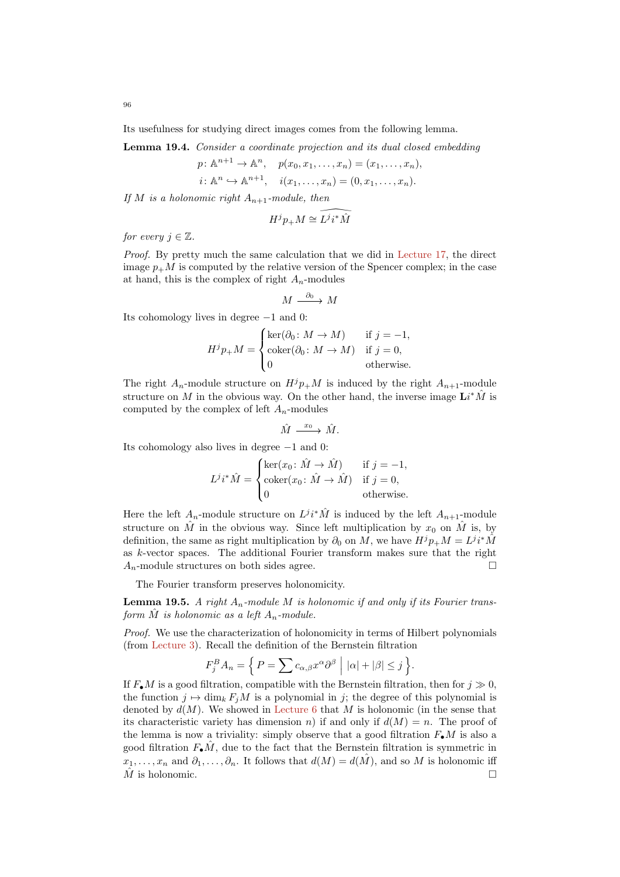Its usefulness for studying direct images comes from the following lemma.

**Lemma 19.4.** *Consider a coordinate projection and its dual closed embedding*

$$p\colon \mathbb{A}^{n+1} \to \mathbb{A}^n, \quad p(x_0, x_1, \dots, x_n) = (x_1, \dots, x_n),$$
$$i\colon \mathbb{A}^n \hookrightarrow \mathbb{A}^{n+1}, \quad i(x_1, \dots, x_n) = (0, x_1, \dots, x_n).$$

*If $M$ is a holonomic right $A_{n+1}$-module, then*

$$H^j p_+ M \cong \widehat{L^j i^* \hat{M}}$$

*for every $j \in \mathbb{Z}$.*

*Proof.* By pretty much the same calculation that we did in Lecture 17, the direct image $p_+ M$ is computed by the relative version of the Spencer complex; in the case at hand, this is the complex of right $A_n$-modules

$$M \xrightarrow{\partial_0} M$$

Its cohomology lives in degree $-1$ and $0$:

$$H^j p_+ M = \begin{cases} \ker(\partial_0\colon M \to M) & \text{if } j = -1, \\ \operatorname{coker}(\partial_0\colon M \to M) & \text{if } j = 0, \\ 0 & \text{otherwise.} \end{cases}$$

The right $A_n$-module structure on $H^j p_+ M$ is induced by the right $A_{n+1}$-module structure on $M$ in the obvious way. On the other hand, the inverse image $\mathbf{L}i^* \hat{M}$ is computed by the complex of left $A_n$-modules

$$\hat{M} \xrightarrow{x_0} \hat{M}.$$

Its cohomology also lives in degree $-1$ and $0$:

$$L^j i^* \hat{M} = \begin{cases} \ker(x_0\colon \hat{M} \to \hat{M}) & \text{if } j = -1, \\ \operatorname{coker}(x_0\colon \hat{M} \to \hat{M}) & \text{if } j = 0, \\ 0 & \text{otherwise.} \end{cases}$$

Here the left $A_n$-module structure on $L^j i^* \hat{M}$ is induced by the left $A_{n+1}$-module structure on $\hat{M}$ in the obvious way. Since left multiplication by $x_0$ on $\hat{M}$ is, by definition, the same as right multiplication by $\partial_0$ on $M$, we have $H^j p_+ M = L^j i^* \hat{M}$ as $k$-vector spaces. The additional Fourier transform makes sure that the right $A_n$-module structures on both sides agree. $\square$

The Fourier transform preserves holonomicity.

**Lemma 19.5.** *A right $A_n$-module $M$ is holonomic if and only if its Fourier transform $\hat{M}$ is holonomic as a left $A_n$-module.*

*Proof.* We use the characterization of holonomicity in terms of Hilbert polynomials (from Lecture 3). Recall the definition of the Bernstein filtration

$$F_j^B A_n = \Big\{ P = \sum c_{\alpha,\beta} x^\alpha \partial^\beta \;\Big|\; |\alpha| + |\beta| \leq j \Big\}.$$

If $F_\bullet M$ is a good filtration, compatible with the Bernstein filtration, then for $j \gg 0$, the function $j \mapsto \dim_k F_j M$ is a polynomial in $j$; the degree of this polynomial is denoted by $d(M)$. We showed in Lecture 6 that $M$ is holonomic (in the sense that its characteristic variety has dimension $n$) if and only if $d(M) = n$. The proof of the lemma is now a triviality: simply observe that a good filtration $F_\bullet M$ is also a good filtration $F_\bullet \hat{M}$, due to the fact that the Bernstein filtration is symmetric in $x_1, \dots, x_n$ and $\partial_1, \dots, \partial_n$. It follows that $d(M) = d(\hat{M})$, and so $M$ is holonomic iff $\hat{M}$ is holonomic. $\square$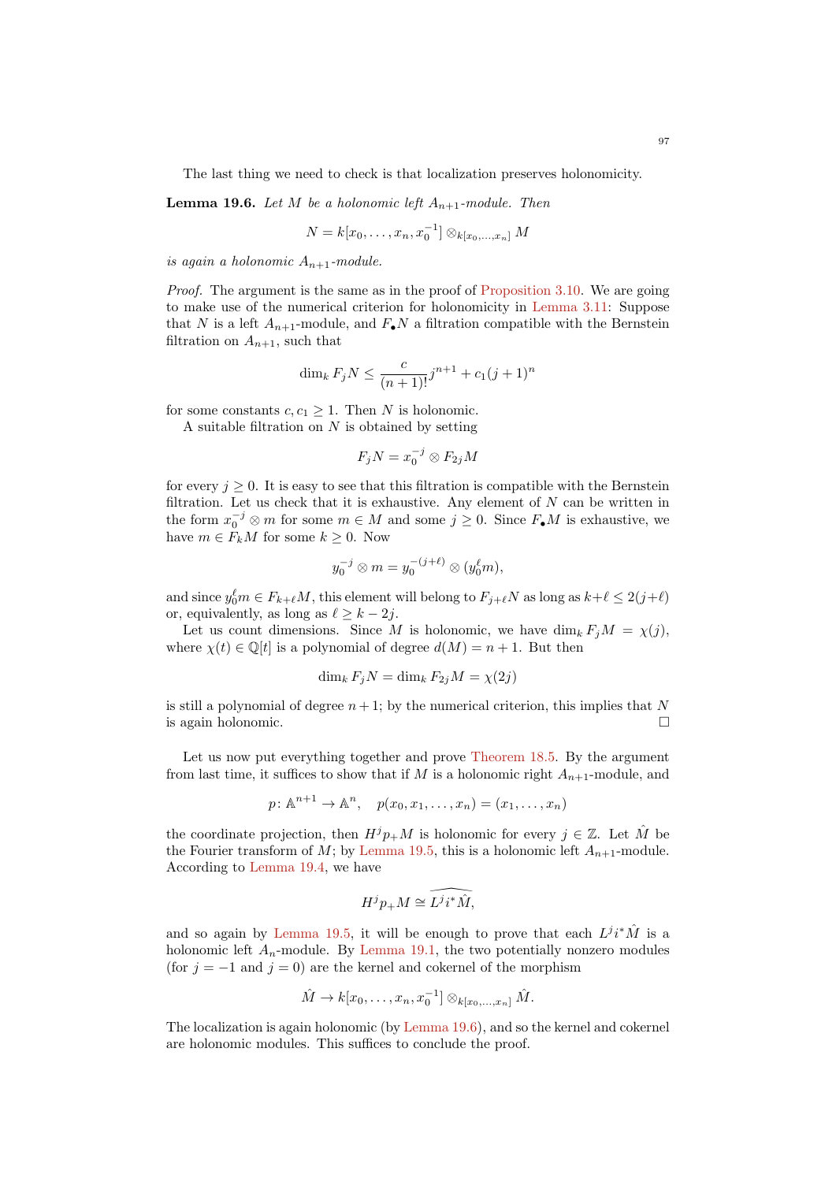The last thing we need to check is that localization preserves holonomicity.

**Lemma 19.6.** *Let $M$ be a holonomic left $A_{n+1}$-module. Then*

$$N = k[x_0, \dots, x_n, x_0^{-1}] \otimes_{k[x_0,\dots,x_n]} M$$

*is again a holonomic $A_{n+1}$-module.*

*Proof.* The argument is the same as in the proof of Proposition 3.10. We are going to make use of the numerical criterion for holonomicity in Lemma 3.11: Suppose that $N$ is a left $A_{n+1}$-module, and $F_\bullet N$ a filtration compatible with the Bernstein filtration on $A_{n+1}$, such that

$$\dim_k F_j N \le \frac{c}{(n+1)!} j^{n+1} + c_1 (j+1)^n$$

for some constants $c, c_1 \ge 1$. Then $N$ is holonomic.

A suitable filtration on $N$ is obtained by setting

$$F_j N = x_0^{-j} \otimes F_{2j} M$$

for every $j \ge 0$. It is easy to see that this filtration is compatible with the Bernstein filtration. Let us check that it is exhaustive. Any element of $N$ can be written in the form $x_0^{-j} \otimes m$ for some $m \in M$ and some $j \ge 0$. Since $F_\bullet M$ is exhaustive, we have $m \in F_k M$ for some $k \ge 0$. Now

$$y_0^{-j} \otimes m = y_0^{-(j+\ell)} \otimes (y_0^\ell m),$$

and since $y_0^\ell m \in F_{k+\ell} M$, this element will belong to $F_{j+\ell} N$ as long as $k + \ell \le 2(j+\ell)$ or, equivalently, as long as $\ell \ge k - 2j$.

Let us count dimensions. Since $M$ is holonomic, we have $\dim_k F_j M = \chi(j)$, where $\chi(t) \in \mathbb{Q}[t]$ is a polynomial of degree $d(M) = n+1$. But then

$$\dim_k F_j N = \dim_k F_{2j} M = \chi(2j)$$

is still a polynomial of degree $n+1$; by the numerical criterion, this implies that $N$ is again holonomic. $\square$

Let us now put everything together and prove Theorem 18.5. By the argument from last time, it suffices to show that if $M$ is a holonomic right $A_{n+1}$-module, and

$$p \colon \mathbb{A}^{n+1} \to \mathbb{A}^n, \quad p(x_0, x_1, \dots, x_n) = (x_1, \dots, x_n)$$

the coordinate projection, then $H^j p_+ M$ is holonomic for every $j \in \mathbb{Z}$. Let $\hat{M}$ be the Fourier transform of $M$; by Lemma 19.5, this is a holonomic left $A_{n+1}$-module. According to Lemma 19.4, we have

$$H^j p_+ M \cong \widehat{L^j i^* \hat{M}},$$

and so again by Lemma 19.5, it will be enough to prove that each $L^j i^* \hat{M}$ is a holonomic left $A_n$-module. By Lemma 19.1, the two potentially nonzero modules (for $j = -1$ and $j = 0$) are the kernel and cokernel of the morphism

$$\hat{M} \to k[x_0, \dots, x_n, x_0^{-1}] \otimes_{k[x_0,\dots,x_n]} \hat{M}.$$

The localization is again holonomic (by Lemma 19.6), and so the kernel and cokernel are holonomic modules. This suffices to conclude the proof.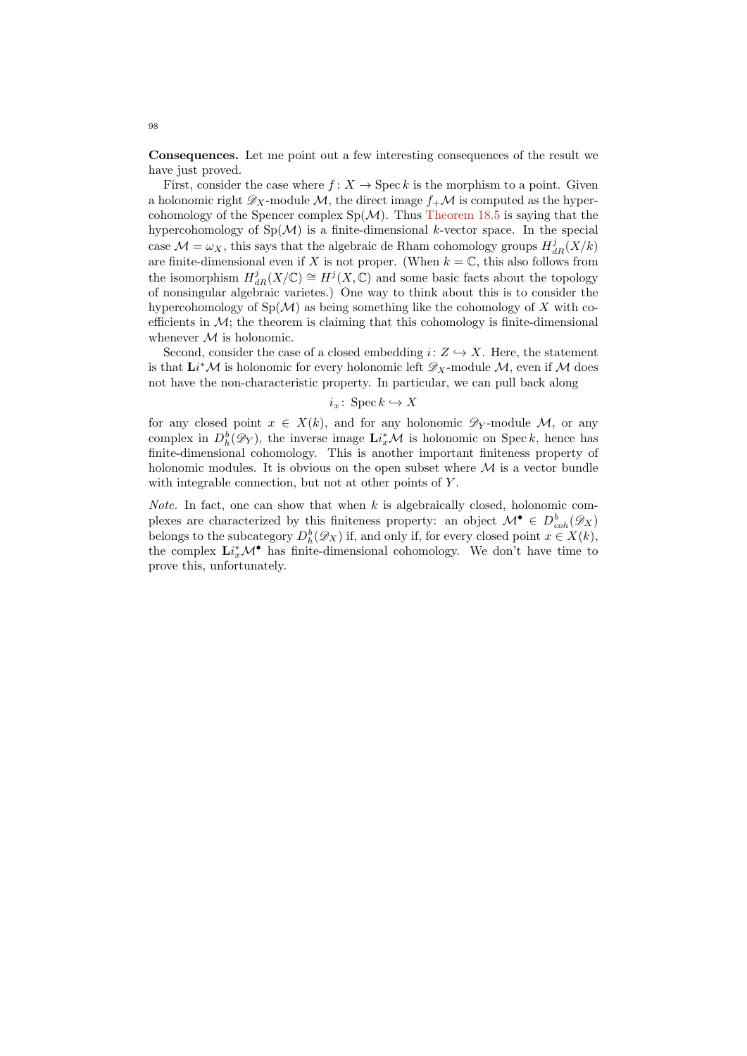**Consequences.** Let me point out a few interesting consequences of the result we have just proved.

First, consider the case where $f\colon X \to \operatorname{Spec} k$ is the morphism to a point. Given a holonomic right $\mathscr{D}_X$-module $\mathcal{M}$, the direct image $f_+\mathcal{M}$ is computed as the hypercohomology of the Spencer complex $\operatorname{Sp}(\mathcal{M})$. Thus Theorem 18.5 is saying that the hypercohomology of $\operatorname{Sp}(\mathcal{M})$ is a finite-dimensional $k$-vector space. In the special case $\mathcal{M} = \omega_X$, this says that the algebraic de Rham cohomology groups $H^j_{dR}(X/k)$ are finite-dimensional even if $X$ is not proper. (When $k = \mathbb{C}$, this also follows from the isomorphism $H^j_{dR}(X/\mathbb{C}) \cong H^j(X, \mathbb{C})$ and some basic facts about the topology of nonsingular algebraic varieties.) One way to think about this is to consider the hypercohomology of $\operatorname{Sp}(\mathcal{M})$ as being something like the cohomology of $X$ with coefficients in $\mathcal{M}$; the theorem is claiming that this cohomology is finite-dimensional whenever $\mathcal{M}$ is holonomic.

Second, consider the case of a closed embedding $i\colon Z \hookrightarrow X$. Here, the statement is that $\mathbf{L}i^*\mathcal{M}$ is holonomic for every holonomic left $\mathscr{D}_X$-module $\mathcal{M}$, even if $\mathcal{M}$ does not have the non-characteristic property. In particular, we can pull back along

$$i_x\colon \operatorname{Spec} k \hookrightarrow X$$

for any closed point $x \in X(k)$, and for any holonomic $\mathscr{D}_Y$-module $\mathcal{M}$, or any complex in $D^b_h(\mathscr{D}_Y)$, the inverse image $\mathbf{L}i_x^*\mathcal{M}$ is holonomic on $\operatorname{Spec} k$, hence has finite-dimensional cohomology. This is another important finiteness property of holonomic modules. It is obvious on the open subset where $\mathcal{M}$ is a vector bundle with integrable connection, but not at other points of $Y$.

*Note.* In fact, one can show that when $k$ is algebraically closed, holonomic complexes are characterized by this finiteness property: an object $\mathcal{M}^\bullet \in D^b_{coh}(\mathscr{D}_X)$ belongs to the subcategory $D^b_h(\mathscr{D}_X)$ if, and only if, for every closed point $x \in X(k)$, the complex $\mathbf{L}i_x^*\mathcal{M}^\bullet$ has finite-dimensional cohomology. We don't have time to prove this, unfortunately.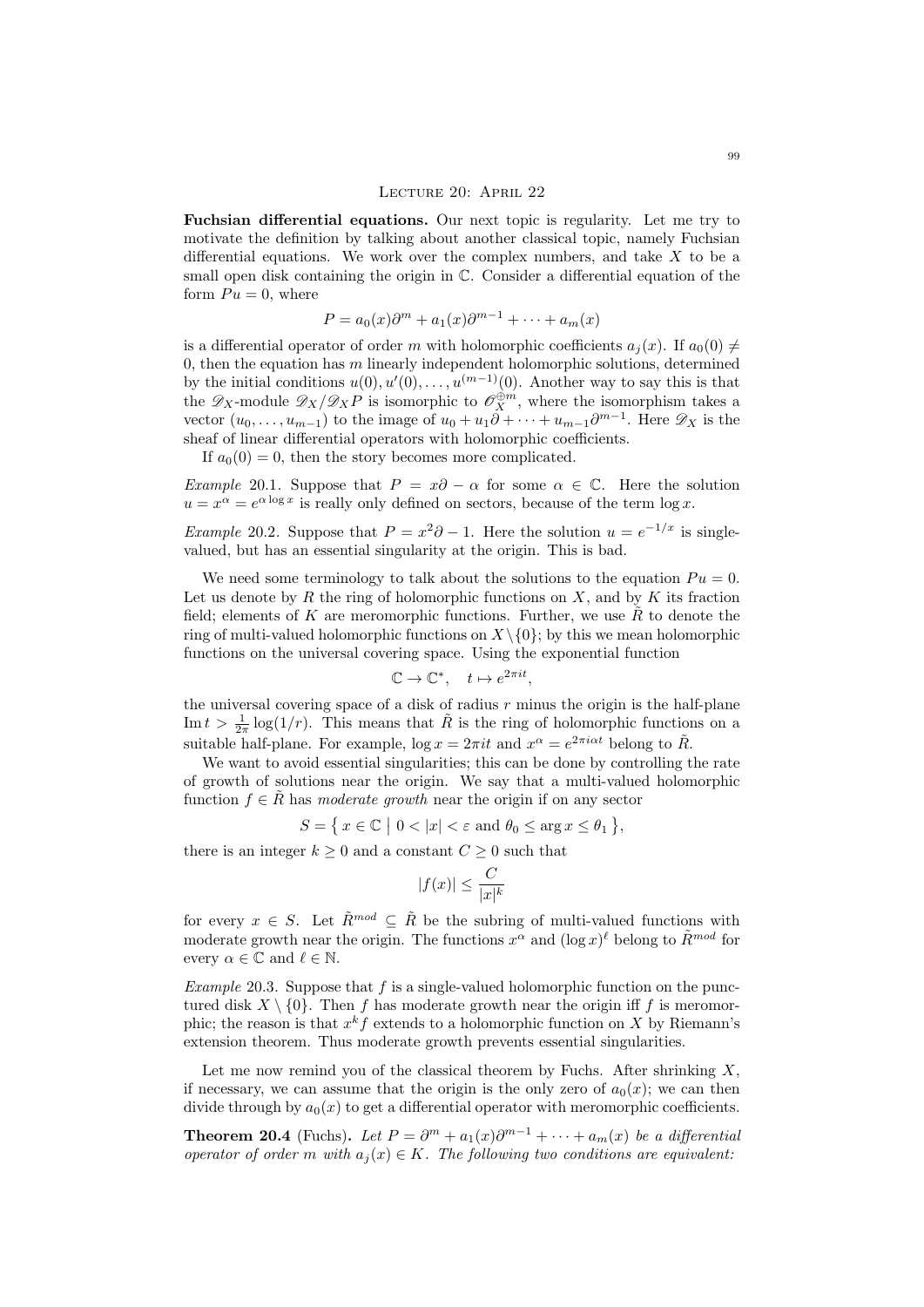## Lecture 20: April 22

**Fuchsian differential equations.** Our next topic is regularity. Let me try to motivate the definition by talking about another classical topic, namely Fuchsian differential equations. We work over the complex numbers, and take $X$ to be a small open disk containing the origin in $\mathbb{C}$. Consider a differential equation of the form $Pu = 0$, where

$$P = a_0(x)\partial^m + a_1(x)\partial^{m-1} + \cdots + a_m(x)$$

is a differential operator of order $m$ with holomorphic coefficients $a_j(x)$. If $a_0(0) \neq 0$, then the equation has $m$ linearly independent holomorphic solutions, determined by the initial conditions $u(0), u'(0), \dots, u^{(m-1)}(0)$. Another way to say this is that the $\mathscr{D}_X$-module $\mathscr{D}_X/\mathscr{D}_X P$ is isomorphic to $\mathscr{O}_X^{\oplus m}$, where the isomorphism takes a vector $(u_0, \dots, u_{m-1})$ to the image of $u_0 + u_1\partial + \cdots + u_{m-1}\partial^{m-1}$. Here $\mathscr{D}_X$ is the sheaf of linear differential operators with holomorphic coefficients.

If $a_0(0) = 0$, then the story becomes more complicated.

*Example* 20.1. Suppose that $P = x\partial - \alpha$ for some $\alpha \in \mathbb{C}$. Here the solution $u = x^\alpha = e^{\alpha \log x}$ is really only defined on sectors, because of the term $\log x$.

*Example* 20.2. Suppose that $P = x^2\partial - 1$. Here the solution $u = e^{-1/x}$ is single-valued, but has an essential singularity at the origin. This is bad.

We need some terminology to talk about the solutions to the equation $Pu = 0$. Let us denote by $R$ the ring of holomorphic functions on $X$, and by $K$ its fraction field; elements of $K$ are meromorphic functions. Further, we use $\tilde{R}$ to denote the ring of multi-valued holomorphic functions on $X \setminus \{0\}$; by this we mean holomorphic functions on the universal covering space. Using the exponential function

$$\mathbb{C} \to \mathbb{C}^*, \quad t \mapsto e^{2\pi i t},$$

the universal covering space of a disk of radius $r$ minus the origin is the half-plane $\operatorname{Im} t > \frac{1}{2\pi}\log(1/r)$. This means that $\tilde{R}$ is the ring of holomorphic functions on a suitable half-plane. For example, $\log x = 2\pi i t$ and $x^\alpha = e^{2\pi i \alpha t}$ belong to $\tilde{R}$.

We want to avoid essential singularities; this can be done by controlling the rate of growth of solutions near the origin. We say that a multi-valued holomorphic function $f \in \tilde{R}$ has *moderate growth* near the origin if on any sector

$$S = \{\, x \in \mathbb{C} \mid 0 < |x| < \varepsilon \text{ and } \theta_0 \leq \arg x \leq \theta_1 \,\},$$

there is an integer $k \geq 0$ and a constant $C \geq 0$ such that

$$|f(x)| \leq \frac{C}{|x|^k}$$

for every $x \in S$. Let $\tilde{R}^{mod} \subseteq \tilde{R}$ be the subring of multi-valued functions with moderate growth near the origin. The functions $x^\alpha$ and $(\log x)^\ell$ belong to $\tilde{R}^{mod}$ for every $\alpha \in \mathbb{C}$ and $\ell \in \mathbb{N}$.

*Example* 20.3. Suppose that $f$ is a single-valued holomorphic function on the punctured disk $X \setminus \{0\}$. Then $f$ has moderate growth near the origin iff $f$ is meromorphic; the reason is that $x^k f$ extends to a holomorphic function on $X$ by Riemann's extension theorem. Thus moderate growth prevents essential singularities.

Let me now remind you of the classical theorem by Fuchs. After shrinking $X$, if necessary, we can assume that the origin is the only zero of $a_0(x)$; we can then divide through by $a_0(x)$ to get a differential operator with meromorphic coefficients.

**Theorem 20.4** (Fuchs)**.** *Let $P = \partial^m + a_1(x)\partial^{m-1} + \cdots + a_m(x)$ be a differential operator of order $m$ with $a_j(x) \in K$. The following two conditions are equivalent:*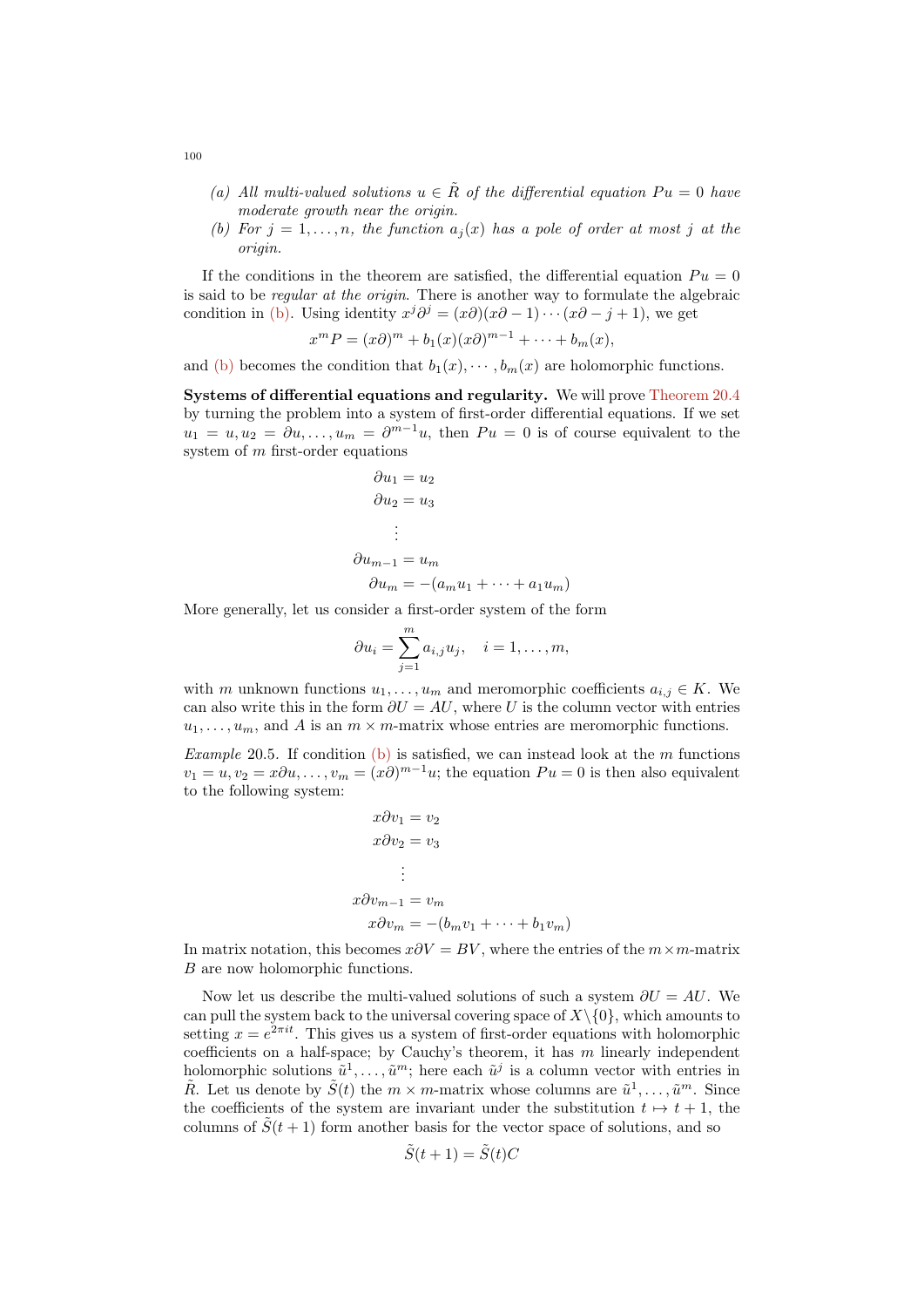(a) *All multi-valued solutions $u \in \tilde{R}$ of the differential equation $Pu = 0$ have moderate growth near the origin.*

(b) *For $j = 1, \dots, n$, the function $a_j(x)$ has a pole of order at most $j$ at the origin.*

If the conditions in the theorem are satisfied, the differential equation $Pu = 0$ is said to be *regular at the origin*. There is another way to formulate the algebraic condition in (b). Using identity $x^j \partial^j = (x\partial)(x\partial - 1) \cdots (x\partial - j + 1)$, we get

$$x^m P = (x\partial)^m + b_1(x)(x\partial)^{m-1} + \cdots + b_m(x),$$

and (b) becomes the condition that $b_1(x), \cdots, b_m(x)$ are holomorphic functions.

**Systems of differential equations and regularity.** We will prove Theorem 20.4 by turning the problem into a system of first-order differential equations. If we set $u_1 = u, u_2 = \partial u, \dots, u_m = \partial^{m-1} u$, then $Pu = 0$ is of course equivalent to the system of $m$ first-order equations

$$\begin{aligned}
\partial u_1 &= u_2 \\
\partial u_2 &= u_3 \\
&\vdots \\
\partial u_{m-1} &= u_m \\
\partial u_m &= -(a_m u_1 + \cdots + a_1 u_m)
\end{aligned}$$

More generally, let us consider a first-order system of the form

$$\partial u_i = \sum_{j=1}^{m} a_{i,j} u_j, \quad i = 1, \dots, m,$$

with $m$ unknown functions $u_1, \dots, u_m$ and meromorphic coefficients $a_{i,j} \in K$. We can also write this in the form $\partial U = AU$, where $U$ is the column vector with entries $u_1, \dots, u_m$, and $A$ is an $m \times m$-matrix whose entries are meromorphic functions.

*Example* 20.5. If condition (b) is satisfied, we can instead look at the $m$ functions $v_1 = u, v_2 = x\partial u, \dots, v_m = (x\partial)^{m-1} u$; the equation $Pu = 0$ is then also equivalent to the following system:

$$\begin{aligned}
x\partial v_1 &= v_2 \\
x\partial v_2 &= v_3 \\
&\vdots \\
x\partial v_{m-1} &= v_m \\
x\partial v_m &= -(b_m v_1 + \cdots + b_1 v_m)
\end{aligned}$$

In matrix notation, this becomes $x\partial V = BV$, where the entries of the $m \times m$-matrix $B$ are now holomorphic functions.

Now let us describe the multi-valued solutions of such a system $\partial U = AU$. We can pull the system back to the universal covering space of $X \setminus \{0\}$, which amounts to setting $x = e^{2\pi i t}$. This gives us a system of first-order equations with holomorphic coefficients on a half-space; by Cauchy's theorem, it has $m$ linearly independent holomorphic solutions $\tilde{u}^1, \dots, \tilde{u}^m$; here each $\tilde{u}^j$ is a column vector with entries in $\tilde{R}$. Let us denote by $\tilde{S}(t)$ the $m \times m$-matrix whose columns are $\tilde{u}^1, \dots, \tilde{u}^m$. Since the coefficients of the system are invariant under the substitution $t \mapsto t + 1$, the columns of $\tilde{S}(t + 1)$ form another basis for the vector space of solutions, and so

$$\tilde{S}(t + 1) = \tilde{S}(t) C$$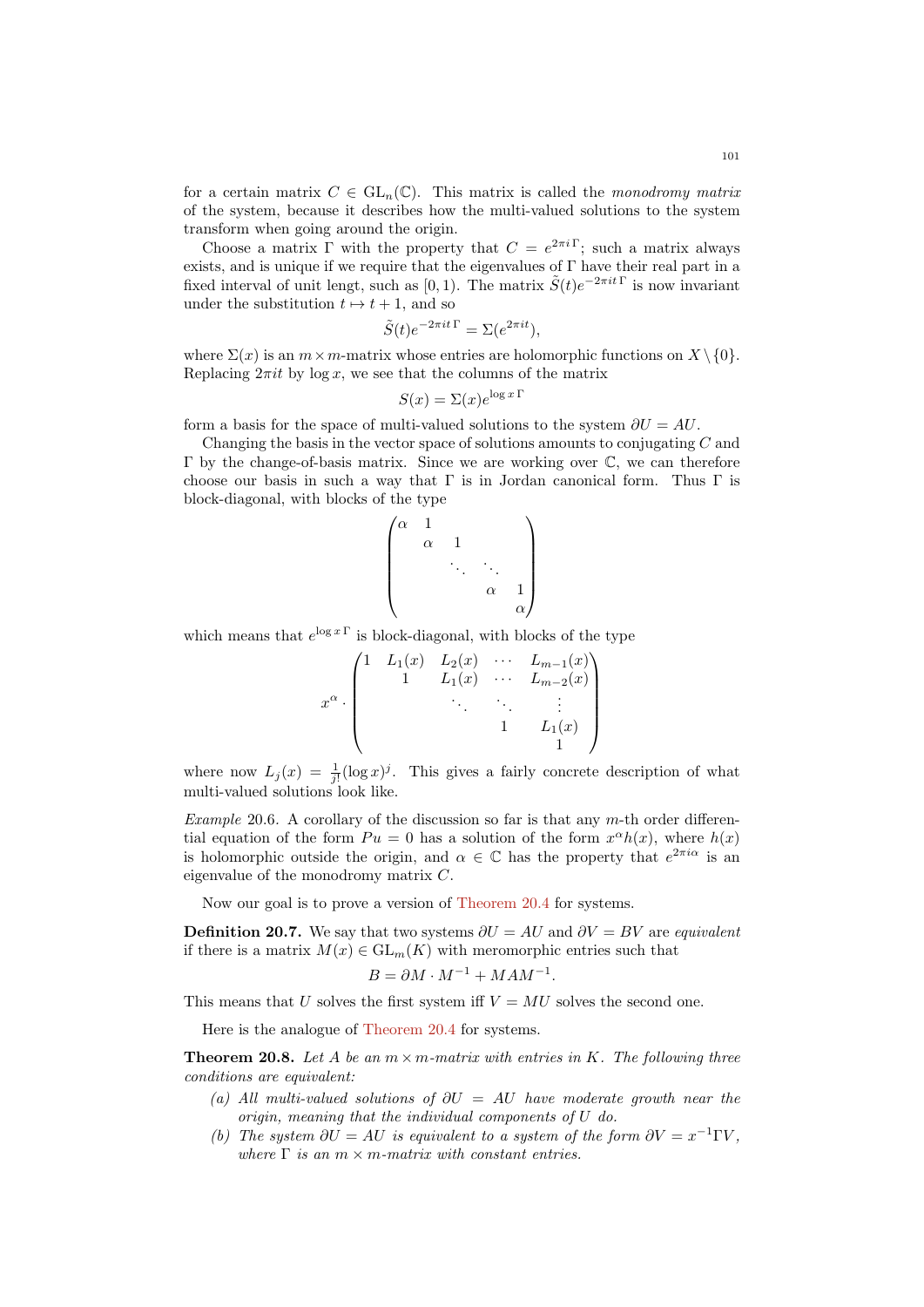for a certain matrix $C \in \mathrm{GL}_n(\mathbb{C})$. This matrix is called the *monodromy matrix* of the system, because it describes how the multi-valued solutions to the system transform when going around the origin.

Choose a matrix $\Gamma$ with the property that $C = e^{2\pi i \Gamma}$; such a matrix always exists, and is unique if we require that the eigenvalues of $\Gamma$ have their real part in a fixed interval of unit lengt, such as $[0, 1)$. The matrix $\tilde{S}(t)e^{-2\pi i t \Gamma}$ is now invariant under the substitution $t \mapsto t + 1$, and so

$$\tilde{S}(t)e^{-2\pi i t \Gamma} = \Sigma(e^{2\pi i t}),$$

where $\Sigma(x)$ is an $m \times m$-matrix whose entries are holomorphic functions on $X \setminus \{0\}$. Replacing $2\pi i t$ by $\log x$, we see that the columns of the matrix

$$S(x) = \Sigma(x) e^{\log x \, \Gamma}$$

form a basis for the space of multi-valued solutions to the system $\partial U = AU$.

Changing the basis in the vector space of solutions amounts to conjugating $C$ and $\Gamma$ by the change-of-basis matrix. Since we are working over $\mathbb{C}$, we can therefore choose our basis in such a way that $\Gamma$ is in Jordan canonical form. Thus $\Gamma$ is block-diagonal, with blocks of the type

$$\begin{pmatrix} \alpha & 1 & & & \\ & \alpha & 1 & & \\ & & \ddots & \ddots & \\ & & & \alpha & 1 \\ & & & & \alpha \end{pmatrix}$$

which means that $e^{\log x \, \Gamma}$ is block-diagonal, with blocks of the type

$$x^\alpha \cdot \begin{pmatrix} 1 & L_1(x) & L_2(x) & \cdots & L_{m-1}(x) \\ & 1 & L_1(x) & \cdots & L_{m-2}(x) \\ & & \ddots & \ddots & \vdots \\ & & & 1 & L_1(x) \\ & & & & 1 \end{pmatrix}$$

where now $L_j(x) = \frac{1}{j!}(\log x)^j$. This gives a fairly concrete description of what multi-valued solutions look like.

*Example* 20.6. A corollary of the discussion so far is that any $m$-th order differential equation of the form $Pu = 0$ has a solution of the form $x^\alpha h(x)$, where $h(x)$ is holomorphic outside the origin, and $\alpha \in \mathbb{C}$ has the property that $e^{2\pi i \alpha}$ is an eigenvalue of the monodromy matrix $C$.

Now our goal is to prove a version of Theorem 20.4 for systems.

**Definition 20.7.** We say that two systems $\partial U = AU$ and $\partial V = BV$ are *equivalent* if there is a matrix $M(x) \in \mathrm{GL}_m(K)$ with meromorphic entries such that

$$B = \partial M \cdot M^{-1} + MAM^{-1}.$$

This means that $U$ solves the first system iff $V = MU$ solves the second one.

Here is the analogue of Theorem 20.4 for systems.

**Theorem 20.8.** *Let $A$ be an $m \times m$-matrix with entries in $K$. The following three conditions are equivalent:*

*(a) All multi-valued solutions of $\partial U = AU$ have moderate growth near the origin, meaning that the individual components of $U$ do.*

*(b) The system $\partial U = AU$ is equivalent to a system of the form $\partial V = x^{-1}\Gamma V$, where $\Gamma$ is an $m \times m$-matrix with constant entries.*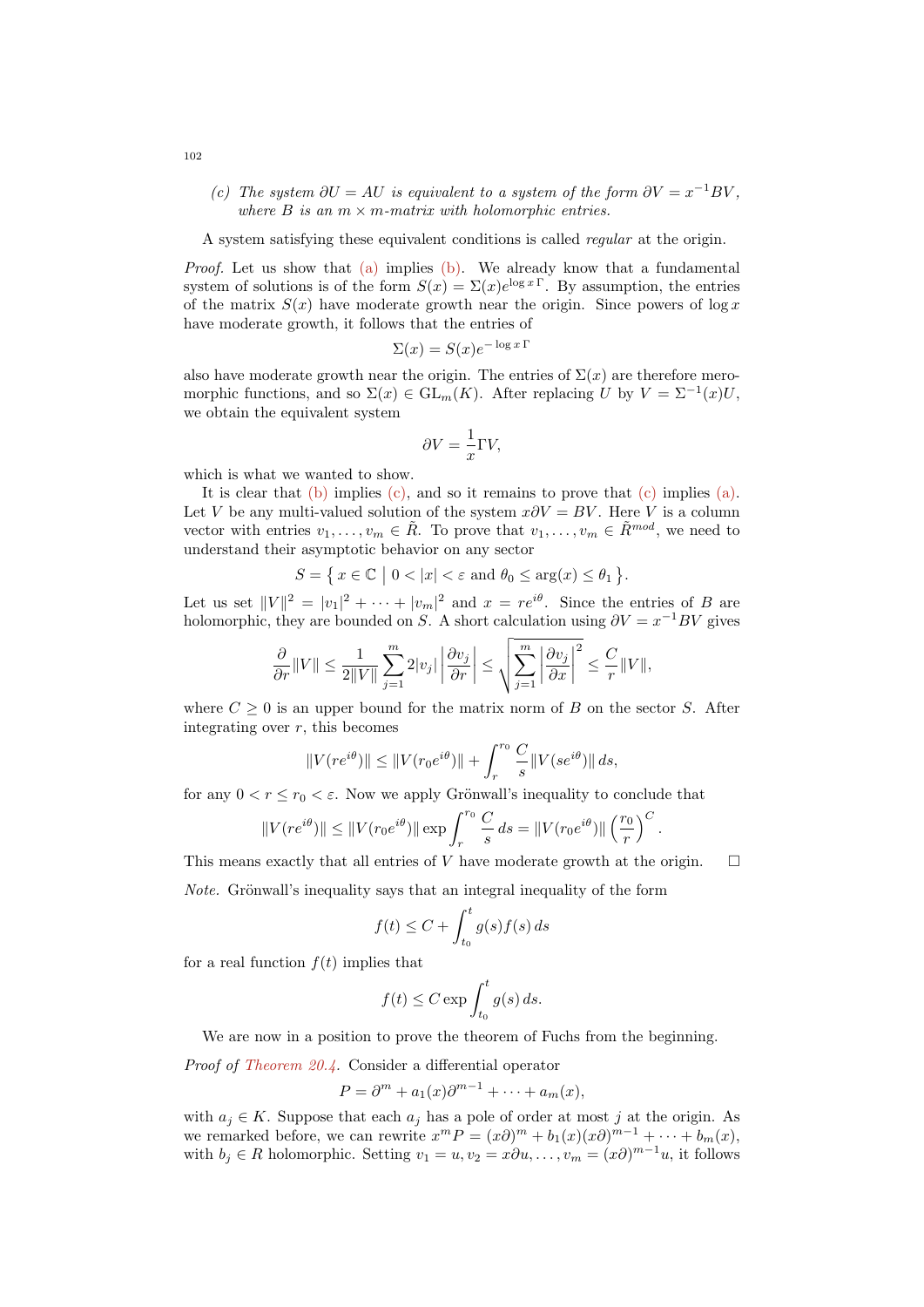*(c) The system $\partial U = AU$ is equivalent to a system of the form $\partial V = x^{-1}BV$, where $B$ is an $m \times m$-matrix with holomorphic entries.*

A system satisfying these equivalent conditions is called *regular* at the origin.

*Proof.* Let us show that (a) implies (b). We already know that a fundamental system of solutions is of the form $S(x) = \Sigma(x)e^{\log x\, \Gamma}$. By assumption, the entries of the matrix $S(x)$ have moderate growth near the origin. Since powers of $\log x$ have moderate growth, it follows that the entries of

$$\Sigma(x) = S(x)e^{-\log x\, \Gamma}$$

also have moderate growth near the origin. The entries of $\Sigma(x)$ are therefore meromorphic functions, and so $\Sigma(x) \in \mathrm{GL}_m(K)$. After replacing $U$ by $V = \Sigma^{-1}(x)U$, we obtain the equivalent system

$$\partial V = \frac{1}{x}\Gamma V,$$

which is what we wanted to show.

It is clear that (b) implies (c), and so it remains to prove that (c) implies (a). Let $V$ be any multi-valued solution of the system $x\partial V = BV$. Here $V$ is a column vector with entries $v_1, \dots, v_m \in \tilde{R}$. To prove that $v_1, \dots, v_m \in \tilde{R}^{mod}$, we need to understand their asymptotic behavior on any sector

$$S = \left\{\, x \in \mathbb{C} \;\middle|\; 0 < |x| < \varepsilon \text{ and } \theta_0 \leq \arg(x) \leq \theta_1 \,\right\}.$$

Let us set $\|V\|^2 = |v_1|^2 + \cdots + |v_m|^2$ and $x = re^{i\theta}$. Since the entries of $B$ are holomorphic, they are bounded on $S$. A short calculation using $\partial V = x^{-1}BV$ gives

$$\frac{\partial}{\partial r}\|V\| \leq \frac{1}{2\|V\|}\sum_{j=1}^{m} 2|v_j|\left|\frac{\partial v_j}{\partial r}\right| \leq \sqrt{\sum_{j=1}^{m}\left|\frac{\partial v_j}{\partial x}\right|^2} \leq \frac{C}{r}\|V\|,$$

where $C \geq 0$ is an upper bound for the matrix norm of $B$ on the sector $S$. After integrating over $r$, this becomes

$$\|V(re^{i\theta})\| \leq \|V(r_0e^{i\theta})\| + \int_r^{r_0} \frac{C}{s}\|V(se^{i\theta})\|\, ds,$$

for any $0 < r \leq r_0 < \varepsilon$. Now we apply Grönwall's inequality to conclude that

$$\|V(re^{i\theta})\| \leq \|V(r_0e^{i\theta})\| \exp\int_r^{r_0}\frac{C}{s}\,ds = \|V(r_0e^{i\theta})\|\left(\frac{r_0}{r}\right)^C.$$

This means exactly that all entries of $V$ have moderate growth at the origin. $\square$

*Note.* Grönwall's inequality says that an integral inequality of the form

$$f(t) \leq C + \int_{t_0}^{t} g(s)f(s)\,ds$$

for a real function $f(t)$ implies that

$$f(t) \leq C\exp\int_{t_0}^{t} g(s)\,ds.$$

We are now in a position to prove the theorem of Fuchs from the beginning.

*Proof of Theorem 20.4.* Consider a differential operator

$$P = \partial^m + a_1(x)\partial^{m-1} + \cdots + a_m(x),$$

with $a_j \in K$. Suppose that each $a_j$ has a pole of order at most $j$ at the origin. As we remarked before, we can rewrite $x^mP = (x\partial)^m + b_1(x)(x\partial)^{m-1} + \cdots + b_m(x)$, with $b_j \in R$ holomorphic. Setting $v_1 = u, v_2 = x\partial u, \dots, v_m = (x\partial)^{m-1}u$, it follows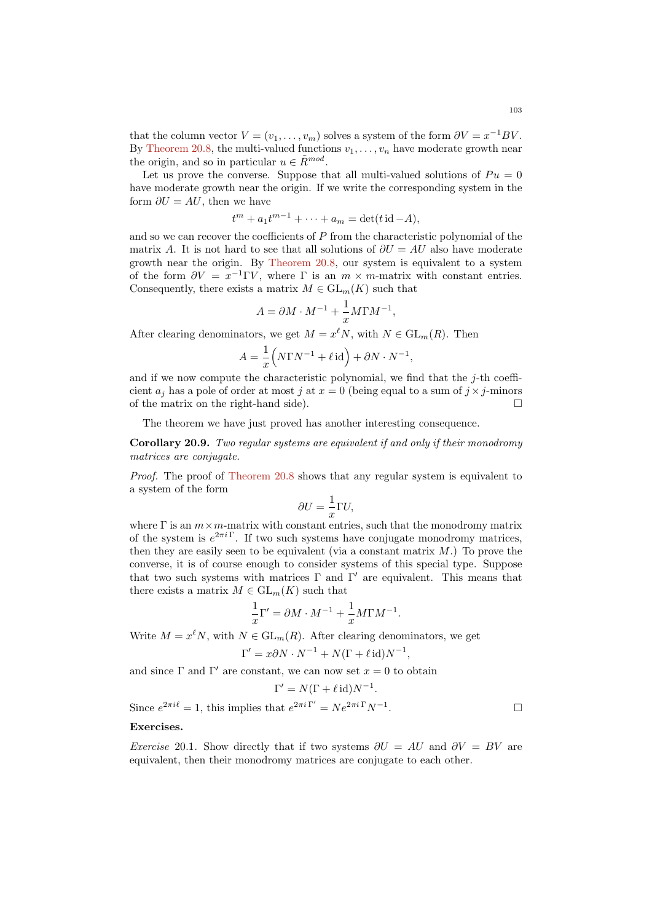that the column vector $V = (v_1, \dots, v_m)$ solves a system of the form $\partial V = x^{-1} BV$. By Theorem 20.8, the multi-valued functions $v_1, \dots, v_n$ have moderate growth near the origin, and so in particular $u \in \tilde{R}^{mod}$.

Let us prove the converse. Suppose that all multi-valued solutions of $Pu = 0$ have moderate growth near the origin. If we write the corresponding system in the form $\partial U = AU$, then we have

$$t^m + a_1 t^{m-1} + \cdots + a_m = \det(t \operatorname{id} - A),$$

and so we can recover the coefficients of $P$ from the characteristic polynomial of the matrix $A$. It is not hard to see that all solutions of $\partial U = AU$ also have moderate growth near the origin. By Theorem 20.8, our system is equivalent to a system of the form $\partial V = x^{-1} \Gamma V$, where $\Gamma$ is an $m \times m$-matrix with constant entries. Consequently, there exists a matrix $M \in \mathrm{GL}_m(K)$ such that

$$A = \partial M \cdot M^{-1} + \frac{1}{x} M \Gamma M^{-1},$$

After clearing denominators, we get $M = x^\ell N$, with $N \in \mathrm{GL}_m(R)$. Then

$$A = \frac{1}{x}\Big( N\Gamma N^{-1} + \ell \operatorname{id} \Big) + \partial N \cdot N^{-1},$$

and if we now compute the characteristic polynomial, we find that the $j$-th coefficient $a_j$ has a pole of order at most $j$ at $x = 0$ (being equal to a sum of $j \times j$-minors of the matrix on the right-hand side). ☐

The theorem we have just proved has another interesting consequence.

**Corollary 20.9.** *Two regular systems are equivalent if and only if their monodromy matrices are conjugate.*

*Proof.* The proof of Theorem 20.8 shows that any regular system is equivalent to a system of the form

$$\partial U = \frac{1}{x} \Gamma U,$$

where $\Gamma$ is an $m \times m$-matrix with constant entries, such that the monodromy matrix of the system is $e^{2\pi i \Gamma}$. If two such systems have conjugate monodromy matrices, then they are easily seen to be equivalent (via a constant matrix $M$.) To prove the converse, it is of course enough to consider systems of this special type. Suppose that two such systems with matrices $\Gamma$ and $\Gamma'$ are equivalent. This means that there exists a matrix $M \in \mathrm{GL}_m(K)$ such that

$$\frac{1}{x}\Gamma' = \partial M \cdot M^{-1} + \frac{1}{x} M \Gamma M^{-1}.$$

Write $M = x^\ell N$, with $N \in \mathrm{GL}_m(R)$. After clearing denominators, we get

$$\Gamma' = x \partial N \cdot N^{-1} + N(\Gamma + \ell \operatorname{id}) N^{-1},$$

and since $\Gamma$ and $\Gamma'$ are constant, we can now set $x = 0$ to obtain

$$\Gamma' = N(\Gamma + \ell \operatorname{id}) N^{-1}.$$

Since $e^{2\pi i \ell} = 1$, this implies that $e^{2\pi i \Gamma'} = N e^{2\pi i \Gamma} N^{-1}$. ☐

**Exercises.**

*Exercise* 20.1. Show directly that if two systems $\partial U = AU$ and $\partial V = BV$ are equivalent, then their monodromy matrices are conjugate to each other.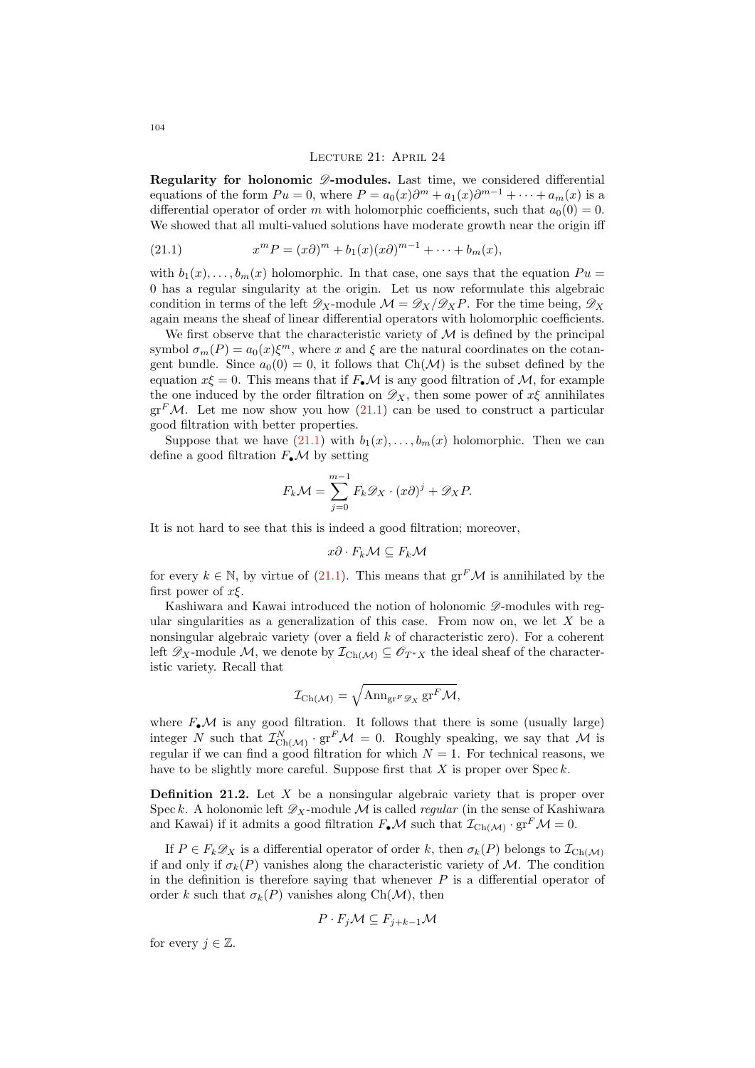## Lecture 21: April 24

**Regularity for holonomic $\mathscr{D}$-modules.** Last time, we considered differential equations of the form $Pu = 0$, where $P = a_0(x)\partial^m + a_1(x)\partial^{m-1} + \cdots + a_m(x)$ is a differential operator of order $m$ with holomorphic coefficients, such that $a_0(0) = 0$. We showed that all multi-valued solutions have moderate growth near the origin iff

$$x^m P = (x\partial)^m + b_1(x)(x\partial)^{m-1} + \cdots + b_m(x), \tag{21.1}$$

with $b_1(x), \dots, b_m(x)$ holomorphic. In that case, one says that the equation $Pu = 0$ has a regular singularity at the origin. Let us now reformulate this algebraic condition in terms of the left $\mathscr{D}_X$-module $\mathcal{M} = \mathscr{D}_X/\mathscr{D}_X P$. For the time being, $\mathscr{D}_X$ again means the sheaf of linear differential operators with holomorphic coefficients.

We first observe that the characteristic variety of $\mathcal{M}$ is defined by the principal symbol $\sigma_m(P) = a_0(x)\xi^m$, where $x$ and $\xi$ are the natural coordinates on the cotangent bundle. Since $a_0(0) = 0$, it follows that $\mathrm{Ch}(\mathcal{M})$ is the subset defined by the equation $x\xi = 0$. This means that if $F_\bullet\mathcal{M}$ is any good filtration of $\mathcal{M}$, for example the one induced by the order filtration on $\mathscr{D}_X$, then some power of $x\xi$ annihilates $\mathrm{gr}^F\mathcal{M}$. Let me now show you how (21.1) can be used to construct a particular good filtration with better properties.

Suppose that we have (21.1) with $b_1(x), \dots, b_m(x)$ holomorphic. Then we can define a good filtration $F_\bullet\mathcal{M}$ by setting

$$F_k\mathcal{M} = \sum_{j=0}^{m-1} F_k\mathscr{D}_X \cdot (x\partial)^j + \mathscr{D}_X P.$$

It is not hard to see that this is indeed a good filtration; moreover,

$$x\partial \cdot F_k\mathcal{M} \subseteq F_k\mathcal{M}$$

for every $k \in \mathbb{N}$, by virtue of (21.1). This means that $\mathrm{gr}^F\mathcal{M}$ is annihilated by the first power of $x\xi$.

Kashiwara and Kawai introduced the notion of holonomic $\mathscr{D}$-modules with regular singularities as a generalization of this case. From now on, we let $X$ be a nonsingular algebraic variety (over a field $k$ of characteristic zero). For a coherent left $\mathscr{D}_X$-module $\mathcal{M}$, we denote by $\mathcal{I}_{\mathrm{Ch}(\mathcal{M})} \subseteq \mathscr{O}_{T^*X}$ the ideal sheaf of the characteristic variety. Recall that

$$\mathcal{I}_{\mathrm{Ch}(\mathcal{M})} = \sqrt{\mathrm{Ann}_{\mathrm{gr}^F\mathscr{D}_X} \mathrm{gr}^F\mathcal{M}},$$

where $F_\bullet\mathcal{M}$ is any good filtration. It follows that there is some (usually large) integer $N$ such that $\mathcal{I}_{\mathrm{Ch}(\mathcal{M})}^N \cdot \mathrm{gr}^F\mathcal{M} = 0$. Roughly speaking, we say that $\mathcal{M}$ is regular if we can find a good filtration for which $N = 1$. For technical reasons, we have to be slightly more careful. Suppose first that $X$ is proper over $\mathrm{Spec}\, k$.

**Definition 21.2.** Let $X$ be a nonsingular algebraic variety that is proper over $\mathrm{Spec}\, k$. A holonomic left $\mathscr{D}_X$-module $\mathcal{M}$ is called *regular* (in the sense of Kashiwara and Kawai) if it admits a good filtration $F_\bullet\mathcal{M}$ such that $\mathcal{I}_{\mathrm{Ch}(\mathcal{M})} \cdot \mathrm{gr}^F\mathcal{M} = 0$.

If $P \in F_k\mathscr{D}_X$ is a differential operator of order $k$, then $\sigma_k(P)$ belongs to $\mathcal{I}_{\mathrm{Ch}(\mathcal{M})}$ if and only if $\sigma_k(P)$ vanishes along the characteristic variety of $\mathcal{M}$. The condition in the definition is therefore saying that whenever $P$ is a differential operator of order $k$ such that $\sigma_k(P)$ vanishes along $\mathrm{Ch}(\mathcal{M})$, then

$$P \cdot F_j\mathcal{M} \subseteq F_{j+k-1}\mathcal{M}$$

for every $j \in \mathbb{Z}$.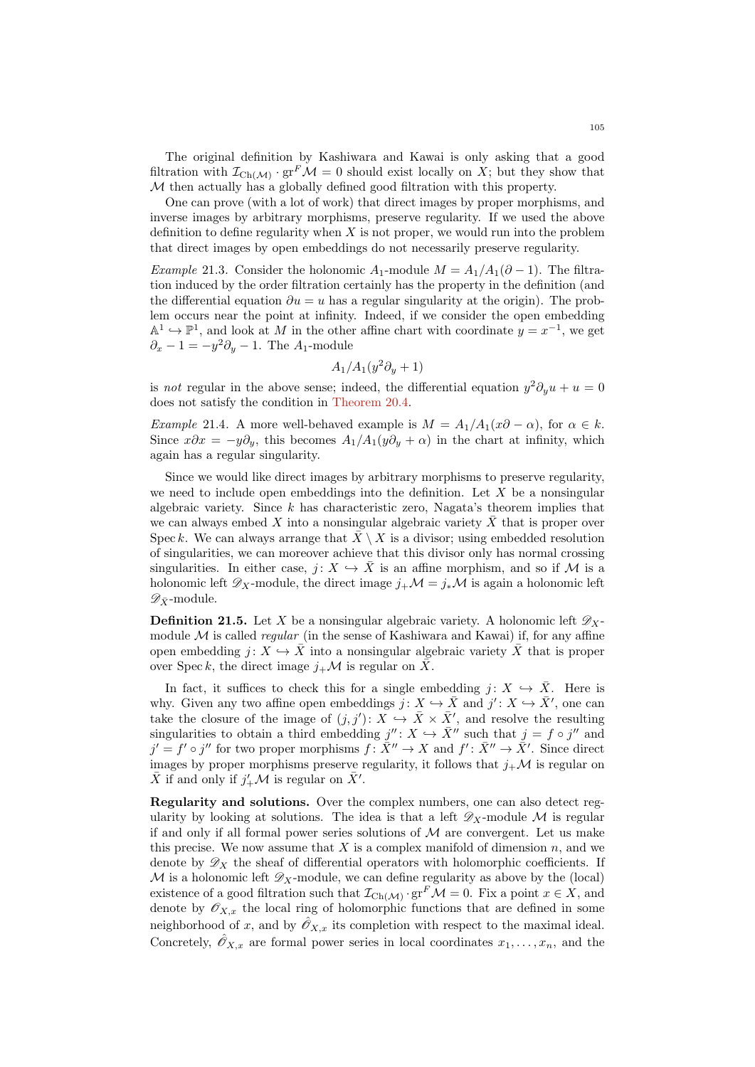The original definition by Kashiwara and Kawai is only asking that a good filtration with $\mathcal{I}_{\mathrm{Ch}(\mathcal{M})} \cdot \mathrm{gr}^F \mathcal{M} = 0$ should exist locally on $X$; but they show that $\mathcal{M}$ then actually has a globally defined good filtration with this property.

One can prove (with a lot of work) that direct images by proper morphisms, and inverse images by arbitrary morphisms, preserve regularity. If we used the above definition to define regularity when $X$ is not proper, we would run into the problem that direct images by open embeddings do not necessarily preserve regularity.

*Example* 21.3. Consider the holonomic $A_1$-module $M = A_1/A_1(\partial - 1)$. The filtration induced by the order filtration certainly has the property in the definition (and the differential equation $\partial u = u$ has a regular singularity at the origin). The problem occurs near the point at infinity. Indeed, if we consider the open embedding $\mathbb{A}^1 \hookrightarrow \mathbb{P}^1$, and look at $M$ in the other affine chart with coordinate $y = x^{-1}$, we get $\partial_x - 1 = -y^2\partial_y - 1$. The $A_1$-module

$$A_1/A_1(y^2\partial_y + 1)$$

is *not* regular in the above sense; indeed, the differential equation $y^2\partial_y u + u = 0$ does not satisfy the condition in Theorem 20.4.

*Example* 21.4. A more well-behaved example is $M = A_1/A_1(x\partial - \alpha)$, for $\alpha \in k$. Since $x\partial x = -y\partial_y$, this becomes $A_1/A_1(y\partial_y + \alpha)$ in the chart at infinity, which again has a regular singularity.

Since we would like direct images by arbitrary morphisms to preserve regularity, we need to include open embeddings into the definition. Let $X$ be a nonsingular algebraic variety. Since $k$ has characteristic zero, Nagata's theorem implies that we can always embed $X$ into a nonsingular algebraic variety $\bar{X}$ that is proper over $\operatorname{Spec} k$. We can always arrange that $\bar{X} \setminus X$ is a divisor; using embedded resolution of singularities, we can moreover achieve that this divisor only has normal crossing singularities. In either case, $j \colon X \hookrightarrow \bar{X}$ is an affine morphism, and so if $\mathcal{M}$ is a holonomic left $\mathscr{D}_X$-module, the direct image $j_+\mathcal{M} = j_*\mathcal{M}$ is again a holonomic left $\mathscr{D}_{\bar{X}}$-module.

**Definition 21.5.** Let $X$ be a nonsingular algebraic variety. A holonomic left $\mathscr{D}_X$-module $\mathcal{M}$ is called *regular* (in the sense of Kashiwara and Kawai) if, for any affine open embedding $j \colon X \hookrightarrow \bar{X}$ into a nonsingular algebraic variety $\bar{X}$ that is proper over $\operatorname{Spec} k$, the direct image $j_+\mathcal{M}$ is regular on $\bar{X}$.

In fact, it suffices to check this for a single embedding $j \colon X \hookrightarrow \bar{X}$. Here is why. Given any two affine open embeddings $j \colon X \hookrightarrow \bar{X}$ and $j' \colon X \hookrightarrow \bar{X}'$, one can take the closure of the image of $(j, j') \colon X \hookrightarrow \bar{X} \times \bar{X}'$, and resolve the resulting singularities to obtain a third embedding $j'' \colon X \hookrightarrow \bar{X}''$ such that $j = f \circ j''$ and $j' = f' \circ j''$ for two proper morphisms $f \colon \bar{X}'' \to X$ and $f' \colon \bar{X}'' \to \bar{X}'$. Since direct images by proper morphisms preserve regularity, it follows that $j_+\mathcal{M}$ is regular on $\bar{X}$ if and only if $j'_+\mathcal{M}$ is regular on $\bar{X}'$.

**Regularity and solutions.** Over the complex numbers, one can also detect regularity by looking at solutions. The idea is that a left $\mathscr{D}_X$-module $\mathcal{M}$ is regular if and only if all formal power series solutions of $\mathcal{M}$ are convergent. Let us make this precise. We now assume that $X$ is a complex manifold of dimension $n$, and we denote by $\mathscr{D}_X$ the sheaf of differential operators with holomorphic coefficients. If $\mathcal{M}$ is a holonomic left $\mathscr{D}_X$-module, we can define regularity as above by the (local) existence of a good filtration such that $\mathcal{I}_{\mathrm{Ch}(\mathcal{M})} \cdot \mathrm{gr}^F \mathcal{M} = 0$. Fix a point $x \in X$, and denote by $\mathscr{O}_{X,x}$ the local ring of holomorphic functions that are defined in some neighborhood of $x$, and by $\hat{\mathscr{O}}_{X,x}$ its completion with respect to the maximal ideal. Concretely, $\hat{\mathscr{O}}_{X,x}$ are formal power series in local coordinates $x_1, \dots, x_n$, and the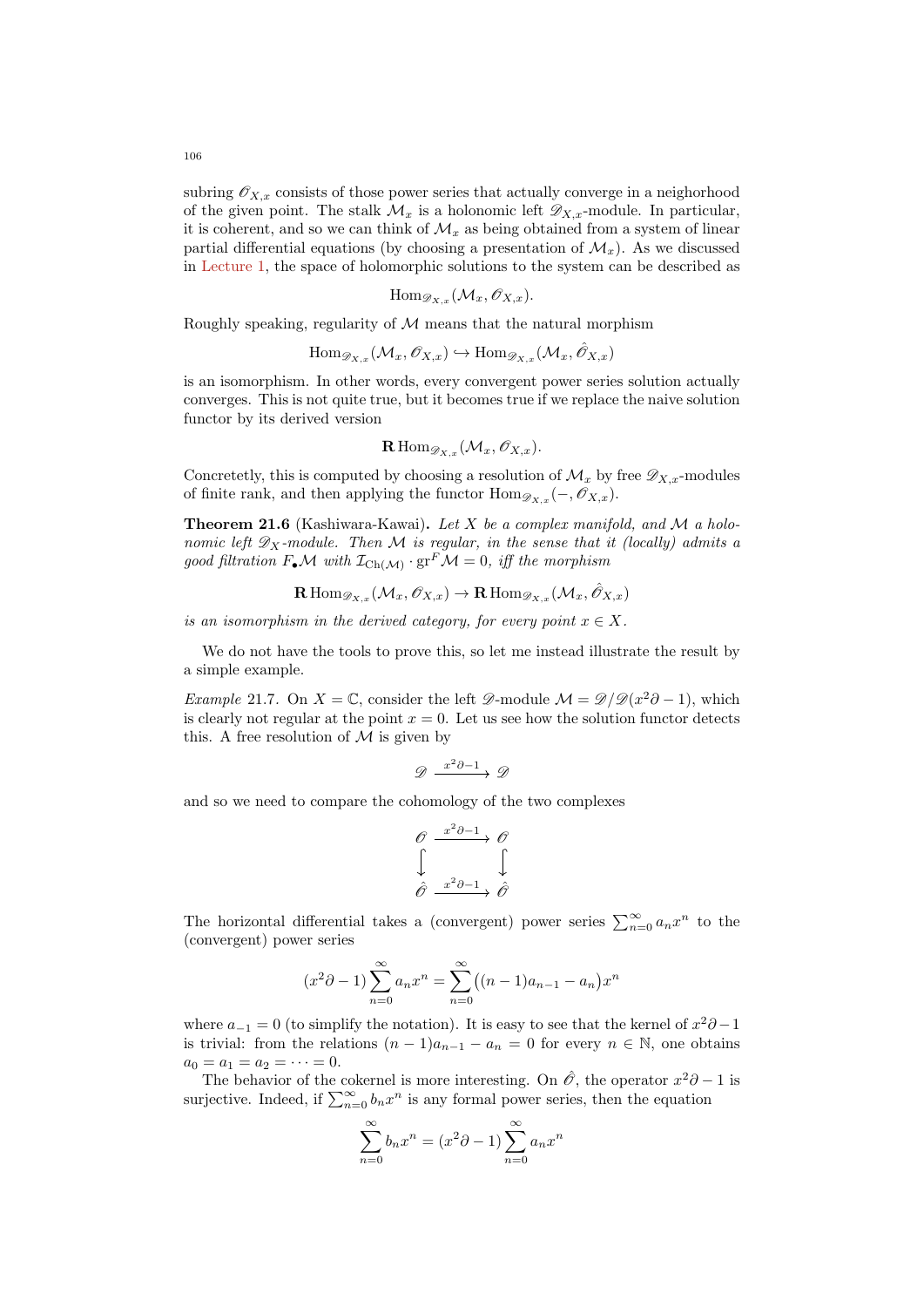subring $\mathscr{O}_{X,x}$ consists of those power series that actually converge in a neighorhood of the given point. The stalk $\mathcal{M}_x$ is a holonomic left $\mathscr{D}_{X,x}$-module. In particular, it is coherent, and so we can think of $\mathcal{M}_x$ as being obtained from a system of linear partial differential equations (by choosing a presentation of $\mathcal{M}_x$). As we discussed in Lecture 1, the space of holomorphic solutions to the system can be described as

$$\operatorname{Hom}_{\mathscr{D}_{X,x}}(\mathcal{M}_x, \mathscr{O}_{X,x}).$$

Roughly speaking, regularity of $\mathcal{M}$ means that the natural morphism

$$\operatorname{Hom}_{\mathscr{D}_{X,x}}(\mathcal{M}_x, \mathscr{O}_{X,x}) \hookrightarrow \operatorname{Hom}_{\mathscr{D}_{X,x}}(\mathcal{M}_x, \hat{\mathscr{O}}_{X,x})$$

is an isomorphism. In other words, every convergent power series solution actually converges. This is not quite true, but it becomes true if we replace the naive solution functor by its derived version

$$\mathbf{R}\operatorname{Hom}_{\mathscr{D}_{X,x}}(\mathcal{M}_x, \mathscr{O}_{X,x}).$$

Concretetly, this is computed by choosing a resolution of $\mathcal{M}_x$ by free $\mathscr{D}_{X,x}$-modules of finite rank, and then applying the functor $\operatorname{Hom}_{\mathscr{D}_{X,x}}(-, \mathscr{O}_{X,x})$.

**Theorem 21.6** (Kashiwara-Kawai)**.** *Let $X$ be a complex manifold, and $\mathcal{M}$ a holonomic left $\mathscr{D}_X$-module. Then $\mathcal{M}$ is regular, in the sense that it (locally) admits a good filtration $F_\bullet\mathcal{M}$ with $\mathcal{I}_{\mathrm{Ch}(\mathcal{M})} \cdot \operatorname{gr}^F \mathcal{M} = 0$, iff the morphism*

$$\mathbf{R}\operatorname{Hom}_{\mathscr{D}_{X,x}}(\mathcal{M}_x, \mathscr{O}_{X,x}) \to \mathbf{R}\operatorname{Hom}_{\mathscr{D}_{X,x}}(\mathcal{M}_x, \hat{\mathscr{O}}_{X,x})$$

*is an isomorphism in the derived category, for every point $x \in X$.*

We do not have the tools to prove this, so let me instead illustrate the result by a simple example.

*Example* 21.7. On $X = \mathbb{C}$, consider the left $\mathscr{D}$-module $\mathcal{M} = \mathscr{D}/\mathscr{D}(x^2\partial - 1)$, which is clearly not regular at the point $x = 0$. Let us see how the solution functor detects this. A free resolution of $\mathcal{M}$ is given by

$$\mathscr{D} \xrightarrow{x^2\partial - 1} \mathscr{D}$$

and so we need to compare the cohomology of the two complexes

$$\begin{array}{ccc} \mathscr{O} & \xrightarrow{x^2\partial - 1} & \mathscr{O} \\ \downarrow & & \downarrow \\ \hat{\mathscr{O}} & \xrightarrow{x^2\partial - 1} & \hat{\mathscr{O}} \end{array}$$

The horizontal differential takes a (convergent) power series $\sum_{n=0}^\infty a_n x^n$ to the (convergent) power series

$$(x^2\partial - 1)\sum_{n=0}^\infty a_n x^n = \sum_{n=0}^\infty \big((n-1)a_{n-1} - a_n\big)x^n$$

where $a_{-1} = 0$ (to simplify the notation). It is easy to see that the kernel of $x^2\partial - 1$ is trivial: from the relations $(n-1)a_{n-1} - a_n = 0$ for every $n \in \mathbb{N}$, one obtains $a_0 = a_1 = a_2 = \cdots = 0$.

The behavior of the cokernel is more interesting. On $\hat{\mathscr{O}}$, the operator $x^2\partial - 1$ is surjective. Indeed, if $\sum_{n=0}^\infty b_n x^n$ is any formal power series, then the equation

$$\sum_{n=0}^\infty b_n x^n = (x^2\partial - 1)\sum_{n=0}^\infty a_n x^n$$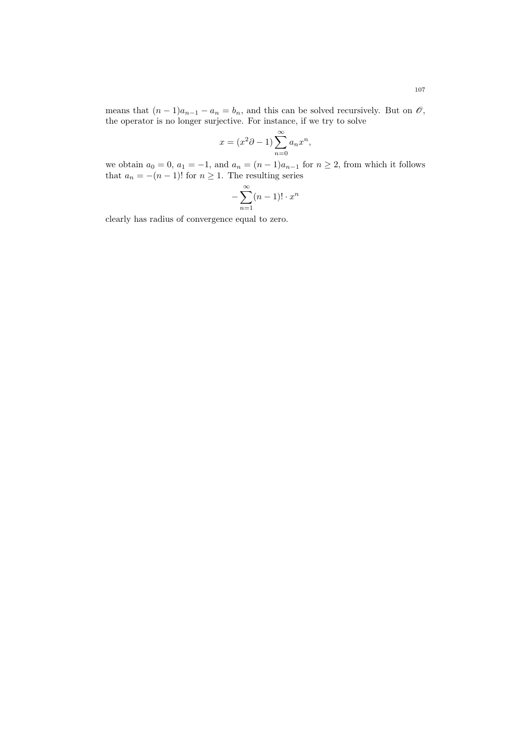means that $(n-1)a_{n-1} - a_n = b_n$, and this can be solved recursively. But on $\mathscr{O}$, the operator is no longer surjective. For instance, if we try to solve

$$x = (x^2 \partial - 1) \sum_{n=0}^{\infty} a_n x^n,$$

we obtain $a_0 = 0$, $a_1 = -1$, and $a_n = (n-1)a_{n-1}$ for $n \geq 2$, from which it follows that $a_n = -(n-1)!$ for $n \geq 1$. The resulting series

$$-\sum_{n=1}^{\infty} (n-1)! \cdot x^n$$

clearly has radius of convergence equal to zero.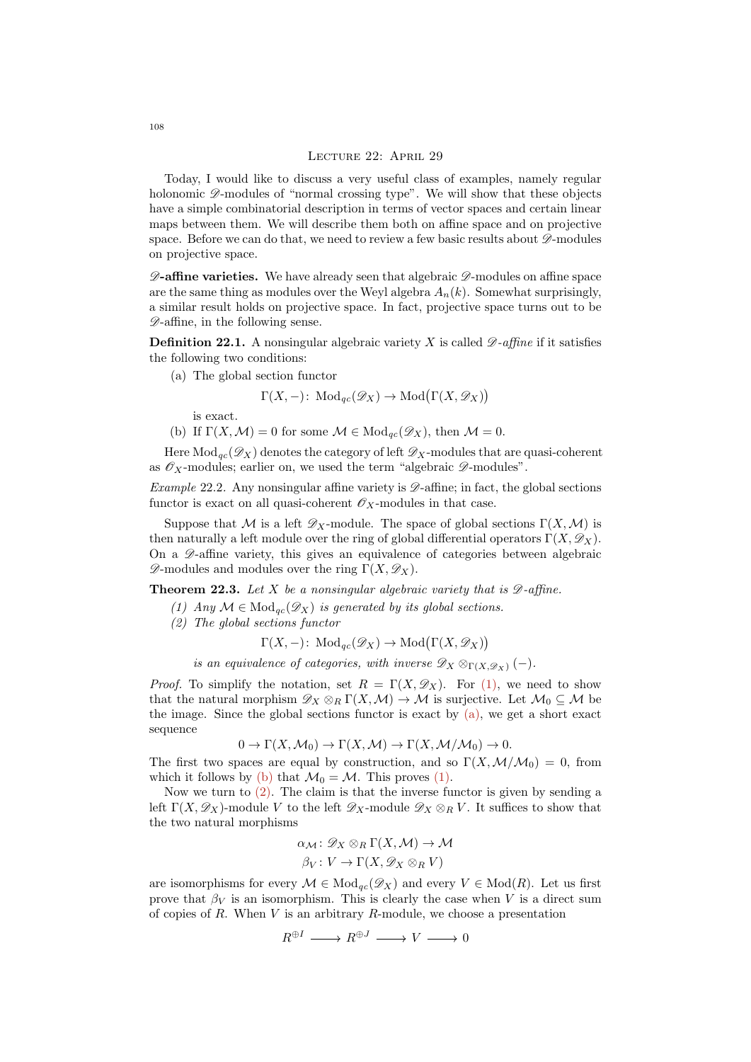## Lecture 22: April 29

Today, I would like to discuss a very useful class of examples, namely regular holonomic $\mathscr{D}$-modules of "normal crossing type". We will show that these objects have a simple combinatorial description in terms of vector spaces and certain linear maps between them. We will describe them both on affine space and on projective space. Before we can do that, we need to review a few basic results about $\mathscr{D}$-modules on projective space.

**$\mathscr{D}$-affine varieties.** We have already seen that algebraic $\mathscr{D}$-modules on affine space are the same thing as modules over the Weyl algebra $A_n(k)$. Somewhat surprisingly, a similar result holds on projective space. In fact, projective space turns out to be $\mathscr{D}$-affine, in the following sense.

**Definition 22.1.** A nonsingular algebraic variety $X$ is called *$\mathscr{D}$-affine* if it satisfies the following two conditions:

(a) The global section functor
$$\Gamma(X, -) \colon \operatorname{Mod}_{qc}(\mathscr{D}_X) \to \operatorname{Mod}\bigl(\Gamma(X, \mathscr{D}_X)\bigr)$$
is exact.

(b) If $\Gamma(X, \mathcal{M}) = 0$ for some $\mathcal{M} \in \operatorname{Mod}_{qc}(\mathscr{D}_X)$, then $\mathcal{M} = 0$.

Here $\operatorname{Mod}_{qc}(\mathscr{D}_X)$ denotes the category of left $\mathscr{D}_X$-modules that are quasi-coherent as $\mathscr{O}_X$-modules; earlier on, we used the term "algebraic $\mathscr{D}$-modules".

*Example* 22.2. Any nonsingular affine variety is $\mathscr{D}$-affine; in fact, the global sections functor is exact on all quasi-coherent $\mathscr{O}_X$-modules in that case.

Suppose that $\mathcal{M}$ is a left $\mathscr{D}_X$-module. The space of global sections $\Gamma(X, \mathcal{M})$ is then naturally a left module over the ring of global differential operators $\Gamma(X, \mathscr{D}_X)$. On a $\mathscr{D}$-affine variety, this gives an equivalence of categories between algebraic $\mathscr{D}$-modules and modules over the ring $\Gamma(X, \mathscr{D}_X)$.

**Theorem 22.3.** *Let $X$ be a nonsingular algebraic variety that is $\mathscr{D}$-affine.*

*(1) Any $\mathcal{M} \in \operatorname{Mod}_{qc}(\mathscr{D}_X)$ is generated by its global sections.*

*(2) The global sections functor*
$$\Gamma(X, -) \colon \operatorname{Mod}_{qc}(\mathscr{D}_X) \to \operatorname{Mod}\bigl(\Gamma(X, \mathscr{D}_X)\bigr)$$
*is an equivalence of categories, with inverse $\mathscr{D}_X \otimes_{\Gamma(X,\mathscr{D}_X)} (-)$.*

*Proof.* To simplify the notation, set $R = \Gamma(X, \mathscr{D}_X)$. For (1), we need to show that the natural morphism $\mathscr{D}_X \otimes_R \Gamma(X, \mathcal{M}) \to \mathcal{M}$ is surjective. Let $\mathcal{M}_0 \subseteq \mathcal{M}$ be the image. Since the global sections functor is exact by (a), we get a short exact sequence
$$0 \to \Gamma(X, \mathcal{M}_0) \to \Gamma(X, \mathcal{M}) \to \Gamma(X, \mathcal{M}/\mathcal{M}_0) \to 0.$$
The first two spaces are equal by construction, and so $\Gamma(X, \mathcal{M}/\mathcal{M}_0) = 0$, from which it follows by (b) that $\mathcal{M}_0 = \mathcal{M}$. This proves (1).

Now we turn to (2). The claim is that the inverse functor is given by sending a left $\Gamma(X, \mathscr{D}_X)$-module $V$ to the left $\mathscr{D}_X$-module $\mathscr{D}_X \otimes_R V$. It suffices to show that the two natural morphisms
$$\alpha_{\mathcal{M}} \colon \mathscr{D}_X \otimes_R \Gamma(X, \mathcal{M}) \to \mathcal{M}$$
$$\beta_V \colon V \to \Gamma(X, \mathscr{D}_X \otimes_R V)$$
are isomorphisms for every $\mathcal{M} \in \operatorname{Mod}_{qc}(\mathscr{D}_X)$ and every $V \in \operatorname{Mod}(R)$. Let us first prove that $\beta_V$ is an isomorphism. This is clearly the case when $V$ is a direct sum of copies of $R$. When $V$ is an arbitrary $R$-module, we choose a presentation
$$R^{\oplus I} \longrightarrow R^{\oplus J} \longrightarrow V \longrightarrow 0$$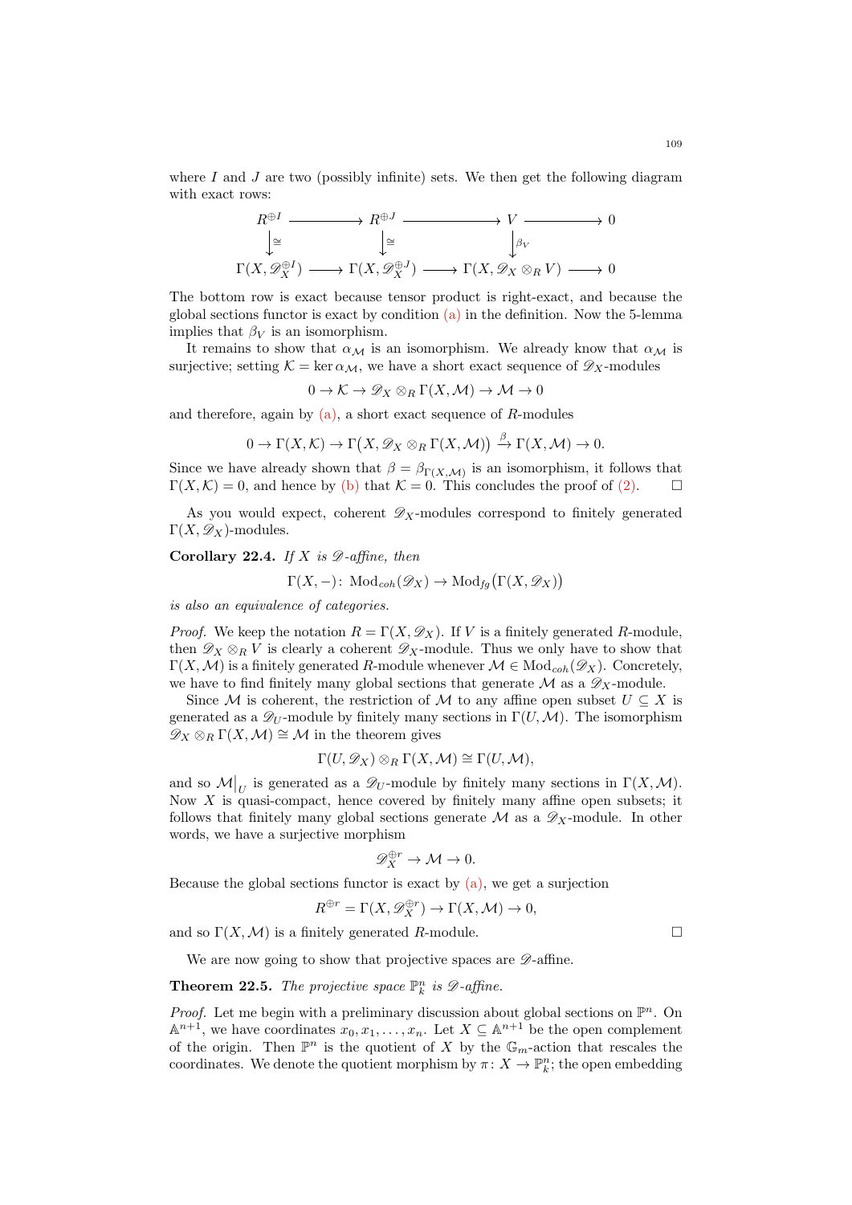where $I$ and $J$ are two (possibly infinite) sets. We then get the following diagram with exact rows:

$$\begin{array}{ccccccc}
R^{\oplus I} & \longrightarrow & R^{\oplus J} & \longrightarrow & V & \longrightarrow & 0 \\
\downarrow{\cong} & & \downarrow{\cong} & & \downarrow{\beta_V} & & \\
\Gamma(X, \mathscr{D}_X^{\oplus I}) & \longrightarrow & \Gamma(X, \mathscr{D}_X^{\oplus J}) & \longrightarrow & \Gamma(X, \mathscr{D}_X \otimes_R V) & \longrightarrow & 0
\end{array}$$

The bottom row is exact because tensor product is right-exact, and because the global sections functor is exact by condition (a) in the definition. Now the 5-lemma implies that $\beta_V$ is an isomorphism.

It remains to show that $\alpha_{\mathcal{M}}$ is an isomorphism. We already know that $\alpha_{\mathcal{M}}$ is surjective; setting $\mathcal{K} = \ker \alpha_{\mathcal{M}}$, we have a short exact sequence of $\mathscr{D}_X$-modules

$$0 \to \mathcal{K} \to \mathscr{D}_X \otimes_R \Gamma(X, \mathcal{M}) \to \mathcal{M} \to 0$$

and therefore, again by (a), a short exact sequence of $R$-modules

$$0 \to \Gamma(X, \mathcal{K}) \to \Gamma\big(X, \mathscr{D}_X \otimes_R \Gamma(X, \mathcal{M})\big) \xrightarrow{\beta} \Gamma(X, \mathcal{M}) \to 0.$$

Since we have already shown that $\beta = \beta_{\Gamma(X,\mathcal{M})}$ is an isomorphism, it follows that $\Gamma(X, \mathcal{K}) = 0$, and hence by (b) that $\mathcal{K} = 0$. This concludes the proof of (2). □

As you would expect, coherent $\mathscr{D}_X$-modules correspond to finitely generated $\Gamma(X, \mathscr{D}_X)$-modules.

**Corollary 22.4.** *If $X$ is $\mathscr{D}$-affine, then*

$$\Gamma(X, -)\colon \operatorname{Mod}_{coh}(\mathscr{D}_X) \to \operatorname{Mod}_{fg}\big(\Gamma(X, \mathscr{D}_X)\big)$$

*is also an equivalence of categories.*

*Proof.* We keep the notation $R = \Gamma(X, \mathscr{D}_X)$. If $V$ is a finitely generated $R$-module, then $\mathscr{D}_X \otimes_R V$ is clearly a coherent $\mathscr{D}_X$-module. Thus we only have to show that $\Gamma(X, \mathcal{M})$ is a finitely generated $R$-module whenever $\mathcal{M} \in \operatorname{Mod}_{coh}(\mathscr{D}_X)$. Concretely, we have to find finitely many global sections that generate $\mathcal{M}$ as a $\mathscr{D}_X$-module.

Since $\mathcal{M}$ is coherent, the restriction of $\mathcal{M}$ to any affine open subset $U \subseteq X$ is generated as a $\mathscr{D}_U$-module by finitely many sections in $\Gamma(U, \mathcal{M})$. The isomorphism $\mathscr{D}_X \otimes_R \Gamma(X, \mathcal{M}) \cong \mathcal{M}$ in the theorem gives

$$\Gamma(U, \mathscr{D}_X) \otimes_R \Gamma(X, \mathcal{M}) \cong \Gamma(U, \mathcal{M}),$$

and so $\mathcal{M}\big|_U$ is generated as a $\mathscr{D}_U$-module by finitely many sections in $\Gamma(X, \mathcal{M})$. Now $X$ is quasi-compact, hence covered by finitely many affine open subsets; it follows that finitely many global sections generate $\mathcal{M}$ as a $\mathscr{D}_X$-module. In other words, we have a surjective morphism

$$\mathscr{D}_X^{\oplus r} \to \mathcal{M} \to 0.$$

Because the global sections functor is exact by (a), we get a surjection

$$R^{\oplus r} = \Gamma(X, \mathscr{D}_X^{\oplus r}) \to \Gamma(X, \mathcal{M}) \to 0,$$

and so $\Gamma(X, \mathcal{M})$ is a finitely generated $R$-module. □

We are now going to show that projective spaces are $\mathscr{D}$-affine.

**Theorem 22.5.** *The projective space $\mathbb{P}^n_k$ is $\mathscr{D}$-affine.*

*Proof.* Let me begin with a preliminary discussion about global sections on $\mathbb{P}^n$. On $\mathbb{A}^{n+1}$, we have coordinates $x_0, x_1, \dots, x_n$. Let $X \subseteq \mathbb{A}^{n+1}$ be the open complement of the origin. Then $\mathbb{P}^n$ is the quotient of $X$ by the $\mathbb{G}_m$-action that rescales the coordinates. We denote the quotient morphism by $\pi\colon X \to \mathbb{P}^n_k$; the open embedding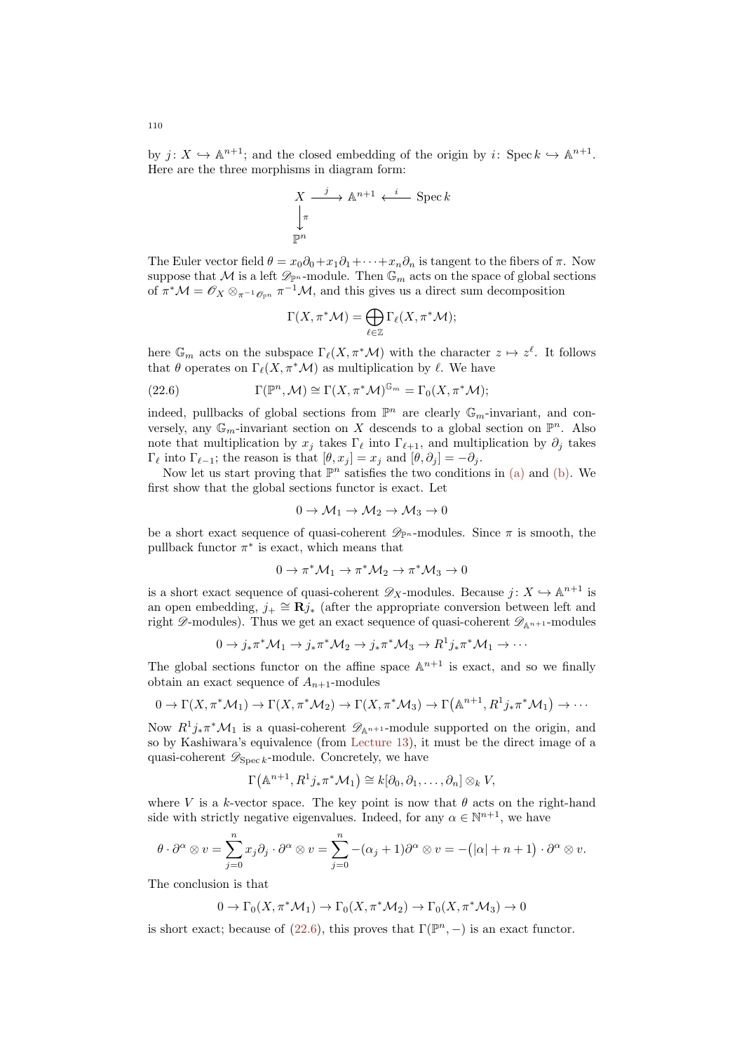by $j\colon X \hookrightarrow \mathbb{A}^{n+1}$; and the closed embedding of the origin by $i\colon \operatorname{Spec} k \hookrightarrow \mathbb{A}^{n+1}$. Here are the three morphisms in diagram form:

$$\begin{array}{ccccc} X & \xrightarrow{\;j\;} & \mathbb{A}^{n+1} & \xleftarrow{\;i\;} & \operatorname{Spec} k \\ \big\downarrow{\scriptstyle \pi} & & & & \\ \mathbb{P}^n & & & & \end{array}$$

The Euler vector field $\theta = x_0\partial_0 + x_1\partial_1 + \cdots + x_n\partial_n$ is tangent to the fibers of $\pi$. Now suppose that $\mathcal{M}$ is a left $\mathscr{D}_{\mathbb{P}^n}$-module. Then $\mathbb{G}_m$ acts on the space of global sections of $\pi^*\mathcal{M} = \mathscr{O}_X \otimes_{\pi^{-1}\mathscr{O}_{\mathbb{P}^n}} \pi^{-1}\mathcal{M}$, and this gives us a direct sum decomposition

$$\Gamma(X, \pi^*\mathcal{M}) = \bigoplus_{\ell \in \mathbb{Z}} \Gamma_\ell(X, \pi^*\mathcal{M});$$

here $\mathbb{G}_m$ acts on the subspace $\Gamma_\ell(X, \pi^*\mathcal{M})$ with the character $z \mapsto z^\ell$. It follows that $\theta$ operates on $\Gamma_\ell(X, \pi^*\mathcal{M})$ as multiplication by $\ell$. We have

$$\Gamma(\mathbb{P}^n, \mathcal{M}) \cong \Gamma(X, \pi^*\mathcal{M})^{\mathbb{G}_m} = \Gamma_0(X, \pi^*\mathcal{M}); \tag{22.6}$$

indeed, pullbacks of global sections from $\mathbb{P}^n$ are clearly $\mathbb{G}_m$-invariant, and conversely, any $\mathbb{G}_m$-invariant section on $X$ descends to a global section on $\mathbb{P}^n$. Also note that multiplication by $x_j$ takes $\Gamma_\ell$ into $\Gamma_{\ell+1}$, and multiplication by $\partial_j$ takes $\Gamma_\ell$ into $\Gamma_{\ell-1}$; the reason is that $[\theta, x_j] = x_j$ and $[\theta, \partial_j] = -\partial_j$.

Now let us start proving that $\mathbb{P}^n$ satisfies the two conditions in (a) and (b). We first show that the global sections functor is exact. Let

$$0 \to \mathcal{M}_1 \to \mathcal{M}_2 \to \mathcal{M}_3 \to 0$$

be a short exact sequence of quasi-coherent $\mathscr{D}_{\mathbb{P}^n}$-modules. Since $\pi$ is smooth, the pullback functor $\pi^*$ is exact, which means that

$$0 \to \pi^*\mathcal{M}_1 \to \pi^*\mathcal{M}_2 \to \pi^*\mathcal{M}_3 \to 0$$

is a short exact sequence of quasi-coherent $\mathscr{D}_X$-modules. Because $j\colon X \hookrightarrow \mathbb{A}^{n+1}$ is an open embedding, $j_+ \cong \mathbf{R}j_*$ (after the appropriate conversion between left and right $\mathscr{D}$-modules). Thus we get an exact sequence of quasi-coherent $\mathscr{D}_{\mathbb{A}^{n+1}}$-modules

$$0 \to j_*\pi^*\mathcal{M}_1 \to j_*\pi^*\mathcal{M}_2 \to j_*\pi^*\mathcal{M}_3 \to R^1 j_*\pi^*\mathcal{M}_1 \to \cdots$$

The global sections functor on the affine space $\mathbb{A}^{n+1}$ is exact, and so we finally obtain an exact sequence of $A_{n+1}$-modules

$$0 \to \Gamma(X, \pi^*\mathcal{M}_1) \to \Gamma(X, \pi^*\mathcal{M}_2) \to \Gamma(X, \pi^*\mathcal{M}_3) \to \Gamma\big(\mathbb{A}^{n+1}, R^1 j_*\pi^*\mathcal{M}_1\big) \to \cdots$$

Now $R^1 j_*\pi^*\mathcal{M}_1$ is a quasi-coherent $\mathscr{D}_{\mathbb{A}^{n+1}}$-module supported on the origin, and so by Kashiwara's equivalence (from Lecture 13), it must be the direct image of a quasi-coherent $\mathscr{D}_{\operatorname{Spec} k}$-module. Concretely, we have

$$\Gamma\big(\mathbb{A}^{n+1}, R^1 j_*\pi^*\mathcal{M}_1\big) \cong k[\partial_0, \partial_1, \dots, \partial_n] \otimes_k V,$$

where $V$ is a $k$-vector space. The key point is now that $\theta$ acts on the right-hand side with strictly negative eigenvalues. Indeed, for any $\alpha \in \mathbb{N}^{n+1}$, we have

$$\theta \cdot \partial^\alpha \otimes v = \sum_{j=0}^n x_j \partial_j \cdot \partial^\alpha \otimes v = \sum_{j=0}^n -(\alpha_j + 1)\partial^\alpha \otimes v = -\big(|\alpha| + n + 1\big) \cdot \partial^\alpha \otimes v.$$

The conclusion is that

$$0 \to \Gamma_0(X, \pi^*\mathcal{M}_1) \to \Gamma_0(X, \pi^*\mathcal{M}_2) \to \Gamma_0(X, \pi^*\mathcal{M}_3) \to 0$$

is short exact; because of (22.6), this proves that $\Gamma(\mathbb{P}^n, -)$ is an exact functor.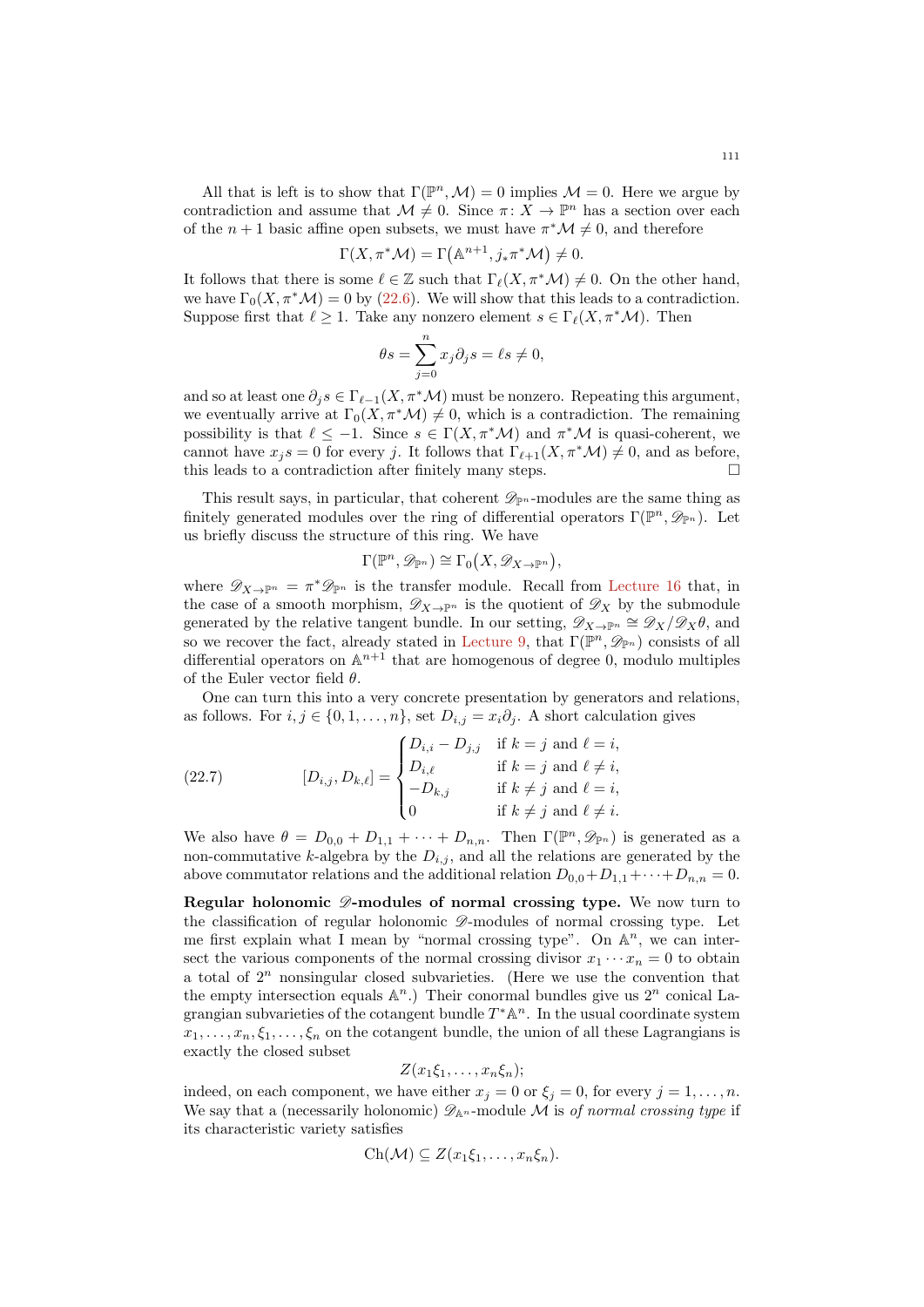All that is left is to show that $\Gamma(\mathbb{P}^n, \mathcal{M}) = 0$ implies $\mathcal{M} = 0$. Here we argue by contradiction and assume that $\mathcal{M} \neq 0$. Since $\pi \colon X \to \mathbb{P}^n$ has a section over each of the $n+1$ basic affine open subsets, we must have $\pi^*\mathcal{M} \neq 0$, and therefore

$$\Gamma(X, \pi^*\mathcal{M}) = \Gamma\big(\mathbb{A}^{n+1}, j_*\pi^*\mathcal{M}\big) \neq 0.$$

It follows that there is some $\ell \in \mathbb{Z}$ such that $\Gamma_\ell(X, \pi^*\mathcal{M}) \neq 0$. On the other hand, we have $\Gamma_0(X, \pi^*\mathcal{M}) = 0$ by (22.6). We will show that this leads to a contradiction. Suppose first that $\ell \geq 1$. Take any nonzero element $s \in \Gamma_\ell(X, \pi^*\mathcal{M})$. Then

$$\theta s = \sum_{j=0}^{n} x_j \partial_j s = \ell s \neq 0,$$

and so at least one $\partial_j s \in \Gamma_{\ell-1}(X, \pi^*\mathcal{M})$ must be nonzero. Repeating this argument, we eventually arrive at $\Gamma_0(X, \pi^*\mathcal{M}) \neq 0$, which is a contradiction. The remaining possibility is that $\ell \leq -1$. Since $s \in \Gamma(X, \pi^*\mathcal{M})$ and $\pi^*\mathcal{M}$ is quasi-coherent, we cannot have $x_j s = 0$ for every $j$. It follows that $\Gamma_{\ell+1}(X, \pi^*\mathcal{M}) \neq 0$, and as before, this leads to a contradiction after finitely many steps. □

This result says, in particular, that coherent $\mathscr{D}_{\mathbb{P}^n}$-modules are the same thing as finitely generated modules over the ring of differential operators $\Gamma(\mathbb{P}^n, \mathscr{D}_{\mathbb{P}^n})$. Let us briefly discuss the structure of this ring. We have

$$\Gamma(\mathbb{P}^n, \mathscr{D}_{\mathbb{P}^n}) \cong \Gamma_0\big(X, \mathscr{D}_{X\to\mathbb{P}^n}\big),$$

where $\mathscr{D}_{X\to\mathbb{P}^n} = \pi^*\mathscr{D}_{\mathbb{P}^n}$ is the transfer module. Recall from Lecture 16 that, in the case of a smooth morphism, $\mathscr{D}_{X\to\mathbb{P}^n}$ is the quotient of $\mathscr{D}_X$ by the submodule generated by the relative tangent bundle. In our setting, $\mathscr{D}_{X\to\mathbb{P}^n} \cong \mathscr{D}_X/\mathscr{D}_X\theta$, and so we recover the fact, already stated in Lecture 9, that $\Gamma(\mathbb{P}^n, \mathscr{D}_{\mathbb{P}^n})$ consists of all differential operators on $\mathbb{A}^{n+1}$ that are homogenous of degree 0, modulo multiples of the Euler vector field $\theta$.

One can turn this into a very concrete presentation by generators and relations, as follows. For $i, j \in \{0, 1, \dots, n\}$, set $D_{i,j} = x_i\partial_j$. A short calculation gives

$$[D_{i,j}, D_{k,\ell}] = \begin{cases} D_{i,i} - D_{j,j} & \text{if } k = j \text{ and } \ell = i, \\ D_{i,\ell} & \text{if } k = j \text{ and } \ell \neq i, \\ -D_{k,j} & \text{if } k \neq j \text{ and } \ell = i, \\ 0 & \text{if } k \neq j \text{ and } \ell \neq i. \end{cases} \tag{22.7}$$

We also have $\theta = D_{0,0} + D_{1,1} + \dots + D_{n,n}$. Then $\Gamma(\mathbb{P}^n, \mathscr{D}_{\mathbb{P}^n})$ is generated as a non-commutative $k$-algebra by the $D_{i,j}$, and all the relations are generated by the above commutator relations and the additional relation $D_{0,0} + D_{1,1} + \dots + D_{n,n} = 0$.

**Regular holonomic $\mathscr{D}$-modules of normal crossing type.** We now turn to the classification of regular holonomic $\mathscr{D}$-modules of normal crossing type. Let me first explain what I mean by "normal crossing type". On $\mathbb{A}^n$, we can intersect the various components of the normal crossing divisor $x_1 \cdots x_n = 0$ to obtain a total of $2^n$ nonsingular closed subvarieties. (Here we use the convention that the empty intersection equals $\mathbb{A}^n$.) Their conormal bundles give us $2^n$ conical Lagrangian subvarieties of the cotangent bundle $T^*\mathbb{A}^n$. In the usual coordinate system $x_1, \dots, x_n, \xi_1, \dots, \xi_n$ on the cotangent bundle, the union of all these Lagrangians is exactly the closed subset

$$Z(x_1\xi_1, \dots, x_n\xi_n);$$

indeed, on each component, we have either $x_j = 0$ or $\xi_j = 0$, for every $j = 1, \dots, n$. We say that a (necessarily holonomic) $\mathscr{D}_{\mathbb{A}^n}$-module $\mathcal{M}$ is *of normal crossing type* if its characteristic variety satisfies

$$\mathrm{Ch}(\mathcal{M}) \subseteq Z(x_1\xi_1, \dots, x_n\xi_n).$$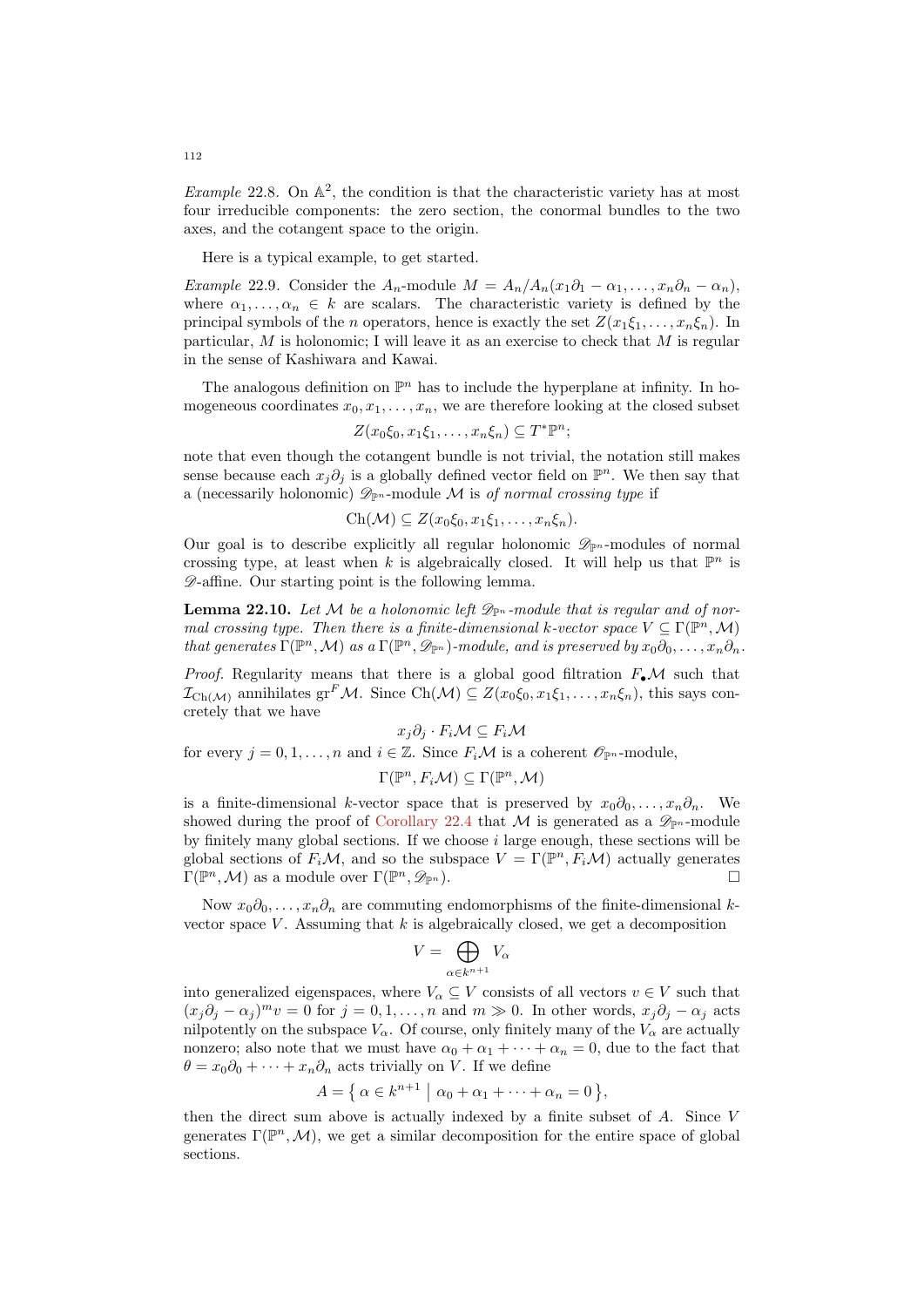*Example* 22.8. On $\mathbb{A}^2$, the condition is that the characteristic variety has at most four irreducible components: the zero section, the conormal bundles to the two axes, and the cotangent space to the origin.

Here is a typical example, to get started.

*Example* 22.9. Consider the $A_n$-module $M = A_n/A_n(x_1\partial_1 - \alpha_1, \dots, x_n\partial_n - \alpha_n)$, where $\alpha_1, \dots, \alpha_n \in k$ are scalars. The characteristic variety is defined by the principal symbols of the $n$ operators, hence is exactly the set $Z(x_1\xi_1, \dots, x_n\xi_n)$. In particular, $M$ is holonomic; I will leave it as an exercise to check that $M$ is regular in the sense of Kashiwara and Kawai.

The analogous definition on $\mathbb{P}^n$ has to include the hyperplane at infinity. In homogeneous coordinates $x_0, x_1, \dots, x_n$, we are therefore looking at the closed subset

$$Z(x_0\xi_0, x_1\xi_1, \dots, x_n\xi_n) \subseteq T^*\mathbb{P}^n;$$

note that even though the cotangent bundle is not trivial, the notation still makes sense because each $x_j\partial_j$ is a globally defined vector field on $\mathbb{P}^n$. We then say that a (necessarily holonomic) $\mathscr{D}_{\mathbb{P}^n}$-module $\mathcal{M}$ is *of normal crossing type* if

$$\mathrm{Ch}(\mathcal{M}) \subseteq Z(x_0\xi_0, x_1\xi_1, \dots, x_n\xi_n).$$

Our goal is to describe explicitly all regular holonomic $\mathscr{D}_{\mathbb{P}^n}$-modules of normal crossing type, at least when $k$ is algebraically closed. It will help us that $\mathbb{P}^n$ is $\mathscr{D}$-affine. Our starting point is the following lemma.

**Lemma 22.10.** *Let $\mathcal{M}$ be a holonomic left $\mathscr{D}_{\mathbb{P}^n}$-module that is regular and of normal crossing type. Then there is a finite-dimensional $k$-vector space $V \subseteq \Gamma(\mathbb{P}^n, \mathcal{M})$ that generates $\Gamma(\mathbb{P}^n, \mathcal{M})$ as a $\Gamma(\mathbb{P}^n, \mathscr{D}_{\mathbb{P}^n})$-module, and is preserved by $x_0\partial_0, \dots, x_n\partial_n$.*

*Proof.* Regularity means that there is a global good filtration $F_\bullet\mathcal{M}$ such that $\mathcal{I}_{\mathrm{Ch}(\mathcal{M})}$ annihilates $\mathrm{gr}^F\mathcal{M}$. Since $\mathrm{Ch}(\mathcal{M}) \subseteq Z(x_0\xi_0, x_1\xi_1, \dots, x_n\xi_n)$, this says concretely that we have

$$x_j\partial_j \cdot F_i\mathcal{M} \subseteq F_i\mathcal{M}$$

for every $j = 0, 1, \dots, n$ and $i \in \mathbb{Z}$. Since $F_i\mathcal{M}$ is a coherent $\mathscr{O}_{\mathbb{P}^n}$-module,

$$\Gamma(\mathbb{P}^n, F_i\mathcal{M}) \subseteq \Gamma(\mathbb{P}^n, \mathcal{M})$$

is a finite-dimensional $k$-vector space that is preserved by $x_0\partial_0, \dots, x_n\partial_n$. We showed during the proof of Corollary 22.4 that $\mathcal{M}$ is generated as a $\mathscr{D}_{\mathbb{P}^n}$-module by finitely many global sections. If we choose $i$ large enough, these sections will be global sections of $F_i\mathcal{M}$, and so the subspace $V = \Gamma(\mathbb{P}^n, F_i\mathcal{M})$ actually generates $\Gamma(\mathbb{P}^n, \mathcal{M})$ as a module over $\Gamma(\mathbb{P}^n, \mathscr{D}_{\mathbb{P}^n})$. ☐

Now $x_0\partial_0, \dots, x_n\partial_n$ are commuting endomorphisms of the finite-dimensional $k$-vector space $V$. Assuming that $k$ is algebraically closed, we get a decomposition

$$V = \bigoplus_{\alpha \in k^{n+1}} V_\alpha$$

into generalized eigenspaces, where $V_\alpha \subseteq V$ consists of all vectors $v \in V$ such that $(x_j\partial_j - \alpha_j)^m v = 0$ for $j = 0, 1, \dots, n$ and $m \gg 0$. In other words, $x_j\partial_j - \alpha_j$ acts nilpotently on the subspace $V_\alpha$. Of course, only finitely many of the $V_\alpha$ are actually nonzero; also note that we must have $\alpha_0 + \alpha_1 + \dots + \alpha_n = 0$, due to the fact that $\theta = x_0\partial_0 + \dots + x_n\partial_n$ acts trivially on $V$. If we define

$$A = \{\, \alpha \in k^{n+1} \mid \alpha_0 + \alpha_1 + \dots + \alpha_n = 0 \,\},$$

then the direct sum above is actually indexed by a finite subset of $A$. Since $V$ generates $\Gamma(\mathbb{P}^n, \mathcal{M})$, we get a similar decomposition for the entire space of global sections.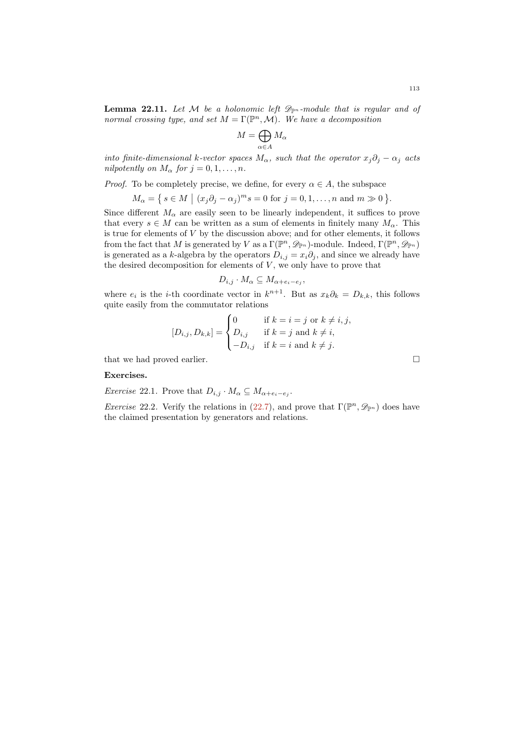**Lemma 22.11.** *Let $\mathcal{M}$ be a holonomic left $\mathscr{D}_{\mathbb{P}^n}$-module that is regular and of normal crossing type, and set $M = \Gamma(\mathbb{P}^n, \mathcal{M})$. We have a decomposition*

$$M = \bigoplus_{\alpha \in A} M_\alpha$$

*into finite-dimensional $k$-vector spaces $M_\alpha$, such that the operator $x_j \partial_j - \alpha_j$ acts nilpotently on $M_\alpha$ for $j = 0, 1, \dots, n$.*

*Proof.* To be completely precise, we define, for every $\alpha \in A$, the subspace

$$M_\alpha = \left\{ s \in M \;\middle|\; (x_j \partial_j - \alpha_j)^m s = 0 \text{ for } j = 0, 1, \dots, n \text{ and } m \gg 0 \right\}.$$

Since different $M_\alpha$ are easily seen to be linearly independent, it suffices to prove that every $s \in M$ can be written as a sum of elements in finitely many $M_\alpha$. This is true for elements of $V$ by the discussion above; and for other elements, it follows from the fact that $M$ is generated by $V$ as a $\Gamma(\mathbb{P}^n, \mathscr{D}_{\mathbb{P}^n})$-module. Indeed, $\Gamma(\mathbb{P}^n, \mathscr{D}_{\mathbb{P}^n})$ is generated as a $k$-algebra by the operators $D_{i,j} = x_i \partial_j$, and since we already have the desired decomposition for elements of $V$, we only have to prove that

$$D_{i,j} \cdot M_\alpha \subseteq M_{\alpha + e_i - e_j},$$

where $e_i$ is the $i$-th coordinate vector in $k^{n+1}$. But as $x_k \partial_k = D_{k,k}$, this follows quite easily from the commutator relations

$$[D_{i,j}, D_{k,k}] = \begin{cases} 0 & \text{if } k = i = j \text{ or } k \neq i, j, \\ D_{i,j} & \text{if } k = j \text{ and } k \neq i, \\ -D_{i,j} & \text{if } k = i \text{ and } k \neq j. \end{cases}$$

that we had proved earlier. $\square$

**Exercises.**

*Exercise* 22.1. Prove that $D_{i,j} \cdot M_\alpha \subseteq M_{\alpha + e_i - e_j}$.

*Exercise* 22.2. Verify the relations in (22.7), and prove that $\Gamma(\mathbb{P}^n, \mathscr{D}_{\mathbb{P}^n})$ does have the claimed presentation by generators and relations.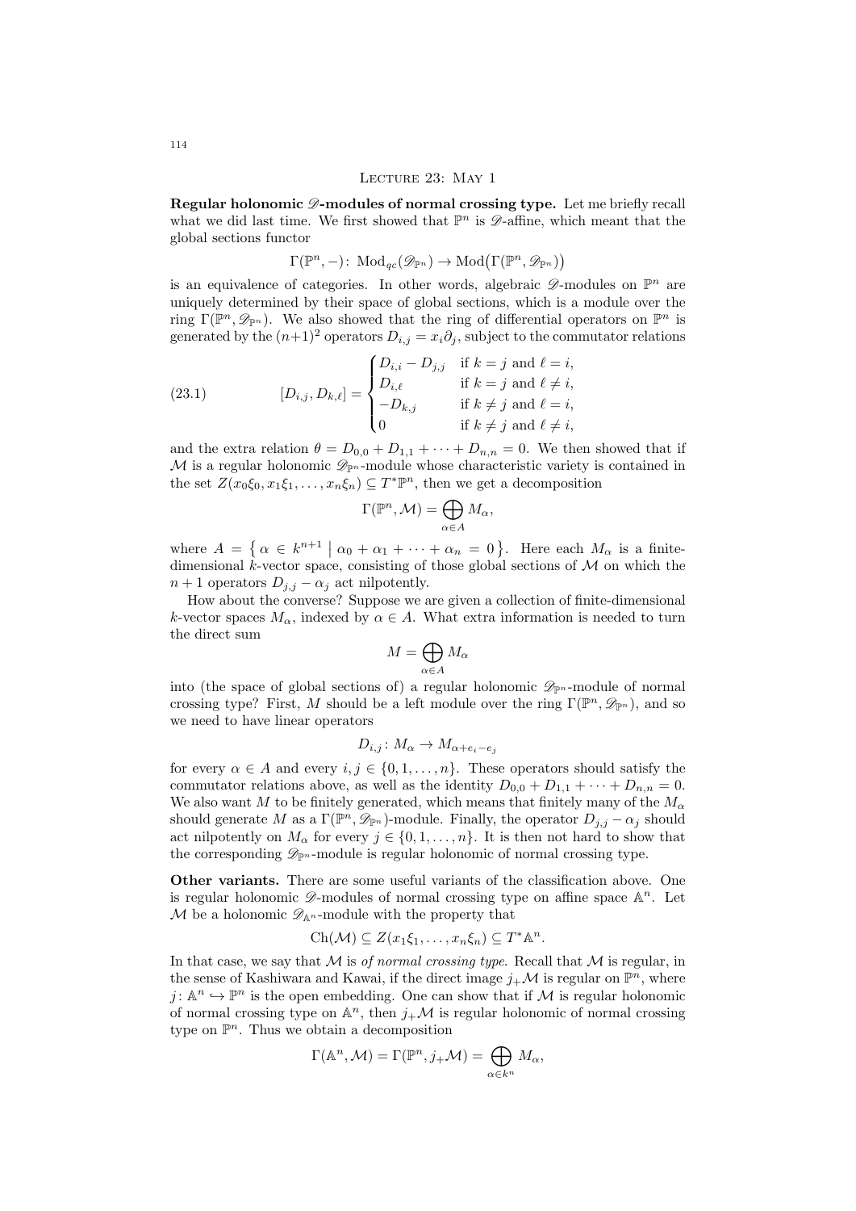## Lecture 23: May 1

**Regular holonomic $\mathscr{D}$-modules of normal crossing type.** Let me briefly recall what we did last time. We first showed that $\mathbb{P}^n$ is $\mathscr{D}$-affine, which meant that the global sections functor

$$\Gamma(\mathbb{P}^n, -)\colon \operatorname{Mod}_{qc}(\mathscr{D}_{\mathbb{P}^n}) \to \operatorname{Mod}\big(\Gamma(\mathbb{P}^n, \mathscr{D}_{\mathbb{P}^n})\big)$$

is an equivalence of categories. In other words, algebraic $\mathscr{D}$-modules on $\mathbb{P}^n$ are uniquely determined by their space of global sections, which is a module over the ring $\Gamma(\mathbb{P}^n, \mathscr{D}_{\mathbb{P}^n})$. We also showed that the ring of differential operators on $\mathbb{P}^n$ is generated by the $(n+1)^2$ operators $D_{i,j} = x_i \partial_j$, subject to the commutator relations

$$[D_{i,j}, D_{k,\ell}] = \begin{cases} D_{i,i} - D_{j,j} & \text{if } k = j \text{ and } \ell = i, \\ D_{i,\ell} & \text{if } k = j \text{ and } \ell \neq i, \\ -D_{k,j} & \text{if } k \neq j \text{ and } \ell = i, \\ 0 & \text{if } k \neq j \text{ and } \ell \neq i, \end{cases} \tag{23.1}$$

and the extra relation $\theta = D_{0,0} + D_{1,1} + \cdots + D_{n,n} = 0$. We then showed that if $\mathcal{M}$ is a regular holonomic $\mathscr{D}_{\mathbb{P}^n}$-module whose characteristic variety is contained in the set $Z(x_0\xi_0, x_1\xi_1, \dots, x_n\xi_n) \subseteq T^*\mathbb{P}^n$, then we get a decomposition

$$\Gamma(\mathbb{P}^n, \mathcal{M}) = \bigoplus_{\alpha \in A} M_\alpha,$$

where $A = \big\{ \alpha \in k^{n+1} \bigm| \alpha_0 + \alpha_1 + \cdots + \alpha_n = 0 \big\}$. Here each $M_\alpha$ is a finite-dimensional $k$-vector space, consisting of those global sections of $\mathcal{M}$ on which the $n+1$ operators $D_{j,j} - \alpha_j$ act nilpotently.

How about the converse? Suppose we are given a collection of finite-dimensional $k$-vector spaces $M_\alpha$, indexed by $\alpha \in A$. What extra information is needed to turn the direct sum

$$M = \bigoplus_{\alpha \in A} M_\alpha$$

into (the space of global sections of) a regular holonomic $\mathscr{D}_{\mathbb{P}^n}$-module of normal crossing type? First, $M$ should be a left module over the ring $\Gamma(\mathbb{P}^n, \mathscr{D}_{\mathbb{P}^n})$, and so we need to have linear operators

$$D_{i,j}\colon M_\alpha \to M_{\alpha + e_i - e_j}$$

for every $\alpha \in A$ and every $i, j \in \{0, 1, \dots, n\}$. These operators should satisfy the commutator relations above, as well as the identity $D_{0,0} + D_{1,1} + \cdots + D_{n,n} = 0$. We also want $M$ to be finitely generated, which means that finitely many of the $M_\alpha$ should generate $M$ as a $\Gamma(\mathbb{P}^n, \mathscr{D}_{\mathbb{P}^n})$-module. Finally, the operator $D_{j,j} - \alpha_j$ should act nilpotently on $M_\alpha$ for every $j \in \{0, 1, \dots, n\}$. It is then not hard to show that the corresponding $\mathscr{D}_{\mathbb{P}^n}$-module is regular holonomic of normal crossing type.

**Other variants.** There are some useful variants of the classification above. One is regular holonomic $\mathscr{D}$-modules of normal crossing type on affine space $\mathbb{A}^n$. Let $\mathcal{M}$ be a holonomic $\mathscr{D}_{\mathbb{A}^n}$-module with the property that

$$\operatorname{Ch}(\mathcal{M}) \subseteq Z(x_1\xi_1, \dots, x_n\xi_n) \subseteq T^*\mathbb{A}^n.$$

In that case, we say that $\mathcal{M}$ is *of normal crossing type*. Recall that $\mathcal{M}$ is regular, in the sense of Kashiwara and Kawai, if the direct image $j_+\mathcal{M}$ is regular on $\mathbb{P}^n$, where $j\colon \mathbb{A}^n \hookrightarrow \mathbb{P}^n$ is the open embedding. One can show that if $\mathcal{M}$ is regular holonomic of normal crossing type on $\mathbb{A}^n$, then $j_+\mathcal{M}$ is regular holonomic of normal crossing type on $\mathbb{P}^n$. Thus we obtain a decomposition

$$\Gamma(\mathbb{A}^n, \mathcal{M}) = \Gamma(\mathbb{P}^n, j_+\mathcal{M}) = \bigoplus_{\alpha \in k^n} M_\alpha,$$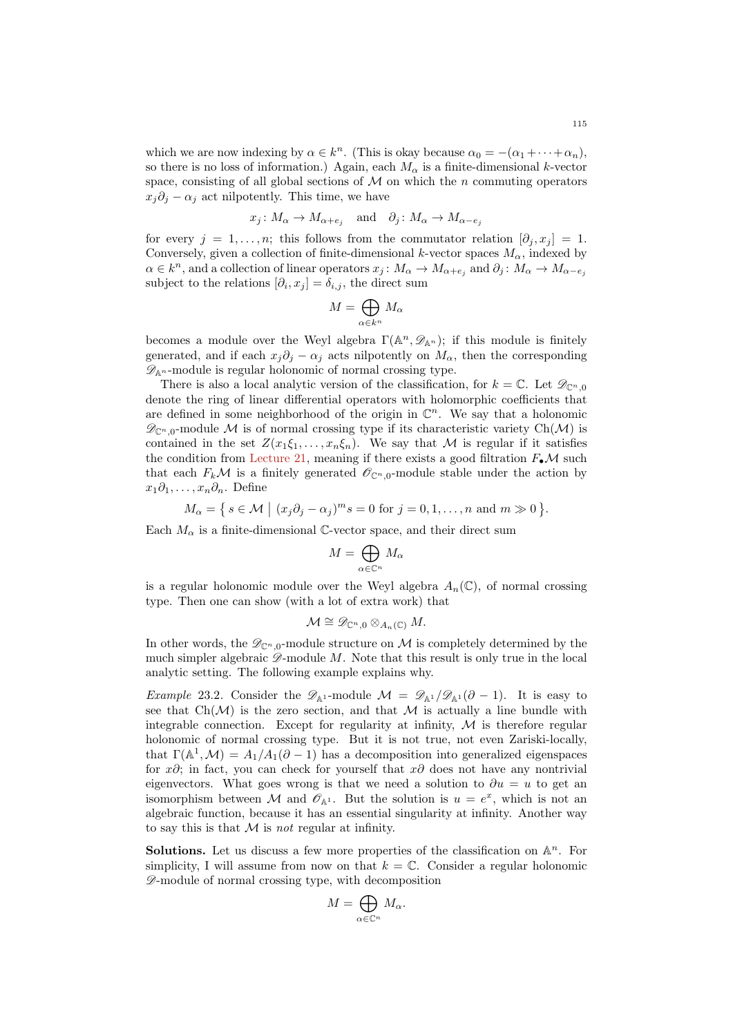which we are now indexing by $\alpha \in k^n$. (This is okay because $\alpha_0 = -(\alpha_1 + \cdots + \alpha_n)$, so there is no loss of information.) Again, each $M_\alpha$ is a finite-dimensional $k$-vector space, consisting of all global sections of $\mathcal{M}$ on which the $n$ commuting operators $x_j \partial_j - \alpha_j$ act nilpotently. This time, we have

$$x_j \colon M_\alpha \to M_{\alpha+e_j} \quad \text{and} \quad \partial_j \colon M_\alpha \to M_{\alpha-e_j}$$

for every $j = 1, \dots, n$; this follows from the commutator relation $[\partial_j, x_j] = 1$. Conversely, given a collection of finite-dimensional $k$-vector spaces $M_\alpha$, indexed by $\alpha \in k^n$, and a collection of linear operators $x_j \colon M_\alpha \to M_{\alpha+e_j}$ and $\partial_j \colon M_\alpha \to M_{\alpha-e_j}$ subject to the relations $[\partial_i, x_j] = \delta_{i,j}$, the direct sum

$$M = \bigoplus_{\alpha \in k^n} M_\alpha$$

becomes a module over the Weyl algebra $\Gamma(\mathbb{A}^n, \mathscr{D}_{\mathbb{A}^n})$; if this module is finitely generated, and if each $x_j \partial_j - \alpha_j$ acts nilpotently on $M_\alpha$, then the corresponding $\mathscr{D}_{\mathbb{A}^n}$-module is regular holonomic of normal crossing type.

There is also a local analytic version of the classification, for $k = \mathbb{C}$. Let $\mathscr{D}_{\mathbb{C}^n,0}$ denote the ring of linear differential operators with holomorphic coefficients that are defined in some neighborhood of the origin in $\mathbb{C}^n$. We say that a holonomic $\mathscr{D}_{\mathbb{C}^n,0}$-module $\mathcal{M}$ is of normal crossing type if its characteristic variety $\operatorname{Ch}(\mathcal{M})$ is contained in the set $Z(x_1\xi_1, \dots, x_n\xi_n)$. We say that $\mathcal{M}$ is regular if it satisfies the condition from Lecture 21, meaning if there exists a good filtration $F_\bullet \mathcal{M}$ such that each $F_k\mathcal{M}$ is a finitely generated $\mathscr{O}_{\mathbb{C}^n,0}$-module stable under the action by $x_1\partial_1, \dots, x_n\partial_n$. Define

$$M_\alpha = \left\{ s \in \mathcal{M} \;\middle|\; (x_j\partial_j - \alpha_j)^m s = 0 \text{ for } j = 0, 1, \dots, n \text{ and } m \gg 0 \right\}.$$

Each $M_\alpha$ is a finite-dimensional $\mathbb{C}$-vector space, and their direct sum

$$M = \bigoplus_{\alpha \in \mathbb{C}^n} M_\alpha$$

is a regular holonomic module over the Weyl algebra $A_n(\mathbb{C})$, of normal crossing type. Then one can show (with a lot of extra work) that

$$\mathcal{M} \cong \mathscr{D}_{\mathbb{C}^n,0} \otimes_{A_n(\mathbb{C})} M.$$

In other words, the $\mathscr{D}_{\mathbb{C}^n,0}$-module structure on $\mathcal{M}$ is completely determined by the much simpler algebraic $\mathscr{D}$-module $M$. Note that this result is only true in the local analytic setting. The following example explains why.

*Example* 23.2. Consider the $\mathscr{D}_{\mathbb{A}^1}$-module $\mathcal{M} = \mathscr{D}_{\mathbb{A}^1}/\mathscr{D}_{\mathbb{A}^1}(\partial - 1)$. It is easy to see that $\operatorname{Ch}(\mathcal{M})$ is the zero section, and that $\mathcal{M}$ is actually a line bundle with integrable connection. Except for regularity at infinity, $\mathcal{M}$ is therefore regular holonomic of normal crossing type. But it is not true, not even Zariski-locally, that $\Gamma(\mathbb{A}^1, \mathcal{M}) = A_1/A_1(\partial - 1)$ has a decomposition into generalized eigenspaces for $x\partial$; in fact, you can check for yourself that $x\partial$ does not have any nontrivial eigenvectors. What goes wrong is that we need a solution to $\partial u = u$ to get an isomorphism between $\mathcal{M}$ and $\mathscr{O}_{\mathbb{A}^1}$. But the solution is $u = e^x$, which is not an algebraic function, because it has an essential singularity at infinity. Another way to say this is that $\mathcal{M}$ is *not* regular at infinity.

**Solutions.** Let us discuss a few more properties of the classification on $\mathbb{A}^n$. For simplicity, I will assume from now on that $k = \mathbb{C}$. Consider a regular holonomic $\mathscr{D}$-module of normal crossing type, with decomposition

$$M = \bigoplus_{\alpha \in \mathbb{C}^n} M_\alpha.$$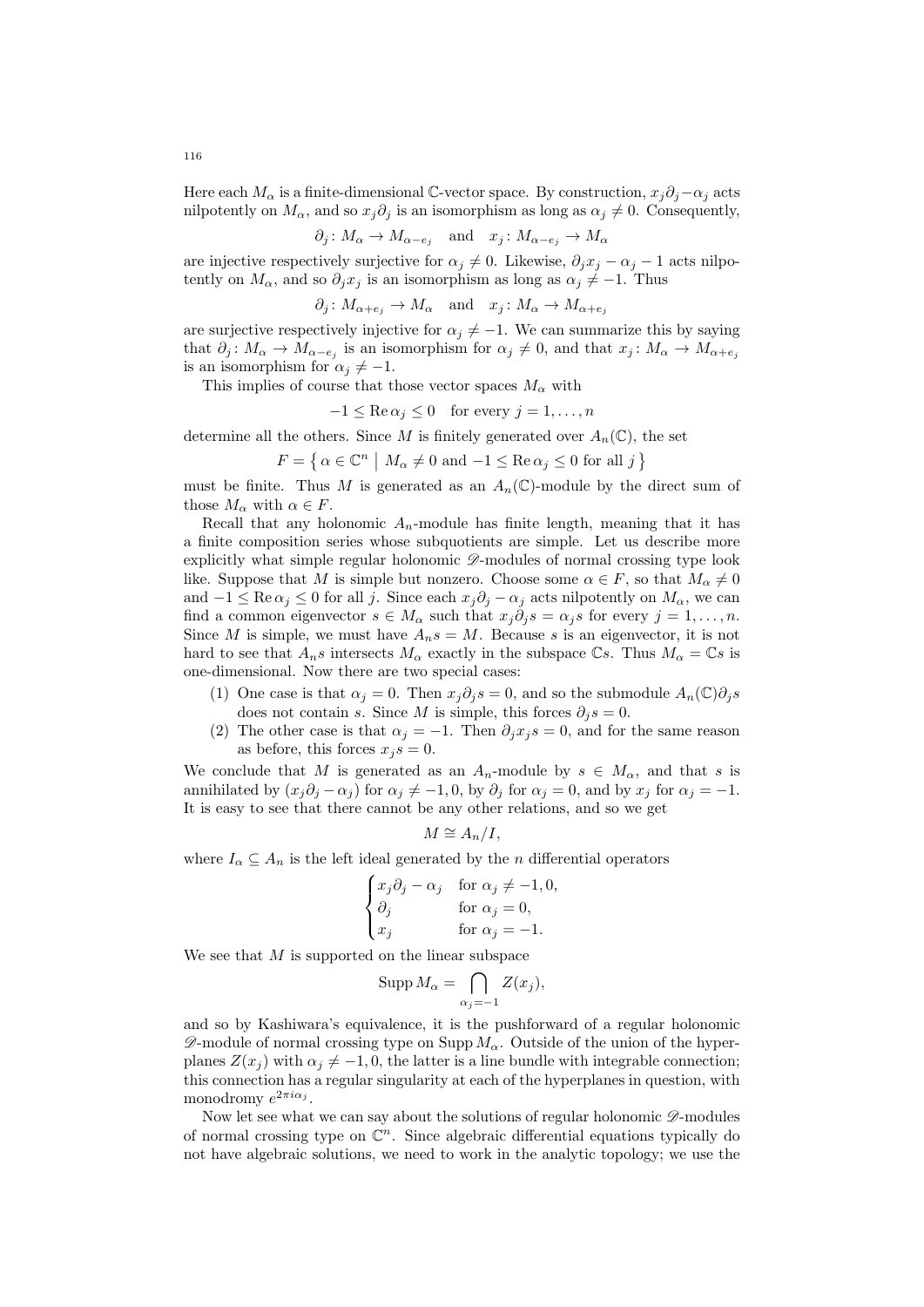Here each $M_\alpha$ is a finite-dimensional $\mathbb{C}$-vector space. By construction, $x_j\partial_j - \alpha_j$ acts nilpotently on $M_\alpha$, and so $x_j\partial_j$ is an isomorphism as long as $\alpha_j \neq 0$. Consequently,

$$\partial_j \colon M_\alpha \to M_{\alpha - e_j} \quad \text{and} \quad x_j \colon M_{\alpha - e_j} \to M_\alpha$$

are injective respectively surjective for $\alpha_j \neq 0$. Likewise, $\partial_j x_j - \alpha_j - 1$ acts nilpotently on $M_\alpha$, and so $\partial_j x_j$ is an isomorphism as long as $\alpha_j \neq -1$. Thus

$$\partial_j \colon M_{\alpha + e_j} \to M_\alpha \quad \text{and} \quad x_j \colon M_\alpha \to M_{\alpha + e_j}$$

are surjective respectively injective for $\alpha_j \neq -1$. We can summarize this by saying that $\partial_j \colon M_\alpha \to M_{\alpha - e_j}$ is an isomorphism for $\alpha_j \neq 0$, and that $x_j \colon M_\alpha \to M_{\alpha + e_j}$ is an isomorphism for $\alpha_j \neq -1$.

This implies of course that those vector spaces $M_\alpha$ with

$$-1 \leq \operatorname{Re} \alpha_j \leq 0 \quad \text{for every } j = 1, \dots, n$$

determine all the others. Since $M$ is finitely generated over $A_n(\mathbb{C})$, the set

$$F = \left\{ \alpha \in \mathbb{C}^n \;\middle|\; M_\alpha \neq 0 \text{ and } -1 \leq \operatorname{Re} \alpha_j \leq 0 \text{ for all } j \right\}$$

must be finite. Thus $M$ is generated as an $A_n(\mathbb{C})$-module by the direct sum of those $M_\alpha$ with $\alpha \in F$.

Recall that any holonomic $A_n$-module has finite length, meaning that it has a finite composition series whose subquotients are simple. Let us describe more explicitly what simple regular holonomic $\mathscr{D}$-modules of normal crossing type look like. Suppose that $M$ is simple but nonzero. Choose some $\alpha \in F$, so that $M_\alpha \neq 0$ and $-1 \leq \operatorname{Re} \alpha_j \leq 0$ for all $j$. Since each $x_j\partial_j - \alpha_j$ acts nilpotently on $M_\alpha$, we can find a common eigenvector $s \in M_\alpha$ such that $x_j\partial_j s = \alpha_j s$ for every $j = 1, \dots, n$. Since $M$ is simple, we must have $A_n s = M$. Because $s$ is an eigenvector, it is not hard to see that $A_n s$ intersects $M_\alpha$ exactly in the subspace $\mathbb{C}s$. Thus $M_\alpha = \mathbb{C}s$ is one-dimensional. Now there are two special cases:

(1) One case is that $\alpha_j = 0$. Then $x_j\partial_j s = 0$, and so the submodule $A_n(\mathbb{C})\partial_j s$ does not contain $s$. Since $M$ is simple, this forces $\partial_j s = 0$.

(2) The other case is that $\alpha_j = -1$. Then $\partial_j x_j s = 0$, and for the same reason as before, this forces $x_j s = 0$.

We conclude that $M$ is generated as an $A_n$-module by $s \in M_\alpha$, and that $s$ is annihilated by $(x_j\partial_j - \alpha_j)$ for $\alpha_j \neq -1, 0$, by $\partial_j$ for $\alpha_j = 0$, and by $x_j$ for $\alpha_j = -1$. It is easy to see that there cannot be any other relations, and so we get

$$M \cong A_n/I,$$

where $I_\alpha \subseteq A_n$ is the left ideal generated by the $n$ differential operators

$$\begin{cases} x_j\partial_j - \alpha_j & \text{for } \alpha_j \neq -1, 0, \\ \partial_j & \text{for } \alpha_j = 0, \\ x_j & \text{for } \alpha_j = -1. \end{cases}$$

We see that $M$ is supported on the linear subspace

$$\operatorname{Supp} M_\alpha = \bigcap_{\alpha_j = -1} Z(x_j),$$

and so by Kashiwara's equivalence, it is the pushforward of a regular holonomic $\mathscr{D}$-module of normal crossing type on $\operatorname{Supp} M_\alpha$. Outside of the union of the hyperplanes $Z(x_j)$ with $\alpha_j \neq -1, 0$, the latter is a line bundle with integrable connection; this connection has a regular singularity at each of the hyperplanes in question, with monodromy $e^{2\pi i \alpha_j}$.

Now let see what we can say about the solutions of regular holonomic $\mathscr{D}$-modules of normal crossing type on $\mathbb{C}^n$. Since algebraic differential equations typically do not have algebraic solutions, we need to work in the analytic topology; we use the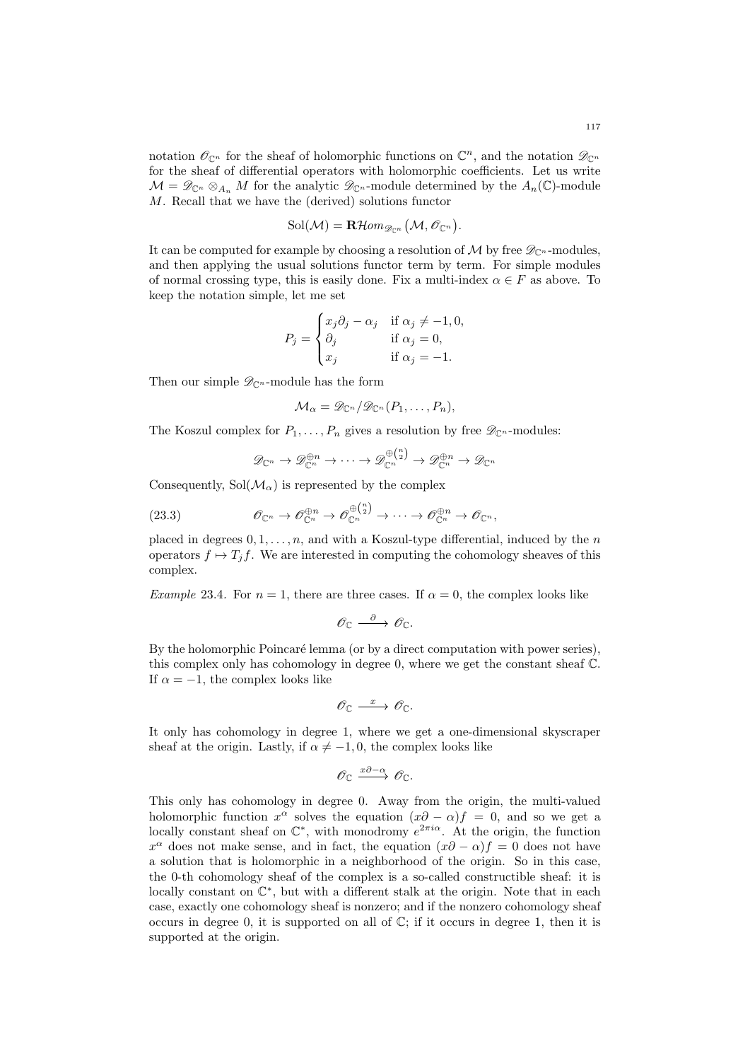notation $\mathscr{O}_{\mathbb{C}^n}$ for the sheaf of holomorphic functions on $\mathbb{C}^n$, and the notation $\mathscr{D}_{\mathbb{C}^n}$ for the sheaf of differential operators with holomorphic coefficients. Let us write $\mathcal{M} = \mathscr{D}_{\mathbb{C}^n} \otimes_{A_n} M$ for the analytic $\mathscr{D}_{\mathbb{C}^n}$-module determined by the $A_n(\mathbb{C})$-module $M$. Recall that we have the (derived) solutions functor

$$\mathrm{Sol}(\mathcal{M}) = \mathbf{R}\mathcal{H}om_{\mathscr{D}_{\mathbb{C}^n}}\big(\mathcal{M}, \mathscr{O}_{\mathbb{C}^n}\big).$$

It can be computed for example by choosing a resolution of $\mathcal{M}$ by free $\mathscr{D}_{\mathbb{C}^n}$-modules, and then applying the usual solutions functor term by term. For simple modules of normal crossing type, this is easily done. Fix a multi-index $\alpha \in F$ as above. To keep the notation simple, let me set

$$P_j = \begin{cases} x_j \partial_j - \alpha_j & \text{if } \alpha_j \neq -1, 0, \\ \partial_j & \text{if } \alpha_j = 0, \\ x_j & \text{if } \alpha_j = -1. \end{cases}$$

Then our simple $\mathscr{D}_{\mathbb{C}^n}$-module has the form

$$\mathcal{M}_\alpha = \mathscr{D}_{\mathbb{C}^n} / \mathscr{D}_{\mathbb{C}^n}(P_1, \dots, P_n),$$

The Koszul complex for $P_1, \dots, P_n$ gives a resolution by free $\mathscr{D}_{\mathbb{C}^n}$-modules:

$$\mathscr{D}_{\mathbb{C}^n} \to \mathscr{D}_{\mathbb{C}^n}^{\oplus n} \to \cdots \to \mathscr{D}_{\mathbb{C}^n}^{\oplus \binom{n}{2}} \to \mathscr{D}_{\mathbb{C}^n}^{\oplus n} \to \mathscr{D}_{\mathbb{C}^n}$$

Consequently, $\mathrm{Sol}(\mathcal{M}_\alpha)$ is represented by the complex

$$\mathscr{O}_{\mathbb{C}^n} \to \mathscr{O}_{\mathbb{C}^n}^{\oplus n} \to \mathscr{O}_{\mathbb{C}^n}^{\oplus \binom{n}{2}} \to \cdots \to \mathscr{O}_{\mathbb{C}^n}^{\oplus n} \to \mathscr{O}_{\mathbb{C}^n}, \tag{23.3}$$

placed in degrees $0, 1, \dots, n$, and with a Koszul-type differential, induced by the $n$ operators $f \mapsto T_j f$. We are interested in computing the cohomology sheaves of this complex.

*Example* 23.4. For $n = 1$, there are three cases. If $\alpha = 0$, the complex looks like

$$\mathscr{O}_{\mathbb{C}} \xrightarrow{\ \partial\ } \mathscr{O}_{\mathbb{C}}.$$

By the holomorphic Poincaré lemma (or by a direct computation with power series), this complex only has cohomology in degree 0, where we get the constant sheaf $\mathbb{C}$. If $\alpha = -1$, the complex looks like

$$\mathscr{O}_{\mathbb{C}} \xrightarrow{\ x\ } \mathscr{O}_{\mathbb{C}}.$$

It only has cohomology in degree 1, where we get a one-dimensional skyscraper sheaf at the origin. Lastly, if $\alpha \neq -1, 0$, the complex looks like

$$\mathscr{O}_{\mathbb{C}} \xrightarrow{\ x\partial - \alpha\ } \mathscr{O}_{\mathbb{C}}.$$

This only has cohomology in degree 0. Away from the origin, the multi-valued holomorphic function $x^\alpha$ solves the equation $(x\partial - \alpha)f = 0$, and so we get a locally constant sheaf on $\mathbb{C}^*$, with monodromy $e^{2\pi i \alpha}$. At the origin, the function $x^\alpha$ does not make sense, and in fact, the equation $(x\partial - \alpha)f = 0$ does not have a solution that is holomorphic in a neighborhood of the origin. So in this case, the 0-th cohomology sheaf of the complex is a so-called constructible sheaf: it is locally constant on $\mathbb{C}^*$, but with a different stalk at the origin. Note that in each case, exactly one cohomology sheaf is nonzero; and if the nonzero cohomology sheaf occurs in degree 0, it is supported on all of $\mathbb{C}$; if it occurs in degree 1, then it is supported at the origin.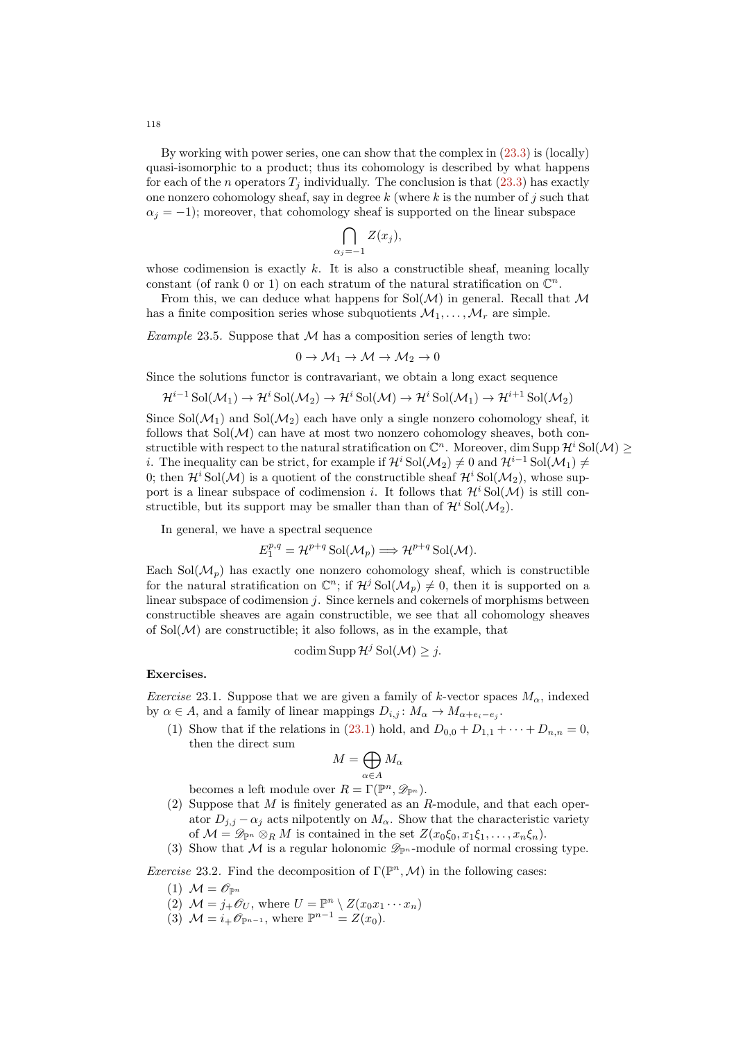By working with power series, one can show that the complex in (23.3) is (locally) quasi-isomorphic to a product; thus its cohomology is described by what happens for each of the $n$ operators $T_j$ individually. The conclusion is that (23.3) has exactly one nonzero cohomology sheaf, say in degree $k$ (where $k$ is the number of $j$ such that $\alpha_j = -1$); moreover, that cohomology sheaf is supported on the linear subspace

$$\bigcap_{\alpha_j=-1} Z(x_j),$$

whose codimension is exactly $k$. It is also a constructible sheaf, meaning locally constant (of rank 0 or 1) on each stratum of the natural stratification on $\mathbb{C}^n$.

From this, we can deduce what happens for $\operatorname{Sol}(\mathcal{M})$ in general. Recall that $\mathcal{M}$ has a finite composition series whose subquotients $\mathcal{M}_1, \dots, \mathcal{M}_r$ are simple.

*Example* 23.5. Suppose that $\mathcal{M}$ has a composition series of length two:

$$0 \to \mathcal{M}_1 \to \mathcal{M} \to \mathcal{M}_2 \to 0$$

Since the solutions functor is contravariant, we obtain a long exact sequence

$$\mathcal{H}^{i-1}\operatorname{Sol}(\mathcal{M}_1) \to \mathcal{H}^i \operatorname{Sol}(\mathcal{M}_2) \to \mathcal{H}^i \operatorname{Sol}(\mathcal{M}) \to \mathcal{H}^i \operatorname{Sol}(\mathcal{M}_1) \to \mathcal{H}^{i+1}\operatorname{Sol}(\mathcal{M}_2)$$

Since $\operatorname{Sol}(\mathcal{M}_1)$ and $\operatorname{Sol}(\mathcal{M}_2)$ each have only a single nonzero cohomology sheaf, it follows that $\operatorname{Sol}(\mathcal{M})$ can have at most two nonzero cohomology sheaves, both constructible with respect to the natural stratification on $\mathbb{C}^n$. Moreover, $\dim \operatorname{Supp} \mathcal{H}^i \operatorname{Sol}(\mathcal{M}) \geq i$. The inequality can be strict, for example if $\mathcal{H}^i \operatorname{Sol}(\mathcal{M}_2) \neq 0$ and $\mathcal{H}^{i-1}\operatorname{Sol}(\mathcal{M}_1) \neq 0$; then $\mathcal{H}^i \operatorname{Sol}(\mathcal{M})$ is a quotient of the constructible sheaf $\mathcal{H}^i \operatorname{Sol}(\mathcal{M}_2)$, whose support is a linear subspace of codimension $i$. It follows that $\mathcal{H}^i \operatorname{Sol}(\mathcal{M})$ is still constructible, but its support may be smaller than than of $\mathcal{H}^i \operatorname{Sol}(\mathcal{M}_2)$.

In general, we have a spectral sequence

$$E_1^{p,q} = \mathcal{H}^{p+q}\operatorname{Sol}(\mathcal{M}_p) \Longrightarrow \mathcal{H}^{p+q}\operatorname{Sol}(\mathcal{M}).$$

Each $\operatorname{Sol}(\mathcal{M}_p)$ has exactly one nonzero cohomology sheaf, which is constructible for the natural stratification on $\mathbb{C}^n$; if $\mathcal{H}^j \operatorname{Sol}(\mathcal{M}_p) \neq 0$, then it is supported on a linear subspace of codimension $j$. Since kernels and cokernels of morphisms between constructible sheaves are again constructible, we see that all cohomology sheaves of $\operatorname{Sol}(\mathcal{M})$ are constructible; it also follows, as in the example, that

$$\operatorname{codim} \operatorname{Supp} \mathcal{H}^j \operatorname{Sol}(\mathcal{M}) \geq j.$$

**Exercises.**

*Exercise* 23.1. Suppose that we are given a family of $k$-vector spaces $M_\alpha$, indexed by $\alpha \in A$, and a family of linear mappings $D_{i,j} \colon M_\alpha \to M_{\alpha+e_i-e_j}$.

1. Show that if the relations in (23.1) hold, and $D_{0,0} + D_{1,1} + \cdots + D_{n,n} = 0$, then the direct sum
$$M = \bigoplus_{\alpha \in A} M_\alpha$$
becomes a left module over $R = \Gamma(\mathbb{P}^n, \mathscr{D}_{\mathbb{P}^n})$.
2. Suppose that $M$ is finitely generated as an $R$-module, and that each operator $D_{j,j} - \alpha_j$ acts nilpotently on $M_\alpha$. Show that the characteristic variety of $\mathcal{M} = \mathscr{D}_{\mathbb{P}^n} \otimes_R M$ is contained in the set $Z(x_0\xi_0, x_1\xi_1, \dots, x_n\xi_n)$.
3. Show that $\mathcal{M}$ is a regular holonomic $\mathscr{D}_{\mathbb{P}^n}$-module of normal crossing type.

*Exercise* 23.2. Find the decomposition of $\Gamma(\mathbb{P}^n, \mathcal{M})$ in the following cases:

1. $\mathcal{M} = \mathscr{O}_{\mathbb{P}^n}$
2. $\mathcal{M} = j_+\mathscr{O}_U$, where $U = \mathbb{P}^n \setminus Z(x_0 x_1 \cdots x_n)$
3. $\mathcal{M} = i_+\mathscr{O}_{\mathbb{P}^{n-1}}$, where $\mathbb{P}^{n-1} = Z(x_0)$.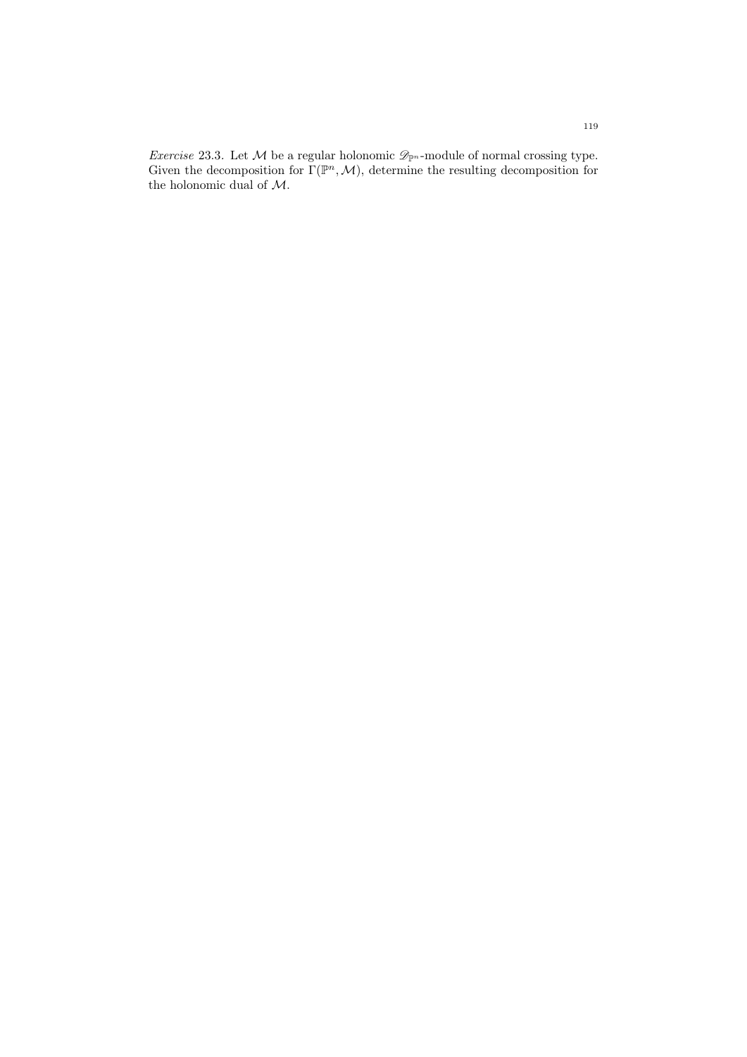*Exercise* 23.3. Let $\mathcal{M}$ be a regular holonomic $\mathscr{D}_{\mathbb{P}^n}$-module of normal crossing type. Given the decomposition for $\Gamma(\mathbb{P}^n, \mathcal{M})$, determine the resulting decomposition for the holonomic dual of $\mathcal{M}$.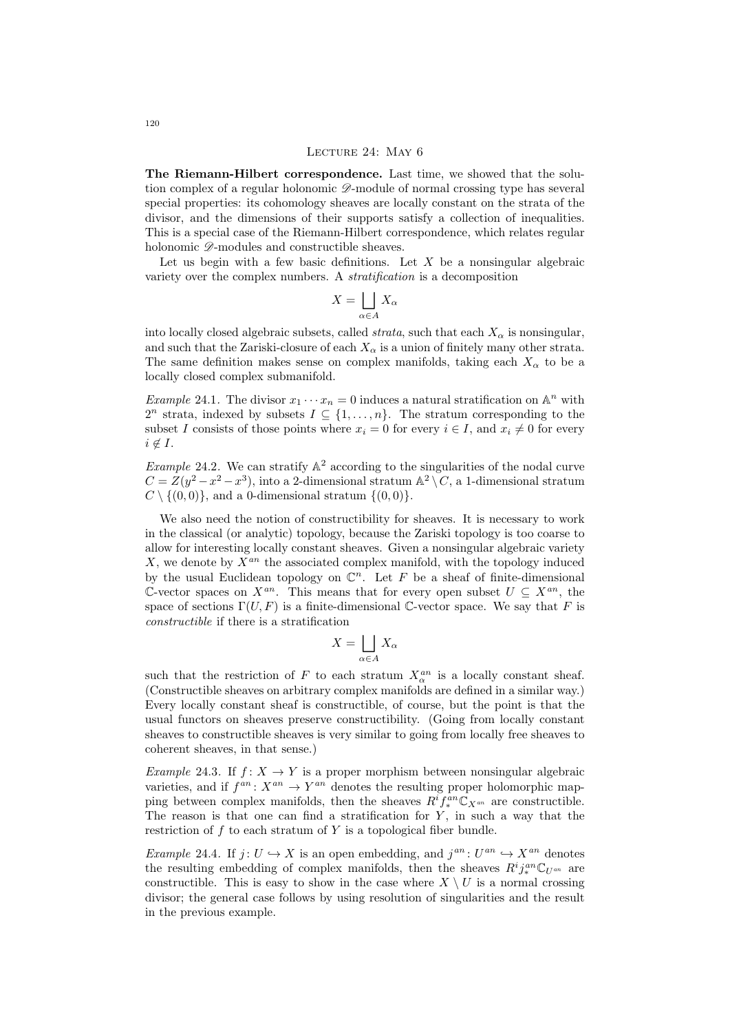## Lecture 24: May 6

**The Riemann-Hilbert correspondence.** Last time, we showed that the solution complex of a regular holonomic $\mathscr{D}$-module of normal crossing type has several special properties: its cohomology sheaves are locally constant on the strata of the divisor, and the dimensions of their supports satisfy a collection of inequalities. This is a special case of the Riemann-Hilbert correspondence, which relates regular holonomic $\mathscr{D}$-modules and constructible sheaves.

Let us begin with a few basic definitions. Let $X$ be a nonsingular algebraic variety over the complex numbers. A *stratification* is a decomposition

$$X = \bigsqcup_{\alpha \in A} X_\alpha$$

into locally closed algebraic subsets, called *strata*, such that each $X_\alpha$ is nonsingular, and such that the Zariski-closure of each $X_\alpha$ is a union of finitely many other strata. The same definition makes sense on complex manifolds, taking each $X_\alpha$ to be a locally closed complex submanifold.

*Example* 24.1. The divisor $x_1 \cdots x_n = 0$ induces a natural stratification on $\mathbb{A}^n$ with $2^n$ strata, indexed by subsets $I \subseteq \{1, \dots, n\}$. The stratum corresponding to the subset $I$ consists of those points where $x_i = 0$ for every $i \in I$, and $x_i \neq 0$ for every $i \notin I$.

*Example* 24.2. We can stratify $\mathbb{A}^2$ according to the singularities of the nodal curve $C = Z(y^2 - x^2 - x^3)$, into a 2-dimensional stratum $\mathbb{A}^2 \setminus C$, a 1-dimensional stratum $C \setminus \{(0,0)\}$, and a 0-dimensional stratum $\{(0,0)\}$.

We also need the notion of constructibility for sheaves. It is necessary to work in the classical (or analytic) topology, because the Zariski topology is too coarse to allow for interesting locally constant sheaves. Given a nonsingular algebraic variety $X$, we denote by $X^{an}$ the associated complex manifold, with the topology induced by the usual Euclidean topology on $\mathbb{C}^n$. Let $F$ be a sheaf of finite-dimensional $\mathbb{C}$-vector spaces on $X^{an}$. This means that for every open subset $U \subseteq X^{an}$, the space of sections $\Gamma(U, F)$ is a finite-dimensional $\mathbb{C}$-vector space. We say that $F$ is *constructible* if there is a stratification

$$X = \bigsqcup_{\alpha \in A} X_\alpha$$

such that the restriction of $F$ to each stratum $X_\alpha^{an}$ is a locally constant sheaf. (Constructible sheaves on arbitrary complex manifolds are defined in a similar way.) Every locally constant sheaf is constructible, of course, but the point is that the usual functors on sheaves preserve constructibility. (Going from locally constant sheaves to constructible sheaves is very similar to going from locally free sheaves to coherent sheaves, in that sense.)

*Example* 24.3. If $f \colon X \to Y$ is a proper morphism between nonsingular algebraic varieties, and if $f^{an} \colon X^{an} \to Y^{an}$ denotes the resulting proper holomorphic mapping between complex manifolds, then the sheaves $R^i f_*^{an} \mathbb{C}_{X^{an}}$ are constructible. The reason is that one can find a stratification for $Y$, in such a way that the restriction of $f$ to each stratum of $Y$ is a topological fiber bundle.

*Example* 24.4. If $j \colon U \hookrightarrow X$ is an open embedding, and $j^{an} \colon U^{an} \hookrightarrow X^{an}$ denotes the resulting embedding of complex manifolds, then the sheaves $R^i j_*^{an} \mathbb{C}_{U^{an}}$ are constructible. This is easy to show in the case where $X \setminus U$ is a normal crossing divisor; the general case follows by using resolution of singularities and the result in the previous example.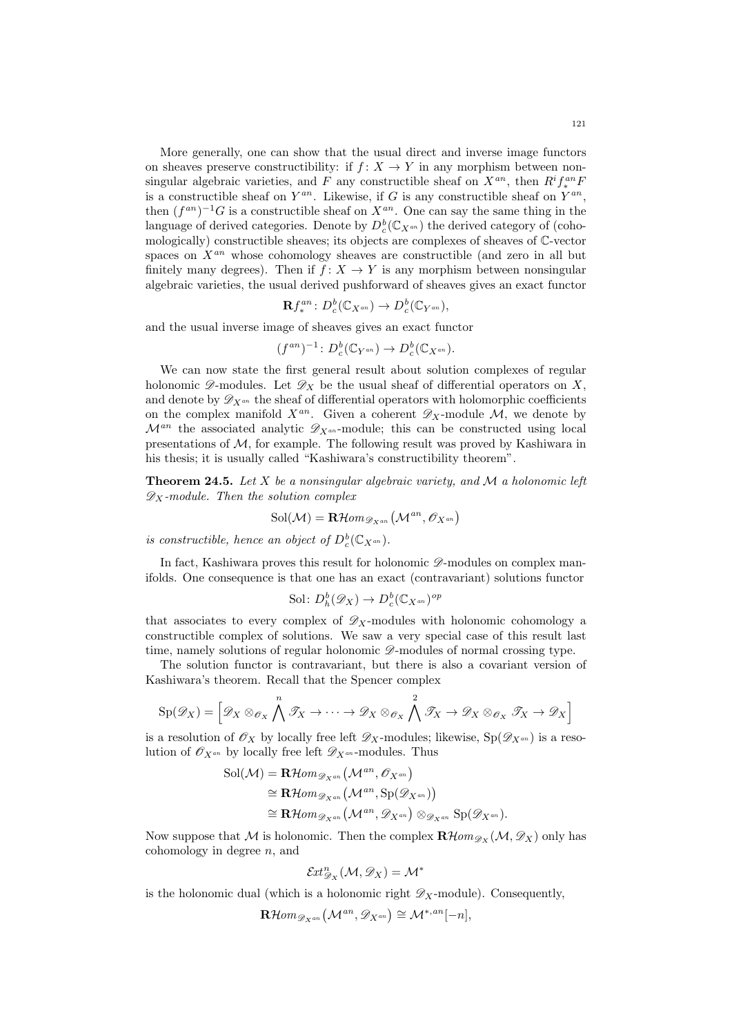More generally, one can show that the usual direct and inverse image functors on sheaves preserve constructibility: if $f\colon X \to Y$ in any morphism between nonsingular algebraic varieties, and $F$ any constructible sheaf on $X^{an}$, then $R^i f_*^{an} F$ is a constructible sheaf on $Y^{an}$. Likewise, if $G$ is any constructible sheaf on $Y^{an}$, then $(f^{an})^{-1}G$ is a constructible sheaf on $X^{an}$. One can say the same thing in the language of derived categories. Denote by $D_c^b(\mathbb{C}_{X^{an}})$ the derived category of (cohomologically) constructible sheaves; its objects are complexes of sheaves of $\mathbb{C}$-vector spaces on $X^{an}$ whose cohomology sheaves are constructible (and zero in all but finitely many degrees). Then if $f\colon X \to Y$ is any morphism between nonsingular algebraic varieties, the usual derived pushforward of sheaves gives an exact functor

$$\mathbf{R}f_*^{an}\colon D_c^b(\mathbb{C}_{X^{an}}) \to D_c^b(\mathbb{C}_{Y^{an}}),$$

and the usual inverse image of sheaves gives an exact functor

$$(f^{an})^{-1}\colon D_c^b(\mathbb{C}_{Y^{an}}) \to D_c^b(\mathbb{C}_{X^{an}}).$$

We can now state the first general result about solution complexes of regular holonomic $\mathscr{D}$-modules. Let $\mathscr{D}_X$ be the usual sheaf of differential operators on $X$, and denote by $\mathscr{D}_{X^{an}}$ the sheaf of differential operators with holomorphic coefficients on the complex manifold $X^{an}$. Given a coherent $\mathscr{D}_X$-module $\mathcal{M}$, we denote by $\mathcal{M}^{an}$ the associated analytic $\mathscr{D}_{X^{an}}$-module; this can be constructed using local presentations of $\mathcal{M}$, for example. The following result was proved by Kashiwara in his thesis; it is usually called "Kashiwara's constructibility theorem".

**Theorem 24.5.** *Let $X$ be a nonsingular algebraic variety, and $\mathcal{M}$ a holonomic left $\mathscr{D}_X$-module. Then the solution complex*

$$\operatorname{Sol}(\mathcal{M}) = \mathbf{R}\mathcal{H}om_{\mathscr{D}_{X^{an}}}\big(\mathcal{M}^{an}, \mathscr{O}_{X^{an}}\big)$$

*is constructible, hence an object of $D_c^b(\mathbb{C}_{X^{an}})$.*

In fact, Kashiwara proves this result for holonomic $\mathscr{D}$-modules on complex manifolds. One consequence is that one has an exact (contravariant) solutions functor

$$\operatorname{Sol}\colon D_h^b(\mathscr{D}_X) \to D_c^b(\mathbb{C}_{X^{an}})^{op}$$

that associates to every complex of $\mathscr{D}_X$-modules with holonomic cohomology a constructible complex of solutions. We saw a very special case of this result last time, namely solutions of regular holonomic $\mathscr{D}$-modules of normal crossing type.

The solution functor is contravariant, but there is also a covariant version of Kashiwara's theorem. Recall that the Spencer complex

$$\operatorname{Sp}(\mathscr{D}_X) = \Big[\mathscr{D}_X \otimes_{\mathscr{O}_X} \bigwedge^n \mathscr{T}_X \to \cdots \to \mathscr{D}_X \otimes_{\mathscr{O}_X} \bigwedge^2 \mathscr{T}_X \to \mathscr{D}_X \otimes_{\mathscr{O}_X} \mathscr{T}_X \to \mathscr{D}_X\Big]$$

is a resolution of $\mathscr{O}_X$ by locally free left $\mathscr{D}_X$-modules; likewise, $\operatorname{Sp}(\mathscr{D}_{X^{an}})$ is a resolution of $\mathscr{O}_{X^{an}}$ by locally free left $\mathscr{D}_{X^{an}}$-modules. Thus

$$\begin{aligned}
\operatorname{Sol}(\mathcal{M}) &= \mathbf{R}\mathcal{H}om_{\mathscr{D}_{X^{an}}}\big(\mathcal{M}^{an}, \mathscr{O}_{X^{an}}\big) \\
&\cong \mathbf{R}\mathcal{H}om_{\mathscr{D}_{X^{an}}}\big(\mathcal{M}^{an}, \operatorname{Sp}(\mathscr{D}_{X^{an}})\big) \\
&\cong \mathbf{R}\mathcal{H}om_{\mathscr{D}_{X^{an}}}\big(\mathcal{M}^{an}, \mathscr{D}_{X^{an}}\big) \otimes_{\mathscr{D}_{X^{an}}} \operatorname{Sp}(\mathscr{D}_{X^{an}}).
\end{aligned}$$

Now suppose that $\mathcal{M}$ is holonomic. Then the complex $\mathbf{R}\mathcal{H}om_{\mathscr{D}_X}(\mathcal{M}, \mathscr{D}_X)$ only has cohomology in degree $n$, and

$$\mathcal{E}xt^n_{\mathscr{D}_X}(\mathcal{M}, \mathscr{D}_X) = \mathcal{M}^*$$

is the holonomic dual (which is a holonomic right $\mathscr{D}_X$-module). Consequently,

$$\mathbf{R}\mathcal{H}om_{\mathscr{D}_{X^{an}}}\big(\mathcal{M}^{an}, \mathscr{D}_{X^{an}}\big) \cong \mathcal{M}^{*,an}[-n],$$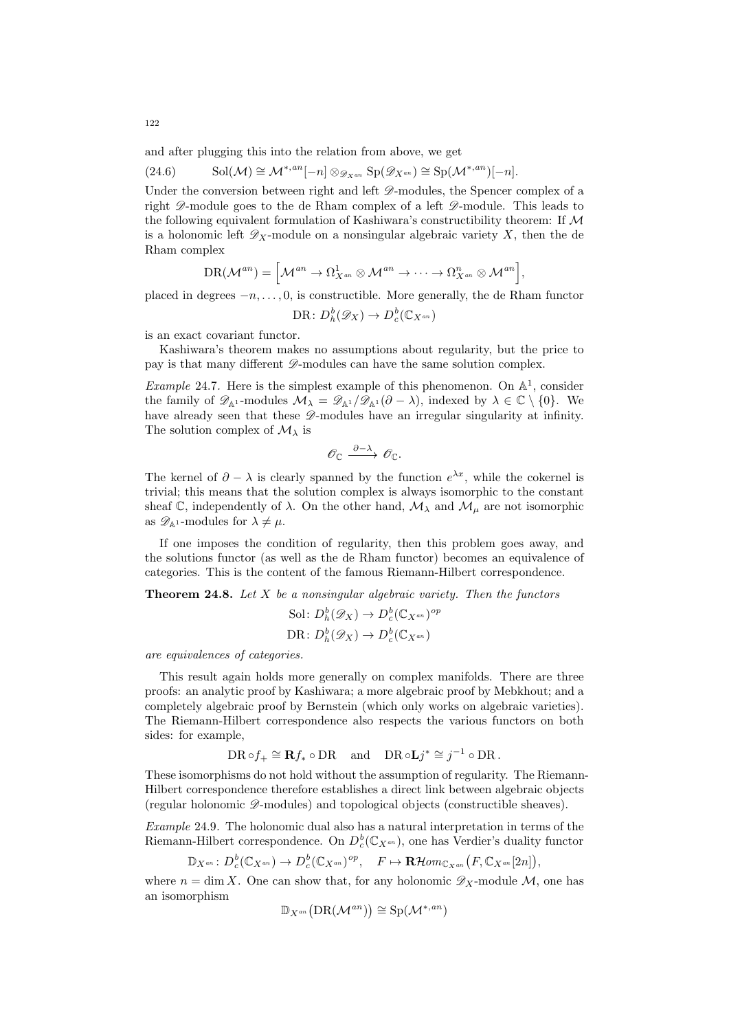and after plugging this into the relation from above, we get

$$\operatorname{Sol}(\mathcal{M}) \cong \mathcal{M}^{*,an}[-n] \otimes_{\mathscr{D}_{X^{an}}} \operatorname{Sp}(\mathscr{D}_{X^{an}}) \cong \operatorname{Sp}(\mathcal{M}^{*,an})[-n]. \tag{24.6}$$

Under the conversion between right and left $\mathscr{D}$-modules, the Spencer complex of a right $\mathscr{D}$-module goes to the de Rham complex of a left $\mathscr{D}$-module. This leads to the following equivalent formulation of Kashiwara's constructibility theorem: If $\mathcal{M}$ is a holonomic left $\mathscr{D}_X$-module on a nonsingular algebraic variety $X$, then the de Rham complex

$$\operatorname{DR}(\mathcal{M}^{an}) = \Big[\mathcal{M}^{an} \to \Omega^1_{X^{an}} \otimes \mathcal{M}^{an} \to \cdots \to \Omega^n_{X^{an}} \otimes \mathcal{M}^{an}\Big],$$

placed in degrees $-n, \dots, 0$, is constructible. More generally, the de Rham functor

$$\operatorname{DR}\colon D^b_h(\mathscr{D}_X) \to D^b_c(\mathbb{C}_{X^{an}})$$

is an exact covariant functor.

Kashiwara's theorem makes no assumptions about regularity, but the price to pay is that many different $\mathscr{D}$-modules can have the same solution complex.

*Example* 24.7. Here is the simplest example of this phenomenon. On $\mathbb{A}^1$, consider the family of $\mathscr{D}_{\mathbb{A}^1}$-modules $\mathcal{M}_\lambda = \mathscr{D}_{\mathbb{A}^1}/\mathscr{D}_{\mathbb{A}^1}(\partial - \lambda)$, indexed by $\lambda \in \mathbb{C} \setminus \{0\}$. We have already seen that these $\mathscr{D}$-modules have an irregular singularity at infinity. The solution complex of $\mathcal{M}_\lambda$ is

$$\mathscr{O}_{\mathbb{C}} \xrightarrow{\partial - \lambda} \mathscr{O}_{\mathbb{C}}.$$

The kernel of $\partial - \lambda$ is clearly spanned by the function $e^{\lambda x}$, while the cokernel is trivial; this means that the solution complex is always isomorphic to the constant sheaf $\mathbb{C}$, independently of $\lambda$. On the other hand, $\mathcal{M}_\lambda$ and $\mathcal{M}_\mu$ are not isomorphic as $\mathscr{D}_{\mathbb{A}^1}$-modules for $\lambda \neq \mu$.

If one imposes the condition of regularity, then this problem goes away, and the solutions functor (as well as the de Rham functor) becomes an equivalence of categories. This is the content of the famous Riemann-Hilbert correspondence.

**Theorem 24.8.** *Let $X$ be a nonsingular algebraic variety. Then the functors*

$$\operatorname{Sol}\colon D^b_h(\mathscr{D}_X) \to D^b_c(\mathbb{C}_{X^{an}})^{op}$$
$$\operatorname{DR}\colon D^b_h(\mathscr{D}_X) \to D^b_c(\mathbb{C}_{X^{an}})$$

*are equivalences of categories.*

This result again holds more generally on complex manifolds. There are three proofs: an analytic proof by Kashiwara; a more algebraic proof by Mebkhout; and a completely algebraic proof by Bernstein (which only works on algebraic varieties). The Riemann-Hilbert correspondence also respects the various functors on both sides: for example,

$$\operatorname{DR} \circ f_+ \cong \mathbf{R}f_* \circ \operatorname{DR} \quad \text{and} \quad \operatorname{DR} \circ \mathbf{L}j^* \cong j^{-1} \circ \operatorname{DR}.$$

These isomorphisms do not hold without the assumption of regularity. The Riemann-Hilbert correspondence therefore establishes a direct link between algebraic objects (regular holonomic $\mathscr{D}$-modules) and topological objects (constructible sheaves).

*Example* 24.9. The holonomic dual also has a natural interpretation in terms of the Riemann-Hilbert correspondence. On $D^b_c(\mathbb{C}_{X^{an}})$, one has Verdier's duality functor

$$\mathbb{D}_{X^{an}}\colon D^b_c(\mathbb{C}_{X^{an}}) \to D^b_c(\mathbb{C}_{X^{an}})^{op}, \quad F \mapsto \mathbf{R}\mathcal{H}om_{\mathbb{C}_{X^{an}}}\big(F, \mathbb{C}_{X^{an}}[2n]\big),$$

where $n = \dim X$. One can show that, for any holonomic $\mathscr{D}_X$-module $\mathcal{M}$, one has an isomorphism

$$\mathbb{D}_{X^{an}}\big(\operatorname{DR}(\mathcal{M}^{an})\big) \cong \operatorname{Sp}(\mathcal{M}^{*,an})$$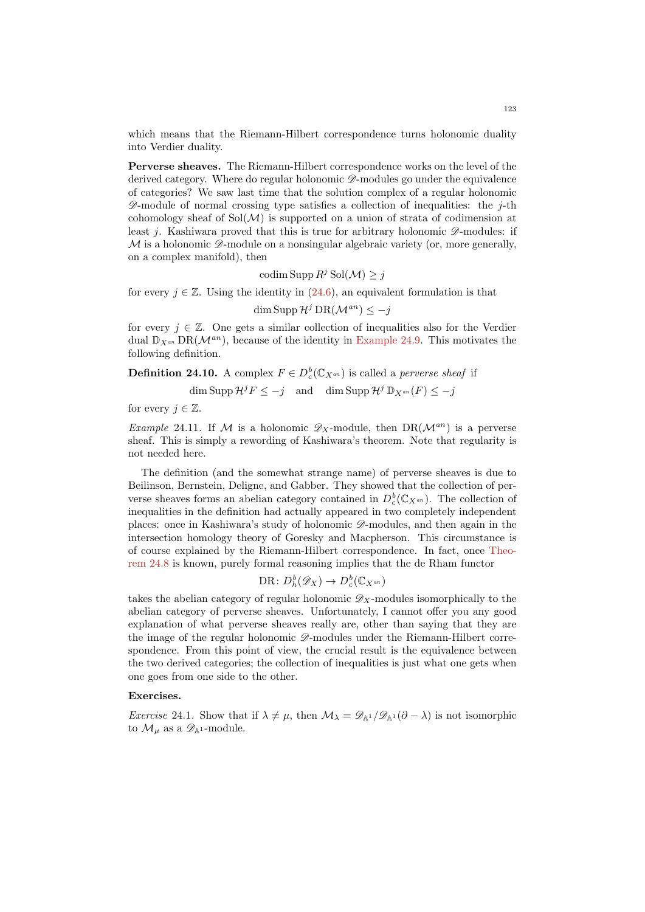which means that the Riemann-Hilbert correspondence turns holonomic duality into Verdier duality.

**Perverse sheaves.** The Riemann-Hilbert correspondence works on the level of the derived category. Where do regular holonomic $\mathscr{D}$-modules go under the equivalence of categories? We saw last time that the solution complex of a regular holonomic $\mathscr{D}$-module of normal crossing type satisfies a collection of inequalities: the $j$-th cohomology sheaf of $\mathrm{Sol}(\mathcal{M})$ is supported on a union of strata of codimension at least $j$. Kashiwara proved that this is true for arbitrary holonomic $\mathscr{D}$-modules: if $\mathcal{M}$ is a holonomic $\mathscr{D}$-module on a nonsingular algebraic variety (or, more generally, on a complex manifold), then

$$\operatorname{codim} \operatorname{Supp} R^j \operatorname{Sol}(\mathcal{M}) \geq j$$

for every $j \in \mathbb{Z}$. Using the identity in (24.6), an equivalent formulation is that

$$\dim \operatorname{Supp} \mathcal{H}^j \operatorname{DR}(\mathcal{M}^{an}) \leq -j$$

for every $j \in \mathbb{Z}$. One gets a similar collection of inequalities also for the Verdier dual $\mathbb{D}_{X^{an}} \operatorname{DR}(\mathcal{M}^{an})$, because of the identity in Example 24.9. This motivates the following definition.

**Definition 24.10.** A complex $F \in D_c^b(\mathbb{C}_{X^{an}})$ is called a *perverse sheaf* if

$$\dim \operatorname{Supp} \mathcal{H}^j F \leq -j \quad \text{and} \quad \dim \operatorname{Supp} \mathcal{H}^j \, \mathbb{D}_{X^{an}}(F) \leq -j$$

for every $j \in \mathbb{Z}$.

*Example* 24.11. If $\mathcal{M}$ is a holonomic $\mathscr{D}_X$-module, then $\operatorname{DR}(\mathcal{M}^{an})$ is a perverse sheaf. This is simply a rewording of Kashiwara's theorem. Note that regularity is not needed here.

The definition (and the somewhat strange name) of perverse sheaves is due to Beilinson, Bernstein, Deligne, and Gabber. They showed that the collection of perverse sheaves forms an abelian category contained in $D_c^b(\mathbb{C}_{X^{an}})$. The collection of inequalities in the definition had actually appeared in two completely independent places: once in Kashiwara's study of holonomic $\mathscr{D}$-modules, and then again in the intersection homology theory of Goresky and Macpherson. This circumstance is of course explained by the Riemann-Hilbert correspondence. In fact, once Theorem 24.8 is known, purely formal reasoning implies that the de Rham functor

$$\operatorname{DR} \colon D_h^b(\mathscr{D}_X) \to D_c^b(\mathbb{C}_{X^{an}})$$

takes the abelian category of regular holonomic $\mathscr{D}_X$-modules isomorphically to the abelian category of perverse sheaves. Unfortunately, I cannot offer you any good explanation of what perverse sheaves really are, other than saying that they are the image of the regular holonomic $\mathscr{D}$-modules under the Riemann-Hilbert correspondence. From this point of view, the crucial result is the equivalence between the two derived categories; the collection of inequalities is just what one gets when one goes from one side to the other.

**Exercises.**

*Exercise* 24.1. Show that if $\lambda \neq \mu$, then $\mathcal{M}_\lambda = \mathscr{D}_{\mathbb{A}^1}/\mathscr{D}_{\mathbb{A}^1}(\partial - \lambda)$ is not isomorphic to $\mathcal{M}_\mu$ as a $\mathscr{D}_{\mathbb{A}^1}$-module.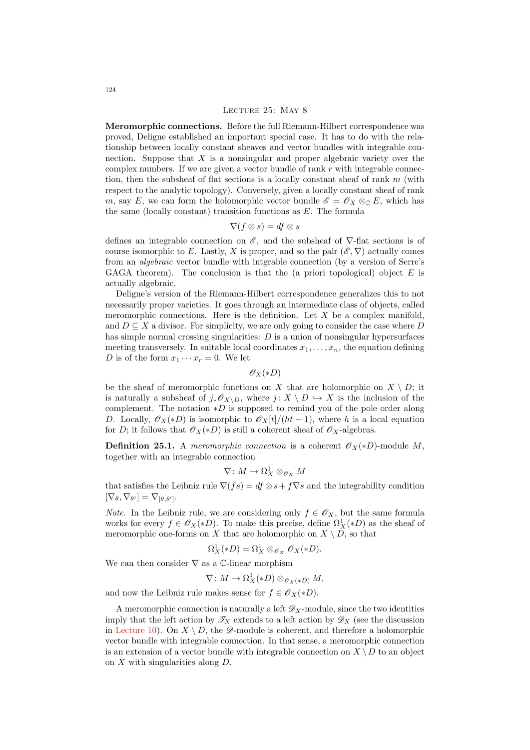## Lecture 25: May 8

**Meromorphic connections.** Before the full Riemann-Hilbert correspondence was proved, Deligne established an important special case. It has to do with the relationship between locally constant sheaves and vector bundles with integrable connection. Suppose that $X$ is a nonsingular and proper algebraic variety over the complex numbers. If we are given a vector bundle of rank $r$ with integrable connection, then the subsheaf of flat sections is a locally constant sheaf of rank $m$ (with respect to the analytic topology). Conversely, given a locally constant sheaf of rank $m$, say $E$, we can form the holomorphic vector bundle $\mathscr{E} = \mathscr{O}_X \otimes_{\mathbb{C}} E$, which has the same (locally constant) transition functions as $E$. The formula

$$\nabla(f \otimes s) = df \otimes s$$

defines an integrable connection on $\mathscr{E}$, and the subsheaf of $\nabla$-flat sections is of course isomorphic to $E$. Lastly, $X$ is proper, and so the pair $(\mathscr{E}, \nabla)$ actually comes from an *algebraic* vector bundle with intgrable connection (by a version of Serre's GAGA theorem). The conclusion is that the (a priori topological) object $E$ is actually algebraic.

Deligne's version of the Riemann-Hilbert correspondence generalizes this to not necessarily proper varieties. It goes through an intermediate class of objects, called meromorphic connections. Here is the definition. Let $X$ be a complex manifold, and $D \subseteq X$ a divisor. For simplicity, we are only going to consider the case where $D$ has simple normal crossing singularities: $D$ is a union of nonsingular hypersurfaces meeting transversely. In suitable local coordinates $x_1, \dots, x_n$, the equation defining $D$ is of the form $x_1 \cdots x_r = 0$. We let

$$\mathscr{O}_X(*D)$$

be the sheaf of meromorphic functions on $X$ that are holomorphic on $X \setminus D$; it is naturally a subsheaf of $j_* \mathscr{O}_{X \setminus D}$, where $j \colon X \setminus D \hookrightarrow X$ is the inclusion of the complement. The notation $*D$ is supposed to remind you of the pole order along $D$. Locally, $\mathscr{O}_X(*D)$ is isomorphic to $\mathscr{O}_X[t]/(ht-1)$, where $h$ is a local equation for $D$; it follows that $\mathscr{O}_X(*D)$ is still a coherent sheaf of $\mathscr{O}_X$-algebras.

**Definition 25.1.** A *meromorphic connection* is a coherent $\mathscr{O}_X(*D)$-module $M$, together with an integrable connection

$$\nabla \colon M \to \Omega_X^1 \otimes_{\mathscr{O}_X} M$$

that satisfies the Leibniz rule $\nabla(fs) = df \otimes s + f\nabla s$ and the integrability condition $[\nabla_\theta, \nabla_{\theta'}] = \nabla_{[\theta, \theta']}$.

*Note.* In the Leibniz rule, we are considering only $f \in \mathscr{O}_X$, but the same formula works for every $f \in \mathscr{O}_X(*D)$. To make this precise, define $\Omega_X^1(*D)$ as the sheaf of meromorphic one-forms on $X$ that are holomorphic on $X \setminus D$, so that

$$\Omega_X^1(*D) = \Omega_X^1 \otimes_{\mathscr{O}_X} \mathscr{O}_X(*D).$$

We can then consider $\nabla$ as a $\mathbb{C}$-linear morphism

$$\nabla \colon M \to \Omega_X^1(*D) \otimes_{\mathscr{O}_X(*D)} M,$$

and now the Leibniz rule makes sense for $f \in \mathscr{O}_X(*D)$.

A meromorphic connection is naturally a left $\mathscr{D}_X$-module, since the two identities imply that the left action by $\mathscr{T}_X$ extends to a left action by $\mathscr{D}_X$ (see the discussion in Lecture 10). On $X \setminus D$, the $\mathscr{D}$-module is coherent, and therefore a holomorphic vector bundle with integrable connection. In that sense, a meromorphic connection is an extension of a vector bundle with integrable connection on $X \setminus D$ to an object on $X$ with singularities along $D$.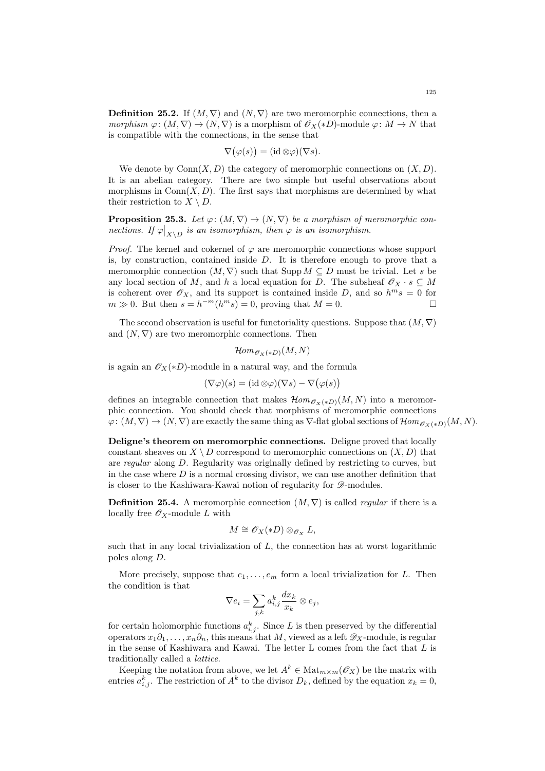**Definition 25.2.** If $(M, \nabla)$ and $(N, \nabla)$ are two meromorphic connections, then a *morphism* $\varphi \colon (M, \nabla) \to (N, \nabla)$ is a morphism of $\mathscr{O}_X(*D)$-module $\varphi \colon M \to N$ that is compatible with the connections, in the sense that

$$\nabla\bigl(\varphi(s)\bigr) = (\mathrm{id} \otimes \varphi)(\nabla s).$$

We denote by $\mathrm{Conn}(X, D)$ the category of meromorphic connections on $(X, D)$. It is an abelian category. There are two simple but useful observations about morphisms in $\mathrm{Conn}(X, D)$. The first says that morphisms are determined by what their restriction to $X \setminus D$.

**Proposition 25.3.** *Let $\varphi \colon (M, \nabla) \to (N, \nabla)$ be a morphism of meromorphic connections. If $\varphi\big|_{X \setminus D}$ is an isomorphism, then $\varphi$ is an isomorphism.*

*Proof.* The kernel and cokernel of $\varphi$ are meromorphic connections whose support is, by construction, contained inside $D$. It is therefore enough to prove that a meromorphic connection $(M, \nabla)$ such that $\operatorname{Supp} M \subseteq D$ must be trivial. Let $s$ be any local section of $M$, and $h$ a local equation for $D$. The subsheaf $\mathscr{O}_X \cdot s \subseteq M$ is coherent over $\mathscr{O}_X$, and its support is contained inside $D$, and so $h^m s = 0$ for $m \gg 0$. But then $s = h^{-m}(h^m s) = 0$, proving that $M = 0$. $\square$

The second observation is useful for functoriality questions. Suppose that $(M, \nabla)$ and $(N, \nabla)$ are two meromorphic connections. Then

$$\mathcal{H}om_{\mathscr{O}_X(*D)}(M, N)$$

is again an $\mathscr{O}_X(*D)$-module in a natural way, and the formula

$$(\nabla\varphi)(s) = (\mathrm{id} \otimes \varphi)(\nabla s) - \nabla\bigl(\varphi(s)\bigr)$$

defines an integrable connection that makes $\mathcal{H}om_{\mathscr{O}_X(*D)}(M, N)$ into a meromorphic connection. You should check that morphisms of meromorphic connections $\varphi \colon (M, \nabla) \to (N, \nabla)$ are exactly the same thing as $\nabla$-flat global sections of $\mathcal{H}om_{\mathscr{O}_X(*D)}(M, N)$.

**Deligne's theorem on meromorphic connections.** Deligne proved that locally constant sheaves on $X \setminus D$ correspond to meromorphic connections on $(X, D)$ that are *regular* along $D$. Regularity was originally defined by restricting to curves, but in the case where $D$ is a normal crossing divisor, we can use another definition that is closer to the Kashiwara-Kawai notion of regularity for $\mathscr{D}$-modules.

**Definition 25.4.** A meromorphic connection $(M, \nabla)$ is called *regular* if there is a locally free $\mathscr{O}_X$-module $L$ with

$$M \cong \mathscr{O}_X(*D) \otimes_{\mathscr{O}_X} L,$$

such that in any local trivialization of $L$, the connection has at worst logarithmic poles along $D$.

More precisely, suppose that $e_1, \dots, e_m$ form a local trivialization for $L$. Then the condition is that

$$\nabla e_i = \sum_{j,k} a_{i,j}^k \frac{dx_k}{x_k} \otimes e_j,$$

for certain holomorphic functions $a_{i,j}^k$. Since $L$ is then preserved by the differential operators $x_1\partial_1, \dots, x_n\partial_n$, this means that $M$, viewed as a left $\mathscr{D}_X$-module, is regular in the sense of Kashiwara and Kawai. The letter L comes from the fact that $L$ is traditionally called a *lattice*.

Keeping the notation from above, we let $A^k \in \mathrm{Mat}_{m \times m}(\mathscr{O}_X)$ be the matrix with entries $a_{i,j}^k$. The restriction of $A^k$ to the divisor $D_k$, defined by the equation $x_k = 0$,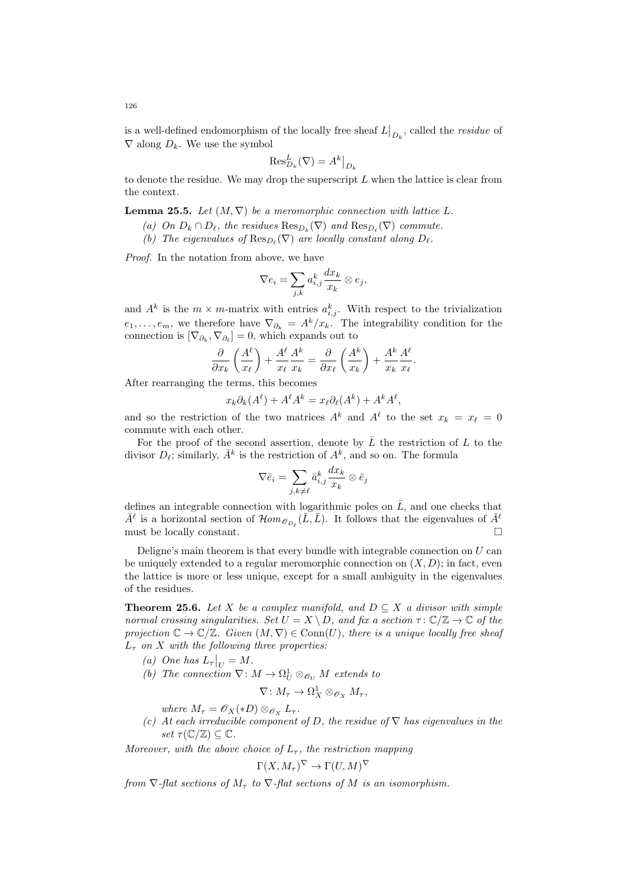is a well-defined endomorphism of the locally free sheaf $L\big|_{D_k}$, called the *residue* of $\nabla$ along $D_k$. We use the symbol

$$\operatorname{Res}^L_{D_k}(\nabla) = A^k\big|_{D_k}$$

to denote the residue. We may drop the superscript $L$ when the lattice is clear from the context.

**Lemma 25.5.** *Let $(M, \nabla)$ be a meromorphic connection with lattice $L$.*

*(a) On $D_k \cap D_\ell$, the residues $\operatorname{Res}_{D_k}(\nabla)$ and $\operatorname{Res}_{D_\ell}(\nabla)$ commute.*

*(b) The eigenvalues of $\operatorname{Res}_{D_\ell}(\nabla)$ are locally constant along $D_\ell$.*

*Proof.* In the notation from above, we have

$$\nabla e_i = \sum_{j,k} a^k_{i,j} \frac{dx_k}{x_k} \otimes e_j,$$

and $A^k$ is the $m \times m$-matrix with entries $a^k_{i,j}$. With respect to the trivialization $e_1, \dots, e_m$, we therefore have $\nabla_{\partial_k} = A^k/x_k$. The integrability condition for the connection is $[\nabla_{\partial_k}, \nabla_{\partial_\ell}] = 0$, which expands out to

$$\frac{\partial}{\partial x_k}\left(\frac{A^\ell}{x_\ell}\right) + \frac{A^\ell}{x_\ell}\frac{A^k}{x_k} = \frac{\partial}{\partial x_\ell}\left(\frac{A^k}{x_k}\right) + \frac{A^k}{x_k}\frac{A^\ell}{x_\ell}.$$

After rearranging the terms, this becomes

$$x_k \partial_k(A^\ell) + A^\ell A^k = x_\ell \partial_\ell(A^k) + A^k A^\ell,$$

and so the restriction of the two matrices $A^k$ and $A^\ell$ to the set $x_k = x_\ell = 0$ commute with each other.

For the proof of the second assertion, denote by $\bar{L}$ the restriction of $L$ to the divisor $D_\ell$; similarly, $\bar{A}^k$ is the restriction of $A^k$, and so on. The formula

$$\nabla \bar{e}_i = \sum_{j,k \neq \ell} \bar{a}^k_{i,j} \frac{dx_k}{x_k} \otimes \bar{e}_j$$

defines an integrable connection with logarithmic poles on $\bar{L}$, and one checks that $\bar{A}^\ell$ is a horizontal section of $\mathcal{H}om_{\mathscr{O}_{D_\ell}}(\bar{L}, \bar{L})$. It follows that the eigenvalues of $\bar{A}^\ell$ must be locally constant. $\square$

Deligne's main theorem is that every bundle with integrable connection on $U$ can be uniquely extended to a regular meromorphic connection on $(X, D)$; in fact, even the lattice is more or less unique, except for a small ambiguity in the eigenvalues of the residues.

**Theorem 25.6.** *Let $X$ be a complex manifold, and $D \subseteq X$ a divisor with simple normal crossing singularities. Set $U = X \setminus D$, and fix a section $\tau \colon \mathbb{C}/\mathbb{Z} \to \mathbb{C}$ of the projection $\mathbb{C} \to \mathbb{C}/\mathbb{Z}$. Given $(M, \nabla) \in \operatorname{Conn}(U)$, there is a unique locally free sheaf $L_\tau$ on $X$ with the following three properties:*

*(a) One has $L_\tau\big|_U = M$.*

*(b) The connection $\nabla \colon M \to \Omega^1_U \otimes_{\mathscr{O}_U} M$ extends to*

$$\nabla \colon M_\tau \to \Omega^1_X \otimes_{\mathscr{O}_X} M_\tau,$$

*where $M_\tau = \mathscr{O}_X(*D) \otimes_{\mathscr{O}_X} L_\tau$.*

*(c) At each irreducible component of $D$, the residue of $\nabla$ has eigenvalues in the set $\tau(\mathbb{C}/\mathbb{Z}) \subseteq \mathbb{C}$.*

*Moreover, with the above choice of $L_\tau$, the restriction mapping*

$$\Gamma(X, M_\tau)^\nabla \to \Gamma(U, M)^\nabla$$

*from $\nabla$-flat sections of $M_\tau$ to $\nabla$-flat sections of $M$ is an isomorphism.*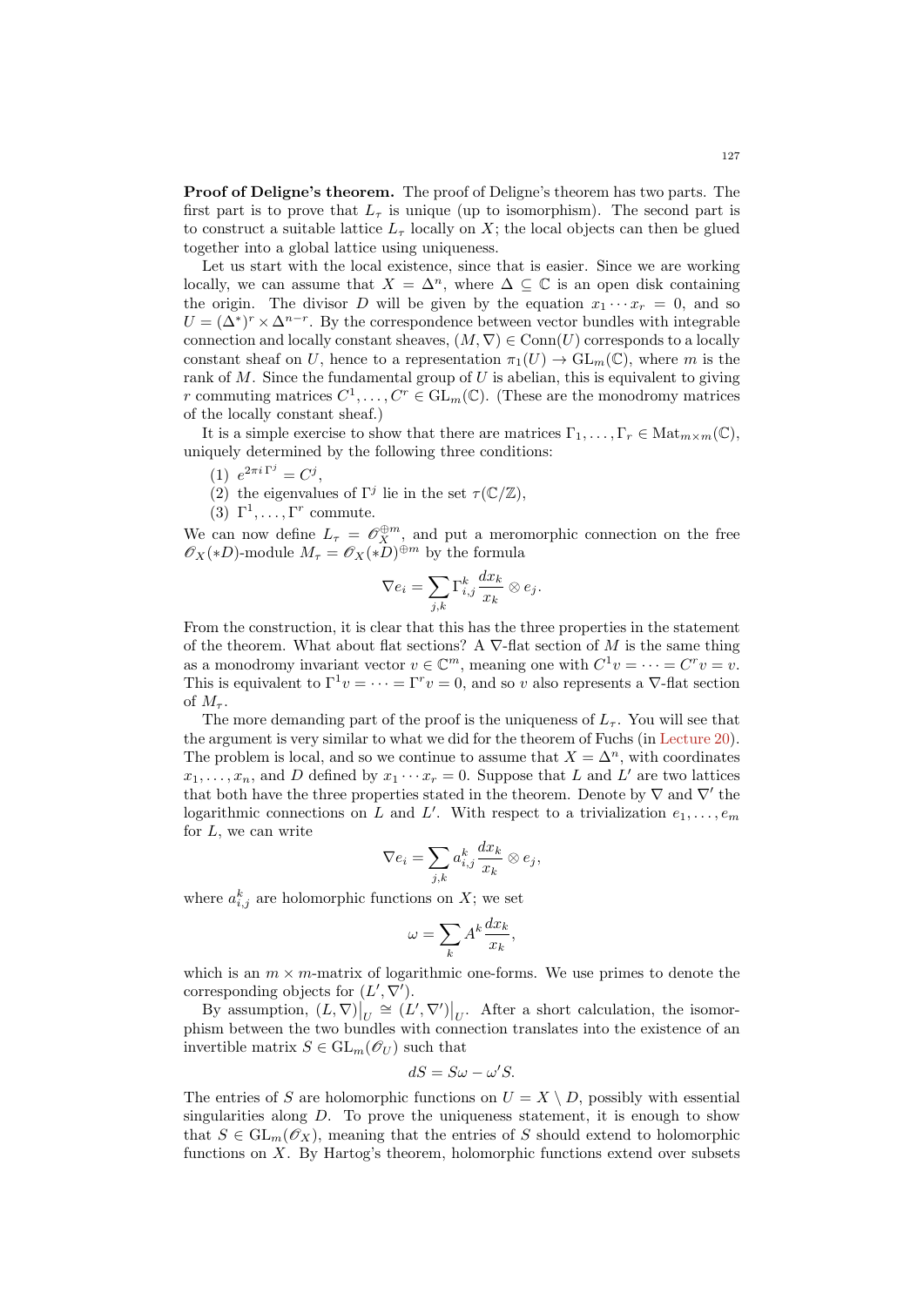**Proof of Deligne's theorem.** The proof of Deligne's theorem has two parts. The first part is to prove that $L_\tau$ is unique (up to isomorphism). The second part is to construct a suitable lattice $L_\tau$ locally on $X$; the local objects can then be glued together into a global lattice using uniqueness.

Let us start with the local existence, since that is easier. Since we are working locally, we can assume that $X = \Delta^n$, where $\Delta \subseteq \mathbb{C}$ is an open disk containing the origin. The divisor $D$ will be given by the equation $x_1 \cdots x_r = 0$, and so $U = (\Delta^*)^r \times \Delta^{n-r}$. By the correspondence between vector bundles with integrable connection and locally constant sheaves, $(M, \nabla) \in \mathrm{Conn}(U)$ corresponds to a locally constant sheaf on $U$, hence to a representation $\pi_1(U) \to \mathrm{GL}_m(\mathbb{C})$, where $m$ is the rank of $M$. Since the fundamental group of $U$ is abelian, this is equivalent to giving $r$ commuting matrices $C^1, \dots, C^r \in \mathrm{GL}_m(\mathbb{C})$. (These are the monodromy matrices of the locally constant sheaf.)

It is a simple exercise to show that there are matrices $\Gamma_1, \dots, \Gamma_r \in \mathrm{Mat}_{m\times m}(\mathbb{C})$, uniquely determined by the following three conditions:

(1) $e^{2\pi i \, \Gamma^j} = C^j$,
(2) the eigenvalues of $\Gamma^j$ lie in the set $\tau(\mathbb{C}/\mathbb{Z})$,
(3) $\Gamma^1, \dots, \Gamma^r$ commute.

We can now define $L_\tau = \mathscr{O}_X^{\oplus m}$, and put a meromorphic connection on the free $\mathscr{O}_X(*D)$-module $M_\tau = \mathscr{O}_X(*D)^{\oplus m}$ by the formula

$$\nabla e_i = \sum_{j,k} \Gamma^k_{i,j} \frac{dx_k}{x_k} \otimes e_j.$$

From the construction, it is clear that this has the three properties in the statement of the theorem. What about flat sections? A $\nabla$-flat section of $M$ is the same thing as a monodromy invariant vector $v \in \mathbb{C}^m$, meaning one with $C^1 v = \cdots = C^r v = v$. This is equivalent to $\Gamma^1 v = \cdots = \Gamma^r v = 0$, and so $v$ also represents a $\nabla$-flat section of $M_\tau$.

The more demanding part of the proof is the uniqueness of $L_\tau$. You will see that the argument is very similar to what we did for the theorem of Fuchs (in Lecture 20). The problem is local, and so we continue to assume that $X = \Delta^n$, with coordinates $x_1, \dots, x_n$, and $D$ defined by $x_1 \cdots x_r = 0$. Suppose that $L$ and $L'$ are two lattices that both have the three properties stated in the theorem. Denote by $\nabla$ and $\nabla'$ the logarithmic connections on $L$ and $L'$. With respect to a trivialization $e_1, \dots, e_m$ for $L$, we can write

$$\nabla e_i = \sum_{j,k} a^k_{i,j} \frac{dx_k}{x_k} \otimes e_j,$$

where $a^k_{i,j}$ are holomorphic functions on $X$; we set

$$\omega = \sum_k A^k \frac{dx_k}{x_k},$$

which is an $m \times m$-matrix of logarithmic one-forms. We use primes to denote the corresponding objects for $(L', \nabla')$.

By assumption, $(L, \nabla)\big|_U \cong (L', \nabla')\big|_U$. After a short calculation, the isomorphism between the two bundles with connection translates into the existence of an invertible matrix $S \in \mathrm{GL}_m(\mathscr{O}_U)$ such that

$$dS = S\omega - \omega' S.$$

The entries of $S$ are holomorphic functions on $U = X \setminus D$, possibly with essential singularities along $D$. To prove the uniqueness statement, it is enough to show that $S \in \mathrm{GL}_m(\mathscr{O}_X)$, meaning that the entries of $S$ should extend to holomorphic functions on $X$. By Hartog's theorem, holomorphic functions extend over subsets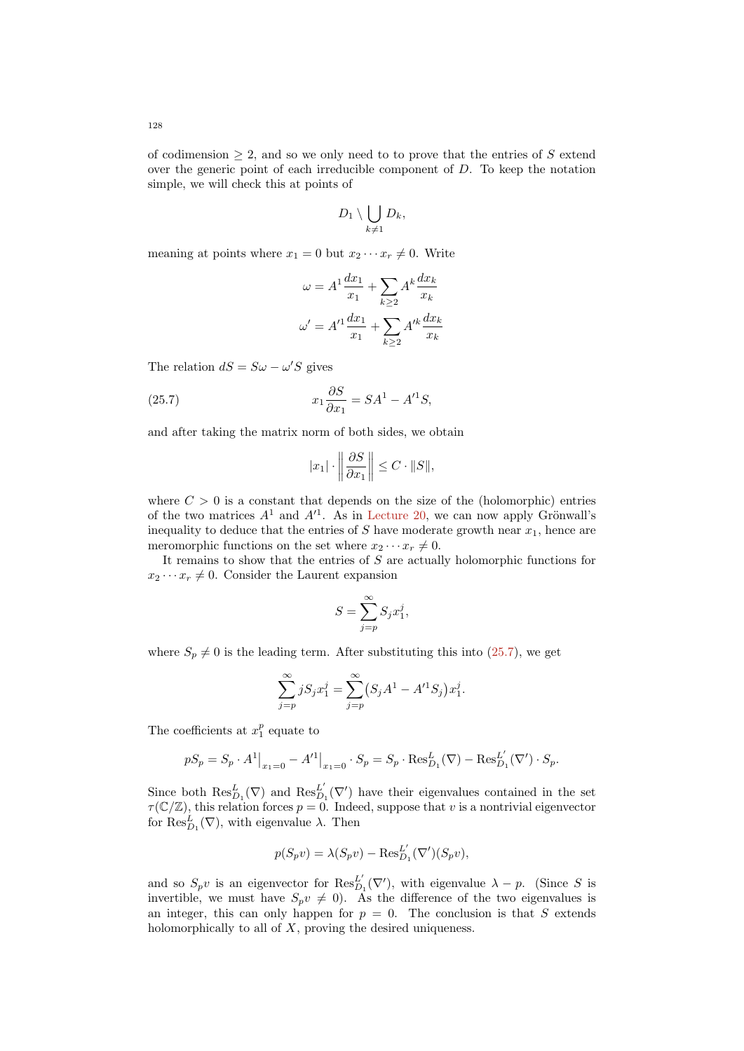of codimension $\geq 2$, and so we only need to to prove that the entries of $S$ extend over the generic point of each irreducible component of $D$. To keep the notation simple, we will check this at points of

$$D_1 \setminus \bigcup_{k \neq 1} D_k,$$

meaning at points where $x_1 = 0$ but $x_2 \cdots x_r \neq 0$. Write

$$\omega = A^1 \frac{dx_1}{x_1} + \sum_{k \geq 2} A^k \frac{dx_k}{x_k}$$

$$\omega' = A'^1 \frac{dx_1}{x_1} + \sum_{k \geq 2} A'^k \frac{dx_k}{x_k}$$

The relation $dS = S\omega - \omega' S$ gives

$$x_1 \frac{\partial S}{\partial x_1} = SA^1 - A'^1 S, \tag{25.7}$$

and after taking the matrix norm of both sides, we obtain

$$|x_1| \cdot \left\| \frac{\partial S}{\partial x_1} \right\| \leq C \cdot \|S\|,$$

where $C > 0$ is a constant that depends on the size of the (holomorphic) entries of the two matrices $A^1$ and $A'^1$. As in Lecture 20, we can now apply Grönwall's inequality to deduce that the entries of $S$ have moderate growth near $x_1$, hence are meromorphic functions on the set where $x_2 \cdots x_r \neq 0$.

It remains to show that the entries of $S$ are actually holomorphic functions for $x_2 \cdots x_r \neq 0$. Consider the Laurent expansion

$$S = \sum_{j=p}^{\infty} S_j x_1^j,$$

where $S_p \neq 0$ is the leading term. After substituting this into (25.7), we get

$$\sum_{j=p}^{\infty} j S_j x_1^j = \sum_{j=p}^{\infty} \big( S_j A^1 - A'^1 S_j \big) x_1^j.$$

The coefficients at $x_1^p$ equate to

$$p S_p = S_p \cdot A^1\big|_{x_1=0} - A'^1\big|_{x_1=0} \cdot S_p = S_p \cdot \operatorname{Res}^L_{D_1}(\nabla) - \operatorname{Res}^{L'}_{D_1}(\nabla') \cdot S_p.$$

Since both $\operatorname{Res}^L_{D_1}(\nabla)$ and $\operatorname{Res}^{L'}_{D_1}(\nabla')$ have their eigenvalues contained in the set $\tau(\mathbb{C}/\mathbb{Z})$, this relation forces $p = 0$. Indeed, suppose that $v$ is a nontrivial eigenvector for $\operatorname{Res}^L_{D_1}(\nabla)$, with eigenvalue $\lambda$. Then

$$p(S_p v) = \lambda (S_p v) - \operatorname{Res}^{L'}_{D_1}(\nabla')(S_p v),$$

and so $S_p v$ is an eigenvector for $\operatorname{Res}^{L'}_{D_1}(\nabla')$, with eigenvalue $\lambda - p$. (Since $S$ is invertible, we must have $S_p v \neq 0$). As the difference of the two eigenvalues is an integer, this can only happen for $p = 0$. The conclusion is that $S$ extends holomorphically to all of $X$, proving the desired uniqueness.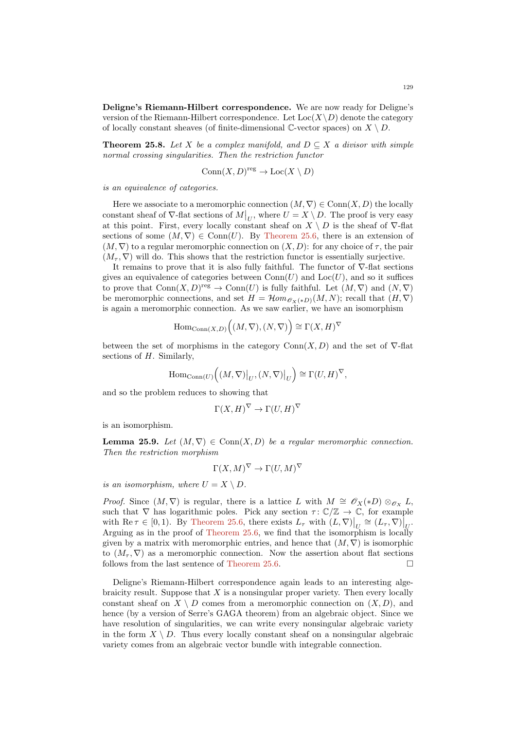**Deligne's Riemann-Hilbert correspondence.** We are now ready for Deligne's version of the Riemann-Hilbert correspondence. Let $\mathrm{Loc}(X \setminus D)$ denote the category of locally constant sheaves (of finite-dimensional $\mathbb{C}$-vector spaces) on $X \setminus D$.

**Theorem 25.8.** *Let $X$ be a complex manifold, and $D \subseteq X$ a divisor with simple normal crossing singularities. Then the restriction functor*

$$\mathrm{Conn}(X, D)^{\mathrm{reg}} \to \mathrm{Loc}(X \setminus D)$$

*is an equivalence of categories.*

Here we associate to a meromorphic connection $(M, \nabla) \in \mathrm{Conn}(X, D)$ the locally constant sheaf of $\nabla$-flat sections of $M\big|_U$, where $U = X \setminus D$. The proof is very easy at this point. First, every locally constant sheaf on $X \setminus D$ is the sheaf of $\nabla$-flat sections of some $(M, \nabla) \in \mathrm{Conn}(U)$. By Theorem 25.6, there is an extension of $(M, \nabla)$ to a regular meromorphic connection on $(X, D)$: for any choice of $\tau$, the pair $(M_\tau, \nabla)$ will do. This shows that the restriction functor is essentially surjective.

It remains to prove that it is also fully faithful. The functor of $\nabla$-flat sections gives an equivalence of categories between $\mathrm{Conn}(U)$ and $\mathrm{Loc}(U)$, and so it suffices to prove that $\mathrm{Conn}(X, D)^{\mathrm{reg}} \to \mathrm{Conn}(U)$ is fully faithful. Let $(M, \nabla)$ and $(N, \nabla)$ be meromorphic connections, and set $H = \mathcal{H}om_{\mathscr{O}_X(*D)}(M, N)$; recall that $(H, \nabla)$ is again a meromorphic connection. As we saw earlier, we have an isomorphism

$$\mathrm{Hom}_{\mathrm{Conn}(X,D)}\Big((M, \nabla), (N, \nabla)\Big) \cong \Gamma(X, H)^{\nabla}$$

between the set of morphisms in the category $\mathrm{Conn}(X, D)$ and the set of $\nabla$-flat sections of $H$. Similarly,

$$\mathrm{Hom}_{\mathrm{Conn}(U)}\Big((M, \nabla)\big|_U, (N, \nabla)\big|_U\Big) \cong \Gamma(U, H)^{\nabla},$$

and so the problem reduces to showing that

$$\Gamma(X, H)^{\nabla} \to \Gamma(U, H)^{\nabla}$$

is an isomorphism.

**Lemma 25.9.** *Let $(M, \nabla) \in \mathrm{Conn}(X, D)$ be a regular meromorphic connection. Then the restriction morphism*

$$\Gamma(X, M)^{\nabla} \to \Gamma(U, M)^{\nabla}$$

*is an isomorphism, where $U = X \setminus D$.*

*Proof.* Since $(M, \nabla)$ is regular, there is a lattice $L$ with $M \cong \mathscr{O}_X(*D) \otimes_{\mathscr{O}_X} L$, such that $\nabla$ has logarithmic poles. Pick any section $\tau \colon \mathbb{C}/\mathbb{Z} \to \mathbb{C}$, for example with $\operatorname{Re} \tau \in [0, 1)$. By Theorem 25.6, there exists $L_\tau$ with $(L, \nabla)\big|_U \cong (L_\tau, \nabla)\big|_U$. Arguing as in the proof of Theorem 25.6, we find that the isomorphism is locally given by a matrix with meromorphic entries, and hence that $(M, \nabla)$ is isomorphic to $(M_\tau, \nabla)$ as a meromorphic connection. Now the assertion about flat sections follows from the last sentence of Theorem 25.6. $\square$

Deligne's Riemann-Hilbert correspondence again leads to an interesting algebraicity result. Suppose that $X$ is a nonsingular proper variety. Then every locally constant sheaf on $X \setminus D$ comes from a meromorphic connection on $(X, D)$, and hence (by a version of Serre's GAGA theorem) from an algebraic object. Since we have resolution of singularities, we can write every nonsingular algebraic variety in the form $X \setminus D$. Thus every locally constant sheaf on a nonsingular algebraic variety comes from an algebraic vector bundle with integrable connection.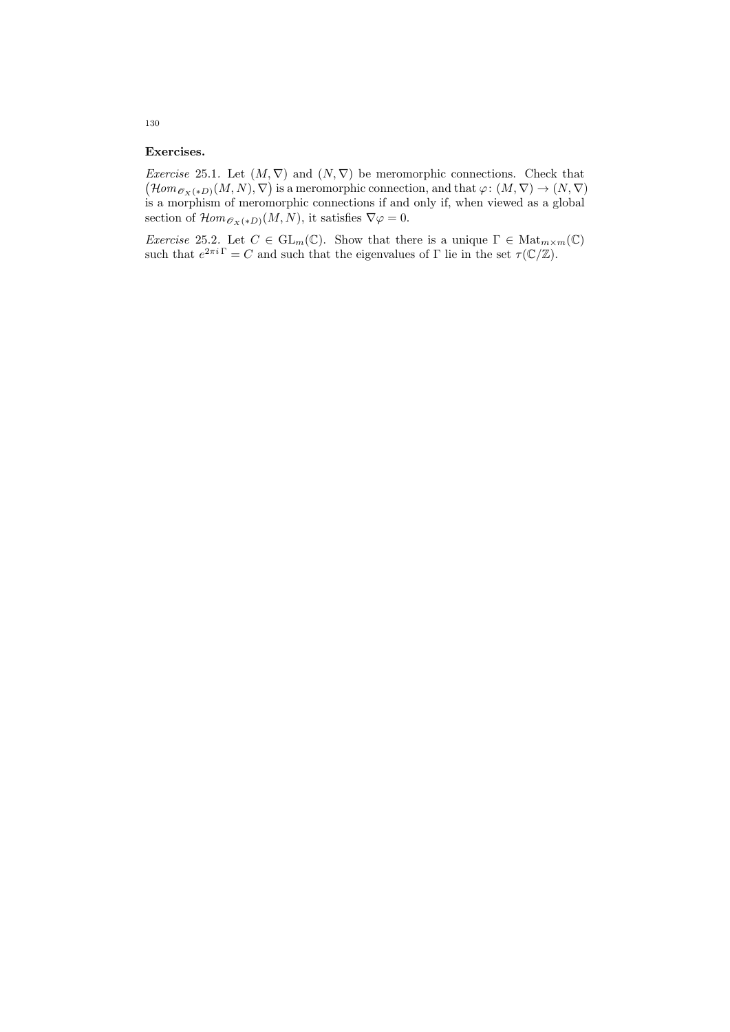**Exercises.**

*Exercise* 25.1. Let $(M, \nabla)$ and $(N, \nabla)$ be meromorphic connections. Check that $\big(\mathcal{H}om_{\mathscr{O}_X(*D)}(M, N), \nabla\big)$ is a meromorphic connection, and that $\varphi\colon (M, \nabla) \to (N, \nabla)$ is a morphism of meromorphic connections if and only if, when viewed as a global section of $\mathcal{H}om_{\mathscr{O}_X(*D)}(M, N)$, it satisfies $\nabla \varphi = 0$.

*Exercise* 25.2. Let $C \in \mathrm{GL}_m(\mathbb{C})$. Show that there is a unique $\Gamma \in \mathrm{Mat}_{m \times m}(\mathbb{C})$ such that $e^{2\pi i \Gamma} = C$ and such that the eigenvalues of $\Gamma$ lie in the set $\tau(\mathbb{C}/\mathbb{Z})$.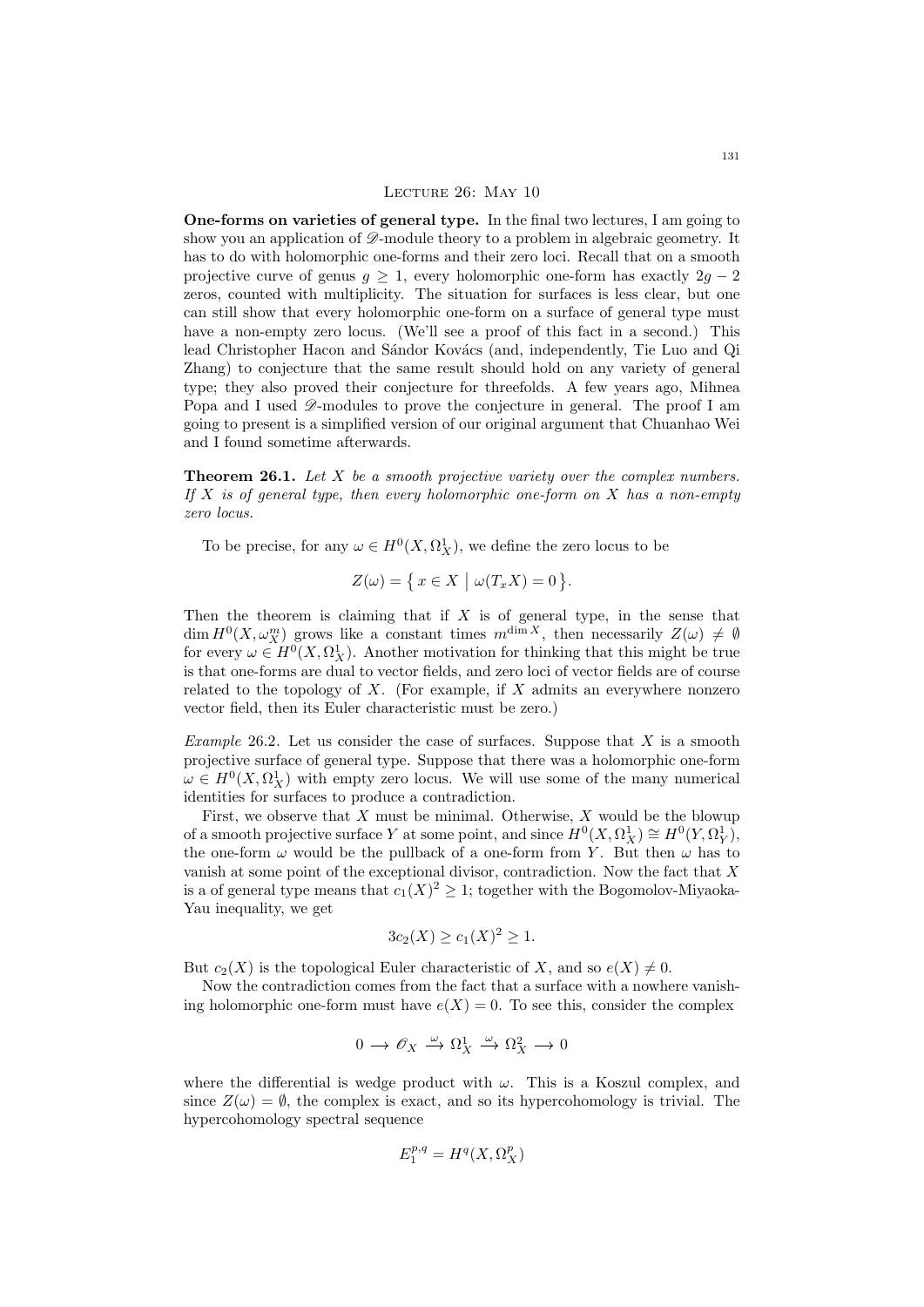## Lecture 26: May 10

**One-forms on varieties of general type.** In the final two lectures, I am going to show you an application of $\mathscr{D}$-module theory to a problem in algebraic geometry. It has to do with holomorphic one-forms and their zero loci. Recall that on a smooth projective curve of genus $g \geq 1$, every holomorphic one-form has exactly $2g-2$ zeros, counted with multiplicity. The situation for surfaces is less clear, but one can still show that every holomorphic one-form on a surface of general type must have a non-empty zero locus. (We'll see a proof of this fact in a second.) This lead Christopher Hacon and Sándor Kovács (and, independently, Tie Luo and Qi Zhang) to conjecture that the same result should hold on any variety of general type; they also proved their conjecture for threefolds. A few years ago, Mihnea Popa and I used $\mathscr{D}$-modules to prove the conjecture in general. The proof I am going to present is a simplified version of our original argument that Chuanhao Wei and I found sometime afterwards.

**Theorem 26.1.** *Let $X$ be a smooth projective variety over the complex numbers. If $X$ is of general type, then every holomorphic one-form on $X$ has a non-empty zero locus.*

To be precise, for any $\omega \in H^0(X, \Omega_X^1)$, we define the zero locus to be

$$Z(\omega) = \left\{ x \in X \;\middle|\; \omega(T_x X) = 0 \right\}.$$

Then the theorem is claiming that if $X$ is of general type, in the sense that $\dim H^0(X, \omega_X^m)$ grows like a constant times $m^{\dim X}$, then necessarily $Z(\omega) \neq \emptyset$ for every $\omega \in H^0(X, \Omega_X^1)$. Another motivation for thinking that this might be true is that one-forms are dual to vector fields, and zero loci of vector fields are of course related to the topology of $X$. (For example, if $X$ admits an everywhere nonzero vector field, then its Euler characteristic must be zero.)

*Example* 26.2. Let us consider the case of surfaces. Suppose that $X$ is a smooth projective surface of general type. Suppose that there was a holomorphic one-form $\omega \in H^0(X, \Omega_X^1)$ with empty zero locus. We will use some of the many numerical identities for surfaces to produce a contradiction.

First, we observe that $X$ must be minimal. Otherwise, $X$ would be the blowup of a smooth projective surface $Y$ at some point, and since $H^0(X, \Omega_X^1) \cong H^0(Y, \Omega_Y^1)$, the one-form $\omega$ would be the pullback of a one-form from $Y$. But then $\omega$ has to vanish at some point of the exceptional divisor, contradiction. Now the fact that $X$ is a of general type means that $c_1(X)^2 \geq 1$; together with the Bogomolov-Miyaoka-Yau inequality, we get

$$3c_2(X) \geq c_1(X)^2 \geq 1.$$

But $c_2(X)$ is the topological Euler characteristic of $X$, and so $e(X) \neq 0$.

Now the contradiction comes from the fact that a surface with a nowhere vanishing holomorphic one-form must have $e(X) = 0$. To see this, consider the complex

$$0 \longrightarrow \mathscr{O}_X \xrightarrow{\;\omega\;} \Omega_X^1 \xrightarrow{\;\omega\;} \Omega_X^2 \longrightarrow 0$$

where the differential is wedge product with $\omega$. This is a Koszul complex, and since $Z(\omega) = \emptyset$, the complex is exact, and so its hypercohomology is trivial. The hypercohomology spectral sequence

$$E_1^{p,q} = H^q(X, \Omega_X^p)$$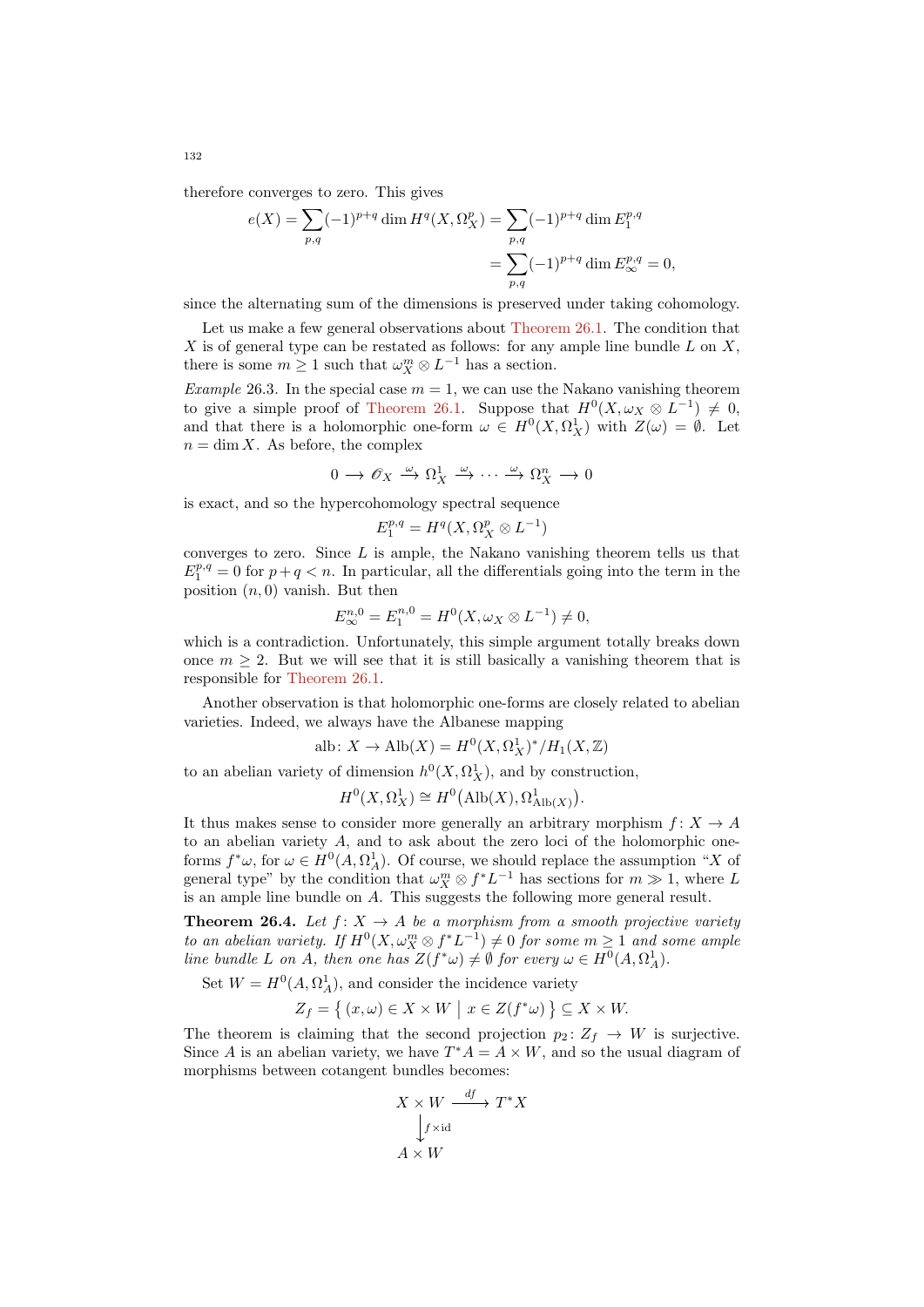therefore converges to zero. This gives

$$e(X) = \sum_{p,q} (-1)^{p+q} \dim H^q(X, \Omega_X^p) = \sum_{p,q} (-1)^{p+q} \dim E_1^{p,q}$$
$$= \sum_{p,q} (-1)^{p+q} \dim E_\infty^{p,q} = 0,$$

since the alternating sum of the dimensions is preserved under taking cohomology.

Let us make a few general observations about Theorem 26.1. The condition that $X$ is of general type can be restated as follows: for any ample line bundle $L$ on $X$, there is some $m \geq 1$ such that $\omega_X^m \otimes L^{-1}$ has a section.

*Example* 26.3. In the special case $m = 1$, we can use the Nakano vanishing theorem to give a simple proof of Theorem 26.1. Suppose that $H^0(X, \omega_X \otimes L^{-1}) \neq 0$, and that there is a holomorphic one-form $\omega \in H^0(X, \Omega_X^1)$ with $Z(\omega) = \emptyset$. Let $n = \dim X$. As before, the complex

$$0 \longrightarrow \mathscr{O}_X \xrightarrow{\omega} \Omega_X^1 \xrightarrow{\omega} \cdots \xrightarrow{\omega} \Omega_X^n \longrightarrow 0$$

is exact, and so the hypercohomology spectral sequence

$$E_1^{p,q} = H^q(X, \Omega_X^p \otimes L^{-1})$$

converges to zero. Since $L$ is ample, the Nakano vanishing theorem tells us that $E_1^{p,q} = 0$ for $p + q < n$. In particular, all the differentials going into the term in the position $(n, 0)$ vanish. But then

$$E_\infty^{n,0} = E_1^{n,0} = H^0(X, \omega_X \otimes L^{-1}) \neq 0,$$

which is a contradiction. Unfortunately, this simple argument totally breaks down once $m \geq 2$. But we will see that it is still basically a vanishing theorem that is responsible for Theorem 26.1.

Another observation is that holomorphic one-forms are closely related to abelian varieties. Indeed, we always have the Albanese mapping

$$\mathrm{alb}\colon X \to \mathrm{Alb}(X) = H^0(X, \Omega_X^1)^* / H_1(X, \mathbb{Z})$$

to an abelian variety of dimension $h^0(X, \Omega_X^1)$, and by construction,

$$H^0(X, \Omega_X^1) \cong H^0\big(\mathrm{Alb}(X), \Omega_{\mathrm{Alb}(X)}^1\big).$$

It thus makes sense to consider more generally an arbitrary morphism $f\colon X \to A$ to an abelian variety $A$, and to ask about the zero loci of the holomorphic one-forms $f^*\omega$, for $\omega \in H^0(A, \Omega_A^1)$. Of course, we should replace the assumption "$X$ of general type" by the condition that $\omega_X^m \otimes f^*L^{-1}$ has sections for $m \gg 1$, where $L$ is an ample line bundle on $A$. This suggests the following more general result.

**Theorem 26.4.** *Let $f\colon X \to A$ be a morphism from a smooth projective variety to an abelian variety. If $H^0(X, \omega_X^m \otimes f^*L^{-1}) \neq 0$ for some $m \geq 1$ and some ample line bundle $L$ on $A$, then one has $Z(f^*\omega) \neq \emptyset$ for every $\omega \in H^0(A, \Omega_A^1)$.*

Set $W = H^0(A, \Omega_A^1)$, and consider the incidence variety

$$Z_f = \big\{ (x, \omega) \in X \times W \,\big|\, x \in Z(f^*\omega) \big\} \subseteq X \times W.$$

The theorem is claiming that the second projection $p_2\colon Z_f \to W$ is surjective. Since $A$ is an abelian variety, we have $T^*A = A \times W$, and so the usual diagram of morphisms between cotangent bundles becomes:

$$\begin{array}{ccc} X \times W & \xrightarrow{df} & T^*X \\ \big\downarrow{\scriptstyle f \times \mathrm{id}} & & \\ A \times W & & \end{array}$$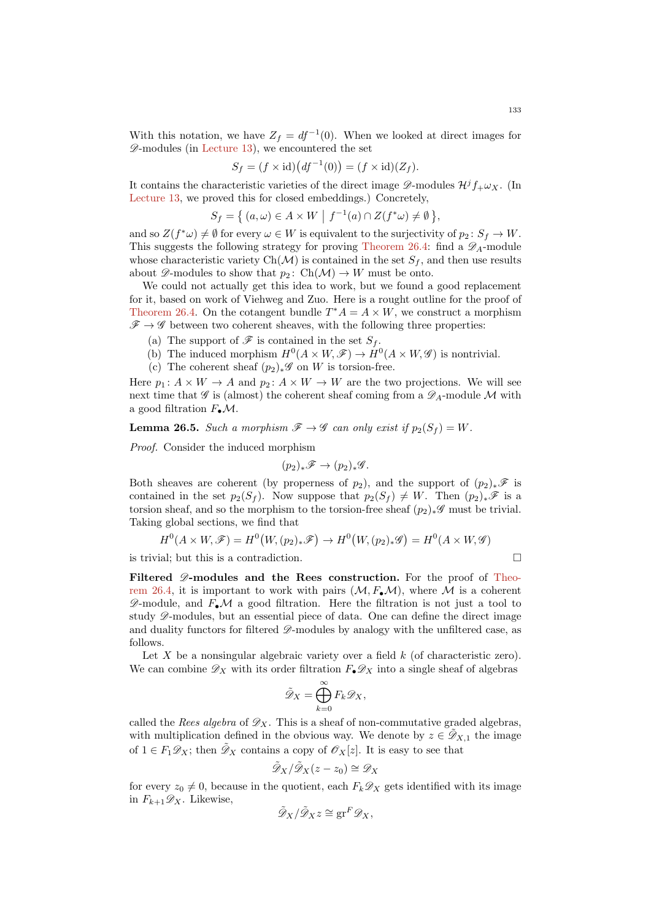With this notation, we have $Z_f = df^{-1}(0)$. When we looked at direct images for $\mathscr{D}$-modules (in Lecture 13), we encountered the set

$$S_f = (f \times \mathrm{id})\big(df^{-1}(0)\big) = (f \times \mathrm{id})(Z_f).$$

It contains the characteristic varieties of the direct image $\mathscr{D}$-modules $\mathcal{H}^j f_+ \omega_X$. (In Lecture 13, we proved this for closed embeddings.) Concretely,

$$S_f = \big\{ \, (a, \omega) \in A \times W \; \big| \; f^{-1}(a) \cap Z(f^* \omega) \neq \emptyset \, \big\},$$

and so $Z(f^*\omega) \neq \emptyset$ for every $\omega \in W$ is equivalent to the surjectivity of $p_2 \colon S_f \to W$. This suggests the following strategy for proving Theorem 26.4: find a $\mathscr{D}_A$-module whose characteristic variety $\mathrm{Ch}(\mathcal{M})$ is contained in the set $S_f$, and then use results about $\mathscr{D}$-modules to show that $p_2 \colon \mathrm{Ch}(\mathcal{M}) \to W$ must be onto.

We could not actually get this idea to work, but we found a good replacement for it, based on work of Viehweg and Zuo. Here is a rought outline for the proof of Theorem 26.4. On the cotangent bundle $T^*A = A \times W$, we construct a morphism $\mathscr{F} \to \mathscr{G}$ between two coherent sheaves, with the following three properties:

(a) The support of $\mathscr{F}$ is contained in the set $S_f$.
(b) The induced morphism $H^0(A \times W, \mathscr{F}) \to H^0(A \times W, \mathscr{G})$ is nontrivial.
(c) The coherent sheaf $(p_2)_* \mathscr{G}$ on $W$ is torsion-free.

Here $p_1 \colon A \times W \to A$ and $p_2 \colon A \times W \to W$ are the two projections. We will see next time that $\mathscr{G}$ is (almost) the coherent sheaf coming from a $\mathscr{D}_A$-module $\mathcal{M}$ with a good filtration $F_\bullet \mathcal{M}$.

**Lemma 26.5.** *Such a morphism $\mathscr{F} \to \mathscr{G}$ can only exist if $p_2(S_f) = W$.*

*Proof.* Consider the induced morphism

$$(p_2)_* \mathscr{F} \to (p_2)_* \mathscr{G}.$$

Both sheaves are coherent (by properness of $p_2$), and the support of $(p_2)_*\mathscr{F}$ is contained in the set $p_2(S_f)$. Now suppose that $p_2(S_f) \neq W$. Then $(p_2)_*\mathscr{F}$ is a torsion sheaf, and so the morphism to the torsion-free sheaf $(p_2)_*\mathscr{G}$ must be trivial. Taking global sections, we find that

$$H^0(A \times W, \mathscr{F}) = H^0\big(W, (p_2)_*\mathscr{F}\big) \to H^0\big(W, (p_2)_*\mathscr{G}\big) = H^0(A \times W, \mathscr{G})$$

is trivial; but this is a contradiction. □

**Filtered $\mathscr{D}$-modules and the Rees construction.** For the proof of Theorem 26.4, it is important to work with pairs $(\mathcal{M}, F_\bullet \mathcal{M})$, where $\mathcal{M}$ is a coherent $\mathscr{D}$-module, and $F_\bullet \mathcal{M}$ a good filtration. Here the filtration is not just a tool to study $\mathscr{D}$-modules, but an essential piece of data. One can define the direct image and duality functors for filtered $\mathscr{D}$-modules by analogy with the unfiltered case, as follows.

Let $X$ be a nonsingular algebraic variety over a field $k$ (of characteristic zero). We can combine $\mathscr{D}_X$ with its order filtration $F_\bullet \mathscr{D}_X$ into a single sheaf of algebras

$$\tilde{\mathscr{D}}_X = \bigoplus_{k=0}^{\infty} F_k \mathscr{D}_X,$$

called the *Rees algebra* of $\mathscr{D}_X$. This is a sheaf of non-commutative graded algebras, with multiplication defined in the obvious way. We denote by $z \in \tilde{\mathscr{D}}_{X,1}$ the image of $1 \in F_1 \mathscr{D}_X$; then $\tilde{\mathscr{D}}_X$ contains a copy of $\mathscr{O}_X[z]$. It is easy to see that

$$\tilde{\mathscr{D}}_X / \tilde{\mathscr{D}}_X (z - z_0) \cong \mathscr{D}_X$$

for every $z_0 \neq 0$, because in the quotient, each $F_k \mathscr{D}_X$ gets identified with its image in $F_{k+1} \mathscr{D}_X$. Likewise,

$$\tilde{\mathscr{D}}_X / \tilde{\mathscr{D}}_X z \cong \mathrm{gr}^F \mathscr{D}_X,$$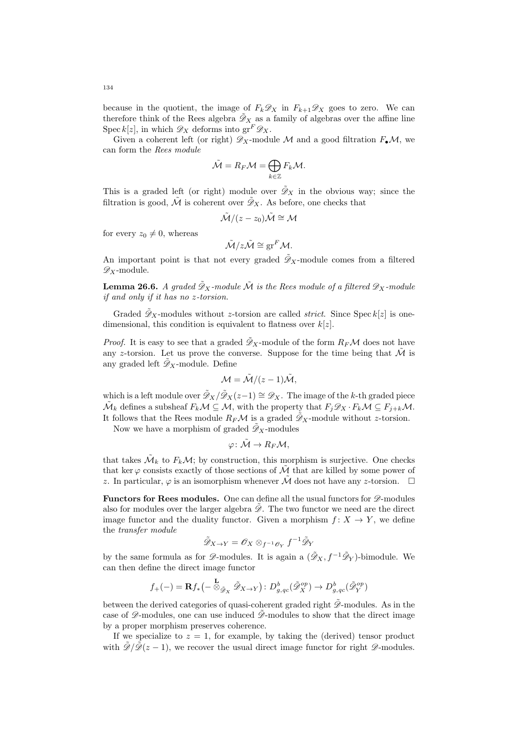because in the quotient, the image of $F_k\mathscr{D}_X$ in $F_{k+1}\mathscr{D}_X$ goes to zero. We can therefore think of the Rees algebra $\tilde{\mathscr{D}}_X$ as a family of algebras over the affine line $\operatorname{Spec} k[z]$, in which $\mathscr{D}_X$ deforms into $\operatorname{gr}^F\mathscr{D}_X$.

Given a coherent left (or right) $\mathscr{D}_X$-module $\mathcal{M}$ and a good filtration $F_\bullet\mathcal{M}$, we can form the *Rees module*

$$\tilde{\mathcal{M}} = R_F\mathcal{M} = \bigoplus_{k\in\mathbb{Z}} F_k\mathcal{M}.$$

This is a graded left (or right) module over $\tilde{\mathscr{D}}_X$ in the obvious way; since the filtration is good, $\tilde{\mathcal{M}}$ is coherent over $\tilde{\mathscr{D}}_X$. As before, one checks that

$$\tilde{\mathcal{M}}/(z-z_0)\tilde{\mathcal{M}} \cong \mathcal{M}$$

for every $z_0 \neq 0$, whereas

$$\tilde{\mathcal{M}}/z\tilde{\mathcal{M}} \cong \operatorname{gr}^F\mathcal{M}.$$

An important point is that not every graded $\tilde{\mathscr{D}}_X$-module comes from a filtered $\mathscr{D}_X$-module.

**Lemma 26.6.** *A graded $\tilde{\mathscr{D}}_X$-module $\tilde{\mathcal{M}}$ is the Rees module of a filtered $\mathscr{D}_X$-module if and only if it has no $z$-torsion.*

Graded $\tilde{\mathscr{D}}_X$-modules without $z$-torsion are called *strict*. Since $\operatorname{Spec} k[z]$ is one-dimensional, this condition is equivalent to flatness over $k[z]$.

*Proof.* It is easy to see that a graded $\tilde{\mathscr{D}}_X$-module of the form $R_F\mathcal{M}$ does not have any $z$-torsion. Let us prove the converse. Suppose for the time being that $\tilde{\mathcal{M}}$ is any graded left $\tilde{\mathscr{D}}_X$-module. Define

$$\mathcal{M} = \tilde{\mathcal{M}}/(z-1)\tilde{\mathcal{M}},$$

which is a left module over $\tilde{\mathscr{D}}_X/\tilde{\mathscr{D}}_X(z-1) \cong \mathscr{D}_X$. The image of the $k$-th graded piece $\tilde{\mathcal{M}}_k$ defines a subsheaf $F_k\mathcal{M} \subseteq \mathcal{M}$, with the property that $F_j\mathscr{D}_X \cdot F_k\mathcal{M} \subseteq F_{j+k}\mathcal{M}$. It follows that the Rees module $R_F\mathcal{M}$ is a graded $\tilde{\mathscr{D}}_X$-module without $z$-torsion.

Now we have a morphism of graded $\tilde{\mathscr{D}}_X$-modules

$$\varphi\colon \tilde{\mathcal{M}} \to R_F\mathcal{M},$$

that takes $\tilde{\mathcal{M}}_k$ to $F_k\mathcal{M}$; by construction, this morphism is surjective. One checks that $\ker\varphi$ consists exactly of those sections of $\tilde{\mathcal{M}}$ that are killed by some power of $z$. In particular, $\varphi$ is an isomorphism whenever $\tilde{\mathcal{M}}$ does not have any $z$-torsion. $\square$

**Functors for Rees modules.** One can define all the usual functors for $\mathscr{D}$-modules also for modules over the larger algebra $\tilde{\mathscr{D}}$. The two functor we need are the direct image functor and the duality functor. Given a morphism $f\colon X \to Y$, we define the *transfer module*

$$\tilde{\mathscr{D}}_{X\to Y} = \mathscr{O}_X \otimes_{f^{-1}\mathscr{O}_Y} f^{-1}\tilde{\mathscr{D}}_Y$$

by the same formula as for $\mathscr{D}$-modules. It is again a $(\tilde{\mathscr{D}}_X, f^{-1}\tilde{\mathscr{D}}_Y)$-bimodule. We can then define the direct image functor

$$f_+(-) = \mathbf{R}f_*\big(- \overset{\mathbf{L}}{\otimes}_{\tilde{\mathscr{D}}_X} \tilde{\mathscr{D}}_{X\to Y}\big)\colon D^b_{g,qc}(\tilde{\mathscr{D}}_X^{op}) \to D^b_{g,qc}(\tilde{\mathscr{D}}_Y^{op})$$

between the derived categories of quasi-coherent graded right $\tilde{\mathscr{D}}$-modules. As in the case of $\mathscr{D}$-modules, one can use induced $\tilde{\mathscr{D}}$-modules to show that the direct image by a proper morphism preserves coherence.

If we specialize to $z = 1$, for example, by taking the (derived) tensor product with $\tilde{\mathscr{D}}/\tilde{\mathscr{D}}(z-1)$, we recover the usual direct image functor for right $\mathscr{D}$-modules.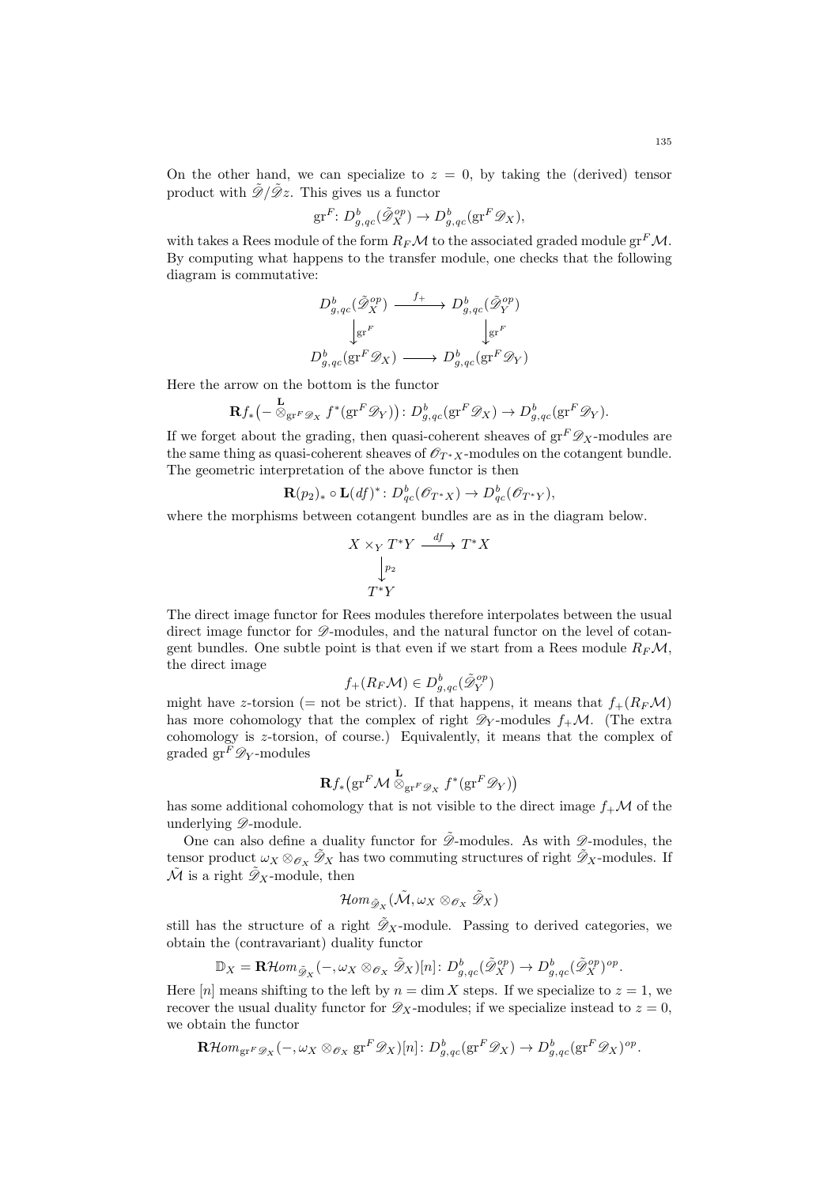On the other hand, we can specialize to $z = 0$, by taking the (derived) tensor product with $\tilde{\mathscr{D}}/\tilde{\mathscr{D}}z$. This gives us a functor

$$\operatorname{gr}^F\colon D^b_{g,qc}(\tilde{\mathscr{D}}_X^{op}) \to D^b_{g,qc}(\operatorname{gr}^F\mathscr{D}_X),$$

with takes a Rees module of the form $R_F\mathcal{M}$ to the associated graded module $\operatorname{gr}^F\mathcal{M}$. By computing what happens to the transfer module, one checks that the following diagram is commutative:

$$\begin{array}{ccc}
D^b_{g,qc}(\tilde{\mathscr{D}}_X^{op}) & \xrightarrow{f_+} & D^b_{g,qc}(\tilde{\mathscr{D}}_Y^{op}) \\
\big\downarrow{\scriptstyle \operatorname{gr}^F} & & \big\downarrow{\scriptstyle \operatorname{gr}^F} \\
D^b_{g,qc}(\operatorname{gr}^F\mathscr{D}_X) & \longrightarrow & D^b_{g,qc}(\operatorname{gr}^F\mathscr{D}_Y)
\end{array}$$

Here the arrow on the bottom is the functor

$$\mathbf{R}f_*\big(- \overset{\mathbf{L}}{\otimes}_{\operatorname{gr}^F\mathscr{D}_X} f^*(\operatorname{gr}^F\mathscr{D}_Y)\big)\colon D^b_{g,qc}(\operatorname{gr}^F\mathscr{D}_X) \to D^b_{g,qc}(\operatorname{gr}^F\mathscr{D}_Y).$$

If we forget about the grading, then quasi-coherent sheaves of $\operatorname{gr}^F\mathscr{D}_X$-modules are the same thing as quasi-coherent sheaves of $\mathscr{O}_{T^*X}$-modules on the cotangent bundle. The geometric interpretation of the above functor is then

$$\mathbf{R}(p_2)_* \circ \mathbf{L}(df)^*\colon D^b_{qc}(\mathscr{O}_{T^*X}) \to D^b_{qc}(\mathscr{O}_{T^*Y}),$$

where the morphisms between cotangent bundles are as in the diagram below.

$$\begin{array}{ccc}
X \times_Y T^*Y & \xrightarrow{df} & T^*X \\
\big\downarrow{\scriptstyle p_2} & & \\
T^*Y & &
\end{array}$$

The direct image functor for Rees modules therefore interpolates between the usual direct image functor for $\mathscr{D}$-modules, and the natural functor on the level of cotangent bundles. One subtle point is that even if we start from a Rees module $R_F\mathcal{M}$, the direct image

$$f_+(R_F\mathcal{M}) \in D^b_{g,qc}(\tilde{\mathscr{D}}_Y^{op})$$

might have $z$-torsion (= not be strict). If that happens, it means that $f_+(R_F\mathcal{M})$ has more cohomology that the complex of right $\mathscr{D}_Y$-modules $f_+\mathcal{M}$. (The extra cohomology is $z$-torsion, of course.) Equivalently, it means that the complex of graded $\operatorname{gr}^F\mathscr{D}_Y$-modules

$$\mathbf{R}f_*\big(\operatorname{gr}^F\mathcal{M} \overset{\mathbf{L}}{\otimes}_{\operatorname{gr}^F\mathscr{D}_X} f^*(\operatorname{gr}^F\mathscr{D}_Y)\big)$$

has some additional cohomology that is not visible to the direct image $f_+\mathcal{M}$ of the underlying $\mathscr{D}$-module.

One can also define a duality functor for $\tilde{\mathscr{D}}$-modules. As with $\mathscr{D}$-modules, the tensor product $\omega_X \otimes_{\mathscr{O}_X} \tilde{\mathscr{D}}_X$ has two commuting structures of right $\tilde{\mathscr{D}}_X$-modules. If $\tilde{\mathcal{M}}$ is a right $\tilde{\mathscr{D}}_X$-module, then

$$\mathcal{H}om_{\tilde{\mathscr{D}}_X}(\tilde{\mathcal{M}}, \omega_X \otimes_{\mathscr{O}_X} \tilde{\mathscr{D}}_X)$$

still has the structure of a right $\tilde{\mathscr{D}}_X$-module. Passing to derived categories, we obtain the (contravariant) duality functor

$$\mathbb{D}_X = \mathbf{R}\mathcal{H}om_{\tilde{\mathscr{D}}_X}(-, \omega_X \otimes_{\mathscr{O}_X} \tilde{\mathscr{D}}_X)[n]\colon D^b_{g,qc}(\tilde{\mathscr{D}}_X^{op}) \to D^b_{g,qc}(\tilde{\mathscr{D}}_X^{op})^{op}.$$

Here $[n]$ means shifting to the left by $n = \dim X$ steps. If we specialize to $z = 1$, we recover the usual duality functor for $\mathscr{D}_X$-modules; if we specialize instead to $z = 0$, we obtain the functor

$$\mathbf{R}\mathcal{H}om_{\operatorname{gr}^F\mathscr{D}_X}(-, \omega_X \otimes_{\mathscr{O}_X} \operatorname{gr}^F\mathscr{D}_X)[n]\colon D^b_{g,qc}(\operatorname{gr}^F\mathscr{D}_X) \to D^b_{g,qc}(\operatorname{gr}^F\mathscr{D}_X)^{op}.$$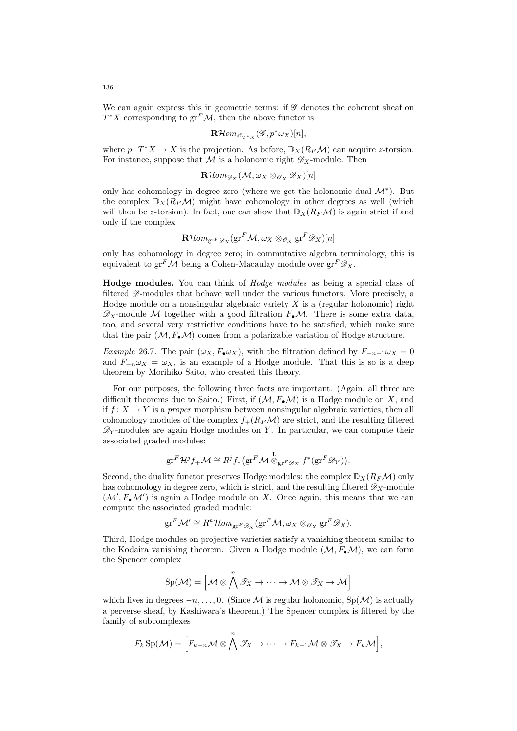We can again express this in geometric terms: if $\mathscr{G}$ denotes the coherent sheaf on $T^*X$ corresponding to $\operatorname{gr}^F \mathcal{M}$, then the above functor is

$$\mathbf{R}\mathcal{H}om_{\mathscr{O}_{T^*X}}(\mathscr{G}, p^*\omega_X)[n],$$

where $p\colon T^*X \to X$ is the projection. As before, $\mathbb{D}_X(R_F\mathcal{M})$ can acquire $z$-torsion. For instance, suppose that $\mathcal{M}$ is a holonomic right $\mathscr{D}_X$-module. Then

$$\mathbf{R}\mathcal{H}om_{\mathscr{D}_X}(\mathcal{M}, \omega_X \otimes_{\mathscr{O}_X} \mathscr{D}_X)[n]$$

only has cohomology in degree zero (where we get the holonomic dual $\mathcal{M}^*$). But the complex $\mathbb{D}_X(R_F\mathcal{M})$ might have cohomology in other degrees as well (which will then be $z$-torsion). In fact, one can show that $\mathbb{D}_X(R_F\mathcal{M})$ is again strict if and only if the complex

$$\mathbf{R}\mathcal{H}om_{\operatorname{gr}^F \mathscr{D}_X}(\operatorname{gr}^F \mathcal{M}, \omega_X \otimes_{\mathscr{O}_X} \operatorname{gr}^F \mathscr{D}_X)[n]$$

only has cohomology in degree zero; in commutative algebra terminology, this is equivalent to $\operatorname{gr}^F \mathcal{M}$ being a Cohen-Macaulay module over $\operatorname{gr}^F \mathscr{D}_X$.

**Hodge modules.** You can think of *Hodge modules* as being a special class of filtered $\mathscr{D}$-modules that behave well under the various functors. More precisely, a Hodge module on a nonsingular algebraic variety $X$ is a (regular holonomic) right $\mathscr{D}_X$-module $\mathcal{M}$ together with a good filtration $F_\bullet \mathcal{M}$. There is some extra data, too, and several very restrictive conditions have to be satisfied, which make sure that the pair $(\mathcal{M}, F_\bullet \mathcal{M})$ comes from a polarizable variation of Hodge structure.

*Example* 26.7. The pair $(\omega_X, F_\bullet \omega_X)$, with the filtration defined by $F_{-n-1}\omega_X = 0$ and $F_{-n}\omega_X = \omega_X$, is an example of a Hodge module. That this is so is a deep theorem by Morihiko Saito, who created this theory.

For our purposes, the following three facts are important. (Again, all three are difficult theorems due to Saito.) First, if $(\mathcal{M}, F_\bullet \mathcal{M})$ is a Hodge module on $X$, and if $f\colon X \to Y$ is a *proper* morphism between nonsingular algebraic varieties, then all cohomology modules of the complex $f_+(R_F\mathcal{M})$ are strict, and the resulting filtered $\mathscr{D}_Y$-modules are again Hodge modules on $Y$. In particular, we can compute their associated graded modules:

$$\operatorname{gr}^F \mathcal{H}^j f_+ \mathcal{M} \cong R^j f_* \big( \operatorname{gr}^F \mathcal{M} \overset{\mathbf{L}}{\otimes}_{\operatorname{gr}^F \mathscr{D}_X} f^*(\operatorname{gr}^F \mathscr{D}_Y) \big).$$

Second, the duality functor preserves Hodge modules: the complex $\mathbb{D}_X(R_F\mathcal{M})$ only has cohomology in degree zero, which is strict, and the resulting filtered $\mathscr{D}_X$-module $(\mathcal{M}', F_\bullet \mathcal{M}')$ is again a Hodge module on $X$. Once again, this means that we can compute the associated graded module:

$$\operatorname{gr}^F \mathcal{M}' \cong R^n \mathcal{H}om_{\operatorname{gr}^F \mathscr{D}_X}(\operatorname{gr}^F \mathcal{M}, \omega_X \otimes_{\mathscr{O}_X} \operatorname{gr}^F \mathscr{D}_X).$$

Third, Hodge modules on projective varieties satisfy a vanishing theorem similar to the Kodaira vanishing theorem. Given a Hodge module $(\mathcal{M}, F_\bullet \mathcal{M})$, we can form the Spencer complex

$$\operatorname{Sp}(\mathcal{M}) = \Big[ \mathcal{M} \otimes \bigwedge^n \mathscr{T}_X \to \cdots \to \mathcal{M} \otimes \mathscr{T}_X \to \mathcal{M} \Big]$$

which lives in degrees $-n, \dots, 0$. (Since $\mathcal{M}$ is regular holonomic, $\operatorname{Sp}(\mathcal{M})$ is actually a perverse sheaf, by Kashiwara's theorem.) The Spencer complex is filtered by the family of subcomplexes

$$F_k \operatorname{Sp}(\mathcal{M}) = \Big[ F_{k-n}\mathcal{M} \otimes \bigwedge^n \mathscr{T}_X \to \cdots \to F_{k-1}\mathcal{M} \otimes \mathscr{T}_X \to F_k \mathcal{M} \Big],$$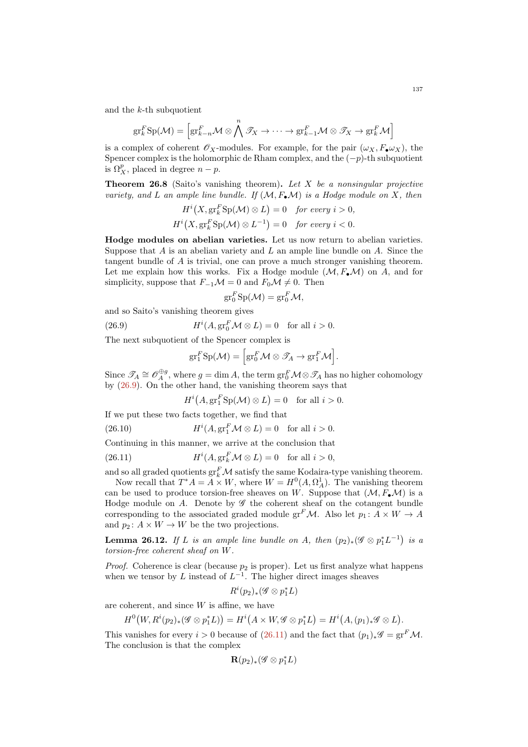and the $k$-th subquotient

$$\mathrm{gr}_k^F \mathrm{Sp}(\mathcal{M}) = \left[ \mathrm{gr}_{k-n}^F \mathcal{M} \otimes \bigwedge^n \mathscr{T}_X \to \cdots \to \mathrm{gr}_{k-1}^F \mathcal{M} \otimes \mathscr{T}_X \to \mathrm{gr}_k^F \mathcal{M} \right]$$

is a complex of coherent $\mathscr{O}_X$-modules. For example, for the pair $(\omega_X, F_\bullet \omega_X)$, the Spencer complex is the holomorphic de Rham complex, and the $(-p)$-th subquotient is $\Omega_X^p$, placed in degree $n - p$.

**Theorem 26.8** (Saito's vanishing theorem)**.** *Let $X$ be a nonsingular projective variety, and $L$ an ample line bundle. If $(\mathcal{M}, F_\bullet \mathcal{M})$ is a Hodge module on $X$, then*

$$H^i\big(X, \mathrm{gr}_k^F \mathrm{Sp}(\mathcal{M}) \otimes L\big) = 0 \quad \textit{for every } i > 0,$$
$$H^i\big(X, \mathrm{gr}_k^F \mathrm{Sp}(\mathcal{M}) \otimes L^{-1}\big) = 0 \quad \textit{for every } i < 0.$$

**Hodge modules on abelian varieties.** Let us now return to abelian varieties. Suppose that $A$ is an abelian variety and $L$ an ample line bundle on $A$. Since the tangent bundle of $A$ is trivial, one can prove a much stronger vanishing theorem. Let me explain how this works. Fix a Hodge module $(\mathcal{M}, F_\bullet \mathcal{M})$ on $A$, and for simplicity, suppose that $F_{-1}\mathcal{M} = 0$ and $F_0 \mathcal{M} \neq 0$. Then

$$\mathrm{gr}_0^F \mathrm{Sp}(\mathcal{M}) = \mathrm{gr}_0^F \mathcal{M},$$

and so Saito's vanishing theorem gives

$$H^i(A, \mathrm{gr}_0^F \mathcal{M} \otimes L) = 0 \quad \text{for all } i > 0. \tag{26.9}$$

The next subquotient of the Spencer complex is

$$\mathrm{gr}_1^F \mathrm{Sp}(\mathcal{M}) = \left[ \mathrm{gr}_0^F \mathcal{M} \otimes \mathscr{T}_A \to \mathrm{gr}_1^F \mathcal{M} \right].$$

Since $\mathscr{T}_A \cong \mathscr{O}_A^{\oplus g}$, where $g = \dim A$, the term $\mathrm{gr}_0^F \mathcal{M} \otimes \mathscr{T}_A$ has no higher cohomology by (26.9). On the other hand, the vanishing theorem says that

$$H^i\big(A, \mathrm{gr}_1^F \mathrm{Sp}(\mathcal{M}) \otimes L\big) = 0 \quad \text{for all } i > 0.$$

If we put these two facts together, we find that

$$H^i(A, \mathrm{gr}_1^F \mathcal{M} \otimes L) = 0 \quad \text{for all } i > 0. \tag{26.10}$$

Continuing in this manner, we arrive at the conclusion that

$$H^i(A, \mathrm{gr}_k^F \mathcal{M} \otimes L) = 0 \quad \text{for all } i > 0, \tag{26.11}$$

and so all graded quotients $\mathrm{gr}_k^F \mathcal{M}$ satisfy the same Kodaira-type vanishing theorem.

Now recall that $T^*A = A \times W$, where $W = H^0(A, \Omega_A^1)$. The vanishing theorem can be used to produce torsion-free sheaves on $W$. Suppose that $(\mathcal{M}, F_\bullet \mathcal{M})$ is a Hodge module on $A$. Denote by $\mathscr{G}$ the coherent sheaf on the cotangent bundle corresponding to the associated graded module $\mathrm{gr}^F \mathcal{M}$. Also let $p_1 \colon A \times W \to A$ and $p_2 \colon A \times W \to W$ be the two projections.

**Lemma 26.12.** *If $L$ is an ample line bundle on $A$, then $(p_2)_*(\mathscr{G} \otimes p_1^* L^{-1})$ is a torsion-free coherent sheaf on $W$.*

*Proof.* Coherence is clear (because $p_2$ is proper). Let us first analyze what happens when we tensor by $L$ instead of $L^{-1}$. The higher direct images sheaves

$$R^i (p_2)_*(\mathscr{G} \otimes p_1^* L)$$

are coherent, and since $W$ is affine, we have

$$H^0\big(W, R^i(p_2)_*(\mathscr{G} \otimes p_1^* L)\big) = H^i\big(A \times W, \mathscr{G} \otimes p_1^* L\big) = H^i\big(A, (p_1)_* \mathscr{G} \otimes L\big).$$

This vanishes for every $i > 0$ because of (26.11) and the fact that $(p_1)_* \mathscr{G} = \mathrm{gr}^F \mathcal{M}$. The conclusion is that the complex

$$\mathbf{R}(p_2)_*(\mathscr{G} \otimes p_1^* L)$$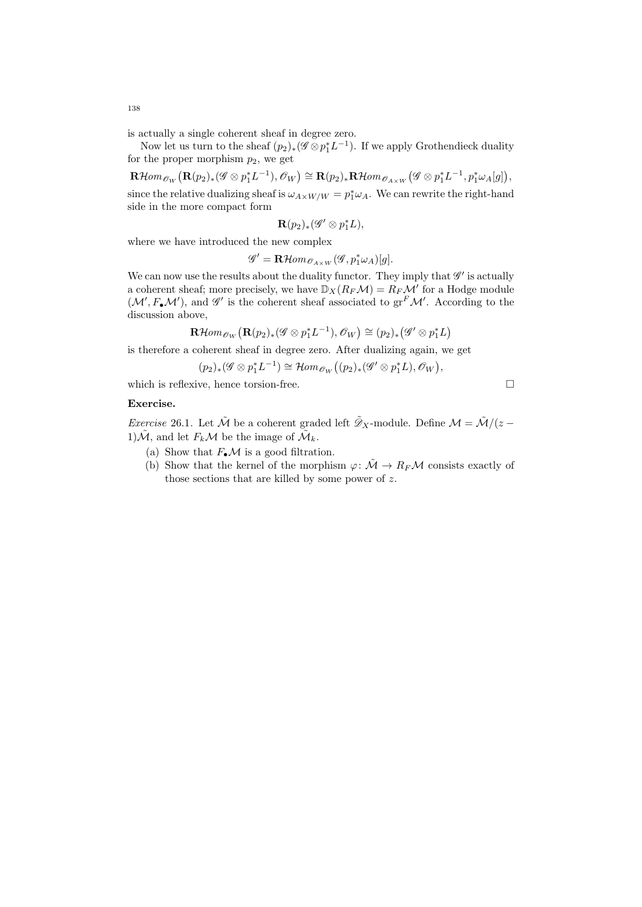is actually a single coherent sheaf in degree zero.

Now let us turn to the sheaf $(p_2)_*(\mathscr{G} \otimes p_1^* L^{-1})$. If we apply Grothendieck duality for the proper morphism $p_2$, we get

$$\mathbf{R}\mathcal{H}om_{\mathscr{O}_W}\big(\mathbf{R}(p_2)_*(\mathscr{G} \otimes p_1^* L^{-1}), \mathscr{O}_W\big) \cong \mathbf{R}(p_2)_* \mathbf{R}\mathcal{H}om_{\mathscr{O}_{A\times W}}\big(\mathscr{G} \otimes p_1^* L^{-1}, p_1^*\omega_A[g]\big),$$

since the relative dualizing sheaf is $\omega_{A\times W/W} = p_1^*\omega_A$. We can rewrite the right-hand side in the more compact form

$$\mathbf{R}(p_2)_*(\mathscr{G}' \otimes p_1^* L),$$

where we have introduced the new complex

$$\mathscr{G}' = \mathbf{R}\mathcal{H}om_{\mathscr{O}_{A\times W}}(\mathscr{G}, p_1^*\omega_A)[g].$$

We can now use the results about the duality functor. They imply that $\mathscr{G}'$ is actually a coherent sheaf; more precisely, we have $\mathbb{D}_X(R_F\mathcal{M}) = R_F\mathcal{M}'$ for a Hodge module $(\mathcal{M}', F_\bullet\mathcal{M}')$, and $\mathscr{G}'$ is the coherent sheaf associated to $\operatorname{gr}^F\mathcal{M}'$. According to the discussion above,

$$\mathbf{R}\mathcal{H}om_{\mathscr{O}_W}\big(\mathbf{R}(p_2)_*(\mathscr{G} \otimes p_1^* L^{-1}), \mathscr{O}_W\big) \cong (p_2)_*\big(\mathscr{G}' \otimes p_1^* L\big)$$

is therefore a coherent sheaf in degree zero. After dualizing again, we get

$$(p_2)_*(\mathscr{G} \otimes p_1^* L^{-1}) \cong \mathcal{H}om_{\mathscr{O}_W}\big((p_2)_*(\mathscr{G}' \otimes p_1^* L), \mathscr{O}_W\big),$$

which is reflexive, hence torsion-free. □

**Exercise.**

*Exercise* 26.1. Let $\tilde{\mathcal{M}}$ be a coherent graded left $\tilde{\mathscr{D}}_X$-module. Define $\mathcal{M} = \tilde{\mathcal{M}}/(z-1)\tilde{\mathcal{M}}$, and let $F_k\mathcal{M}$ be the image of $\tilde{\mathcal{M}}_k$.

(a) Show that $F_\bullet\mathcal{M}$ is a good filtration.

(b) Show that the kernel of the morphism $\varphi\colon \tilde{\mathcal{M}} \to R_F\mathcal{M}$ consists exactly of those sections that are killed by some power of $z$.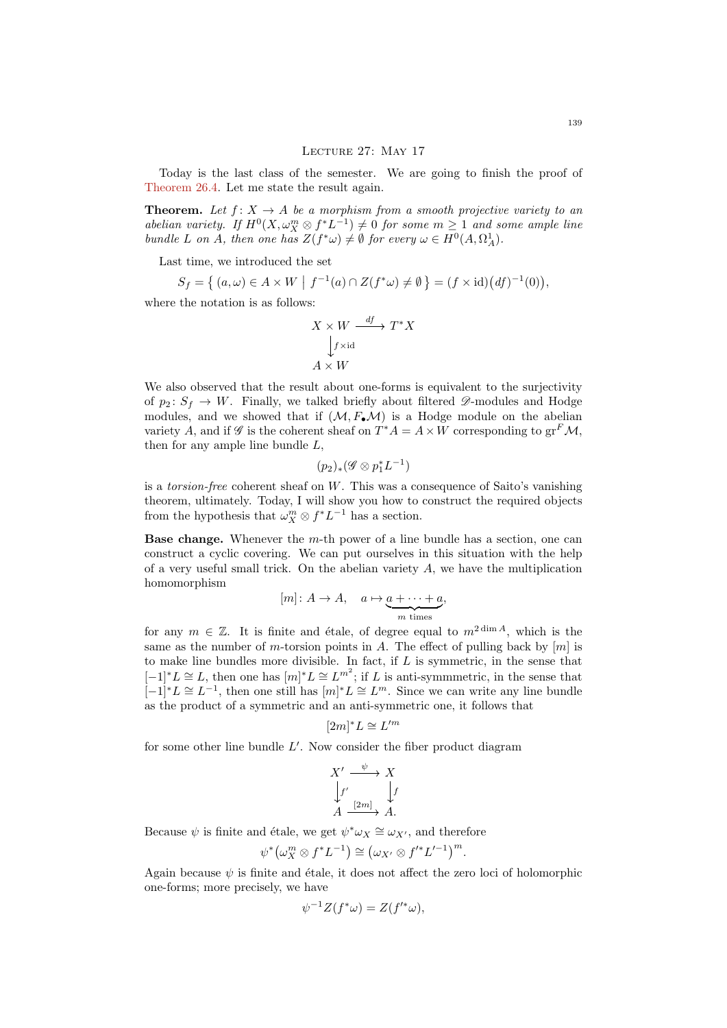## Lecture 27: May 17

Today is the last class of the semester. We are going to finish the proof of Theorem 26.4. Let me state the result again.

**Theorem.** *Let $f\colon X \to A$ be a morphism from a smooth projective variety to an abelian variety. If $H^0(X, \omega_X^m \otimes f^*L^{-1}) \neq 0$ for some $m \geq 1$ and some ample line bundle $L$ on $A$, then one has $Z(f^*\omega) \neq \emptyset$ for every $\omega \in H^0(A, \Omega_A^1)$.*

Last time, we introduced the set

$$S_f = \left\{ (a, \omega) \in A \times W \;\middle|\; f^{-1}(a) \cap Z(f^*\omega) \neq \emptyset \right\} = (f \times \mathrm{id})\big((df)^{-1}(0)\big),$$

where the notation is as follows:

$$\begin{array}{ccc} X \times W & \xrightarrow{df} & T^*X \\ \big\downarrow{\scriptstyle f\times \mathrm{id}} & & \\ A \times W & & \end{array}$$

We also observed that the result about one-forms is equivalent to the surjectivity of $p_2\colon S_f \to W$. Finally, we talked briefly about filtered $\mathscr{D}$-modules and Hodge modules, and we showed that if $(\mathcal{M}, F_\bullet\mathcal{M})$ is a Hodge module on the abelian variety $A$, and if $\mathscr{G}$ is the coherent sheaf on $T^*A = A \times W$ corresponding to $\mathrm{gr}^F \mathcal{M}$, then for any ample line bundle $L$,

$$(p_2)_*(\mathscr{G} \otimes p_1^* L^{-1})$$

is a *torsion-free* coherent sheaf on $W$. This was a consequence of Saito's vanishing theorem, ultimately. Today, I will show you how to construct the required objects from the hypothesis that $\omega_X^m \otimes f^*L^{-1}$ has a section.

**Base change.** Whenever the $m$-th power of a line bundle has a section, one can construct a cyclic covering. We can put ourselves in this situation with the help of a very useful small trick. On the abelian variety $A$, we have the multiplication homomorphism

$$[m]\colon A \to A, \quad a \mapsto \underbrace{a + \cdots + a}_{m \text{ times}},$$

for any $m \in \mathbb{Z}$. It is finite and étale, of degree equal to $m^{2\dim A}$, which is the same as the number of $m$-torsion points in $A$. The effect of pulling back by $[m]$ is to make line bundles more divisible. In fact, if $L$ is symmetric, in the sense that $[-1]^*L \cong L$, then one has $[m]^*L \cong L^{m^2}$; if $L$ is anti-symmmetric, in the sense that $[-1]^*L \cong L^{-1}$, then one still has $[m]^*L \cong L^m$. Since we can write any line bundle as the product of a symmetric and an anti-symmetric one, it follows that

$$[2m]^*L \cong L'^m$$

for some other line bundle $L'$. Now consider the fiber product diagram

$$\begin{array}{ccc} X' & \xrightarrow{\psi} & X \\ \big\downarrow{\scriptstyle f'} & & \big\downarrow{\scriptstyle f} \\ A & \xrightarrow{[2m]} & A. \end{array}$$

Because $\psi$ is finite and étale, we get $\psi^*\omega_X \cong \omega_{X'}$, and therefore

$$\psi^*\big(\omega_X^m \otimes f^*L^{-1}\big) \cong \big(\omega_{X'} \otimes f'^*L'^{-1}\big)^m.$$

Again because $\psi$ is finite and étale, it does not affect the zero loci of holomorphic one-forms; more precisely, we have

$$\psi^{-1} Z(f^*\omega) = Z(f'^*\omega),$$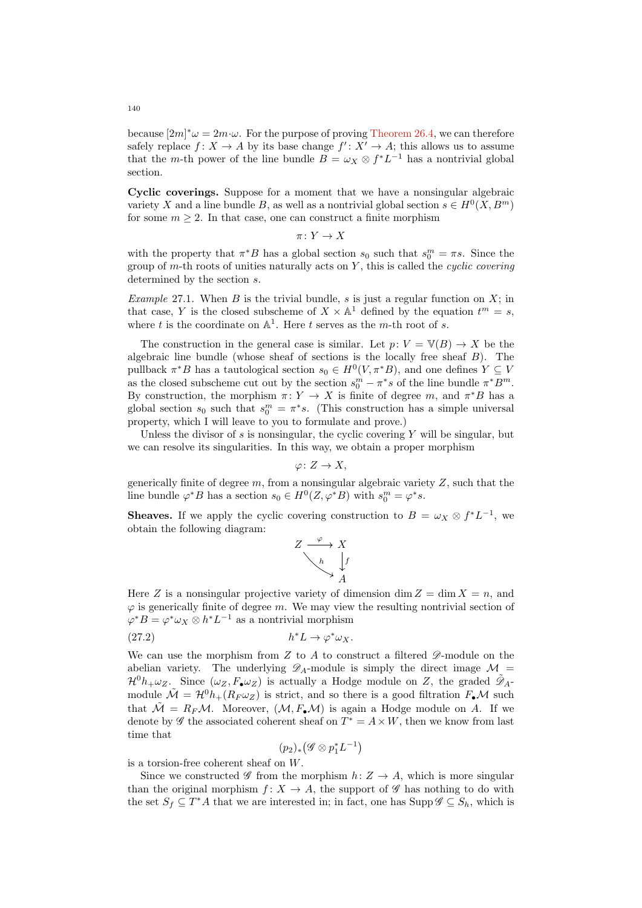because $[2m]^*\omega = 2m\cdot\omega$. For the purpose of proving Theorem 26.4, we can therefore safely replace $f\colon X \to A$ by its base change $f'\colon X' \to A$; this allows us to assume that the $m$-th power of the line bundle $B = \omega_X \otimes f^*L^{-1}$ has a nontrivial global section.

**Cyclic coverings.** Suppose for a moment that we have a nonsingular algebraic variety $X$ and a line bundle $B$, as well as a nontrivial global section $s \in H^0(X, B^m)$ for some $m \geq 2$. In that case, one can construct a finite morphism

$$\pi\colon Y \to X$$

with the property that $\pi^*B$ has a global section $s_0$ such that $s_0^m = \pi s$. Since the group of $m$-th roots of unities naturally acts on $Y$, this is called the *cyclic covering* determined by the section $s$.

*Example* 27.1. When $B$ is the trivial bundle, $s$ is just a regular function on $X$; in that case, $Y$ is the closed subscheme of $X \times \mathbb{A}^1$ defined by the equation $t^m = s$, where $t$ is the coordinate on $\mathbb{A}^1$. Here $t$ serves as the $m$-th root of $s$.

The construction in the general case is similar. Let $p\colon V = \mathbb{V}(B) \to X$ be the algebraic line bundle (whose sheaf of sections is the locally free sheaf $B$). The pullback $\pi^*B$ has a tautological section $s_0 \in H^0(V, \pi^*B)$, and one defines $Y \subseteq V$ as the closed subscheme cut out by the section $s_0^m - \pi^*s$ of the line bundle $\pi^*B^m$. By construction, the morphism $\pi\colon Y \to X$ is finite of degree $m$, and $\pi^*B$ has a global section $s_0$ such that $s_0^m = \pi^*s$. (This construction has a simple universal property, which I will leave to you to formulate and prove.)

Unless the divisor of $s$ is nonsingular, the cyclic covering $Y$ will be singular, but we can resolve its singularities. In this way, we obtain a proper morphism

$$\varphi\colon Z \to X,$$

generically finite of degree $m$, from a nonsingular algebraic variety $Z$, such that the line bundle $\varphi^*B$ has a section $s_0 \in H^0(Z, \varphi^*B)$ with $s_0^m = \varphi^*s$.

**Sheaves.** If we apply the cyclic covering construction to $B = \omega_X \otimes f^*L^{-1}$, we obtain the following diagram:

$$\begin{array}{ccc} Z & \xrightarrow{\varphi} & X \\ & \searrow^{h} & \downarrow f \\ & & A \end{array}$$

Here $Z$ is a nonsingular projective variety of dimension $\dim Z = \dim X = n$, and $\varphi$ is generically finite of degree $m$. We may view the resulting nontrivial section of $\varphi^*B = \varphi^*\omega_X \otimes h^*L^{-1}$ as a nontrivial morphism

$$h^*L \to \varphi^*\omega_X. \tag{27.2}$$

We can use the morphism from $Z$ to $A$ to construct a filtered $\mathscr{D}$-module on the abelian variety. The underlying $\mathscr{D}_A$-module is simply the direct image $\mathcal{M} = \mathcal{H}^0 h_+ \omega_Z$. Since $(\omega_Z, F_\bullet \omega_Z)$ is actually a Hodge module on $Z$, the graded $\tilde{\mathscr{D}}_A$-module $\tilde{\mathcal{M}} = \mathcal{H}^0 h_+(R_F \omega_Z)$ is strict, and so there is a good filtration $F_\bullet \mathcal{M}$ such that $\tilde{\mathcal{M}} = R_F \mathcal{M}$. Moreover, $(\mathcal{M}, F_\bullet \mathcal{M})$ is again a Hodge module on $A$. If we denote by $\mathscr{G}$ the associated coherent sheaf on $T^* = A \times W$, then we know from last time that

$$(p_2)_*\big(\mathscr{G} \otimes p_1^*L^{-1}\big)$$

is a torsion-free coherent sheaf on $W$.

Since we constructed $\mathscr{G}$ from the morphism $h\colon Z \to A$, which is more singular than the original morphism $f\colon X \to A$, the support of $\mathscr{G}$ has nothing to do with the set $S_f \subseteq T^*A$ that we are interested in; in fact, one has $\operatorname{Supp} \mathscr{G} \subseteq S_h$, which is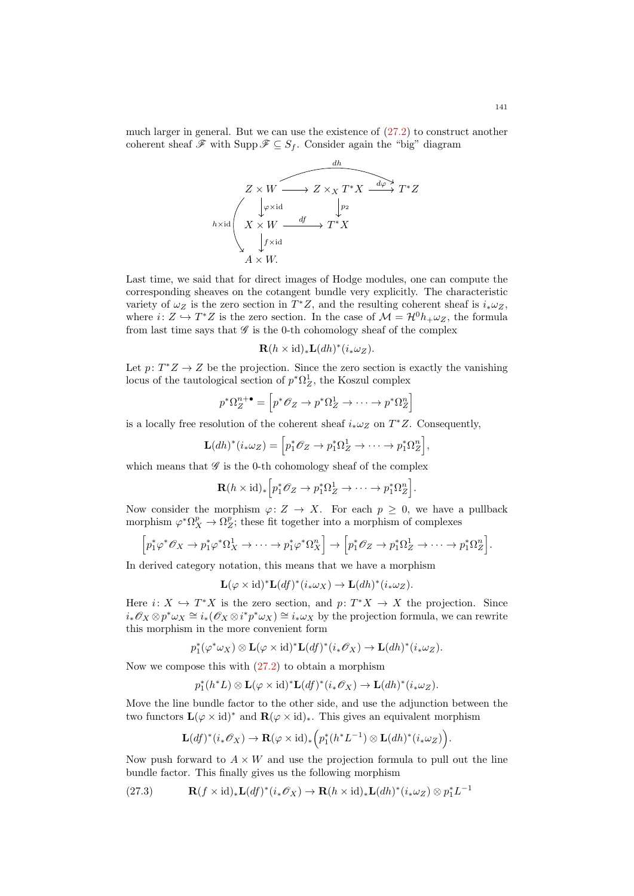much larger in general. But we can use the existence of (27.2) to construct another coherent sheaf $\mathscr{F}$ with $\operatorname{Supp} \mathscr{F} \subseteq S_f$. Consider again the "big" diagram

$$
\begin{array}{ccccc}
Z \times W & \longrightarrow & Z \times_X T^*X & \xrightarrow{d\varphi} & T^*Z \\
\downarrow{\scriptstyle \varphi \times \mathrm{id}} & & \downarrow{\scriptstyle p_2} & & \\
X \times W & \xrightarrow{df} & T^*X & & \\
\downarrow{\scriptstyle f \times \mathrm{id}} & & & & \\
A \times W. & & & &
\end{array}
$$

(with $dh \colon Z \times W \to T^*Z$ the composition along the top row, and $h \times \mathrm{id} \colon Z \times W \to A \times W$ the composition down the left column).

Last time, we said that for direct images of Hodge modules, one can compute the corresponding sheaves on the cotangent bundle very explicitly. The characteristic variety of $\omega_Z$ is the zero section in $T^*Z$, and the resulting coherent sheaf is $i_*\omega_Z$, where $i \colon Z \hookrightarrow T^*Z$ is the zero section. In the case of $\mathcal{M} = \mathcal{H}^0 h_+ \omega_Z$, the formula from last time says that $\mathscr{G}$ is the 0-th cohomology sheaf of the complex

$$\mathbf{R}(h \times \mathrm{id})_* \mathbf{L}(dh)^*(i_*\omega_Z).$$

Let $p \colon T^*Z \to Z$ be the projection. Since the zero section is exactly the vanishing locus of the tautological section of $p^*\Omega_Z^1$, the Koszul complex

$$p^*\Omega_Z^{n+\bullet} = \Big[ p^*\mathscr{O}_Z \to p^*\Omega_Z^1 \to \cdots \to p^*\Omega_Z^n \Big]$$

is a locally free resolution of the coherent sheaf $i_*\omega_Z$ on $T^*Z$. Consequently,

$$\mathbf{L}(dh)^*(i_*\omega_Z) = \Big[ p_1^*\mathscr{O}_Z \to p_1^*\Omega_Z^1 \to \cdots \to p_1^*\Omega_Z^n \Big],$$

which means that $\mathscr{G}$ is the 0-th cohomology sheaf of the complex

$$\mathbf{R}(h \times \mathrm{id})_* \Big[ p_1^*\mathscr{O}_Z \to p_1^*\Omega_Z^1 \to \cdots \to p_1^*\Omega_Z^n \Big].$$

Now consider the morphism $\varphi \colon Z \to X$. For each $p \geq 0$, we have a pullback morphism $\varphi^*\Omega_X^p \to \Omega_Z^p$; these fit together into a morphism of complexes

$$\Big[ p_1^*\varphi^*\mathscr{O}_X \to p_1^*\varphi^*\Omega_X^1 \to \cdots \to p_1^*\varphi^*\Omega_X^n \Big] \to \Big[ p_1^*\mathscr{O}_Z \to p_1^*\Omega_Z^1 \to \cdots \to p_1^*\Omega_Z^n \Big].$$

In derived category notation, this means that we have a morphism

$$\mathbf{L}(\varphi \times \mathrm{id})^* \mathbf{L}(df)^*(i_*\omega_X) \to \mathbf{L}(dh)^*(i_*\omega_Z).$$

Here $i \colon X \hookrightarrow T^*X$ is the zero section, and $p \colon T^*X \to X$ the projection. Since $i_*\mathscr{O}_X \otimes p^*\omega_X \cong i_*(\mathscr{O}_X \otimes i^*p^*\omega_X) \cong i_*\omega_X$ by the projection formula, we can rewrite this morphism in the more convenient form

$$p_1^*(\varphi^*\omega_X) \otimes \mathbf{L}(\varphi \times \mathrm{id})^* \mathbf{L}(df)^*(i_*\mathscr{O}_X) \to \mathbf{L}(dh)^*(i_*\omega_Z).$$

Now we compose this with (27.2) to obtain a morphism

$$p_1^*(h^*L) \otimes \mathbf{L}(\varphi \times \mathrm{id})^* \mathbf{L}(df)^*(i_*\mathscr{O}_X) \to \mathbf{L}(dh)^*(i_*\omega_Z).$$

Move the line bundle factor to the other side, and use the adjunction between the two functors $\mathbf{L}(\varphi \times \mathrm{id})^*$ and $\mathbf{R}(\varphi \times \mathrm{id})_*$. This gives an equivalent morphism

$$\mathbf{L}(df)^*(i_*\mathscr{O}_X) \to \mathbf{R}(\varphi \times \mathrm{id})_* \Big( p_1^*(h^*L^{-1}) \otimes \mathbf{L}(dh)^*(i_*\omega_Z) \Big).$$

Now push forward to $A \times W$ and use the projection formula to pull out the line bundle factor. This finally gives us the following morphism

$$\mathbf{R}(f \times \mathrm{id})_* \mathbf{L}(df)^*(i_*\mathscr{O}_X) \to \mathbf{R}(h \times \mathrm{id})_* \mathbf{L}(dh)^*(i_*\omega_Z) \otimes p_1^*L^{-1} \tag{27.3}$$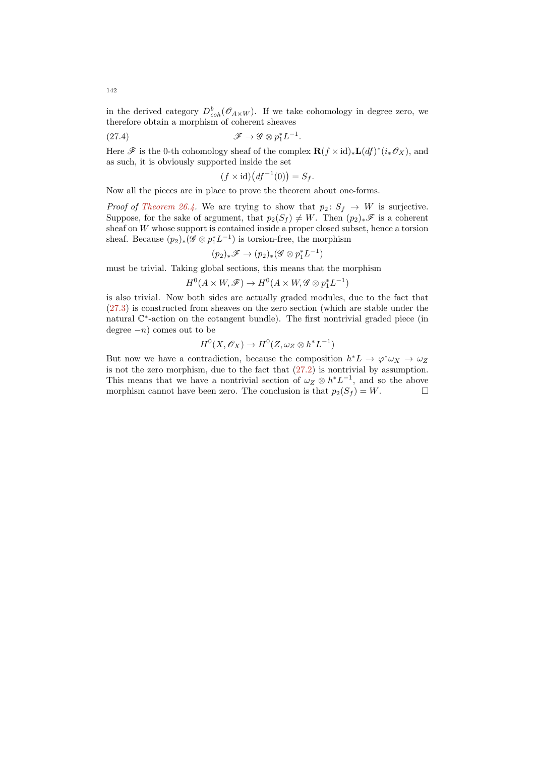in the derived category $D^b_{coh}(\mathscr{O}_{A\times W})$. If we take cohomology in degree zero, we therefore obtain a morphism of coherent sheaves

$$\mathscr{F} \to \mathscr{G} \otimes p_1^* L^{-1}. \tag{27.4}$$

Here $\mathscr{F}$ is the 0-th cohomology sheaf of the complex $\mathbf{R}(f\times \mathrm{id})_* \mathbf{L}(df)^*(i_*\mathscr{O}_X)$, and as such, it is obviously supported inside the set

$$(f\times \mathrm{id})\big(df^{-1}(0)\big) = S_f.$$

Now all the pieces are in place to prove the theorem about one-forms.

*Proof of Theorem 26.4.* We are trying to show that $p_2\colon S_f \to W$ is surjective. Suppose, for the sake of argument, that $p_2(S_f) \neq W$. Then $(p_2)_*\mathscr{F}$ is a coherent sheaf on $W$ whose support is contained inside a proper closed subset, hence a torsion sheaf. Because $(p_2)_*(\mathscr{G} \otimes p_1^* L^{-1})$ is torsion-free, the morphism

$$(p_2)_*\mathscr{F} \to (p_2)_*(\mathscr{G} \otimes p_1^* L^{-1})$$

must be trivial. Taking global sections, this means that the morphism

$$H^0(A\times W, \mathscr{F}) \to H^0(A\times W, \mathscr{G} \otimes p_1^* L^{-1})$$

is also trivial. Now both sides are actually graded modules, due to the fact that (27.3) is constructed from sheaves on the zero section (which are stable under the natural $\mathbb{C}^*$-action on the cotangent bundle). The first nontrivial graded piece (in degree $-n$) comes out to be

$$H^0(X, \mathscr{O}_X) \to H^0(Z, \omega_Z \otimes h^* L^{-1})$$

But now we have a contradiction, because the composition $h^*L \to \varphi^*\omega_X \to \omega_Z$ is not the zero morphism, due to the fact that (27.2) is nontrivial by assumption. This means that we have a nontrivial section of $\omega_Z \otimes h^*L^{-1}$, and so the above morphism cannot have been zero. The conclusion is that $p_2(S_f) = W$. □